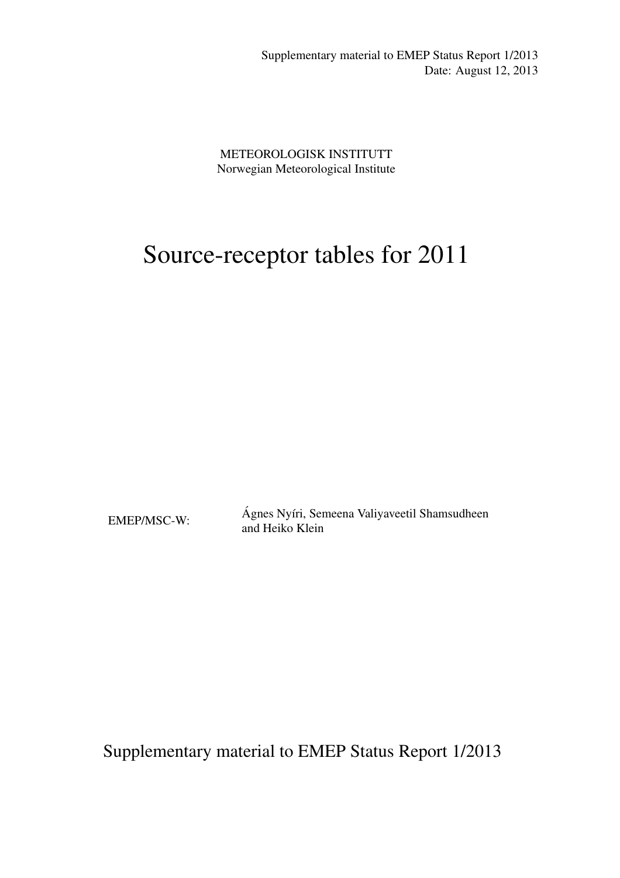Supplementary material to EMEP Status Report 1/2013
Date: August 12, 2013

METEOROLOGISK INSTITUTT
Norwegian Meteorological Institute

# Source-receptor tables for 2011

EMEP/MSC-W: Ágnes Nyíri, Semeena Valiyaveetil Shamsudheen and Heiko Klein

Supplementary material to EMEP Status Report 1/2013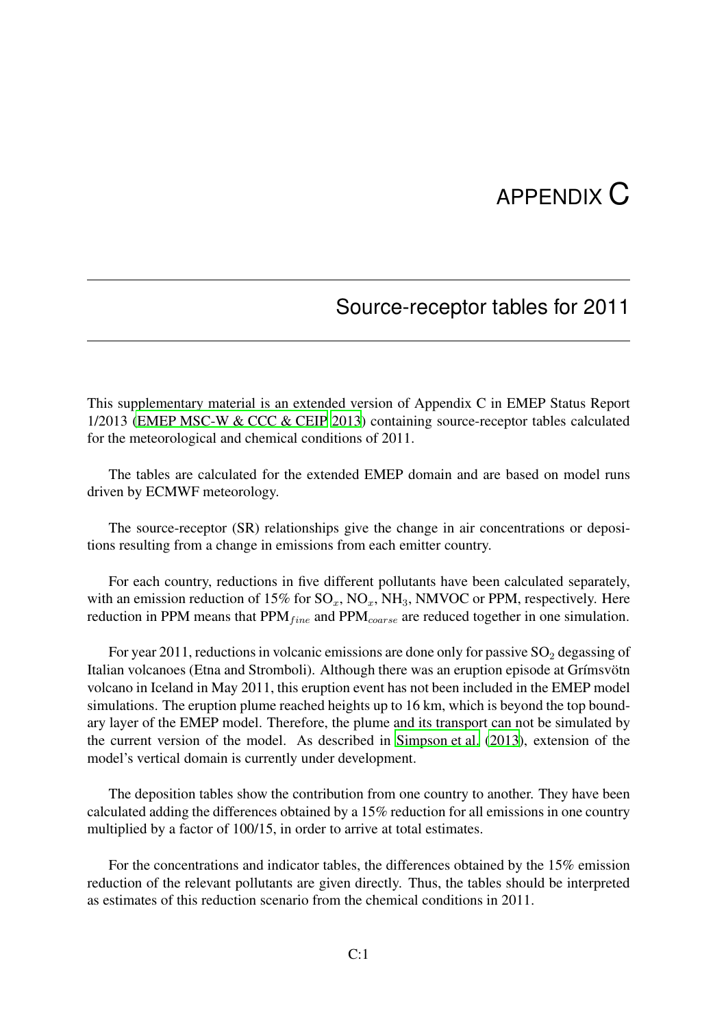# APPENDIX C

## Source-receptor tables for 2011

This supplementary material is an extended version of Appendix C in EMEP Status Report 1/2013 (EMEP MSC-W & CCC & CEIP 2013) containing source-receptor tables calculated for the meteorological and chemical conditions of 2011.

The tables are calculated for the extended EMEP domain and are based on model runs driven by ECMWF meteorology.

The source-receptor (SR) relationships give the change in air concentrations or depositions resulting from a change in emissions from each emitter country.

For each country, reductions in five different pollutants have been calculated separately, with an emission reduction of 15% for $SO_x$, $NO_x$, $NH_3$, NMVOC or PPM, respectively. Here reduction in PPM means that $PPM_{fine}$ and $PPM_{coarse}$ are reduced together in one simulation.

For year 2011, reductions in volcanic emissions are done only for passive $SO_2$ degassing of Italian volcanoes (Etna and Stromboli). Although there was an eruption episode at Grímsvötn volcano in Iceland in May 2011, this eruption event has not been included in the EMEP model simulations. The eruption plume reached heights up to 16 km, which is beyond the top boundary layer of the EMEP model. Therefore, the plume and its transport can not be simulated by the current version of the model. As described in Simpson et al. (2013), extension of the model's vertical domain is currently under development.

The deposition tables show the contribution from one country to another. They have been calculated adding the differences obtained by a 15% reduction for all emissions in one country multiplied by a factor of 100/15, in order to arrive at total estimates.

For the concentrations and indicator tables, the differences obtained by the 15% emission reduction of the relevant pollutants are given directly. Thus, the tables should be interpreted as estimates of this reduction scenario from the chemical conditions in 2011.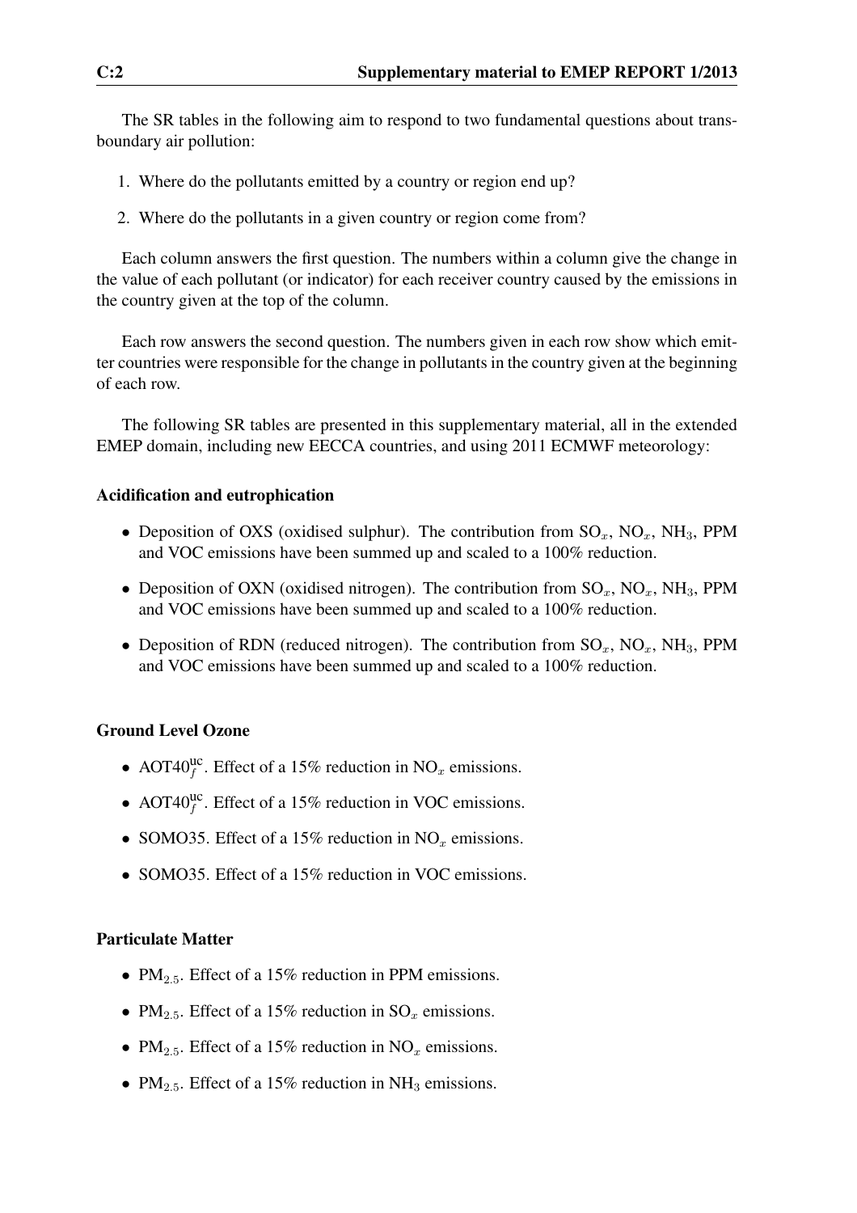The SR tables in the following aim to respond to two fundamental questions about transboundary air pollution:

1. Where do the pollutants emitted by a country or region end up?
2. Where do the pollutants in a given country or region come from?

Each column answers the first question. The numbers within a column give the change in the value of each pollutant (or indicator) for each receiver country caused by the emissions in the country given at the top of the column.

Each row answers the second question. The numbers given in each row show which emitter countries were responsible for the change in pollutants in the country given at the beginning of each row.

The following SR tables are presented in this supplementary material, all in the extended EMEP domain, including new EECCA countries, and using 2011 ECMWF meteorology:

### Acidification and eutrophication

- Deposition of OXS (oxidised sulphur). The contribution from $SO_x$, $NO_x$, $NH_3$, PPM and VOC emissions have been summed up and scaled to a 100% reduction.
- Deposition of OXN (oxidised nitrogen). The contribution from $SO_x$, $NO_x$, $NH_3$, PPM and VOC emissions have been summed up and scaled to a 100% reduction.
- Deposition of RDN (reduced nitrogen). The contribution from $SO_x$, $NO_x$, $NH_3$, PPM and VOC emissions have been summed up and scaled to a 100% reduction.

### Ground Level Ozone

- $AOT40_f^{uc}$. Effect of a 15% reduction in $NO_x$ emissions.
- $AOT40_f^{uc}$. Effect of a 15% reduction in VOC emissions.
- SOMO35. Effect of a 15% reduction in $NO_x$ emissions.
- SOMO35. Effect of a 15% reduction in VOC emissions.

### Particulate Matter

- $PM_{2.5}$. Effect of a 15% reduction in PPM emissions.
- $PM_{2.5}$. Effect of a 15% reduction in $SO_x$ emissions.
- $PM_{2.5}$. Effect of a 15% reduction in $NO_x$ emissions.
- $PM_{2.5}$. Effect of a 15% reduction in $NH_3$ emissions.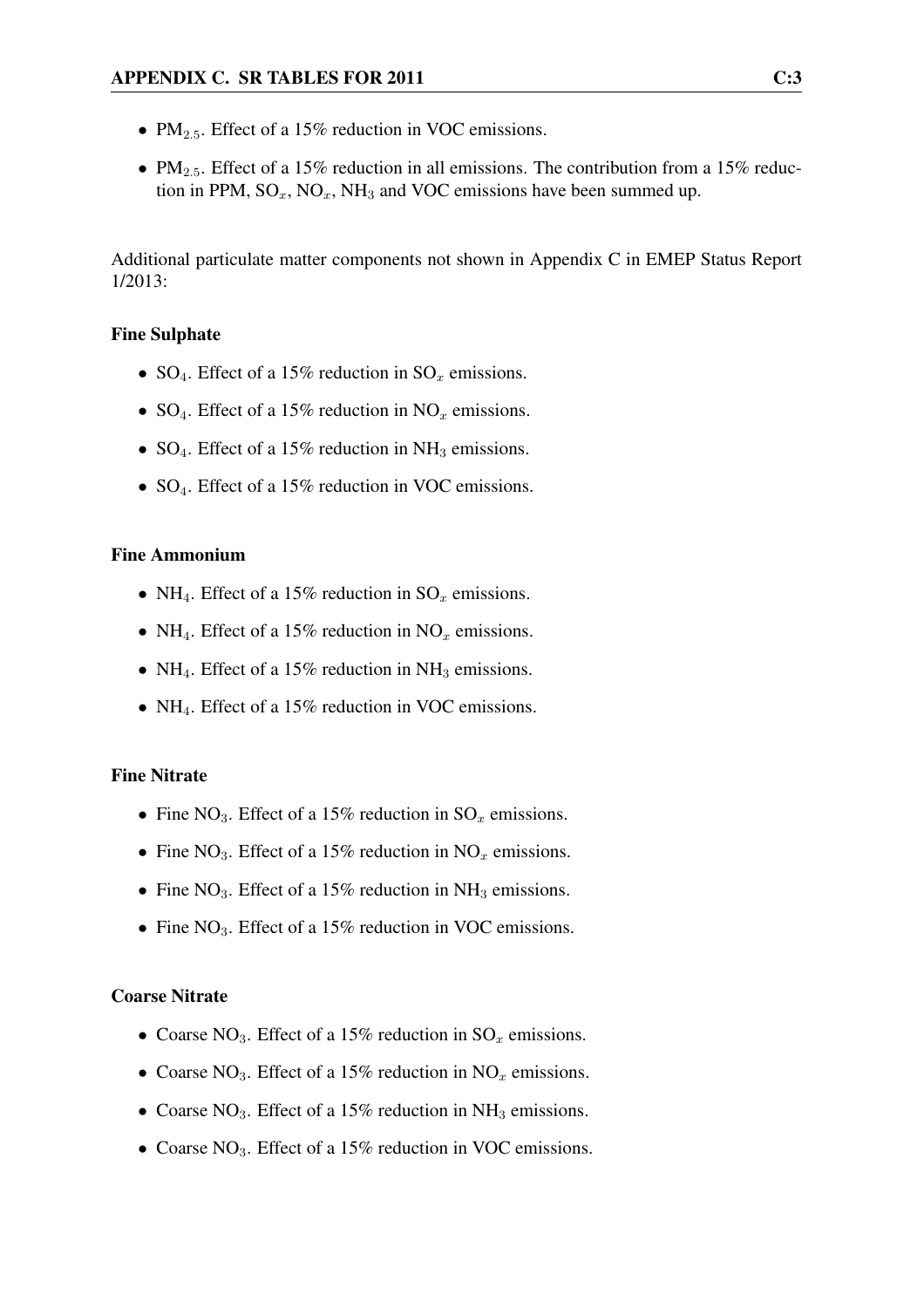- $PM_{2.5}$. Effect of a 15% reduction in VOC emissions.
- $PM_{2.5}$. Effect of a 15% reduction in all emissions. The contribution from a 15% reduction in PPM, $SO_x$, $NO_x$, $NH_3$ and VOC emissions have been summed up.

Additional particulate matter components not shown in Appendix C in EMEP Status Report 1/2013:

### Fine Sulphate

- $SO_4$. Effect of a 15% reduction in $SO_x$ emissions.
- $SO_4$. Effect of a 15% reduction in $NO_x$ emissions.
- $SO_4$. Effect of a 15% reduction in $NH_3$ emissions.
- $SO_4$. Effect of a 15% reduction in VOC emissions.

### Fine Ammonium

- $NH_4$. Effect of a 15% reduction in $SO_x$ emissions.
- $NH_4$. Effect of a 15% reduction in $NO_x$ emissions.
- $NH_4$. Effect of a 15% reduction in $NH_3$ emissions.
- $NH_4$. Effect of a 15% reduction in VOC emissions.

### Fine Nitrate

- Fine $NO_3$. Effect of a 15% reduction in $SO_x$ emissions.
- Fine $NO_3$. Effect of a 15% reduction in $NO_x$ emissions.
- Fine $NO_3$. Effect of a 15% reduction in $NH_3$ emissions.
- Fine $NO_3$. Effect of a 15% reduction in VOC emissions.

### Coarse Nitrate

- Coarse $NO_3$. Effect of a 15% reduction in $SO_x$ emissions.
- Coarse $NO_3$. Effect of a 15% reduction in $NO_x$ emissions.
- Coarse $NO_3$. Effect of a 15% reduction in $NH_3$ emissions.
- Coarse $NO_3$. Effect of a 15% reduction in VOC emissions.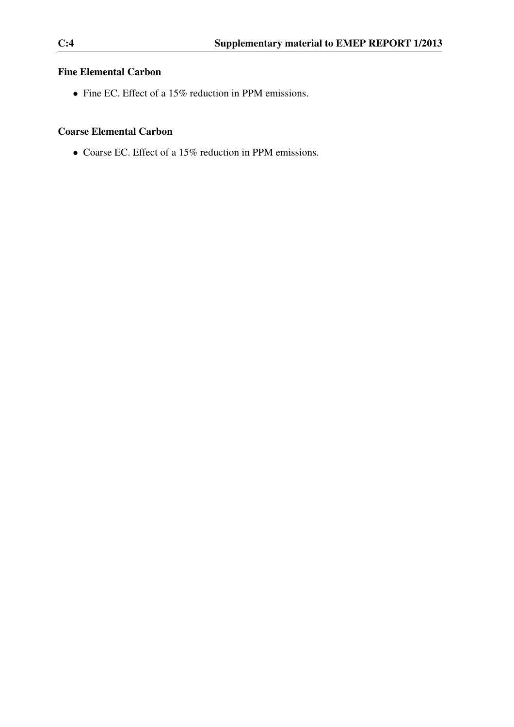### Fine Elemental Carbon

- Fine EC. Effect of a 15% reduction in PPM emissions.

### Coarse Elemental Carbon

- Coarse EC. Effect of a 15% reduction in PPM emissions.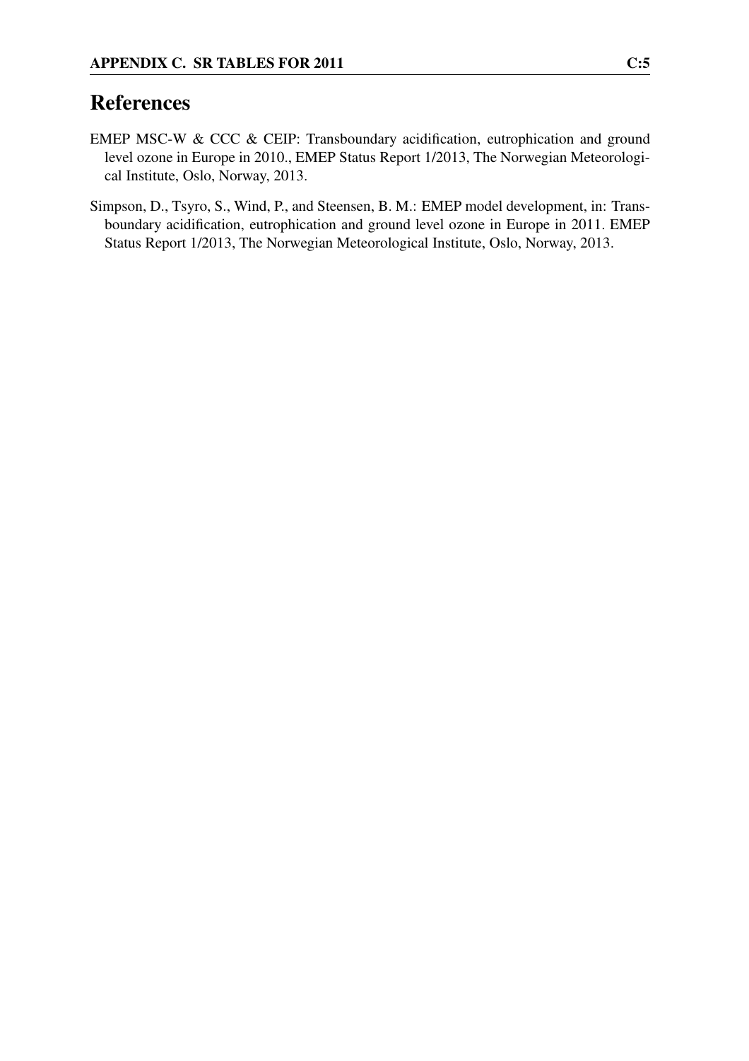# References

EMEP MSC-W & CCC & CEIP: Transboundary acidification, eutrophication and ground level ozone in Europe in 2010., EMEP Status Report 1/2013, The Norwegian Meteorological Institute, Oslo, Norway, 2013.

Simpson, D., Tsyro, S., Wind, P., and Steensen, B. M.: EMEP model development, in: Transboundary acidification, eutrophication and ground level ozone in Europe in 2011. EMEP Status Report 1/2013, The Norwegian Meteorological Institute, Oslo, Norway, 2013.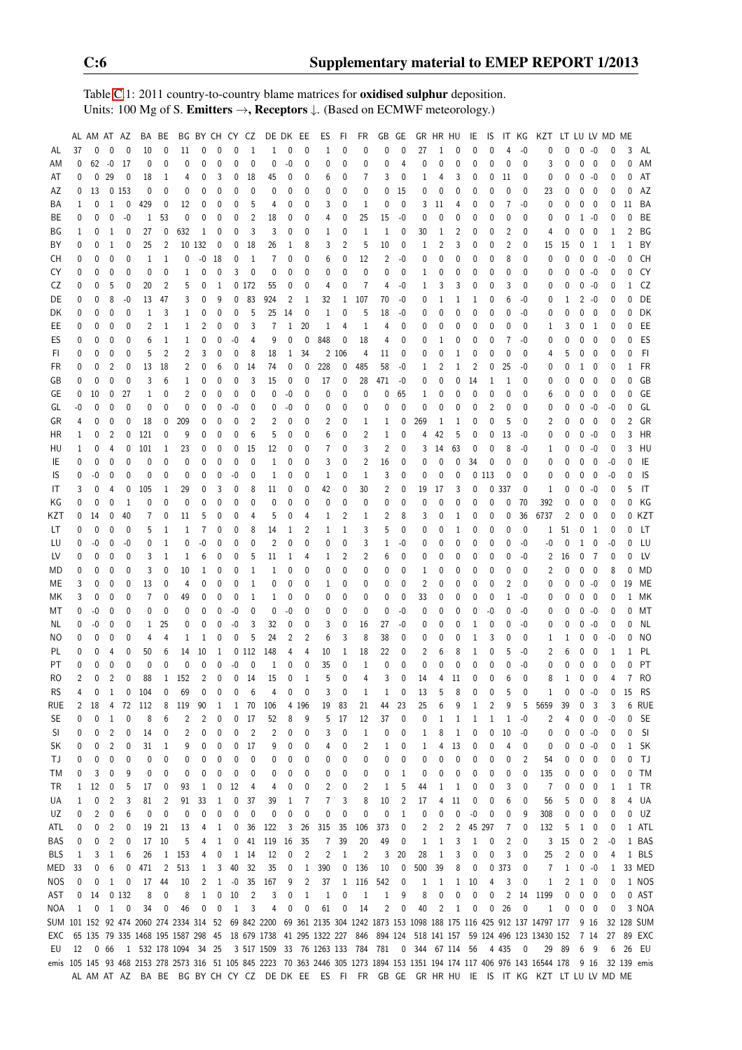Table C.1: 2011 country-to-country blame matrices for **oxidised sulphur** deposition.
Units: 100 Mg of S. **Emitters →, Receptors ↓.** (Based on ECMWF meteorology.)

| | AL | AM | AT | AZ | BA | BE | BG | BY | CH | CY | CZ | DE | DK | EE | ES | FI | FR | GB | GE | GR | HR | HU | IE | IS | IT | KG | KZT | LT | LU | LV | MD | ME | |
|---|---|---|---|---|---|---|---|---|---|---|---|---|---|---|---|---|---|---|---|---|---|---|---|---|---|---|---|---|---|---|---|---|---|
| AL | 37 | 0 | 0 | 0 | 10 | 0 | 11 | 0 | 0 | 0 | 1 | 1 | 0 | 0 | 1 | 0 | 0 | 0 | 0 | 27 | 1 | 0 | 0 | 0 | 4 | -0 | 0 | 0 | 0 | -0 | 0 | 3 | AL |
| AM | 0 | 62 | -0 | 17 | 0 | 0 | 0 | 0 | 0 | 0 | 0 | 0 | -0 | 0 | 0 | 0 | 0 | 0 | 4 | 0 | 0 | 0 | 0 | 0 | 0 | 0 | 3 | 0 | 0 | 0 | 0 | 0 | AM |
| AT | 0 | 0 | 29 | 0 | 18 | 1 | 4 | 0 | 3 | 0 | 18 | 45 | 0 | 0 | 6 | 0 | 7 | 3 | 0 | 1 | 4 | 3 | 0 | 0 | 11 | 0 | 0 | 0 | 0 | -0 | 0 | 0 | AT |
| AZ | 0 | 13 | 0 | 153 | 0 | 0 | 0 | 0 | 0 | 0 | 0 | 0 | 0 | 0 | 0 | 0 | 0 | 0 | 15 | 0 | 0 | 0 | 0 | 0 | 0 | 0 | 23 | 0 | 0 | 0 | 0 | 0 | AZ |
| BA | 1 | 0 | 1 | 0 | 429 | 0 | 12 | 0 | 0 | 0 | 5 | 4 | 0 | 0 | 3 | 0 | 1 | 0 | 0 | 3 | 11 | 4 | 0 | 0 | 7 | -0 | 0 | 0 | 0 | 0 | 0 | 11 | BA |
| BE | 0 | 0 | 0 | -0 | 1 | 53 | 0 | 0 | 0 | 0 | 2 | 18 | 0 | 0 | 4 | 0 | 25 | 15 | -0 | 0 | 0 | 0 | 0 | 0 | 0 | 0 | 0 | 0 | 1 | -0 | 0 | 0 | BE |
| BG | 1 | 0 | 1 | 0 | 27 | 0 | 632 | 1 | 0 | 0 | 3 | 3 | 0 | 0 | 1 | 0 | 1 | 1 | 0 | 30 | 1 | 2 | 0 | 0 | 2 | 0 | 4 | 0 | 0 | 0 | 1 | 2 | BG |
| BY | 0 | 0 | 1 | 0 | 25 | 2 | 10 | 132 | 0 | 0 | 18 | 26 | 1 | 8 | 3 | 2 | 5 | 10 | 0 | 1 | 2 | 3 | 0 | 0 | 2 | 0 | 15 | 15 | 0 | 1 | 1 | 1 | BY |
| CH | 0 | 0 | 0 | 0 | 1 | 1 | 0 | -0 | 18 | 0 | 1 | 7 | 0 | 0 | 6 | 0 | 12 | 2 | -0 | 0 | 0 | 0 | 0 | 0 | 8 | 0 | 0 | 0 | 0 | 0 | -0 | 0 | CH |
| CY | 0 | 0 | 0 | 0 | 0 | 0 | 1 | 0 | 0 | 3 | 0 | 0 | 0 | 0 | 0 | 0 | 0 | 0 | 0 | 1 | 0 | 0 | 0 | 0 | 0 | 0 | 0 | 0 | 0 | -0 | 0 | 0 | CY |
| CZ | 0 | 0 | 5 | 0 | 20 | 2 | 5 | 0 | 1 | 0 | 172 | 55 | 0 | 0 | 4 | 0 | 7 | 4 | -0 | 1 | 3 | 3 | 0 | 0 | 3 | 0 | 0 | 0 | 0 | -0 | 0 | 1 | CZ |
| DE | 0 | 0 | 8 | -0 | 13 | 47 | 3 | 0 | 9 | 0 | 83 | 924 | 2 | 1 | 32 | 1 | 107 | 70 | -0 | 0 | 1 | 1 | 1 | 0 | 6 | -0 | 0 | 1 | 2 | -0 | 0 | 0 | DE |
| DK | 0 | 0 | 0 | 0 | 1 | 3 | 1 | 0 | 0 | 0 | 5 | 25 | 14 | 0 | 1 | 0 | 5 | 18 | -0 | 0 | 0 | 0 | 0 | 0 | 0 | -0 | 0 | 0 | 0 | 0 | 0 | 0 | DK |
| EE | 0 | 0 | 0 | 0 | 2 | 1 | 1 | 2 | 0 | 0 | 3 | 7 | 1 | 20 | 1 | 4 | 1 | 4 | 0 | 0 | 0 | 0 | 0 | 0 | 0 | 0 | 1 | 3 | 0 | 1 | 0 | 0 | EE |
| ES | 0 | 0 | 0 | 0 | 6 | 1 | 1 | 0 | 0 | -0 | 4 | 9 | 0 | 0 | 848 | 0 | 18 | 4 | 0 | 0 | 1 | 0 | 0 | 0 | 7 | -0 | 0 | 0 | 0 | 0 | 0 | 0 | ES |
| FI | 0 | 0 | 0 | 0 | 5 | 2 | 2 | 3 | 0 | 0 | 8 | 18 | 1 | 34 | 2 | 106 | 4 | 11 | 0 | 0 | 0 | 1 | 0 | 0 | 0 | 0 | 4 | 5 | 0 | 0 | 0 | 0 | FI |
| FR | 0 | 0 | 2 | 0 | 13 | 18 | 2 | 0 | 6 | 0 | 14 | 74 | 0 | 0 | 228 | 0 | 485 | 58 | -0 | 1 | 2 | 1 | 2 | 0 | 25 | -0 | 0 | 0 | 1 | 0 | 0 | 1 | FR |
| GB | 0 | 0 | 0 | 0 | 3 | 6 | 1 | 0 | 0 | 0 | 3 | 15 | 0 | 0 | 17 | 0 | 28 | 471 | -0 | 0 | 0 | 0 | 14 | 1 | 1 | 0 | 0 | 0 | 0 | 0 | 0 | 0 | GB |
| GE | 0 | 10 | 0 | 27 | 1 | 0 | 2 | 0 | 0 | 0 | 0 | 0 | -0 | 0 | 0 | 0 | 0 | 0 | 65 | 1 | 0 | 0 | 0 | 0 | 0 | 0 | 6 | 0 | 0 | 0 | 0 | 0 | GE |
| GL | -0 | 0 | 0 | 0 | 0 | 0 | 0 | 0 | 0 | -0 | 0 | 0 | -0 | 0 | 0 | 0 | 0 | 0 | 0 | 0 | 0 | 0 | 0 | 2 | 0 | 0 | 0 | 0 | 0 | -0 | -0 | 0 | GL |
| GR | 4 | 0 | 0 | 0 | 18 | 0 | 209 | 0 | 0 | 0 | 2 | 2 | 0 | 0 | 2 | 0 | 1 | 1 | 0 | 269 | 1 | 1 | 0 | 0 | 5 | 0 | 2 | 0 | 0 | 0 | 0 | 2 | GR |
| HR | 1 | 0 | 2 | 0 | 121 | 0 | 9 | 0 | 0 | 0 | 6 | 5 | 0 | 0 | 6 | 0 | 2 | 1 | 0 | 4 | 42 | 5 | 0 | 0 | 13 | -0 | 0 | 0 | 0 | -0 | 0 | 3 | HR |
| HU | 1 | 0 | 4 | 0 | 101 | 1 | 23 | 0 | 0 | 0 | 15 | 12 | 0 | 0 | 7 | 0 | 3 | 2 | 0 | 3 | 14 | 63 | 0 | 0 | 8 | -0 | 1 | 0 | 0 | -0 | 0 | 3 | HU |
| IE | 0 | 0 | 0 | 0 | 0 | 0 | 0 | 0 | 0 | 0 | 0 | 1 | 0 | 0 | 3 | 0 | 2 | 16 | 0 | 0 | 0 | 0 | 34 | 0 | 0 | 0 | 0 | 0 | 0 | 0 | -0 | 0 | IE |
| IS | 0 | -0 | 0 | 0 | 0 | 0 | 0 | 0 | 0 | -0 | 0 | 1 | 0 | 0 | 1 | 0 | 1 | 3 | 0 | 0 | 0 | 0 | 0 | 113 | 0 | 0 | 0 | 0 | 0 | 0 | -0 | 0 | IS |
| IT | 3 | 0 | 4 | 0 | 105 | 1 | 29 | 0 | 3 | 0 | 8 | 11 | 0 | 0 | 42 | 0 | 30 | 2 | 0 | 19 | 17 | 3 | 0 | 0 | 337 | 0 | 1 | 0 | 0 | -0 | 0 | 5 | IT |
| KG | 0 | 0 | 0 | 1 | 0 | 0 | 0 | 0 | 0 | 0 | 0 | 0 | 0 | 0 | 0 | 0 | 0 | 0 | 0 | 0 | 0 | 0 | 0 | 0 | 0 | 70 | 392 | 0 | 0 | 0 | 0 | 0 | KG |
| KZT | 0 | 14 | 0 | 40 | 7 | 0 | 11 | 5 | 0 | 0 | 4 | 5 | 0 | 4 | 1 | 2 | 1 | 2 | 8 | 3 | 0 | 1 | 0 | 0 | 0 | 36 | 6737 | 2 | 0 | 0 | 0 | 0 | KZT |
| LT | 0 | 0 | 0 | 0 | 5 | 1 | 1 | 7 | 0 | 0 | 8 | 14 | 1 | 2 | 1 | 1 | 3 | 5 | 0 | 0 | 0 | 1 | 0 | 0 | 0 | 0 | 1 | 51 | 0 | 1 | 0 | 0 | LT |
| LU | 0 | -0 | 0 | -0 | 0 | 1 | 0 | -0 | 0 | 0 | 0 | 2 | 0 | 0 | 0 | 0 | 3 | 1 | -0 | 0 | 0 | 0 | 0 | 0 | 0 | -0 | -0 | 0 | 1 | 0 | -0 | 0 | LU |
| LV | 0 | 0 | 0 | 0 | 3 | 1 | 1 | 6 | 0 | 0 | 5 | 11 | 1 | 4 | 1 | 2 | 2 | 6 | 0 | 0 | 0 | 0 | 0 | 0 | 0 | -0 | 2 | 16 | 0 | 7 | 0 | 0 | LV |
| MD | 0 | 0 | 0 | 0 | 3 | 0 | 10 | 1 | 0 | 0 | 1 | 1 | 0 | 0 | 0 | 0 | 0 | 0 | 0 | 1 | 0 | 0 | 0 | 0 | 0 | 0 | 2 | 0 | 0 | 0 | 8 | 0 | MD |
| ME | 3 | 0 | 0 | 0 | 13 | 0 | 4 | 0 | 0 | 0 | 1 | 0 | 0 | 0 | 1 | 0 | 0 | 0 | 0 | 2 | 0 | 0 | 0 | 0 | 2 | 0 | 0 | 0 | 0 | -0 | 0 | 19 | ME |
| MK | 3 | 0 | 0 | 0 | 7 | 0 | 49 | 0 | 0 | 0 | 1 | 1 | 0 | 0 | 0 | 0 | 0 | 0 | 0 | 33 | 0 | 0 | 0 | 0 | 1 | -0 | 0 | 0 | 0 | 0 | 0 | 1 | MK |
| MT | 0 | -0 | 0 | 0 | 0 | 0 | 0 | 0 | 0 | -0 | 0 | 0 | -0 | 0 | 0 | 0 | 0 | 0 | -0 | 0 | 0 | 0 | 0 | -0 | 0 | -0 | 0 | 0 | 0 | -0 | 0 | 0 | MT |
| NL | 0 | -0 | 0 | 0 | 1 | 25 | 0 | 0 | 0 | -0 | 3 | 32 | 0 | 0 | 3 | 0 | 16 | 27 | -0 | 0 | 0 | 0 | 1 | 0 | 0 | -0 | 0 | 0 | 0 | -0 | 0 | 0 | NL |
| NO | 0 | 0 | 0 | 0 | 4 | 4 | 1 | 1 | 0 | 0 | 5 | 24 | 2 | 2 | 6 | 3 | 8 | 38 | 0 | 0 | 0 | 0 | 1 | 3 | 0 | 0 | 1 | 1 | 0 | 0 | -0 | 0 | NO |
| PL | 0 | 0 | 4 | 0 | 50 | 6 | 14 | 10 | 1 | 0 | 112 | 148 | 4 | 4 | 10 | 1 | 18 | 22 | 0 | 2 | 6 | 8 | 1 | 0 | 5 | -0 | 2 | 6 | 0 | 0 | 1 | 1 | PL |
| PT | 0 | 0 | 0 | 0 | 0 | 0 | 0 | 0 | 0 | -0 | 0 | 1 | 0 | 0 | 35 | 0 | 1 | 0 | 0 | 0 | 0 | 0 | 0 | 0 | 0 | -0 | 0 | 0 | 0 | 0 | 0 | 0 | PT |
| RO | 2 | 0 | 2 | 0 | 88 | 1 | 152 | 2 | 0 | 0 | 14 | 15 | 0 | 1 | 5 | 0 | 4 | 3 | 0 | 14 | 4 | 11 | 0 | 0 | 6 | 0 | 8 | 1 | 0 | 0 | 4 | 7 | RO |
| RS | 4 | 0 | 1 | 0 | 104 | 0 | 69 | 0 | 0 | 0 | 6 | 4 | 0 | 0 | 3 | 0 | 1 | 1 | 0 | 13 | 5 | 8 | 0 | 0 | 5 | 0 | 1 | 0 | 0 | -0 | 0 | 15 | RS |
| RUE | 2 | 18 | 4 | 72 | 112 | 8 | 119 | 90 | 1 | 1 | 70 | 106 | 4 | 196 | 19 | 83 | 21 | 44 | 23 | 25 | 6 | 9 | 1 | 2 | 9 | 5 | 5659 | 39 | 0 | 3 | 3 | 6 | RUE |
| SE | 0 | 0 | 1 | 0 | 8 | 6 | 2 | 2 | 0 | 0 | 17 | 52 | 8 | 9 | 5 | 17 | 12 | 37 | 0 | 0 | 1 | 1 | 1 | 1 | 1 | -0 | 2 | 4 | 0 | 0 | -0 | 0 | SE |
| SI | 0 | 0 | 2 | 0 | 14 | 0 | 2 | 0 | 0 | 0 | 2 | 2 | 0 | 0 | 3 | 0 | 1 | 0 | 0 | 1 | 8 | 1 | 0 | 0 | 10 | -0 | 0 | 0 | 0 | -0 | 0 | 0 | SI |
| SK | 0 | 0 | 2 | 0 | 31 | 1 | 9 | 0 | 0 | 0 | 17 | 9 | 0 | 0 | 4 | 0 | 2 | 1 | 0 | 1 | 4 | 13 | 0 | 0 | 4 | 0 | 0 | 0 | 0 | -0 | 0 | 1 | SK |
| TJ | 0 | 0 | 0 | 0 | 0 | 0 | 0 | 0 | 0 | 0 | 0 | 0 | 0 | 0 | 0 | 0 | 0 | 0 | 0 | 0 | 0 | 0 | 0 | 0 | 0 | 2 | 54 | 0 | 0 | 0 | 0 | 0 | TJ |
| TM | 0 | 3 | 0 | 9 | 0 | 0 | 0 | 0 | 0 | 0 | 0 | 0 | 0 | 0 | 0 | 0 | 0 | 0 | 1 | 0 | 0 | 0 | 0 | 0 | 0 | 0 | 135 | 0 | 0 | 0 | 0 | 0 | TM |
| TR | 1 | 12 | 0 | 5 | 17 | 0 | 93 | 1 | 0 | 12 | 4 | 4 | 0 | 0 | 2 | 0 | 2 | 1 | 5 | 44 | 1 | 1 | 0 | 0 | 3 | 0 | 7 | 0 | 0 | 0 | 1 | 1 | TR |
| UA | 1 | 0 | 2 | 3 | 81 | 2 | 91 | 33 | 1 | 0 | 37 | 39 | 1 | 7 | 7 | 3 | 8 | 10 | 2 | 17 | 4 | 11 | 0 | 0 | 6 | 0 | 56 | 5 | 0 | 0 | 8 | 4 | UA |
| UZ | 0 | 2 | 0 | 6 | 0 | 0 | 0 | 0 | 0 | 0 | 0 | 0 | 0 | 0 | 0 | 0 | 0 | 0 | 1 | 0 | 0 | 0 | -0 | 0 | 0 | 9 | 308 | 0 | 0 | 0 | 0 | 0 | UZ |
| ATL | 0 | 0 | 2 | 0 | 19 | 21 | 13 | 4 | 1 | 0 | 36 | 122 | 3 | 26 | 315 | 35 | 106 | 373 | 0 | 2 | 2 | 2 | 45 | 297 | 7 | 0 | 132 | 5 | 1 | 0 | 0 | 1 | ATL |
| BAS | 0 | 0 | 2 | 0 | 17 | 10 | 5 | 4 | 1 | 0 | 41 | 119 | 16 | 35 | 7 | 39 | 20 | 49 | 0 | 1 | 1 | 3 | 1 | 0 | 2 | 0 | 3 | 15 | 0 | 2 | -0 | 1 | BAS |
| BLS | 1 | 3 | 1 | 6 | 26 | 1 | 153 | 4 | 0 | 1 | 14 | 12 | 0 | 2 | 2 | 1 | 2 | 3 | 20 | 28 | 1 | 3 | 0 | 0 | 3 | 0 | 25 | 2 | 0 | 0 | 4 | 1 | BLS |
| MED | 33 | 0 | 6 | 0 | 471 | 2 | 513 | 1 | 3 | 40 | 32 | 35 | 0 | 1 | 390 | 0 | 136 | 10 | 0 | 500 | 39 | 8 | 0 | 0 | 373 | 0 | 7 | 1 | 0 | -0 | 1 | 33 | MED |
| NOS | 0 | 0 | 1 | 0 | 17 | 44 | 10 | 2 | 1 | -0 | 35 | 167 | 9 | 2 | 37 | 1 | 116 | 542 | 0 | 1 | 1 | 1 | 10 | 4 | 3 | 0 | 1 | 2 | 1 | 0 | 0 | 1 | NOS |
| AST | 0 | 14 | 0 | 132 | 8 | 0 | 8 | 1 | 0 | 10 | 2 | 3 | 0 | 1 | 1 | 0 | 1 | 1 | 9 | 8 | 0 | 0 | 0 | 0 | 2 | 14 | 1199 | 0 | 0 | 0 | 0 | 0 | AST |
| NOA | 1 | 0 | 1 | 0 | 34 | 0 | 46 | 0 | 0 | 1 | 3 | 4 | 0 | 0 | 61 | 0 | 14 | 2 | 0 | 40 | 2 | 1 | 0 | 0 | 26 | 0 | 1 | 0 | 0 | 0 | 0 | 3 | NOA |
| SUM | 101 | 152 | 92 | 474 | 2060 | 274 | 2334 | 314 | 52 | 69 | 842 | 2200 | 69 | 361 | 2135 | 304 | 1242 | 1873 | 153 | 1098 | 188 | 175 | 116 | 425 | 912 | 137 | 14797 | 177 | 9 | 16 | 32 | 128 | SUM |
| EXC | 65 | 135 | 79 | 335 | 1468 | 195 | 1587 | 298 | 45 | 18 | 679 | 1738 | 41 | 295 | 1322 | 227 | 846 | 894 | 124 | 518 | 141 | 157 | 59 | 124 | 496 | 123 | 13430 | 152 | 7 | 14 | 27 | 89 | EXC |
| EU | 12 | 0 | 66 | 1 | 532 | 178 | 1094 | 34 | 25 | 3 | 517 | 1509 | 33 | 76 | 1263 | 133 | 784 | 781 | 0 | 344 | 67 | 114 | 56 | 4 | 435 | 0 | 29 | 89 | 6 | 9 | 6 | 26 | EU |
| emis | 105 | 145 | 93 | 468 | 2153 | 278 | 2573 | 316 | 51 | 105 | 845 | 2223 | 70 | 363 | 2446 | 305 | 1273 | 1894 | 153 | 1351 | 194 | 174 | 117 | 406 | 976 | 143 | 16544 | 178 | 9 | 16 | 32 | 139 | emis |
| | AL | AM | AT | AZ | BA | BE | BG | BY | CH | CY | CZ | DE | DK | EE | ES | FI | FR | GB | GE | GR | HR | HU | IE | IS | IT | KG | KZT | LT | LU | LV | MD | ME | |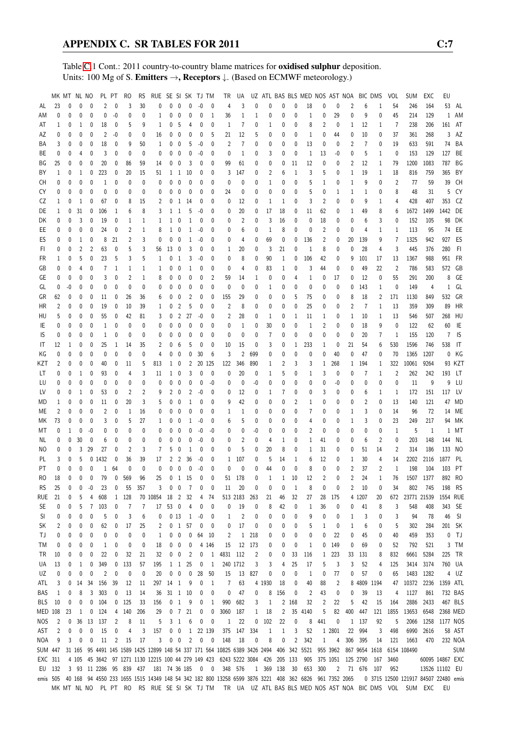Table C.1 Cont.: 2011 country-to-country blame matrices for **oxidised sulphur** deposition.
Units: 100 Mg of S. **Emitters** →, **Receptors** ↓. (Based on ECMWF meteorology.)

| | MK | MT | NL | NO | PL | PT | RO | RS | RUE | SE | SI | SK | TJ | TM | TR | UA | UZ | ATL | BAS | BLS | MED | NOS | AST | NOA | BIC | DMS | VOL | SUM | EXC | EU | |
|---|---|---|---|---|---|---|---|---|---|---|---|---|---|---|---|---|---|---|---|---|---|---|---|---|---|---|---|---|---|---|---|
| AL | 23 | 0 | 0 | 0 | 2 | 0 | 3 | 30 | 0 | 0 | 0 | 0 | -0 | 0 | 4 | 3 | 0 | 0 | 0 | 0 | 18 | 0 | 0 | 2 | 6 | 1 | 54 | 246 | 164 | 53 | AL |
| AM | 0 | 0 | 0 | 0 | 0 | -0 | 0 | 0 | 1 | 0 | 0 | 0 | 0 | 1 | 36 | 1 | 1 | 0 | 0 | 0 | 1 | 0 | 29 | 0 | 9 | 0 | 45 | 214 | 129 | 1 | AM |
| AT | 1 | 0 | 1 | 0 | 18 | 0 | 5 | 9 | 1 | 0 | 5 | 4 | 0 | 0 | 1 | 7 | 0 | 1 | 0 | 0 | 8 | 2 | 0 | 1 | 12 | 1 | 7 | 238 | 206 | 161 | AT |
| AZ | 0 | 0 | 0 | 0 | 2 | -0 | 0 | 0 | 16 | 0 | 0 | 0 | 0 | 5 | 21 | 12 | 5 | 0 | 0 | 0 | 1 | 0 | 44 | 0 | 10 | 0 | 37 | 361 | 268 | 3 | AZ |
| BA | 3 | 0 | 0 | 0 | 18 | 0 | 9 | 50 | 1 | 0 | 0 | 5 | -0 | 0 | 2 | 7 | 0 | 0 | 0 | 0 | 13 | 0 | 0 | 2 | 7 | 0 | 19 | 633 | 591 | 74 | BA |
| BE | 0 | 0 | 4 | 0 | 3 | 0 | 0 | 0 | 0 | 0 | 0 | 0 | -0 | 0 | 0 | 1 | 0 | 3 | 0 | 0 | 1 | 13 | -0 | 0 | 5 | 1 | 0 | 153 | 129 | 127 | BE |
| BG | 25 | 0 | 0 | 0 | 20 | 0 | 86 | 59 | 14 | 0 | 0 | 3 | 0 | 0 | 99 | 61 | 0 | 0 | 0 | 11 | 12 | 0 | 0 | 2 | 12 | 1 | 79 | 1200 | 1083 | 787 | BG |
| BY | 1 | 0 | 1 | 0 | 223 | 0 | 20 | 15 | 51 | 1 | 1 | 10 | 0 | 0 | 3 | 147 | 0 | 2 | 6 | 1 | 3 | 5 | 0 | 1 | 19 | 1 | 18 | 816 | 759 | 365 | BY |
| CH | 0 | 0 | 0 | 0 | 1 | 0 | 0 | 0 | 0 | 0 | 0 | 0 | 0 | 0 | 0 | 0 | 0 | 1 | 0 | 0 | 5 | 1 | 0 | 1 | 9 | 0 | 2 | 77 | 59 | 39 | CH |
| CY | 0 | 0 | 0 | 0 | 0 | 0 | 0 | 0 | 0 | 0 | 0 | 0 | 0 | 0 | 24 | 0 | 0 | 0 | 0 | 0 | 5 | 0 | 1 | 1 | 1 | 0 | 8 | 48 | 31 | 5 | CY |
| CZ | 1 | 0 | 1 | 0 | 67 | 0 | 8 | 15 | 2 | 0 | 1 | 14 | 0 | 0 | 0 | 12 | 0 | 1 | 1 | 0 | 3 | 2 | 0 | 0 | 9 | 1 | 4 | 428 | 407 | 353 | CZ |
| DE | 1 | 0 | 31 | 0 | 106 | 1 | 6 | 8 | 3 | 1 | 1 | 5 | -0 | 0 | 0 | 20 | 0 | 17 | 18 | 0 | 11 | 62 | 0 | 1 | 49 | 8 | 6 | 1672 | 1499 | 1442 | DE |
| DK | 0 | 0 | 3 | 0 | 19 | 0 | 1 | 1 | 1 | 1 | 0 | 1 | 0 | 0 | 0 | 2 | 0 | 3 | 16 | 0 | 0 | 18 | 0 | 0 | 6 | 3 | 0 | 152 | 105 | 98 | DK |
| EE | 0 | 0 | 0 | 0 | 24 | 0 | 2 | 1 | 8 | 1 | 0 | 1 | -0 | 0 | 0 | 6 | 0 | 1 | 8 | 0 | 0 | 2 | 0 | 0 | 4 | 1 | 1 | 113 | 95 | 74 | EE |
| ES | 0 | 0 | 1 | 0 | 8 | 21 | 2 | 3 | 0 | 0 | 0 | 1 | -0 | 0 | 0 | 4 | 0 | 69 | 0 | 0 | 136 | 2 | 0 | 20 | 139 | 9 | 7 | 1325 | 942 | 927 | ES |
| FI | 0 | 0 | 2 | 2 | 63 | 0 | 5 | 3 | 56 | 13 | 0 | 3 | 0 | 0 | 1 | 20 | 0 | 3 | 21 | 0 | 1 | 8 | 0 | 0 | 28 | 4 | 3 | 445 | 376 | 280 | FI |
| FR | 1 | 0 | 5 | 0 | 23 | 5 | 3 | 5 | 1 | 0 | 1 | 3 | -0 | 0 | 0 | 8 | 0 | 90 | 1 | 0 | 106 | 42 | 0 | 9 | 101 | 17 | 13 | 1367 | 988 | 951 | FR |
| GB | 0 | 0 | 4 | 0 | 7 | 1 | 1 | 1 | 1 | 0 | 0 | 1 | 0 | 0 | 0 | 4 | 0 | 83 | 1 | 0 | 3 | 44 | 0 | 0 | 49 | 22 | 2 | 786 | 583 | 572 | GB |
| GE | 0 | 0 | 0 | 0 | 3 | 0 | 2 | 1 | 8 | 0 | 0 | 0 | 0 | 2 | 59 | 14 | 1 | 0 | 0 | 4 | 1 | 0 | 17 | 0 | 12 | 0 | 55 | 291 | 200 | 8 | GE |
| GL | 0 | -0 | 0 | 0 | 0 | 0 | 0 | 0 | 0 | 0 | 0 | 0 | 0 | 0 | 0 | 0 | 0 | 1 | 0 | 0 | 0 | 0 | 0 | 0 | 143 | 1 | 0 | 149 | 4 | 1 | GL |
| GR | 62 | 0 | 0 | 0 | 11 | 0 | 26 | 36 | 6 | 0 | 0 | 2 | 0 | 0 | 155 | 29 | 0 | 0 | 0 | 5 | 75 | 0 | 0 | 8 | 18 | 2 | 171 | 1130 | 849 | 532 | GR |
| HR | 2 | 0 | 0 | 0 | 19 | 0 | 10 | 39 | 1 | 0 | 2 | 5 | 0 | 0 | 2 | 8 | 0 | 0 | 0 | 0 | 25 | 0 | 0 | 2 | 7 | 1 | 13 | 359 | 309 | 89 | HR |
| HU | 5 | 0 | 0 | 0 | 55 | 0 | 42 | 81 | 3 | 0 | 2 | 27 | -0 | 0 | 2 | 28 | 0 | 1 | 0 | 1 | 11 | 1 | 0 | 1 | 10 | 1 | 13 | 546 | 507 | 268 | HU |
| IE | 0 | 0 | 0 | 0 | 1 | 0 | 0 | 0 | 0 | 0 | 0 | 0 | 0 | 0 | 0 | 1 | 0 | 30 | 0 | 0 | 1 | 2 | 0 | 0 | 18 | 9 | 0 | 122 | 62 | 60 | IE |
| IS | 0 | 0 | 0 | 0 | 1 | 0 | 0 | 0 | 0 | 0 | 0 | 0 | 0 | 0 | 0 | 0 | 0 | 7 | 0 | 0 | 0 | 0 | 0 | 0 | 20 | 7 | 1 | 155 | 120 | 7 | IS |
| IT | 12 | 1 | 0 | 0 | 25 | 1 | 14 | 35 | 2 | 0 | 6 | 5 | 0 | 0 | 10 | 15 | 0 | 3 | 0 | 1 | 233 | 1 | 0 | 21 | 54 | 6 | 530 | 1596 | 746 | 538 | IT |
| KG | 0 | 0 | 0 | 0 | 0 | 0 | 0 | 0 | 4 | 0 | 0 | 0 | 30 | 6 | 3 | 2 | 699 | 0 | 0 | 0 | 0 | 0 | 40 | 0 | 47 | 0 | 70 | 1365 | 1207 | 0 | KG |
| KZT | 2 | 0 | 0 | 0 | 40 | 0 | 11 | 5 | 813 | 1 | 0 | 2 | 20 | 125 | 122 | 346 | 890 | 1 | 2 | 3 | 3 | 1 | 268 | 1 | 194 | 1 | 322 | 10061 | 9264 | 93 | KZT |
| LT | 0 | 0 | 1 | 0 | 93 | 0 | 4 | 3 | 11 | 1 | 0 | 3 | 0 | 0 | 0 | 20 | 0 | 1 | 5 | 0 | 1 | 3 | 0 | 0 | 7 | 1 | 2 | 262 | 242 | 193 | LT |
| LU | 0 | 0 | 0 | 0 | 0 | 0 | 0 | 0 | 0 | 0 | 0 | 0 | 0 | -0 | 0 | 0 | -0 | 0 | 0 | 0 | 0 | 0 | -0 | 0 | 0 | 0 | 0 | 11 | 9 | 9 | LU |
| LV | 0 | 0 | 1 | 0 | 53 | 0 | 2 | 2 | 9 | 2 | 0 | 2 | -0 | 0 | 0 | 12 | 0 | 1 | 7 | 0 | 0 | 3 | 0 | 0 | 6 | 1 | 1 | 172 | 151 | 117 | LV |
| MD | 1 | 0 | 0 | 0 | 11 | 0 | 20 | 3 | 5 | 0 | 0 | 1 | 0 | 0 | 9 | 42 | 0 | 0 | 0 | 2 | 1 | 0 | 0 | 0 | 2 | 0 | 13 | 140 | 121 | 47 | MD |
| ME | 2 | 0 | 0 | 0 | 2 | 0 | 1 | 16 | 0 | 0 | 0 | 0 | 0 | 0 | 1 | 1 | 0 | 0 | 0 | 0 | 7 | 0 | 0 | 1 | 3 | 0 | 14 | 96 | 72 | 14 | ME |
| MK | 73 | 0 | 0 | 0 | 3 | 0 | 5 | 27 | 1 | 0 | 0 | 1 | -0 | 0 | 6 | 5 | 0 | 0 | 0 | 0 | 4 | 0 | 0 | 1 | 3 | 0 | 23 | 249 | 217 | 94 | MK |
| MT | 0 | 1 | 0 | -0 | 0 | 0 | 0 | 0 | 0 | 0 | 0 | 0 | -0 | -0 | 0 | 0 | -0 | 0 | 0 | 0 | 2 | 0 | 0 | 0 | 0 | 0 | 1 | 5 | 1 | 1 | MT |
| NL | 0 | 0 | 30 | 0 | 6 | 0 | 0 | 0 | 0 | 0 | 0 | 0 | -0 | 0 | 0 | 2 | 0 | 4 | 1 | 0 | 1 | 41 | 0 | 0 | 6 | 2 | 0 | 203 | 148 | 144 | NL |
| NO | 0 | 0 | 3 | 29 | 27 | 0 | 2 | 3 | 7 | 5 | 0 | 1 | 0 | 0 | 0 | 5 | 0 | 20 | 8 | 0 | 1 | 31 | 0 | 0 | 51 | 14 | 2 | 314 | 186 | 133 | NO |
| PL | 3 | 0 | 5 | 0 | 1432 | 0 | 36 | 39 | 17 | 2 | 2 | 36 | -0 | 0 | 1 | 107 | 0 | 5 | 14 | 1 | 6 | 12 | 0 | 1 | 30 | 4 | 14 | 2202 | 2116 | 1877 | PL |
| PT | 0 | 0 | 0 | 0 | 1 | 64 | 0 | 0 | 0 | 0 | 0 | 0 | -0 | 0 | 0 | 0 | 0 | 44 | 0 | 0 | 8 | 0 | 0 | 2 | 37 | 2 | 1 | 198 | 104 | 103 | PT |
| RO | 18 | 0 | 0 | 0 | 79 | 0 | 569 | 96 | 25 | 0 | 1 | 15 | 0 | 0 | 51 | 178 | 0 | 1 | 1 | 10 | 12 | 2 | 0 | 2 | 24 | 1 | 76 | 1507 | 1377 | 892 | RO |
| RS | 25 | 0 | 0 | -0 | 23 | 0 | 55 | 357 | 3 | 0 | 0 | 7 | 0 | 0 | 11 | 20 | 0 | 0 | 0 | 1 | 8 | 0 | 0 | 2 | 10 | 0 | 34 | 802 | 745 | 198 | RS |
| RUE | 21 | 0 | 5 | 4 | 608 | 1 | 128 | 70 | 10854 | 18 | 2 | 32 | 4 | 74 | 513 | 2183 | 263 | 21 | 46 | 32 | 27 | 28 | 175 | 4 | 1207 | 20 | 672 | 23771 | 21539 | 1554 | RUE |
| SE | 0 | 0 | 5 | 7 | 103 | 0 | 7 | 7 | 17 | 53 | 0 | 4 | 0 | 0 | 0 | 19 | 0 | 8 | 42 | 0 | 1 | 36 | 0 | 0 | 41 | 8 | 3 | 548 | 408 | 343 | SE |
| SI | 0 | 0 | 0 | 0 | 5 | 0 | 3 | 6 | 0 | 0 | 13 | 1 | -0 | 0 | 1 | 2 | 0 | 0 | 0 | 0 | 9 | 0 | 0 | 1 | 3 | 0 | 3 | 94 | 78 | 46 | SI |
| SK | 2 | 0 | 0 | 0 | 62 | 0 | 17 | 25 | 2 | 0 | 1 | 57 | 0 | 0 | 0 | 17 | 0 | 0 | 0 | 0 | 5 | 1 | 0 | 1 | 6 | 0 | 5 | 302 | 284 | 201 | SK |
| TJ | 0 | 0 | 0 | 0 | 0 | 0 | 0 | 0 | 1 | 0 | 0 | 0 | 64 | 10 | 2 | 1 | 218 | 0 | 0 | 0 | 0 | 0 | 22 | 0 | 45 | 0 | 40 | 459 | 353 | 0 | TJ |
| TM | 0 | 0 | 0 | 0 | 1 | 0 | 0 | 0 | 18 | 0 | 0 | 0 | 4 | 146 | 15 | 12 | 173 | 0 | 0 | 0 | 1 | 0 | 149 | 0 | 69 | 0 | 52 | 792 | 521 | 3 | TM |
| TR | 10 | 0 | 0 | 0 | 22 | 0 | 32 | 21 | 32 | 0 | 0 | 2 | 0 | 1 | 4831 | 112 | 2 | 0 | 0 | 33 | 116 | 1 | 223 | 33 | 131 | 8 | 832 | 6661 | 5284 | 225 | TR |
| UA | 13 | 0 | 1 | 0 | 349 | 0 | 133 | 57 | 195 | 1 | 1 | 25 | 0 | 1 | 240 | 1712 | 3 | 3 | 4 | 25 | 17 | 5 | 3 | 3 | 52 | 4 | 125 | 3414 | 3174 | 760 | UA |
| UZ | 0 | 0 | 0 | 0 | 2 | 0 | 0 | 0 | 20 | 0 | 0 | 0 | 28 | 50 | 15 | 13 | 827 | 0 | 0 | 0 | 1 | 0 | 77 | 0 | 57 | 0 | 65 | 1483 | 1282 | 4 | UZ |
| ATL | 3 | 0 | 14 | 34 | 156 | 39 | 12 | 11 | 297 | 14 | 1 | 9 | 0 | 1 | 7 | 63 | 4 | 1930 | 18 | 0 | 40 | 88 | 2 | 8 | 4809 | 1194 | 47 | 10372 | 2236 | 1359 | ATL |
| BAS | 1 | 0 | 8 | 3 | 303 | 0 | 13 | 14 | 36 | 31 | 1 | 10 | 0 | 0 | 0 | 47 | 0 | 8 | 156 | 0 | 2 | 43 | 0 | 0 | 39 | 13 | 4 | 1127 | 861 | 732 | BAS |
| BLS | 10 | 0 | 0 | 0 | 104 | 0 | 125 | 33 | 156 | 0 | 1 | 9 | 0 | 1 | 990 | 682 | 3 | 1 | 2 | 168 | 32 | 2 | 22 | 5 | 42 | 15 | 164 | 2886 | 2433 | 467 | BLS |
| MED | 108 | 23 | 1 | 0 | 124 | 4 | 140 | 206 | 29 | 0 | 7 | 21 | 0 | 0 | 3060 | 187 | 1 | 18 | 2 | 35 | 4140 | 5 | 82 | 400 | 447 | 121 | 1855 | 13653 | 6548 | 2368 | MED |
| NOS | 2 | 0 | 36 | 13 | 137 | 2 | 8 | 11 | 5 | 3 | 1 | 6 | 0 | 0 | 1 | 22 | 0 | 102 | 22 | 0 | 8 | 441 | 0 | 1 | 137 | 92 | 5 | 2066 | 1258 | 1177 | NOS |
| AST | 2 | 0 | 0 | 0 | 15 | 0 | 4 | 3 | 157 | 0 | 0 | 1 | 22 | 139 | 375 | 147 | 334 | 1 | 1 | 3 | 52 | 1 | 2801 | 22 | 994 | 3 | 498 | 6990 | 2616 | 58 | AST |
| NOA | 9 | 3 | 0 | 0 | 11 | 2 | 15 | 17 | 3 | 0 | 0 | 2 | 0 | 0 | 148 | 18 | 0 | 8 | 0 | 2 | 342 | 1 | 4 | 306 | 395 | 14 | 121 | 1663 | 470 | 232 | NOA |
| SUM | 447 | 31 | 165 | 95 | 4491 | 145 | 1589 | 1425 | 12899 | 148 | 54 | 337 | 171 | 564 | 10825 | 6389 | 3426 | 2494 | 406 | 342 | 5521 | 955 | 3962 | 867 | 9654 | 1618 | 6154 | 108490 | | | SUM |
| EXC | 311 | 4 | 105 | 45 | 3642 | 97 | 1271 | 1130 | 12215 | 100 | 44 | 279 | 149 | 423 | 6243 | 5222 | 3084 | 426 | 205 | 133 | 905 | 375 | 1051 | 125 | 2790 | 167 | 3460 | | 60095 | 14867 | EXC |
| EU | 132 | 3 | 93 | 11 | 2286 | 95 | 839 | 437 | 181 | 74 | 36 | 185 | 0 | 0 | 348 | 576 | 1 | 369 | 138 | 30 | 653 | 300 | 2 | 71 | 676 | 107 | 952 | | 13526 | 11102 | EU |
| emis | 505 | 40 | 168 | 94 | 4550 | 233 | 1655 | 1515 | 14349 | 148 | 54 | 342 | 182 | 800 | 13258 | 6599 | 3876 | 3221 | 408 | 362 | 6826 | 961 | 7352 | 2065 | 0 | 3715 | 12500 | 121917 | 84507 | 22480 | emis |
| | MK | MT | NL | NO | PL | PT | RO | RS | RUE | SE | SI | SK | TJ | TM | TR | UA | UZ | ATL | BAS | BLS | MED | NOS | AST | NOA | BIC | DMS | VOL | SUM | EXC | EU | |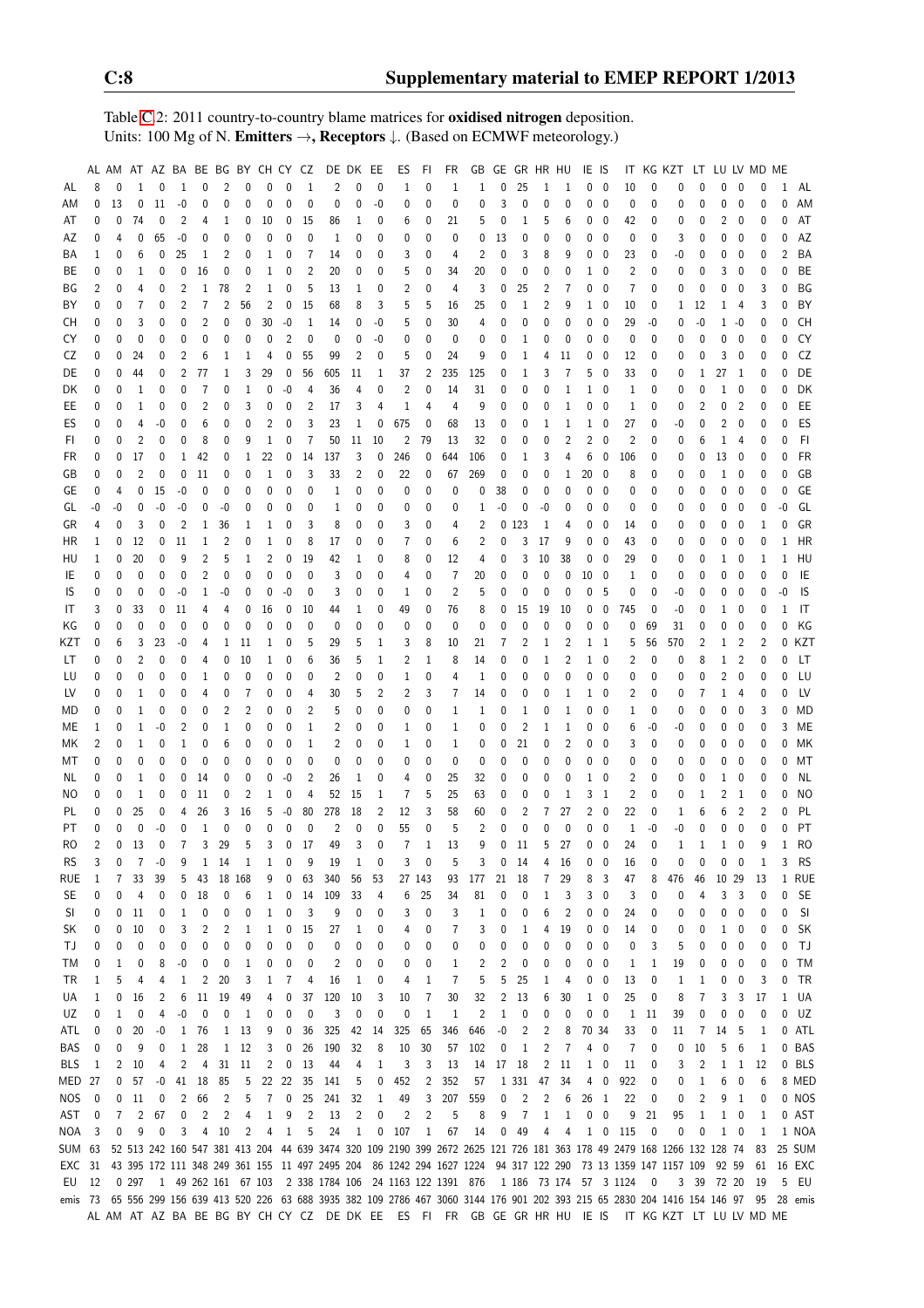Table C.2: 2011 country-to-country blame matrices for **oxidised nitrogen** deposition.
Units: 100 Mg of N. **Emitters →, Receptors ↓.** (Based on ECMWF meteorology.)

| | AL | AM | AT | AZ | BA | BE | BG | BY | CH | CY | CZ | DE | DK | EE | ES | FI | FR | GB | GE | GR | HR | HU | IE | IS | IT | KG | KZT | LT | LU | LV | MD | ME | |
|---|---|---|---|---|---|---|---|---|---|---|---|---|---|---|---|---|---|---|---|---|---|---|---|---|---|---|---|---|---|---|---|---|---|
| AL | 8 | 0 | 1 | 0 | 1 | 0 | 2 | 0 | 0 | 0 | 1 | 2 | 0 | 0 | 1 | 0 | 1 | 1 | 0 | 25 | 1 | 1 | 0 | 0 | 10 | 0 | 0 | 0 | 0 | 0 | 0 | 1 | AL |
| AM | 0 | 13 | 0 | 11 | -0 | 0 | 0 | 0 | 0 | 0 | 0 | 0 | 0 | -0 | 0 | 0 | 0 | 0 | 3 | 0 | 0 | 0 | 0 | 0 | 0 | 0 | 0 | 0 | 0 | 0 | 0 | 0 | AM |
| AT | 0 | 0 | 74 | 0 | 2 | 4 | 1 | 0 | 10 | 0 | 15 | 86 | 1 | 0 | 6 | 0 | 21 | 5 | 0 | 1 | 5 | 6 | 0 | 0 | 42 | 0 | 0 | 0 | 2 | 0 | 0 | 0 | AT |
| AZ | 0 | 4 | 0 | 65 | -0 | 0 | 0 | 0 | 0 | 0 | 0 | 1 | 0 | 0 | 0 | 0 | 0 | 0 | 13 | 0 | 0 | 0 | 0 | 0 | 0 | 0 | 3 | 0 | 0 | 0 | 0 | 0 | AZ |
| BA | 1 | 0 | 6 | 0 | 25 | 1 | 2 | 0 | 1 | 0 | 7 | 14 | 0 | 0 | 3 | 0 | 4 | 2 | 0 | 3 | 8 | 9 | 0 | 0 | 23 | 0 | -0 | 0 | 0 | 0 | 0 | 2 | BA |
| BE | 0 | 0 | 1 | 0 | 0 | 16 | 0 | 0 | 1 | 0 | 2 | 20 | 0 | 0 | 5 | 0 | 34 | 20 | 0 | 0 | 0 | 0 | 1 | 0 | 2 | 0 | 0 | 0 | 3 | 0 | 0 | 0 | BE |
| BG | 2 | 0 | 4 | 0 | 2 | 1 | 78 | 2 | 1 | 0 | 5 | 13 | 1 | 0 | 2 | 0 | 4 | 3 | 0 | 25 | 2 | 7 | 0 | 0 | 7 | 0 | 0 | 0 | 0 | 0 | 3 | 0 | BG |
| BY | 0 | 0 | 7 | 0 | 2 | 7 | 2 | 56 | 2 | 0 | 15 | 68 | 8 | 3 | 5 | 5 | 16 | 25 | 0 | 1 | 2 | 9 | 1 | 0 | 10 | 0 | 1 | 12 | 1 | 4 | 3 | 0 | BY |
| CH | 0 | 0 | 3 | 0 | 0 | 2 | 0 | 0 | 30 | -0 | 1 | 14 | 0 | -0 | 5 | 0 | 30 | 4 | 0 | 0 | 0 | 0 | 0 | 0 | 29 | -0 | 0 | -0 | 1 | -0 | 0 | 0 | CH |
| CY | 0 | 0 | 0 | 0 | 0 | 0 | 0 | 0 | 0 | 2 | 0 | 0 | 0 | -0 | 0 | 0 | 0 | 0 | 0 | 1 | 0 | 0 | 0 | 0 | 0 | 0 | 0 | 0 | 0 | 0 | 0 | 0 | CY |
| CZ | 0 | 0 | 24 | 0 | 2 | 6 | 1 | 1 | 4 | 0 | 55 | 99 | 2 | 0 | 5 | 0 | 24 | 9 | 0 | 1 | 4 | 11 | 0 | 0 | 12 | 0 | 0 | 0 | 3 | 0 | 0 | 0 | CZ |
| DE | 0 | 0 | 44 | 0 | 2 | 77 | 1 | 3 | 29 | 0 | 56 | 605 | 11 | 1 | 37 | 2 | 235 | 125 | 0 | 1 | 3 | 7 | 5 | 0 | 33 | 0 | 0 | 1 | 27 | 1 | 0 | 0 | DE |
| DK | 0 | 0 | 1 | 0 | 0 | 7 | 0 | 1 | 0 | -0 | 4 | 36 | 4 | 0 | 2 | 0 | 14 | 31 | 0 | 0 | 0 | 1 | 1 | 0 | 1 | 0 | 0 | 0 | 1 | 0 | 0 | 0 | DK |
| EE | 0 | 0 | 1 | 0 | 0 | 2 | 0 | 3 | 0 | 0 | 2 | 17 | 3 | 4 | 1 | 4 | 4 | 9 | 0 | 0 | 0 | 1 | 0 | 0 | 1 | 0 | 0 | 2 | 0 | 2 | 0 | 0 | EE |
| ES | 0 | 0 | 4 | -0 | 0 | 6 | 0 | 0 | 2 | 0 | 3 | 23 | 1 | 0 | 675 | 0 | 68 | 13 | 0 | 0 | 1 | 1 | 1 | 0 | 27 | 0 | -0 | 0 | 2 | 0 | 0 | 0 | ES |
| FI | 0 | 0 | 2 | 0 | 0 | 8 | 0 | 9 | 1 | 0 | 7 | 50 | 11 | 10 | 2 | 79 | 13 | 32 | 0 | 0 | 0 | 2 | 2 | 0 | 2 | 0 | 0 | 6 | 1 | 4 | 0 | 0 | FI |
| FR | 0 | 0 | 17 | 0 | 1 | 42 | 0 | 1 | 22 | 0 | 14 | 137 | 3 | 0 | 246 | 0 | 644 | 106 | 0 | 1 | 3 | 4 | 6 | 0 | 106 | 0 | 0 | 0 | 13 | 0 | 0 | 0 | FR |
| GB | 0 | 0 | 2 | 0 | 0 | 11 | 0 | 0 | 1 | 0 | 3 | 33 | 2 | 0 | 22 | 0 | 67 | 269 | 0 | 0 | 0 | 1 | 20 | 0 | 8 | 0 | 0 | 0 | 1 | 0 | 0 | 0 | GB |
| GE | 0 | 4 | 0 | 15 | -0 | 0 | 0 | 0 | 0 | 0 | 0 | 1 | 0 | 0 | 0 | 0 | 0 | 0 | 38 | 0 | 0 | 0 | 0 | 0 | 0 | 0 | 0 | 0 | 0 | 0 | 0 | 0 | GE |
| GL | -0 | -0 | 0 | -0 | -0 | 0 | -0 | 0 | 0 | 0 | 0 | 1 | 0 | 0 | 0 | 0 | 0 | 1 | -0 | 0 | -0 | 0 | 0 | 0 | 0 | 0 | 0 | 0 | 0 | 0 | 0 | -0 | GL |
| GR | 4 | 0 | 3 | 0 | 2 | 1 | 36 | 1 | 1 | 0 | 3 | 8 | 0 | 0 | 3 | 0 | 4 | 2 | 0 | 123 | 1 | 4 | 0 | 0 | 14 | 0 | 0 | 0 | 0 | 0 | 1 | 0 | GR |
| HR | 1 | 0 | 12 | 0 | 11 | 1 | 2 | 0 | 1 | 0 | 8 | 17 | 0 | 0 | 7 | 0 | 6 | 2 | 0 | 3 | 17 | 9 | 0 | 0 | 43 | 0 | 0 | 0 | 0 | 0 | 0 | 1 | HR |
| HU | 1 | 0 | 20 | 0 | 9 | 2 | 5 | 1 | 2 | 0 | 19 | 42 | 1 | 0 | 8 | 0 | 12 | 4 | 0 | 3 | 10 | 38 | 0 | 0 | 29 | 0 | 0 | 0 | 1 | 0 | 1 | 1 | HU |
| IE | 0 | 0 | 0 | 0 | 0 | 2 | 0 | 0 | 0 | 0 | 0 | 3 | 0 | 0 | 4 | 0 | 7 | 20 | 0 | 0 | 0 | 0 | 10 | 0 | 1 | 0 | 0 | 0 | 0 | 0 | 0 | 0 | IE |
| IS | 0 | 0 | 0 | 0 | -0 | 1 | -0 | 0 | 0 | -0 | 0 | 3 | 0 | 0 | 1 | 0 | 2 | 5 | 0 | 0 | 0 | 0 | 0 | 5 | 0 | 0 | -0 | 0 | 0 | 0 | 0 | -0 | IS |
| IT | 3 | 0 | 33 | 0 | 11 | 4 | 4 | 0 | 16 | 0 | 10 | 44 | 1 | 0 | 49 | 0 | 76 | 8 | 0 | 15 | 19 | 10 | 0 | 0 | 745 | 0 | -0 | 0 | 1 | 0 | 0 | 1 | IT |
| KG | 0 | 0 | 0 | 0 | 0 | 0 | 0 | 0 | 0 | 0 | 0 | 0 | 0 | 0 | 0 | 0 | 0 | 0 | 0 | 0 | 0 | 0 | 0 | 0 | 0 | 69 | 31 | 0 | 0 | 0 | 0 | 0 | KG |
| KZT | 0 | 6 | 3 | 23 | -0 | 4 | 1 | 11 | 1 | 0 | 5 | 29 | 5 | 1 | 3 | 8 | 10 | 21 | 7 | 2 | 1 | 2 | 1 | 1 | 5 | 56 | 570 | 2 | 1 | 2 | 2 | 0 | KZT |
| LT | 0 | 0 | 2 | 0 | 0 | 4 | 0 | 10 | 1 | 0 | 6 | 36 | 5 | 1 | 2 | 1 | 8 | 14 | 0 | 0 | 1 | 2 | 1 | 0 | 2 | 0 | 0 | 8 | 1 | 2 | 0 | 0 | LT |
| LU | 0 | 0 | 0 | 0 | 0 | 1 | 0 | 0 | 0 | 0 | 0 | 2 | 0 | 0 | 1 | 0 | 4 | 1 | 0 | 0 | 0 | 0 | 0 | 0 | 0 | 0 | 0 | 0 | 2 | 0 | 0 | 0 | LU |
| LV | 0 | 0 | 1 | 0 | 0 | 4 | 0 | 7 | 0 | 0 | 4 | 30 | 5 | 2 | 2 | 3 | 7 | 14 | 0 | 0 | 0 | 1 | 1 | 0 | 2 | 0 | 0 | 7 | 1 | 4 | 0 | 0 | LV |
| MD | 0 | 0 | 1 | 0 | 0 | 0 | 2 | 2 | 0 | 0 | 2 | 5 | 0 | 0 | 0 | 0 | 1 | 1 | 0 | 1 | 0 | 1 | 0 | 0 | 1 | 0 | 0 | 0 | 0 | 0 | 3 | 0 | MD |
| ME | 1 | 0 | 1 | -0 | 2 | 0 | 1 | 0 | 0 | 0 | 1 | 2 | 0 | 0 | 1 | 0 | 1 | 0 | 0 | 2 | 1 | 1 | 0 | 0 | 6 | -0 | -0 | 0 | 0 | 0 | 0 | 3 | ME |
| MK | 2 | 0 | 1 | 0 | 1 | 0 | 6 | 0 | 0 | 0 | 1 | 2 | 0 | 0 | 1 | 0 | 1 | 0 | 0 | 21 | 0 | 2 | 0 | 0 | 3 | 0 | 0 | 0 | 0 | 0 | 0 | 0 | MK |
| MT | 0 | 0 | 0 | 0 | 0 | 0 | 0 | 0 | 0 | 0 | 0 | 0 | 0 | 0 | 0 | 0 | 0 | 0 | 0 | 0 | 0 | 0 | 0 | 0 | 0 | 0 | 0 | 0 | 0 | 0 | 0 | 0 | MT |
| NL | 0 | 0 | 1 | 0 | 0 | 14 | 0 | 0 | 0 | -0 | 2 | 26 | 1 | 0 | 4 | 0 | 25 | 32 | 0 | 0 | 0 | 0 | 1 | 0 | 2 | 0 | 0 | 0 | 1 | 0 | 0 | 0 | NL |
| NO | 0 | 0 | 1 | 0 | 0 | 11 | 0 | 2 | 1 | 0 | 4 | 52 | 15 | 1 | 7 | 5 | 25 | 63 | 0 | 0 | 0 | 1 | 3 | 1 | 2 | 0 | 0 | 1 | 2 | 1 | 0 | 0 | NO |
| PL | 0 | 0 | 25 | 0 | 4 | 26 | 3 | 16 | 5 | -0 | 80 | 278 | 18 | 2 | 12 | 3 | 58 | 60 | 0 | 2 | 7 | 27 | 2 | 0 | 22 | 0 | 1 | 6 | 6 | 2 | 2 | 0 | PL |
| PT | 0 | 0 | 0 | -0 | 0 | 1 | 0 | 0 | 0 | 0 | 0 | 2 | 0 | 0 | 55 | 0 | 5 | 2 | 0 | 0 | 0 | 0 | 0 | 0 | 1 | -0 | -0 | 0 | 0 | 0 | 0 | 0 | PT |
| RO | 2 | 0 | 13 | 0 | 7 | 3 | 29 | 5 | 3 | 0 | 17 | 49 | 3 | 0 | 7 | 1 | 13 | 9 | 0 | 11 | 5 | 27 | 0 | 0 | 24 | 0 | 1 | 1 | 1 | 0 | 9 | 1 | RO |
| RS | 3 | 0 | 7 | -0 | 9 | 1 | 14 | 1 | 1 | 0 | 9 | 19 | 1 | 0 | 3 | 0 | 5 | 3 | 0 | 14 | 4 | 16 | 0 | 0 | 16 | 0 | 0 | 0 | 0 | 0 | 1 | 3 | RS |
| RUE | 1 | 7 | 33 | 39 | 5 | 43 | 18 | 168 | 9 | 0 | 63 | 340 | 56 | 53 | 27 | 143 | 93 | 177 | 21 | 18 | 7 | 29 | 8 | 3 | 47 | 8 | 476 | 46 | 10 | 29 | 13 | 1 | RUE |
| SE | 0 | 0 | 4 | 0 | 0 | 18 | 0 | 6 | 1 | 0 | 14 | 109 | 33 | 4 | 6 | 25 | 34 | 81 | 0 | 0 | 1 | 3 | 3 | 0 | 3 | 0 | 0 | 4 | 3 | 3 | 0 | 0 | SE |
| SI | 0 | 0 | 11 | 0 | 1 | 0 | 0 | 0 | 1 | 0 | 3 | 9 | 0 | 0 | 3 | 0 | 3 | 1 | 0 | 0 | 6 | 2 | 0 | 0 | 24 | 0 | 0 | 0 | 0 | 0 | 0 | 0 | SI |
| SK | 0 | 0 | 10 | 0 | 3 | 2 | 2 | 1 | 1 | 0 | 15 | 27 | 1 | 0 | 4 | 0 | 7 | 3 | 0 | 1 | 4 | 19 | 0 | 0 | 14 | 0 | 0 | 0 | 1 | 0 | 0 | 0 | SK |
| TJ | 0 | 0 | 0 | 0 | 0 | 0 | 0 | 0 | 0 | 0 | 0 | 0 | 0 | 0 | 0 | 0 | 0 | 0 | 0 | 0 | 0 | 0 | 0 | 0 | 0 | 3 | 5 | 0 | 0 | 0 | 0 | 0 | TJ |
| TM | 0 | 1 | 0 | 8 | -0 | 0 | 0 | 1 | 0 | 0 | 0 | 2 | 0 | 0 | 0 | 0 | 1 | 2 | 2 | 0 | 0 | 0 | 0 | 0 | 1 | 1 | 19 | 0 | 0 | 0 | 0 | 0 | TM |
| TR | 1 | 5 | 4 | 4 | 1 | 2 | 20 | 3 | 1 | 7 | 4 | 16 | 1 | 0 | 4 | 1 | 7 | 5 | 5 | 25 | 1 | 4 | 0 | 0 | 13 | 0 | 1 | 1 | 0 | 0 | 3 | 0 | TR |
| UA | 1 | 0 | 16 | 2 | 6 | 11 | 19 | 49 | 4 | 0 | 37 | 120 | 10 | 3 | 10 | 7 | 30 | 32 | 2 | 13 | 6 | 30 | 1 | 0 | 25 | 0 | 8 | 7 | 3 | 3 | 17 | 1 | UA |
| UZ | 0 | 1 | 0 | 4 | -0 | 0 | 0 | 1 | 0 | 0 | 0 | 3 | 0 | 0 | 0 | 1 | 1 | 2 | 1 | 0 | 0 | 0 | 0 | 0 | 1 | 11 | 39 | 0 | 0 | 0 | 0 | 0 | UZ |
| ATL | 0 | 0 | 20 | -0 | 1 | 76 | 1 | 13 | 9 | 0 | 36 | 325 | 42 | 14 | 325 | 65 | 346 | 646 | -0 | 2 | 2 | 8 | 70 | 34 | 33 | 0 | 11 | 7 | 14 | 5 | 1 | 0 | ATL |
| BAS | 0 | 0 | 9 | 0 | 1 | 28 | 1 | 12 | 3 | 0 | 26 | 190 | 32 | 8 | 10 | 30 | 57 | 102 | 0 | 1 | 2 | 7 | 4 | 0 | 7 | 0 | 0 | 10 | 5 | 6 | 1 | 0 | BAS |
| BLS | 1 | 2 | 10 | 4 | 2 | 4 | 31 | 11 | 2 | 0 | 13 | 44 | 4 | 1 | 3 | 3 | 13 | 14 | 17 | 18 | 2 | 11 | 1 | 0 | 11 | 0 | 3 | 2 | 1 | 1 | 12 | 0 | BLS |
| MED | 27 | 0 | 57 | -0 | 41 | 18 | 85 | 5 | 22 | 22 | 35 | 141 | 5 | 0 | 452 | 2 | 352 | 57 | 1 | 331 | 47 | 34 | 4 | 0 | 922 | 0 | 0 | 1 | 6 | 0 | 6 | 8 | MED |
| NOS | 0 | 0 | 11 | 0 | 2 | 66 | 2 | 5 | 7 | 0 | 25 | 241 | 32 | 1 | 49 | 3 | 207 | 559 | 0 | 2 | 2 | 6 | 26 | 1 | 22 | 0 | 0 | 2 | 9 | 1 | 0 | 0 | NOS |
| AST | 0 | 7 | 2 | 67 | 0 | 2 | 2 | 4 | 1 | 9 | 2 | 13 | 2 | 0 | 2 | 2 | 5 | 8 | 9 | 7 | 1 | 1 | 0 | 0 | 9 | 21 | 95 | 1 | 1 | 0 | 1 | 0 | AST |
| NOA | 3 | 0 | 9 | 0 | 3 | 4 | 10 | 2 | 4 | 1 | 5 | 24 | 1 | 0 | 107 | 1 | 67 | 14 | 0 | 49 | 4 | 4 | 1 | 0 | 115 | 0 | 0 | 0 | 1 | 0 | 1 | 1 | NOA |
| SUM | 63 | 52 | 513 | 242 | 160 | 547 | 381 | 413 | 204 | 44 | 639 | 3474 | 320 | 109 | 2190 | 399 | 2672 | 2625 | 121 | 726 | 181 | 363 | 178 | 49 | 2479 | 168 | 1266 | 132 | 128 | 74 | 83 | 25 | SUM |
| EXC | 31 | 43 | 395 | 172 | 111 | 348 | 249 | 361 | 155 | 11 | 497 | 2495 | 204 | 86 | 1242 | 294 | 1627 | 1224 | 94 | 317 | 122 | 290 | 73 | 13 | 1359 | 147 | 1157 | 109 | 92 | 59 | 61 | 16 | EXC |
| EU | 12 | 0 | 297 | 1 | 49 | 262 | 161 | 67 | 103 | 2 | 338 | 1784 | 106 | 24 | 1163 | 122 | 1391 | 876 | 1 | 186 | 73 | 174 | 57 | 3 | 1124 | 0 | 3 | 39 | 72 | 20 | 19 | 5 | EU |
| emis | 73 | 65 | 556 | 299 | 156 | 639 | 413 | 520 | 226 | 63 | 688 | 3935 | 382 | 109 | 2786 | 467 | 3060 | 3144 | 176 | 901 | 202 | 393 | 215 | 65 | 2830 | 204 | 1416 | 154 | 146 | 97 | 95 | 28 | emis |
| | AL | AM | AT | AZ | BA | BE | BG | BY | CH | CY | CZ | DE | DK | EE | ES | FI | FR | GB | GE | GR | HR | HU | IE | IS | IT | KG | KZT | LT | LU | LV | MD | ME | |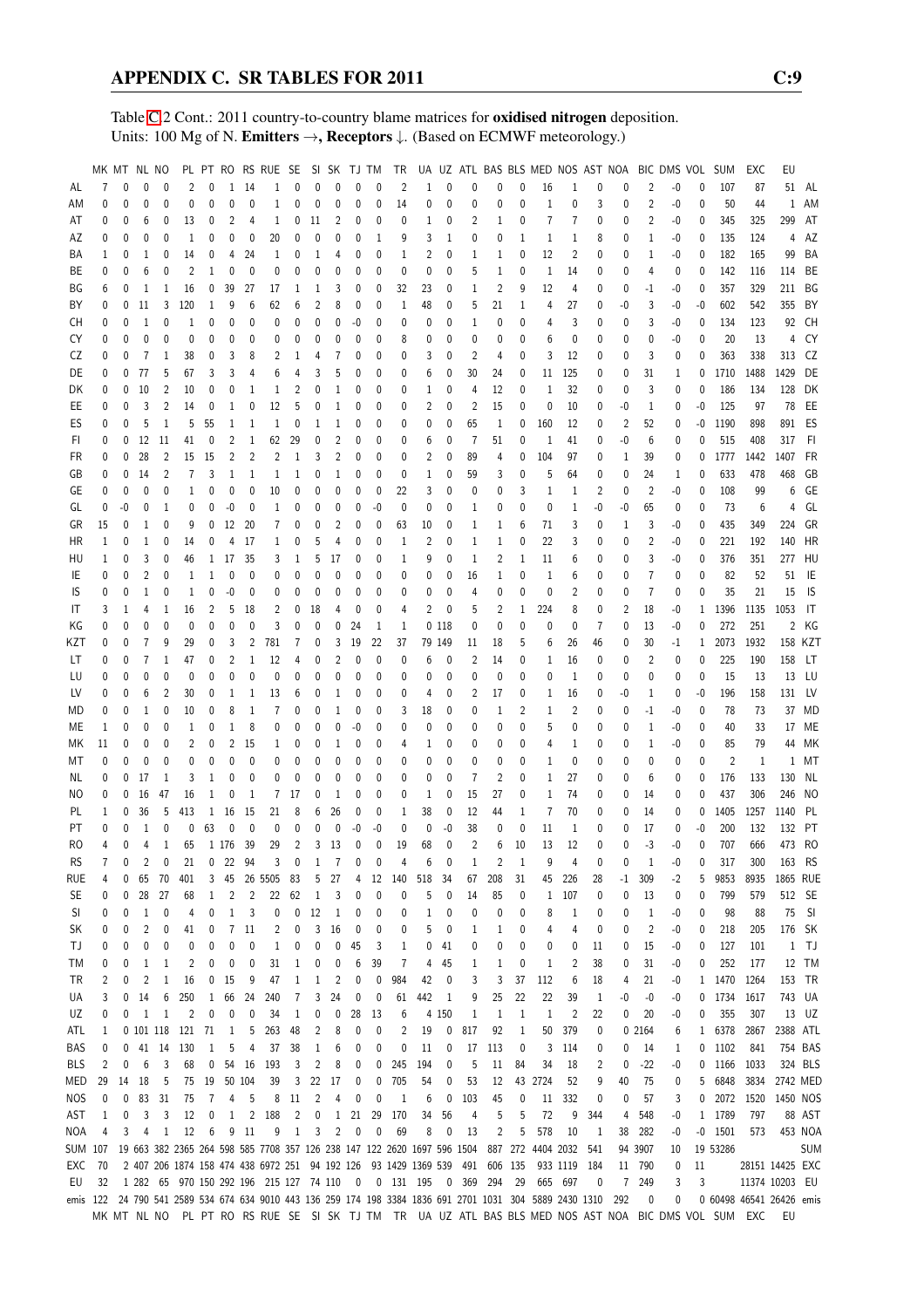Table C.2 Cont.: 2011 country-to-country blame matrices for **oxidised nitrogen** deposition.
Units: 100 Mg of N. **Emitters →, Receptors ↓.** (Based on ECMWF meteorology.)

| | MK | MT | NL | NO | PL | PT | RO | RS | RUE | SE | SI | SK | TJ | TM | TR | UA | UZ | ATL | BAS | BLS | MED | NOS | AST | NOA | BIC | DMS | VOL | SUM | EXC | EU | |
|---|---|---|---|---|---|---|---|---|---|---|---|---|---|---|---|---|---|---|---|---|---|---|---|---|---|---|---|---|---|---|---|
| AL | 7 | 0 | 0 | 0 | 2 | 0 | 1 | 14 | 1 | 0 | 0 | 0 | 0 | 0 | 2 | 1 | 0 | 0 | 0 | 0 | 16 | 1 | 0 | 0 | 2 | -0 | 0 | 107 | 87 | 51 | AL |
| AM | 0 | 0 | 0 | 0 | 0 | 0 | 0 | 0 | 1 | 0 | 0 | 0 | 0 | 0 | 14 | 0 | 0 | 0 | 0 | 0 | 1 | 0 | 3 | 0 | 2 | -0 | 0 | 50 | 44 | 1 | AM |
| AT | 0 | 0 | 6 | 0 | 13 | 0 | 2 | 4 | 1 | 0 | 11 | 2 | 0 | 0 | 0 | 1 | 0 | 2 | 1 | 0 | 7 | 7 | 0 | 0 | 2 | -0 | 0 | 345 | 325 | 299 | AT |
| AZ | 0 | 0 | 0 | 0 | 1 | 0 | 0 | 0 | 20 | 0 | 0 | 0 | 0 | 1 | 9 | 3 | 1 | 0 | 0 | 1 | 1 | 1 | 8 | 0 | 1 | -0 | 0 | 135 | 124 | 4 | AZ |
| BA | 1 | 0 | 1 | 0 | 14 | 0 | 4 | 24 | 1 | 0 | 1 | 4 | 0 | 0 | 1 | 2 | 0 | 1 | 1 | 0 | 12 | 2 | 0 | 0 | 1 | -0 | 0 | 182 | 165 | 99 | BA |
| BE | 0 | 0 | 6 | 0 | 2 | 1 | 0 | 0 | 0 | 0 | 0 | 0 | 0 | 0 | 0 | 0 | 0 | 5 | 1 | 0 | 1 | 14 | 0 | 0 | 4 | 0 | 0 | 142 | 116 | 114 | BE |
| BG | 6 | 0 | 1 | 1 | 16 | 0 | 39 | 27 | 17 | 1 | 1 | 3 | 0 | 0 | 32 | 23 | 0 | 1 | 2 | 9 | 12 | 4 | 0 | 0 | -1 | -0 | 0 | 357 | 329 | 211 | BG |
| BY | 0 | 0 | 11 | 3 | 120 | 1 | 9 | 6 | 62 | 6 | 2 | 8 | 0 | 0 | 1 | 48 | 0 | 5 | 21 | 1 | 4 | 27 | 0 | -0 | 3 | -0 | -0 | 602 | 542 | 355 | BY |
| CH | 0 | 0 | 1 | 0 | 1 | 0 | 0 | 0 | 0 | 0 | 0 | 0 | -0 | 0 | 0 | 0 | 0 | 1 | 0 | 0 | 4 | 3 | 0 | 0 | 3 | -0 | 0 | 134 | 123 | 92 | CH |
| CY | 0 | 0 | 0 | 0 | 0 | 0 | 0 | 0 | 0 | 0 | 0 | 0 | 0 | 0 | 8 | 0 | 0 | 0 | 0 | 0 | 6 | 0 | 0 | 0 | 0 | -0 | 0 | 20 | 13 | 4 | CY |
| CZ | 0 | 0 | 7 | 1 | 38 | 0 | 3 | 8 | 2 | 1 | 4 | 7 | 0 | 0 | 0 | 3 | 0 | 2 | 4 | 0 | 3 | 12 | 0 | 0 | 3 | 0 | 0 | 363 | 338 | 313 | CZ |
| DE | 0 | 0 | 77 | 5 | 67 | 3 | 3 | 4 | 6 | 4 | 3 | 5 | 0 | 0 | 0 | 6 | 0 | 30 | 24 | 0 | 11 | 125 | 0 | 0 | 31 | 1 | 0 | 1710 | 1488 | 1429 | DE |
| DK | 0 | 0 | 10 | 2 | 10 | 0 | 0 | 1 | 1 | 2 | 0 | 1 | 0 | 0 | 0 | 1 | 0 | 4 | 12 | 0 | 1 | 32 | 0 | 0 | 3 | 0 | 0 | 186 | 134 | 128 | DK |
| EE | 0 | 0 | 3 | 2 | 14 | 0 | 1 | 0 | 12 | 5 | 0 | 1 | 0 | 0 | 0 | 2 | 0 | 2 | 15 | 0 | 0 | 10 | 0 | -0 | 1 | 0 | -0 | 125 | 97 | 78 | EE |
| ES | 0 | 0 | 5 | 1 | 5 | 55 | 1 | 1 | 1 | 0 | 1 | 1 | 0 | 0 | 0 | 0 | 0 | 65 | 1 | 0 | 160 | 12 | 0 | 2 | 52 | 0 | -0 | 1190 | 898 | 891 | ES |
| FI | 0 | 0 | 12 | 11 | 41 | 0 | 2 | 1 | 62 | 29 | 0 | 2 | 0 | 0 | 0 | 6 | 0 | 7 | 51 | 0 | 1 | 41 | 0 | -0 | 6 | 0 | 0 | 515 | 408 | 317 | FI |
| FR | 0 | 0 | 28 | 2 | 15 | 15 | 2 | 2 | 2 | 1 | 3 | 2 | 0 | 0 | 0 | 2 | 0 | 89 | 4 | 0 | 104 | 97 | 0 | 1 | 39 | 0 | 0 | 1777 | 1442 | 1407 | FR |
| GB | 0 | 0 | 14 | 2 | 7 | 3 | 1 | 1 | 1 | 1 | 0 | 1 | 0 | 0 | 0 | 1 | 0 | 59 | 3 | 0 | 5 | 64 | 0 | 0 | 24 | 1 | 0 | 633 | 478 | 468 | GB |
| GE | 0 | 0 | 0 | 0 | 1 | 0 | 0 | 0 | 10 | 0 | 0 | 0 | 0 | 0 | 22 | 3 | 0 | 0 | 0 | 3 | 1 | 1 | 2 | 0 | 2 | -0 | 0 | 108 | 99 | 6 | GE |
| GL | 0 | -0 | 0 | 1 | 0 | 0 | -0 | 0 | 1 | 0 | 0 | 0 | 0 | -0 | 0 | 0 | 0 | 1 | 0 | 0 | 0 | 1 | -0 | -0 | 65 | 0 | 0 | 73 | 6 | 4 | GL |
| GR | 15 | 0 | 1 | 0 | 9 | 0 | 12 | 20 | 7 | 0 | 0 | 2 | 0 | 0 | 63 | 10 | 0 | 1 | 1 | 6 | 71 | 3 | 0 | 1 | 3 | -0 | 0 | 435 | 349 | 224 | GR |
| HR | 1 | 0 | 1 | 0 | 14 | 0 | 4 | 17 | 1 | 0 | 5 | 4 | 0 | 0 | 1 | 2 | 0 | 1 | 1 | 0 | 22 | 3 | 0 | 0 | 2 | -0 | 0 | 221 | 192 | 140 | HR |
| HU | 1 | 0 | 3 | 0 | 46 | 1 | 17 | 35 | 3 | 1 | 5 | 17 | 0 | 0 | 1 | 9 | 0 | 1 | 2 | 1 | 11 | 6 | 0 | 0 | 3 | -0 | 0 | 376 | 351 | 277 | HU |
| IE | 0 | 0 | 2 | 0 | 1 | 1 | 0 | 0 | 0 | 0 | 0 | 0 | 0 | 0 | 0 | 0 | 0 | 16 | 1 | 0 | 1 | 6 | 0 | 0 | 7 | 0 | 0 | 82 | 52 | 51 | IE |
| IS | 0 | 0 | 1 | 0 | 1 | 0 | -0 | 0 | 0 | 0 | 0 | 0 | 0 | 0 | 0 | 0 | 0 | 4 | 0 | 0 | 0 | 2 | 0 | 0 | 7 | 0 | 0 | 35 | 21 | 15 | IS |
| IT | 3 | 1 | 4 | 1 | 16 | 2 | 5 | 18 | 2 | 0 | 18 | 4 | 0 | 0 | 4 | 2 | 0 | 5 | 2 | 1 | 224 | 8 | 0 | 2 | 18 | -0 | 1 | 1396 | 1135 | 1053 | IT |
| KG | 0 | 0 | 0 | 0 | 0 | 0 | 0 | 0 | 3 | 0 | 0 | 0 | 24 | 1 | 1 | 0 | 118 | 0 | 0 | 0 | 0 | 0 | 7 | 0 | 13 | -0 | 0 | 272 | 251 | 2 | KG |
| KZT | 0 | 0 | 7 | 9 | 29 | 0 | 3 | 2 | 781 | 7 | 0 | 3 | 19 | 22 | 37 | 79 | 149 | 11 | 18 | 5 | 6 | 26 | 46 | 0 | 30 | -1 | 1 | 2073 | 1932 | 158 | KZT |
| LT | 0 | 0 | 7 | 1 | 47 | 0 | 2 | 1 | 12 | 4 | 0 | 2 | 0 | 0 | 0 | 6 | 0 | 2 | 14 | 0 | 1 | 16 | 0 | 0 | 2 | 0 | 0 | 225 | 190 | 158 | LT |
| LU | 0 | 0 | 0 | 0 | 0 | 0 | 0 | 0 | 0 | 0 | 0 | 0 | 0 | 0 | 0 | 0 | 0 | 0 | 0 | 0 | 0 | 1 | 0 | 0 | 0 | 0 | 0 | 15 | 13 | 13 | LU |
| LV | 0 | 0 | 6 | 2 | 30 | 0 | 1 | 1 | 13 | 6 | 0 | 1 | 0 | 0 | 0 | 4 | 0 | 2 | 17 | 0 | 1 | 16 | 0 | -0 | 1 | 0 | -0 | 196 | 158 | 131 | LV |
| MD | 0 | 0 | 1 | 0 | 10 | 0 | 8 | 1 | 7 | 0 | 0 | 1 | 0 | 0 | 3 | 18 | 0 | 0 | 1 | 2 | 1 | 2 | 0 | 0 | -1 | -0 | 0 | 78 | 73 | 37 | MD |
| ME | 1 | 0 | 0 | 0 | 1 | 0 | 1 | 8 | 0 | 0 | 0 | -0 | 0 | 0 | 0 | 0 | 0 | 0 | 0 | 0 | 5 | 0 | 0 | 0 | 1 | -0 | 0 | 40 | 33 | 17 | ME |
| MK | 11 | 0 | 0 | 0 | 2 | 0 | 2 | 15 | 1 | 0 | 0 | 1 | 0 | 0 | 4 | 1 | 0 | 0 | 0 | 0 | 4 | 1 | 0 | 0 | 1 | -0 | 0 | 85 | 79 | 44 | MK |
| MT | 0 | 0 | 0 | 0 | 0 | 0 | 0 | 0 | 0 | 0 | 0 | 0 | 0 | 0 | 0 | 0 | 0 | 0 | 0 | 0 | 1 | 0 | 0 | 0 | 0 | 0 | 0 | 2 | 1 | 1 | MT |
| NL | 0 | 0 | 17 | 1 | 3 | 1 | 0 | 0 | 0 | 0 | 0 | 0 | 0 | 0 | 0 | 0 | 0 | 7 | 2 | 0 | 1 | 27 | 0 | 0 | 6 | 0 | 0 | 176 | 133 | 130 | NL |
| NO | 0 | 0 | 16 | 47 | 16 | 1 | 0 | 1 | 7 | 17 | 0 | 1 | 0 | 0 | 0 | 1 | 0 | 15 | 27 | 0 | 1 | 74 | 0 | 0 | 14 | 0 | 0 | 437 | 306 | 246 | NO |
| PL | 1 | 0 | 36 | 5 | 413 | 1 | 16 | 15 | 21 | 8 | 6 | 26 | 0 | 0 | 1 | 38 | 0 | 12 | 44 | 1 | 7 | 70 | 0 | 0 | 14 | 0 | 0 | 1405 | 1257 | 1140 | PL |
| PT | 0 | 0 | 1 | 0 | 0 | 63 | 0 | 0 | 0 | 0 | 0 | 0 | -0 | -0 | 0 | 0 | -0 | 38 | 0 | 0 | 11 | 1 | 0 | 0 | 17 | 0 | -0 | 200 | 132 | 132 | PT |
| RO | 4 | 0 | 4 | 1 | 65 | 1 | 176 | 39 | 29 | 2 | 3 | 13 | 0 | 0 | 19 | 68 | 0 | 2 | 6 | 10 | 13 | 12 | 0 | 0 | -3 | -0 | 0 | 707 | 666 | 473 | RO |
| RS | 7 | 0 | 2 | 0 | 21 | 0 | 22 | 94 | 3 | 0 | 1 | 7 | 0 | 0 | 4 | 6 | 0 | 1 | 2 | 1 | 9 | 4 | 0 | 0 | 1 | -0 | 0 | 317 | 300 | 163 | RS |
| RUE | 4 | 0 | 65 | 70 | 401 | 3 | 45 | 26 | 5505 | 83 | 5 | 27 | 4 | 12 | 140 | 518 | 34 | 67 | 208 | 31 | 45 | 226 | 28 | -1 | 309 | -2 | 5 | 9853 | 8935 | 1865 | RUE |
| SE | 0 | 0 | 28 | 27 | 68 | 1 | 2 | 2 | 22 | 62 | 1 | 3 | 0 | 0 | 0 | 5 | 0 | 14 | 85 | 0 | 1 | 107 | 0 | 0 | 13 | 0 | 0 | 799 | 579 | 512 | SE |
| SI | 0 | 0 | 1 | 0 | 4 | 0 | 1 | 3 | 0 | 0 | 12 | 1 | 0 | 0 | 0 | 1 | 0 | 0 | 0 | 0 | 8 | 1 | 0 | 0 | 1 | -0 | 0 | 98 | 88 | 75 | SI |
| SK | 0 | 0 | 2 | 0 | 41 | 0 | 7 | 11 | 2 | 0 | 3 | 16 | 0 | 0 | 0 | 5 | 0 | 1 | 1 | 0 | 4 | 4 | 0 | 0 | 2 | -0 | 0 | 218 | 205 | 176 | SK |
| TJ | 0 | 0 | 0 | 0 | 0 | 0 | 0 | 0 | 1 | 0 | 0 | 0 | 45 | 3 | 1 | 0 | 41 | 0 | 0 | 0 | 0 | 0 | 11 | 0 | 15 | -0 | 0 | 127 | 101 | 1 | TJ |
| TM | 0 | 0 | 1 | 1 | 2 | 0 | 0 | 0 | 31 | 1 | 0 | 0 | 6 | 39 | 7 | 4 | 45 | 1 | 1 | 0 | 1 | 2 | 38 | 0 | 31 | -0 | 0 | 252 | 177 | 12 | TM |
| TR | 2 | 0 | 2 | 1 | 16 | 0 | 15 | 9 | 47 | 1 | 1 | 2 | 0 | 0 | 984 | 42 | 0 | 3 | 3 | 37 | 112 | 6 | 18 | 4 | 21 | -0 | 1 | 1470 | 1264 | 153 | TR |
| UA | 3 | 0 | 14 | 6 | 250 | 1 | 66 | 24 | 240 | 7 | 3 | 24 | 0 | 0 | 61 | 442 | 1 | 9 | 25 | 22 | 22 | 39 | 1 | -0 | -0 | -0 | 0 | 1734 | 1617 | 743 | UA |
| UZ | 0 | 0 | 1 | 1 | 2 | 0 | 0 | 0 | 34 | 1 | 0 | 0 | 28 | 13 | 6 | 4 | 150 | 1 | 1 | 1 | 1 | 2 | 22 | 0 | 20 | -0 | 0 | 355 | 307 | 13 | UZ |
| ATL | 1 | 0 | 101 | 118 | 121 | 71 | 1 | 5 | 263 | 48 | 2 | 8 | 0 | 0 | 2 | 19 | 0 | 817 | 92 | 1 | 50 | 379 | 0 | 0 | 2164 | 6 | 1 | 6378 | 2867 | 2388 | ATL |
| BAS | 0 | 0 | 41 | 14 | 130 | 1 | 5 | 4 | 37 | 38 | 1 | 6 | 0 | 0 | 0 | 11 | 0 | 17 | 113 | 0 | 3 | 114 | 0 | 0 | 14 | 1 | 0 | 1102 | 841 | 754 | BAS |
| BLS | 2 | 0 | 6 | 3 | 68 | 0 | 54 | 16 | 193 | 3 | 2 | 8 | 0 | 0 | 245 | 194 | 0 | 5 | 11 | 84 | 34 | 18 | 2 | 0 | -22 | -0 | 0 | 1166 | 1033 | 324 | BLS |
| MED | 29 | 14 | 18 | 5 | 75 | 19 | 50 | 104 | 39 | 3 | 22 | 17 | 0 | 0 | 705 | 54 | 0 | 53 | 12 | 43 | 2724 | 52 | 9 | 40 | 75 | 0 | 5 | 6848 | 3834 | 2742 | MED |
| NOS | 0 | 0 | 83 | 31 | 75 | 7 | 4 | 5 | 8 | 11 | 2 | 4 | 0 | 0 | 1 | 6 | 0 | 103 | 45 | 0 | 11 | 332 | 0 | 0 | 57 | 3 | 0 | 2072 | 1520 | 1450 | NOS |
| AST | 1 | 0 | 3 | 3 | 12 | 0 | 1 | 2 | 188 | 2 | 0 | 1 | 21 | 29 | 170 | 34 | 56 | 4 | 5 | 5 | 72 | 9 | 344 | 4 | 548 | -0 | 1 | 1789 | 797 | 88 | AST |
| NOA | 4 | 3 | 4 | 1 | 12 | 6 | 9 | 11 | 9 | 1 | 3 | 2 | 0 | 0 | 69 | 8 | 0 | 13 | 2 | 5 | 578 | 10 | 1 | 38 | 282 | -0 | -0 | 1501 | 573 | 453 | NOA |
| SUM | 107 | 19 | 663 | 382 | 2365 | 264 | 598 | 585 | 7708 | 357 | 126 | 238 | 147 | 122 | 2620 | 1697 | 596 | 1504 | 887 | 272 | 4404 | 2032 | 541 | 94 | 3907 | 10 | 19 | 53286 | | | SUM |
| EXC | 70 | 2 | 407 | 206 | 1874 | 158 | 474 | 438 | 6972 | 251 | 94 | 192 | 126 | 93 | 1429 | 1369 | 539 | 491 | 606 | 135 | 933 | 1119 | 184 | 11 | 790 | 0 | 11 | | 28151 | 14425 | EXC |
| EU | 32 | 1 | 282 | 65 | 970 | 150 | 292 | 196 | 215 | 127 | 74 | 110 | 0 | 0 | 131 | 195 | 0 | 369 | 294 | 29 | 665 | 697 | 0 | 7 | 249 | 3 | 3 | | 11374 | 10203 | EU |
| emis | 122 | 24 | 790 | 541 | 2589 | 534 | 674 | 634 | 9010 | 443 | 136 | 259 | 174 | 198 | 3384 | 1836 | 691 | 2701 | 1031 | 304 | 5889 | 2430 | 1310 | 292 | 0 | 0 | 0 | 60498 | 46541 | 26426 | emis |
| | MK | MT | NL | NO | PL | PT | RO | RS | RUE | SE | SI | SK | TJ | TM | TR | UA | UZ | ATL | BAS | BLS | MED | NOS | AST | NOA | BIC | DMS | VOL | SUM | EXC | EU | |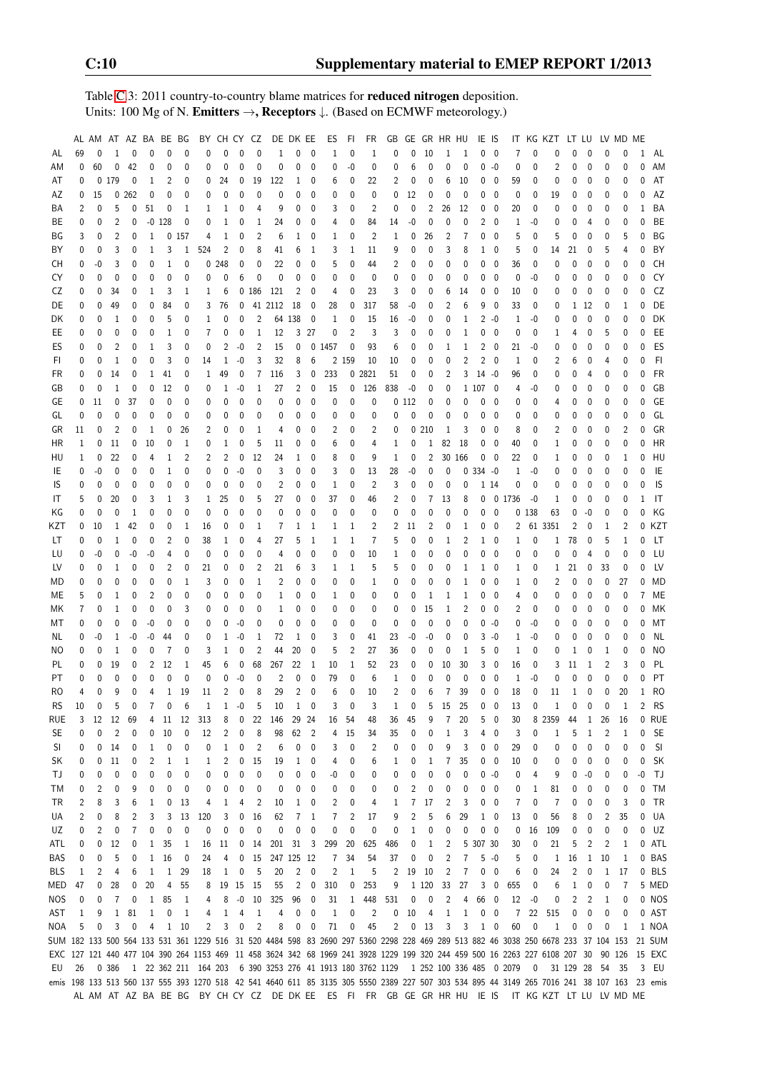Table C.3: 2011 country-to-country blame matrices for **reduced nitrogen** deposition.
Units: 100 Mg of N. **Emitters →, Receptors ↓.** (Based on ECMWF meteorology.)

| | AL | AM | AT | AZ | BA | BE | BG | BY | CH | CY | CZ | DE | DK | EE | ES | FI | FR | GB | GE | GR | HR | HU | IE | IS | IT | KG | KZT | LT | LU | LV | MD | ME | |
|---|---|---|---|---|---|---|---|---|---|---|---|---|---|---|---|---|---|---|---|---|---|---|---|---|---|---|---|---|---|---|---|---|---|
| AL | 69 | 0 | 1 | 0 | 0 | 0 | 0 | 0 | 0 | 0 | 0 | 1 | 0 | 0 | 1 | 0 | 1 | 0 | 0 | 10 | 1 | 1 | 0 | 0 | 7 | 0 | 0 | 0 | 0 | 0 | 0 | 1 | AL |
| AM | 0 | 60 | 0 | 42 | 0 | 0 | 0 | 0 | 0 | 0 | 0 | 0 | 0 | 0 | 0 | -0 | 0 | 0 | 6 | 0 | 0 | 0 | 0 | -0 | 0 | 0 | 2 | 0 | 0 | 0 | 0 | 0 | AM |
| AT | 0 | 0 | 179 | 0 | 1 | 2 | 0 | 0 | 24 | 0 | 19 | 122 | 1 | 0 | 6 | 0 | 22 | 2 | 0 | 0 | 6 | 10 | 0 | 0 | 59 | 0 | 0 | 0 | 0 | 0 | 0 | 0 | AT |
| AZ | 0 | 15 | 0 | 262 | 0 | 0 | 0 | 0 | 0 | 0 | 0 | 0 | 0 | 0 | 0 | 0 | 0 | 0 | 12 | 0 | 0 | 0 | 0 | 0 | 0 | 0 | 19 | 0 | 0 | 0 | 0 | 0 | AZ |
| BA | 2 | 0 | 5 | 0 | 51 | 0 | 1 | 1 | 1 | 0 | 4 | 9 | 0 | 0 | 3 | 0 | 2 | 0 | 0 | 2 | 26 | 12 | 0 | 0 | 20 | 0 | 0 | 0 | 0 | 0 | 0 | 1 | BA |
| BE | 0 | 0 | 2 | 0 | -0 | 128 | 0 | 0 | 1 | 0 | 1 | 24 | 0 | 0 | 4 | 0 | 84 | 14 | -0 | 0 | 0 | 0 | 2 | 0 | 1 | -0 | 0 | 0 | 4 | 0 | 0 | 0 | BE |
| BG | 3 | 0 | 2 | 0 | 1 | 0 | 157 | 4 | 1 | 0 | 2 | 6 | 1 | 0 | 1 | 0 | 2 | 1 | 0 | 26 | 2 | 7 | 0 | 0 | 5 | 0 | 5 | 0 | 0 | 0 | 5 | 0 | BG |
| BY | 0 | 0 | 3 | 0 | 1 | 3 | 1 | 524 | 2 | 0 | 8 | 41 | 6 | 1 | 3 | 1 | 11 | 9 | 0 | 0 | 3 | 8 | 1 | 0 | 5 | 0 | 14 | 21 | 0 | 5 | 4 | 0 | BY |
| CH | 0 | -0 | 3 | 0 | 0 | 1 | 0 | 0 | 248 | 0 | 0 | 22 | 0 | 0 | 5 | 0 | 44 | 2 | 0 | 0 | 0 | 0 | 0 | 0 | 36 | 0 | 0 | 0 | 0 | 0 | 0 | 0 | CH |
| CY | 0 | 0 | 0 | 0 | 0 | 0 | 0 | 0 | 0 | 6 | 0 | 0 | 0 | 0 | 0 | 0 | 0 | 0 | 0 | 0 | 0 | 0 | 0 | 0 | 0 | -0 | 0 | 0 | 0 | 0 | 0 | 0 | CY |
| CZ | 0 | 0 | 34 | 0 | 1 | 3 | 1 | 1 | 6 | 0 | 186 | 121 | 2 | 0 | 4 | 0 | 23 | 3 | 0 | 0 | 6 | 14 | 0 | 0 | 10 | 0 | 0 | 0 | 0 | 0 | 0 | 0 | CZ |
| DE | 0 | 0 | 49 | 0 | 0 | 84 | 0 | 3 | 76 | 0 | 41 | 2112 | 18 | 0 | 28 | 0 | 317 | 58 | -0 | 0 | 2 | 6 | 9 | 0 | 33 | 0 | 0 | 1 | 12 | 0 | 1 | 0 | DE |
| DK | 0 | 0 | 1 | 0 | 0 | 5 | 0 | 1 | 0 | 0 | 2 | 64 | 138 | 0 | 1 | 0 | 15 | 16 | -0 | 0 | 0 | 1 | 2 | -0 | 1 | -0 | 0 | 0 | 0 | 0 | 0 | 0 | DK |
| EE | 0 | 0 | 0 | 0 | 0 | 1 | 0 | 7 | 0 | 0 | 1 | 12 | 3 | 27 | 0 | 2 | 3 | 3 | 0 | 0 | 0 | 1 | 0 | 0 | 0 | 0 | 1 | 4 | 0 | 5 | 0 | 0 | EE |
| ES | 0 | 0 | 2 | 0 | 1 | 3 | 0 | 0 | 2 | -0 | 2 | 15 | 0 | 0 | 1457 | 0 | 93 | 6 | 0 | 0 | 1 | 1 | 2 | 0 | 21 | -0 | 0 | 0 | 0 | 0 | 0 | 0 | ES |
| FI | 0 | 0 | 1 | 0 | 0 | 3 | 0 | 14 | 1 | -0 | 3 | 32 | 8 | 6 | 2 | 159 | 10 | 10 | 0 | 0 | 0 | 2 | 2 | 0 | 1 | 0 | 2 | 6 | 0 | 4 | 0 | 0 | FI |
| FR | 0 | 0 | 14 | 0 | 1 | 41 | 0 | 1 | 49 | 0 | 7 | 116 | 3 | 0 | 233 | 0 | 2821 | 51 | 0 | 0 | 2 | 3 | 14 | -0 | 96 | 0 | 0 | 0 | 4 | 0 | 0 | 0 | FR |
| GB | 0 | 0 | 1 | 0 | 0 | 12 | 0 | 0 | 1 | -0 | 1 | 27 | 2 | 0 | 15 | 0 | 126 | 838 | -0 | 0 | 0 | 1 | 107 | 0 | 4 | -0 | 0 | 0 | 0 | 0 | 0 | 0 | GB |
| GE | 0 | 11 | 0 | 37 | 0 | 0 | 0 | 0 | 0 | 0 | 0 | 0 | 0 | 0 | 0 | 0 | 0 | 0 | 112 | 0 | 0 | 0 | 0 | 0 | 0 | 0 | 4 | 0 | 0 | 0 | 0 | 0 | GE |
| GL | 0 | 0 | 0 | 0 | 0 | 0 | 0 | 0 | 0 | 0 | 0 | 0 | 0 | 0 | 0 | 0 | 0 | 0 | 0 | 0 | 0 | 0 | 0 | 0 | 0 | 0 | 0 | 0 | 0 | 0 | 0 | 0 | GL |
| GR | 11 | 0 | 2 | 0 | 1 | 0 | 26 | 2 | 0 | 0 | 1 | 4 | 0 | 0 | 2 | 0 | 2 | 0 | 0 | 210 | 1 | 3 | 0 | 0 | 8 | 0 | 2 | 0 | 0 | 0 | 2 | 0 | GR |
| HR | 1 | 0 | 11 | 0 | 10 | 0 | 1 | 0 | 1 | 0 | 5 | 11 | 0 | 0 | 6 | 0 | 4 | 1 | 0 | 1 | 82 | 18 | 0 | 0 | 40 | 0 | 1 | 0 | 0 | 0 | 0 | 0 | HR |
| HU | 1 | 0 | 22 | 0 | 4 | 1 | 2 | 2 | 2 | 0 | 12 | 24 | 1 | 0 | 8 | 0 | 9 | 1 | 0 | 2 | 30 | 166 | 0 | 0 | 22 | 0 | 1 | 0 | 0 | 0 | 1 | 0 | HU |
| IE | 0 | -0 | 0 | 0 | 0 | 1 | 0 | 0 | 0 | -0 | 0 | 3 | 0 | 0 | 3 | 0 | 13 | 28 | -0 | 0 | 0 | 0 | 334 | -0 | 1 | -0 | 0 | 0 | 0 | 0 | 0 | 0 | IE |
| IS | 0 | 0 | 0 | 0 | 0 | 0 | 0 | 0 | 0 | 0 | 0 | 2 | 0 | 0 | 1 | 0 | 2 | 3 | 0 | 0 | 0 | 0 | 1 | 14 | 0 | 0 | 0 | 0 | 0 | 0 | 0 | 0 | IS |
| IT | 5 | 0 | 20 | 0 | 3 | 1 | 3 | 1 | 25 | 0 | 5 | 27 | 0 | 0 | 37 | 0 | 46 | 2 | 0 | 7 | 13 | 8 | 0 | 0 | 1736 | -0 | 1 | 0 | 0 | 0 | 0 | 1 | IT |
| KG | 0 | 0 | 0 | 1 | 0 | 0 | 0 | 0 | 0 | 0 | 0 | 0 | 0 | 0 | 0 | 0 | 0 | 0 | 0 | 0 | 0 | 0 | 0 | 0 | 0 | 138 | 63 | 0 | -0 | 0 | 0 | 0 | KG |
| KZT | 0 | 10 | 1 | 42 | 0 | 0 | 1 | 16 | 0 | 0 | 1 | 7 | 1 | 1 | 1 | 1 | 2 | 2 | 11 | 2 | 0 | 1 | 0 | 0 | 2 | 61 | 3351 | 2 | 0 | 1 | 2 | 0 | KZT |
| LT | 0 | 0 | 1 | 0 | 0 | 2 | 0 | 38 | 1 | 0 | 4 | 27 | 5 | 1 | 1 | 1 | 7 | 5 | 0 | 0 | 1 | 2 | 1 | 0 | 1 | 0 | 1 | 78 | 0 | 5 | 1 | 0 | LT |
| LU | 0 | -0 | 0 | -0 | -0 | 4 | 0 | 0 | 0 | 0 | 0 | 4 | 0 | 0 | 0 | 0 | 10 | 1 | 0 | 0 | 0 | 0 | 0 | 0 | 0 | 0 | 0 | 0 | 4 | 0 | 0 | 0 | LU |
| LV | 0 | 0 | 1 | 0 | 0 | 2 | 0 | 21 | 0 | 0 | 2 | 21 | 6 | 3 | 1 | 1 | 5 | 5 | 0 | 0 | 0 | 1 | 1 | 0 | 1 | 0 | 1 | 21 | 0 | 33 | 0 | 0 | LV |
| MD | 0 | 0 | 0 | 0 | 0 | 0 | 1 | 3 | 0 | 0 | 1 | 2 | 0 | 0 | 0 | 0 | 1 | 0 | 0 | 0 | 0 | 1 | 0 | 0 | 1 | 0 | 2 | 0 | 0 | 0 | 27 | 0 | MD |
| ME | 5 | 0 | 1 | 0 | 2 | 0 | 0 | 0 | 0 | 0 | 0 | 1 | 0 | 0 | 1 | 0 | 0 | 0 | 0 | 1 | 1 | 1 | 0 | 0 | 4 | 0 | 0 | 0 | 0 | 0 | 0 | 7 | ME |
| MK | 7 | 0 | 1 | 0 | 0 | 0 | 3 | 0 | 0 | 0 | 0 | 1 | 0 | 0 | 0 | 0 | 0 | 0 | 0 | 15 | 1 | 2 | 0 | 0 | 2 | 0 | 0 | 0 | 0 | 0 | 0 | 0 | MK |
| MT | 0 | 0 | 0 | 0 | -0 | 0 | 0 | 0 | 0 | -0 | 0 | 0 | 0 | 0 | 0 | 0 | 0 | 0 | 0 | 0 | 0 | 0 | 0 | -0 | 0 | -0 | 0 | 0 | 0 | 0 | 0 | 0 | MT |
| NL | 0 | -0 | 1 | -0 | -0 | 44 | 0 | 0 | 1 | -0 | 1 | 72 | 1 | 0 | 3 | 0 | 41 | 23 | -0 | -0 | 0 | 0 | 3 | -0 | 1 | -0 | 0 | 0 | 0 | 0 | 0 | 0 | NL |
| NO | 0 | 0 | 1 | 0 | 0 | 7 | 0 | 3 | 1 | 0 | 2 | 44 | 20 | 0 | 5 | 2 | 27 | 36 | 0 | 0 | 0 | 1 | 5 | 0 | 1 | 0 | 0 | 1 | 0 | 1 | 0 | 0 | NO |
| PL | 0 | 0 | 19 | 0 | 2 | 12 | 1 | 45 | 6 | 0 | 68 | 267 | 22 | 1 | 10 | 1 | 52 | 23 | 0 | 0 | 10 | 30 | 3 | 0 | 16 | 0 | 3 | 11 | 1 | 2 | 3 | 0 | PL |
| PT | 0 | 0 | 0 | 0 | 0 | 0 | 0 | 0 | 0 | -0 | 0 | 2 | 0 | 0 | 79 | 0 | 6 | 1 | 0 | 0 | 0 | 0 | 0 | 0 | 1 | -0 | 0 | 0 | 0 | 0 | 0 | 0 | PT |
| RO | 4 | 0 | 9 | 0 | 4 | 1 | 19 | 11 | 2 | 0 | 8 | 29 | 2 | 0 | 6 | 0 | 10 | 2 | 0 | 6 | 7 | 39 | 0 | 0 | 18 | 0 | 11 | 1 | 0 | 0 | 20 | 1 | RO |
| RS | 10 | 0 | 5 | 0 | 7 | 0 | 6 | 1 | 1 | -0 | 5 | 10 | 1 | 0 | 3 | 0 | 3 | 1 | 0 | 5 | 15 | 25 | 0 | 0 | 13 | 0 | 1 | 0 | 0 | 0 | 1 | 2 | RS |
| RUE | 3 | 12 | 12 | 69 | 4 | 11 | 12 | 313 | 8 | 0 | 22 | 146 | 29 | 24 | 16 | 54 | 48 | 36 | 45 | 9 | 7 | 20 | 5 | 0 | 30 | 8 | 2359 | 44 | 1 | 26 | 16 | 0 | RUE |
| SE | 0 | 0 | 2 | 0 | 0 | 10 | 0 | 12 | 2 | 0 | 8 | 98 | 62 | 2 | 4 | 15 | 34 | 35 | 0 | 0 | 1 | 3 | 4 | 0 | 3 | 0 | 1 | 5 | 1 | 2 | 1 | 0 | SE |
| SI | 0 | 0 | 14 | 0 | 1 | 0 | 0 | 0 | 1 | 0 | 2 | 6 | 0 | 0 | 3 | 0 | 2 | 0 | 0 | 0 | 9 | 3 | 0 | 0 | 29 | 0 | 0 | 0 | 0 | 0 | 0 | 0 | SI |
| SK | 0 | 0 | 11 | 0 | 2 | 1 | 1 | 1 | 2 | 0 | 15 | 19 | 1 | 0 | 4 | 0 | 6 | 1 | 0 | 1 | 7 | 35 | 0 | 0 | 10 | 0 | 0 | 0 | 0 | 0 | 0 | 0 | SK |
| TJ | 0 | 0 | 0 | 0 | 0 | 0 | 0 | 0 | 0 | 0 | 0 | 0 | 0 | 0 | -0 | 0 | 0 | 0 | 0 | 0 | 0 | 0 | 0 | -0 | 0 | 4 | 9 | 0 | -0 | 0 | 0 | -0 | TJ |
| TM | 0 | 2 | 0 | 9 | 0 | 0 | 0 | 0 | 0 | 0 | 0 | 0 | 0 | 0 | 0 | 0 | 0 | 0 | 2 | 0 | 0 | 0 | 0 | 0 | 0 | 1 | 81 | 0 | 0 | 0 | 0 | 0 | TM |
| TR | 2 | 8 | 3 | 6 | 1 | 0 | 13 | 4 | 1 | 4 | 2 | 10 | 1 | 0 | 2 | 0 | 4 | 1 | 7 | 17 | 2 | 3 | 0 | 0 | 7 | 0 | 7 | 0 | 0 | 0 | 3 | 0 | TR |
| UA | 2 | 0 | 8 | 2 | 3 | 3 | 13 | 120 | 3 | 0 | 16 | 62 | 7 | 1 | 7 | 2 | 17 | 9 | 2 | 5 | 6 | 29 | 1 | 0 | 13 | 0 | 56 | 8 | 0 | 2 | 35 | 0 | UA |
| UZ | 0 | 2 | 0 | 7 | 0 | 0 | 0 | 0 | 0 | 0 | 0 | 0 | 0 | 0 | 0 | 0 | 0 | 0 | 1 | 0 | 0 | 0 | 0 | 0 | 0 | 16 | 109 | 0 | 0 | 0 | 0 | 0 | UZ |
| ATL | 0 | 0 | 12 | 0 | 1 | 35 | 1 | 16 | 11 | 0 | 14 | 201 | 31 | 3 | 299 | 20 | 625 | 486 | 0 | 1 | 2 | 5 | 307 | 30 | 30 | 0 | 21 | 5 | 2 | 2 | 1 | 0 | ATL |
| BAS | 0 | 0 | 5 | 0 | 1 | 16 | 0 | 24 | 4 | 0 | 15 | 247 | 125 | 12 | 7 | 34 | 54 | 37 | 0 | 0 | 2 | 7 | 5 | -0 | 5 | 0 | 1 | 16 | 1 | 10 | 1 | 0 | BAS |
| BLS | 1 | 2 | 4 | 6 | 1 | 1 | 29 | 18 | 1 | 0 | 5 | 20 | 2 | 0 | 2 | 1 | 5 | 2 | 19 | 10 | 2 | 7 | 0 | 0 | 6 | 0 | 24 | 2 | 0 | 1 | 17 | 0 | BLS |
| MED | 47 | 0 | 28 | 0 | 20 | 4 | 55 | 8 | 19 | 15 | 15 | 55 | 2 | 0 | 310 | 0 | 253 | 9 | 1 | 120 | 33 | 27 | 3 | 0 | 655 | 0 | 6 | 1 | 0 | 0 | 7 | 5 | MED |
| NOS | 0 | 0 | 7 | 0 | 1 | 85 | 1 | 4 | 8 | -0 | 10 | 325 | 96 | 0 | 31 | 1 | 448 | 531 | 0 | 0 | 2 | 4 | 66 | 0 | 12 | -0 | 0 | 2 | 2 | 1 | 0 | 0 | NOS |
| AST | 1 | 9 | 1 | 81 | 1 | 0 | 1 | 4 | 1 | 4 | 1 | 4 | 0 | 0 | 1 | 0 | 2 | 0 | 10 | 4 | 1 | 1 | 0 | 0 | 7 | 22 | 515 | 0 | 0 | 0 | 0 | 0 | AST |
| NOA | 5 | 0 | 3 | 0 | 4 | 1 | 10 | 2 | 3 | 0 | 2 | 8 | 0 | 0 | 71 | 0 | 45 | 2 | 0 | 13 | 3 | 3 | 1 | 0 | 60 | 0 | 1 | 0 | 0 | 0 | 1 | 1 | NOA |
| SUM | 182 | 133 | 500 | 564 | 133 | 531 | 361 | 1229 | 516 | 31 | 520 | 4484 | 598 | 83 | 2690 | 297 | 5360 | 2298 | 228 | 469 | 289 | 513 | 882 | 46 | 3038 | 250 | 6678 | 233 | 37 | 104 | 153 | 21 | SUM |
| EXC | 127 | 121 | 440 | 477 | 104 | 390 | 264 | 1153 | 469 | 11 | 458 | 3624 | 342 | 68 | 1969 | 241 | 3928 | 1229 | 199 | 320 | 244 | 459 | 500 | 16 | 2263 | 227 | 6108 | 207 | 30 | 90 | 126 | 15 | EXC |
| EU | 26 | 0 | 386 | 1 | 22 | 362 | 211 | 164 | 203 | 6 | 390 | 3253 | 276 | 41 | 1913 | 180 | 3762 | 1129 | 1 | 252 | 100 | 336 | 485 | 0 | 2079 | 0 | 31 | 129 | 28 | 54 | 35 | 3 | EU |
| emis | 198 | 133 | 513 | 560 | 137 | 555 | 393 | 1270 | 518 | 42 | 541 | 4640 | 611 | 85 | 3135 | 305 | 5550 | 2389 | 227 | 507 | 303 | 534 | 895 | 44 | 3149 | 265 | 7016 | 241 | 38 | 107 | 163 | 23 | emis |
| | AL | AM | AT | AZ | BA | BE | BG | BY | CH | CY | CZ | DE | DK | EE | ES | FI | FR | GB | GE | GR | HR | HU | IE | IS | IT | KG | KZT | LT | LU | LV | MD | ME | |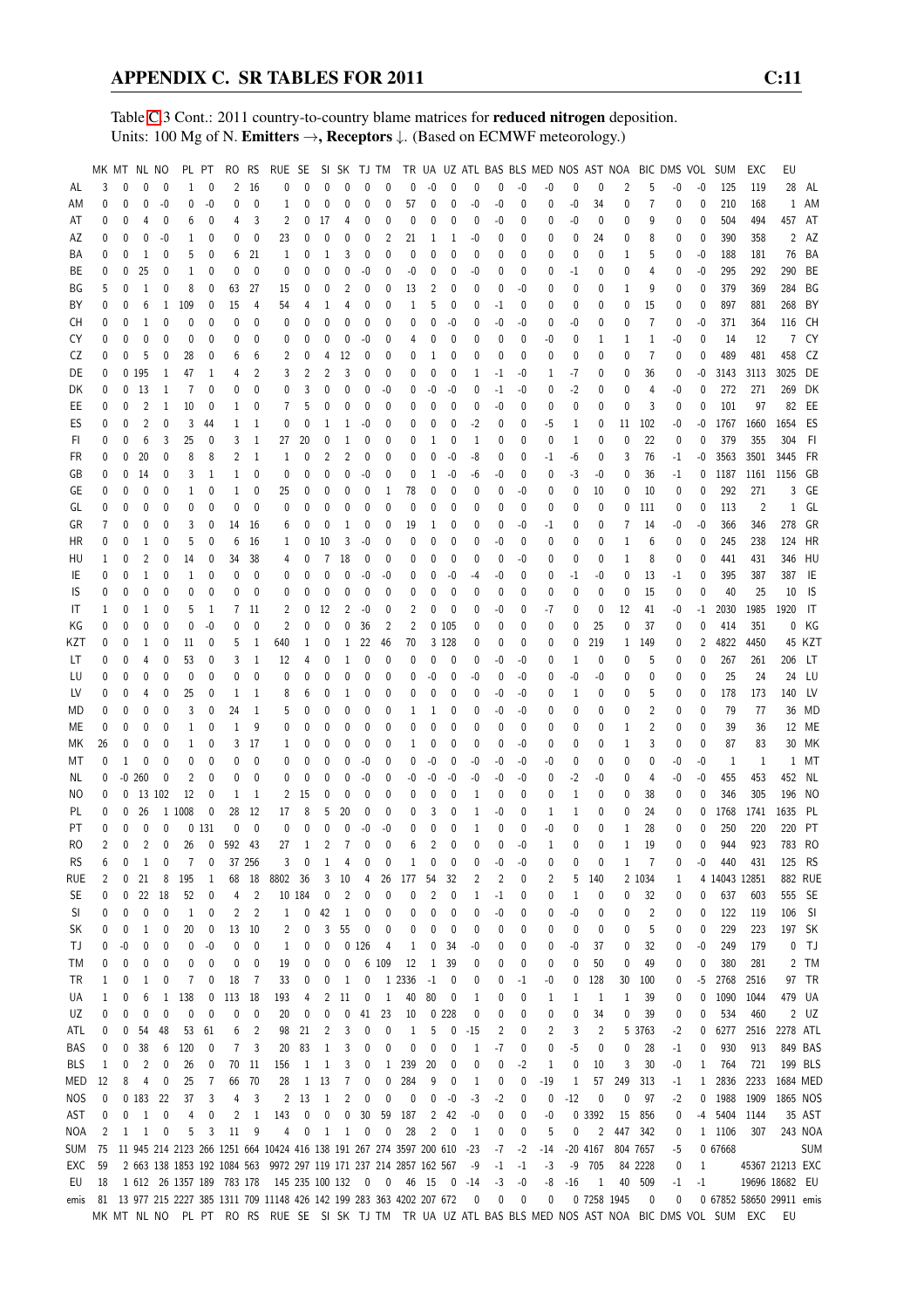Table C.3 Cont.: 2011 country-to-country blame matrices for **reduced nitrogen** deposition.
Units: 100 Mg of N. **Emitters** →, **Receptors** ↓. (Based on ECMWF meteorology.)

| | MK | MT | NL | NO | PL | PT | RO | RS | RUE | SE | SI | SK | TJ | TM | TR | UA | UZ | ATL | BAS | BLS | MED | NOS | AST | NOA | BIC | DMS | VOL | SUM | EXC | EU | |
|---|---|---|---|---|---|---|---|---|---|---|---|---|---|---|---|---|---|---|---|---|---|---|---|---|---|---|---|---|---|---|---|
| AL | 3 | 0 | 0 | 0 | 1 | 0 | 2 | 16 | 0 | 0 | 0 | 0 | 0 | 0 | 0 | -0 | 0 | 0 | 0 | -0 | -0 | 0 | 0 | 2 | 5 | -0 | -0 | 125 | 119 | 28 | AL |
| AM | 0 | 0 | 0 | -0 | 0 | -0 | 0 | 0 | 1 | 0 | 0 | 0 | 0 | 0 | 57 | 0 | 0 | -0 | -0 | 0 | 0 | -0 | 34 | 0 | 7 | 0 | 0 | 210 | 168 | 1 | AM |
| AT | 0 | 0 | 4 | 0 | 6 | 0 | 4 | 3 | 2 | 0 | 17 | 4 | 0 | 0 | 0 | 0 | 0 | 0 | -0 | 0 | 0 | -0 | 0 | 0 | 9 | 0 | 0 | 504 | 494 | 457 | AT |
| AZ | 0 | 0 | 0 | -0 | 1 | 0 | 0 | 0 | 23 | 0 | 0 | 0 | 0 | 2 | 21 | 1 | 1 | -0 | 0 | 0 | 0 | 0 | 24 | 0 | 8 | 0 | 0 | 390 | 358 | 2 | AZ |
| BA | 0 | 0 | 1 | 0 | 5 | 0 | 6 | 21 | 1 | 0 | 1 | 3 | 0 | 0 | 0 | 0 | 0 | 0 | 0 | 0 | 0 | 0 | 0 | 1 | 5 | 0 | -0 | 188 | 181 | 76 | BA |
| BE | 0 | 0 | 25 | 0 | 1 | 0 | 0 | 0 | 0 | 0 | 0 | 0 | -0 | 0 | -0 | 0 | 0 | -0 | 0 | 0 | 0 | -1 | 0 | 0 | 4 | 0 | -0 | 295 | 292 | 290 | BE |
| BG | 5 | 0 | 1 | 0 | 8 | 0 | 63 | 27 | 15 | 0 | 0 | 2 | 0 | 0 | 13 | 2 | 0 | 0 | 0 | -0 | 0 | 0 | 0 | 1 | 9 | 0 | 0 | 379 | 369 | 284 | BG |
| BY | 0 | 0 | 6 | 1 | 109 | 0 | 15 | 4 | 54 | 4 | 1 | 4 | 0 | 0 | 1 | 5 | 0 | 0 | -1 | 0 | 0 | 0 | 0 | 0 | 15 | 0 | 0 | 897 | 881 | 268 | BY |
| CH | 0 | 0 | 1 | 0 | 0 | 0 | 0 | 0 | 0 | 0 | 0 | 0 | 0 | 0 | 0 | 0 | -0 | 0 | -0 | -0 | 0 | -0 | 0 | 0 | 7 | 0 | -0 | 371 | 364 | 116 | CH |
| CY | 0 | 0 | 0 | 0 | 0 | 0 | 0 | 0 | 0 | 0 | 0 | 0 | -0 | 0 | 4 | 0 | 0 | 0 | 0 | 0 | -0 | 0 | 1 | 1 | 1 | -0 | 0 | 14 | 12 | 7 | CY |
| CZ | 0 | 0 | 5 | 0 | 28 | 0 | 6 | 6 | 2 | 0 | 4 | 12 | 0 | 0 | 0 | 1 | 0 | 0 | 0 | 0 | 0 | 0 | 0 | 0 | 7 | 0 | 0 | 489 | 481 | 458 | CZ |
| DE | 0 | 0 | 195 | 1 | 47 | 1 | 4 | 2 | 3 | 2 | 2 | 3 | 0 | 0 | 0 | 0 | 0 | 1 | -1 | -0 | 1 | -7 | 0 | 0 | 36 | 0 | -0 | 3143 | 3113 | 3025 | DE |
| DK | 0 | 0 | 13 | 1 | 7 | 0 | 0 | 0 | 0 | 3 | 0 | 0 | 0 | -0 | 0 | -0 | -0 | 0 | -1 | -0 | 0 | -2 | 0 | 0 | 4 | -0 | 0 | 272 | 271 | 269 | DK |
| EE | 0 | 0 | 2 | 1 | 10 | 0 | 1 | 0 | 7 | 5 | 0 | 0 | 0 | 0 | 0 | 0 | 0 | 0 | -0 | 0 | 0 | 0 | 0 | 0 | 3 | 0 | 0 | 101 | 97 | 82 | EE |
| ES | 0 | 0 | 2 | 0 | 3 | 44 | 1 | 1 | 0 | 0 | 1 | 1 | -0 | 0 | 0 | 0 | 0 | -2 | 0 | 0 | -5 | 1 | 0 | 11 | 102 | -0 | -0 | 1767 | 1660 | 1654 | ES |
| FI | 0 | 0 | 6 | 3 | 25 | 0 | 3 | 1 | 27 | 20 | 0 | 1 | 0 | 0 | 0 | 1 | 0 | 1 | 0 | 0 | 0 | 1 | 0 | 0 | 22 | 0 | 0 | 379 | 355 | 304 | FI |
| FR | 0 | 0 | 20 | 0 | 8 | 8 | 2 | 1 | 1 | 0 | 2 | 2 | 0 | 0 | 0 | 0 | -0 | -8 | 0 | 0 | -1 | -6 | 0 | 3 | 76 | -1 | -0 | 3563 | 3501 | 3445 | FR |
| GB | 0 | 0 | 14 | 0 | 3 | 1 | 1 | 0 | 0 | 0 | 0 | 0 | -0 | 0 | 0 | 1 | -0 | -6 | -0 | 0 | 0 | -3 | -0 | 0 | 36 | -1 | 0 | 1187 | 1161 | 1156 | GB |
| GE | 0 | 0 | 0 | 0 | 1 | 0 | 1 | 0 | 25 | 0 | 0 | 0 | 0 | 1 | 78 | 0 | 0 | 0 | 0 | -0 | 0 | 0 | 10 | 0 | 10 | 0 | 0 | 292 | 271 | 3 | GE |
| GL | 0 | 0 | 0 | 0 | 0 | 0 | 0 | 0 | 0 | 0 | 0 | 0 | 0 | 0 | 0 | 0 | 0 | 0 | 0 | 0 | 0 | 0 | 0 | 0 | 111 | 0 | 0 | 113 | 2 | 1 | GL |
| GR | 7 | 0 | 0 | 0 | 3 | 0 | 14 | 16 | 6 | 0 | 0 | 1 | 0 | 0 | 19 | 1 | 0 | 0 | 0 | -0 | -1 | 0 | 0 | 7 | 14 | -0 | -0 | 366 | 346 | 278 | GR |
| HR | 0 | 0 | 1 | 0 | 5 | 0 | 6 | 16 | 1 | 0 | 10 | 3 | -0 | 0 | 0 | 0 | 0 | 0 | -0 | 0 | 0 | 0 | 0 | 1 | 6 | 0 | 0 | 245 | 238 | 124 | HR |
| HU | 1 | 0 | 2 | 0 | 14 | 0 | 34 | 38 | 4 | 0 | 7 | 18 | 0 | 0 | 0 | 0 | 0 | 0 | 0 | -0 | 0 | 0 | 0 | 1 | 8 | 0 | 0 | 441 | 431 | 346 | HU |
| IE | 0 | 0 | 1 | 0 | 1 | 0 | 0 | 0 | 0 | 0 | 0 | 0 | -0 | -0 | 0 | 0 | -0 | -4 | -0 | 0 | 0 | -1 | -0 | 0 | 13 | -1 | 0 | 395 | 387 | 387 | IE |
| IS | 0 | 0 | 0 | 0 | 0 | 0 | 0 | 0 | 0 | 0 | 0 | 0 | 0 | 0 | 0 | 0 | 0 | 0 | 0 | 0 | 0 | 0 | 0 | 0 | 15 | 0 | 0 | 40 | 25 | 10 | IS |
| IT | 1 | 0 | 1 | 0 | 5 | 1 | 7 | 11 | 2 | 0 | 12 | 2 | -0 | 0 | 2 | 0 | 0 | 0 | -0 | 0 | -7 | 0 | 0 | 12 | 41 | -0 | -1 | 2030 | 1985 | 1920 | IT |
| KG | 0 | 0 | 0 | 0 | 0 | -0 | 0 | 0 | 2 | 0 | 0 | 0 | 36 | 2 | 2 | 0 | 105 | 0 | 0 | 0 | 0 | 0 | 25 | 0 | 37 | 0 | 0 | 414 | 351 | 0 | KG |
| KZT | 0 | 0 | 1 | 0 | 11 | 0 | 5 | 1 | 640 | 1 | 0 | 1 | 22 | 46 | 70 | 3 | 128 | 0 | 0 | 0 | 0 | 0 | 219 | 1 | 149 | 0 | 2 | 4822 | 4450 | 45 | KZT |
| LT | 0 | 0 | 4 | 0 | 53 | 0 | 3 | 1 | 12 | 4 | 0 | 1 | 0 | 0 | 0 | 0 | 0 | 0 | -0 | -0 | 0 | 1 | 0 | 0 | 5 | 0 | 0 | 267 | 261 | 206 | LT |
| LU | 0 | 0 | 0 | 0 | 0 | 0 | 0 | 0 | 0 | 0 | 0 | 0 | 0 | 0 | 0 | -0 | 0 | -0 | 0 | -0 | 0 | -0 | -0 | 0 | 0 | 0 | 0 | 25 | 24 | 24 | LU |
| LV | 0 | 0 | 4 | 0 | 25 | 0 | 1 | 1 | 8 | 6 | 0 | 1 | 0 | 0 | 0 | 0 | 0 | 0 | -0 | -0 | 0 | 1 | 0 | 0 | 5 | 0 | 0 | 178 | 173 | 140 | LV |
| MD | 0 | 0 | 0 | 0 | 3 | 0 | 24 | 1 | 5 | 0 | 0 | 0 | 0 | 0 | 1 | 1 | 0 | 0 | -0 | -0 | 0 | 0 | 0 | 0 | 2 | 0 | 0 | 79 | 77 | 36 | MD |
| ME | 0 | 0 | 0 | 0 | 1 | 0 | 1 | 9 | 0 | 0 | 0 | 0 | 0 | 0 | 0 | 0 | 0 | 0 | 0 | 0 | 0 | 0 | 0 | 1 | 2 | 0 | 0 | 39 | 36 | 12 | ME |
| MK | 26 | 0 | 0 | 0 | 1 | 0 | 3 | 17 | 1 | 0 | 0 | 0 | 0 | 0 | 1 | 0 | 0 | 0 | 0 | -0 | 0 | 0 | 0 | 1 | 3 | 0 | 0 | 87 | 83 | 30 | MK |
| MT | 0 | 1 | 0 | 0 | 0 | 0 | 0 | 0 | 0 | 0 | 0 | 0 | -0 | 0 | 0 | -0 | 0 | -0 | -0 | -0 | -0 | 0 | 0 | 0 | 0 | -0 | -0 | 1 | 1 | 1 | MT |
| NL | 0 | -0 | 260 | 0 | 2 | 0 | 0 | 0 | 0 | 0 | 0 | 0 | -0 | 0 | -0 | -0 | -0 | -0 | -0 | -0 | -0 | -2 | -0 | 0 | 4 | -0 | -0 | 455 | 453 | 452 | NL |
| NO | 0 | 0 | 13 | 102 | 12 | 0 | 1 | 1 | 2 | 15 | 0 | 0 | 0 | 0 | 0 | 0 | 0 | 1 | 0 | 0 | 0 | 1 | 0 | 0 | 38 | 0 | 0 | 346 | 305 | 196 | NO |
| PL | 0 | 0 | 26 | 1 | 1008 | 0 | 28 | 12 | 17 | 8 | 5 | 20 | 0 | 0 | 0 | 3 | 0 | 1 | -0 | 0 | 1 | 1 | 0 | 0 | 24 | 0 | 0 | 1768 | 1741 | 1635 | PL |
| PT | 0 | 0 | 0 | 0 | 0 | 131 | 0 | 0 | 0 | 0 | 0 | 0 | -0 | -0 | 0 | 0 | 0 | 1 | 0 | 0 | -0 | 0 | 0 | 1 | 28 | 0 | 0 | 250 | 220 | 220 | PT |
| RO | 2 | 0 | 2 | 0 | 26 | 0 | 592 | 43 | 27 | 1 | 2 | 7 | 0 | 0 | 6 | 2 | 0 | 0 | 0 | -0 | 1 | 0 | 0 | 1 | 19 | 0 | 0 | 944 | 923 | 783 | RO |
| RS | 6 | 0 | 1 | 0 | 7 | 0 | 37 | 256 | 3 | 0 | 1 | 4 | 0 | 0 | 1 | 0 | 0 | 0 | -0 | -0 | 0 | 0 | 0 | 1 | 7 | 0 | -0 | 440 | 431 | 125 | RS |
| RUE | 2 | 0 | 21 | 8 | 195 | 1 | 68 | 18 | 8802 | 36 | 3 | 10 | 4 | 26 | 177 | 54 | 32 | 2 | 2 | 0 | 2 | 5 | 140 | 2 | 1034 | 1 | 4 | 14043 | 12851 | 882 | RUE |
| SE | 0 | 0 | 22 | 18 | 52 | 0 | 4 | 2 | 10 | 184 | 0 | 2 | 0 | 0 | 0 | 2 | 0 | 1 | -1 | 0 | 0 | 1 | 0 | 0 | 32 | 0 | 0 | 637 | 603 | 555 | SE |
| SI | 0 | 0 | 0 | 0 | 1 | 0 | 2 | 2 | 1 | 0 | 42 | 1 | 0 | 0 | 0 | 0 | 0 | 0 | -0 | 0 | 0 | -0 | 0 | 0 | 2 | 0 | 0 | 122 | 119 | 106 | SI |
| SK | 0 | 0 | 1 | 0 | 20 | 0 | 13 | 10 | 2 | 0 | 3 | 55 | 0 | 0 | 0 | 0 | 0 | 0 | 0 | 0 | 0 | 0 | 0 | 0 | 5 | 0 | 0 | 229 | 223 | 197 | SK |
| TJ | 0 | -0 | 0 | 0 | 0 | -0 | 0 | 0 | 1 | 0 | 0 | 0 | 126 | 4 | 1 | 0 | 34 | -0 | 0 | 0 | 0 | -0 | 37 | 0 | 32 | 0 | -0 | 249 | 179 | 0 | TJ |
| TM | 0 | 0 | 0 | 0 | 0 | 0 | 0 | 0 | 19 | 0 | 0 | 0 | 6 | 109 | 12 | 1 | 39 | 0 | 0 | 0 | 0 | 0 | 50 | 0 | 49 | 0 | 0 | 380 | 281 | 2 | TM |
| TR | 1 | 0 | 1 | 0 | 7 | 0 | 18 | 7 | 33 | 0 | 0 | 1 | 0 | 1 | 2336 | -1 | 0 | 0 | 0 | -1 | -0 | 0 | 128 | 30 | 100 | 0 | -5 | 2768 | 2516 | 97 | TR |
| UA | 1 | 0 | 6 | 1 | 138 | 0 | 113 | 18 | 193 | 4 | 2 | 11 | 0 | 1 | 40 | 80 | 0 | 1 | 0 | 0 | 1 | 1 | 1 | 1 | 39 | 0 | 0 | 1090 | 1044 | 479 | UA |
| UZ | 0 | 0 | 0 | 0 | 0 | 0 | 0 | 0 | 20 | 0 | 0 | 0 | 41 | 23 | 10 | 0 | 228 | 0 | 0 | 0 | 0 | 0 | 34 | 0 | 39 | 0 | 0 | 534 | 460 | 2 | UZ |
| ATL | 0 | 0 | 54 | 48 | 53 | 61 | 6 | 2 | 98 | 21 | 2 | 3 | 0 | 0 | 1 | 5 | 0 | -15 | 2 | 0 | 2 | 3 | 2 | 5 | 3763 | -2 | 0 | 6277 | 2516 | 2278 | ATL |
| BAS | 0 | 0 | 38 | 6 | 120 | 0 | 7 | 3 | 20 | 83 | 1 | 3 | 0 | 0 | 0 | 0 | 0 | 1 | -7 | 0 | 0 | -5 | 0 | 0 | 28 | -1 | 0 | 930 | 913 | 849 | BAS |
| BLS | 1 | 0 | 2 | 0 | 26 | 0 | 70 | 11 | 156 | 1 | 1 | 3 | 0 | 1 | 239 | 20 | 0 | 0 | 0 | -2 | 1 | 0 | 10 | 3 | 30 | -0 | 1 | 764 | 721 | 199 | BLS |
| MED | 12 | 8 | 4 | 0 | 25 | 7 | 66 | 70 | 28 | 1 | 13 | 7 | 0 | | 284 | 9 | 0 | 1 | 0 | 0 | -19 | 1 | 57 | 249 | 313 | -1 | 1 | 2836 | 2233 | 1684 | MED |
| NOS | 0 | 0 | 183 | 22 | 37 | 3 | 4 | 3 | 2 | 13 | 1 | 2 | 0 | 0 | 0 | 0 | -0 | -3 | -2 | 0 | 0 | -12 | 0 | 0 | 97 | -2 | 0 | 1988 | 1909 | 1865 | NOS |
| AST | 0 | 0 | 1 | 0 | 4 | 0 | 2 | 1 | 143 | 0 | 0 | 0 | 30 | 59 | 187 | 2 | 42 | -0 | 0 | 0 | -0 | 0 | 3392 | 15 | 856 | 0 | -4 | 5404 | 1144 | 35 | AST |
| NOA | 2 | 1 | 1 | 0 | 5 | 3 | 11 | 9 | 4 | 0 | 1 | 1 | 0 | 0 | 28 | 2 | 0 | 1 | 0 | 0 | 5 | 0 | 2 | 447 | 342 | 0 | 1 | 1106 | 307 | 243 | NOA |
| SUM | 75 | 11 | 945 | 214 | 2123 | 266 | 1251 | 664 | 10424 | 416 | 138 | 191 | 267 | 274 | 3597 | 200 | 610 | -23 | -7 | -2 | -14 | -20 | 4167 | 804 | 7657 | -5 | 0 | 67668 | | | SUM |
| EXC | 59 | 2 | 663 | 138 | 1853 | 192 | 1084 | 563 | 9972 | 297 | 119 | 171 | 237 | 214 | 2857 | 162 | 567 | -9 | -1 | -1 | -3 | -9 | 705 | 84 | 2228 | 0 | 1 | | 45367 | 21213 | EXC |
| EU | 18 | 1 | 612 | 26 | 1357 | 189 | 783 | 178 | 145 | 235 | 100 | 132 | 0 | 0 | 46 | 15 | 0 | -14 | -3 | -0 | -8 | -16 | 1 | 40 | 509 | -1 | -1 | | 19696 | 18682 | EU |
| emis | 81 | 13 | 977 | 215 | 2227 | 385 | 1311 | 709 | 11148 | 426 | 142 | 199 | 283 | 363 | 4202 | 207 | 672 | 0 | 0 | 0 | 0 | 0 | 7258 | 1945 | 0 | 0 | 0 | 67852 | 58650 | 29011 | emis |
| | MK | MT | NL | NO | PL | PT | RO | RS | RUE | SE | SI | SK | TJ | TM | TR | UA | UZ | ATL | BAS | BLS | MED | NOS | AST | NOA | BIC | DMS | VOL | SUM | EXC | EU | |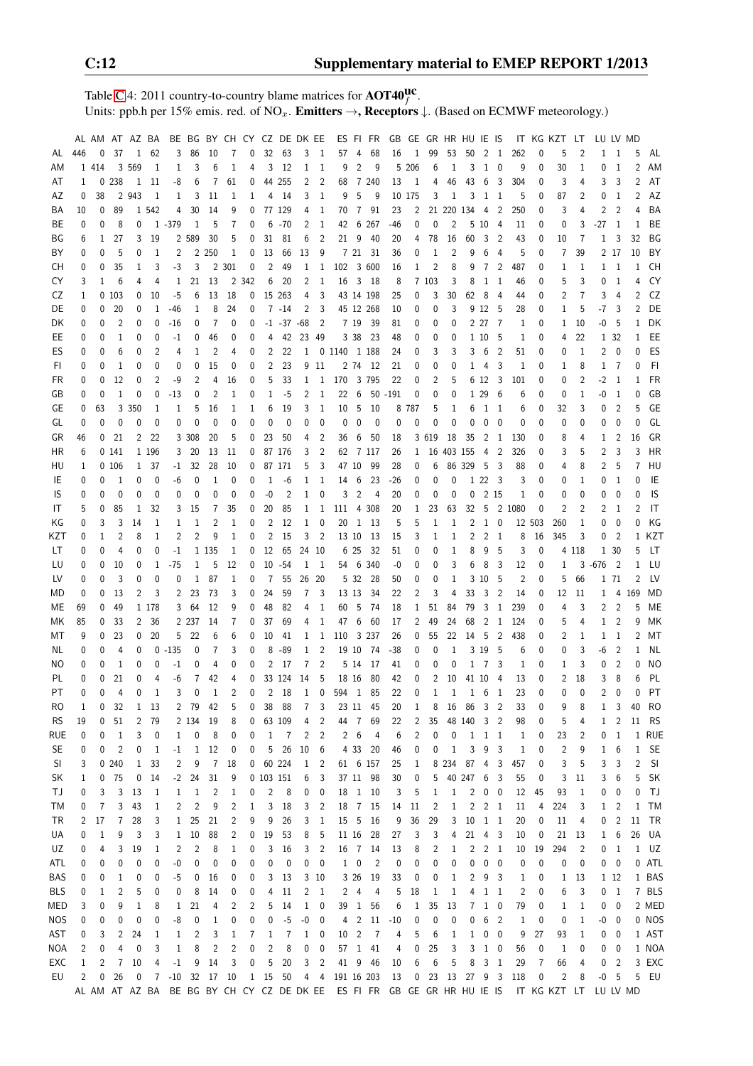Table C.4: 2011 country-to-country blame matrices for $\mathbf{AOT40_f^{uc}}$.
Units: ppb.h per 15% emis. red. of $NO_x$. **Emitters →, Receptors ↓.** (Based on ECMWF meteorology.)

| | AL | AM | AT | AZ | BA | BE | BG | BY | CH | CY | CZ | DE | DK | EE | ES | FI | FR | GB | GE | GR | HR | HU | IE | IS | IT | KG | KZT | LT | LU | LV | MD | |
|---|---|---|---|---|---|---|---|---|---|---|---|---|---|---|---|---|---|---|---|---|---|---|---|---|---|---|---|---|---|---|---|---|
| AL | 446 | 0 | 37 | 1 | 62 | 3 | 86 | 10 | 7 | 0 | 32 | 63 | 3 | 1 | 57 | 4 | 68 | 16 | 1 | 99 | 53 | 50 | 2 | 1 | 262 | 0 | 5 | 2 | 1 | 1 | 5 | AL |
| AM | 1 | 414 | 3 | 569 | 1 | 1 | 3 | 6 | 1 | 4 | 3 | 12 | 1 | 1 | 9 | 2 | 9 | 5 | 206 | 6 | 1 | 3 | 1 | 0 | 9 | 0 | 30 | 1 | 0 | 1 | 2 | AM |
| AT | 1 | 0 | 238 | 1 | 11 | -8 | 6 | 7 | 61 | 0 | 44 | 255 | 2 | 2 | 68 | 7 | 240 | 13 | 1 | 4 | 46 | 43 | 6 | 3 | 304 | 0 | 3 | 4 | 3 | 3 | 2 | AT |
| AZ | 0 | 38 | 2 | 943 | 1 | 1 | 3 | 11 | 1 | 1 | 4 | 14 | 3 | 1 | 9 | 5 | 9 | 10 | 175 | 3 | 1 | 3 | 1 | 1 | 5 | 0 | 87 | 2 | 0 | 1 | 2 | AZ |
| BA | 10 | 0 | 89 | 1 | 542 | 4 | 30 | 14 | 9 | 0 | 77 | 129 | 4 | 1 | 70 | 7 | 91 | 23 | 2 | 21 | 220 | 134 | 4 | 2 | 250 | 0 | 3 | 4 | 2 | 2 | 4 | BA |
| BE | 0 | 0 | 8 | 0 | 1 | -379 | 1 | 5 | 7 | 0 | 6 | -70 | 2 | 1 | 42 | 6 | 267 | -46 | 0 | 0 | 2 | 5 | 10 | 4 | 11 | 0 | 0 | 3 | -27 | 1 | 1 | BE |
| BG | 6 | 1 | 27 | 3 | 19 | 2 | 589 | 30 | 5 | 0 | 31 | 81 | 6 | 2 | 21 | 9 | 40 | 20 | 4 | 78 | 16 | 60 | 3 | 2 | 43 | 0 | 10 | 7 | 1 | 3 | 32 | BG |
| BY | 0 | 0 | 5 | 0 | 1 | 2 | 2 | 250 | 1 | 0 | 13 | 66 | 13 | 9 | 7 | 21 | 31 | 36 | 0 | 1 | 2 | 9 | 6 | 4 | 5 | 0 | 7 | 39 | 2 | 17 | 10 | BY |
| CH | 0 | 0 | 35 | 1 | 3 | -3 | 3 | 2 | 301 | 0 | 2 | 49 | 1 | 1 | 102 | 3 | 600 | 16 | 1 | 2 | 8 | 9 | 7 | 2 | 487 | 0 | 1 | 1 | 1 | 1 | 1 | CH |
| CY | 3 | 1 | 6 | 4 | 4 | 1 | 21 | 13 | 2 | 342 | 6 | 20 | 2 | 1 | 16 | 3 | 18 | 8 | 7 | 103 | 3 | 8 | 1 | 1 | 46 | 0 | 5 | 3 | 0 | 1 | 4 | CY |
| CZ | 1 | 0 | 103 | 0 | 10 | -5 | 6 | 13 | 18 | 0 | 15 | 263 | 4 | 3 | 43 | 14 | 198 | 25 | 0 | 3 | 30 | 62 | 8 | 4 | 44 | 0 | 2 | 7 | 3 | 4 | 2 | CZ |
| DE | 0 | 0 | 20 | 0 | 1 | -46 | 1 | 8 | 24 | 0 | 7 | -14 | 2 | 3 | 45 | 12 | 268 | 10 | 0 | 0 | 3 | 9 | 12 | 5 | 28 | 0 | 1 | 5 | -7 | 3 | 2 | DE |
| DK | 0 | 0 | 2 | 0 | 0 | -16 | 0 | 7 | 0 | 0 | -1 | -37 | -68 | 2 | 7 | 19 | 39 | 81 | 0 | 0 | 0 | 2 | 27 | 7 | 1 | 0 | 1 | 10 | -0 | 5 | 1 | DK |
| EE | 0 | 0 | 1 | 0 | 0 | -1 | 0 | 46 | 0 | 0 | 4 | 42 | 23 | 49 | 3 | 38 | 23 | 48 | 0 | 0 | 0 | 1 | 10 | 5 | 1 | 0 | 4 | 22 | 1 | 32 | 1 | EE |
| ES | 0 | 0 | 6 | 0 | 2 | 4 | 1 | 2 | 4 | 0 | 2 | 22 | 1 | 0 | 1140 | 1 | 188 | 24 | 0 | 3 | 3 | 3 | 6 | 2 | 51 | 0 | 0 | 1 | 2 | 0 | 0 | ES |
| FI | 0 | 0 | 1 | 0 | 0 | 0 | 0 | 15 | 0 | 0 | 2 | 23 | 9 | 11 | 2 | 74 | 12 | 21 | 0 | 0 | 0 | 1 | 4 | 3 | 1 | 0 | 1 | 8 | 1 | 7 | 0 | FI |
| FR | 0 | 0 | 12 | 0 | 2 | -9 | 2 | 4 | 16 | 0 | 5 | 33 | 1 | 1 | 170 | 3 | 795 | 22 | 0 | 2 | 5 | 6 | 12 | 3 | 101 | 0 | 0 | 2 | -2 | 1 | 1 | FR |
| GB | 0 | 0 | 1 | 0 | 0 | -13 | 0 | 2 | 1 | 0 | 1 | -5 | 2 | 1 | 22 | 6 | 50 | -191 | 0 | 0 | 0 | 1 | 29 | 6 | 6 | 0 | 0 | 1 | -0 | 1 | 0 | GB |
| GE | 0 | 63 | 3 | 350 | 1 | 1 | 5 | 16 | 1 | 1 | 6 | 19 | 3 | 1 | 10 | 5 | 10 | 8 | 787 | 5 | 1 | 6 | 1 | 1 | 6 | 0 | 32 | 3 | 0 | 2 | 5 | GE |
| GL | 0 | 0 | 0 | 0 | 0 | 0 | 0 | 0 | 0 | 0 | 0 | 0 | 0 | 0 | 0 | 0 | 0 | 0 | 0 | 0 | 0 | 0 | 0 | 0 | 0 | 0 | 0 | 0 | 0 | 0 | 0 | GL |
| GR | 46 | 0 | 21 | 2 | 22 | 3 | 308 | 20 | 5 | 0 | 23 | 50 | 4 | 2 | 36 | 6 | 50 | 18 | 3 | 619 | 18 | 35 | 2 | 1 | 130 | 0 | 8 | 4 | 1 | 2 | 16 | GR |
| HR | 6 | 0 | 141 | 1 | 196 | 3 | 20 | 13 | 11 | 0 | 87 | 176 | 3 | 2 | 62 | 7 | 117 | 26 | 1 | 16 | 403 | 155 | 4 | 2 | 326 | 0 | 3 | 5 | 2 | 3 | 3 | HR |
| HU | 1 | 0 | 106 | 1 | 37 | -1 | 32 | 28 | 10 | 0 | 87 | 171 | 5 | 3 | 47 | 10 | 99 | 28 | 0 | 6 | 86 | 329 | 5 | 3 | 88 | 0 | 4 | 8 | 2 | 5 | 7 | HU |
| IE | 0 | 0 | 1 | 0 | 0 | -6 | 0 | 1 | 0 | 0 | 1 | -6 | 1 | 1 | 14 | 6 | 23 | -26 | 0 | 0 | 0 | 1 | 22 | 3 | 3 | 0 | 0 | 1 | 0 | 1 | 0 | IE |
| IS | 0 | 0 | 0 | 0 | 0 | 0 | 0 | 0 | 0 | 0 | -0 | 2 | 1 | 0 | 3 | 2 | 4 | 20 | 0 | 0 | 0 | 0 | 2 | 15 | 1 | 0 | 0 | 0 | 0 | 0 | 0 | IS |
| IT | 5 | 0 | 85 | 1 | 32 | 3 | 15 | 7 | 35 | 0 | 20 | 85 | 1 | 1 | 111 | 4 | 308 | 20 | 1 | 23 | 63 | 32 | 5 | 2 | 1080 | 0 | 2 | 2 | 2 | 1 | 2 | IT |
| KG | 0 | 3 | 3 | 14 | 1 | 1 | 1 | 2 | 1 | 0 | 2 | 12 | 1 | 0 | 20 | 1 | 13 | 5 | 5 | 1 | 1 | 2 | 1 | 0 | 12 | 503 | 260 | 1 | 0 | 0 | 0 | KG |
| KZT | 0 | 1 | 2 | 8 | 1 | 2 | 2 | 9 | 1 | 0 | 2 | 15 | 3 | 2 | 13 | 10 | 13 | 15 | 3 | 1 | 1 | 2 | 2 | 1 | 8 | 16 | 345 | 3 | 0 | 2 | 1 | KZT |
| LT | 0 | 0 | 4 | 0 | 0 | -1 | 1 | 135 | 1 | 0 | 12 | 65 | 24 | 10 | 6 | 25 | 32 | 51 | 0 | 0 | 1 | 8 | 9 | 5 | 3 | 0 | 4 | 118 | 1 | 30 | 5 | LT |
| LU | 0 | 0 | 10 | 0 | 1 | -75 | 1 | 5 | 12 | 0 | 10 | -54 | 1 | 1 | 54 | 6 | 340 | -0 | 0 | 0 | 3 | 6 | 8 | 3 | 12 | 0 | 1 | 3 | -676 | 2 | 1 | LU |
| LV | 0 | 0 | 3 | 0 | 0 | 0 | 1 | 87 | 1 | 0 | 7 | 55 | 26 | 20 | 5 | 32 | 28 | 50 | 0 | 0 | 1 | 3 | 10 | 5 | 2 | 0 | 5 | 66 | 1 | 71 | 2 | LV |
| MD | 0 | 0 | 13 | 2 | 3 | 2 | 23 | 73 | 3 | 0 | 24 | 59 | 7 | 3 | 13 | 13 | 34 | 22 | 2 | 3 | 4 | 33 | 3 | 2 | 14 | 0 | 12 | 11 | 1 | 4 | 169 | MD |
| ME | 69 | 0 | 49 | 1 | 178 | 3 | 64 | 12 | 9 | 0 | 48 | 82 | 4 | 1 | 60 | 5 | 74 | 18 | 1 | 51 | 84 | 79 | 3 | 1 | 239 | 0 | 4 | 3 | 2 | 2 | 5 | ME |
| MK | 85 | 0 | 33 | 2 | 36 | 2 | 237 | 14 | 7 | 0 | 37 | 69 | 4 | 1 | 47 | 6 | 60 | 17 | 2 | 49 | 24 | 68 | 2 | 1 | 124 | 0 | 5 | 4 | 1 | 2 | 9 | MK |
| MT | 9 | 0 | 23 | 0 | 20 | 5 | 22 | 6 | 6 | 0 | 10 | 41 | 1 | 1 | 110 | 3 | 237 | 26 | 0 | 55 | 22 | 14 | 5 | 2 | 438 | 0 | 2 | 1 | 1 | 1 | 2 | MT |
| NL | 0 | 0 | 4 | 0 | 0 | -135 | 0 | 7 | 3 | 0 | 8 | -89 | 1 | 2 | 19 | 10 | 74 | -38 | 0 | 0 | 1 | 3 | 19 | 5 | 6 | 0 | 0 | 3 | -6 | 2 | 1 | NL |
| NO | 0 | 0 | 1 | 0 | 0 | -1 | 0 | 4 | 0 | 0 | 2 | 17 | 7 | 2 | 5 | 14 | 17 | 41 | 0 | 0 | 0 | 1 | 7 | 3 | 1 | 0 | 1 | 3 | 0 | 2 | 0 | NO |
| PL | 0 | 0 | 21 | 0 | 4 | -6 | 7 | 42 | 4 | 0 | 33 | 124 | 14 | 5 | 18 | 16 | 80 | 42 | 0 | 2 | 10 | 41 | 10 | 4 | 13 | 0 | 2 | 18 | 3 | 8 | 6 | PL |
| PT | 0 | 0 | 4 | 0 | 1 | 3 | 0 | 1 | 2 | 0 | 2 | 18 | 1 | 0 | 594 | 1 | 85 | 22 | 0 | 1 | 1 | 1 | 6 | 1 | 23 | 0 | 0 | 0 | 2 | 0 | 0 | PT |
| RO | 1 | 0 | 32 | 1 | 13 | 2 | 79 | 42 | 5 | 0 | 38 | 88 | 7 | 3 | 23 | 11 | 45 | 20 | 1 | 8 | 16 | 86 | 3 | 2 | 33 | 0 | 9 | 8 | 1 | 3 | 40 | RO |
| RS | 19 | 0 | 51 | 2 | 79 | 2 | 134 | 19 | 8 | 0 | 63 | 109 | 4 | 2 | 44 | 7 | 69 | 22 | 2 | 35 | 48 | 140 | 3 | 2 | 98 | 0 | 5 | 4 | 1 | 2 | 11 | RS |
| RUE | 0 | 0 | 1 | 3 | 0 | 1 | 0 | 8 | 0 | 0 | 1 | 7 | 2 | 2 | 2 | 6 | 4 | 6 | 2 | 0 | 0 | 1 | 1 | 1 | 1 | 0 | 23 | 2 | 0 | 1 | 1 | RUE |
| SE | 0 | 0 | 2 | 0 | 1 | -1 | 1 | 12 | 0 | 0 | 5 | 26 | 10 | 6 | 4 | 33 | 20 | 46 | 0 | 0 | 1 | 3 | 9 | 3 | 1 | 0 | 2 | 9 | 1 | 6 | 1 | SE |
| SI | 3 | 0 | 240 | 1 | 33 | 2 | 9 | 7 | 18 | 0 | 60 | 224 | 1 | 2 | 61 | 6 | 157 | 25 | 1 | 8 | 234 | 87 | 4 | 3 | 457 | 0 | 3 | 5 | 3 | 3 | 2 | SI |
| SK | 1 | 0 | 75 | 0 | 14 | -2 | 24 | 31 | 9 | 0 | 103 | 151 | 6 | 3 | 37 | 11 | 98 | 30 | 0 | 5 | 40 | 247 | 6 | 3 | 55 | 0 | 3 | 11 | 3 | 6 | 5 | SK |
| TJ | 0 | 3 | 3 | 13 | 1 | 1 | 1 | 2 | 1 | 0 | 2 | 8 | 0 | 0 | 18 | 1 | 10 | 3 | 5 | 1 | 1 | 2 | 0 | 0 | 12 | 45 | 93 | 1 | 0 | 0 | 0 | TJ |
| TM | 0 | 7 | 3 | 43 | 1 | 2 | 2 | 9 | 2 | 1 | 3 | 18 | 3 | 2 | 18 | 7 | 15 | 14 | 11 | 2 | 1 | 2 | 2 | 1 | 11 | 4 | 224 | 3 | 1 | 2 | 1 | TM |
| TR | 2 | 17 | 7 | 28 | 3 | 1 | 25 | 21 | 2 | 9 | 9 | 26 | 3 | 1 | 15 | 5 | 16 | 9 | 36 | 29 | 3 | 10 | 1 | 1 | 20 | 0 | 11 | 4 | 0 | 2 | 11 | TR |
| UA | 0 | 1 | 9 | 3 | 3 | 1 | 10 | 88 | 2 | 0 | 19 | 53 | 8 | 5 | 11 | 16 | 28 | 27 | 3 | 3 | 4 | 21 | 4 | 3 | 10 | 0 | 21 | 13 | 1 | 6 | 26 | UA |
| UZ | 0 | 4 | 3 | 19 | 1 | 2 | 2 | 8 | 1 | 0 | 3 | 16 | 3 | 2 | 16 | 7 | 14 | 13 | 8 | 2 | 1 | 2 | 2 | 1 | 10 | 19 | 294 | 2 | 0 | 1 | 1 | UZ |
| ATL | 0 | 0 | 0 | 0 | 0 | -0 | 0 | 0 | 0 | 0 | 0 | 0 | 0 | 0 | 1 | 0 | 2 | 0 | 0 | 0 | 0 | 0 | 0 | 0 | 0 | 0 | 0 | 0 | 0 | 0 | 0 | ATL |
| BAS | 0 | 0 | 1 | 0 | 0 | -5 | 0 | 16 | 0 | 0 | 3 | 13 | 3 | 10 | 3 | 26 | 19 | 33 | 0 | 0 | 1 | 2 | 9 | 3 | 1 | 0 | 1 | 13 | 1 | 12 | 1 | BAS |
| BLS | 0 | 1 | 2 | 5 | 0 | 0 | 8 | 14 | 0 | 0 | 4 | 11 | 2 | 1 | 2 | 4 | 4 | 5 | 18 | 1 | 1 | 4 | 1 | 1 | 2 | 0 | 6 | 3 | 0 | 1 | 7 | BLS |
| MED | 3 | 0 | 9 | 1 | 8 | 1 | 21 | 4 | 2 | 2 | 5 | 14 | 1 | 0 | 39 | 1 | 56 | 6 | 1 | 35 | 13 | 7 | 1 | 0 | 79 | 0 | 1 | 1 | 0 | 0 | 2 | MED |
| NOS | 0 | 0 | 0 | 0 | 0 | -8 | 0 | 1 | 0 | 0 | 0 | -5 | -0 | 0 | 4 | 2 | 11 | -10 | 0 | 0 | 0 | 0 | 6 | 2 | 1 | 0 | 0 | 1 | -0 | 0 | 0 | NOS |
| AST | 0 | 3 | 2 | 24 | 1 | 1 | 2 | 3 | 1 | 7 | 1 | 7 | 1 | 0 | 10 | 2 | 7 | 4 | 5 | 6 | 1 | 1 | 0 | 0 | 9 | 27 | 93 | 1 | 0 | 0 | 1 | AST |
| NOA | 2 | 0 | 4 | 0 | 3 | 1 | 8 | 2 | 2 | 0 | 2 | 8 | 0 | 0 | 57 | 1 | 41 | 4 | 0 | 25 | 3 | 3 | 1 | 0 | 56 | 0 | 1 | 0 | 0 | 0 | 1 | NOA |
| EXC | 1 | 2 | 7 | 10 | 4 | -1 | 9 | 14 | 3 | 0 | 5 | 20 | 3 | 2 | 41 | 9 | 46 | 10 | 6 | 6 | 5 | 8 | 3 | 1 | 29 | 7 | 66 | 4 | 0 | 2 | 3 | EXC |
| EU | 2 | 0 | 26 | 0 | 7 | -10 | 32 | 17 | 10 | 1 | 15 | 50 | 4 | 4 | 191 | 16 | 203 | 13 | 0 | 23 | 13 | 27 | 9 | 3 | 118 | 0 | 2 | 8 | -0 | 5 | 5 | EU |
| | AL | AM | AT | AZ | BA | BE | BG | BY | CH | CY | CZ | DE | DK | EE | ES | FI | FR | GB | GE | GR | HR | HU | IE | IS | IT | KG | KZT | LT | LU | LV | MD | |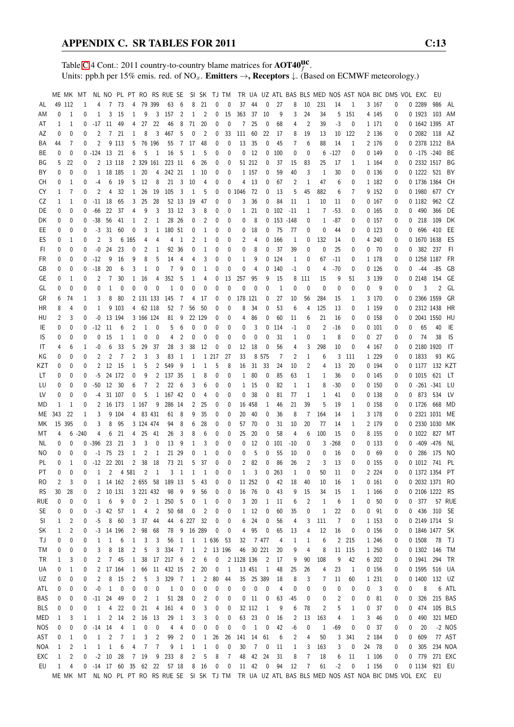Table C.4 Cont.: 2011 country-to-country blame matrices for $\mathbf{AOT40^{uc}_{f}}$.
Units: ppb.h per 15% emis. red. of $NO_x$. **Emitters** →, **Receptors** ↓. (Based on ECMWF meteorology.)

| | ME | MK | MT | NL | NO | PL | PT | RO | RS | RUE | SE | SI | SK | TJ | TM | TR | UA | UZ | ATL | BAS | BLS | MED | NOS | AST | NOA | BIC | DMS | VOL | EXC | EU | |
|---|---|---|---|---|---|---|---|---|---|---|---|---|---|---|---|---|---|---|---|---|---|---|---|---|---|---|---|---|---|---|---|
| AL | 49 | 112 | 1 | 4 | 7 | 73 | 4 | 79 | 399 | 63 | 6 | 8 | 21 | 0 | 0 | 37 | 44 | 0 | 27 | 8 | 10 | 231 | 14 | 1 | 3 | 167 | 0 | 0 | 2289 | 986 | AL |
| AM | 0 | 1 | 0 | 1 | 3 | 15 | 1 | 9 | 3 | 157 | 2 | 1 | 2 | 0 | 15 | 363 | 37 | 10 | 9 | 3 | 24 | 34 | 5 | 151 | 4 | 145 | 0 | 0 | 1923 | 103 | AM |
| AT | 1 | 1 | 0 | -17 | 11 | 49 | 4 | 27 | 22 | 46 | 8 | 71 | 20 | 0 | 0 | 7 | 25 | 0 | 68 | 4 | 2 | 39 | -3 | 0 | 1 | 171 | 0 | 0 | 1642 | 1395 | AT |
| AZ | 0 | 0 | 0 | 2 | 7 | 21 | 1 | 8 | 3 | 467 | 5 | 0 | 2 | 0 | 33 | 111 | 60 | 22 | 17 | 8 | 19 | 13 | 10 | 122 | 2 | 136 | 0 | 0 | 2082 | 118 | AZ |
| BA | 44 | 7 | 0 | 2 | 9 | 113 | 5 | 76 | 196 | 55 | 7 | 17 | 48 | 0 | 0 | 13 | 35 | 0 | 45 | 7 | 6 | 88 | 14 | 1 | 2 | 176 | 0 | 0 | 2378 | 1212 | BA |
| BE | 0 | 0 | 0 | -124 | 13 | 21 | 6 | 5 | 1 | 16 | 5 | 1 | 5 | 0 | 0 | 0 | 12 | 0 | 100 | 0 | 0 | 6 | -127 | 0 | 0 | 149 | 0 | 0 | -175 | -240 | BE |
| BG | 5 | 22 | 0 | 2 | 13 | 118 | 2 | 329 | 161 | 223 | 11 | 6 | 26 | 0 | 0 | 51 | 212 | 0 | 37 | 15 | 83 | 25 | 17 | 1 | 1 | 164 | 0 | 0 | 2332 | 1517 | BG |
| BY | 0 | 0 | 0 | 1 | 18 | 185 | 1 | 20 | 4 | 242 | 21 | 1 | 10 | 0 | 0 | 1 | 157 | 0 | 59 | 40 | 3 | 1 | 30 | 0 | 0 | 136 | 0 | 0 | 1222 | 521 | BY |
| CH | 0 | 1 | 0 | -4 | 6 | 19 | 5 | 12 | 8 | 21 | 3 | 10 | 4 | 0 | 0 | 4 | 13 | 0 | 67 | 2 | 1 | 47 | 6 | 0 | 1 | 182 | 0 | 0 | 1736 | 1364 | CH |
| CY | 1 | 7 | 0 | 2 | 4 | 32 | 1 | 26 | 19 | 105 | 3 | 1 | 5 | 0 | 0 | 1046 | 72 | 0 | 13 | 5 | 45 | 882 | 6 | 7 | 9 | 152 | 0 | 0 | 1980 | 677 | CY |
| CZ | 1 | 1 | 0 | -11 | 18 | 65 | 3 | 25 | 28 | 52 | 13 | 19 | 47 | 0 | 0 | 3 | 36 | 0 | 84 | 11 | 1 | 10 | 11 | 0 | 0 | 167 | 0 | 0 | 1182 | 962 | CZ |
| DE | 0 | 0 | 0 | -66 | 22 | 37 | 4 | 9 | 3 | 33 | 12 | 3 | 8 | 0 | 0 | 1 | 21 | 0 | 102 | -11 | 1 | 7 | -53 | 0 | 0 | 165 | 0 | 0 | 490 | 366 | DE |
| DK | 0 | 0 | 0 | -38 | 56 | 41 | 1 | 2 | 1 | 28 | 26 | 0 | 2 | 0 | 0 | 0 | 8 | 0 | 153 | -148 | 0 | 1 | -87 | 0 | 0 | 157 | 0 | 0 | 218 | 109 | DK |
| EE | 0 | 0 | 0 | -3 | 31 | 60 | 0 | 3 | 1 | 180 | 51 | 0 | 1 | 0 | 0 | 0 | 18 | 0 | 75 | 77 | 0 | 0 | 44 | 0 | 0 | 123 | 0 | 0 | 696 | 410 | EE |
| ES | 0 | 1 | 0 | 2 | 3 | 6 | 165 | 4 | 4 | 4 | 1 | 2 | 1 | 0 | 0 | 2 | 4 | 0 | 166 | 1 | 0 | 132 | 14 | 0 | 4 | 240 | 0 | 0 | 1670 | 1638 | ES |
| FI | 0 | 0 | 0 | -0 | 24 | 23 | 0 | 2 | 1 | 92 | 36 | 0 | 1 | 0 | 0 | 0 | 8 | 0 | 37 | 39 | 0 | 0 | 25 | 0 | 0 | 70 | 0 | 0 | 382 | 237 | FI |
| FR | 0 | 0 | 0 | -12 | 9 | 16 | 9 | 8 | 5 | 14 | 4 | 4 | 3 | 0 | 0 | 1 | 9 | 0 | 124 | 1 | 0 | 67 | -11 | 0 | 1 | 178 | 0 | 0 | 1258 | 1187 | FR |
| GB | 0 | 0 | 0 | -18 | 20 | 6 | 3 | 1 | 0 | 7 | 9 | 0 | 1 | 0 | 0 | 0 | 4 | 0 | 140 | -1 | 0 | 4 | -70 | 0 | 0 | 126 | 0 | 0 | -44 | -85 | GB |
| GE | 0 | 1 | 0 | 2 | 7 | 30 | 1 | 16 | 4 | 352 | 5 | 1 | 4 | 0 | 13 | 257 | 95 | 9 | 15 | 8 | 111 | 15 | 9 | 51 | 3 | 139 | 0 | 0 | 2148 | 154 | GE |
| GL | 0 | 0 | 0 | 0 | 1 | 0 | 0 | 0 | 0 | 1 | 0 | 0 | 0 | 0 | 0 | 0 | 0 | 0 | 1 | 0 | 0 | 0 | 0 | 0 | 0 | 9 | 0 | 0 | 3 | 2 | GL |
| GR | 6 | 74 | 1 | 3 | 8 | 80 | 2 | 131 | 133 | 145 | 7 | 4 | 17 | 0 | 0 | 178 | 121 | 0 | 27 | 10 | 56 | 284 | 15 | 1 | 3 | 170 | 0 | 0 | 2366 | 1559 | GR |
| HR | 8 | 4 | 0 | 1 | 9 | 103 | 4 | 62 | 118 | 52 | 7 | 56 | 50 | 0 | 0 | 8 | 34 | 0 | 53 | 6 | 4 | 125 | 13 | 0 | 1 | 159 | 0 | 0 | 2312 | 1438 | HR |
| HU | 2 | 3 | 0 | -0 | 13 | 194 | 3 | 166 | 124 | 81 | 9 | 22 | 129 | 0 | 0 | 4 | 86 | 0 | 60 | 11 | 6 | 21 | 16 | 0 | 0 | 158 | 0 | 0 | 2041 | 1550 | HU |
| IE | 0 | 0 | 0 | -12 | 11 | 6 | 2 | 1 | 0 | 5 | 6 | 0 | 0 | 0 | 0 | 0 | 3 | 0 | 114 | -1 | 0 | 2 | -16 | 0 | 0 | 101 | 0 | 0 | 65 | 40 | IE |
| IS | 0 | 0 | 0 | 0 | 15 | 1 | 1 | 0 | 0 | 4 | 2 | 0 | 0 | 0 | 0 | 0 | 0 | 0 | 31 | 1 | 0 | 1 | 8 | 0 | 0 | 27 | 0 | 0 | 74 | 38 | IS |
| IT | 4 | 6 | 1 | -0 | 6 | 33 | 5 | 29 | 37 | 28 | 3 | 38 | 12 | 0 | 0 | 12 | 18 | 0 | 56 | 4 | 3 | 298 | 10 | 0 | 4 | 167 | 0 | 0 | 2180 | 1920 | IT |
| KG | 0 | 0 | 0 | 2 | 2 | 7 | 2 | 3 | 3 | 83 | 1 | 1 | 1 | 217 | 27 | 33 | 8 | 575 | 7 | 2 | 1 | 6 | 3 | 111 | 1 | 229 | 0 | 0 | 1833 | 93 | KG |
| KZT | 0 | 0 | 0 | 2 | 12 | 15 | 1 | 5 | 2 | 549 | 9 | 1 | 1 | 5 | 8 | 16 | 31 | 33 | 24 | 10 | 2 | 4 | 13 | 20 | 0 | 194 | 0 | 0 | 1177 | 132 | KZT |
| LT | 0 | 0 | 0 | -5 | 24 | 172 | 0 | 9 | 2 | 137 | 35 | 1 | 8 | 0 | 0 | 1 | 80 | 0 | 85 | 63 | 1 | 1 | 36 | 0 | 0 | 145 | 0 | 0 | 1015 | 621 | LT |
| LU | 0 | 0 | 0 | -50 | 12 | 30 | 6 | 7 | 2 | 22 | 6 | 3 | 6 | 0 | 0 | 1 | 15 | 0 | 82 | 1 | 1 | 8 | -30 | 0 | 0 | 150 | 0 | 0 | -261 | -341 | LU |
| LV | 0 | 0 | 0 | -4 | 31 | 107 | 0 | 5 | 1 | 167 | 42 | 0 | 4 | 0 | 0 | 0 | 38 | 0 | 81 | 77 | 1 | 1 | 41 | 0 | 0 | 138 | 0 | 0 | 873 | 534 | LV |
| MD | 1 | 1 | 0 | 2 | 16 | 173 | 1 | 167 | 9 | 286 | 14 | 2 | 25 | 0 | 0 | 16 | 458 | 1 | 46 | 21 | 39 | 5 | 19 | 1 | 0 | 158 | 0 | 0 | 1726 | 668 | MD |
| ME | 343 | 22 | 1 | 3 | 9 | 104 | 4 | 83 | 431 | 61 | 8 | 9 | 35 | 0 | 0 | 20 | 40 | 0 | 36 | 8 | 7 | 164 | 14 | 1 | 3 | 178 | 0 | 0 | 2321 | 1031 | ME |
| MK | 15 | 395 | 0 | 3 | 8 | 95 | 3 | 124 | 474 | 94 | 8 | 6 | 28 | 0 | 0 | 57 | 70 | 0 | 31 | 10 | 20 | 77 | 14 | 1 | 2 | 179 | 0 | 0 | 2330 | 1030 | MK |
| MT | 4 | 6 | -240 | 4 | 6 | 21 | 4 | 25 | 41 | 26 | 3 | 8 | 6 | 0 | 0 | 25 | 20 | 0 | 58 | 4 | 6 | 100 | 15 | 0 | 8 | 155 | 0 | 0 | 1022 | 827 | MT |
| NL | 0 | 0 | 0 | -396 | 23 | 21 | 3 | 3 | 0 | 13 | 9 | 1 | 3 | 0 | 0 | 0 | 12 | 0 | 101 | -10 | 0 | 3 | -268 | 0 | 0 | 133 | 0 | 0 | -409 | -476 | NL |
| NO | 0 | 0 | 0 | -1 | 75 | 23 | 1 | 2 | 1 | 21 | 29 | 0 | 1 | 0 | 0 | 0 | 5 | 0 | 55 | 10 | 0 | 0 | 16 | 0 | 0 | 69 | 0 | 0 | 286 | 175 | NO |
| PL | 0 | 1 | 0 | -12 | 22 | 201 | 2 | 38 | 18 | 73 | 21 | 5 | 37 | 0 | 0 | 2 | 82 | 0 | 86 | 26 | 2 | 3 | 13 | 0 | 0 | 155 | 0 | 0 | 1012 | 741 | PL |
| PT | 0 | 0 | 0 | 1 | 2 | 4 | 581 | 2 | 1 | 3 | 1 | 1 | 1 | 0 | 0 | 1 | 3 | 0 | 263 | 1 | 0 | 50 | 11 | 0 | 2 | 224 | 0 | 0 | 1372 | 1354 | PT |
| RO | 2 | 3 | 0 | 1 | 14 | 162 | 2 | 655 | 58 | 189 | 13 | 5 | 43 | 0 | 0 | 11 | 252 | 0 | 42 | 18 | 40 | 10 | 16 | 1 | 0 | 161 | 0 | 0 | 2032 | 1371 | RO |
| RS | 30 | 28 | 0 | 2 | 10 | 131 | 3 | 221 | 432 | 98 | 9 | 9 | 56 | 0 | 0 | 16 | 76 | 0 | 43 | 9 | 15 | 34 | 15 | 1 | 1 | 166 | 0 | 0 | 2106 | 1222 | RS |
| RUE | 0 | 0 | 0 | 1 | 6 | 9 | 0 | 2 | 1 | 250 | 5 | 0 | 1 | 0 | 0 | 3 | 20 | 1 | 11 | 6 | 2 | 1 | 6 | 1 | 0 | 50 | 0 | 0 | 377 | 57 | RUE |
| SE | 0 | 0 | 0 | -3 | 42 | 57 | 1 | 4 | 2 | 50 | 68 | 0 | 2 | 0 | 0 | 1 | 12 | 0 | 60 | 35 | 0 | 1 | 22 | 0 | 0 | 91 | 0 | 0 | 436 | 310 | SE |
| SI | 1 | 2 | 0 | -5 | 8 | 60 | 3 | 37 | 44 | 44 | 6 | 227 | 32 | 0 | 0 | 6 | 24 | 0 | 56 | 4 | 3 | 111 | 7 | 0 | 1 | 153 | 0 | 0 | 2149 | 1714 | SI |
| SK | 1 | 2 | 0 | -3 | 14 | 196 | 2 | 98 | 68 | 78 | 9 | 16 | 289 | 0 | 0 | 4 | 95 | 0 | 65 | 13 | 4 | 12 | 16 | 0 | 0 | 156 | 0 | 0 | 1846 | 1477 | SK |
| TJ | 0 | 0 | 0 | 1 | 1 | 6 | 1 | 3 | 3 | 56 | 1 | 1 | 1 | 636 | 53 | 32 | 7 | 477 | 4 | 1 | 1 | 6 | 2 | 215 | 1 | 246 | 0 | 0 | 1508 | 78 | TJ |
| TM | 0 | 0 | 0 | 3 | 8 | 18 | 2 | 5 | 3 | 334 | 7 | 1 | 2 | 13 | 196 | 46 | 30 | 221 | 20 | 9 | 4 | 8 | 11 | 115 | 1 | 250 | 0 | 0 | 1302 | 146 | TM |
| TR | 1 | 3 | 0 | 2 | 7 | 45 | 1 | 38 | 17 | 217 | 6 | 2 | 6 | 0 | 2 | 1128 | 136 | 2 | 17 | 9 | 90 | 108 | 9 | 42 | 6 | 202 | 0 | 0 | 1941 | 294 | TR |
| UA | 0 | 1 | 0 | 2 | 17 | 164 | 1 | 66 | 11 | 432 | 15 | 2 | 20 | 0 | 1 | 13 | 451 | 1 | 48 | 25 | 26 | 4 | 23 | 1 | 0 | 156 | 0 | 0 | 1595 | 516 | UA |
| UZ | 0 | 0 | 0 | 2 | 8 | 15 | 2 | 5 | 3 | 329 | 7 | 1 | 2 | 80 | 44 | 35 | 25 | 389 | 18 | 8 | 3 | 7 | 11 | 60 | 1 | 231 | 0 | 0 | 1400 | 132 | UZ |
| ATL | 0 | 0 | 0 | -0 | 1 | 0 | 0 | 0 | 0 | 1 | 0 | 0 | 0 | 0 | 0 | 0 | 0 | 0 | 4 | 0 | 0 | 0 | 0 | 0 | 0 | 3 | 0 | 0 | 8 | 6 | ATL |
| BAS | 0 | 0 | 0 | -11 | 24 | 49 | 0 | 2 | 1 | 51 | 28 | 0 | 2 | 0 | 0 | 0 | 11 | 0 | 63 | -45 | 0 | 0 | 2 | 0 | 0 | 81 | 0 | 0 | 326 | 215 | BAS |
| BLS | 0 | 0 | 0 | 1 | 4 | 22 | 0 | 21 | 4 | 161 | 4 | 0 | 3 | 0 | 0 | 32 | 112 | 1 | 9 | 6 | 78 | 2 | 5 | 1 | 0 | 37 | 0 | 0 | 474 | 105 | BLS |
| MED | 1 | 3 | 1 | 1 | 2 | 14 | 2 | 16 | 13 | 29 | 1 | 3 | 3 | 0 | 0 | 63 | 23 | 0 | 16 | 2 | 13 | 163 | 4 | 1 | 3 | 46 | 0 | 0 | 490 | 321 | MED |
| NOS | 0 | 0 | 0 | -14 | 14 | 4 | 1 | 0 | 0 | 4 | 4 | 0 | 0 | 0 | 0 | 0 | 1 | 0 | 42 | -6 | 0 | 1 | -69 | 0 | 0 | 37 | 0 | 0 | 20 | -2 | NOS |
| AST | 0 | 1 | 0 | 1 | 2 | 7 | 1 | 3 | 2 | 99 | 2 | 0 | 1 | 26 | 26 | 141 | 14 | 61 | 6 | 2 | 4 | 50 | 3 | 341 | 2 | 184 | 0 | 0 | 609 | 77 | AST |
| NOA | 1 | 2 | 1 | 1 | 1 | 6 | 4 | 7 | 7 | 9 | 1 | 1 | 1 | 0 | 0 | 30 | 7 | 0 | 11 | 1 | 3 | 163 | 3 | 0 | 24 | 78 | 0 | 0 | 305 | 234 | NOA |
| EXC | 1 | 2 | 0 | -2 | 10 | 28 | 7 | 19 | 9 | 233 | 8 | 2 | 5 | 8 | 7 | 48 | 42 | 24 | 31 | 8 | 7 | 18 | 6 | 11 | 1 | 106 | 0 | 0 | 779 | 271 | EXC |
| EU | 1 | 4 | 0 | -14 | 17 | 60 | 35 | 62 | 22 | 57 | 18 | 8 | 16 | 0 | 0 | 11 | 42 | 0 | 94 | 12 | 7 | 61 | -2 | 0 | 1 | 156 | 0 | 0 | 1134 | 921 | EU |
| | ME | MK | MT | NL | NO | PL | PT | RO | RS | RUE | SE | SI | SK | TJ | TM | TR | UA | UZ | ATL | BAS | BLS | MED | NOS | AST | NOA | BIC | DMS | VOL | EXC | EU | |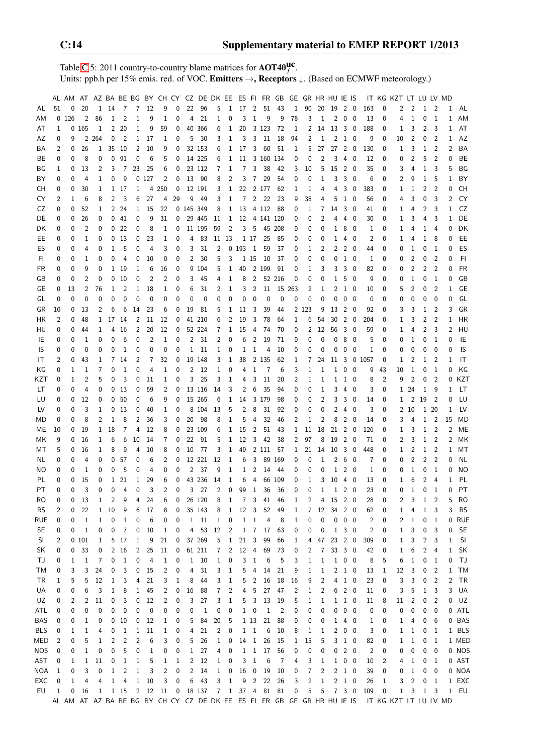Table C.5: 2011 country-to-country blame matrices for $\mathbf{AOT40}_f^{\mathbf{uc}}$.
Units: ppb.h per 15% emis. red. of VOC. **Emitters** →, **Receptors** ↓. (Based on ECMWF meteorology.)

| | AL | AM | AT | AZ | BA | BE | BG | BY | CH | CY | CZ | DE | DK | EE | ES | FI | FR | GB | GE | GR | HR | HU | IE | IS | IT | KG | KZT | LT | LU | LV | MD | |
|---|---|---|---|---|---|---|---|---|---|---|---|---|---|---|---|---|---|---|---|---|---|---|---|---|---|---|---|---|---|---|---|---|
| AL | 51 | 0 | 20 | 1 | 14 | 7 | 7 | 12 | 9 | 0 | 22 | 96 | 5 | 1 | 17 | 2 | 51 | 43 | 1 | 90 | 20 | 19 | 2 | 0 | 163 | 0 | 2 | 2 | 1 | 2 | 1 | AL |
| AM | 0 | 126 | 2 | 86 | 1 | 2 | 1 | 9 | 1 | 0 | 4 | 21 | 1 | 0 | 3 | 1 | 9 | 9 | 78 | 3 | 1 | 2 | 0 | 0 | 13 | 0 | 4 | 1 | 0 | 1 | 1 | AM |
| AT | 1 | 0 | 165 | 1 | 2 | 20 | 1 | 9 | 59 | 0 | 40 | 366 | 6 | 1 | 20 | 3 | 123 | 72 | 1 | 2 | 14 | 13 | 3 | 0 | 188 | 0 | 1 | 3 | 2 | 3 | 1 | AT |
| AZ | 0 | 9 | 2 | 264 | 0 | 2 | 1 | 17 | 1 | 0 | 5 | 30 | 3 | 1 | 3 | 3 | 11 | 18 | 94 | 2 | 1 | 2 | 1 | 0 | 9 | 0 | 10 | 2 | 0 | 2 | 1 | AZ |
| BA | 2 | 0 | 26 | 1 | 35 | 10 | 2 | 10 | 9 | 0 | 32 | 153 | 6 | 1 | 17 | 3 | 60 | 51 | 1 | 5 | 27 | 27 | 2 | 0 | 130 | 0 | 1 | 3 | 1 | 2 | 2 | BA |
| BE | 0 | 0 | 8 | 0 | 0 | 91 | 0 | 6 | 5 | 0 | 14 | 225 | 6 | 1 | 11 | 3 | 160 | 134 | 0 | 0 | 2 | 3 | 4 | 0 | 12 | 0 | 0 | 2 | 5 | 2 | 0 | BE |
| BG | 1 | 0 | 13 | 2 | 3 | 7 | 23 | 25 | 6 | 0 | 23 | 112 | 7 | 1 | 7 | 3 | 38 | 42 | 3 | 10 | 5 | 15 | 2 | 0 | 35 | 0 | 3 | 4 | 1 | 3 | 5 | BG |
| BY | 0 | 0 | 4 | 1 | 0 | 9 | 0 | 127 | 2 | 0 | 13 | 90 | 8 | 2 | 3 | 7 | 29 | 54 | 0 | 0 | 1 | 3 | 3 | 0 | 6 | 0 | 2 | 9 | 1 | 5 | 1 | BY |
| CH | 0 | 0 | 30 | 1 | 1 | 17 | 1 | 4 | 250 | 0 | 12 | 191 | 3 | 1 | 22 | 2 | 177 | 62 | 1 | 1 | 4 | 4 | 3 | 0 | 383 | 0 | 1 | 1 | 2 | 2 | 0 | CH |
| CY | 2 | 1 | 6 | 8 | 2 | 3 | 6 | 27 | 4 | 29 | 9 | 49 | 3 | 1 | 7 | 2 | 22 | 23 | 9 | 38 | 4 | 5 | 1 | 0 | 56 | 0 | 4 | 3 | 0 | 3 | 2 | CY |
| CZ | 0 | 0 | 52 | 1 | 2 | 24 | 1 | 15 | 22 | 0 | 145 | 349 | 8 | 1 | 13 | 4 | 112 | 88 | 0 | 1 | 7 | 14 | 3 | 0 | 41 | 0 | 1 | 4 | 2 | 3 | 1 | CZ |
| DE | 0 | 0 | 26 | 0 | 0 | 41 | 0 | 9 | 31 | 0 | 29 | 445 | 11 | 1 | 12 | 4 | 141 | 120 | 0 | 0 | 2 | 4 | 4 | 0 | 30 | 0 | 1 | 3 | 4 | 3 | 1 | DE |
| DK | 0 | 0 | 2 | 0 | 0 | 22 | 0 | 8 | 1 | 0 | 11 | 195 | 59 | 2 | 3 | 5 | 45 | 208 | 0 | 0 | 0 | 1 | 8 | 0 | 1 | 0 | 1 | 4 | 1 | 4 | 0 | DK |
| EE | 0 | 0 | 1 | 0 | 0 | 13 | 0 | 23 | 1 | 0 | 4 | 83 | 11 | 13 | 1 | 17 | 25 | 85 | 0 | 0 | 0 | 1 | 4 | 0 | 2 | 0 | 1 | 4 | 1 | 8 | 0 | EE |
| ES | 0 | 0 | 4 | 0 | 1 | 5 | 0 | 4 | 3 | 0 | 3 | 31 | 2 | 0 | 193 | 1 | 59 | 37 | 0 | 1 | 2 | 2 | 2 | 0 | 44 | 0 | 0 | 1 | 0 | 1 | 0 | ES |
| FI | 0 | 0 | 1 | 0 | 0 | 4 | 0 | 10 | 0 | 0 | 2 | 30 | 5 | 3 | 1 | 15 | 10 | 37 | 0 | 0 | 0 | 0 | 1 | 0 | 1 | 0 | 0 | 2 | 0 | 2 | 0 | FI |
| FR | 0 | 0 | 9 | 0 | 1 | 19 | 1 | 6 | 16 | 0 | 9 | 104 | 5 | 1 | 40 | 2 | 199 | 91 | 0 | 1 | 3 | 3 | 3 | 0 | 82 | 0 | 0 | 2 | 2 | 2 | 0 | FR |
| GB | 0 | 0 | 2 | 0 | 0 | 10 | 0 | 2 | 2 | 0 | 3 | 45 | 4 | 1 | 8 | 2 | 52 | 216 | 0 | 0 | 0 | 1 | 5 | 0 | 9 | 0 | 0 | 1 | 0 | 1 | 0 | GB |
| GE | 0 | 13 | 2 | 76 | 1 | 2 | 1 | 18 | 1 | 0 | 6 | 31 | 2 | 1 | 3 | 2 | 11 | 15 | 263 | 2 | 1 | 2 | 1 | 0 | 10 | 0 | 5 | 2 | 0 | 2 | 1 | GE |
| GL | 0 | 0 | 0 | 0 | 0 | 0 | 0 | 0 | 0 | 0 | 0 | 0 | 0 | 0 | 0 | 0 | 0 | 0 | 0 | 0 | 0 | 0 | 0 | 0 | 0 | 0 | 0 | 0 | 0 | 0 | 0 | GL |
| GR | 10 | 0 | 13 | 2 | 6 | 6 | 14 | 23 | 6 | 0 | 19 | 81 | 5 | 1 | 11 | 3 | 39 | 44 | 2 | 123 | 9 | 13 | 2 | 0 | 92 | 0 | 3 | 3 | 1 | 2 | 3 | GR |
| HR | 2 | 0 | 48 | 1 | 17 | 14 | 2 | 11 | 12 | 0 | 41 | 210 | 6 | 2 | 19 | 3 | 78 | 64 | 1 | 6 | 54 | 30 | 2 | 0 | 204 | 0 | 1 | 3 | 2 | 2 | 1 | HR |
| HU | 0 | 0 | 44 | 1 | 4 | 16 | 2 | 20 | 12 | 0 | 52 | 224 | 7 | 1 | 15 | 4 | 74 | 70 | 0 | 2 | 12 | 56 | 3 | 0 | 59 | 0 | 1 | 4 | 2 | 3 | 2 | HU |
| IE | 0 | 0 | 1 | 0 | 0 | 6 | 0 | 2 | 1 | 0 | 2 | 31 | 2 | 0 | 6 | 2 | 19 | 71 | 0 | 0 | 0 | 0 | 8 | 0 | 5 | 0 | 0 | 1 | 0 | 1 | 0 | IE |
| IS | 0 | 0 | 0 | 0 | 0 | 1 | 0 | 0 | 0 | 0 | 1 | 11 | 1 | 0 | 1 | 1 | 4 | 10 | 0 | 0 | 0 | 0 | 0 | 0 | 1 | 0 | 0 | 0 | 0 | 0 | 0 | IS |
| IT | 2 | 0 | 43 | 1 | 7 | 14 | 2 | 7 | 32 | 0 | 19 | 148 | 3 | 1 | 38 | 2 | 135 | 62 | 1 | 7 | 24 | 11 | 3 | 0 | 1057 | 0 | 1 | 2 | 1 | 2 | 1 | IT |
| KG | 0 | 1 | 1 | 7 | 0 | 1 | 0 | 4 | 1 | 0 | 2 | 12 | 1 | 0 | 4 | 1 | 7 | 6 | 3 | 1 | 1 | 1 | 0 | 0 | 9 | 43 | 10 | 1 | 0 | 1 | 0 | KG |
| KZT | 0 | 1 | 2 | 5 | 0 | 3 | 0 | 11 | 1 | 0 | 3 | 25 | 3 | 1 | 4 | 3 | 11 | 20 | 2 | 1 | 1 | 1 | 1 | 0 | 8 | 2 | 9 | 2 | 0 | 2 | 0 | KZT |
| LT | 0 | 0 | 4 | 0 | 0 | 13 | 0 | 59 | 2 | 0 | 13 | 116 | 14 | 3 | 2 | 6 | 35 | 94 | 0 | 0 | 1 | 3 | 4 | 0 | 3 | 0 | 1 | 24 | 1 | 9 | 1 | LT |
| LU | 0 | 0 | 12 | 0 | 0 | 50 | 0 | 6 | 9 | 0 | 15 | 265 | 6 | 1 | 14 | 3 | 179 | 98 | 0 | 0 | 2 | 3 | 3 | 0 | 14 | 0 | 1 | 2 | 19 | 2 | 0 | LU |
| LV | 0 | 0 | 3 | 1 | 0 | 13 | 0 | 40 | 1 | 0 | 8 | 104 | 13 | 5 | 2 | 8 | 31 | 92 | 0 | 0 | 0 | 2 | 4 | 0 | 3 | 0 | 2 | 10 | 1 | 20 | 1 | LV |
| MD | 0 | 0 | 8 | 2 | 1 | 8 | 2 | 36 | 3 | 0 | 20 | 98 | 8 | 1 | 5 | 4 | 32 | 46 | 2 | 1 | 2 | 8 | 2 | 0 | 14 | 0 | 3 | 4 | 1 | 2 | 15 | MD |
| ME | 10 | 0 | 19 | 1 | 18 | 7 | 4 | 12 | 8 | 0 | 23 | 109 | 6 | 1 | 15 | 2 | 51 | 43 | 1 | 11 | 18 | 21 | 2 | 0 | 126 | 0 | 1 | 3 | 1 | 2 | 2 | ME |
| MK | 9 | 0 | 16 | 1 | 6 | 6 | 10 | 14 | 7 | 0 | 22 | 91 | 5 | 1 | 12 | 3 | 42 | 38 | 2 | 97 | 8 | 19 | 2 | 0 | 71 | 0 | 2 | 3 | 1 | 2 | 2 | MK |
| MT | 5 | 0 | 16 | 1 | 8 | 9 | 4 | 10 | 8 | 0 | 10 | 77 | 3 | 1 | 49 | 2 | 111 | 57 | 1 | 21 | 14 | 10 | 3 | 0 | 448 | 0 | 1 | 2 | 1 | 2 | 1 | MT |
| NL | 0 | 0 | 4 | 0 | 0 | 57 | 0 | 6 | 2 | 0 | 12 | 221 | 12 | 1 | 6 | 3 | 89 | 169 | 0 | 0 | 1 | 2 | 6 | 0 | 7 | 0 | 0 | 2 | 2 | 2 | 0 | NL |
| NO | 0 | 0 | 1 | 0 | 0 | 5 | 0 | 4 | 0 | 0 | 2 | 37 | 9 | 1 | 1 | 2 | 14 | 44 | 0 | 0 | 0 | 1 | 2 | 0 | 1 | 0 | 0 | 1 | 0 | 1 | 0 | NO |
| PL | 0 | 0 | 15 | 0 | 1 | 21 | 1 | 29 | 6 | 0 | 43 | 236 | 14 | 1 | 6 | 4 | 66 | 109 | 0 | 1 | 3 | 10 | 4 | 0 | 13 | 0 | 1 | 6 | 2 | 4 | 1 | PL |
| PT | 0 | 0 | 3 | 0 | 0 | 4 | 0 | 3 | 2 | 0 | 3 | 27 | 2 | 0 | 99 | 1 | 36 | 36 | 0 | 0 | 1 | 1 | 2 | 0 | 23 | 0 | 0 | 1 | 0 | 1 | 0 | PT |
| RO | 0 | 0 | 13 | 1 | 2 | 9 | 4 | 24 | 6 | 0 | 26 | 120 | 8 | 1 | 7 | 3 | 41 | 46 | 1 | 2 | 4 | 15 | 2 | 0 | 28 | 0 | 2 | 3 | 1 | 2 | 5 | RO |
| RS | 2 | 0 | 22 | 1 | 10 | 9 | 6 | 17 | 8 | 0 | 35 | 143 | 8 | 1 | 12 | 3 | 52 | 49 | 1 | 7 | 12 | 34 | 2 | 0 | 62 | 0 | 1 | 4 | 1 | 3 | 3 | RS |
| RUE | 0 | 0 | 1 | 1 | 0 | 1 | 0 | 6 | 0 | 0 | 1 | 11 | 1 | 0 | 1 | 1 | 4 | 8 | 1 | 0 | 0 | 0 | 0 | 0 | 2 | 0 | 2 | 1 | 0 | 1 | 0 | RUE |
| SE | 0 | 0 | 1 | 0 | 0 | 7 | 0 | 10 | 1 | 0 | 4 | 53 | 12 | 2 | 1 | 7 | 17 | 63 | 0 | 0 | 0 | 1 | 3 | 0 | 2 | 0 | 1 | 3 | 0 | 3 | 0 | SE |
| SI | 2 | 0 | 101 | 1 | 5 | 17 | 1 | 9 | 21 | 0 | 37 | 269 | 5 | 1 | 21 | 3 | 99 | 66 | 1 | 4 | 47 | 23 | 2 | 0 | 309 | 0 | 1 | 3 | 2 | 3 | 1 | SI |
| SK | 0 | 0 | 33 | 0 | 2 | 16 | 2 | 25 | 11 | 0 | 61 | 211 | 7 | 2 | 12 | 4 | 69 | 73 | 0 | 2 | 7 | 33 | 3 | 0 | 42 | 0 | 1 | 6 | 2 | 4 | 1 | SK |
| TJ | 0 | 1 | 1 | 7 | 0 | 1 | 0 | 4 | 1 | 0 | 1 | 10 | 1 | 0 | 3 | 1 | 6 | 5 | 3 | 1 | 1 | 1 | 0 | 0 | 8 | 5 | 6 | 1 | 0 | 1 | 0 | TJ |
| TM | 0 | 3 | 3 | 24 | 0 | 3 | 0 | 15 | 2 | 0 | 4 | 31 | 3 | 1 | 5 | 4 | 14 | 21 | 9 | 1 | 1 | 2 | 1 | 0 | 13 | 1 | 12 | 3 | 0 | 2 | 1 | TM |
| TR | 1 | 5 | 5 | 12 | 1 | 3 | 4 | 21 | 3 | 1 | 8 | 44 | 3 | 1 | 5 | 2 | 16 | 18 | 16 | 9 | 2 | 4 | 1 | 0 | 23 | 0 | 3 | 3 | 0 | 2 | 2 | TR |
| UA | 0 | 0 | 6 | 3 | 1 | 8 | 1 | 45 | 2 | 0 | 16 | 88 | 7 | 2 | 4 | 5 | 27 | 47 | 2 | 1 | 2 | 6 | 2 | 0 | 11 | 0 | 3 | 5 | 1 | 3 | 3 | UA |
| UZ | 0 | 2 | 2 | 11 | 0 | 3 | 0 | 12 | 2 | 0 | 3 | 27 | 3 | 1 | 5 | 3 | 13 | 19 | 5 | 1 | 1 | 1 | 1 | 0 | 11 | 8 | 11 | 2 | 0 | 2 | 0 | UZ |
| ATL | 0 | 0 | 0 | 0 | 0 | 0 | 0 | 0 | 0 | 0 | 0 | 1 | 0 | 0 | 1 | 0 | 1 | 2 | 0 | 0 | 0 | 0 | 0 | 0 | 0 | 0 | 0 | 0 | 0 | 0 | 0 | ATL |
| BAS | 0 | 0 | 1 | 0 | 0 | 10 | 0 | 12 | 1 | 0 | 5 | 84 | 20 | 5 | 1 | 13 | 21 | 88 | 0 | 0 | 0 | 1 | 4 | 0 | 1 | 0 | 1 | 4 | 0 | 6 | 0 | BAS |
| BLS | 0 | 1 | 1 | 4 | 0 | 1 | 1 | 11 | 1 | 0 | 4 | 21 | 2 | 0 | 1 | 1 | 6 | 10 | 8 | 1 | 1 | 2 | 0 | 0 | 3 | 0 | 1 | 1 | 0 | 1 | 1 | BLS |
| MED | 2 | 0 | 5 | 1 | 2 | 2 | 2 | 6 | 3 | 0 | 5 | 26 | 1 | 0 | 14 | 1 | 26 | 15 | 1 | 15 | 5 | 3 | 1 | 0 | 82 | 0 | 1 | 1 | 0 | 1 | 1 | MED |
| NOS | 0 | 0 | 1 | 0 | 0 | 5 | 0 | 1 | 0 | 0 | 1 | 27 | 4 | 0 | 1 | 1 | 17 | 56 | 0 | 0 | 0 | 0 | 2 | 0 | 2 | 0 | 0 | 0 | 0 | 0 | 0 | NOS |
| AST | 0 | 1 | 1 | 11 | 0 | 1 | 1 | 5 | 1 | 1 | 2 | 12 | 1 | 0 | 3 | 1 | 6 | 7 | 4 | 3 | 1 | 1 | 0 | 0 | 10 | 2 | 4 | 1 | 0 | 1 | 0 | AST |
| NOA | 1 | 0 | 3 | 0 | 1 | 2 | 1 | 3 | 2 | 0 | 2 | 14 | 1 | 0 | 16 | 0 | 19 | 10 | 0 | 7 | 2 | 2 | 1 | 0 | 39 | 0 | 0 | 1 | 0 | 0 | 0 | NOA |
| EXC | 0 | 1 | 4 | 4 | 1 | 4 | 1 | 10 | 3 | 0 | 6 | 43 | 3 | 1 | 9 | 2 | 22 | 26 | 3 | 2 | 1 | 2 | 1 | 0 | 26 | 1 | 3 | 2 | 0 | 1 | 1 | EXC |
| EU | 1 | 0 | 16 | 1 | 1 | 15 | 2 | 12 | 11 | 0 | 18 | 137 | 7 | 1 | 37 | 4 | 81 | 81 | 0 | 5 | 5 | 7 | 3 | 0 | 109 | 0 | 1 | 3 | 1 | 3 | 1 | EU |
| | AL | AM | AT | AZ | BA | BE | BG | BY | CH | CY | CZ | DE | DK | EE | ES | FI | FR | GB | GE | GR | HR | HU | IE | IS | IT | KG | KZT | LT | LU | LV | MD | |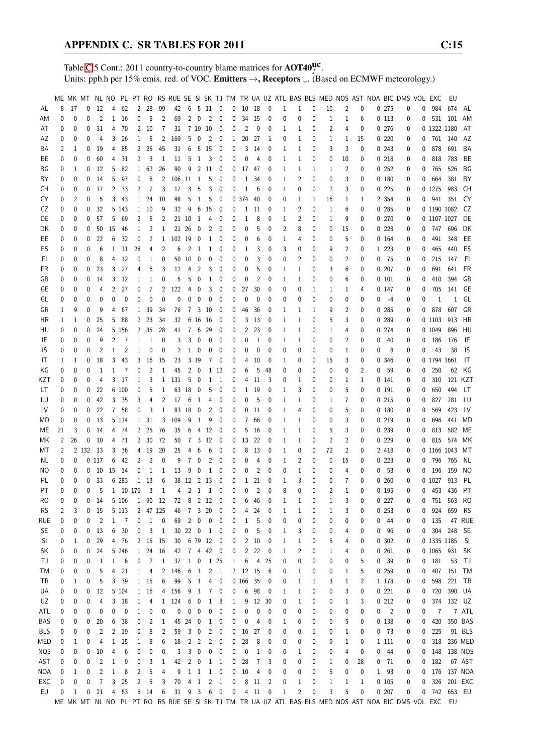Table C.5 Cont.: 2011 country-to-country blame matrices for $AOT40_f^{uc}$.
Units: ppb.h per 15% emis. red. of VOC. **Emitters →, Receptors ↓.** (Based on ECMWF meteorology.)

| | ME | MK | MT | NL | NO | PL | PT | RO | RS | RUE | SE | SI | SK | TJ | TM | TR | UA | UZ | ATL | BAS | BLS | MED | NOS | AST | NOA | BIC | DMS | VOL | EXC | EU | |
|---|---|---|---|---|---|---|---|---|---|---|---|---|---|---|---|---|---|---|---|---|---|---|---|---|---|---|---|---|---|---|---|
| AL | 8 | 17 | 0 | 12 | 4 | 62 | 2 | 28 | 99 | 42 | 6 | 5 | 11 | 0 | 0 | 10 | 18 | 0 | 1 | 1 | 0 | 10 | 2 | 0 | 0 | 275 | 0 | 0 | 984 | 674 | AL |
| AM | 0 | 0 | 0 | 2 | 1 | 16 | 0 | 5 | 2 | 69 | 2 | 0 | 2 | 0 | 0 | 34 | 15 | 0 | 0 | 0 | 0 | 1 | 1 | 6 | 0 | 113 | 0 | 0 | 531 | 101 | AM |
| AT | 0 | 0 | 0 | 31 | 4 | 70 | 2 | 10 | 7 | 31 | 7 | 19 | 10 | 0 | 0 | 2 | 9 | 0 | 1 | 1 | 0 | 2 | 4 | 0 | 0 | 276 | 0 | 0 | 1322 | 1180 | AT |
| AZ | 0 | 0 | 0 | 4 | 3 | 26 | 1 | 5 | 2 | 169 | 5 | 0 | 2 | 0 | 1 | 20 | 27 | 1 | 0 | 1 | 0 | 1 | 1 | 15 | 0 | 220 | 0 | 0 | 761 | 140 | AZ |
| BA | 2 | 1 | 0 | 19 | 4 | 85 | 2 | 25 | 45 | 31 | 6 | 5 | 15 | 0 | 0 | 3 | 14 | 0 | 1 | 1 | 0 | 3 | 3 | 0 | 0 | 243 | 0 | 0 | 878 | 691 | BA |
| BE | 0 | 0 | 0 | 60 | 4 | 31 | 2 | 3 | 1 | 11 | 5 | 1 | 3 | 0 | 0 | 0 | 4 | 0 | 1 | 1 | 0 | 0 | 10 | 0 | 0 | 218 | 0 | 0 | 818 | 783 | BE |
| BG | 0 | 1 | 0 | 12 | 5 | 82 | 1 | 62 | 26 | 90 | 9 | 2 | 11 | 0 | 0 | 17 | 47 | 0 | 1 | 1 | 1 | 1 | 2 | 0 | 0 | 252 | 0 | 0 | 765 | 526 | BG |
| BY | 0 | 0 | 0 | 14 | 5 | 97 | 0 | 8 | 2 | 106 | 11 | 1 | 5 | 0 | 0 | 1 | 34 | 0 | 1 | 2 | 0 | 0 | 3 | 0 | 0 | 180 | 0 | 0 | 664 | 381 | BY |
| CH | 0 | 0 | 0 | 17 | 2 | 33 | 2 | 7 | 3 | 17 | 3 | 5 | 3 | 0 | 0 | 1 | 6 | 0 | 1 | 0 | 0 | 2 | 3 | 0 | 0 | 225 | 0 | 0 | 1275 | 983 | CH |
| CY | 0 | 2 | 0 | 5 | 3 | 43 | 1 | 24 | 10 | 98 | 5 | 1 | 5 | 0 | 0 | 374 | 40 | 0 | 0 | 1 | 1 | 16 | 1 | 1 | 2 | 354 | 0 | 0 | 941 | 351 | CY |
| CZ | 0 | 0 | 0 | 32 | 5 | 143 | 1 | 10 | 9 | 32 | 9 | 6 | 15 | 0 | 0 | 1 | 11 | 0 | 1 | 2 | 0 | 1 | 6 | 0 | 0 | 285 | 0 | 0 | 1190 | 1082 | CZ |
| DE | 0 | 0 | 0 | 57 | 5 | 69 | 2 | 5 | 2 | 21 | 10 | 1 | 4 | 0 | 0 | 1 | 8 | 0 | 1 | 2 | 0 | 1 | 9 | 0 | 0 | 270 | 0 | 0 | 1107 | 1027 | DE |
| DK | 0 | 0 | 0 | 50 | 15 | 46 | 1 | 2 | 1 | 21 | 26 | 0 | 2 | 0 | 0 | 0 | 5 | 0 | 2 | 8 | 0 | 0 | 15 | 0 | 0 | 228 | 0 | 0 | 747 | 696 | DK |
| EE | 0 | 0 | 0 | 22 | 6 | 32 | 0 | 2 | 1 | 102 | 19 | 0 | 1 | 0 | 0 | 0 | 6 | 0 | 1 | 4 | 0 | 0 | 5 | 0 | 0 | 164 | 0 | 0 | 491 | 348 | EE |
| ES | 0 | 0 | 0 | 6 | 1 | 11 | 28 | 4 | 2 | 6 | 2 | 1 | 1 | 0 | 0 | 1 | 3 | 0 | 3 | 0 | 0 | 9 | 2 | 0 | 1 | 223 | 0 | 0 | 465 | 440 | ES |
| FI | 0 | 0 | 0 | 8 | 4 | 12 | 0 | 1 | 0 | 50 | 10 | 0 | 0 | 0 | 0 | 0 | 3 | 0 | 0 | 2 | 0 | 0 | 2 | 0 | 0 | 75 | 0 | 0 | 215 | 147 | FI |
| FR | 0 | 0 | 0 | 23 | 3 | 27 | 4 | 6 | 3 | 12 | 4 | 2 | 3 | 0 | 0 | 0 | 5 | 0 | 1 | 1 | 0 | 3 | 6 | 0 | 0 | 207 | 0 | 0 | 691 | 641 | FR |
| GB | 0 | 0 | 0 | 14 | 3 | 12 | 1 | 1 | 0 | 5 | 5 | 0 | 1 | 0 | 0 | 0 | 2 | 0 | 1 | 1 | 0 | 0 | 6 | 0 | 0 | 101 | 0 | 0 | 410 | 394 | GB |
| GE | 0 | 0 | 0 | 4 | 2 | 27 | 0 | 7 | 2 | 122 | 4 | 0 | 3 | 0 | 0 | 27 | 30 | 0 | 0 | 0 | 1 | 1 | 1 | 4 | 0 | 147 | 0 | 0 | 705 | 141 | GE |
| GL | 0 | 0 | 0 | 0 | 0 | 0 | 0 | 0 | 0 | 0 | 0 | 0 | 0 | 0 | 0 | 0 | 0 | 0 | 0 | 0 | 0 | 0 | 0 | 0 | 0 | -4 | 0 | 0 | 1 | 1 | GL |
| GR | 1 | 9 | 0 | 9 | 4 | 67 | 1 | 39 | 34 | 76 | 7 | 3 | 10 | 0 | 0 | 46 | 36 | 0 | 1 | 1 | 1 | 9 | 2 | 0 | 0 | 285 | 0 | 0 | 878 | 607 | GR |
| HR | 1 | 1 | 0 | 25 | 5 | 88 | 2 | 23 | 34 | 32 | 6 | 16 | 16 | 0 | 0 | 3 | 13 | 0 | 1 | 1 | 0 | 5 | 3 | 0 | 0 | 289 | 0 | 0 | 1103 | 913 | HR |
| HU | 0 | 0 | 0 | 24 | 5 | 156 | 2 | 35 | 28 | 41 | 7 | 6 | 29 | 0 | 0 | 2 | 23 | 0 | 1 | 1 | 0 | 1 | 4 | 0 | 0 | 274 | 0 | 0 | 1049 | 896 | HU |
| IE | 0 | 0 | 0 | 9 | 2 | 7 | 1 | 1 | 0 | 3 | 3 | 0 | 0 | 0 | 0 | 0 | 1 | 0 | 1 | 1 | 0 | 0 | 2 | 0 | 0 | 40 | 0 | 0 | 186 | 176 | IE |
| IS | 0 | 0 | 0 | 2 | 1 | 2 | 1 | 0 | 0 | 2 | 1 | 0 | 0 | 0 | 0 | 0 | 0 | 0 | 0 | 0 | 0 | 0 | 1 | 0 | 0 | 8 | 0 | 0 | 43 | 38 | IS |
| IT | 1 | 1 | 0 | 18 | 3 | 43 | 3 | 16 | 15 | 23 | 3 | 19 | 7 | 0 | 0 | 4 | 10 | 0 | 1 | 0 | 0 | 15 | 3 | 0 | 0 | 346 | 0 | 0 | 1794 | 1661 | IT |
| KG | 0 | 0 | 0 | 1 | 1 | 7 | 0 | 2 | 1 | 45 | 2 | 0 | 1 | 12 | 0 | 6 | 5 | 48 | 0 | 0 | 0 | 0 | 0 | 2 | 0 | 59 | 0 | 0 | 250 | 62 | KG |
| KZT | 0 | 0 | 0 | 4 | 3 | 17 | 1 | 3 | 1 | 131 | 5 | 0 | 1 | 1 | 0 | 4 | 11 | 3 | 0 | 1 | 0 | 0 | 1 | 1 | 0 | 141 | 0 | 0 | 310 | 121 | KZT |
| LT | 0 | 0 | 0 | 22 | 6 | 100 | 0 | 5 | 1 | 63 | 18 | 0 | 5 | 0 | 0 | 1 | 19 | 0 | 1 | 3 | 0 | 0 | 5 | 0 | 0 | 191 | 0 | 0 | 650 | 494 | LT |
| LU | 0 | 0 | 0 | 42 | 3 | 35 | 3 | 4 | 2 | 17 | 6 | 1 | 4 | 0 | 0 | 0 | 5 | 0 | 1 | 1 | 0 | 1 | 7 | 0 | 0 | 215 | 0 | 0 | 827 | 781 | LU |
| LV | 0 | 0 | 0 | 22 | 7 | 58 | 0 | 3 | 1 | 83 | 18 | 0 | 2 | 0 | 0 | 0 | 11 | 0 | 1 | 4 | 0 | 0 | 5 | 0 | 0 | 180 | 0 | 0 | 569 | 423 | LV |
| MD | 0 | 0 | 0 | 13 | 5 | 114 | 1 | 31 | 3 | 109 | 9 | 1 | 9 | 0 | 0 | 7 | 66 | 0 | 1 | 1 | 0 | 0 | 3 | 0 | 0 | 219 | 0 | 0 | 696 | 441 | MD |
| ME | 21 | 3 | 0 | 14 | 4 | 74 | 2 | 25 | 76 | 35 | 6 | 4 | 12 | 0 | 0 | 5 | 16 | 0 | 1 | 1 | 0 | 5 | 3 | 0 | 0 | 239 | 0 | 0 | 813 | 582 | ME |
| MK | 2 | 26 | 0 | 10 | 4 | 71 | 2 | 30 | 72 | 50 | 7 | 3 | 12 | 0 | 0 | 13 | 22 | 0 | 1 | 1 | 0 | 2 | 2 | 0 | 0 | 229 | 0 | 0 | 815 | 574 | MK |
| MT | 2 | 2 | 132 | 13 | 3 | 36 | 4 | 19 | 20 | 25 | 4 | 6 | 6 | 0 | 0 | 8 | 13 | 0 | 1 | 0 | 0 | 72 | 2 | 0 | 2 | 418 | 0 | 0 | 1166 | 1043 | MT |
| NL | 0 | 0 | 0 | 117 | 6 | 42 | 2 | 2 | 0 | 9 | 7 | 0 | 2 | 0 | 0 | 0 | 4 | 0 | 1 | 2 | 0 | 0 | 15 | 0 | 0 | 223 | 0 | 0 | 796 | 765 | NL |
| NO | 0 | 0 | 0 | 10 | 15 | 14 | 0 | 1 | 1 | 13 | 9 | 0 | 1 | 0 | 0 | 0 | 2 | 0 | 0 | 1 | 0 | 0 | 4 | 0 | 0 | 53 | 0 | 0 | 196 | 159 | NO |
| PL | 0 | 0 | 0 | 33 | 6 | 283 | 1 | 13 | 6 | 38 | 12 | 2 | 13 | 0 | 0 | 1 | 21 | 0 | 1 | 3 | 0 | 0 | 7 | 0 | 0 | 260 | 0 | 0 | 1027 | 913 | PL |
| PT | 0 | 0 | 0 | 5 | 1 | 10 | 176 | 3 | 1 | 4 | 2 | 1 | 1 | 0 | 0 | 0 | 2 | 0 | 8 | 0 | 0 | 2 | 1 | 0 | 0 | 195 | 0 | 0 | 453 | 436 | PT |
| RO | 0 | 0 | 0 | 14 | 5 | 106 | 1 | 90 | 12 | 72 | 8 | 2 | 12 | 0 | 0 | 6 | 46 | 0 | 1 | 1 | 0 | 1 | 3 | 0 | 0 | 227 | 0 | 0 | 751 | 563 | RO |
| RS | 2 | 3 | 0 | 15 | 5 | 113 | 2 | 47 | 125 | 46 | 7 | 3 | 20 | 0 | 0 | 4 | 24 | 0 | 1 | 1 | 0 | 1 | 3 | 0 | 0 | 253 | 0 | 0 | 924 | 659 | RS |
| RUE | 0 | 0 | 0 | 2 | 1 | 7 | 0 | 1 | 0 | 69 | 2 | 0 | 0 | 0 | 0 | 1 | 5 | 0 | 0 | 0 | 0 | 0 | 0 | 0 | 0 | 44 | 0 | 0 | 135 | 47 | RUE |
| SE | 0 | 0 | 0 | 13 | 6 | 30 | 0 | 3 | 1 | 30 | 22 | 0 | 1 | 0 | 0 | 0 | 5 | 0 | 1 | 3 | 0 | 0 | 4 | 0 | 0 | 96 | 0 | 0 | 304 | 248 | SE |
| SI | 0 | 1 | 0 | 29 | 4 | 76 | 2 | 15 | 15 | 30 | 6 | 79 | 12 | 0 | 0 | 2 | 10 | 0 | 1 | 1 | 0 | 5 | 4 | 0 | 0 | 302 | 0 | 0 | 1335 | 1185 | SI |
| SK | 0 | 0 | 0 | 24 | 5 | 246 | 1 | 24 | 16 | 42 | 7 | 4 | 42 | 0 | 0 | 2 | 22 | 0 | 1 | 2 | 0 | 1 | 4 | 0 | 0 | 261 | 0 | 0 | 1065 | 931 | SK |
| TJ | 0 | 0 | 0 | 1 | 1 | 6 | 0 | 2 | 1 | 37 | 1 | 0 | 1 | 25 | 1 | 6 | 4 | 25 | 0 | 0 | 0 | 0 | 0 | 5 | 0 | 39 | 0 | 0 | 181 | 53 | TJ |
| TM | 0 | 0 | 0 | 5 | 4 | 21 | 1 | 4 | 2 | 146 | 6 | 1 | 2 | 1 | 2 | 12 | 15 | 6 | 0 | 1 | 0 | 0 | 1 | 5 | 0 | 259 | 0 | 0 | 407 | 151 | TM |
| TR | 0 | 1 | 0 | 5 | 3 | 39 | 1 | 15 | 6 | 99 | 5 | 1 | 4 | 0 | 0 | 166 | 35 | 0 | 0 | 1 | 1 | 3 | 1 | 2 | 1 | 178 | 0 | 0 | 598 | 221 | TR |
| UA | 0 | 0 | 0 | 12 | 5 | 104 | 1 | 16 | 4 | 156 | 9 | 1 | 7 | 0 | 0 | 6 | 98 | 0 | 1 | 1 | 0 | 0 | 3 | 0 | 0 | 221 | 0 | 0 | 720 | 390 | UA |
| UZ | 0 | 0 | 0 | 4 | 3 | 18 | 1 | 4 | 1 | 124 | 6 | 0 | 1 | 8 | 1 | 9 | 12 | 30 | 0 | 1 | 0 | 0 | 1 | 3 | 0 | 212 | 0 | 0 | 374 | 132 | UZ |
| ATL | 0 | 0 | 0 | 0 | 0 | 0 | 1 | 0 | 0 | 0 | 0 | 0 | 0 | 0 | 0 | 0 | 0 | 0 | 0 | 0 | 0 | 0 | 0 | 0 | 0 | 2 | 0 | 0 | 7 | 7 | ATL |
| BAS | 0 | 0 | 0 | 20 | 6 | 38 | 0 | 2 | 1 | 45 | 24 | 0 | 1 | 0 | 0 | 0 | 4 | 0 | 1 | 6 | 0 | 0 | 5 | 0 | 0 | 138 | 0 | 0 | 420 | 350 | BAS |
| BLS | 0 | 0 | 0 | 2 | 2 | 19 | 0 | 8 | 2 | 59 | 3 | 0 | 2 | 0 | 0 | 16 | 27 | 0 | 0 | 0 | 1 | 0 | 1 | 0 | 0 | 73 | 0 | 0 | 225 | 91 | BLS |
| MED | 0 | 1 | 0 | 4 | 1 | 15 | 1 | 8 | 6 | 18 | 2 | 2 | 2 | 0 | 0 | 28 | 8 | 0 | 0 | 0 | 0 | 9 | 1 | 0 | 1 | 111 | 0 | 0 | 318 | 236 | MED |
| NOS | 0 | 0 | 0 | 10 | 4 | 6 | 0 | 0 | 0 | 3 | 3 | 0 | 0 | 0 | 0 | 0 | 1 | 0 | 1 | 0 | 0 | 0 | 4 | 0 | 0 | 44 | 0 | 0 | 148 | 138 | NOS |
| AST | 0 | 0 | 0 | 2 | 1 | 9 | 0 | 3 | 1 | 42 | 2 | 0 | 1 | 1 | 0 | 28 | 7 | 3 | 0 | 0 | 0 | 1 | 0 | 28 | 0 | 71 | 0 | 0 | 182 | 67 | AST |
| NOA | 0 | 1 | 0 | 2 | 1 | 8 | 2 | 5 | 4 | 9 | 1 | 1 | 1 | 0 | 0 | 10 | 4 | 0 | 0 | 0 | 0 | 5 | 0 | 0 | 1 | 93 | 0 | 0 | 176 | 137 | NOA |
| EXC | 0 | 0 | 0 | 7 | 3 | 25 | 2 | 5 | 3 | 70 | 4 | 1 | 2 | 1 | 0 | 8 | 11 | 2 | 0 | 1 | 0 | 1 | 1 | 1 | 0 | 105 | 0 | 0 | 326 | 201 | EXC |
| EU | 0 | 1 | 0 | 21 | 4 | 63 | 8 | 14 | 6 | 31 | 9 | 3 | 6 | 0 | 0 | 4 | 11 | 0 | 1 | 2 | 0 | 3 | 5 | 0 | 0 | 207 | 0 | 0 | 742 | 653 | EU |
| | ME | MK | MT | NL | NO | PL | PT | RO | RS | RUE | SE | SI | SK | TJ | TM | TR | UA | UZ | ATL | BAS | BLS | MED | NOS | AST | NOA | BIC | DMS | VOL | EXC | EU | |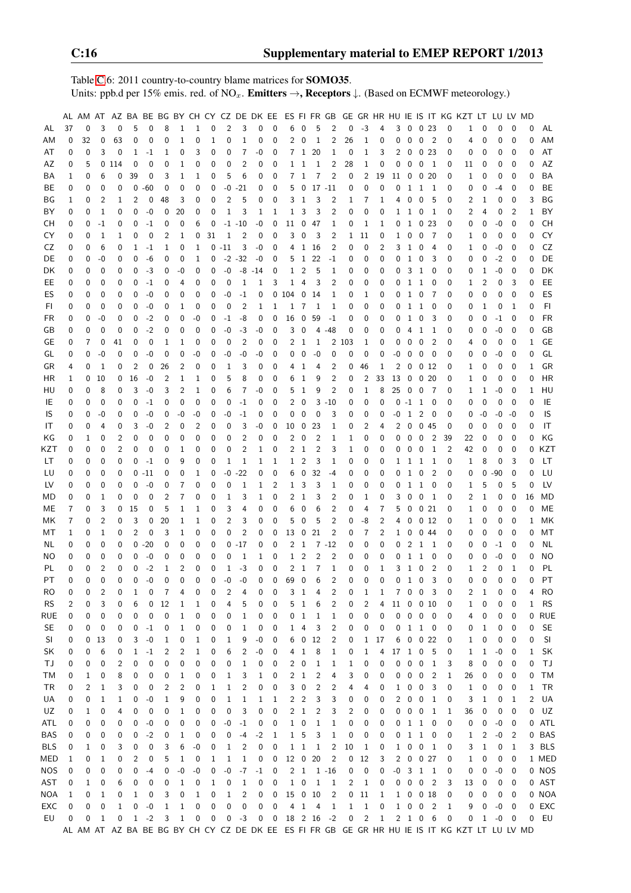Table C.6: 2011 country-to-country blame matrices for **SOMO35**.
Units: ppb.d per 15% emis. red. of $NO_x$. **Emitters** →, **Receptors** ↓. (Based on ECMWF meteorology.)

| | AL | AM | AT | AZ | BA | BE | BG | BY | CH | CY | CZ | DE | DK | EE | ES | FI | FR | GB | GE | GR | HR | HU | IE | IS | IT | KG | KZT | LT | LU | LV | MD | |
|---|---|---|---|---|---|---|---|---|---|---|---|---|---|---|---|---|---|---|---|---|---|---|---|---|---|---|---|---|---|---|---|---|
| AL | 37 | 0 | 3 | 0 | 5 | 0 | 8 | 1 | 1 | 0 | 2 | 3 | 0 | 0 | 6 | 0 | 5 | 2 | 0 | -3 | 4 | 3 | 0 | 0 | 23 | 0 | 1 | 0 | 0 | 0 | 0 | AL |
| AM | 0 | 32 | 0 | 63 | 0 | 0 | 0 | 1 | 0 | 1 | 0 | 1 | 0 | 0 | 2 | 0 | 1 | 2 | 26 | 1 | 0 | 0 | 0 | 0 | 2 | 0 | 4 | 0 | 0 | 0 | 0 | AM |
| AT | 0 | 0 | 3 | 0 | 1 | -1 | 1 | 0 | 3 | 0 | 0 | 7 | -0 | 0 | 7 | 1 | 20 | 1 | 0 | 1 | 3 | 2 | 0 | 0 | 23 | 0 | 0 | 0 | 0 | 0 | 0 | AT |
| AZ | 0 | 5 | 0 | 114 | 0 | 0 | 0 | 1 | 0 | 0 | 0 | 2 | 0 | 0 | 1 | 1 | 1 | 2 | 28 | 1 | 0 | 0 | 0 | 0 | 1 | 0 | 11 | 0 | 0 | 0 | 0 | AZ |
| BA | 1 | 0 | 6 | 0 | 39 | 0 | 3 | 1 | 1 | 0 | 5 | 6 | 0 | 0 | 7 | 1 | 7 | 2 | 0 | 2 | 19 | 11 | 0 | 0 | 20 | 0 | 1 | 0 | 0 | 0 | 0 | BA |
| BE | 0 | 0 | 0 | 0 | 0 | -60 | 0 | 0 | 0 | 0 | -0 | -21 | 0 | 0 | 5 | 0 | 17 | -11 | 0 | 0 | 0 | 0 | 1 | 1 | 1 | 0 | 0 | 0 | -4 | 0 | 0 | BE |
| BG | 1 | 0 | 2 | 1 | 2 | 0 | 48 | 3 | 0 | 0 | 2 | 5 | 0 | 0 | 3 | 1 | 3 | 2 | 1 | 7 | 1 | 4 | 0 | 0 | 5 | 0 | 2 | 1 | 0 | 0 | 3 | BG |
| BY | 0 | 0 | 1 | 0 | 0 | -0 | 0 | 20 | 0 | 0 | 1 | 3 | 1 | 1 | 1 | 3 | 3 | 2 | 0 | 0 | 0 | 1 | 1 | 0 | 1 | 0 | 2 | 4 | 0 | 2 | 1 | BY |
| CH | 0 | 0 | -1 | 0 | 0 | -1 | 0 | 0 | 6 | 0 | -1 | -10 | -0 | 0 | 11 | 0 | 47 | 1 | 0 | 1 | 1 | 0 | 1 | 0 | 23 | 0 | 0 | 0 | -0 | 0 | 0 | CH |
| CY | 0 | 0 | 1 | 1 | 0 | 0 | 2 | 1 | 0 | 31 | 1 | 2 | 0 | 0 | 3 | 0 | 3 | 2 | 1 | 11 | 0 | 1 | 0 | 0 | 7 | 0 | 1 | 0 | 0 | 0 | 0 | CY |
| CZ | 0 | 0 | 6 | 0 | 1 | -1 | 1 | 0 | 1 | 0 | -11 | 3 | -0 | 0 | 4 | 1 | 16 | 2 | 0 | 0 | 2 | 3 | 1 | 0 | 4 | 0 | 1 | 0 | -0 | 0 | 0 | CZ |
| DE | 0 | 0 | -0 | 0 | 0 | -6 | 0 | 0 | 1 | 0 | -2 | -32 | -0 | 0 | 5 | 1 | 22 | -1 | 0 | 0 | 0 | 0 | 1 | 0 | 3 | 0 | 0 | 0 | -2 | 0 | 0 | DE |
| DK | 0 | 0 | 0 | 0 | 0 | -3 | 0 | -0 | 0 | 0 | -0 | -8 | -14 | 0 | 1 | 2 | 5 | 1 | 0 | 0 | 0 | 0 | 3 | 1 | 0 | 0 | 0 | 1 | -0 | 0 | 0 | DK |
| EE | 0 | 0 | 0 | 0 | 0 | -1 | 0 | 4 | 0 | 0 | 0 | 1 | 1 | 3 | 1 | 4 | 3 | 2 | 0 | 0 | 0 | 0 | 1 | 1 | 0 | 0 | 1 | 2 | 0 | 3 | 0 | EE |
| ES | 0 | 0 | 0 | 0 | 0 | -0 | 0 | 0 | 0 | 0 | -0 | -1 | 0 | 0 | 104 | 0 | 14 | 1 | 0 | 1 | 0 | 0 | 1 | 0 | 7 | 0 | 0 | 0 | 0 | 0 | 0 | ES |
| FI | 0 | 0 | 0 | 0 | 0 | -0 | 0 | 1 | 0 | 0 | 0 | 2 | 1 | 1 | 1 | 7 | 1 | 1 | 0 | 0 | 0 | 0 | 1 | 1 | 0 | 0 | 0 | 1 | 0 | 1 | 0 | FI |
| FR | 0 | 0 | -0 | 0 | 0 | -2 | 0 | 0 | -0 | 0 | -1 | -8 | 0 | 0 | 16 | 0 | 59 | -1 | 0 | 0 | 0 | 0 | 1 | 0 | 3 | 0 | 0 | 0 | -1 | 0 | 0 | FR |
| GB | 0 | 0 | 0 | 0 | 0 | -2 | 0 | 0 | 0 | 0 | -0 | -3 | -0 | 0 | 3 | 0 | 4 | -48 | 0 | 0 | 0 | 0 | 4 | 1 | 1 | 0 | 0 | 0 | -0 | 0 | 0 | GB |
| GE | 0 | 7 | 0 | 41 | 0 | 0 | 1 | 1 | 0 | 0 | 0 | 2 | 0 | 0 | 2 | 1 | 1 | 2 | 103 | 1 | 0 | 0 | 0 | 0 | 2 | 0 | 4 | 0 | 0 | 0 | 1 | GE |
| GL | 0 | 0 | -0 | 0 | 0 | 0 | 0 | -0 | 0 | 0 | -0 | -0 | -0 | 0 | 0 | 0 | -0 | 0 | 0 | 0 | 0 | -0 | 0 | 0 | 0 | 0 | 0 | 0 | -0 | 0 | 0 | GL |
| GR | 4 | 0 | 1 | 0 | 2 | 0 | 26 | 2 | 0 | 0 | 1 | 3 | 0 | 0 | 4 | 1 | 4 | 2 | 0 | 46 | 1 | 2 | 0 | 0 | 12 | 0 | 1 | 0 | 0 | 0 | 1 | GR |
| HR | 1 | 0 | 10 | 0 | 16 | -0 | 2 | 1 | 1 | 0 | 5 | 8 | 0 | 0 | 6 | 1 | 9 | 2 | 0 | 2 | 33 | 13 | 0 | 0 | 20 | 0 | 1 | 0 | 0 | 0 | 0 | HR |
| HU | 0 | 0 | 8 | 0 | 3 | -0 | 3 | 2 | 1 | 0 | 6 | 7 | -0 | 0 | 5 | 1 | 9 | 2 | 0 | 1 | 8 | 25 | 0 | 0 | 7 | 0 | 1 | 1 | -0 | 0 | 1 | HU |
| IE | 0 | 0 | 0 | 0 | 0 | -1 | 0 | 0 | 0 | 0 | 0 | -1 | 0 | 0 | 2 | 0 | 3 | -10 | 0 | 0 | 0 | 0 | -1 | 1 | 0 | 0 | 0 | 0 | 0 | 0 | 0 | IE |
| IS | 0 | 0 | -0 | 0 | 0 | -0 | 0 | -0 | -0 | 0 | -0 | -1 | 0 | 0 | 0 | 0 | 0 | 3 | 0 | 0 | 0 | -0 | 1 | 2 | 0 | 0 | 0 | -0 | -0 | -0 | 0 | IS |
| IT | 0 | 0 | 4 | 0 | 3 | -0 | 2 | 0 | 2 | 0 | 0 | 3 | -0 | 0 | 10 | 0 | 23 | 1 | 0 | 2 | 4 | 2 | 0 | 0 | 45 | 0 | 0 | 0 | 0 | 0 | 0 | IT |
| KG | 0 | 1 | 0 | 2 | 0 | 0 | 0 | 0 | 0 | 0 | 0 | 2 | 0 | 0 | 2 | 0 | 2 | 1 | 1 | 0 | 0 | 0 | 0 | 0 | 2 | 39 | 22 | 0 | 0 | 0 | 0 | KG |
| KZT | 0 | 0 | 0 | 2 | 0 | 0 | 0 | 1 | 0 | 0 | 0 | 2 | 1 | 0 | 2 | 1 | 2 | 3 | 1 | 0 | 0 | 0 | 0 | 0 | 1 | 2 | 42 | 0 | 0 | 0 | 0 | KZT |
| LT | 0 | 0 | 0 | 0 | 0 | -1 | 0 | 9 | 0 | 0 | 1 | 1 | 1 | 1 | 1 | 2 | 3 | 1 | 0 | 0 | 0 | 1 | 1 | 1 | 1 | 0 | 1 | 8 | 0 | 3 | 0 | LT |
| LU | 0 | 0 | 0 | 0 | 0 | -11 | 0 | 0 | 1 | 0 | -0 | -22 | 0 | 0 | 6 | 0 | 32 | -4 | 0 | 0 | 0 | 0 | 1 | 0 | 2 | 0 | 0 | 0 | -90 | 0 | 0 | LU |
| LV | 0 | 0 | 0 | 0 | 0 | -0 | 0 | 7 | 0 | 0 | 0 | 1 | 1 | 2 | 1 | 3 | 3 | 1 | 0 | 0 | 0 | 0 | 1 | 1 | 0 | 0 | 1 | 5 | 0 | 5 | 0 | LV |
| MD | 0 | 0 | 1 | 0 | 0 | 0 | 2 | 7 | 0 | 0 | 1 | 3 | 1 | 0 | 2 | 1 | 3 | 2 | 0 | 1 | 0 | 3 | 0 | 0 | 1 | 0 | 2 | 1 | 0 | 0 | 16 | MD |
| ME | 7 | 0 | 3 | 0 | 15 | 0 | 5 | 1 | 1 | 0 | 3 | 4 | 0 | 0 | 6 | 0 | 6 | 2 | 0 | 4 | 7 | 5 | 0 | 0 | 21 | 0 | 1 | 0 | 0 | 0 | 0 | ME |
| MK | 7 | 0 | 2 | 0 | 3 | 0 | 20 | 1 | 1 | 0 | 2 | 3 | 0 | 0 | 5 | 0 | 5 | 2 | 0 | -8 | 2 | 4 | 0 | 0 | 12 | 0 | 1 | 0 | 0 | 0 | 1 | MK |
| MT | 1 | 0 | 1 | 0 | 2 | 0 | 3 | 1 | 0 | 0 | 0 | 2 | 0 | 0 | 13 | 0 | 21 | 2 | 0 | 7 | 2 | 1 | 0 | 0 | 44 | 0 | 0 | 0 | 0 | 0 | 0 | MT |
| NL | 0 | 0 | 0 | 0 | 0 | -20 | 0 | 0 | 0 | 0 | 0 | -17 | 0 | 0 | 2 | 1 | 7 | -12 | 0 | 0 | 0 | 0 | 2 | 1 | 1 | 0 | 0 | 0 | -1 | 0 | 0 | NL |
| NO | 0 | 0 | 0 | 0 | 0 | -0 | 0 | 0 | 0 | 0 | 0 | 1 | 1 | 0 | 1 | 2 | 2 | 2 | 0 | 0 | 0 | 0 | 1 | 1 | 0 | 0 | 0 | 0 | -0 | 0 | 0 | NO |
| PL | 0 | 0 | 2 | 0 | 0 | -2 | 1 | 2 | 0 | 0 | 1 | -3 | 0 | 0 | 2 | 1 | 7 | 1 | 0 | 0 | 1 | 3 | 1 | 0 | 2 | 0 | 1 | 2 | 0 | 1 | 0 | PL |
| PT | 0 | 0 | 0 | 0 | 0 | -0 | 0 | 0 | 0 | 0 | -0 | -0 | 0 | 0 | 69 | 0 | 6 | 2 | 0 | 0 | 0 | 0 | 1 | 0 | 3 | 0 | 0 | 0 | 0 | 0 | 0 | PT |
| RO | 0 | 0 | 2 | 0 | 1 | 0 | 7 | 4 | 0 | 0 | 2 | 4 | 0 | 0 | 3 | 1 | 4 | 2 | 0 | 1 | 1 | 7 | 0 | 0 | 3 | 0 | 2 | 1 | 0 | 0 | 4 | RO |
| RS | 2 | 0 | 3 | 0 | 6 | 0 | 12 | 1 | 1 | 0 | 4 | 5 | 0 | 0 | 5 | 1 | 6 | 2 | 0 | 2 | 4 | 11 | 0 | 0 | 10 | 0 | 1 | 0 | 0 | 0 | 1 | RS |
| RUE | 0 | 0 | 0 | 0 | 0 | 0 | 0 | 1 | 0 | 0 | 0 | 1 | 0 | 0 | 0 | 1 | 1 | 1 | 0 | 0 | 0 | 0 | 0 | 0 | 0 | 0 | 4 | 0 | 0 | 0 | 0 | RUE |
| SE | 0 | 0 | 0 | 0 | 0 | -1 | 0 | 1 | 0 | 0 | 0 | 1 | 0 | 0 | 1 | 4 | 3 | 2 | 0 | 0 | 0 | 0 | 1 | 1 | 0 | 0 | 0 | 1 | 0 | 0 | 0 | SE |
| SI | 0 | 0 | 13 | 0 | 3 | -0 | 1 | 0 | 1 | 0 | 1 | 9 | -0 | 0 | 6 | 0 | 12 | 2 | 0 | 1 | 17 | 6 | 0 | 0 | 22 | 0 | 1 | 0 | 0 | 0 | 0 | SI |
| SK | 0 | 0 | 6 | 0 | 1 | -1 | 2 | 2 | 1 | 0 | 6 | 2 | -0 | 0 | 4 | 1 | 8 | 1 | 0 | 1 | 4 | 17 | 1 | 0 | 5 | 0 | 1 | 1 | -0 | 0 | 1 | SK |
| TJ | 0 | 0 | 0 | 2 | 0 | 0 | 0 | 0 | 0 | 0 | 0 | 1 | 0 | 0 | 2 | 0 | 1 | 1 | 1 | 0 | 0 | 0 | 0 | 0 | 1 | 3 | 8 | 0 | 0 | 0 | 0 | TJ |
| TM | 0 | 1 | 0 | 8 | 0 | 0 | 0 | 1 | 0 | 0 | 1 | 3 | 1 | 0 | 2 | 1 | 2 | 4 | 3 | 0 | 0 | 0 | 0 | 0 | 2 | 1 | 26 | 0 | 0 | 0 | 0 | TM |
| TR | 0 | 2 | 1 | 3 | 0 | 0 | 2 | 2 | 0 | 1 | 1 | 2 | 0 | 0 | 3 | 0 | 2 | 2 | 4 | 4 | 0 | 1 | 0 | 0 | 3 | 0 | 1 | 0 | 0 | 0 | 1 | TR |
| UA | 0 | 0 | 1 | 1 | 0 | -0 | 1 | 9 | 0 | 0 | 1 | 1 | 1 | 1 | 2 | 2 | 3 | 3 | 0 | 0 | 0 | 2 | 0 | 0 | 1 | 0 | 3 | 1 | 0 | 1 | 2 | UA |
| UZ | 0 | 1 | 0 | 4 | 0 | 0 | 0 | 1 | 0 | 0 | 0 | 3 | 0 | 0 | 2 | 1 | 2 | 3 | 2 | 0 | 0 | 0 | 0 | 0 | 1 | 1 | 36 | 0 | 0 | 0 | 0 | UZ |
| ATL | 0 | 0 | 0 | 0 | 0 | -0 | 0 | 0 | 0 | 0 | -0 | -1 | 0 | 0 | 1 | 0 | 1 | 1 | 0 | 0 | 0 | 0 | 1 | 1 | 0 | 0 | 0 | 0 | -0 | 0 | 0 | ATL |
| BAS | 0 | 0 | 0 | 0 | 0 | -2 | 0 | 1 | 0 | 0 | 0 | -4 | -2 | 1 | 1 | 5 | 3 | 1 | 0 | 0 | 0 | 0 | 1 | 1 | 0 | 0 | 1 | 2 | -0 | 2 | 0 | BAS |
| BLS | 0 | 1 | 0 | 3 | 0 | 0 | 3 | 6 | -0 | 0 | 1 | 2 | 0 | 0 | 1 | 1 | 1 | 2 | 10 | 1 | 0 | 1 | 0 | 0 | 1 | 0 | 3 | 1 | 0 | 1 | 3 | BLS |
| MED | 1 | 0 | 1 | 0 | 2 | 0 | 5 | 1 | 0 | 1 | 1 | 1 | 0 | 0 | 12 | 0 | 20 | 2 | 0 | 12 | 3 | 2 | 0 | 0 | 27 | 0 | 1 | 0 | 0 | 0 | 1 | MED |
| NOS | 0 | 0 | 0 | 0 | 0 | -4 | 0 | -0 | -0 | 0 | -0 | -7 | -1 | 0 | 2 | 1 | 1 | -16 | 0 | 0 | 0 | -0 | 3 | 1 | 1 | 0 | 0 | 0 | -0 | 0 | 0 | NOS |
| AST | 0 | 1 | 0 | 6 | 0 | 0 | 0 | 1 | 0 | 1 | 0 | 1 | 0 | 0 | 1 | 0 | 1 | 1 | 2 | 1 | 0 | 0 | 0 | 0 | 2 | 3 | 13 | 0 | 0 | 0 | 0 | AST |
| NOA | 1 | 0 | 1 | 0 | 1 | 0 | 3 | 0 | 1 | 0 | 1 | 2 | 0 | 0 | 15 | 0 | 10 | 2 | 0 | 11 | 1 | 1 | 0 | 0 | 18 | 0 | 0 | 0 | 0 | 0 | 0 | NOA |
| EXC | 0 | 0 | 0 | 1 | 0 | -0 | 1 | 1 | 0 | 0 | 0 | 0 | 0 | 0 | 4 | 1 | 4 | 1 | 1 | 1 | 0 | 1 | 0 | 0 | 2 | 1 | 9 | 0 | -0 | 0 | 0 | EXC |
| EU | 0 | 0 | 1 | 0 | 1 | -2 | 3 | 1 | 0 | 0 | 0 | -3 | 0 | 0 | 18 | 2 | 16 | -2 | 0 | 2 | 1 | 2 | 1 | 0 | 6 | 0 | 0 | 1 | -0 | 0 | 0 | EU |
| | AL | AM | AT | AZ | BA | BE | BG | BY | CH | CY | CZ | DE | DK | EE | ES | FI | FR | GB | GE | GR | HR | HU | IE | IS | IT | KG | KZT | LT | LU | LV | MD | |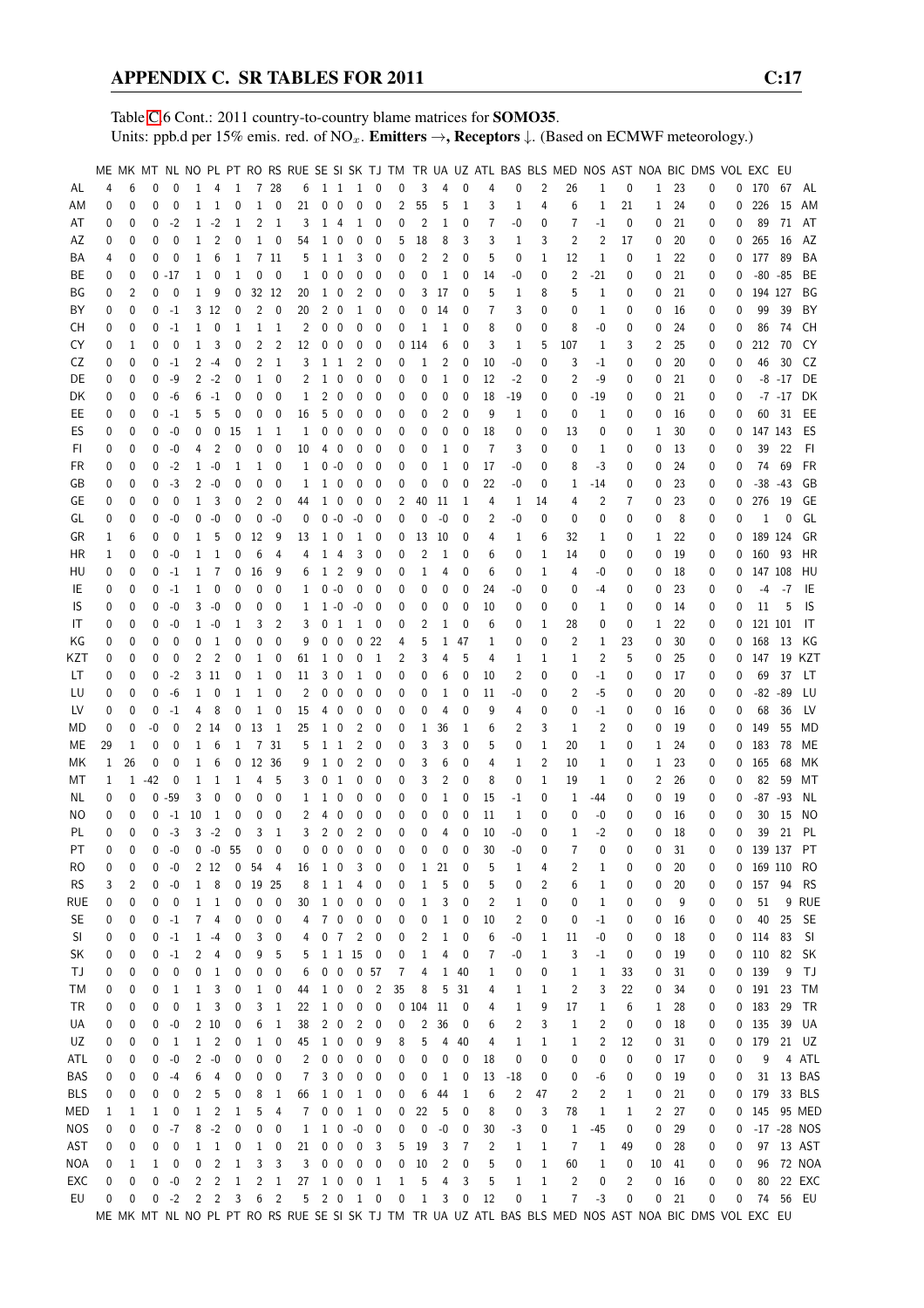Table C.6 Cont.: 2011 country-to-country blame matrices for **SOMO35**.
Units: ppb.d per 15% emis. red. of $NO_x$. **Emitters →, Receptors ↓.** (Based on ECMWF meteorology.)

| | ME | MK | MT | NL | NO | PL | PT | RO | RS | RUE | SE | SI | SK | TJ | TM | TR | UA | UZ | ATL | BAS | BLS | MED | NOS | AST | NOA | BIC | DMS | VOL | EXC | EU | |
|---|---|---|---|---|---|---|---|---|---|---|---|---|---|---|---|---|---|---|---|---|---|---|---|---|---|---|---|---|---|---|---|
| AL | 4 | 6 | 0 | 0 | 1 | 4 | 1 | 7 | 28 | 6 | 1 | 1 | 1 | 0 | 0 | 3 | 4 | 0 | 4 | 0 | 2 | 26 | 1 | 0 | 1 | 23 | 0 | 0 | 170 | 67 | AL |
| AM | 0 | 0 | 0 | 0 | 1 | 1 | 0 | 1 | 0 | 21 | 0 | 0 | 0 | 0 | 2 | 55 | 5 | 1 | 3 | 1 | 4 | 6 | 1 | 21 | 1 | 24 | 0 | 0 | 226 | 15 | AM |
| AT | 0 | 0 | 0 | -2 | 1 | -2 | 1 | 2 | 1 | 3 | 1 | 4 | 1 | 0 | 0 | 2 | 1 | 0 | 7 | -0 | 0 | 7 | -1 | 0 | 0 | 21 | 0 | 0 | 89 | 71 | AT |
| AZ | 0 | 0 | 0 | 0 | 1 | 2 | 0 | 1 | 0 | 54 | 1 | 0 | 0 | 0 | 5 | 18 | 8 | 3 | 3 | 1 | 3 | 2 | 2 | 17 | 0 | 20 | 0 | 0 | 265 | 16 | AZ |
| BA | 4 | 0 | 0 | 0 | 1 | 6 | 1 | 7 | 11 | 5 | 1 | 1 | 3 | 0 | 0 | 2 | 2 | 0 | 5 | 0 | 1 | 12 | 1 | 0 | 1 | 22 | 0 | 0 | 177 | 89 | BA |
| BE | 0 | 0 | 0 | -17 | 1 | 0 | 1 | 0 | 0 | 1 | 0 | 0 | 0 | 0 | 0 | 0 | 1 | 0 | 14 | -0 | 0 | 2 | -21 | 0 | 0 | 21 | 0 | 0 | -80 | -85 | BE |
| BG | 0 | 2 | 0 | 0 | 1 | 9 | 0 | 32 | 12 | 20 | 1 | 0 | 2 | 0 | 0 | 3 | 17 | 0 | 5 | 1 | 8 | 5 | 1 | 0 | 0 | 21 | 0 | 0 | 194 | 127 | BG |
| BY | 0 | 0 | 0 | -1 | 3 | 12 | 0 | 2 | 0 | 20 | 2 | 0 | 1 | 0 | 0 | 0 | 14 | 0 | 7 | 3 | 0 | 0 | 1 | 0 | 0 | 16 | 0 | 0 | 99 | 39 | BY |
| CH | 0 | 0 | 0 | -1 | 1 | 0 | 1 | 1 | 1 | 2 | 0 | 0 | 0 | 0 | 0 | 1 | 1 | 0 | 8 | 0 | 0 | 8 | -0 | 0 | 0 | 24 | 0 | 0 | 86 | 74 | CH |
| CY | 0 | 1 | 0 | 0 | 1 | 3 | 0 | 2 | 2 | 12 | 0 | 0 | 0 | 0 | 0 | 114 | 6 | 0 | 3 | 1 | 5 | 107 | 1 | 3 | 2 | 25 | 0 | 0 | 212 | 70 | CY |
| CZ | 0 | 0 | 0 | -1 | 2 | -4 | 0 | 2 | 1 | 3 | 1 | 1 | 2 | 0 | 0 | 1 | 2 | 0 | 10 | -0 | 0 | 3 | -1 | 0 | 0 | 20 | 0 | 0 | 46 | 30 | CZ |
| DE | 0 | 0 | 0 | -9 | 2 | -2 | 0 | 1 | 0 | 2 | 1 | 0 | 0 | 0 | 0 | 0 | 1 | 0 | 12 | -2 | 0 | 2 | -9 | 0 | 0 | 21 | 0 | 0 | -8 | -17 | DE |
| DK | 0 | 0 | 0 | -6 | 6 | -1 | 0 | 0 | 0 | 1 | 2 | 0 | 0 | 0 | 0 | 0 | 0 | 0 | 18 | -19 | 0 | 0 | -19 | 0 | 0 | 21 | 0 | 0 | -7 | -17 | DK |
| EE | 0 | 0 | 0 | -1 | 5 | 5 | 0 | 0 | 0 | 16 | 5 | 0 | 0 | 0 | 0 | 0 | 2 | 0 | 9 | 1 | 0 | 0 | 1 | 0 | 0 | 16 | 0 | 0 | 60 | 31 | EE |
| ES | 0 | 0 | 0 | -0 | 0 | 0 | 15 | 1 | 1 | 1 | 0 | 0 | 0 | 0 | 0 | 0 | 0 | 0 | 18 | 0 | 0 | 13 | 0 | 0 | 1 | 30 | 0 | 0 | 147 | 143 | ES |
| FI | 0 | 0 | 0 | -0 | 4 | 2 | 0 | 0 | 0 | 10 | 4 | 0 | 0 | 0 | 0 | 0 | 1 | 0 | 7 | 3 | 0 | 0 | 1 | 0 | 0 | 13 | 0 | 0 | 39 | 22 | FI |
| FR | 0 | 0 | 0 | -2 | 1 | -0 | 1 | 1 | 0 | 1 | 0 | -0 | 0 | 0 | 0 | 0 | 1 | 0 | 17 | -0 | 0 | 8 | -3 | 0 | 0 | 24 | 0 | 0 | 74 | 69 | FR |
| GB | 0 | 0 | 0 | -3 | 2 | -0 | 0 | 0 | 0 | 1 | 1 | 0 | 0 | 0 | 0 | 0 | 0 | 0 | 22 | -0 | 0 | 1 | -14 | 0 | 0 | 23 | 0 | 0 | -38 | -43 | GB |
| GE | 0 | 0 | 0 | 0 | 1 | 3 | 0 | 2 | 0 | 44 | 1 | 0 | 0 | 0 | 2 | 40 | 11 | 1 | 4 | 1 | 14 | 4 | 2 | 7 | 0 | 23 | 0 | 0 | 276 | 19 | GE |
| GL | 0 | 0 | 0 | -0 | 0 | -0 | 0 | 0 | -0 | 0 | 0 | -0 | -0 | 0 | 0 | 0 | -0 | 0 | 2 | -0 | 0 | 0 | 0 | 0 | 0 | 8 | 0 | 0 | 1 | 0 | GL |
| GR | 1 | 6 | 0 | 0 | 1 | 5 | 0 | 12 | 9 | 13 | 1 | 0 | 1 | 0 | 0 | 13 | 10 | 0 | 4 | 1 | 6 | 32 | 1 | 0 | 1 | 22 | 0 | 0 | 189 | 124 | GR |
| HR | 1 | 0 | 0 | -0 | 1 | 1 | 0 | 6 | 4 | 4 | 1 | 4 | 3 | 0 | 0 | 2 | 1 | 0 | 6 | 0 | 1 | 14 | 0 | 0 | 0 | 19 | 0 | 0 | 160 | 93 | HR |
| HU | 0 | 0 | 0 | -1 | 1 | 7 | 0 | 16 | 9 | 6 | 1 | 2 | 9 | 0 | 0 | 1 | 4 | 0 | 6 | 0 | 1 | 4 | -0 | 0 | 0 | 18 | 0 | 0 | 147 | 108 | HU |
| IE | 0 | 0 | 0 | -1 | 1 | 0 | 0 | 0 | 0 | 1 | 0 | -0 | 0 | 0 | 0 | 0 | 0 | 0 | 24 | -0 | 0 | 0 | -4 | 0 | 0 | 23 | 0 | 0 | -4 | -7 | IE |
| IS | 0 | 0 | 0 | -0 | 3 | -0 | 0 | 0 | 0 | 1 | 1 | -0 | -0 | 0 | 0 | 0 | 0 | 0 | 10 | 0 | 0 | 0 | 1 | 0 | 0 | 14 | 0 | 0 | 11 | 5 | IS |
| IT | 0 | 0 | 0 | -0 | 1 | -0 | 1 | 3 | 2 | 3 | 0 | 1 | 1 | 0 | 0 | 2 | 1 | 0 | 6 | 0 | 1 | 28 | 0 | 0 | 1 | 22 | 0 | 0 | 121 | 101 | IT |
| KG | 0 | 0 | 0 | 0 | 0 | 1 | 0 | 0 | 0 | 9 | 0 | 0 | 0 | 22 | 4 | 5 | 1 | 47 | 1 | 0 | 0 | 2 | 1 | 23 | 0 | 30 | 0 | 0 | 168 | 13 | KG |
| KZT | 0 | 0 | 0 | 0 | 2 | 2 | 0 | 1 | 0 | 61 | 1 | 0 | 0 | 1 | 2 | 3 | 4 | 5 | 4 | 1 | 1 | 1 | 2 | 5 | 0 | 25 | 0 | 0 | 147 | 19 | KZT |
| LT | 0 | 0 | 0 | -2 | 3 | 11 | 0 | 1 | 0 | 11 | 3 | 0 | 1 | 0 | 0 | 0 | 6 | 0 | 10 | 2 | 0 | 0 | -1 | 0 | 0 | 17 | 0 | 0 | 69 | 37 | LT |
| LU | 0 | 0 | 0 | -6 | 1 | 0 | 1 | 1 | 0 | 2 | 0 | 0 | 0 | 0 | 0 | 0 | 1 | 0 | 11 | -0 | 0 | 2 | -5 | 0 | 0 | 20 | 0 | 0 | -82 | -89 | LU |
| LV | 0 | 0 | 0 | -1 | 4 | 8 | 0 | 1 | 0 | 15 | 4 | 0 | 0 | 0 | 0 | 0 | 4 | 0 | 9 | 4 | 0 | 0 | -1 | 0 | 0 | 16 | 0 | 0 | 68 | 36 | LV |
| MD | 0 | 0 | -0 | 0 | 2 | 14 | 0 | 13 | 1 | 25 | 1 | 0 | 2 | 0 | 0 | 1 | 36 | 1 | 6 | 2 | 3 | 1 | 2 | 0 | 0 | 19 | 0 | 0 | 149 | 55 | MD |
| ME | 29 | 1 | 0 | 0 | 1 | 6 | 1 | 7 | 31 | 5 | 1 | 1 | 2 | 0 | 0 | 3 | 3 | 0 | 5 | 0 | 1 | 20 | 1 | 0 | 1 | 24 | 0 | 0 | 183 | 78 | ME |
| MK | 1 | 26 | 0 | 0 | 1 | 6 | 0 | 12 | 36 | 9 | 1 | 0 | 2 | 0 | 0 | 3 | 6 | 0 | 4 | 1 | 2 | 10 | 1 | 0 | 1 | 23 | 0 | 0 | 165 | 68 | MK |
| MT | 1 | 1 | -42 | 0 | 1 | 1 | 1 | 4 | 5 | 3 | 0 | 1 | 0 | 0 | 0 | 3 | 2 | 0 | 8 | 0 | 1 | 19 | 1 | 0 | 2 | 26 | 0 | 0 | 82 | 59 | MT |
| NL | 0 | 0 | 0 | -59 | 3 | 0 | 0 | 0 | 0 | 1 | 1 | 0 | 0 | 0 | 0 | 0 | 1 | 0 | 15 | -1 | 0 | 1 | -44 | 0 | 0 | 19 | 0 | 0 | -87 | -93 | NL |
| NO | 0 | 0 | 0 | -1 | 10 | 1 | 0 | 0 | 0 | 2 | 4 | 0 | 0 | 0 | 0 | 0 | 0 | 0 | 11 | 1 | 0 | 0 | -0 | 0 | 0 | 16 | 0 | 0 | 30 | 15 | NO |
| PL | 0 | 0 | 0 | -3 | 3 | -2 | 0 | 3 | 1 | 3 | 2 | 0 | 2 | 0 | 0 | 0 | 4 | 0 | 10 | -0 | 0 | 1 | -2 | 0 | 0 | 18 | 0 | 0 | 39 | 21 | PL |
| PT | 0 | 0 | 0 | -0 | 0 | -0 | 55 | 0 | 0 | 0 | 0 | 0 | 0 | 0 | 0 | 0 | 0 | 0 | 30 | -0 | 0 | 7 | 0 | 0 | 0 | 31 | 0 | 0 | 139 | 137 | PT |
| RO | 0 | 0 | 0 | -0 | 2 | 12 | 0 | 54 | 4 | 16 | 1 | 0 | 3 | 0 | 0 | 1 | 21 | 0 | 5 | 1 | 4 | 2 | 1 | 0 | 0 | 20 | 0 | 0 | 169 | 110 | RO |
| RS | 3 | 2 | 0 | -0 | 1 | 8 | 0 | 19 | 25 | 8 | 1 | 1 | 4 | 0 | 0 | 1 | 5 | 0 | 5 | 0 | 2 | 6 | 1 | 0 | 0 | 20 | 0 | 0 | 157 | 94 | RS |
| RUE | 0 | 0 | 0 | 0 | 1 | 1 | 0 | 0 | 0 | 30 | 1 | 0 | 0 | 0 | 0 | 1 | 3 | 0 | 2 | 1 | 0 | 0 | 1 | 0 | 0 | 9 | 0 | 0 | 51 | 9 | RUE |
| SE | 0 | 0 | 0 | -1 | 7 | 4 | 0 | 0 | 0 | 4 | 7 | 0 | 0 | 0 | 0 | 0 | 1 | 0 | 10 | 2 | 0 | 0 | -1 | 0 | 0 | 16 | 0 | 0 | 40 | 25 | SE |
| SI | 0 | 0 | 0 | -1 | 1 | -4 | 0 | 3 | 0 | 4 | 0 | 7 | 2 | 0 | 0 | 2 | 1 | 0 | 6 | -0 | 1 | 11 | -0 | 0 | 0 | 18 | 0 | 0 | 114 | 83 | SI |
| SK | 0 | 0 | 0 | -1 | 2 | 4 | 0 | 9 | 5 | 5 | 1 | 1 | 15 | 0 | 0 | 1 | 4 | 0 | 7 | -0 | 1 | 3 | -1 | 0 | 0 | 19 | 0 | 0 | 110 | 82 | SK |
| TJ | 0 | 0 | 0 | 0 | 0 | 1 | 0 | 0 | 0 | 6 | 0 | 0 | 0 | 57 | 7 | 4 | 1 | 40 | 1 | 0 | 0 | 1 | 1 | 33 | 0 | 31 | 0 | 0 | 139 | 9 | TJ |
| TM | 0 | 0 | 0 | 1 | 1 | 3 | 0 | 1 | 0 | 44 | 1 | 0 | 0 | 2 | 35 | 8 | 5 | 31 | 4 | 1 | 1 | 2 | 3 | 22 | 0 | 34 | 0 | 0 | 191 | 23 | TM |
| TR | 0 | 0 | 0 | 0 | 1 | 3 | 0 | 3 | 1 | 22 | 1 | 0 | 0 | 0 | 0 | 104 | 11 | 0 | 4 | 1 | 9 | 17 | 1 | 6 | 1 | 28 | 0 | 0 | 183 | 29 | TR |
| UA | 0 | 0 | 0 | -0 | 2 | 10 | 0 | 6 | 1 | 38 | 2 | 0 | 2 | 0 | 0 | 2 | 36 | 0 | 6 | 2 | 3 | 1 | 2 | 0 | 0 | 18 | 0 | 0 | 135 | 39 | UA |
| UZ | 0 | 0 | 0 | 1 | 1 | 2 | 0 | 1 | 0 | 45 | 1 | 0 | 0 | 9 | 8 | 5 | 4 | 40 | 4 | 1 | 1 | 1 | 2 | 12 | 0 | 31 | 0 | 0 | 179 | 21 | UZ |
| ATL | 0 | 0 | 0 | -0 | 2 | -0 | 0 | 0 | 0 | 2 | 0 | 0 | 0 | 0 | 0 | 0 | 0 | 0 | 18 | 0 | 0 | 0 | 0 | 0 | 0 | 17 | 0 | 0 | 9 | 4 | ATL |
| BAS | 0 | 0 | 0 | -4 | 6 | 4 | 0 | 0 | 0 | 7 | 3 | 0 | 0 | 0 | 0 | 0 | 1 | 0 | 13 | -18 | 0 | 0 | -6 | 0 | 0 | 19 | 0 | 0 | 31 | 13 | BAS |
| BLS | 0 | 0 | 0 | 0 | 2 | 5 | 0 | 8 | 1 | 66 | 1 | 0 | 1 | 0 | 0 | 6 | 44 | 1 | 6 | 2 | 47 | 2 | 2 | 1 | 0 | 21 | 0 | 0 | 179 | 33 | BLS |
| MED | 1 | 1 | 1 | 0 | 1 | 2 | 1 | 5 | 4 | 7 | 0 | 0 | 1 | 0 | 0 | 22 | 5 | 0 | 8 | 0 | 3 | 78 | 1 | 1 | 2 | 27 | 0 | 0 | 145 | 95 | MED |
| NOS | 0 | 0 | 0 | -7 | 8 | -2 | 0 | 0 | 0 | 1 | 1 | 0 | -0 | 0 | 0 | 0 | -0 | 0 | 30 | -3 | 0 | 1 | -45 | 0 | 0 | 29 | 0 | 0 | -17 | -28 | NOS |
| AST | 0 | 0 | 0 | 0 | 1 | 1 | 0 | 1 | 0 | 21 | 0 | 0 | 0 | 3 | 5 | 19 | 3 | 7 | 2 | 1 | 1 | 7 | 1 | 49 | 0 | 28 | 0 | 0 | 97 | 13 | AST |
| NOA | 0 | 1 | 1 | 0 | 0 | 2 | 1 | 3 | 3 | 3 | 0 | 0 | 0 | 0 | 0 | 10 | 2 | 0 | 5 | 0 | 1 | 60 | 1 | 0 | 10 | 41 | 0 | 0 | 96 | 72 | NOA |
| EXC | 0 | 0 | 0 | -0 | 2 | 2 | 1 | 2 | 1 | 27 | 1 | 0 | 0 | 1 | 1 | 5 | 4 | 3 | 5 | 1 | 1 | 2 | 0 | 2 | 0 | 16 | 0 | 0 | 80 | 22 | EXC |
| EU | 0 | 0 | 0 | -2 | 2 | 2 | 3 | 6 | 2 | 5 | 2 | 0 | 1 | 0 | 0 | 1 | 3 | 0 | 12 | 0 | 1 | 7 | -3 | 0 | 0 | 21 | 0 | 0 | 74 | 56 | EU |
| | ME | MK | MT | NL | NO | PL | PT | RO | RS | RUE | SE | SI | SK | TJ | TM | TR | UA | UZ | ATL | BAS | BLS | MED | NOS | AST | NOA | BIC | DMS | VOL | EXC | EU | |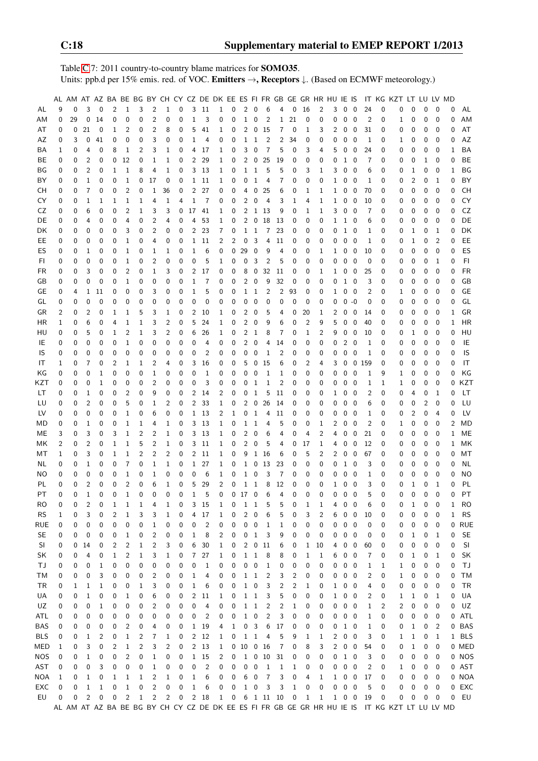Table C.7: 2011 country-to-country blame matrices for **SOMO35**.
Units: ppb.d per 15% emis. red. of VOC. **Emitters** →, **Receptors** ↓. (Based on ECMWF meteorology.)

| | AL | AM | AT | AZ | BA | BE | BG | BY | CH | CY | CZ | DE | DK | EE | ES | FI | FR | GB | GE | GR | HR | HU | IE | IS | IT | KG | KZT | LT | LU | LV | MD | |
|---|---|---|---|---|---|---|---|---|---|---|---|---|---|---|---|---|---|---|---|---|---|---|---|---|---|---|---|---|---|---|---|---|
| AL | 9 | 0 | 3 | 0 | 2 | 1 | 3 | 2 | 1 | 0 | 3 | 11 | 1 | 0 | 2 | 0 | 6 | 4 | 0 | 16 | 2 | 3 | 0 | 0 | 24 | 0 | 0 | 0 | 0 | 0 | 0 | AL |
| AM | 0 | 29 | 0 | 14 | 0 | 0 | 0 | 2 | 0 | 0 | 1 | 3 | 0 | 0 | 1 | 0 | 2 | 1 | 21 | 0 | 0 | 0 | 0 | 0 | 2 | 0 | 1 | 0 | 0 | 0 | 0 | AM |
| AT | 0 | 0 | 21 | 0 | 1 | 2 | 0 | 2 | 8 | 0 | 5 | 41 | 1 | 0 | 2 | 0 | 15 | 7 | 0 | 1 | 3 | 2 | 0 | 0 | 31 | 0 | 0 | 0 | 0 | 0 | 0 | AT |
| AZ | 0 | 3 | 0 | 41 | 0 | 0 | 0 | 3 | 0 | 0 | 1 | 4 | 0 | 0 | 1 | 1 | 2 | 2 | 34 | 0 | 0 | 0 | 0 | 0 | 1 | 0 | 1 | 0 | 0 | 0 | 0 | AZ |
| BA | 1 | 0 | 4 | 0 | 8 | 1 | 2 | 3 | 1 | 0 | 4 | 17 | 1 | 0 | 3 | 0 | 7 | 5 | 0 | 3 | 4 | 5 | 0 | 0 | 24 | 0 | 0 | 0 | 0 | 0 | 1 | BA |
| BE | 0 | 0 | 2 | 0 | 0 | 12 | 0 | 1 | 1 | 0 | 2 | 29 | 1 | 0 | 2 | 0 | 25 | 19 | 0 | 0 | 0 | 0 | 1 | 0 | 7 | 0 | 0 | 0 | 1 | 0 | 0 | BE |
| BG | 0 | 0 | 2 | 0 | 1 | 1 | 8 | 4 | 1 | 0 | 3 | 13 | 1 | 0 | 1 | 1 | 5 | 5 | 0 | 3 | 1 | 3 | 0 | 0 | 6 | 0 | 0 | 1 | 0 | 0 | 1 | BG |
| BY | 0 | 0 | 1 | 0 | 0 | 1 | 0 | 17 | 0 | 0 | 1 | 11 | 1 | 0 | 0 | 1 | 4 | 7 | 0 | 0 | 0 | 1 | 0 | 0 | 1 | 0 | 0 | 2 | 0 | 1 | 0 | BY |
| CH | 0 | 0 | 7 | 0 | 0 | 2 | 0 | 1 | 36 | 0 | 2 | 27 | 0 | 0 | 4 | 0 | 25 | 6 | 0 | 1 | 1 | 1 | 0 | 0 | 70 | 0 | 0 | 0 | 0 | 0 | 0 | CH |
| CY | 0 | 0 | 1 | 1 | 1 | 1 | 4 | 1 | 4 | 1 | 7 | 0 | 0 | 2 | 0 | 4 | 3 | 1 | 4 | 1 | 1 | 0 | 0 | 10 | 0 | 0 | 0 | 0 | 0 | 0 | 0 | CY |
| CZ | 0 | 0 | 6 | 0 | 0 | 2 | 1 | 3 | 3 | 0 | 17 | 41 | 1 | 0 | 2 | 1 | 13 | 9 | 0 | 1 | 1 | 3 | 0 | 0 | 7 | 0 | 0 | 0 | 0 | 0 | 0 | CZ |
| DE | 0 | 0 | 4 | 0 | 0 | 4 | 0 | 2 | 4 | 0 | 4 | 53 | 1 | 0 | 2 | 0 | 18 | 13 | 0 | 0 | 0 | 1 | 1 | 0 | 6 | 0 | 0 | 0 | 0 | 0 | 0 | DE |
| DK | 0 | 0 | 0 | 0 | 0 | 3 | 0 | 2 | 0 | 0 | 2 | 23 | 7 | 0 | 1 | 1 | 7 | 23 | 0 | 0 | 0 | 0 | 1 | 0 | 1 | 0 | 0 | 1 | 0 | 1 | 0 | DK |
| EE | 0 | 0 | 0 | 0 | 0 | 1 | 0 | 4 | 0 | 0 | 1 | 11 | 2 | 2 | 0 | 3 | 4 | 11 | 0 | 0 | 0 | 0 | 0 | 0 | 1 | 0 | 0 | 1 | 0 | 2 | 0 | EE |
| ES | 0 | 0 | 1 | 0 | 0 | 1 | 0 | 1 | 1 | 0 | 1 | 6 | 0 | 0 | 29 | 0 | 9 | 4 | 0 | 0 | 1 | 1 | 0 | 0 | 10 | 0 | 0 | 0 | 0 | 0 | 0 | ES |
| FI | 0 | 0 | 0 | 0 | 0 | 1 | 0 | 2 | 0 | 0 | 0 | 5 | 1 | 0 | 0 | 3 | 2 | 5 | 0 | 0 | 0 | 0 | 0 | 0 | 0 | 0 | 0 | 0 | 0 | 1 | 0 | FI |
| FR | 0 | 0 | 3 | 0 | 0 | 2 | 0 | 1 | 3 | 0 | 2 | 17 | 0 | 0 | 8 | 0 | 32 | 11 | 0 | 0 | 1 | 1 | 0 | 0 | 25 | 0 | 0 | 0 | 0 | 0 | 0 | FR |
| GB | 0 | 0 | 0 | 0 | 0 | 1 | 0 | 0 | 0 | 0 | 1 | 7 | 0 | 0 | 2 | 0 | 9 | 32 | 0 | 0 | 0 | 0 | 1 | 0 | 3 | 0 | 0 | 0 | 0 | 0 | 0 | GB |
| GE | 0 | 4 | 1 | 11 | 0 | 0 | 0 | 3 | 0 | 0 | 1 | 5 | 0 | 0 | 1 | 1 | 2 | 2 | 93 | 0 | 0 | 1 | 0 | 0 | 2 | 0 | 1 | 0 | 0 | 0 | 0 | GE |
| GL | 0 | 0 | 0 | 0 | 0 | 0 | 0 | 0 | 0 | 0 | 0 | 0 | 0 | 0 | 0 | 0 | 0 | 0 | 0 | 0 | 0 | 0 | 0 | -0 | 0 | 0 | 0 | 0 | 0 | 0 | 0 | GL |
| GR | 2 | 0 | 2 | 0 | 1 | 1 | 5 | 3 | 1 | 0 | 2 | 10 | 1 | 0 | 2 | 0 | 5 | 4 | 0 | 20 | 1 | 2 | 0 | 0 | 14 | 0 | 0 | 0 | 0 | 0 | 1 | GR |
| HR | 1 | 0 | 6 | 0 | 4 | 1 | 1 | 3 | 2 | 0 | 5 | 24 | 1 | 0 | 2 | 0 | 9 | 6 | 0 | 2 | 9 | 5 | 0 | 0 | 40 | 0 | 0 | 0 | 0 | 0 | 1 | HR |
| HU | 0 | 0 | 5 | 0 | 1 | 2 | 1 | 3 | 2 | 0 | 6 | 26 | 1 | 0 | 2 | 1 | 8 | 7 | 0 | 1 | 2 | 9 | 0 | 0 | 10 | 0 | 0 | 1 | 0 | 0 | 0 | HU |
| IE | 0 | 0 | 0 | 0 | 0 | 1 | 0 | 0 | 0 | 0 | 0 | 4 | 0 | 0 | 2 | 0 | 4 | 14 | 0 | 0 | 0 | 0 | 2 | 0 | 1 | 0 | 0 | 0 | 0 | 0 | 0 | IE |
| IS | 0 | 0 | 0 | 0 | 0 | 0 | 0 | 0 | 0 | 0 | 0 | 2 | 0 | 0 | 0 | 0 | 1 | 2 | 0 | 0 | 0 | 0 | 0 | 0 | 1 | 0 | 0 | 0 | 0 | 0 | 0 | IS |
| IT | 1 | 0 | 7 | 0 | 2 | 1 | 1 | 2 | 4 | 0 | 3 | 16 | 0 | 0 | 5 | 0 | 15 | 6 | 0 | 2 | 4 | 3 | 0 | 0 | 159 | 0 | 0 | 0 | 0 | 0 | 0 | IT |
| KG | 0 | 0 | 0 | 1 | 0 | 0 | 0 | 1 | 0 | 0 | 0 | 1 | 0 | 0 | 0 | 0 | 1 | 1 | 0 | 0 | 0 | 0 | 0 | 0 | 1 | 9 | 1 | 0 | 0 | 0 | 0 | KG |
| KZT | 0 | 0 | 0 | 1 | 0 | 0 | 0 | 2 | 0 | 0 | 0 | 3 | 0 | 0 | 0 | 1 | 1 | 2 | 0 | 0 | 0 | 0 | 0 | 0 | 1 | 1 | 1 | 0 | 0 | 0 | 0 | KZT |
| LT | 0 | 0 | 1 | 0 | 0 | 2 | 0 | 9 | 0 | 0 | 2 | 14 | 2 | 0 | 0 | 1 | 5 | 11 | 0 | 0 | 0 | 1 | 0 | 0 | 2 | 0 | 0 | 4 | 0 | 1 | 0 | LT |
| LU | 0 | 0 | 2 | 0 | 0 | 5 | 0 | 1 | 2 | 0 | 2 | 33 | 1 | 0 | 2 | 0 | 26 | 14 | 0 | 0 | 0 | 0 | 0 | 0 | 6 | 0 | 0 | 0 | 2 | 0 | 0 | LU |
| LV | 0 | 0 | 0 | 0 | 0 | 1 | 0 | 6 | 0 | 0 | 1 | 13 | 2 | 1 | 0 | 1 | 4 | 11 | 0 | 0 | 0 | 0 | 0 | 0 | 1 | 0 | 0 | 2 | 0 | 4 | 0 | LV |
| MD | 0 | 0 | 1 | 0 | 0 | 1 | 1 | 4 | 1 | 0 | 3 | 13 | 1 | 0 | 1 | 1 | 4 | 5 | 0 | 0 | 1 | 2 | 0 | 0 | 2 | 0 | 1 | 0 | 0 | 0 | 2 | MD |
| ME | 3 | 0 | 3 | 0 | 3 | 1 | 2 | 2 | 1 | 0 | 3 | 13 | 1 | 0 | 2 | 0 | 6 | 4 | 0 | 4 | 2 | 4 | 0 | 0 | 21 | 0 | 0 | 0 | 0 | 0 | 1 | ME |
| MK | 2 | 0 | 2 | 0 | 1 | 1 | 5 | 2 | 1 | 0 | 3 | 11 | 1 | 0 | 2 | 0 | 5 | 4 | 0 | 17 | 1 | 4 | 0 | 0 | 12 | 0 | 0 | 0 | 0 | 0 | 1 | MK |
| MT | 1 | 0 | 3 | 0 | 1 | 1 | 2 | 2 | 2 | 0 | 2 | 11 | 1 | 0 | 9 | 1 | 16 | 6 | 0 | 5 | 2 | 2 | 0 | 0 | 67 | 0 | 0 | 0 | 0 | 0 | 0 | MT |
| NL | 0 | 0 | 1 | 0 | 0 | 7 | 0 | 1 | 1 | 0 | 1 | 27 | 1 | 0 | 1 | 0 | 13 | 23 | 0 | 0 | 0 | 0 | 1 | 0 | 3 | 0 | 0 | 0 | 0 | 0 | 0 | NL |
| NO | 0 | 0 | 0 | 0 | 0 | 1 | 0 | 1 | 0 | 0 | 0 | 6 | 1 | 0 | 1 | 0 | 3 | 7 | 0 | 0 | 0 | 0 | 0 | 0 | 1 | 0 | 0 | 0 | 0 | 0 | 0 | NO |
| PL | 0 | 0 | 2 | 0 | 0 | 2 | 0 | 6 | 1 | 0 | 5 | 29 | 2 | 0 | 1 | 1 | 8 | 12 | 0 | 0 | 0 | 1 | 0 | 0 | 3 | 0 | 0 | 1 | 0 | 1 | 0 | PL |
| PT | 0 | 0 | 1 | 0 | 0 | 1 | 0 | 0 | 0 | 0 | 1 | 5 | 0 | 0 | 17 | 0 | 6 | 4 | 0 | 0 | 0 | 0 | 0 | 0 | 5 | 0 | 0 | 0 | 0 | 0 | 0 | PT |
| RO | 0 | 0 | 2 | 0 | 1 | 1 | 1 | 4 | 1 | 0 | 3 | 15 | 1 | 0 | 1 | 1 | 5 | 5 | 0 | 1 | 1 | 4 | 0 | 0 | 6 | 0 | 0 | 1 | 0 | 0 | 1 | RO |
| RS | 1 | 0 | 3 | 0 | 2 | 1 | 3 | 3 | 1 | 0 | 4 | 17 | 1 | 0 | 2 | 0 | 6 | 5 | 0 | 3 | 2 | 6 | 0 | 0 | 10 | 0 | 0 | 0 | 0 | 0 | 1 | RS |
| RUE | 0 | 0 | 0 | 0 | 0 | 0 | 0 | 1 | 0 | 0 | 0 | 2 | 0 | 0 | 0 | 0 | 1 | 1 | 0 | 0 | 0 | 0 | 0 | 0 | 0 | 0 | 0 | 0 | 0 | 0 | 0 | RUE |
| SE | 0 | 0 | 0 | 0 | 0 | 1 | 0 | 2 | 0 | 0 | 1 | 8 | 2 | 0 | 0 | 1 | 3 | 9 | 0 | 0 | 0 | 0 | 0 | 0 | 0 | 0 | 0 | 1 | 0 | 1 | 0 | SE |
| SI | 0 | 0 | 14 | 0 | 2 | 2 | 1 | 2 | 3 | 0 | 6 | 30 | 1 | 0 | 2 | 0 | 11 | 6 | 0 | 1 | 10 | 4 | 0 | 0 | 60 | 0 | 0 | 0 | 0 | 0 | 0 | SI |
| SK | 0 | 0 | 4 | 0 | 1 | 2 | 1 | 3 | 1 | 0 | 7 | 27 | 1 | 0 | 1 | 1 | 8 | 8 | 0 | 1 | 1 | 6 | 0 | 0 | 7 | 0 | 0 | 1 | 0 | 1 | 0 | SK |
| TJ | 0 | 0 | 0 | 1 | 0 | 0 | 0 | 0 | 0 | 0 | 0 | 1 | 0 | 0 | 0 | 0 | 1 | 0 | 0 | 0 | 0 | 0 | 0 | 0 | 1 | 1 | 1 | 0 | 0 | 0 | 0 | TJ |
| TM | 0 | 0 | 0 | 3 | 0 | 0 | 0 | 2 | 0 | 0 | 1 | 4 | 0 | 0 | 1 | 1 | 2 | 3 | 2 | 0 | 0 | 0 | 0 | 0 | 2 | 0 | 1 | 0 | 0 | 0 | 0 | TM |
| TR | 0 | 1 | 1 | 1 | 0 | 0 | 1 | 3 | 0 | 0 | 1 | 6 | 0 | 0 | 1 | 0 | 3 | 2 | 2 | 1 | 0 | 1 | 0 | 0 | 4 | 0 | 0 | 0 | 0 | 0 | 0 | TR |
| UA | 0 | 0 | 1 | 0 | 0 | 1 | 0 | 6 | 0 | 0 | 2 | 11 | 1 | 0 | 1 | 1 | 3 | 5 | 0 | 0 | 0 | 1 | 0 | 0 | 2 | 0 | 1 | 1 | 0 | 1 | 0 | UA |
| UZ | 0 | 0 | 0 | 1 | 0 | 0 | 0 | 2 | 0 | 0 | 0 | 4 | 0 | 0 | 1 | 1 | 2 | 2 | 1 | 0 | 0 | 0 | 0 | 0 | 1 | 2 | 2 | 0 | 0 | 0 | 0 | UZ |
| ATL | 0 | 0 | 0 | 0 | 0 | 0 | 0 | 0 | 0 | 0 | 0 | 2 | 0 | 0 | 1 | 0 | 2 | 3 | 0 | 0 | 0 | 0 | 0 | 0 | 1 | 0 | 0 | 0 | 0 | 0 | 0 | ATL |
| BAS | 0 | 0 | 0 | 0 | 0 | 2 | 0 | 4 | 0 | 0 | 1 | 19 | 4 | 1 | 0 | 3 | 6 | 17 | 0 | 0 | 0 | 0 | 1 | 0 | 1 | 0 | 0 | 1 | 0 | 2 | 0 | BAS |
| BLS | 0 | 0 | 1 | 2 | 0 | 1 | 2 | 7 | 1 | 0 | 2 | 12 | 1 | 0 | 1 | 1 | 4 | 5 | 9 | 1 | 1 | 2 | 0 | 0 | 3 | 0 | 1 | 1 | 0 | 1 | 1 | BLS |
| MED | 1 | 0 | 3 | 0 | 2 | 1 | 2 | 3 | 2 | 0 | 2 | 13 | 1 | 0 | 10 | 0 | 16 | 7 | 0 | 8 | 3 | 2 | 0 | 0 | 54 | 0 | 0 | 1 | 0 | 0 | 0 | MED |
| NOS | 0 | 0 | 1 | 0 | 0 | 2 | 0 | 1 | 0 | 0 | 1 | 15 | 2 | 0 | 1 | 0 | 10 | 31 | 0 | 0 | 0 | 0 | 1 | 0 | 3 | 0 | 0 | 0 | 0 | 0 | 0 | NOS |
| AST | 0 | 0 | 0 | 3 | 0 | 0 | 0 | 1 | 0 | 0 | 0 | 2 | 0 | 0 | 0 | 0 | 1 | 1 | 1 | 0 | 0 | 0 | 0 | 0 | 2 | 0 | 1 | 0 | 0 | 0 | 0 | AST |
| NOA | 1 | 0 | 1 | 0 | 1 | 1 | 1 | 2 | 1 | 0 | 1 | 6 | 0 | 0 | 6 | 0 | 7 | 3 | 0 | 4 | 1 | 1 | 0 | 0 | 17 | 0 | 0 | 0 | 0 | 0 | 0 | NOA |
| EXC | 0 | 0 | 1 | 1 | 0 | 1 | 0 | 2 | 0 | 0 | 1 | 6 | 0 | 0 | 1 | 0 | 3 | 3 | 1 | 0 | 0 | 0 | 0 | 0 | 5 | 0 | 0 | 0 | 0 | 0 | 0 | EXC |
| EU | 0 | 0 | 2 | 0 | 0 | 2 | 1 | 2 | 2 | 0 | 2 | 18 | 1 | 0 | 6 | 1 | 11 | 10 | 0 | 1 | 1 | 1 | 0 | 0 | 19 | 0 | 0 | 0 | 0 | 0 | 0 | EU |
| | AL | AM | AT | AZ | BA | BE | BG | BY | CH | CY | CZ | DE | DK | EE | ES | FI | FR | GB | GE | GR | HR | HU | IE | IS | IT | KG | KZT | LT | LU | LV | MD | |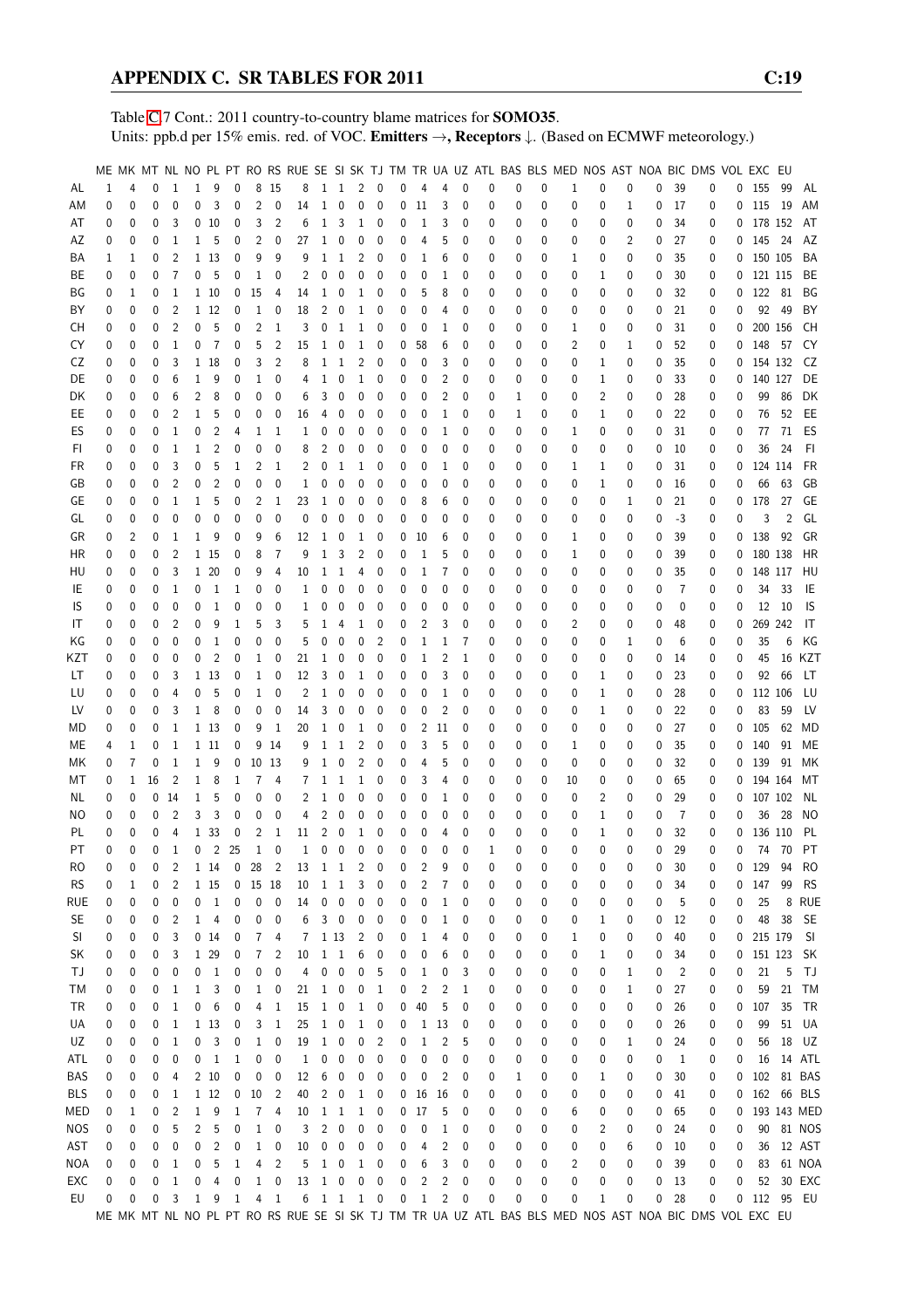Table C.7 Cont.: 2011 country-to-country blame matrices for **SOMO35**.
Units: ppb.d per 15% emis. red. of VOC. **Emitters →, Receptors ↓.** (Based on ECMWF meteorology.)

| | ME | MK | MT | NL | NO | PL | PT | RO | RS | RUE | SE | SI | SK | TJ | TM | TR | UA | UZ | ATL | BAS | BLS | MED | NOS | AST | NOA | BIC | DMS | VOL | EXC | EU | |
|---|---|---|---|---|---|---|---|---|---|---|---|---|---|---|---|---|---|---|---|---|---|---|---|---|---|---|---|---|---|---|---|
| AL | 1 | 4 | 0 | 1 | 1 | 9 | 0 | 8 | 15 | 8 | 1 | 1 | 2 | 0 | 0 | 4 | 4 | 0 | 0 | 0 | 0 | 1 | 0 | 0 | 0 | 39 | 0 | 0 | 155 | 99 | AL |
| AM | 0 | 0 | 0 | 0 | 0 | 3 | 0 | 2 | 0 | 14 | 1 | 0 | 0 | 0 | 0 | 11 | 3 | 0 | 0 | 0 | 0 | 0 | 0 | 1 | 0 | 17 | 0 | 0 | 115 | 19 | AM |
| AT | 0 | 0 | 0 | 3 | 0 | 10 | 0 | 3 | 2 | 6 | 1 | 3 | 1 | 0 | 0 | 1 | 3 | 0 | 0 | 0 | 0 | 0 | 0 | 0 | 0 | 34 | 0 | 0 | 178 | 152 | AT |
| AZ | 0 | 0 | 0 | 1 | 1 | 5 | 0 | 2 | 0 | 27 | 1 | 0 | 0 | 0 | 0 | 4 | 5 | 0 | 0 | 0 | 0 | 0 | 0 | 2 | 0 | 27 | 0 | 0 | 145 | 24 | AZ |
| BA | 1 | 1 | 0 | 2 | 1 | 13 | 0 | 9 | 9 | 9 | 1 | 1 | 2 | 0 | 0 | 1 | 6 | 0 | 0 | 0 | 0 | 1 | 0 | 0 | 0 | 35 | 0 | 0 | 150 | 105 | BA |
| BE | 0 | 0 | 0 | 7 | 0 | 5 | 0 | 1 | 0 | 2 | 0 | 0 | 0 | 0 | 0 | 0 | 1 | 0 | 0 | 0 | 0 | 0 | 1 | 0 | 0 | 30 | 0 | 0 | 121 | 115 | BE |
| BG | 0 | 1 | 0 | 1 | 1 | 10 | 0 | 15 | 4 | 14 | 1 | 0 | 1 | 0 | 0 | 5 | 8 | 0 | 0 | 0 | 0 | 0 | 0 | 0 | 0 | 32 | 0 | 0 | 122 | 81 | BG |
| BY | 0 | 0 | 0 | 2 | 1 | 12 | 0 | 1 | 0 | 18 | 2 | 0 | 1 | 0 | 0 | 0 | 4 | 0 | 0 | 0 | 0 | 0 | 0 | 0 | 0 | 21 | 0 | 0 | 92 | 49 | BY |
| CH | 0 | 0 | 0 | 2 | 0 | 5 | 0 | 2 | 1 | 3 | 0 | 1 | 1 | 0 | 0 | 0 | 1 | 0 | 0 | 0 | 0 | 1 | 0 | 0 | 0 | 31 | 0 | 0 | 200 | 156 | CH |
| CY | 0 | 0 | 0 | 1 | 0 | 7 | 0 | 5 | 2 | 15 | 1 | 0 | 1 | 0 | 0 | 58 | 6 | 0 | 0 | 0 | 0 | 2 | 0 | 1 | 0 | 52 | 0 | 0 | 148 | 57 | CY |
| CZ | 0 | 0 | 0 | 3 | 1 | 18 | 0 | 3 | 2 | 8 | 1 | 1 | 2 | 0 | 0 | 0 | 3 | 0 | 0 | 0 | 0 | 0 | 1 | 0 | 0 | 35 | 0 | 0 | 154 | 132 | CZ |
| DE | 0 | 0 | 0 | 6 | 1 | 9 | 0 | 1 | 0 | 4 | 1 | 0 | 1 | 0 | 0 | 0 | 2 | 0 | 0 | 0 | 0 | 0 | 1 | 0 | 0 | 33 | 0 | 0 | 140 | 127 | DE |
| DK | 0 | 0 | 0 | 6 | 2 | 8 | 0 | 0 | 0 | 6 | 3 | 0 | 0 | 0 | 0 | 0 | 2 | 0 | 0 | 1 | 0 | 0 | 2 | 0 | 0 | 28 | 0 | 0 | 99 | 86 | DK |
| EE | 0 | 0 | 0 | 2 | 1 | 5 | 0 | 0 | 0 | 16 | 4 | 0 | 0 | 0 | 0 | 0 | 1 | 0 | 0 | 1 | 0 | 0 | 1 | 0 | 0 | 22 | 0 | 0 | 76 | 52 | EE |
| ES | 0 | 0 | 0 | 1 | 0 | 2 | 4 | 1 | 1 | 1 | 0 | 0 | 0 | 0 | 0 | 0 | 1 | 0 | 0 | 0 | 0 | 1 | 0 | 0 | 0 | 31 | 0 | 0 | 77 | 71 | ES |
| FI | 0 | 0 | 0 | 1 | 1 | 2 | 0 | 0 | 0 | 8 | 2 | 0 | 0 | 0 | 0 | 0 | 0 | 0 | 0 | 0 | 0 | 0 | 0 | 0 | 0 | 10 | 0 | 0 | 36 | 24 | FI |
| FR | 0 | 0 | 0 | 3 | 0 | 5 | 1 | 2 | 1 | 2 | 0 | 1 | 1 | 0 | 0 | 0 | 1 | 0 | 0 | 0 | 0 | 1 | 1 | 0 | 0 | 31 | 0 | 0 | 124 | 114 | FR |
| GB | 0 | 0 | 0 | 2 | 0 | 2 | 0 | 0 | 0 | 1 | 0 | 0 | 0 | 0 | 0 | 0 | 0 | 0 | 0 | 0 | 0 | 0 | 1 | 0 | 0 | 16 | 0 | 0 | 66 | 63 | GB |
| GE | 0 | 0 | 0 | 1 | 1 | 5 | 0 | 2 | 1 | 23 | 1 | 0 | 0 | 0 | 0 | 8 | 6 | 0 | 0 | 0 | 0 | 0 | 0 | 1 | 0 | 21 | 0 | 0 | 178 | 27 | GE |
| GL | 0 | 0 | 0 | 0 | 0 | 0 | 0 | 0 | 0 | 0 | 0 | 0 | 0 | 0 | 0 | 0 | 0 | 0 | 0 | 0 | 0 | 0 | 0 | 0 | 0 | -3 | 0 | 0 | 3 | 2 | GL |
| GR | 0 | 2 | 0 | 1 | 1 | 9 | 0 | 9 | 6 | 12 | 1 | 0 | 1 | 0 | 0 | 10 | 6 | 0 | 0 | 0 | 0 | 1 | 0 | 0 | 0 | 39 | 0 | 0 | 138 | 92 | GR |
| HR | 0 | 0 | 0 | 2 | 1 | 15 | 0 | 8 | 7 | 9 | 1 | 3 | 2 | 0 | 0 | 1 | 5 | 0 | 0 | 0 | 0 | 1 | 0 | 0 | 0 | 39 | 0 | 0 | 180 | 138 | HR |
| HU | 0 | 0 | 0 | 3 | 1 | 20 | 0 | 9 | 4 | 10 | 1 | 1 | 4 | 0 | 0 | 1 | 7 | 0 | 0 | 0 | 0 | 0 | 0 | 0 | 0 | 35 | 0 | 0 | 148 | 117 | HU |
| IE | 0 | 0 | 0 | 1 | 0 | 1 | 1 | 0 | 0 | 1 | 0 | 0 | 0 | 0 | 0 | 0 | 0 | 0 | 0 | 0 | 0 | 0 | 0 | 0 | 0 | 7 | 0 | 0 | 34 | 33 | IE |
| IS | 0 | 0 | 0 | 0 | 0 | 1 | 0 | 0 | 0 | 1 | 0 | 0 | 0 | 0 | 0 | 0 | 0 | 0 | 0 | 0 | 0 | 0 | 0 | 0 | 0 | 0 | 0 | 0 | 12 | 10 | IS |
| IT | 0 | 0 | 0 | 2 | 0 | 9 | 1 | 5 | 3 | 5 | 1 | 4 | 1 | 0 | 0 | 2 | 3 | 0 | 0 | 0 | 0 | 2 | 0 | 0 | 0 | 48 | 0 | 0 | 269 | 242 | IT |
| KG | 0 | 0 | 0 | 0 | 0 | 1 | 0 | 0 | 0 | 5 | 0 | 0 | 0 | 2 | 0 | 1 | 1 | 7 | 0 | 0 | 0 | 0 | 0 | 1 | 0 | 6 | 0 | 0 | 35 | 6 | KG |
| KZT | 0 | 0 | 0 | 0 | 0 | 2 | 0 | 1 | 0 | 21 | 1 | 0 | 0 | 0 | 0 | 1 | 2 | 1 | 0 | 0 | 0 | 0 | 0 | 0 | 0 | 14 | 0 | 0 | 45 | 16 | KZT |
| LT | 0 | 0 | 0 | 3 | 1 | 13 | 0 | 1 | 0 | 12 | 3 | 0 | 1 | 0 | 0 | 0 | 3 | 0 | 0 | 0 | 0 | 0 | 1 | 0 | 0 | 23 | 0 | 0 | 92 | 66 | LT |
| LU | 0 | 0 | 0 | 4 | 0 | 5 | 0 | 1 | 0 | 2 | 1 | 0 | 0 | 0 | 0 | 0 | 1 | 0 | 0 | 0 | 0 | 0 | 1 | 0 | 0 | 28 | 0 | 0 | 112 | 106 | LU |
| LV | 0 | 0 | 0 | 3 | 1 | 8 | 0 | 0 | 0 | 14 | 3 | 0 | 0 | 0 | 0 | 0 | 2 | 0 | 0 | 0 | 0 | 0 | 1 | 0 | 0 | 22 | 0 | 0 | 83 | 59 | LV |
| MD | 0 | 0 | 0 | 1 | 1 | 13 | 0 | 9 | 1 | 20 | 1 | 0 | 1 | 0 | 0 | 2 | 11 | 0 | 0 | 0 | 0 | 0 | 0 | 0 | 0 | 27 | 0 | 0 | 105 | 62 | MD |
| ME | 4 | 1 | 0 | 1 | 1 | 11 | 0 | 9 | 14 | 9 | 1 | 1 | 2 | 0 | 0 | 3 | 5 | 0 | 0 | 0 | 0 | 1 | 0 | 0 | 0 | 35 | 0 | 0 | 140 | 91 | ME |
| MK | 0 | 7 | 0 | 1 | 1 | 9 | 0 | 10 | 13 | 9 | 1 | 0 | 2 | 0 | 0 | 4 | 5 | 0 | 0 | 0 | 0 | 0 | 0 | 0 | 0 | 32 | 0 | 0 | 139 | 91 | MK |
| MT | 0 | 1 | 16 | 2 | 1 | 8 | 1 | 7 | 4 | 7 | 1 | 1 | 1 | 0 | 0 | 3 | 4 | 0 | 0 | 0 | 0 | 10 | 0 | 0 | 0 | 65 | 0 | 0 | 194 | 164 | MT |
| NL | 0 | 0 | 0 | 14 | 1 | 5 | 0 | 0 | 0 | 2 | 1 | 0 | 0 | 0 | 0 | 0 | 1 | 0 | 0 | 0 | 0 | 0 | 2 | 0 | 0 | 29 | 0 | 0 | 107 | 102 | NL |
| NO | 0 | 0 | 0 | 2 | 3 | 3 | 0 | 0 | 0 | 4 | 2 | 0 | 0 | 0 | 0 | 0 | 0 | 0 | 0 | 0 | 0 | 0 | 1 | 0 | 0 | 7 | 0 | 0 | 36 | 28 | NO |
| PL | 0 | 0 | 0 | 4 | 1 | 33 | 0 | 2 | 1 | 11 | 2 | 0 | 1 | 0 | 0 | 0 | 4 | 0 | 0 | 0 | 0 | 0 | 1 | 0 | 0 | 32 | 0 | 0 | 136 | 110 | PL |
| PT | 0 | 0 | 0 | 1 | 0 | 2 | 25 | 1 | 0 | 1 | 0 | 0 | 0 | 0 | 0 | 0 | 0 | 0 | 1 | 0 | 0 | 0 | 0 | 0 | 0 | 29 | 0 | 0 | 74 | 70 | PT |
| RO | 0 | 0 | 0 | 2 | 1 | 14 | 0 | 28 | 2 | 13 | 1 | 1 | 2 | 0 | 0 | 2 | 9 | 0 | 0 | 0 | 0 | 0 | 0 | 0 | 0 | 30 | 0 | 0 | 129 | 94 | RO |
| RS | 0 | 1 | 0 | 2 | 1 | 15 | 0 | 15 | 18 | 10 | 1 | 1 | 3 | 0 | 0 | 2 | 7 | 0 | 0 | 0 | 0 | 0 | 0 | 0 | 0 | 34 | 0 | 0 | 147 | 99 | RS |
| RUE | 0 | 0 | 0 | 0 | 0 | 1 | 0 | 0 | 0 | 14 | 0 | 0 | 0 | 0 | 0 | 0 | 1 | 0 | 0 | 0 | 0 | 0 | 0 | 0 | 0 | 5 | 0 | 0 | 25 | 8 | RUE |
| SE | 0 | 0 | 0 | 2 | 1 | 4 | 0 | 0 | 0 | 6 | 3 | 0 | 0 | 0 | 0 | 0 | 1 | 0 | 0 | 0 | 0 | 0 | 1 | 0 | 0 | 12 | 0 | 0 | 48 | 38 | SE |
| SI | 0 | 0 | 0 | 3 | 0 | 14 | 0 | 7 | 4 | 7 | 1 | 13 | 2 | 0 | 0 | 1 | 4 | 0 | 0 | 0 | 0 | 1 | 0 | 0 | 0 | 40 | 0 | 0 | 215 | 179 | SI |
| SK | 0 | 0 | 0 | 3 | 1 | 29 | 0 | 7 | 2 | 10 | 1 | 1 | 6 | 0 | 0 | 0 | 6 | 0 | 0 | 0 | 0 | 0 | 1 | 0 | 0 | 34 | 0 | 0 | 151 | 123 | SK |
| TJ | 0 | 0 | 0 | 0 | 0 | 1 | 0 | 0 | 0 | 4 | 0 | 0 | 0 | 5 | 0 | 1 | 0 | 3 | 0 | 0 | 0 | 0 | 0 | 1 | 0 | 2 | 0 | 0 | 21 | 5 | TJ |
| TM | 0 | 0 | 0 | 1 | 1 | 3 | 0 | 1 | 0 | 21 | 1 | 0 | 0 | 1 | 0 | 2 | 2 | 1 | 0 | 0 | 0 | 0 | 0 | 1 | 0 | 27 | 0 | 0 | 59 | 21 | TM |
| TR | 0 | 0 | 0 | 1 | 0 | 6 | 0 | 4 | 1 | 15 | 1 | 0 | 1 | 0 | 0 | 40 | 5 | 0 | 0 | 0 | 0 | 0 | 0 | 0 | 0 | 26 | 0 | 0 | 107 | 35 | TR |
| UA | 0 | 0 | 0 | 1 | 1 | 13 | 0 | 3 | 1 | 25 | 1 | 0 | 1 | 0 | 0 | 1 | 13 | 0 | 0 | 0 | 0 | 0 | 0 | 0 | 0 | 26 | 0 | 0 | 99 | 51 | UA |
| UZ | 0 | 0 | 0 | 1 | 0 | 3 | 0 | 1 | 0 | 19 | 1 | 0 | 0 | 2 | 0 | 1 | 2 | 5 | 0 | 0 | 0 | 0 | 0 | 1 | 0 | 24 | 0 | 0 | 56 | 18 | UZ |
| ATL | 0 | 0 | 0 | 0 | 0 | 1 | 1 | 0 | 0 | 1 | 0 | 0 | 0 | 0 | 0 | 0 | 0 | 0 | 0 | 0 | 0 | 0 | 0 | 0 | 0 | 1 | 0 | 0 | 16 | 14 | ATL |
| BAS | 0 | 0 | 0 | 4 | 2 | 10 | 0 | 0 | 0 | 12 | 6 | 0 | 0 | 0 | 0 | 0 | 2 | 0 | 0 | 1 | 0 | 0 | 1 | 0 | 0 | 30 | 0 | 0 | 102 | 81 | BAS |
| BLS | 0 | 0 | 0 | 1 | 1 | 12 | 0 | 10 | 2 | 40 | 2 | 0 | 1 | 0 | 0 | 16 | 16 | 0 | 0 | 0 | 0 | 0 | 0 | 0 | 0 | 41 | 0 | 0 | 162 | 66 | BLS |
| MED | 0 | 1 | 0 | 2 | 1 | 9 | 1 | 7 | 4 | 10 | 1 | 1 | 1 | 0 | 0 | 17 | 5 | 0 | 0 | 0 | 0 | 6 | 0 | 0 | 0 | 65 | 0 | 0 | 193 | 143 | MED |
| NOS | 0 | 0 | 0 | 5 | 2 | 5 | 0 | 1 | 0 | 3 | 2 | 0 | 0 | 0 | 0 | 0 | 1 | 0 | 0 | 0 | 0 | 0 | 2 | 0 | 0 | 24 | 0 | 0 | 90 | 81 | NOS |
| AST | 0 | 0 | 0 | 0 | 0 | 2 | 0 | 1 | 0 | 10 | 0 | 0 | 0 | 0 | 0 | 4 | 2 | 0 | 0 | 0 | 0 | 0 | 0 | 6 | 0 | 10 | 0 | 0 | 36 | 12 | AST |
| NOA | 0 | 0 | 0 | 1 | 0 | 5 | 1 | 4 | 2 | 5 | 1 | 0 | 1 | 0 | 0 | 6 | 3 | 0 | 0 | 0 | 0 | 2 | 0 | 0 | 0 | 39 | 0 | 0 | 83 | 61 | NOA |
| EXC | 0 | 0 | 0 | 1 | 0 | 4 | 0 | 1 | 0 | 13 | 1 | 0 | 0 | 0 | 0 | 2 | 2 | 0 | 0 | 0 | 0 | 0 | 0 | 0 | 0 | 13 | 0 | 0 | 52 | 30 | EXC |
| EU | 0 | 0 | 0 | 3 | 1 | 9 | 1 | 4 | 1 | 6 | 1 | 1 | 1 | 0 | 0 | 1 | 2 | 0 | 0 | 0 | 0 | 0 | 1 | 0 | 0 | 28 | 0 | 0 | 112 | 95 | EU |
| | ME | MK | MT | NL | NO | PL | PT | RO | RS | RUE | SE | SI | SK | TJ | TM | TR | UA | UZ | ATL | BAS | BLS | MED | NOS | AST | NOA | BIC | DMS | VOL | EXC | EU | |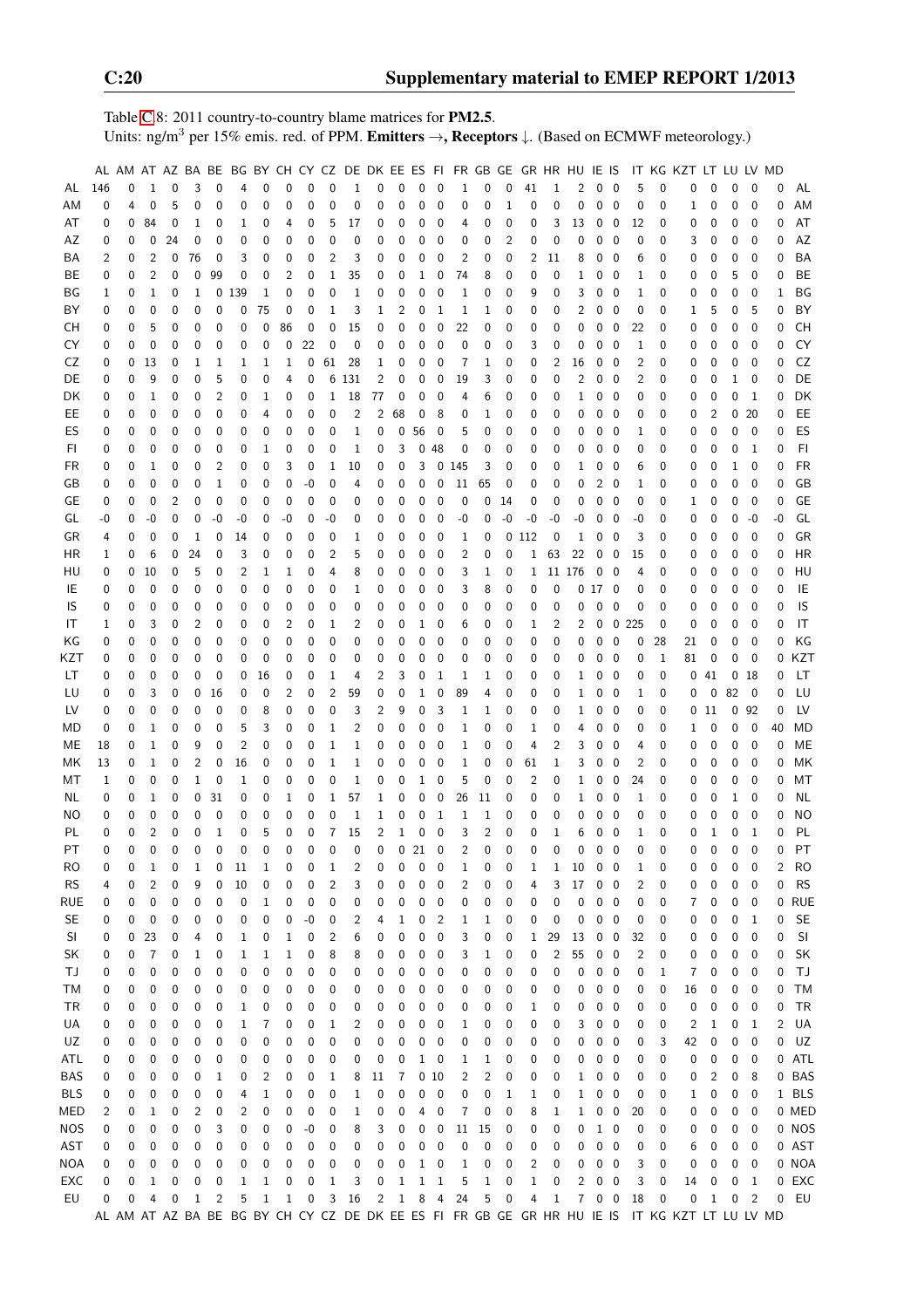Table C.8: 2011 country-to-country blame matrices for **PM2.5**.
Units: ng/m$^3$ per 15% emis. red. of PPM. **Emitters** →, **Receptors** ↓. (Based on ECMWF meteorology.)

| | AL | AM | AT | AZ | BA | BE | BG | BY | CH | CY | CZ | DE | DK | EE | ES | FI | FR | GB | GE | GR | HR | HU | IE | IS | IT | KG | KZT | LT | LU | LV | MD | |
|---|---|---|---|---|---|---|---|---|---|---|---|---|---|---|---|---|---|---|---|---|---|---|---|---|---|---|---|---|---|---|---|---|
| AL | 146 | 0 | 1 | 0 | 3 | 0 | 4 | 0 | 0 | 0 | 0 | 1 | 0 | 0 | 0 | 0 | 1 | 0 | 0 | 41 | 1 | 2 | 0 | 0 | 5 | 0 | 0 | 0 | 0 | 0 | 0 | AL |
| AM | 0 | 4 | 0 | 5 | 0 | 0 | 0 | 0 | 0 | 0 | 0 | 0 | 0 | 0 | 0 | 0 | 0 | 0 | 1 | 0 | 0 | 0 | 0 | 0 | 0 | 0 | 1 | 0 | 0 | 0 | 0 | AM |
| AT | 0 | 0 | 84 | 0 | 1 | 0 | 1 | 0 | 4 | 0 | 5 | 17 | 0 | 0 | 0 | 0 | 4 | 0 | 0 | 0 | 3 | 13 | 0 | 0 | 12 | 0 | 0 | 0 | 0 | 0 | 0 | AT |
| AZ | 0 | 0 | 0 | 24 | 0 | 0 | 0 | 0 | 0 | 0 | 0 | 0 | 0 | 0 | 0 | 0 | 0 | 0 | 2 | 0 | 0 | 0 | 0 | 0 | 0 | 0 | 3 | 0 | 0 | 0 | 0 | AZ |
| BA | 2 | 0 | 2 | 0 | 76 | 0 | 3 | 0 | 0 | 0 | 2 | 3 | 0 | 0 | 0 | 0 | 2 | 0 | 0 | 2 | 11 | 8 | 0 | 0 | 6 | 0 | 0 | 0 | 0 | 0 | 0 | BA |
| BE | 0 | 0 | 2 | 0 | 0 | 99 | 0 | 0 | 2 | 0 | 1 | 35 | 0 | 0 | 1 | 0 | 74 | 8 | 0 | 0 | 0 | 1 | 0 | 0 | 1 | 0 | 0 | 0 | 5 | 0 | 0 | BE |
| BG | 1 | 0 | 1 | 0 | 1 | 0 | 139 | 1 | 0 | 0 | 0 | 1 | 0 | 0 | 0 | 0 | 1 | 0 | 0 | 9 | 0 | 3 | 0 | 0 | 1 | 0 | 0 | 0 | 0 | 0 | 1 | BG |
| BY | 0 | 0 | 0 | 0 | 0 | 0 | 0 | 75 | 0 | 0 | 1 | 3 | 1 | 2 | 0 | 1 | 1 | 1 | 0 | 0 | 0 | 2 | 0 | 0 | 0 | 0 | 1 | 5 | 0 | 5 | 0 | BY |
| CH | 0 | 0 | 5 | 0 | 0 | 0 | 0 | 0 | 86 | 0 | 0 | 15 | 0 | 0 | 0 | 0 | 22 | 0 | 0 | 0 | 0 | 0 | 0 | 0 | 22 | 0 | 0 | 0 | 0 | 0 | 0 | CH |
| CY | 0 | 0 | 0 | 0 | 0 | 0 | 0 | 0 | 0 | 22 | 0 | 0 | 0 | 0 | 0 | 0 | 0 | 0 | 0 | 3 | 0 | 0 | 0 | 0 | 1 | 0 | 0 | 0 | 0 | 0 | 0 | CY |
| CZ | 0 | 0 | 13 | 0 | 1 | 1 | 1 | 1 | 1 | 0 | 61 | 28 | 1 | 0 | 0 | 0 | 7 | 1 | 0 | 0 | 2 | 16 | 0 | 0 | 2 | 0 | 0 | 0 | 0 | 0 | 0 | CZ |
| DE | 0 | 0 | 9 | 0 | 0 | 5 | 0 | 0 | 4 | 0 | 6 | 131 | 2 | 0 | 0 | 0 | 19 | 3 | 0 | 0 | 0 | 2 | 0 | 0 | 2 | 0 | 0 | 0 | 1 | 0 | 0 | DE |
| DK | 0 | 0 | 1 | 0 | 0 | 2 | 0 | 1 | 0 | 0 | 1 | 18 | 77 | 0 | 0 | 0 | 4 | 6 | 0 | 0 | 0 | 1 | 0 | 0 | 0 | 0 | 0 | 0 | 0 | 1 | 0 | DK |
| EE | 0 | 0 | 0 | 0 | 0 | 0 | 0 | 4 | 0 | 0 | 0 | 2 | 2 | 68 | 0 | 8 | 0 | 1 | 0 | 0 | 0 | 0 | 0 | 0 | 0 | 0 | 0 | 2 | 0 | 20 | 0 | EE |
| ES | 0 | 0 | 0 | 0 | 0 | 0 | 0 | 0 | 0 | 0 | 0 | 1 | 0 | 0 | 56 | 0 | 5 | 0 | 0 | 0 | 0 | 0 | 0 | 0 | 1 | 0 | 0 | 0 | 0 | 0 | 0 | ES |
| FI | 0 | 0 | 0 | 0 | 0 | 0 | 0 | 1 | 0 | 0 | 0 | 1 | 0 | 3 | 0 | 48 | 0 | 0 | 0 | 0 | 0 | 0 | 0 | 0 | 0 | 0 | 0 | 0 | 0 | 1 | 0 | FI |
| FR | 0 | 0 | 1 | 0 | 0 | 2 | 0 | 0 | 3 | 0 | 1 | 10 | 0 | 0 | 3 | 0 | 145 | 3 | 0 | 0 | 0 | 1 | 0 | 0 | 6 | 0 | 0 | 0 | 1 | 0 | 0 | FR |
| GB | 0 | 0 | 0 | 0 | 0 | 1 | 0 | 0 | 0 | -0 | 0 | 4 | 0 | 0 | 0 | 0 | 11 | 65 | 0 | 0 | 0 | 0 | 2 | 0 | 1 | 0 | 0 | 0 | 0 | 0 | 0 | GB |
| GE | 0 | 0 | 0 | 2 | 0 | 0 | 0 | 0 | 0 | 0 | 0 | 0 | 0 | 0 | 0 | 0 | 0 | 0 | 14 | 0 | 0 | 0 | 0 | 0 | 0 | 0 | 1 | 0 | 0 | 0 | 0 | GE |
| GL | -0 | 0 | -0 | 0 | 0 | -0 | -0 | 0 | -0 | 0 | -0 | 0 | 0 | 0 | 0 | 0 | -0 | 0 | -0 | -0 | -0 | -0 | 0 | 0 | -0 | 0 | 0 | 0 | 0 | -0 | -0 | GL |
| GR | 4 | 0 | 0 | 0 | 1 | 0 | 14 | 0 | 0 | 0 | 0 | 1 | 0 | 0 | 0 | 0 | 1 | 0 | 0 | 112 | 0 | 1 | 0 | 0 | 3 | 0 | 0 | 0 | 0 | 0 | 0 | GR |
| HR | 1 | 0 | 6 | 0 | 24 | 0 | 3 | 0 | 0 | 0 | 2 | 5 | 0 | 0 | 0 | 0 | 2 | 0 | 0 | 1 | 63 | 22 | 0 | 0 | 15 | 0 | 0 | 0 | 0 | 0 | 0 | HR |
| HU | 0 | 0 | 10 | 0 | 5 | 0 | 2 | 1 | 1 | 0 | 4 | 8 | 0 | 0 | 0 | 0 | 3 | 1 | 0 | 1 | 11 | 176 | 0 | 0 | 4 | 0 | 0 | 0 | 0 | 0 | 0 | HU |
| IE | 0 | 0 | 0 | 0 | 0 | 0 | 0 | 0 | 0 | 0 | 0 | 1 | 0 | 0 | 0 | 0 | 3 | 8 | 0 | 0 | 0 | 0 | 17 | 0 | 0 | 0 | 0 | 0 | 0 | 0 | 0 | IE |
| IS | 0 | 0 | 0 | 0 | 0 | 0 | 0 | 0 | 0 | 0 | 0 | 0 | 0 | 0 | 0 | 0 | 0 | 0 | 0 | 0 | 0 | 0 | 0 | 0 | 0 | 0 | 0 | 0 | 0 | 0 | 0 | IS |
| IT | 1 | 0 | 3 | 0 | 2 | 0 | 0 | 0 | 2 | 0 | 1 | 2 | 0 | 0 | 1 | 0 | 6 | 0 | 0 | 1 | 2 | 2 | 0 | 0 | 225 | 0 | 0 | 0 | 0 | 0 | 0 | IT |
| KG | 0 | 0 | 0 | 0 | 0 | 0 | 0 | 0 | 0 | 0 | 0 | 0 | 0 | 0 | 0 | 0 | 0 | 0 | 0 | 0 | 0 | 0 | 0 | 0 | 0 | 28 | 21 | 0 | 0 | 0 | 0 | KG |
| KZT | 0 | 0 | 0 | 0 | 0 | 0 | 0 | 0 | 0 | 0 | 0 | 0 | 0 | 0 | 0 | 0 | 0 | 0 | 0 | 0 | 0 | 0 | 0 | 0 | 0 | 1 | 81 | 0 | 0 | 0 | 0 | KZT |
| LT | 0 | 0 | 0 | 0 | 0 | 0 | 0 | 16 | 0 | 0 | 1 | 4 | 2 | 3 | 0 | 1 | 1 | 1 | 0 | 0 | 0 | 1 | 0 | 0 | 0 | 0 | 0 | 41 | 0 | 18 | 0 | LT |
| LU | 0 | 0 | 3 | 0 | 0 | 16 | 0 | 0 | 2 | 0 | 2 | 59 | 0 | 0 | 1 | 0 | 89 | 4 | 0 | 0 | 0 | 1 | 0 | 0 | 1 | 0 | 0 | 0 | 82 | 0 | 0 | LU |
| LV | 0 | 0 | 0 | 0 | 0 | 0 | 0 | 8 | 0 | 0 | 0 | 3 | 2 | 9 | 0 | 3 | 1 | 1 | 0 | 0 | 0 | 1 | 0 | 0 | 0 | 0 | 0 | 11 | 0 | 92 | 0 | LV |
| MD | 0 | 0 | 1 | 0 | 0 | 0 | 5 | 3 | 0 | 0 | 1 | 2 | 0 | 0 | 0 | 0 | 1 | 0 | 0 | 1 | 0 | 4 | 0 | 0 | 0 | 0 | 1 | 0 | 0 | 0 | 40 | MD |
| ME | 18 | 0 | 1 | 0 | 9 | 0 | 2 | 0 | 0 | 0 | 1 | 1 | 0 | 0 | 0 | 0 | 1 | 0 | 0 | 4 | 2 | 3 | 0 | 0 | 4 | 0 | 0 | 0 | 0 | 0 | 0 | ME |
| MK | 13 | 0 | 1 | 0 | 2 | 0 | 16 | 0 | 0 | 0 | 1 | 1 | 0 | 0 | 0 | 0 | 1 | 0 | 0 | 61 | 1 | 3 | 0 | 0 | 2 | 0 | 0 | 0 | 0 | 0 | 0 | MK |
| MT | 1 | 0 | 0 | 0 | 1 | 0 | 1 | 0 | 0 | 0 | 0 | 1 | 0 | 0 | 1 | 0 | 5 | 0 | 0 | 2 | 0 | 1 | 0 | 0 | 24 | 0 | 0 | 0 | 0 | 0 | 0 | MT |
| NL | 0 | 0 | 1 | 0 | 0 | 31 | 0 | 0 | 1 | 0 | 1 | 57 | 1 | 0 | 0 | 0 | 26 | 11 | 0 | 0 | 0 | 1 | 0 | 0 | 1 | 0 | 0 | 0 | 1 | 0 | 0 | NL |
| NO | 0 | 0 | 0 | 0 | 0 | 0 | 0 | 0 | 0 | 0 | 0 | 1 | 1 | 0 | 0 | 1 | 1 | 1 | 0 | 0 | 0 | 0 | 0 | 0 | 0 | 0 | 0 | 0 | 0 | 0 | 0 | NO |
| PL | 0 | 0 | 2 | 0 | 0 | 1 | 0 | 5 | 0 | 0 | 7 | 15 | 2 | 1 | 0 | 0 | 3 | 2 | 0 | 0 | 1 | 6 | 0 | 0 | 1 | 0 | 0 | 1 | 0 | 1 | 0 | PL |
| PT | 0 | 0 | 0 | 0 | 0 | 0 | 0 | 0 | 0 | 0 | 0 | 0 | 0 | 0 | 21 | 0 | 2 | 0 | 0 | 0 | 0 | 0 | 0 | 0 | 0 | 0 | 0 | 0 | 0 | 0 | 0 | PT |
| RO | 0 | 0 | 1 | 0 | 1 | 0 | 11 | 1 | 0 | 0 | 1 | 2 | 0 | 0 | 0 | 0 | 1 | 0 | 0 | 1 | 1 | 10 | 0 | 0 | 1 | 0 | 0 | 0 | 0 | 0 | 2 | RO |
| RS | 4 | 0 | 2 | 0 | 9 | 0 | 10 | 0 | 0 | 0 | 2 | 3 | 0 | 0 | 0 | 0 | 2 | 0 | 0 | 4 | 3 | 17 | 0 | 0 | 2 | 0 | 0 | 0 | 0 | 0 | 0 | RS |
| RUE | 0 | 0 | 0 | 0 | 0 | 0 | 0 | 1 | 0 | 0 | 0 | 0 | 0 | 0 | 0 | 0 | 0 | 0 | 0 | 0 | 0 | 0 | 0 | 0 | 0 | 0 | 7 | 0 | 0 | 0 | 0 | RUE |
| SE | 0 | 0 | 0 | 0 | 0 | 0 | 0 | 0 | 0 | -0 | 0 | 2 | 4 | 1 | 0 | 2 | 1 | 1 | 0 | 0 | 0 | 0 | 0 | 0 | 0 | 0 | 0 | 0 | 0 | 1 | 0 | SE |
| SI | 0 | 0 | 23 | 0 | 4 | 0 | 1 | 0 | 1 | 0 | 2 | 6 | 0 | 0 | 0 | 0 | 3 | 0 | 0 | 1 | 29 | 13 | 0 | 0 | 32 | 0 | 0 | 0 | 0 | 0 | 0 | SI |
| SK | 0 | 0 | 7 | 0 | 1 | 0 | 1 | 1 | 1 | 0 | 8 | 8 | 0 | 0 | 0 | 0 | 3 | 1 | 0 | 0 | 2 | 55 | 0 | 0 | 2 | 0 | 0 | 0 | 0 | 0 | 0 | SK |
| TJ | 0 | 0 | 0 | 0 | 0 | 0 | 0 | 0 | 0 | 0 | 0 | 0 | 0 | 0 | 0 | 0 | 0 | 0 | 0 | 0 | 0 | 0 | 0 | 0 | 0 | 1 | 7 | 0 | 0 | 0 | 0 | TJ |
| TM | 0 | 0 | 0 | 0 | 0 | 0 | 0 | 0 | 0 | 0 | 0 | 0 | 0 | 0 | 0 | 0 | 0 | 0 | 0 | 0 | 0 | 0 | 0 | 0 | 0 | 0 | 16 | 0 | 0 | 0 | 0 | TM |
| TR | 0 | 0 | 0 | 0 | 0 | 0 | 1 | 0 | 0 | 0 | 0 | 0 | 0 | 0 | 0 | 0 | 0 | 0 | 0 | 1 | 0 | 0 | 0 | 0 | 0 | 0 | 0 | 0 | 0 | 0 | 0 | TR |
| UA | 0 | 0 | 0 | 0 | 0 | 0 | 1 | 7 | 0 | 0 | 1 | 2 | 0 | 0 | 0 | 0 | 1 | 0 | 0 | 0 | 0 | 3 | 0 | 0 | 0 | 0 | 2 | 1 | 0 | 1 | 2 | UA |
| UZ | 0 | 0 | 0 | 0 | 0 | 0 | 0 | 0 | 0 | 0 | 0 | 0 | 0 | 0 | 0 | 0 | 0 | 0 | 0 | 0 | 0 | 0 | 0 | 0 | 0 | 3 | 42 | 0 | 0 | 0 | 0 | UZ |
| ATL | 0 | 0 | 0 | 0 | 0 | 0 | 0 | 0 | 0 | 0 | 0 | 0 | 0 | 0 | 1 | 0 | 1 | 1 | 0 | 0 | 0 | 0 | 0 | 0 | 0 | 0 | 0 | 0 | 0 | 0 | 0 | ATL |
| BAS | 0 | 0 | 0 | 0 | 0 | 1 | 0 | 2 | 0 | 0 | 1 | 8 | 11 | 7 | 0 | 10 | 2 | 2 | 0 | 0 | 0 | 1 | 0 | 0 | 0 | 0 | 0 | 2 | 0 | 8 | 0 | BAS |
| BLS | 0 | 0 | 0 | 0 | 0 | 0 | 4 | 1 | 0 | 0 | 0 | 1 | 0 | 0 | 0 | 0 | 0 | 0 | 1 | 1 | 0 | 1 | 0 | 0 | 0 | 0 | 1 | 0 | 0 | 0 | 1 | BLS |
| MED | 2 | 0 | 1 | 0 | 2 | 0 | 2 | 0 | 0 | 0 | 0 | 1 | 0 | 0 | 4 | 0 | 7 | 0 | 0 | 8 | 1 | 1 | 0 | 0 | 20 | 0 | 0 | 0 | 0 | 0 | 0 | MED |
| NOS | 0 | 0 | 0 | 0 | 0 | 3 | 0 | 0 | 0 | -0 | 0 | 8 | 3 | 0 | 0 | 0 | 11 | 15 | 0 | 0 | 0 | 0 | 1 | 0 | 0 | 0 | 0 | 0 | 0 | 0 | 0 | NOS |
| AST | 0 | 0 | 0 | 0 | 0 | 0 | 0 | 0 | 0 | 0 | 0 | 0 | 0 | 0 | 0 | 0 | 0 | 0 | 0 | 0 | 0 | 0 | 0 | 0 | 0 | 0 | 6 | 0 | 0 | 0 | 0 | AST |
| NOA | 0 | 0 | 0 | 0 | 0 | 0 | 0 | 0 | 0 | 0 | 0 | 0 | 0 | 0 | 1 | 0 | 1 | 0 | 0 | 2 | 0 | 0 | 0 | 0 | 3 | 0 | 0 | 0 | 0 | 0 | 0 | NOA |
| EXC | 0 | 0 | 1 | 0 | 0 | 0 | 1 | 1 | 0 | 0 | 1 | 3 | 0 | 1 | 1 | 1 | 5 | 1 | 0 | 1 | 0 | 2 | 0 | 0 | 3 | 0 | 14 | 0 | 0 | 1 | 0 | EXC |
| EU | 0 | 0 | 4 | 0 | 1 | 2 | 5 | 1 | 1 | 0 | 3 | 16 | 2 | 1 | 8 | 4 | 24 | 5 | 0 | 4 | 1 | 7 | 0 | 0 | 18 | 0 | 0 | 1 | 0 | 2 | 0 | EU |
| | AL | AM | AT | AZ | BA | BE | BG | BY | CH | CY | CZ | DE | DK | EE | ES | FI | FR | GB | GE | GR | HR | HU | IE | IS | IT | KG | KZT | LT | LU | LV | MD | |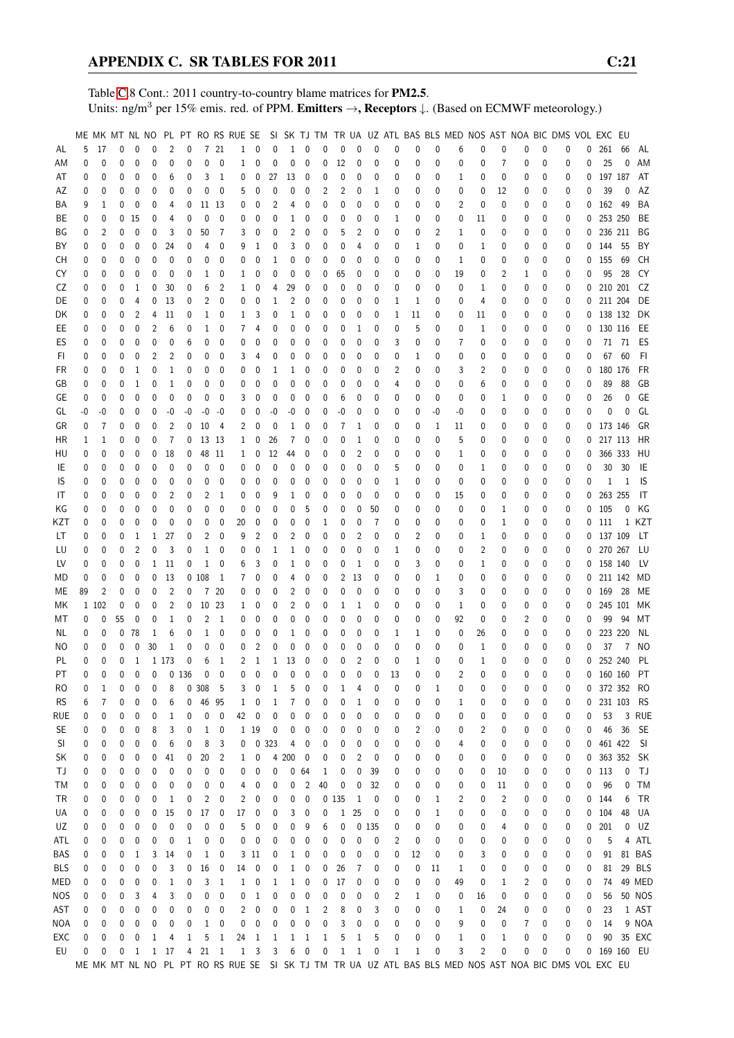Table C.8 Cont.: 2011 country-to-country blame matrices for **PM2.5**.
Units: ng/m$^3$ per 15% emis. red. of PPM. **Emitters →, Receptors ↓**. (Based on ECMWF meteorology.)

| | ME | MK | MT | NL | NO | PL | PT | RO | RS | RUE | SE | SI | SK | TJ | TM | TR | UA | UZ | ATL | BAS | BLS | MED | NOS | AST | NOA | BIC | DMS | VOL | EXC | EU | |
|---|---|---|---|---|---|---|---|---|---|---|---|---|---|---|---|---|---|---|---|---|---|---|---|---|---|---|---|---|---|---|---|
| AL | 5 | 17 | 0 | 0 | 0 | 2 | 0 | 7 | 21 | 1 | 0 | 0 | 1 | 0 | 0 | 0 | 0 | 0 | 0 | 0 | 0 | 6 | 0 | 0 | 0 | 0 | 0 | 0 | 261 | 66 | AL |
| AM | 0 | 0 | 0 | 0 | 0 | 0 | 0 | 0 | 0 | 1 | 0 | 0 | 0 | 0 | 0 | 12 | 0 | 0 | 0 | 0 | 0 | 0 | 0 | 7 | 0 | 0 | 0 | 0 | 25 | 0 | AM |
| AT | 0 | 0 | 0 | 0 | 0 | 6 | 0 | 3 | 1 | 0 | 0 | 27 | 13 | 0 | 0 | 0 | 0 | 0 | 0 | 0 | 0 | 1 | 0 | 0 | 0 | 0 | 0 | 0 | 197 | 187 | AT |
| AZ | 0 | 0 | 0 | 0 | 0 | 0 | 0 | 0 | 0 | 5 | 0 | 0 | 0 | 0 | 2 | 2 | 0 | 1 | 0 | 0 | 0 | 0 | 0 | 12 | 0 | 0 | 0 | 0 | 39 | 0 | AZ |
| BA | 9 | 1 | 0 | 0 | 0 | 4 | 0 | 11 | 13 | 0 | 0 | 2 | 4 | 0 | 0 | 0 | 0 | 0 | 0 | 0 | 0 | 2 | 0 | 0 | 0 | 0 | 0 | 0 | 162 | 49 | BA |
| BE | 0 | 0 | 0 | 15 | 0 | 4 | 0 | 0 | 0 | 0 | 0 | 0 | 1 | 0 | 0 | 0 | 0 | 0 | 1 | 0 | 0 | 0 | 11 | 0 | 0 | 0 | 0 | 0 | 253 | 250 | BE |
| BG | 0 | 2 | 0 | 0 | 0 | 3 | 0 | 50 | 7 | 3 | 0 | 0 | 2 | 0 | 0 | 5 | 2 | 0 | 0 | 0 | 2 | 1 | 0 | 0 | 0 | 0 | 0 | 0 | 236 | 211 | BG |
| BY | 0 | 0 | 0 | 0 | 0 | 24 | 0 | 4 | 0 | 9 | 1 | 0 | 3 | 0 | 0 | 0 | 4 | 0 | 0 | 1 | 0 | 0 | 1 | 0 | 0 | 0 | 0 | 0 | 144 | 55 | BY |
| CH | 0 | 0 | 0 | 0 | 0 | 0 | 0 | 0 | 0 | 0 | 0 | 1 | 0 | 0 | 0 | 0 | 0 | 0 | 0 | 0 | 0 | 1 | 0 | 0 | 0 | 0 | 0 | 0 | 155 | 69 | CH |
| CY | 0 | 0 | 0 | 0 | 0 | 0 | 0 | 1 | 0 | 1 | 0 | 0 | 0 | 0 | 0 | 65 | 0 | 0 | 0 | 0 | 0 | 19 | 0 | 2 | 1 | 0 | 0 | 0 | 95 | 28 | CY |
| CZ | 0 | 0 | 0 | 1 | 0 | 30 | 0 | 6 | 2 | 1 | 0 | 4 | 29 | 0 | 0 | 0 | 0 | 0 | 0 | 0 | 0 | 0 | 1 | 0 | 0 | 0 | 0 | 0 | 210 | 201 | CZ |
| DE | 0 | 0 | 0 | 4 | 0 | 13 | 0 | 2 | 0 | 0 | 0 | 1 | 2 | 0 | 0 | 0 | 0 | 0 | 1 | 1 | 0 | 0 | 4 | 0 | 0 | 0 | 0 | 0 | 211 | 204 | DE |
| DK | 0 | 0 | 0 | 2 | 4 | 11 | 0 | 1 | 0 | 1 | 3 | 0 | 1 | 0 | 0 | 0 | 0 | 0 | 1 | 11 | 0 | 0 | 11 | 0 | 0 | 0 | 0 | 0 | 138 | 132 | DK |
| EE | 0 | 0 | 0 | 0 | 2 | 6 | 0 | 1 | 0 | 7 | 4 | 0 | 0 | 0 | 0 | 0 | 1 | 0 | 0 | 5 | 0 | 0 | 1 | 0 | 0 | 0 | 0 | 0 | 130 | 116 | EE |
| ES | 0 | 0 | 0 | 0 | 0 | 0 | 6 | 0 | 0 | 0 | 0 | 0 | 0 | 0 | 0 | 0 | 0 | 0 | 3 | 0 | 0 | 7 | 0 | 0 | 0 | 0 | 0 | 0 | 71 | 71 | ES |
| FI | 0 | 0 | 0 | 0 | 2 | 2 | 0 | 0 | 0 | 3 | 4 | 0 | 0 | 0 | 0 | 0 | 0 | 0 | 0 | 1 | 0 | 0 | 0 | 0 | 0 | 0 | 0 | 0 | 67 | 60 | FI |
| FR | 0 | 0 | 0 | 1 | 0 | 1 | 0 | 0 | 0 | 0 | 0 | 1 | 1 | 0 | 0 | 0 | 0 | 0 | 2 | 0 | 0 | 3 | 2 | 0 | 0 | 0 | 0 | 0 | 180 | 176 | FR |
| GB | 0 | 0 | 0 | 1 | 0 | 1 | 0 | 0 | 0 | 0 | 0 | 0 | 0 | 0 | 0 | 0 | 0 | 0 | 4 | 0 | 0 | 0 | 6 | 0 | 0 | 0 | 0 | 0 | 89 | 88 | GB |
| GE | 0 | 0 | 0 | 0 | 0 | 0 | 0 | 0 | 0 | 3 | 0 | 0 | 0 | 0 | 0 | 6 | 0 | 0 | 0 | 0 | 0 | 0 | 0 | 1 | 0 | 0 | 0 | 0 | 26 | 0 | GE |
| GL | -0 | -0 | 0 | 0 | 0 | -0 | -0 | -0 | -0 | 0 | 0 | -0 | -0 | 0 | 0 | -0 | 0 | 0 | 0 | 0 | -0 | -0 | 0 | 0 | 0 | 0 | 0 | 0 | 0 | 0 | GL |
| GR | 0 | 7 | 0 | 0 | 0 | 2 | 0 | 10 | 4 | 2 | 0 | 0 | 1 | 0 | 0 | 7 | 1 | 0 | 0 | 0 | 1 | 11 | 0 | 0 | 0 | 0 | 0 | 0 | 173 | 146 | GR |
| HR | 1 | 1 | 0 | 0 | 0 | 7 | 0 | 13 | 13 | 1 | 0 | 26 | 7 | 0 | 0 | 0 | 1 | 0 | 0 | 0 | 0 | 5 | 0 | 0 | 0 | 0 | 0 | 0 | 217 | 113 | HR |
| HU | 0 | 0 | 0 | 0 | 0 | 18 | 0 | 48 | 11 | 1 | 0 | 12 | 44 | 0 | 0 | 0 | 2 | 0 | 0 | 0 | 0 | 1 | 0 | 0 | 0 | 0 | 0 | 0 | 366 | 333 | HU |
| IE | 0 | 0 | 0 | 0 | 0 | 0 | 0 | 0 | 0 | 0 | 0 | 0 | 0 | 0 | 0 | 0 | 0 | 0 | 5 | 0 | 0 | 0 | 1 | 0 | 0 | 0 | 0 | 0 | 30 | 30 | IE |
| IS | 0 | 0 | 0 | 0 | 0 | 0 | 0 | 0 | 0 | 0 | 0 | 0 | 0 | 0 | 0 | 0 | 0 | 0 | 1 | 0 | 0 | 0 | 0 | 0 | 0 | 0 | 0 | 0 | 1 | 1 | IS |
| IT | 0 | 0 | 0 | 0 | 0 | 2 | 0 | 2 | 1 | 0 | 0 | 9 | 1 | 0 | 0 | 0 | 0 | 0 | 0 | 0 | 0 | 15 | 0 | 0 | 0 | 0 | 0 | 0 | 263 | 255 | IT |
| KG | 0 | 0 | 0 | 0 | 0 | 0 | 0 | 0 | 0 | 0 | 0 | 0 | 0 | 5 | 0 | 0 | 0 | 50 | 0 | 0 | 0 | 0 | 0 | 1 | 0 | 0 | 0 | 0 | 105 | 0 | KG |
| KZT | 0 | 0 | 0 | 0 | 0 | 0 | 0 | 0 | 0 | 20 | 0 | 0 | 0 | 0 | 1 | 0 | 0 | 7 | 0 | 0 | 0 | 0 | 0 | 1 | 0 | 0 | 0 | 0 | 111 | 1 | KZT |
| LT | 0 | 0 | 0 | 1 | 1 | 27 | 0 | 2 | 0 | 9 | 2 | 0 | 2 | 0 | 0 | 0 | 2 | 0 | 0 | 2 | 0 | 0 | 1 | 0 | 0 | 0 | 0 | 0 | 137 | 109 | LT |
| LU | 0 | 0 | 0 | 2 | 0 | 3 | 0 | 1 | 0 | 0 | 0 | 1 | 1 | 0 | 0 | 0 | 0 | 0 | 1 | 0 | 0 | 0 | 2 | 0 | 0 | 0 | 0 | 0 | 270 | 267 | LU |
| LV | 0 | 0 | 0 | 0 | 1 | 11 | 0 | 1 | 0 | 6 | 3 | 0 | 1 | 0 | 0 | 0 | 1 | 0 | 0 | 3 | 0 | 0 | 1 | 0 | 0 | 0 | 0 | 0 | 158 | 140 | LV |
| MD | 0 | 0 | 0 | 0 | 0 | 13 | 0 | 108 | 1 | 7 | 0 | 0 | 4 | 0 | 0 | 2 | 13 | 0 | 0 | 0 | 1 | 0 | 0 | 0 | 0 | 0 | 0 | 0 | 211 | 142 | MD |
| ME | 89 | 2 | 0 | 0 | 0 | 2 | 0 | 7 | 20 | 0 | 0 | 0 | 2 | 0 | 0 | 0 | 0 | 0 | 0 | 0 | 0 | 3 | 0 | 0 | 0 | 0 | 0 | 0 | 169 | 28 | ME |
| MK | 1 | 102 | 0 | 0 | 0 | 2 | 0 | 10 | 23 | 1 | 0 | 0 | 2 | 0 | 0 | 1 | 1 | 0 | 0 | 0 | 0 | 1 | 0 | 0 | 0 | 0 | 0 | 0 | 245 | 101 | MK |
| MT | 0 | 0 | 55 | 0 | 0 | 1 | 0 | 2 | 1 | 0 | 0 | 0 | 0 | 0 | 0 | 0 | 0 | 0 | 0 | 0 | 0 | 92 | 0 | 0 | 2 | 0 | 0 | 0 | 99 | 94 | MT |
| NL | 0 | 0 | 0 | 78 | 1 | 6 | 0 | 1 | 0 | 0 | 0 | 0 | 1 | 0 | 0 | 0 | 0 | 0 | 1 | 1 | 0 | 0 | 26 | 0 | 0 | 0 | 0 | 0 | 223 | 220 | NL |
| NO | 0 | 0 | 0 | 0 | 30 | 1 | 0 | 0 | 0 | 0 | 2 | 0 | 0 | 0 | 0 | 0 | 0 | 0 | 0 | 0 | 0 | 0 | 1 | 0 | 0 | 0 | 0 | 0 | 37 | 7 | NO |
| PL | 0 | 0 | 0 | 1 | 1 | 173 | 0 | 6 | 1 | 2 | 1 | 1 | 13 | 0 | 0 | 0 | 2 | 0 | 0 | 1 | 0 | 0 | 1 | 0 | 0 | 0 | 0 | 0 | 252 | 240 | PL |
| PT | 0 | 0 | 0 | 0 | 0 | 0 | 136 | 0 | 0 | 0 | 0 | 0 | 0 | 0 | 0 | 0 | 0 | 0 | 13 | 0 | 0 | 2 | 0 | 0 | 0 | 0 | 0 | 0 | 160 | 160 | PT |
| RO | 0 | 1 | 0 | 0 | 0 | 8 | 0 | 308 | 5 | 3 | 0 | 1 | 5 | 0 | 0 | 1 | 4 | 0 | 0 | 0 | 1 | 0 | 0 | 0 | 0 | 0 | 0 | 0 | 372 | 352 | RO |
| RS | 6 | 7 | 0 | 0 | 0 | 6 | 0 | 46 | 95 | 1 | 0 | 1 | 7 | 0 | 0 | 0 | 1 | 0 | 0 | 0 | 0 | 1 | 0 | 0 | 0 | 0 | 0 | 0 | 231 | 103 | RS |
| RUE | 0 | 0 | 0 | 0 | 0 | 1 | 0 | 0 | 0 | 42 | 0 | 0 | 0 | 0 | 0 | 0 | 0 | 0 | 0 | 0 | 0 | 0 | 0 | 0 | 0 | 0 | 0 | 0 | 53 | 3 | RUE |
| SE | 0 | 0 | 0 | 0 | 8 | 3 | 0 | 1 | 0 | 1 | 19 | 0 | 0 | 0 | 0 | 0 | 0 | 0 | 0 | 2 | 0 | 0 | 2 | 0 | 0 | 0 | 0 | 0 | 46 | 36 | SE |
| SI | 0 | 0 | 0 | 0 | 0 | 6 | 0 | 8 | 3 | 0 | 0 | 323 | 4 | 0 | 0 | 0 | 0 | 0 | 0 | 0 | 0 | 4 | 0 | 0 | 0 | 0 | 0 | 0 | 461 | 422 | SI |
| SK | 0 | 0 | 0 | 0 | 0 | 41 | 0 | 20 | 2 | 1 | 0 | 4 | 200 | 0 | 0 | 0 | 2 | 0 | 0 | 0 | 0 | 0 | 0 | 0 | 0 | 0 | 0 | 0 | 363 | 352 | SK |
| TJ | 0 | 0 | 0 | 0 | 0 | 0 | 0 | 0 | 0 | 0 | 0 | 0 | 0 | 64 | 1 | 0 | 0 | 39 | 0 | 0 | 0 | 0 | 0 | 10 | 0 | 0 | 0 | 0 | 113 | 0 | TJ |
| TM | 0 | 0 | 0 | 0 | 0 | 0 | 0 | 0 | 0 | 4 | 0 | 0 | 0 | 2 | 40 | 0 | 0 | 32 | 0 | 0 | 0 | 0 | 0 | 11 | 0 | 0 | 0 | 0 | 96 | 0 | TM |
| TR | 0 | 0 | 0 | 0 | 0 | 1 | 0 | 2 | 0 | 2 | 0 | 0 | 0 | 0 | 0 | 135 | 1 | 0 | 0 | 0 | 1 | 2 | 0 | 2 | 0 | 0 | 0 | 0 | 144 | 6 | TR |
| UA | 0 | 0 | 0 | 0 | 0 | 15 | 0 | 17 | 0 | 17 | 0 | 0 | 3 | 0 | 0 | 1 | 25 | 0 | 0 | 0 | 1 | 0 | 0 | 0 | 0 | 0 | 0 | 0 | 104 | 48 | UA |
| UZ | 0 | 0 | 0 | 0 | 0 | 0 | 0 | 0 | 0 | 5 | 0 | 0 | 0 | 9 | 6 | 0 | 0 | 135 | 0 | 0 | 0 | 0 | 0 | 4 | 0 | 0 | 0 | 0 | 201 | 0 | UZ |
| ATL | 0 | 0 | 0 | 0 | 0 | 0 | 1 | 0 | 0 | 0 | 0 | 0 | 0 | 0 | 0 | 0 | 0 | 0 | 2 | 0 | 0 | 0 | 0 | 0 | 0 | 0 | 0 | 0 | 5 | 4 | ATL |
| BAS | 0 | 0 | 0 | 1 | 3 | 14 | 0 | 1 | 0 | 3 | 11 | 0 | 1 | 0 | 0 | 0 | 0 | 0 | 0 | 12 | 0 | 0 | 3 | 0 | 0 | 0 | 0 | 0 | 91 | 81 | BAS |
| BLS | 0 | 0 | 0 | 0 | 0 | 3 | 0 | 16 | 0 | 14 | 0 | 0 | 1 | 0 | 0 | 26 | 7 | 0 | 0 | 0 | 11 | 1 | 0 | 0 | 0 | 0 | 0 | 0 | 81 | 29 | BLS |
| MED | 0 | 0 | 0 | 0 | 0 | 1 | 0 | 3 | 1 | 1 | 0 | 1 | 1 | 0 | 0 | 17 | 0 | 0 | 0 | 0 | 0 | 49 | 0 | 1 | 2 | 0 | 0 | 0 | 74 | 49 | MED |
| NOS | 0 | 0 | 0 | 3 | 4 | 3 | 0 | 0 | 0 | 0 | 1 | 0 | 0 | 0 | 0 | 0 | 0 | 0 | 2 | 1 | 0 | 0 | 16 | 0 | 0 | 0 | 0 | 0 | 56 | 50 | NOS |
| AST | 0 | 0 | 0 | 0 | 0 | 0 | 0 | 0 | 0 | 2 | 0 | 0 | 0 | 1 | 2 | 8 | 0 | 3 | 0 | 0 | 0 | 1 | 0 | 24 | 0 | 0 | 0 | 0 | 23 | 1 | AST |
| NOA | 0 | 0 | 0 | 0 | 0 | 0 | 0 | 1 | 0 | 0 | 0 | 0 | 0 | 0 | 0 | 3 | 0 | 0 | 0 | 0 | 0 | 9 | 0 | 0 | 7 | 0 | 0 | 0 | 14 | 9 | NOA |
| EXC | 0 | 0 | 0 | 0 | 1 | 4 | 1 | 5 | 1 | 24 | 1 | 1 | 1 | 1 | 1 | 5 | 1 | 5 | 0 | 0 | 0 | 1 | 0 | 1 | 0 | 0 | 0 | 0 | 90 | 35 | EXC |
| EU | 0 | 0 | 0 | 1 | 1 | 17 | 4 | 21 | 1 | 1 | 3 | 3 | 6 | 0 | 0 | 1 | 1 | 0 | 1 | 1 | 0 | 3 | 2 | 0 | 0 | 0 | 0 | 0 | 169 | 160 | EU |
| | ME | MK | MT | NL | NO | PL | PT | RO | RS | RUE | SE | SI | SK | TJ | TM | TR | UA | UZ | ATL | BAS | BLS | MED | NOS | AST | NOA | BIC | DMS | VOL | EXC | EU | |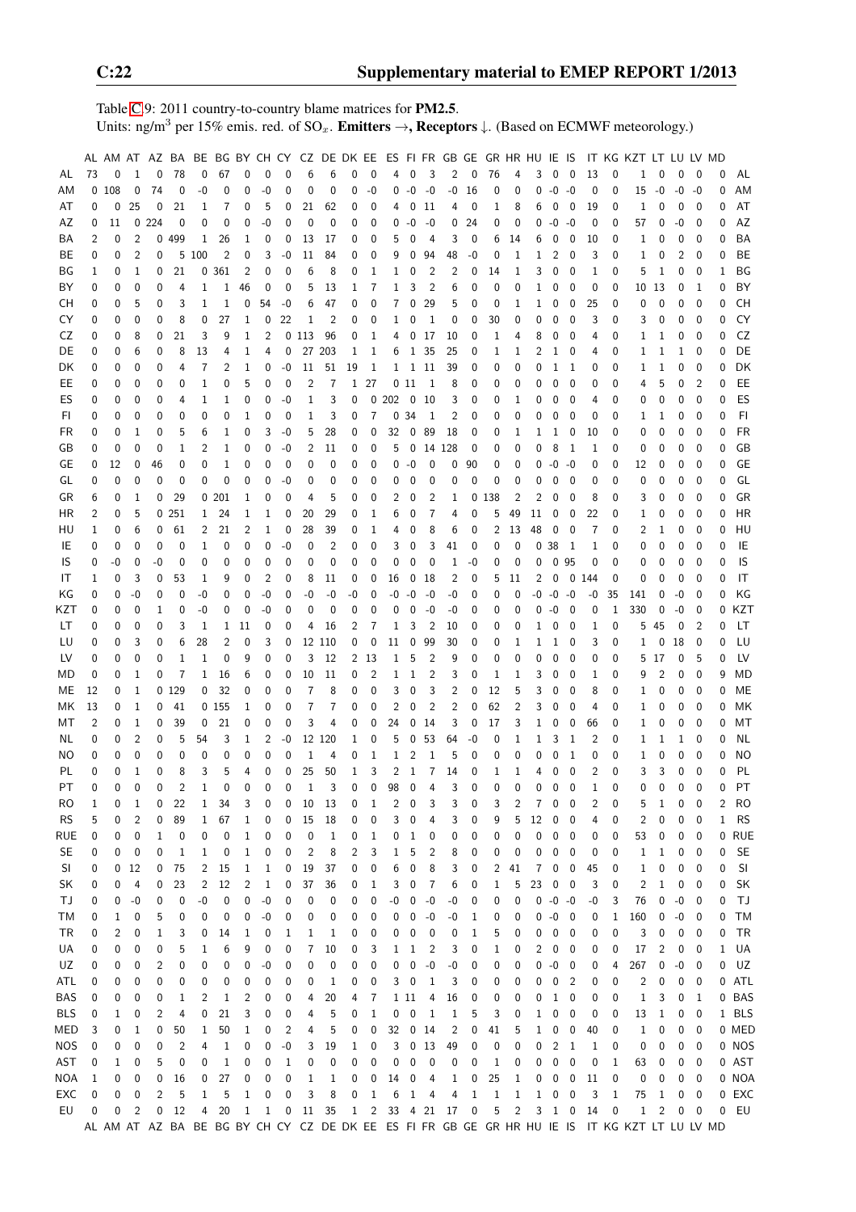Table C.9: 2011 country-to-country blame matrices for **PM2.5**.
Units: ng/m$^3$ per 15% emis. red. of $SO_x$. **Emitters →, Receptors ↓.** (Based on ECMWF meteorology.)

| | AL | AM | AT | AZ | BA | BE | BG | BY | CH | CY | CZ | DE | DK | EE | ES | FI | FR | GB | GE | GR | HR | HU | IE | IS | IT | KG | KZT | LT | LU | LV | MD | |
|---|---|---|---|---|---|---|---|---|---|---|---|---|---|---|---|---|---|---|---|---|---|---|---|---|---|---|---|---|---|---|---|---|
| AL | 73 | 0 | 1 | 0 | 78 | 0 | 67 | 0 | 0 | 0 | 6 | 6 | 0 | 0 | 4 | 0 | 3 | 2 | 0 | 76 | 4 | 3 | 0 | 0 | 13 | 0 | 1 | 0 | 0 | 0 | 0 | AL |
| AM | 0 | 108 | 0 | 74 | 0 | -0 | 0 | 0 | -0 | 0 | 0 | 0 | 0 | -0 | 0 | -0 | -0 | -0 | 16 | 0 | 0 | 0 | -0 | -0 | 0 | 0 | 15 | -0 | -0 | -0 | 0 | AM |
| AT | 0 | 0 | 25 | 0 | 21 | 1 | 7 | 0 | 5 | 0 | 21 | 62 | 0 | 0 | 4 | 0 | 11 | 4 | 0 | 1 | 8 | 6 | 0 | 0 | 19 | 0 | 1 | 0 | 0 | 0 | 0 | AT |
| AZ | 0 | 11 | 0 | 224 | 0 | 0 | 0 | 0 | -0 | 0 | 0 | 0 | 0 | 0 | 0 | -0 | -0 | 0 | 24 | 0 | 0 | 0 | -0 | -0 | 0 | 0 | 57 | 0 | -0 | 0 | 0 | AZ |
| BA | 2 | 0 | 2 | 0 | 499 | 1 | 26 | 1 | 0 | 0 | 13 | 17 | 0 | 0 | 5 | 0 | 4 | 3 | 0 | 6 | 14 | 6 | 0 | 0 | 10 | 0 | 1 | 0 | 0 | 0 | 0 | BA |
| BE | 0 | 0 | 2 | 0 | 5 | 100 | 2 | 0 | 3 | -0 | 11 | 84 | 0 | 0 | 9 | 0 | 94 | 48 | -0 | 0 | 1 | 1 | 2 | 0 | 3 | 0 | 1 | 0 | 2 | 0 | 0 | BE |
| BG | 1 | 0 | 1 | 0 | 21 | 0 | 361 | 2 | 0 | 0 | 6 | 8 | 0 | 1 | 1 | 0 | 2 | 2 | 0 | 14 | 1 | 3 | 0 | 0 | 1 | 0 | 5 | 1 | 0 | 0 | 1 | BG |
| BY | 0 | 0 | 0 | 0 | 4 | 1 | 1 | 46 | 0 | 0 | 5 | 13 | 1 | 7 | 1 | 3 | 2 | 6 | 0 | 0 | 0 | 1 | 0 | 0 | 0 | 0 | 10 | 13 | 0 | 1 | 0 | BY |
| CH | 0 | 0 | 5 | 0 | 3 | 1 | 1 | 0 | 54 | -0 | 6 | 47 | 0 | 0 | 7 | 0 | 29 | 5 | 0 | 0 | 1 | 1 | 0 | 0 | 25 | 0 | 0 | 0 | 0 | 0 | 0 | CH |
| CY | 0 | 0 | 0 | 0 | 8 | 0 | 27 | 1 | 0 | 22 | 1 | 2 | 0 | 0 | 1 | 0 | 1 | 0 | 0 | 30 | 0 | 0 | 0 | 0 | 3 | 0 | 3 | 0 | 0 | 0 | 0 | CY |
| CZ | 0 | 0 | 8 | 0 | 21 | 3 | 9 | 1 | 2 | 0 | 113 | 96 | 0 | 1 | 4 | 0 | 17 | 10 | 0 | 1 | 4 | 8 | 0 | 0 | 4 | 0 | 1 | 1 | 0 | 0 | 0 | CZ |
| DE | 0 | 0 | 6 | 0 | 8 | 13 | 4 | 1 | 4 | 0 | 27 | 203 | 1 | 1 | 6 | 1 | 35 | 25 | 0 | 1 | 1 | 2 | 1 | 0 | 4 | 0 | 1 | 1 | 1 | 0 | 0 | DE |
| DK | 0 | 0 | 0 | 0 | 4 | 7 | 2 | 1 | 0 | -0 | 11 | 51 | 19 | 1 | 1 | 1 | 11 | 39 | 0 | 0 | 0 | 0 | 1 | 1 | 0 | 0 | 1 | 1 | 0 | 0 | 0 | DK |
| EE | 0 | 0 | 0 | 0 | 0 | 1 | 0 | 5 | 0 | 0 | 2 | 7 | 1 | 27 | 0 | 11 | 1 | 8 | 0 | 0 | 0 | 0 | 0 | 0 | 0 | 0 | 4 | 5 | 0 | 2 | 0 | EE |
| ES | 0 | 0 | 0 | 0 | 4 | 1 | 1 | 0 | 0 | -0 | 1 | 3 | 0 | 0 | 202 | 0 | 10 | 3 | 0 | 0 | 1 | 0 | 0 | 0 | 4 | 0 | 0 | 0 | 0 | 0 | 0 | ES |
| FI | 0 | 0 | 0 | 0 | 0 | 0 | 0 | 1 | 0 | 0 | 1 | 3 | 0 | 7 | 0 | 34 | 1 | 2 | 0 | 0 | 0 | 0 | 0 | 0 | 0 | 0 | 1 | 1 | 0 | 0 | 0 | FI |
| FR | 0 | 0 | 1 | 0 | 5 | 6 | 1 | 0 | 3 | -0 | 5 | 28 | 0 | 0 | 32 | 0 | 89 | 18 | 0 | 0 | 1 | 1 | 1 | 0 | 10 | 0 | 0 | 0 | 0 | 0 | 0 | FR |
| GB | 0 | 0 | 0 | 0 | 1 | 2 | 1 | 0 | 0 | -0 | 2 | 11 | 0 | 0 | 5 | 0 | 14 | 128 | 0 | 0 | 0 | 0 | 8 | 1 | 1 | 0 | 0 | 0 | 0 | 0 | 0 | GB |
| GE | 0 | 12 | 0 | 46 | 0 | 0 | 1 | 0 | 0 | 0 | 0 | 0 | 0 | 0 | 0 | -0 | 0 | 0 | 90 | 0 | 0 | 0 | -0 | -0 | 0 | 0 | 12 | 0 | 0 | 0 | 0 | GE |
| GL | 0 | 0 | 0 | 0 | 0 | 0 | 0 | 0 | 0 | -0 | 0 | 0 | 0 | 0 | 0 | 0 | 0 | 0 | 0 | 0 | 0 | 0 | 0 | 0 | 0 | 0 | 0 | 0 | 0 | 0 | 0 | GL |
| GR | 6 | 0 | 1 | 0 | 29 | 0 | 201 | 1 | 0 | 0 | 4 | 5 | 0 | 0 | 2 | 0 | 2 | 1 | 0 | 138 | 2 | 2 | 0 | 0 | 8 | 0 | 3 | 0 | 0 | 0 | 0 | GR |
| HR | 2 | 0 | 5 | 0 | 251 | 1 | 24 | 1 | 1 | 0 | 20 | 29 | 0 | 1 | 6 | 0 | 7 | 4 | 0 | 5 | 49 | 11 | 0 | 0 | 22 | 0 | 1 | 0 | 0 | 0 | 0 | HR |
| HU | 1 | 0 | 6 | 0 | 61 | 2 | 21 | 2 | 1 | 0 | 28 | 39 | 0 | 1 | 4 | 0 | 8 | 6 | 0 | 2 | 13 | 48 | 0 | 0 | 7 | 0 | 2 | 1 | 0 | 0 | 0 | HU |
| IE | 0 | 0 | 0 | 0 | 0 | 1 | 0 | 0 | 0 | -0 | 0 | 2 | 0 | 0 | 3 | 0 | 3 | 41 | 0 | 0 | 0 | 0 | 38 | 1 | 1 | 0 | 0 | 0 | 0 | 0 | 0 | IE |
| IS | 0 | -0 | 0 | -0 | 0 | 0 | 0 | 0 | 0 | 0 | 0 | 0 | 0 | 0 | 0 | 0 | 0 | 1 | -0 | 0 | 0 | 0 | 0 | 95 | 0 | 0 | 0 | 0 | 0 | 0 | 0 | IS |
| IT | 1 | 0 | 3 | 0 | 53 | 1 | 9 | 0 | 2 | 0 | 8 | 11 | 0 | 0 | 16 | 0 | 18 | 2 | 0 | 5 | 11 | 2 | 0 | 0 | 144 | 0 | 0 | 0 | 0 | 0 | 0 | IT |
| KG | 0 | 0 | -0 | 0 | 0 | -0 | 0 | 0 | -0 | 0 | -0 | -0 | -0 | 0 | -0 | -0 | -0 | -0 | 0 | 0 | 0 | -0 | -0 | -0 | -0 | 35 | 141 | 0 | -0 | 0 | 0 | KG |
| KZT | 0 | 0 | 0 | 1 | 0 | -0 | 0 | 0 | -0 | 0 | 0 | 0 | 0 | 0 | 0 | 0 | -0 | -0 | 0 | 0 | 0 | 0 | -0 | 0 | 0 | 1 | 330 | 0 | -0 | 0 | 0 | KZT |
| LT | 0 | 0 | 0 | 0 | 3 | 1 | 1 | 11 | 0 | 0 | 4 | 16 | 2 | 7 | 1 | 3 | 2 | 10 | 0 | 0 | 0 | 1 | 0 | 0 | 1 | 0 | 5 | 45 | 0 | 2 | 0 | LT |
| LU | 0 | 0 | 3 | 0 | 6 | 28 | 2 | 0 | 3 | 0 | 12 | 110 | 0 | 0 | 11 | 0 | 99 | 30 | 0 | 0 | 1 | 1 | 1 | 0 | 3 | 0 | 1 | 0 | 18 | 0 | 0 | LU |
| LV | 0 | 0 | 0 | 0 | 1 | 1 | 0 | 9 | 0 | 0 | 3 | 12 | 2 | 13 | 1 | 5 | 2 | 9 | 0 | 0 | 0 | 0 | 0 | 0 | 0 | 0 | 5 | 17 | 0 | 5 | 0 | LV |
| MD | 0 | 0 | 1 | 0 | 7 | 1 | 16 | 6 | 0 | 0 | 10 | 11 | 0 | 2 | 1 | 1 | 2 | 3 | 0 | 1 | 1 | 3 | 0 | 0 | 1 | 0 | 9 | 2 | 0 | 0 | 9 | MD |
| ME | 12 | 0 | 1 | 0 | 129 | 0 | 32 | 0 | 0 | 0 | 7 | 8 | 0 | 0 | 3 | 0 | 3 | 2 | 0 | 12 | 5 | 3 | 0 | 0 | 8 | 0 | 1 | 0 | 0 | 0 | 0 | ME |
| MK | 13 | 0 | 1 | 0 | 41 | 0 | 155 | 1 | 0 | 0 | 7 | 7 | 0 | 0 | 2 | 0 | 2 | 2 | 0 | 62 | 2 | 3 | 0 | 0 | 4 | 0 | 1 | 0 | 0 | 0 | 0 | MK |
| MT | 2 | 0 | 1 | 0 | 39 | 0 | 21 | 0 | 0 | 0 | 3 | 4 | 0 | 0 | 24 | 0 | 14 | 3 | 0 | 17 | 3 | 1 | 0 | 0 | 66 | 0 | 1 | 0 | 0 | 0 | 0 | MT |
| NL | 0 | 0 | 2 | 0 | 5 | 54 | 3 | 1 | 2 | -0 | 12 | 120 | 1 | 0 | 5 | 0 | 53 | 64 | -0 | 0 | 1 | 1 | 3 | 1 | 2 | 0 | 1 | 1 | 1 | 0 | 0 | NL |
| NO | 0 | 0 | 0 | 0 | 0 | 0 | 0 | 0 | 0 | 0 | 1 | 4 | 0 | 1 | 1 | 2 | 1 | 5 | 0 | 0 | 0 | 0 | 0 | 1 | 0 | 0 | 1 | 0 | 0 | 0 | 0 | NO |
| PL | 0 | 0 | 1 | 0 | 8 | 3 | 5 | 4 | 0 | 0 | 25 | 50 | 1 | 3 | 2 | 1 | 7 | 14 | 0 | 1 | 1 | 4 | 0 | 0 | 2 | 0 | 3 | 3 | 0 | 0 | 0 | PL |
| PT | 0 | 0 | 0 | 0 | 2 | 1 | 0 | 0 | 0 | 0 | 1 | 3 | 0 | 0 | 98 | 0 | 4 | 3 | 0 | 0 | 0 | 0 | 0 | 0 | 1 | 0 | 0 | 0 | 0 | 0 | 0 | PT |
| RO | 1 | 0 | 1 | 0 | 22 | 1 | 34 | 3 | 0 | 0 | 10 | 13 | 0 | 1 | 2 | 0 | 3 | 3 | 0 | 3 | 2 | 7 | 0 | 0 | 2 | 0 | 5 | 1 | 0 | 0 | 2 | RO |
| RS | 5 | 0 | 2 | 0 | 89 | 1 | 67 | 1 | 0 | 0 | 15 | 18 | 0 | 0 | 3 | 0 | 4 | 3 | 0 | 9 | 5 | 12 | 0 | 0 | 4 | 0 | 2 | 0 | 0 | 0 | 1 | RS |
| RUE | 0 | 0 | 0 | 1 | 0 | 0 | 0 | 1 | 0 | 0 | 0 | 1 | 0 | 1 | 0 | 1 | 0 | 0 | 0 | 0 | 0 | 0 | 0 | 0 | 0 | 0 | 53 | 0 | 0 | 0 | 0 | RUE |
| SE | 0 | 0 | 0 | 0 | 1 | 1 | 0 | 1 | 0 | 0 | 2 | 8 | 2 | 3 | 1 | 5 | 2 | 8 | 0 | 0 | 0 | 0 | 0 | 0 | 0 | 0 | 1 | 1 | 0 | 0 | 0 | SE |
| SI | 0 | 0 | 12 | 0 | 75 | 2 | 15 | 1 | 1 | 0 | 19 | 37 | 0 | 0 | 6 | 0 | 8 | 3 | 0 | 2 | 41 | 7 | 0 | 0 | 45 | 0 | 1 | 0 | 0 | 0 | 0 | SI |
| SK | 0 | 0 | 4 | 0 | 23 | 2 | 12 | 2 | 1 | 0 | 37 | 36 | 0 | 1 | 3 | 0 | 7 | 6 | 0 | 1 | 5 | 23 | 0 | 0 | 3 | 0 | 2 | 1 | 0 | 0 | 0 | SK |
| TJ | 0 | 0 | -0 | 0 | 0 | -0 | 0 | 0 | -0 | 0 | 0 | 0 | 0 | 0 | -0 | 0 | -0 | -0 | 0 | 0 | 0 | 0 | -0 | -0 | -0 | 3 | 76 | 0 | -0 | 0 | 0 | TJ |
| TM | 0 | 1 | 0 | 5 | 0 | 0 | 0 | 0 | -0 | 0 | 0 | 0 | 0 | 0 | 0 | 0 | -0 | -0 | 1 | 0 | 0 | 0 | -0 | 0 | 0 | 1 | 160 | 0 | -0 | 0 | 0 | TM |
| TR | 0 | 2 | 0 | 1 | 3 | 0 | 14 | 1 | 0 | 1 | 1 | 1 | 0 | 0 | 0 | 0 | 0 | 0 | 1 | 5 | 0 | 0 | 0 | 0 | 0 | 0 | 3 | 0 | 0 | 0 | 0 | TR |
| UA | 0 | 0 | 0 | 0 | 5 | 1 | 6 | 9 | 0 | 0 | 7 | 10 | 0 | 3 | 1 | 1 | 2 | 3 | 0 | 1 | 0 | 2 | 0 | 0 | 0 | 0 | 17 | 2 | 0 | 0 | 1 | UA |
| UZ | 0 | 0 | 0 | 2 | 0 | 0 | 0 | 0 | -0 | 0 | 0 | 0 | 0 | 0 | 0 | 0 | -0 | -0 | 0 | 0 | 0 | 0 | -0 | 0 | 0 | 4 | 267 | 0 | -0 | 0 | 0 | UZ |
| ATL | 0 | 0 | 0 | 0 | 0 | 0 | 0 | 0 | 0 | 0 | 0 | 1 | 0 | 0 | 3 | 0 | 1 | 3 | 0 | 0 | 0 | 0 | 0 | 2 | 0 | 0 | 2 | 0 | 0 | 0 | 0 | ATL |
| BAS | 0 | 0 | 0 | 0 | 1 | 2 | 1 | 2 | 0 | 0 | 4 | 20 | 4 | 7 | 1 | 11 | 4 | 16 | 0 | 0 | 0 | 0 | 1 | 0 | 0 | 0 | 1 | 3 | 0 | 1 | 0 | BAS |
| BLS | 0 | 1 | 0 | 2 | 4 | 0 | 21 | 3 | 0 | 0 | 4 | 5 | 0 | 1 | 0 | 0 | 1 | 1 | 5 | 3 | 0 | 1 | 0 | 0 | 0 | 0 | 13 | 1 | 0 | 0 | 1 | BLS |
| MED | 3 | 0 | 1 | 0 | 50 | 1 | 50 | 1 | 0 | 2 | 4 | 5 | 0 | 0 | 32 | 0 | 14 | 2 | 0 | 41 | 5 | 1 | 0 | 0 | 40 | 0 | 1 | 0 | 0 | 0 | 0 | MED |
| NOS | 0 | 0 | 0 | 0 | 2 | 4 | 1 | 0 | 0 | -0 | 3 | 19 | 1 | 0 | 3 | 0 | 13 | 49 | 0 | 0 | 0 | 0 | 2 | 1 | 1 | 0 | 0 | 0 | 0 | 0 | 0 | NOS |
| AST | 0 | 1 | 0 | 5 | 0 | 0 | 1 | 0 | 0 | 1 | 0 | 0 | 0 | 0 | 0 | 0 | 0 | 0 | 1 | 0 | 0 | 0 | 0 | 0 | 0 | 1 | 63 | 0 | 0 | 0 | 0 | AST |
| NOA | 1 | 0 | 0 | 0 | 16 | 0 | 27 | 0 | 0 | 0 | 1 | 1 | 0 | 0 | 14 | 0 | 4 | 1 | 0 | 25 | 1 | 0 | 0 | 0 | 11 | 0 | 0 | 0 | 0 | 0 | 0 | NOA |
| EXC | 0 | 0 | 0 | 2 | 5 | 1 | 5 | 1 | 0 | 0 | 3 | 8 | 0 | 1 | 6 | 1 | 4 | 4 | 1 | 1 | 1 | 1 | 0 | 0 | 3 | 1 | 75 | 1 | 0 | 0 | 0 | EXC |
| EU | 0 | 0 | 2 | 0 | 12 | 4 | 20 | 1 | 1 | 0 | 11 | 35 | 1 | 2 | 33 | 4 | 21 | 17 | 0 | 5 | 2 | 3 | 1 | 0 | 14 | 0 | 1 | 2 | 0 | 0 | 0 | EU |
| | AL | AM | AT | AZ | BA | BE | BG | BY | CH | CY | CZ | DE | DK | EE | ES | FI | FR | GB | GE | GR | HR | HU | IE | IS | IT | KG | KZT | LT | LU | LV | MD | |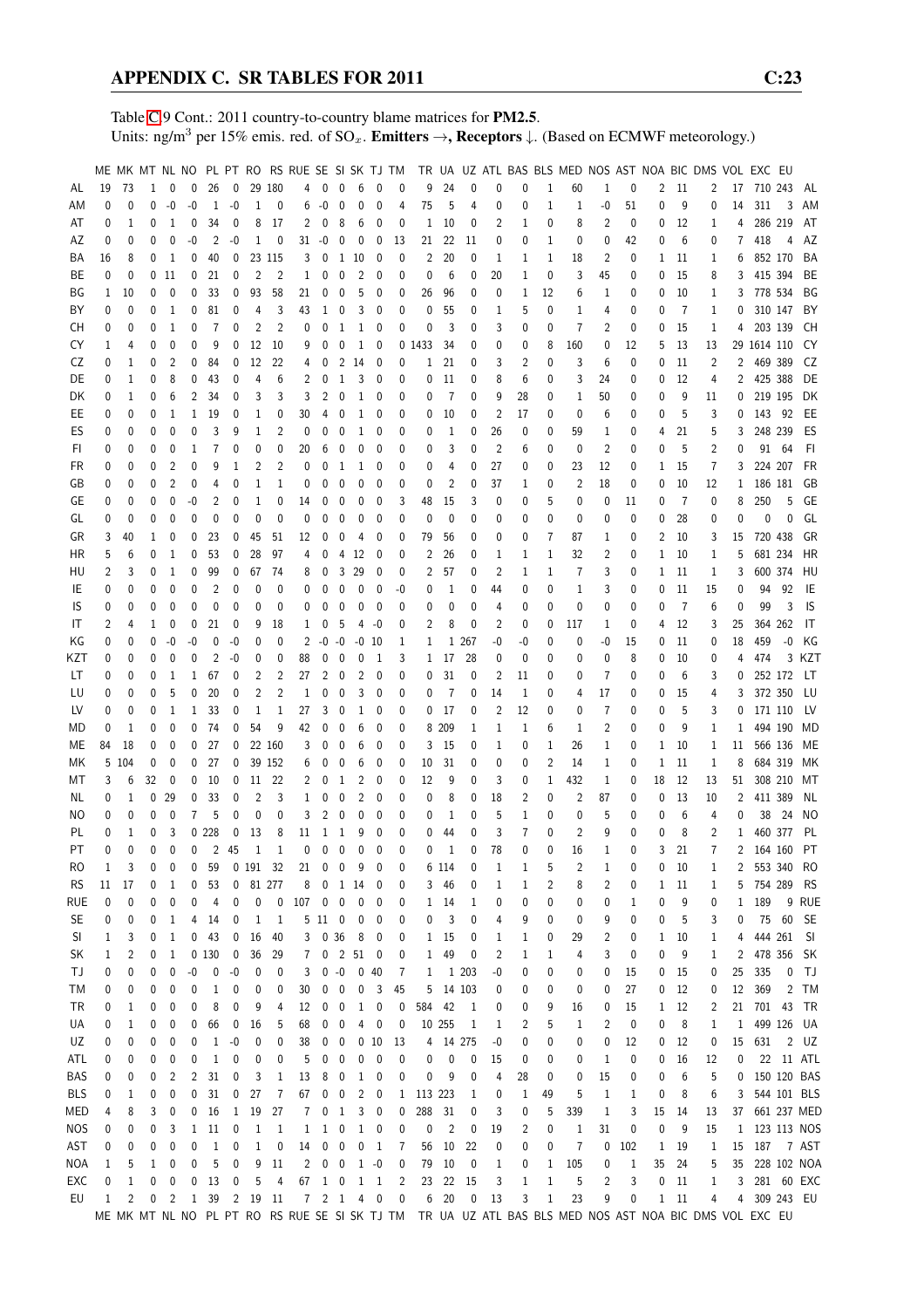Table C.9 Cont.: 2011 country-to-country blame matrices for **PM2.5**.
Units: ng/m$^3$ per 15% emis. red. of $SO_x$. **Emitters →, Receptors ↓.** (Based on ECMWF meteorology.)

| | ME | MK | MT | NL | NO | PL | PT | RO | RS | RUE | SE | SI | SK | TJ | TM | TR | UA | UZ | ATL | BAS | BLS | MED | NOS | AST | NOA | BIC | DMS | VOL | EXC | EU | |
|---|---|---|---|---|---|---|---|---|---|---|---|---|---|---|---|---|---|---|---|---|---|---|---|---|---|---|---|---|---|---|---|
| AL | 19 | 73 | 1 | 0 | 0 | 26 | 0 | 29 | 180 | 4 | 0 | 0 | 6 | 0 | 0 | 9 | 24 | 0 | 0 | 0 | 1 | 60 | 1 | 0 | 2 | 11 | 2 | 17 | 710 | 243 | AL |
| AM | 0 | 0 | 0 | -0 | -0 | 1 | -0 | 1 | 0 | 6 | -0 | 0 | 0 | 0 | 4 | 75 | 5 | 4 | 0 | 0 | 1 | 1 | -0 | 51 | 0 | 9 | 0 | 14 | 311 | 3 | AM |
| AT | 0 | 1 | 0 | 1 | 0 | 34 | 0 | 8 | 17 | 2 | 0 | 8 | 6 | 0 | 0 | 1 | 10 | 0 | 2 | 1 | 0 | 8 | 2 | 0 | 0 | 12 | 1 | 4 | 286 | 219 | AT |
| AZ | 0 | 0 | 0 | 0 | -0 | 2 | -0 | 1 | 0 | 31 | -0 | 0 | 0 | 0 | 13 | 21 | 22 | 11 | 0 | 0 | 1 | 0 | 0 | 42 | 0 | 6 | 0 | 7 | 418 | 4 | AZ |
| BA | 16 | 8 | 0 | 1 | 0 | 40 | 0 | 23 | 115 | 3 | 0 | 1 | 10 | 0 | 0 | 2 | 20 | 0 | 1 | 1 | 1 | 18 | 2 | 0 | 1 | 11 | 1 | 6 | 852 | 170 | BA |
| BE | 0 | 0 | 0 | 11 | 0 | 21 | 0 | 2 | 2 | 1 | 0 | 0 | 2 | 0 | 0 | 0 | 6 | 0 | 20 | 1 | 0 | 3 | 45 | 0 | 0 | 15 | 8 | 3 | 415 | 394 | BE |
| BG | 1 | 10 | 0 | 0 | 0 | 33 | 0 | 93 | 58 | 21 | 0 | 0 | 5 | 0 | 0 | 26 | 96 | 0 | 0 | 1 | 12 | 6 | 1 | 0 | 0 | 10 | 1 | 3 | 778 | 534 | BG |
| BY | 0 | 0 | 0 | 1 | 0 | 81 | 0 | 4 | 3 | 43 | 1 | 0 | 3 | 0 | 0 | 0 | 55 | 0 | 1 | 5 | 0 | 1 | 4 | 0 | 0 | 7 | 1 | 0 | 310 | 147 | BY |
| CH | 0 | 0 | 0 | 1 | 0 | 7 | 0 | 2 | 2 | 0 | 0 | 1 | 1 | 0 | 0 | 0 | 3 | 0 | 3 | 0 | 0 | 7 | 2 | 0 | 0 | 15 | 1 | 4 | 203 | 139 | CH |
| CY | 1 | 4 | 0 | 0 | 0 | 9 | 0 | 12 | 10 | 9 | 0 | 0 | 1 | 0 | 0 | 1433 | 34 | 0 | 0 | 0 | 8 | 160 | 0 | 12 | 5 | 13 | 13 | 29 | 1614 | 110 | CY |
| CZ | 0 | 1 | 0 | 2 | 0 | 84 | 0 | 12 | 22 | 4 | 0 | 2 | 14 | 0 | 0 | 1 | 21 | 0 | 3 | 2 | 0 | 3 | 6 | 0 | 0 | 11 | 2 | 2 | 469 | 389 | CZ |
| DE | 0 | 1 | 0 | 8 | 0 | 43 | 0 | 4 | 6 | 2 | 0 | 1 | 3 | 0 | 0 | 0 | 11 | 0 | 8 | 6 | 0 | 3 | 24 | 0 | 0 | 12 | 4 | 2 | 425 | 388 | DE |
| DK | 0 | 1 | 0 | 6 | 2 | 34 | 0 | 3 | 3 | 3 | 2 | 0 | 1 | 0 | 0 | 0 | 7 | 0 | 9 | 28 | 0 | 1 | 50 | 0 | 0 | 9 | 11 | 0 | 219 | 195 | DK |
| EE | 0 | 0 | 0 | 1 | 1 | 19 | 0 | 1 | 0 | 30 | 4 | 0 | 1 | 0 | 0 | 0 | 10 | 0 | 2 | 17 | 0 | 0 | 6 | 0 | 0 | 5 | 3 | 0 | 143 | 92 | EE |
| ES | 0 | 0 | 0 | 0 | 0 | 3 | 9 | 1 | 2 | 0 | 0 | 0 | 1 | 0 | 0 | 0 | 1 | 0 | 26 | 0 | 0 | 59 | 1 | 0 | 4 | 21 | 5 | 3 | 248 | 239 | ES |
| FI | 0 | 0 | 0 | 0 | 1 | 7 | 0 | 0 | 0 | 20 | 6 | 0 | 0 | 0 | 0 | 0 | 3 | 0 | 2 | 6 | 0 | 0 | 2 | 0 | 0 | 5 | 2 | 0 | 91 | 64 | FI |
| FR | 0 | 0 | 0 | 2 | 0 | 9 | 1 | 2 | 2 | 0 | 0 | 1 | 1 | 0 | 0 | 0 | 4 | 0 | 27 | 0 | 0 | 23 | 12 | 0 | 1 | 15 | 7 | 3 | 224 | 207 | FR |
| GB | 0 | 0 | 0 | 2 | 0 | 4 | 0 | 1 | 1 | 0 | 0 | 0 | 0 | 0 | 0 | 0 | 2 | 0 | 37 | 1 | 0 | 2 | 18 | 0 | 0 | 10 | 12 | 1 | 186 | 181 | GB |
| GE | 0 | 0 | 0 | 0 | -0 | 2 | 0 | 1 | 0 | 14 | 0 | 0 | 0 | 0 | 3 | 48 | 15 | 3 | 0 | 0 | 5 | 0 | 0 | 11 | 0 | 7 | 0 | 8 | 250 | 5 | GE |
| GL | 0 | 0 | 0 | 0 | 0 | 0 | 0 | 0 | 0 | 0 | 0 | 0 | 0 | 0 | 0 | 0 | 0 | 0 | 0 | 0 | 0 | 0 | 0 | 0 | 0 | 28 | 0 | 0 | 0 | 0 | GL |
| GR | 3 | 40 | 1 | 0 | 0 | 23 | 0 | 45 | 51 | 12 | 0 | 0 | 4 | 0 | 0 | 79 | 56 | 0 | 0 | 0 | 7 | 87 | 1 | 0 | 2 | 10 | 3 | 15 | 720 | 438 | GR |
| HR | 5 | 6 | 0 | 1 | 0 | 53 | 0 | 28 | 97 | 4 | 0 | 4 | 12 | 0 | 0 | 2 | 26 | 0 | 1 | 1 | 1 | 32 | 2 | 0 | 1 | 10 | 1 | 5 | 681 | 234 | HR |
| HU | 2 | 3 | 0 | 1 | 0 | 99 | 0 | 67 | 74 | 8 | 0 | 3 | 29 | 0 | 0 | 2 | 57 | 0 | 2 | 1 | 1 | 7 | 3 | 0 | 1 | 11 | 1 | 3 | 600 | 374 | HU |
| IE | 0 | 0 | 0 | 0 | 0 | 2 | 0 | 0 | 0 | 0 | 0 | 0 | 0 | 0 | -0 | 0 | 1 | 0 | 44 | 0 | 0 | 1 | 3 | 0 | 0 | 11 | 15 | 0 | 94 | 92 | IE |
| IS | 0 | 0 | 0 | 0 | 0 | 0 | 0 | 0 | 0 | 0 | 0 | 0 | 0 | 0 | 0 | 0 | 0 | 0 | 4 | 0 | 0 | 0 | 0 | 0 | 0 | 7 | 6 | 0 | 99 | 3 | IS |
| IT | 2 | 4 | 1 | 0 | 0 | 21 | 0 | 9 | 18 | 1 | 0 | 5 | 4 | -0 | 0 | 2 | 8 | 0 | 2 | 0 | 0 | 117 | 1 | 0 | 4 | 12 | 3 | 25 | 364 | 262 | IT |
| KG | 0 | 0 | 0 | -0 | -0 | 0 | -0 | 0 | 0 | 2 | -0 | -0 | -0 | 10 | 1 | 1 | 1 | 267 | -0 | -0 | 0 | 0 | -0 | 15 | 0 | 11 | 0 | 18 | 459 | -0 | KG |
| KZT | 0 | 0 | 0 | 0 | 0 | 2 | -0 | 0 | 0 | 88 | 0 | 0 | 0 | 1 | 3 | 1 | 17 | 28 | 0 | 0 | 0 | 0 | 0 | 8 | 0 | 10 | 0 | 4 | 474 | 3 | KZT |
| LT | 0 | 0 | 0 | 1 | 1 | 67 | 0 | 2 | 2 | 27 | 2 | 0 | 2 | 0 | 0 | 0 | 31 | 0 | 2 | 11 | 0 | 0 | 7 | 0 | 0 | 6 | 3 | 0 | 252 | 172 | LT |
| LU | 0 | 0 | 0 | 5 | 0 | 20 | 0 | 2 | 2 | 1 | 0 | 0 | 3 | 0 | 0 | 0 | 7 | 0 | 14 | 1 | 0 | 4 | 17 | 0 | 0 | 15 | 4 | 3 | 372 | 350 | LU |
| LV | 0 | 0 | 0 | 1 | 1 | 33 | 0 | 1 | 1 | 27 | 3 | 0 | 1 | 0 | 0 | 0 | 17 | 0 | 2 | 12 | 0 | 0 | 7 | 0 | 0 | 5 | 3 | 0 | 171 | 110 | LV |
| MD | 0 | 1 | 0 | 0 | 0 | 74 | 0 | 54 | 9 | 42 | 0 | 0 | 6 | 0 | 0 | 8 | 209 | 1 | 1 | 1 | 6 | 1 | 2 | 0 | 0 | 9 | 1 | 1 | 494 | 190 | MD |
| ME | 84 | 18 | 0 | 0 | 0 | 27 | 0 | 22 | 160 | 3 | 0 | 0 | 6 | 0 | 0 | 3 | 15 | 0 | 1 | 0 | 1 | 26 | 1 | 0 | 1 | 10 | 1 | 11 | 566 | 136 | ME |
| MK | 5 | 104 | 0 | 0 | 0 | 27 | 0 | 39 | 152 | 6 | 0 | 0 | 6 | 0 | 0 | 10 | 31 | 0 | 0 | 0 | 2 | 14 | 1 | 0 | 1 | 11 | 1 | 8 | 684 | 319 | MK |
| MT | 3 | 6 | 32 | 0 | 0 | 10 | 0 | 11 | 22 | 2 | 0 | 1 | 2 | 0 | 0 | 12 | 9 | 0 | 3 | 0 | 1 | 432 | 1 | 0 | 18 | 12 | 13 | 51 | 308 | 210 | MT |
| NL | 0 | 1 | 0 | 29 | 0 | 33 | 0 | 2 | 3 | 1 | 0 | 0 | 2 | 0 | 0 | 0 | 8 | 0 | 18 | 2 | 0 | 2 | 87 | 0 | 0 | 13 | 10 | 2 | 411 | 389 | NL |
| NO | 0 | 0 | 0 | 0 | 7 | 5 | 0 | 0 | 0 | 3 | 2 | 0 | 0 | 0 | 0 | 0 | 1 | 0 | 5 | 1 | 0 | 0 | 5 | 0 | 0 | 6 | 4 | 0 | 38 | 24 | NO |
| PL | 0 | 1 | 0 | 3 | 0 | 228 | 0 | 13 | 8 | 11 | 1 | 1 | 9 | 0 | 0 | 0 | 44 | 0 | 3 | 7 | 0 | 2 | 9 | 0 | 0 | 8 | 2 | 1 | 460 | 377 | PL |
| PT | 0 | 0 | 0 | 0 | 0 | 2 | 45 | 1 | 1 | 0 | 0 | 0 | 0 | 0 | 0 | 0 | 1 | 0 | 78 | 0 | 0 | 16 | 1 | 0 | 3 | 21 | 7 | 2 | 164 | 160 | PT |
| RO | 1 | 3 | 0 | 0 | 0 | 59 | 0 | 191 | 32 | 21 | 0 | 0 | 9 | 0 | 0 | 6 | 114 | 0 | 1 | 1 | 5 | 2 | 1 | 0 | 0 | 10 | 1 | 2 | 553 | 340 | RO |
| RS | 11 | 17 | 0 | 1 | 0 | 53 | 0 | 81 | 277 | 8 | 0 | 1 | 14 | 0 | 0 | 3 | 46 | 0 | 1 | 1 | 2 | 8 | 2 | 0 | 1 | 11 | 1 | 5 | 754 | 289 | RS |
| RUE | 0 | 0 | 0 | 0 | 0 | 4 | 0 | 0 | 0 | 107 | 0 | 0 | 0 | 0 | 0 | 1 | 14 | 1 | 0 | 0 | 0 | 0 | 0 | 1 | 0 | 9 | 0 | 1 | 189 | 9 | RUE |
| SE | 0 | 0 | 0 | 1 | 4 | 14 | 0 | 1 | 1 | 5 | 11 | 0 | 0 | 0 | 0 | 0 | 3 | 0 | 4 | 9 | 0 | 0 | 9 | 0 | 0 | 5 | 3 | 0 | 75 | 60 | SE |
| SI | 1 | 3 | 0 | 1 | 0 | 43 | 0 | 16 | 40 | 3 | 0 | 36 | 8 | 0 | 0 | 1 | 15 | 0 | 1 | 1 | 0 | 29 | 2 | 0 | 1 | 10 | 1 | 4 | 444 | 261 | SI |
| SK | 1 | 2 | 0 | 1 | 0 | 130 | 0 | 36 | 29 | 7 | 0 | 2 | 51 | 0 | 0 | 1 | 49 | 0 | 2 | 1 | 1 | 4 | 3 | 0 | 0 | 9 | 1 | 2 | 478 | 356 | SK |
| TJ | 0 | 0 | 0 | 0 | -0 | 0 | -0 | 0 | 0 | 3 | 0 | -0 | 0 | 40 | 7 | 1 | 1 | 203 | -0 | 0 | 0 | 0 | 0 | 15 | 0 | 15 | 0 | 25 | 335 | 0 | TJ |
| TM | 0 | 0 | 0 | 0 | 0 | 1 | 0 | 0 | 0 | 30 | 0 | 0 | 0 | 3 | 45 | 5 | 14 | 103 | 0 | 0 | 0 | 0 | 0 | 27 | 0 | 12 | 0 | 12 | 369 | 2 | TM |
| TR | 0 | 1 | 0 | 0 | 0 | 8 | 0 | 9 | 4 | 12 | 0 | 0 | 1 | 0 | 0 | 584 | 42 | 1 | 0 | 0 | 9 | 16 | 0 | 15 | 1 | 12 | 2 | 21 | 701 | 43 | TR |
| UA | 0 | 1 | 0 | 0 | 0 | 66 | 0 | 16 | 5 | 68 | 0 | 0 | 4 | 0 | 0 | 10 | 255 | 1 | 1 | 2 | 5 | 1 | 2 | 0 | 0 | 8 | 1 | 1 | 499 | 126 | UA |
| UZ | 0 | 0 | 0 | 0 | 0 | 1 | -0 | 0 | 0 | 38 | 0 | 0 | 0 | 10 | 13 | 4 | 14 | 275 | -0 | 0 | 0 | 0 | 0 | 12 | 0 | 12 | 0 | 15 | 631 | 2 | UZ |
| ATL | 0 | 0 | 0 | 0 | 0 | 1 | 0 | 0 | 0 | 5 | 0 | 0 | 0 | 0 | 0 | 0 | 0 | 0 | 15 | 0 | 0 | 0 | 1 | 0 | 0 | 16 | 12 | 0 | 22 | 11 | ATL |
| BAS | 0 | 0 | 0 | 2 | 2 | 31 | 0 | 3 | 1 | 13 | 8 | 0 | 1 | 0 | 0 | 0 | 9 | 0 | 4 | 28 | 0 | 0 | 15 | 0 | 0 | 6 | 5 | 0 | 150 | 120 | BAS |
| BLS | 0 | 1 | 0 | 0 | 0 | 31 | 0 | 27 | 7 | 67 | 0 | 0 | 2 | 0 | 1 | 113 | 223 | 1 | 0 | 1 | 49 | 5 | 1 | 1 | 0 | 8 | 6 | 3 | 544 | 101 | BLS |
| MED | 4 | 8 | 3 | 0 | 0 | 16 | 1 | 19 | 27 | 7 | 0 | 1 | 3 | 0 | 0 | 288 | 31 | 0 | 3 | 0 | 5 | 339 | 1 | 3 | 15 | 14 | 13 | 37 | 661 | 237 | MED |
| NOS | 0 | 0 | 0 | 3 | 1 | 11 | 0 | 1 | 1 | 1 | 1 | 0 | 1 | 0 | 0 | 0 | 2 | 0 | 19 | 2 | 0 | 1 | 31 | 0 | 0 | 9 | 15 | 1 | 123 | 113 | NOS |
| AST | 0 | 0 | 0 | 0 | 0 | 1 | 0 | 1 | 0 | 14 | 0 | 0 | 0 | 1 | 7 | 56 | 10 | 22 | 0 | 0 | 0 | 7 | 0 | 102 | 1 | 19 | 1 | 15 | 187 | 7 | AST |
| NOA | 1 | 5 | 1 | 0 | 0 | 5 | 0 | 9 | 11 | 2 | 0 | 0 | 1 | -0 | 0 | 79 | 10 | 0 | 1 | 0 | 1 | 105 | 0 | 1 | 35 | 24 | 5 | 35 | 228 | 102 | NOA |
| EXC | 0 | 1 | 0 | 0 | 0 | 13 | 0 | 5 | 4 | 67 | 1 | 0 | 1 | 1 | 2 | 23 | 22 | 15 | 3 | 1 | 1 | 5 | 2 | 3 | 0 | 11 | 1 | 3 | 281 | 60 | EXC |
| EU | 1 | 2 | 0 | 2 | 1 | 39 | 2 | 19 | 11 | 7 | 2 | 1 | 4 | 0 | 0 | 6 | 20 | 0 | 13 | 3 | 1 | 23 | 9 | 0 | 1 | 11 | 4 | 4 | 309 | 243 | EU |
| | ME | MK | MT | NL | NO | PL | PT | RO | RS | RUE | SE | SI | SK | TJ | TM | TR | UA | UZ | ATL | BAS | BLS | MED | NOS | AST | NOA | BIC | DMS | VOL | EXC | EU | |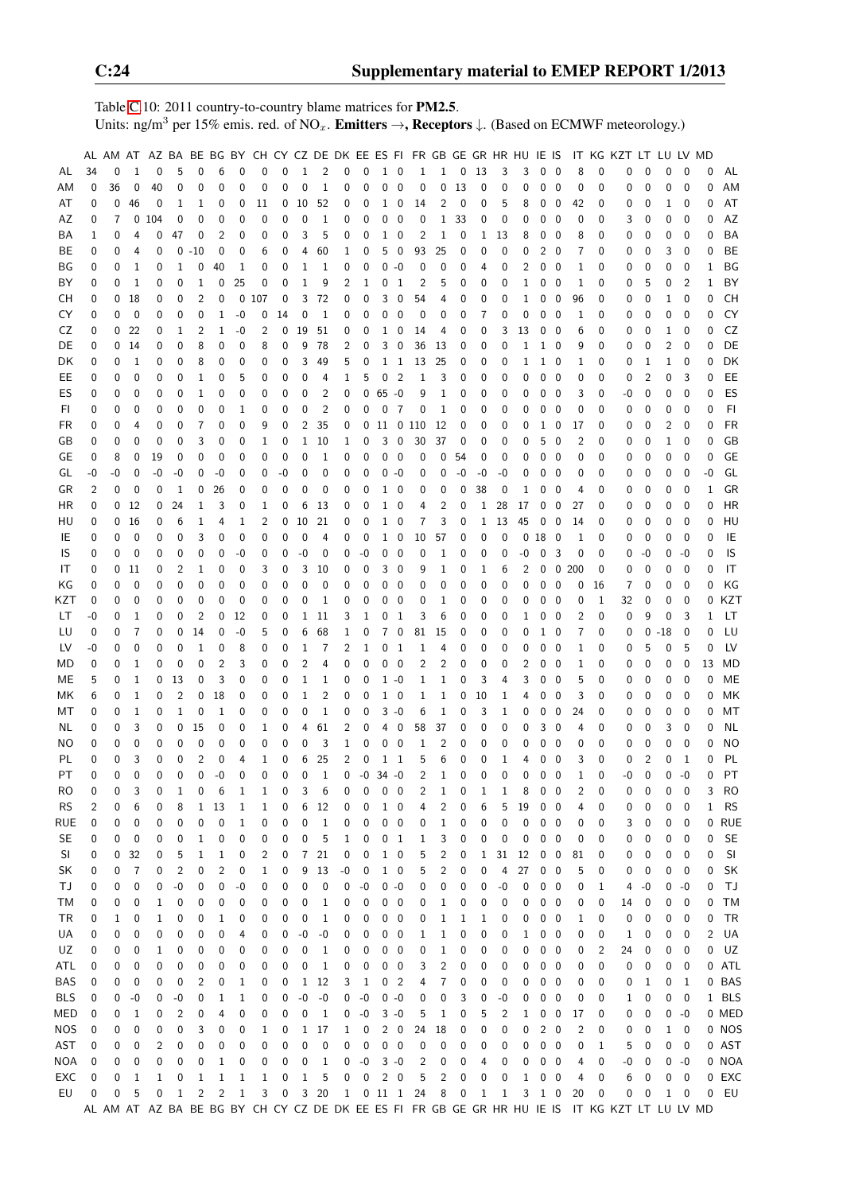Table C.10: 2011 country-to-country blame matrices for **PM2.5**.
Units: ng/m$^3$ per 15% emis. red. of $NO_x$. **Emitters →, Receptors ↓.** (Based on ECMWF meteorology.)

| | AL | AM | AT | AZ | BA | BE | BG | BY | CH | CY | CZ | DE | DK | EE | ES | FI | FR | GB | GE | GR | HR | HU | IE | IS | IT | KG | KZT | LT | LU | LV | MD | |
|---|---|---|---|---|---|---|---|---|---|---|---|---|---|---|---|---|---|---|---|---|---|---|---|---|---|---|---|---|---|---|---|---|
| AL | 34 | 0 | 1 | 0 | 5 | 0 | 6 | 0 | 0 | 0 | 1 | 2 | 0 | 0 | 1 | 0 | 1 | 1 | 0 | 13 | 3 | 3 | 0 | 0 | 8 | 0 | 0 | 0 | 0 | 0 | 0 | AL |
| AM | 0 | 36 | 0 | 40 | 0 | 0 | 0 | 0 | 0 | 0 | 0 | 1 | 0 | 0 | 0 | 0 | 0 | 0 | 13 | 0 | 0 | 0 | 0 | 0 | 0 | 0 | 0 | 0 | 0 | 0 | 0 | AM |
| AT | 0 | 0 | 46 | 0 | 1 | 1 | 0 | 0 | 11 | 0 | 10 | 52 | 0 | 0 | 1 | 0 | 14 | 2 | 0 | 0 | 5 | 8 | 0 | 0 | 42 | 0 | 0 | 0 | 1 | 0 | 0 | AT |
| AZ | 0 | 7 | 0 | 104 | 0 | 0 | 0 | 0 | 0 | 0 | 0 | 1 | 0 | 0 | 0 | 0 | 0 | 1 | 33 | 0 | 0 | 0 | 0 | 0 | 0 | 0 | 3 | 0 | 0 | 0 | 0 | AZ |
| BA | 1 | 0 | 4 | 0 | 47 | 0 | 2 | 0 | 0 | 0 | 3 | 5 | 0 | 0 | 1 | 0 | 2 | 1 | 0 | 1 | 13 | 8 | 0 | 0 | 8 | 0 | 0 | 0 | 0 | 0 | 0 | BA |
| BE | 0 | 0 | 4 | 0 | 0 | -10 | 0 | 0 | 6 | 0 | 4 | 60 | 1 | 0 | 5 | 0 | 93 | 25 | 0 | 0 | 0 | 0 | 2 | 0 | 7 | 0 | 0 | 0 | 3 | 0 | 0 | BE |
| BG | 0 | 0 | 1 | 0 | 1 | 0 | 40 | 1 | 0 | 0 | 1 | 1 | 0 | 0 | 0 | -0 | 0 | 0 | 0 | 4 | 0 | 2 | 0 | 0 | 1 | 0 | 0 | 0 | 0 | 0 | 1 | BG |
| BY | 0 | 0 | 1 | 0 | 0 | 1 | 0 | 25 | 0 | 0 | 1 | 9 | 2 | 1 | 0 | 1 | 2 | 5 | 0 | 0 | 0 | 1 | 0 | 0 | 1 | 0 | 0 | 5 | 0 | 2 | 1 | BY |
| CH | 0 | 0 | 18 | 0 | 0 | 2 | 0 | 0 | 107 | 0 | 3 | 72 | 0 | 0 | 3 | 0 | 54 | 4 | 0 | 0 | 0 | 1 | 0 | 0 | 96 | 0 | 0 | 0 | 1 | 0 | 0 | CH |
| CY | 0 | 0 | 0 | 0 | 0 | 0 | 1 | -0 | 0 | 14 | 0 | 1 | 0 | 0 | 0 | 0 | 0 | 0 | 0 | 7 | 0 | 0 | 0 | 0 | 1 | 0 | 0 | 0 | 0 | 0 | 0 | CY |
| CZ | 0 | 0 | 22 | 0 | 1 | 2 | 1 | -0 | 2 | 0 | 19 | 51 | 0 | 0 | 1 | 0 | 14 | 4 | 0 | 0 | 3 | 13 | 0 | 0 | 6 | 0 | 0 | 0 | 1 | 0 | 0 | CZ |
| DE | 0 | 0 | 14 | 0 | 0 | 8 | 0 | 0 | 8 | 0 | 9 | 78 | 2 | 0 | 3 | 0 | 36 | 13 | 0 | 0 | 0 | 1 | 1 | 0 | 9 | 0 | 0 | 0 | 2 | 0 | 0 | DE |
| DK | 0 | 0 | 1 | 0 | 0 | 8 | 0 | 0 | 0 | 0 | 3 | 49 | 5 | 0 | 1 | 1 | 13 | 25 | 0 | 0 | 0 | 1 | 1 | 0 | 1 | 0 | 0 | 1 | 1 | 0 | 0 | DK |
| EE | 0 | 0 | 0 | 0 | 0 | 1 | 0 | 5 | 0 | 0 | 0 | 4 | 1 | 5 | 0 | 2 | 1 | 3 | 0 | 0 | 0 | 0 | 0 | 0 | 0 | 0 | 0 | 2 | 0 | 3 | 0 | EE |
| ES | 0 | 0 | 0 | 0 | 0 | 1 | 0 | 0 | 0 | 0 | 0 | 2 | 0 | 0 | 65 | -0 | 9 | 1 | 0 | 0 | 0 | 0 | 0 | 0 | 3 | 0 | -0 | 0 | 0 | 0 | 0 | ES |
| FI | 0 | 0 | 0 | 0 | 0 | 0 | 0 | 1 | 0 | 0 | 0 | 2 | 0 | 0 | 0 | 7 | 0 | 1 | 0 | 0 | 0 | 0 | 0 | 0 | 0 | 0 | 0 | 0 | 0 | 0 | 0 | FI |
| FR | 0 | 0 | 4 | 0 | 0 | 7 | 0 | 0 | 9 | 0 | 2 | 35 | 0 | 0 | 11 | 0 | 110 | 12 | 0 | 0 | 0 | 0 | 1 | 0 | 17 | 0 | 0 | 0 | 2 | 0 | 0 | FR |
| GB | 0 | 0 | 0 | 0 | 0 | 3 | 0 | 0 | 1 | 0 | 1 | 10 | 1 | 0 | 3 | 0 | 30 | 37 | 0 | 0 | 0 | 0 | 5 | 0 | 2 | 0 | 0 | 0 | 1 | 0 | 0 | GB |
| GE | 0 | 8 | 0 | 19 | 0 | 0 | 0 | 0 | 0 | 0 | 0 | 1 | 0 | 0 | 0 | 0 | 0 | 0 | 54 | 0 | 0 | 0 | 0 | 0 | 0 | 0 | 0 | 0 | 0 | 0 | 0 | GE |
| GL | -0 | -0 | 0 | -0 | -0 | 0 | -0 | 0 | 0 | -0 | 0 | 0 | 0 | 0 | 0 | -0 | 0 | 0 | -0 | -0 | -0 | 0 | 0 | 0 | 0 | 0 | 0 | 0 | 0 | 0 | -0 | GL |
| GR | 2 | 0 | 0 | 0 | 1 | 0 | 26 | 0 | 0 | 0 | 0 | 0 | 0 | 0 | 1 | 0 | 0 | 0 | 0 | 38 | 0 | 1 | 0 | 0 | 4 | 0 | 0 | 0 | 0 | 0 | 1 | GR |
| HR | 0 | 0 | 12 | 0 | 24 | 1 | 3 | 0 | 1 | 0 | 6 | 13 | 0 | 0 | 1 | 0 | 4 | 2 | 0 | 1 | 28 | 17 | 0 | 0 | 27 | 0 | 0 | 0 | 0 | 0 | 0 | HR |
| HU | 0 | 0 | 16 | 0 | 6 | 1 | 4 | 1 | 2 | 0 | 10 | 21 | 0 | 0 | 1 | 0 | 7 | 3 | 0 | 1 | 13 | 45 | 0 | 0 | 14 | 0 | 0 | 0 | 0 | 0 | 0 | HU |
| IE | 0 | 0 | 0 | 0 | 0 | 3 | 0 | 0 | 0 | 0 | 0 | 4 | 0 | 0 | 1 | 0 | 10 | 57 | 0 | 0 | 0 | 0 | 18 | 0 | 1 | 0 | 0 | 0 | 0 | 0 | 0 | IE |
| IS | 0 | 0 | 0 | 0 | 0 | 0 | 0 | -0 | 0 | 0 | -0 | 0 | 0 | -0 | 0 | 0 | 0 | 1 | 0 | 0 | 0 | -0 | 0 | 3 | 0 | 0 | 0 | -0 | 0 | -0 | 0 | IS |
| IT | 0 | 0 | 11 | 0 | 2 | 1 | 0 | 0 | 3 | 0 | 3 | 10 | 0 | 0 | 3 | 0 | 9 | 1 | 0 | 1 | 6 | 2 | 0 | 0 | 200 | 0 | 0 | 0 | 0 | 0 | 0 | IT |
| KG | 0 | 0 | 0 | 0 | 0 | 0 | 0 | 0 | 0 | 0 | 0 | 0 | 0 | 0 | 0 | 0 | 0 | 0 | 0 | 0 | 0 | 0 | 0 | 0 | 0 | 16 | 7 | 0 | 0 | 0 | 0 | KG |
| KZT | 0 | 0 | 0 | 0 | 0 | 0 | 0 | 0 | 0 | 0 | 0 | 1 | 0 | 0 | 0 | 0 | 0 | 1 | 0 | 0 | 0 | 0 | 0 | 0 | 0 | 1 | 32 | 0 | 0 | 0 | 0 | KZT |
| LT | -0 | 0 | 1 | 0 | 0 | 2 | 0 | 12 | 0 | 0 | 1 | 11 | 3 | 1 | 0 | 1 | 3 | 6 | 0 | 0 | 0 | 1 | 0 | 0 | 2 | 0 | 0 | 9 | 0 | 3 | 1 | LT |
| LU | 0 | 0 | 7 | 0 | 0 | 14 | 0 | -0 | 5 | 0 | 6 | 68 | 1 | 0 | 7 | 0 | 81 | 15 | 0 | 0 | 0 | 0 | 1 | 0 | 7 | 0 | 0 | 0 | -18 | 0 | 0 | LU |
| LV | -0 | 0 | 0 | 0 | 0 | 1 | 0 | 8 | 0 | 0 | 1 | 7 | 2 | 1 | 0 | 1 | 1 | 4 | 0 | 0 | 0 | 0 | 0 | 0 | 1 | 0 | 0 | 5 | 0 | 5 | 0 | LV |
| MD | 0 | 0 | 1 | 0 | 0 | 0 | 2 | 3 | 0 | 0 | 2 | 4 | 0 | 0 | 0 | 0 | 2 | 2 | 0 | 0 | 0 | 2 | 0 | 0 | 1 | 0 | 0 | 0 | 0 | 0 | 13 | MD |
| ME | 5 | 0 | 1 | 0 | 13 | 0 | 3 | 0 | 0 | 0 | 1 | 1 | 0 | 0 | 1 | -0 | 1 | 1 | 0 | 3 | 4 | 3 | 0 | 0 | 5 | 0 | 0 | 0 | 0 | 0 | 0 | ME |
| MK | 6 | 0 | 1 | 0 | 2 | 0 | 18 | 0 | 0 | 0 | 1 | 2 | 0 | 0 | 1 | 0 | 1 | 1 | 0 | 10 | 1 | 4 | 0 | 0 | 3 | 0 | 0 | 0 | 0 | 0 | 0 | MK |
| MT | 0 | 0 | 1 | 0 | 1 | 0 | 1 | 0 | 0 | 0 | 0 | 1 | 0 | 0 | 3 | -0 | 6 | 1 | 0 | 3 | 1 | 0 | 0 | 0 | 24 | 0 | 0 | 0 | 0 | 0 | 0 | MT |
| NL | 0 | 0 | 3 | 0 | 0 | 15 | 0 | 0 | 1 | 0 | 4 | 61 | 2 | 0 | 4 | 0 | 58 | 37 | 0 | 0 | 0 | 0 | 3 | 0 | 4 | 0 | 0 | 0 | 3 | 0 | 0 | NL |
| NO | 0 | 0 | 0 | 0 | 0 | 0 | 0 | 0 | 0 | 0 | 0 | 3 | 1 | 0 | 0 | 0 | 1 | 2 | 0 | 0 | 0 | 0 | 0 | 0 | 0 | 0 | 0 | 0 | 0 | 0 | 0 | NO |
| PL | 0 | 0 | 3 | 0 | 0 | 2 | 0 | 4 | 1 | 0 | 6 | 25 | 2 | 0 | 1 | 1 | 5 | 6 | 0 | 0 | 1 | 4 | 0 | 0 | 3 | 0 | 0 | 2 | 0 | 1 | 0 | PL |
| PT | 0 | 0 | 0 | 0 | 0 | 0 | -0 | 0 | 0 | 0 | 0 | 1 | 0 | -0 | 34 | -0 | 2 | 1 | 0 | 0 | 0 | 0 | 0 | 0 | 1 | 0 | -0 | 0 | 0 | -0 | 0 | PT |
| RO | 0 | 0 | 3 | 0 | 1 | 0 | 6 | 1 | 1 | 0 | 3 | 6 | 0 | 0 | 0 | 0 | 2 | 1 | 0 | 1 | 1 | 8 | 0 | 0 | 2 | 0 | 0 | 0 | 0 | 0 | 3 | RO |
| RS | 2 | 0 | 6 | 0 | 8 | 1 | 13 | 1 | 1 | 0 | 6 | 12 | 0 | 0 | 1 | 0 | 4 | 2 | 0 | 6 | 5 | 19 | 0 | 0 | 4 | 0 | 0 | 0 | 0 | 0 | 1 | RS |
| RUE | 0 | 0 | 0 | 0 | 0 | 0 | 0 | 1 | 0 | 0 | 0 | 1 | 0 | 0 | 0 | 0 | 0 | 1 | 0 | 0 | 0 | 0 | 0 | 0 | 0 | 0 | 3 | 0 | 0 | 0 | 0 | RUE |
| SE | 0 | 0 | 0 | 0 | 0 | 1 | 0 | 0 | 0 | 0 | 0 | 5 | 1 | 0 | 0 | 1 | 1 | 3 | 0 | 0 | 0 | 0 | 0 | 0 | 0 | 0 | 0 | 0 | 0 | 0 | 0 | SE |
| SI | 0 | 0 | 32 | 0 | 5 | 1 | 1 | 0 | 2 | 0 | 7 | 21 | 0 | 0 | 1 | 0 | 5 | 2 | 0 | 1 | 31 | 12 | 0 | 0 | 81 | 0 | 0 | 0 | 0 | 0 | 0 | SI |
| SK | 0 | 0 | 7 | 0 | 2 | 0 | 2 | 0 | 1 | 0 | 9 | 13 | -0 | 0 | 1 | 0 | 5 | 2 | 0 | 0 | 4 | 27 | 0 | 0 | 5 | 0 | 0 | 0 | 0 | 0 | 0 | SK |
| TJ | 0 | 0 | 0 | 0 | -0 | 0 | 0 | -0 | 0 | 0 | 0 | 0 | 0 | -0 | 0 | -0 | 0 | 0 | 0 | 0 | -0 | 0 | 0 | 0 | 0 | 1 | 4 | -0 | 0 | -0 | 0 | TJ |
| TM | 0 | 0 | 0 | 1 | 0 | 0 | 0 | 0 | 0 | 0 | 0 | 1 | 0 | 0 | 0 | 0 | 0 | 1 | 0 | 0 | 0 | 0 | 0 | 0 | 0 | 0 | 14 | 0 | 0 | 0 | 0 | TM |
| TR | 0 | 1 | 0 | 1 | 0 | 0 | 1 | 0 | 0 | 0 | 0 | 1 | 0 | 0 | 0 | 0 | 0 | 1 | 1 | 1 | 0 | 0 | 0 | 0 | 1 | 0 | 0 | 0 | 0 | 0 | 0 | TR |
| UA | 0 | 0 | 0 | 0 | 0 | 0 | 0 | 4 | 0 | 0 | -0 | -0 | 0 | 0 | 0 | 0 | 1 | 1 | 0 | 0 | 0 | 1 | 0 | 0 | 0 | 0 | 1 | 0 | 0 | 0 | 2 | UA |
| UZ | 0 | 0 | 0 | 1 | 0 | 0 | 0 | 0 | 0 | 0 | 0 | 1 | 0 | 0 | 0 | 0 | 0 | 1 | 0 | 0 | 0 | 0 | 0 | 0 | 0 | 2 | 24 | 0 | 0 | 0 | 0 | UZ |
| ATL | 0 | 0 | 0 | 0 | 0 | 0 | 0 | 0 | 0 | 0 | 0 | 1 | 0 | 0 | 0 | 0 | 3 | 2 | 0 | 0 | 0 | 0 | 0 | 0 | 0 | 0 | 0 | 0 | 0 | 0 | 0 | ATL |
| BAS | 0 | 0 | 0 | 0 | 0 | 2 | 0 | 1 | 0 | 0 | 1 | 12 | 3 | 1 | 0 | 2 | 4 | 7 | 0 | 0 | 0 | 0 | 0 | 0 | 0 | 0 | 0 | 1 | 0 | 1 | 0 | BAS |
| BLS | 0 | 0 | -0 | 0 | -0 | 0 | 1 | 1 | 0 | 0 | -0 | -0 | 0 | -0 | 0 | -0 | 0 | 0 | 3 | 0 | -0 | 0 | 0 | 0 | 0 | 0 | 1 | 0 | 0 | 0 | 1 | BLS |
| MED | 0 | 0 | 1 | 0 | 2 | 0 | 4 | 0 | 0 | 0 | 0 | 1 | 0 | -0 | 3 | -0 | 5 | 1 | 0 | 5 | 2 | 1 | 0 | 0 | 17 | 0 | 0 | 0 | 0 | -0 | 0 | MED |
| NOS | 0 | 0 | 0 | 0 | 0 | 3 | 0 | 0 | 1 | 0 | 1 | 17 | 1 | 0 | 2 | 0 | 24 | 18 | 0 | 0 | 0 | 0 | 2 | 0 | 2 | 0 | 0 | 0 | 1 | 0 | 0 | NOS |
| AST | 0 | 0 | 0 | 2 | 0 | 0 | 0 | 0 | 0 | 0 | 0 | 0 | 0 | 0 | 0 | 0 | 0 | 0 | 0 | 0 | 0 | 0 | 0 | 0 | 0 | 1 | 5 | 0 | 0 | 0 | 0 | AST |
| NOA | 0 | 0 | 0 | 0 | 0 | 0 | 1 | 0 | 0 | 0 | 0 | 1 | 0 | -0 | 3 | -0 | 2 | 0 | 0 | 4 | 0 | 0 | 0 | 0 | 4 | 0 | -0 | 0 | 0 | -0 | 0 | NOA |
| EXC | 0 | 0 | 1 | 1 | 0 | 1 | 1 | 1 | 1 | 0 | 1 | 5 | 0 | 0 | 2 | 0 | 5 | 2 | 0 | 0 | 0 | 1 | 0 | 0 | 4 | 0 | 6 | 0 | 0 | 0 | 0 | EXC |
| EU | 0 | 0 | 5 | 0 | 1 | 2 | 2 | 1 | 3 | 0 | 3 | 20 | 1 | 0 | 11 | 1 | 24 | 8 | 0 | 1 | 1 | 3 | 1 | 0 | 20 | 0 | 0 | 0 | 1 | 0 | 0 | EU |
| | AL | AM | AT | AZ | BA | BE | BG | BY | CH | CY | CZ | DE | DK | EE | ES | FI | FR | GB | GE | GR | HR | HU | IE | IS | IT | KG | KZT | LT | LU | LV | MD | |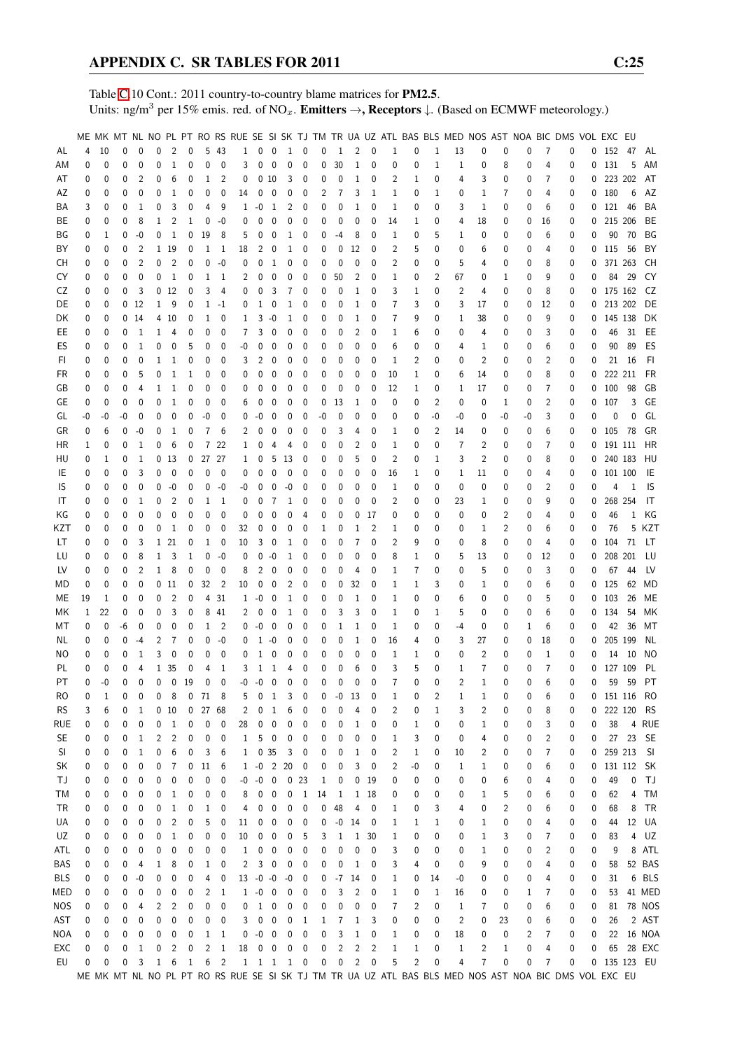Table C.10 Cont.: 2011 country-to-country blame matrices for **PM2.5**.
Units: ng/m$^3$ per 15% emis. red. of $NO_x$. **Emitters →, Receptors ↓**. (Based on ECMWF meteorology.)

| | ME | MK | MT | NL | NO | PL | PT | RO | RS | RUE | SE | SI | SK | TJ | TM | TR | UA | UZ | ATL | BAS | BLS | MED | NOS | AST | NOA | BIC | DMS | VOL | EXC | EU | |
|---|---|---|---|---|---|---|---|---|---|---|---|---|---|---|---|---|---|---|---|---|---|---|---|---|---|---|---|---|---|---|---|
| AL | 4 | 10 | 0 | 0 | 0 | 2 | 0 | 5 | 43 | 1 | 0 | 0 | 1 | 0 | 0 | 1 | 2 | 0 | 1 | 0 | 1 | 13 | 0 | 0 | 0 | 7 | 0 | 0 | 152 | 47 | AL |
| AM | 0 | 0 | 0 | 0 | 0 | 1 | 0 | 0 | 0 | 3 | 0 | 0 | 0 | 0 | 0 | 30 | 1 | 0 | 0 | 0 | 1 | 1 | 0 | 8 | 0 | 4 | 0 | 0 | 131 | 5 | AM |
| AT | 0 | 0 | 0 | 2 | 0 | 6 | 0 | 1 | 2 | 0 | 0 | 10 | 3 | 0 | 0 | 0 | 1 | 0 | 2 | 1 | 0 | 4 | 3 | 0 | 0 | 7 | 0 | 0 | 223 | 202 | AT |
| AZ | 0 | 0 | 0 | 0 | 0 | 1 | 0 | 0 | 0 | 14 | 0 | 0 | 0 | 0 | 2 | 7 | 3 | 1 | 1 | 0 | 1 | 0 | 1 | 7 | 0 | 4 | 0 | 0 | 180 | 6 | AZ |
| BA | 3 | 0 | 0 | 1 | 0 | 3 | 0 | 4 | 9 | 1 | -0 | 1 | 2 | 0 | 0 | 0 | 1 | 0 | 1 | 0 | 0 | 3 | 1 | 0 | 0 | 6 | 0 | 0 | 121 | 46 | BA |
| BE | 0 | 0 | 0 | 8 | 1 | 2 | 1 | 0 | -0 | 0 | 0 | 0 | 0 | 0 | 0 | 0 | 0 | 0 | 14 | 1 | 0 | 4 | 18 | 0 | 0 | 16 | 0 | 0 | 215 | 206 | BE |
| BG | 0 | 1 | 0 | -0 | 0 | 1 | 0 | 19 | 8 | 5 | 0 | 0 | 1 | 0 | 0 | -4 | 8 | 0 | 1 | 0 | 5 | 1 | 0 | 0 | 0 | 6 | 0 | 0 | 90 | 70 | BG |
| BY | 0 | 0 | 0 | 2 | 1 | 19 | 0 | 1 | 1 | 18 | 2 | 0 | 1 | 0 | 0 | 0 | 12 | 0 | 2 | 5 | 0 | 0 | 6 | 0 | 0 | 4 | 0 | 0 | 115 | 56 | BY |
| CH | 0 | 0 | 0 | 2 | 0 | 2 | 0 | 0 | -0 | 0 | 0 | 1 | 0 | 0 | 0 | 0 | 0 | 0 | 2 | 0 | 0 | 5 | 4 | 0 | 0 | 8 | 0 | 0 | 371 | 263 | CH |
| CY | 0 | 0 | 0 | 0 | 0 | 1 | 0 | 1 | 1 | 2 | 0 | 0 | 0 | 0 | 0 | 50 | 2 | 0 | 1 | 0 | 2 | 67 | 0 | 1 | 0 | 9 | 0 | 0 | 84 | 29 | CY |
| CZ | 0 | 0 | 0 | 3 | 0 | 12 | 0 | 3 | 4 | 0 | 0 | 3 | 7 | 0 | 0 | 0 | 1 | 0 | 3 | 1 | 0 | 2 | 4 | 0 | 0 | 8 | 0 | 0 | 175 | 162 | CZ |
| DE | 0 | 0 | 0 | 12 | 1 | 9 | 0 | 1 | -1 | 0 | 1 | 0 | 1 | 0 | 0 | 0 | 1 | 0 | 7 | 3 | 0 | 3 | 17 | 0 | 0 | 12 | 0 | 0 | 213 | 202 | DE |
| DK | 0 | 0 | 0 | 14 | 4 | 10 | 0 | 1 | 0 | 1 | 3 | -0 | 1 | 0 | 0 | 0 | 1 | 0 | 7 | 9 | 0 | 1 | 38 | 0 | 0 | 9 | 0 | 0 | 145 | 138 | DK |
| EE | 0 | 0 | 0 | 1 | 1 | 4 | 0 | 0 | 0 | 7 | 3 | 0 | 0 | 0 | 0 | 0 | 2 | 0 | 1 | 6 | 0 | 0 | 4 | 0 | 0 | 3 | 0 | 0 | 46 | 31 | EE |
| ES | 0 | 0 | 0 | 1 | 0 | 0 | 5 | 0 | 0 | -0 | 0 | 0 | 0 | 0 | 0 | 0 | 0 | 0 | 6 | 0 | 0 | 4 | 1 | 0 | 0 | 6 | 0 | 0 | 90 | 89 | ES |
| FI | 0 | 0 | 0 | 0 | 1 | 1 | 0 | 0 | 0 | 3 | 2 | 0 | 0 | 0 | 0 | 0 | 0 | 0 | 1 | 2 | 0 | 0 | 2 | 0 | 0 | 2 | 0 | 0 | 21 | 16 | FI |
| FR | 0 | 0 | 0 | 5 | 0 | 1 | 1 | 0 | 0 | 0 | 0 | 0 | 0 | 0 | 0 | 0 | 0 | 0 | 10 | 1 | 0 | 6 | 14 | 0 | 0 | 8 | 0 | 0 | 222 | 211 | FR |
| GB | 0 | 0 | 0 | 4 | 1 | 1 | 0 | 0 | 0 | 0 | 0 | 0 | 0 | 0 | 0 | 0 | 0 | 0 | 12 | 1 | 0 | 1 | 17 | 0 | 0 | 7 | 0 | 0 | 100 | 98 | GB |
| GE | 0 | 0 | 0 | 0 | 0 | 1 | 0 | 0 | 0 | 6 | 0 | 0 | 0 | 0 | 0 | 13 | 1 | 0 | 0 | 0 | 2 | 0 | 0 | 1 | 0 | 2 | 0 | 0 | 107 | 3 | GE |
| GL | -0 | -0 | -0 | 0 | 0 | 0 | 0 | -0 | 0 | 0 | -0 | 0 | 0 | 0 | -0 | 0 | 0 | 0 | 0 | 0 | -0 | -0 | 0 | -0 | -0 | 3 | 0 | 0 | 0 | 0 | GL |
| GR | 0 | 6 | 0 | -0 | 0 | 1 | 0 | 7 | 6 | 2 | 0 | 0 | 0 | 0 | 0 | 3 | 4 | 0 | 1 | 0 | 2 | 14 | 0 | 0 | 0 | 6 | 0 | 0 | 105 | 78 | GR |
| HR | 1 | 0 | 0 | 1 | 0 | 6 | 0 | 7 | 22 | 1 | 0 | 4 | 4 | 0 | 0 | 0 | 2 | 0 | 1 | 0 | 0 | 7 | 2 | 0 | 0 | 7 | 0 | 0 | 191 | 111 | HR |
| HU | 0 | 1 | 0 | 1 | 0 | 13 | 0 | 27 | 27 | 1 | 0 | 5 | 13 | 0 | 0 | 0 | 5 | 0 | 2 | 0 | 1 | 3 | 2 | 0 | 0 | 8 | 0 | 0 | 240 | 183 | HU |
| IE | 0 | 0 | 0 | 3 | 0 | 0 | 0 | 0 | 0 | 0 | 0 | 0 | 0 | 0 | 0 | 0 | 0 | 0 | 16 | 1 | 0 | 1 | 11 | 0 | 0 | 4 | 0 | 0 | 101 | 100 | IE |
| IS | 0 | 0 | 0 | 0 | 0 | -0 | 0 | 0 | -0 | -0 | 0 | 0 | -0 | 0 | 0 | 0 | 0 | 0 | 1 | 0 | 0 | 0 | 0 | 0 | 0 | 2 | 0 | 0 | 4 | 1 | IS |
| IT | 0 | 0 | 0 | 1 | 0 | 2 | 0 | 1 | 1 | 0 | 0 | 7 | 1 | 0 | 0 | 0 | 0 | 0 | 2 | 0 | 0 | 23 | 1 | 0 | 0 | 9 | 0 | 0 | 268 | 254 | IT |
| KG | 0 | 0 | 0 | 0 | 0 | 0 | 0 | 0 | 0 | 0 | 0 | 0 | 0 | 4 | 0 | 0 | 0 | 17 | 0 | 0 | 0 | 0 | 0 | 2 | 0 | 4 | 0 | 0 | 46 | 1 | KG |
| KZT | 0 | 0 | 0 | 0 | 0 | 1 | 0 | 0 | 0 | 32 | 0 | 0 | 0 | 0 | 1 | 0 | 1 | 2 | 1 | 0 | 0 | 0 | 1 | 2 | 0 | 6 | 0 | 0 | 76 | 5 | KZT |
| LT | 0 | 0 | 0 | 3 | 1 | 21 | 0 | 1 | 0 | 10 | 3 | 0 | 1 | 0 | 0 | 0 | 7 | 0 | 2 | 9 | 0 | 0 | 8 | 0 | 0 | 4 | 0 | 0 | 104 | 71 | LT |
| LU | 0 | 0 | 0 | 8 | 1 | 3 | 1 | 0 | -0 | 0 | 0 | -0 | 1 | 0 | 0 | 0 | 0 | 0 | 8 | 1 | 0 | 5 | 13 | 0 | 0 | 12 | 0 | 0 | 208 | 201 | LU |
| LV | 0 | 0 | 0 | 2 | 1 | 8 | 0 | 0 | 0 | 8 | 2 | 0 | 0 | 0 | 0 | 0 | 4 | 0 | 1 | 7 | 0 | 0 | 5 | 0 | 0 | 3 | 0 | 0 | 67 | 44 | LV |
| MD | 0 | 0 | 0 | 0 | 0 | 11 | 0 | 32 | 2 | 10 | 0 | 0 | 2 | 0 | 0 | 0 | 32 | 0 | 1 | 1 | 3 | 0 | 1 | 0 | 0 | 6 | 0 | 0 | 125 | 62 | MD |
| ME | 19 | 1 | 0 | 0 | 0 | 2 | 0 | 4 | 31 | 1 | -0 | 0 | 1 | 0 | 0 | 0 | 1 | 0 | 1 | 0 | 0 | 6 | 0 | 0 | 0 | 5 | 0 | 0 | 103 | 26 | ME |
| MK | 1 | 22 | 0 | 0 | 0 | 3 | 0 | 8 | 41 | 2 | 0 | 0 | 1 | 0 | 0 | 3 | 3 | 0 | 1 | 0 | 1 | 5 | 0 | 0 | 0 | 6 | 0 | 0 | 134 | 54 | MK |
| MT | 0 | 0 | -6 | 0 | 0 | 0 | 0 | 1 | 2 | 0 | -0 | 0 | 0 | 0 | 0 | 1 | 1 | 0 | 1 | 0 | 0 | -4 | 0 | 0 | 1 | 6 | 0 | 0 | 42 | 36 | MT |
| NL | 0 | 0 | 0 | -4 | 2 | 7 | 0 | 0 | -0 | 0 | 1 | -0 | 0 | 0 | 0 | 0 | 1 | 0 | 16 | 4 | 0 | 3 | 27 | 0 | 0 | 18 | 0 | 0 | 205 | 199 | NL |
| NO | 0 | 0 | 0 | 1 | 3 | 0 | 0 | 0 | 0 | 0 | 1 | 0 | 0 | 0 | 0 | 0 | 0 | 0 | 1 | 1 | 0 | 0 | 2 | 0 | 0 | 1 | 0 | 0 | 14 | 10 | NO |
| PL | 0 | 0 | 0 | 4 | 1 | 35 | 0 | 4 | 1 | 3 | 1 | 1 | 4 | 0 | 0 | 0 | 6 | 0 | 3 | 5 | 0 | 1 | 7 | 0 | 0 | 7 | 0 | 0 | 127 | 109 | PL |
| PT | 0 | -0 | 0 | 0 | 0 | 0 | 19 | 0 | 0 | -0 | -0 | 0 | 0 | 0 | 0 | 0 | 0 | 0 | 7 | 0 | 0 | 2 | 1 | 0 | 0 | 6 | 0 | 0 | 59 | 59 | PT |
| RO | 0 | 1 | 0 | 0 | 0 | 8 | 0 | 71 | 8 | 5 | 0 | 1 | 3 | 0 | 0 | -0 | 13 | 0 | 1 | 0 | 2 | 1 | 1 | 0 | 0 | 6 | 0 | 0 | 151 | 116 | RO |
| RS | 3 | 6 | 0 | 1 | 0 | 10 | 0 | 27 | 68 | 2 | 0 | 1 | 6 | 0 | 0 | 0 | 4 | 0 | 2 | 0 | 1 | 3 | 2 | 0 | 0 | 8 | 0 | 0 | 222 | 120 | RS |
| RUE | 0 | 0 | 0 | 0 | 0 | 1 | 0 | 0 | 0 | 28 | 0 | 0 | 0 | 0 | 0 | 0 | 1 | 0 | 0 | 1 | 0 | 0 | 1 | 0 | 0 | 3 | 0 | 0 | 38 | 4 | RUE |
| SE | 0 | 0 | 0 | 1 | 2 | 2 | 0 | 0 | 0 | 1 | 5 | 0 | 0 | 0 | 0 | 0 | 0 | 0 | 1 | 3 | 0 | 0 | 4 | 0 | 0 | 2 | 0 | 0 | 27 | 23 | SE |
| SI | 0 | 0 | 0 | 1 | 0 | 6 | 0 | 3 | 6 | 1 | 0 | 35 | 3 | 0 | 0 | 0 | 1 | 0 | 2 | 1 | 0 | 10 | 2 | 0 | 0 | 7 | 0 | 0 | 259 | 213 | SI |
| SK | 0 | 0 | 0 | 0 | 0 | 7 | 0 | 11 | 6 | 1 | -0 | 2 | 20 | 0 | 0 | 0 | 3 | 0 | 2 | -0 | 0 | 1 | 1 | 0 | 0 | 6 | 0 | 0 | 131 | 112 | SK |
| TJ | 0 | 0 | 0 | 0 | 0 | 0 | 0 | 0 | 0 | -0 | -0 | 0 | 0 | 23 | 1 | 0 | 0 | 19 | 0 | 0 | 0 | 0 | 0 | 6 | 0 | 4 | 0 | 0 | 49 | 0 | TJ |
| TM | 0 | 0 | 0 | 0 | 0 | 1 | 0 | 0 | 0 | 8 | 0 | 0 | 0 | 1 | 14 | 1 | 1 | 18 | 0 | 0 | 0 | 0 | 1 | 5 | 0 | 6 | 0 | 0 | 62 | 4 | TM |
| TR | 0 | 0 | 0 | 0 | 0 | 1 | 0 | 1 | 0 | 4 | 0 | 0 | 0 | 0 | 0 | 48 | 4 | 0 | 1 | 0 | 3 | 4 | 0 | 2 | 0 | 6 | 0 | 0 | 68 | 8 | TR |
| UA | 0 | 0 | 0 | 0 | 0 | 2 | 0 | 5 | 0 | 11 | 0 | 0 | 0 | 0 | 0 | -0 | 14 | 0 | 1 | 1 | 1 | 0 | 1 | 0 | 0 | 4 | 0 | 0 | 44 | 12 | UA |
| UZ | 0 | 0 | 0 | 0 | 0 | 1 | 0 | 0 | 0 | 10 | 0 | 0 | 0 | 5 | 3 | 1 | 1 | 30 | 1 | 0 | 0 | 0 | 1 | 3 | 0 | 7 | 0 | 0 | 83 | 4 | UZ |
| ATL | 0 | 0 | 0 | 0 | 0 | 0 | 0 | 0 | 0 | 1 | 0 | 0 | 0 | 0 | 0 | 0 | 0 | 0 | 3 | 0 | 0 | 0 | 1 | 0 | 0 | 2 | 0 | 0 | 9 | 8 | ATL |
| BAS | 0 | 0 | 0 | 4 | 1 | 8 | 0 | 1 | 0 | 2 | 3 | 0 | 0 | 0 | 0 | 0 | 1 | 0 | 3 | 4 | 0 | 0 | 9 | 0 | 0 | 4 | 0 | 0 | 58 | 52 | BAS |
| BLS | 0 | 0 | 0 | -0 | 0 | 0 | 0 | 4 | 0 | 13 | -0 | -0 | -0 | 0 | 0 | -7 | 14 | 0 | 1 | 0 | 14 | -0 | 0 | 0 | 0 | 4 | 0 | 0 | 31 | 6 | BLS |
| MED | 0 | 0 | 0 | 0 | 0 | 0 | 0 | 2 | 1 | 1 | -0 | 0 | 0 | 0 | 0 | 3 | 2 | 0 | 1 | 0 | 1 | 16 | 0 | 0 | 1 | 7 | 0 | 0 | 53 | 41 | MED |
| NOS | 0 | 0 | 0 | 4 | 2 | 2 | 0 | 0 | 0 | 0 | 1 | 0 | 0 | 0 | 0 | 0 | 0 | 0 | 7 | 2 | 0 | 1 | 7 | 0 | 0 | 6 | 0 | 0 | 81 | 78 | NOS |
| AST | 0 | 0 | 0 | 0 | 0 | 0 | 0 | 0 | 0 | 3 | 0 | 0 | 0 | 1 | 1 | 7 | 1 | 3 | 0 | 0 | 0 | 2 | 0 | 23 | 0 | 6 | 0 | 0 | 26 | 2 | AST |
| NOA | 0 | 0 | 0 | 0 | 0 | 0 | 0 | 1 | 1 | 0 | -0 | 0 | 0 | 0 | 0 | 3 | 1 | 0 | 1 | 0 | 0 | 18 | 0 | 0 | 2 | 7 | 0 | 0 | 22 | 16 | NOA |
| EXC | 0 | 0 | 0 | 1 | 0 | 2 | 0 | 2 | 1 | 18 | 0 | 0 | 0 | 0 | 0 | 2 | 2 | 2 | 1 | 1 | 0 | 1 | 2 | 1 | 0 | 4 | 0 | 0 | 65 | 28 | EXC |
| EU | 0 | 0 | 0 | 3 | 1 | 6 | 1 | 6 | 2 | 1 | 1 | 1 | 1 | 0 | 0 | 0 | 2 | 0 | 5 | 2 | 0 | 4 | 7 | 0 | 0 | 7 | 0 | 0 | 135 | 123 | EU |
| | ME | MK | MT | NL | NO | PL | PT | RO | RS | RUE | SE | SI | SK | TJ | TM | TR | UA | UZ | ATL | BAS | BLS | MED | NOS | AST | NOA | BIC | DMS | VOL | EXC | EU | |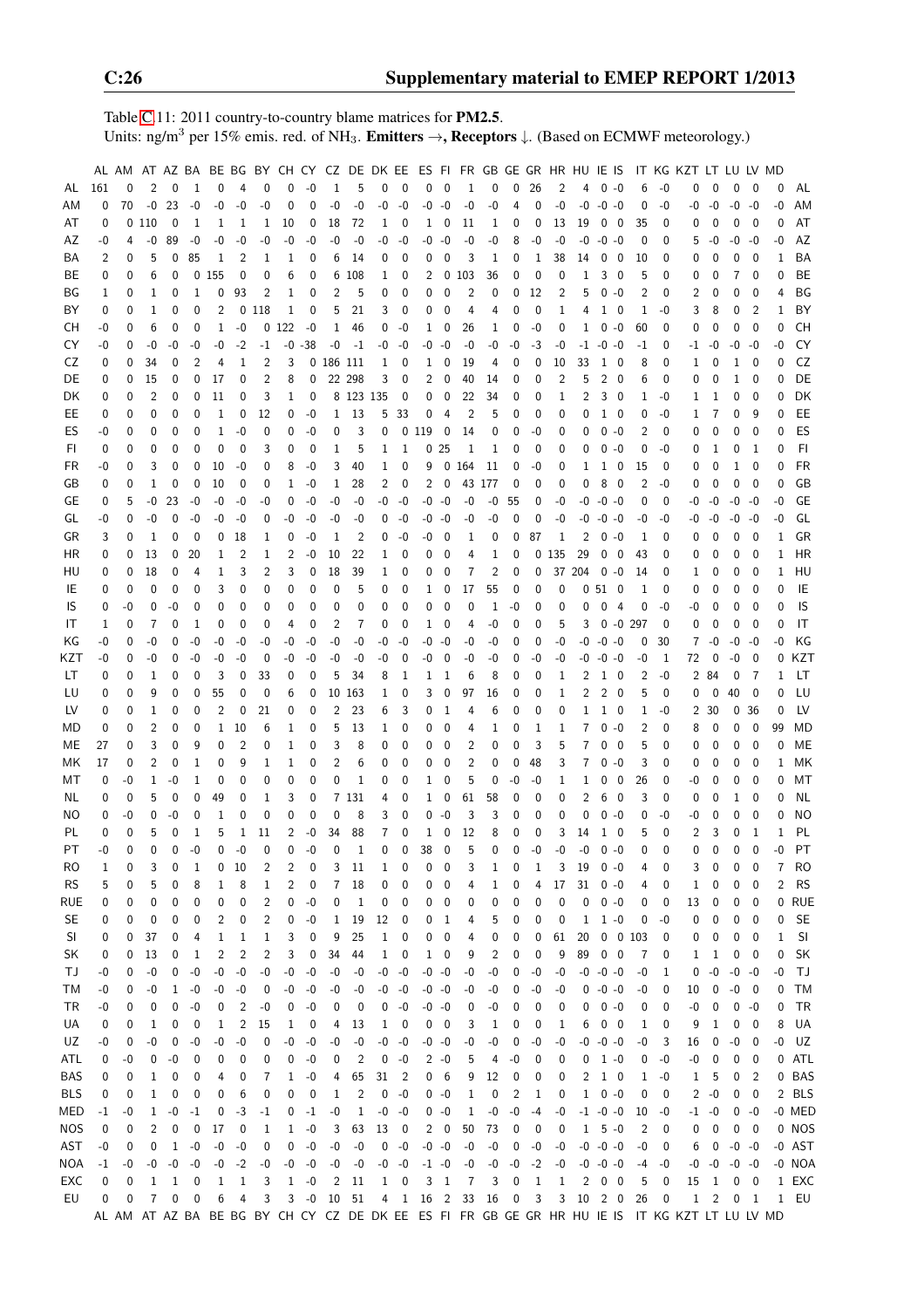Table C.11: 2011 country-to-country blame matrices for **PM2.5**.
Units: ng/m$^3$ per 15% emis. red. of $NH_3$. **Emitters →, Receptors ↓.** (Based on ECMWF meteorology.)

| | AL | AM | AT | AZ | BA | BE | BG | BY | CH | CY | CZ | DE | DK | EE | ES | FI | FR | GB | GE | GR | HR | HU | IE | IS | IT | KG | KZT | LT | LU | LV | MD | |
|---|---|---|---|---|---|---|---|---|---|---|---|---|---|---|---|---|---|---|---|---|---|---|---|---|---|---|---|---|---|---|---|---|
| AL | 161 | 0 | 2 | 0 | 1 | 0 | 4 | 0 | 0 | -0 | 1 | 5 | 0 | 0 | 0 | 0 | 1 | 0 | 0 | 26 | 2 | 4 | 0 | -0 | 6 | -0 | 0 | 0 | 0 | 0 | 0 | AL |
| AM | 0 | 70 | -0 | 23 | -0 | -0 | -0 | -0 | 0 | 0 | -0 | -0 | -0 | -0 | -0 | -0 | -0 | -0 | 4 | 0 | -0 | -0 | -0 | -0 | 0 | -0 | -0 | -0 | -0 | -0 | -0 | AM |
| AT | 0 | 0 | 110 | 0 | 1 | 1 | 1 | 1 | 10 | 0 | 18 | 72 | 1 | 0 | 1 | 0 | 11 | 1 | 0 | 0 | 13 | 19 | 0 | 0 | 35 | 0 | 0 | 0 | 0 | 0 | 0 | AT |
| AZ | -0 | 4 | -0 | 89 | -0 | -0 | -0 | -0 | -0 | -0 | -0 | -0 | -0 | -0 | -0 | -0 | -0 | -0 | 8 | -0 | -0 | -0 | -0 | -0 | 0 | 0 | 5 | -0 | -0 | -0 | -0 | AZ |
| BA | 2 | 0 | 5 | 0 | 85 | 1 | 2 | 1 | 1 | 0 | 6 | 14 | 0 | 0 | 0 | 0 | 3 | 1 | 0 | 1 | 38 | 14 | 0 | 0 | 10 | 0 | 0 | 0 | 0 | 0 | 1 | BA |
| BE | 0 | 0 | 6 | 0 | 0 | 155 | 0 | 0 | 6 | 0 | 6 | 108 | 1 | 0 | 2 | 0 | 103 | 36 | 0 | 0 | 0 | 1 | 3 | 0 | 5 | 0 | 0 | 0 | 7 | 0 | 0 | BE |
| BG | 1 | 0 | 1 | 0 | 1 | 0 | 93 | 2 | 1 | 0 | 2 | 5 | 0 | 0 | 0 | 0 | 2 | 0 | 0 | 12 | 2 | 5 | 0 | -0 | 2 | 0 | 2 | 0 | 0 | 0 | 4 | BG |
| BY | 0 | 0 | 1 | 0 | 0 | 2 | 0 | 118 | 1 | 0 | 5 | 21 | 3 | 0 | 0 | 0 | 4 | 4 | 0 | 0 | 1 | 4 | 1 | 0 | 1 | -0 | 3 | 8 | 0 | 2 | 1 | BY |
| CH | -0 | 0 | 6 | 0 | 0 | 1 | -0 | 0 | 122 | -0 | 1 | 46 | 0 | -0 | 1 | 0 | 26 | 1 | 0 | -0 | 0 | 1 | 0 | -0 | 60 | 0 | 0 | 0 | 0 | 0 | 0 | CH |
| CY | -0 | 0 | -0 | -0 | -0 | -0 | -2 | -1 | -0 | -38 | -0 | -1 | -0 | -0 | -0 | -0 | -0 | -0 | -0 | -3 | -0 | -1 | -0 | -0 | -1 | 0 | -1 | -0 | -0 | -0 | -0 | CY |
| CZ | 0 | 0 | 34 | 0 | 2 | 4 | 1 | 2 | 3 | 0 | 186 | 111 | 1 | 0 | 1 | 0 | 19 | 4 | 0 | 0 | 10 | 33 | 1 | 0 | 8 | 0 | 1 | 0 | 1 | 0 | 0 | CZ |
| DE | 0 | 0 | 15 | 0 | 0 | 17 | 0 | 2 | 8 | 0 | 22 | 298 | 3 | 0 | 2 | 0 | 40 | 14 | 0 | 0 | 2 | 5 | 2 | 0 | 6 | 0 | 0 | 0 | 1 | 0 | 0 | DE |
| DK | 0 | 0 | 2 | 0 | 0 | 11 | 0 | 3 | 1 | 0 | 8 | 123 | 135 | 0 | 0 | 0 | 22 | 34 | 0 | 0 | 1 | 2 | 3 | 0 | 1 | -0 | 1 | 1 | 0 | 0 | 0 | DK |
| EE | 0 | 0 | 0 | 0 | 0 | 1 | 0 | 12 | 0 | -0 | 1 | 13 | 5 | 33 | 0 | 4 | 2 | 5 | 0 | 0 | 0 | 0 | 1 | 0 | 0 | -0 | 1 | 7 | 0 | 9 | 0 | EE |
| ES | -0 | 0 | 0 | 0 | 0 | 1 | -0 | 0 | 0 | -0 | 0 | 3 | 0 | 0 | 119 | 0 | 14 | 0 | 0 | -0 | 0 | 0 | 0 | -0 | 2 | 0 | 0 | 0 | 0 | 0 | 0 | ES |
| FI | 0 | 0 | 0 | 0 | 0 | 0 | 0 | 3 | 0 | 0 | 1 | 5 | 1 | 1 | 0 | 25 | 1 | 1 | 0 | 0 | 0 | 0 | 0 | -0 | 0 | -0 | 0 | 1 | 0 | 1 | 0 | FI |
| FR | -0 | 0 | 3 | 0 | 0 | 10 | -0 | 0 | 8 | -0 | 3 | 40 | 1 | 0 | 9 | 0 | 164 | 11 | 0 | -0 | 0 | 1 | 1 | 0 | 15 | 0 | 0 | 0 | 1 | 0 | 0 | FR |
| GB | 0 | 0 | 1 | 0 | 0 | 10 | 0 | 0 | 1 | -0 | 1 | 28 | 2 | 0 | 2 | 0 | 43 | 177 | 0 | 0 | 0 | 0 | 8 | 0 | 2 | -0 | 0 | 0 | 0 | 0 | 0 | GB |
| GE | 0 | 5 | -0 | 23 | -0 | -0 | -0 | -0 | 0 | -0 | -0 | -0 | -0 | -0 | -0 | -0 | -0 | -0 | 55 | 0 | -0 | -0 | -0 | -0 | 0 | 0 | -0 | -0 | -0 | -0 | -0 | GE |
| GL | -0 | 0 | -0 | 0 | -0 | -0 | -0 | 0 | -0 | -0 | -0 | -0 | -0 | -0 | -0 | -0 | -0 | -0 | 0 | 0 | -0 | -0 | -0 | -0 | -0 | -0 | -0 | -0 | -0 | -0 | -0 | GL |
| GR | 3 | 0 | 1 | 0 | 0 | 0 | 18 | 1 | 0 | -0 | 1 | 2 | 0 | -0 | -0 | 0 | 1 | 0 | 0 | 87 | 1 | 2 | 0 | -0 | 1 | 0 | 0 | 0 | 0 | 0 | 1 | GR |
| HR | 0 | 0 | 13 | 0 | 20 | 1 | 2 | 1 | 2 | -0 | 10 | 22 | 1 | 0 | 0 | 0 | 4 | 1 | 0 | 0 | 135 | 29 | 0 | 0 | 43 | 0 | 0 | 0 | 0 | 0 | 1 | HR |
| HU | 0 | 0 | 18 | 0 | 4 | 1 | 3 | 2 | 3 | 0 | 18 | 39 | 1 | 0 | 0 | 0 | 7 | 2 | 0 | 0 | 37 | 204 | 0 | -0 | 14 | 0 | 1 | 0 | 0 | 0 | 1 | HU |
| IE | 0 | 0 | 0 | 0 | 0 | 3 | 0 | 0 | 0 | 0 | 0 | 5 | 0 | 0 | 1 | 0 | 17 | 55 | 0 | 0 | 0 | 0 | 51 | 0 | 1 | 0 | 0 | 0 | 0 | 0 | 0 | IE |
| IS | 0 | -0 | 0 | -0 | 0 | 0 | 0 | 0 | 0 | 0 | 0 | 0 | 0 | 0 | 0 | 0 | 0 | 1 | -0 | 0 | 0 | 0 | 0 | 4 | 0 | -0 | -0 | 0 | 0 | 0 | 0 | IS |
| IT | 1 | 0 | 7 | 0 | 1 | 0 | 0 | 0 | 4 | 0 | 2 | 7 | 0 | 0 | 1 | 0 | 4 | -0 | 0 | 0 | 5 | 3 | 0 | -0 | 297 | 0 | 0 | 0 | 0 | 0 | 0 | IT |
| KG | -0 | 0 | -0 | 0 | -0 | -0 | -0 | -0 | -0 | -0 | -0 | -0 | -0 | -0 | -0 | -0 | -0 | -0 | 0 | 0 | -0 | -0 | -0 | -0 | 0 | 30 | 7 | -0 | -0 | -0 | -0 | KG |
| KZT | -0 | 0 | -0 | 0 | -0 | -0 | -0 | 0 | -0 | -0 | -0 | -0 | -0 | 0 | -0 | 0 | -0 | -0 | 0 | -0 | -0 | -0 | -0 | -0 | -0 | 1 | 72 | 0 | -0 | 0 | 0 | KZT |
| LT | 0 | 0 | 1 | 0 | 0 | 3 | 0 | 33 | 0 | 0 | 5 | 34 | 8 | 1 | 1 | 1 | 6 | 8 | 0 | 0 | 1 | 2 | 1 | 0 | 2 | -0 | 2 | 84 | 0 | 7 | 1 | LT |
| LU | 0 | 0 | 9 | 0 | 0 | 55 | 0 | 0 | 6 | 0 | 10 | 163 | 1 | 0 | 3 | 0 | 97 | 16 | 0 | 0 | 1 | 2 | 2 | 0 | 5 | 0 | 0 | 0 | 40 | 0 | 0 | LU |
| LV | 0 | 0 | 1 | 0 | 0 | 2 | 0 | 21 | 0 | 0 | 2 | 23 | 6 | 3 | 0 | 1 | 4 | 6 | 0 | 0 | 0 | 1 | 1 | 0 | 1 | -0 | 2 | 30 | 0 | 36 | 0 | LV |
| MD | 0 | 0 | 2 | 0 | 0 | 1 | 10 | 6 | 1 | 0 | 5 | 13 | 1 | 0 | 0 | 0 | 4 | 1 | 0 | 1 | 1 | 7 | 0 | -0 | 2 | 0 | 8 | 0 | 0 | 0 | 99 | MD |
| ME | 27 | 0 | 3 | 0 | 9 | 0 | 2 | 0 | 1 | 0 | 3 | 8 | 0 | 0 | 0 | 0 | 2 | 0 | 0 | 3 | 5 | 7 | 0 | 0 | 5 | 0 | 0 | 0 | 0 | 0 | 0 | ME |
| MK | 17 | 0 | 2 | 0 | 1 | 0 | 9 | 1 | 1 | 0 | 2 | 6 | 0 | 0 | 0 | 0 | 2 | 0 | 0 | 48 | 3 | 7 | 0 | -0 | 3 | 0 | 0 | 0 | 0 | 0 | 1 | MK |
| MT | 0 | -0 | 1 | -0 | 1 | 0 | 0 | 0 | 0 | 0 | 0 | 1 | 0 | 0 | 1 | 0 | 5 | 0 | -0 | -0 | 1 | 1 | 0 | 0 | 26 | 0 | -0 | 0 | 0 | 0 | 0 | MT |
| NL | 0 | 0 | 5 | 0 | 0 | 49 | 0 | 1 | 3 | 0 | 7 | 131 | 4 | 0 | 1 | 0 | 61 | 58 | 0 | 0 | 0 | 2 | 6 | 0 | 3 | 0 | 0 | 0 | 1 | 0 | 0 | NL |
| NO | 0 | -0 | 0 | -0 | 0 | 1 | 0 | 0 | 0 | 0 | 0 | 8 | 3 | 0 | 0 | -0 | 3 | 3 | 0 | 0 | 0 | 0 | 0 | -0 | 0 | -0 | -0 | 0 | 0 | 0 | 0 | NO |
| PL | 0 | 0 | 5 | 0 | 1 | 5 | 1 | 11 | 2 | -0 | 34 | 88 | 7 | 0 | 1 | 0 | 12 | 8 | 0 | 0 | 3 | 14 | 1 | 0 | 5 | 0 | 2 | 3 | 0 | 1 | 1 | PL |
| PT | -0 | 0 | 0 | 0 | -0 | 0 | -0 | 0 | 0 | -0 | 0 | 1 | 0 | 0 | 38 | 0 | 5 | 0 | 0 | -0 | -0 | -0 | 0 | -0 | 0 | 0 | 0 | 0 | 0 | 0 | -0 | PT |
| RO | 1 | 0 | 3 | 0 | 1 | 0 | 10 | 2 | 2 | 0 | 3 | 11 | 1 | 0 | 0 | 0 | 3 | 1 | 0 | 1 | 3 | 19 | 0 | -0 | 4 | 0 | 3 | 0 | 0 | 0 | 7 | RO |
| RS | 5 | 0 | 5 | 0 | 8 | 1 | 8 | 1 | 2 | 0 | 7 | 18 | 0 | 0 | 0 | 0 | 4 | 1 | 0 | 4 | 17 | 31 | 0 | -0 | 4 | 0 | 1 | 0 | 0 | 0 | 2 | RS |
| RUE | 0 | 0 | 0 | 0 | 0 | 0 | 0 | 2 | 0 | -0 | 0 | 1 | 0 | 0 | 0 | 0 | 0 | 0 | 0 | 0 | 0 | 0 | 0 | -0 | 0 | 0 | 13 | 0 | 0 | 0 | 0 | RUE |
| SE | 0 | 0 | 0 | 0 | 0 | 2 | 0 | 2 | 0 | -0 | 1 | 19 | 12 | 0 | 0 | 1 | 4 | 5 | 0 | 0 | 0 | 1 | 1 | -0 | 0 | -0 | 0 | 0 | 0 | 0 | 0 | SE |
| SI | 0 | 0 | 37 | 0 | 4 | 1 | 1 | 1 | 3 | 0 | 9 | 25 | 1 | 0 | 0 | 0 | 4 | 0 | 0 | 0 | 61 | 20 | 0 | 0 | 103 | 0 | 0 | 0 | 0 | 0 | 1 | SI |
| SK | 0 | 0 | 13 | 0 | 1 | 2 | 2 | 2 | 3 | 0 | 34 | 44 | 1 | 0 | 1 | 0 | 9 | 2 | 0 | 0 | 9 | 89 | 0 | 0 | 7 | 0 | 1 | 1 | 0 | 0 | 0 | SK |
| TJ | -0 | 0 | -0 | 0 | -0 | -0 | -0 | -0 | -0 | -0 | -0 | -0 | -0 | -0 | -0 | -0 | -0 | -0 | 0 | -0 | -0 | -0 | -0 | -0 | -0 | 1 | 0 | -0 | -0 | -0 | -0 | TJ |
| TM | -0 | 0 | -0 | 1 | -0 | -0 | -0 | 0 | -0 | -0 | -0 | -0 | -0 | -0 | -0 | -0 | -0 | -0 | 0 | -0 | -0 | 0 | -0 | -0 | -0 | 0 | 10 | 0 | -0 | 0 | 0 | TM |
| TR | -0 | 0 | 0 | 0 | -0 | 0 | 2 | -0 | 0 | -0 | 0 | 0 | 0 | -0 | -0 | -0 | 0 | -0 | 0 | 0 | 0 | 0 | 0 | -0 | 0 | 0 | -0 | 0 | 0 | -0 | 0 | TR |
| UA | 0 | 0 | 1 | 0 | 0 | 1 | 2 | 15 | 1 | 0 | 4 | 13 | 1 | 0 | 0 | 0 | 3 | 1 | 0 | 0 | 1 | 6 | 0 | 0 | 1 | 0 | 9 | 1 | 0 | 0 | 8 | UA |
| UZ | -0 | 0 | -0 | 0 | -0 | -0 | -0 | 0 | -0 | -0 | -0 | -0 | -0 | -0 | -0 | -0 | -0 | -0 | 0 | -0 | -0 | -0 | -0 | -0 | -0 | 3 | 16 | 0 | -0 | 0 | -0 | UZ |
| ATL | 0 | -0 | 0 | -0 | 0 | 0 | 0 | 0 | 0 | -0 | 0 | 2 | 0 | -0 | 2 | -0 | 5 | 4 | -0 | 0 | 0 | 0 | 1 | -0 | 0 | -0 | -0 | 0 | 0 | 0 | 0 | ATL |
| BAS | 0 | 0 | 1 | 0 | 0 | 4 | 0 | 7 | 1 | -0 | 4 | 65 | 31 | 2 | 0 | 6 | 9 | 12 | 0 | 0 | 0 | 2 | 1 | 0 | 1 | -0 | 1 | 5 | 0 | 2 | 0 | BAS |
| BLS | 0 | 0 | 1 | 0 | 0 | 0 | 6 | 0 | 0 | 0 | 1 | 2 | 0 | -0 | 0 | -0 | 1 | 0 | 2 | 1 | 0 | 1 | 0 | -0 | 0 | 0 | 2 | -0 | 0 | 0 | 2 | BLS |
| MED | -1 | -0 | 1 | -0 | -1 | 0 | -3 | -1 | 0 | -1 | -0 | 1 | -0 | -0 | 0 | -0 | 1 | -0 | -0 | -4 | -0 | -1 | -0 | -0 | 10 | -0 | -1 | -0 | 0 | -0 | -0 | MED |
| NOS | 0 | 0 | 2 | 0 | 0 | 17 | 0 | 1 | 1 | -0 | 3 | 63 | 13 | 0 | 2 | 0 | 50 | 73 | 0 | 0 | 0 | 1 | 5 | -0 | 2 | 0 | 0 | 0 | 0 | 0 | 0 | NOS |
| AST | -0 | 0 | 0 | 1 | -0 | -0 | -0 | 0 | 0 | -0 | -0 | -0 | 0 | -0 | -0 | -0 | -0 | -0 | 0 | -0 | -0 | -0 | -0 | -0 | -0 | 0 | 6 | 0 | -0 | -0 | -0 | AST |
| NOA | -1 | -0 | -0 | -0 | -0 | -0 | -2 | -0 | -0 | -0 | -0 | -0 | -0 | -0 | -1 | -0 | -0 | -0 | -0 | -2 | -0 | -0 | -0 | -0 | -4 | -0 | -0 | -0 | -0 | -0 | -0 | NOA |
| EXC | 0 | 0 | 1 | 1 | 0 | 1 | 1 | 3 | 1 | -0 | 2 | 11 | 1 | 0 | 3 | 1 | 7 | 3 | 0 | 1 | 1 | 2 | 0 | 0 | 5 | 0 | 15 | 1 | 0 | 0 | 1 | EXC |
| EU | 0 | 0 | 7 | 0 | 0 | 6 | 4 | 3 | 3 | -0 | 10 | 51 | 4 | 1 | 16 | 2 | 33 | 16 | 0 | 3 | 3 | 10 | 2 | 0 | 26 | 0 | 1 | 2 | 0 | 1 | 1 | EU |
| | AL | AM | AT | AZ | BA | BE | BG | BY | CH | CY | CZ | DE | DK | EE | ES | FI | FR | GB | GE | GR | HR | HU | IE | IS | IT | KG | KZT | LT | LU | LV | MD | |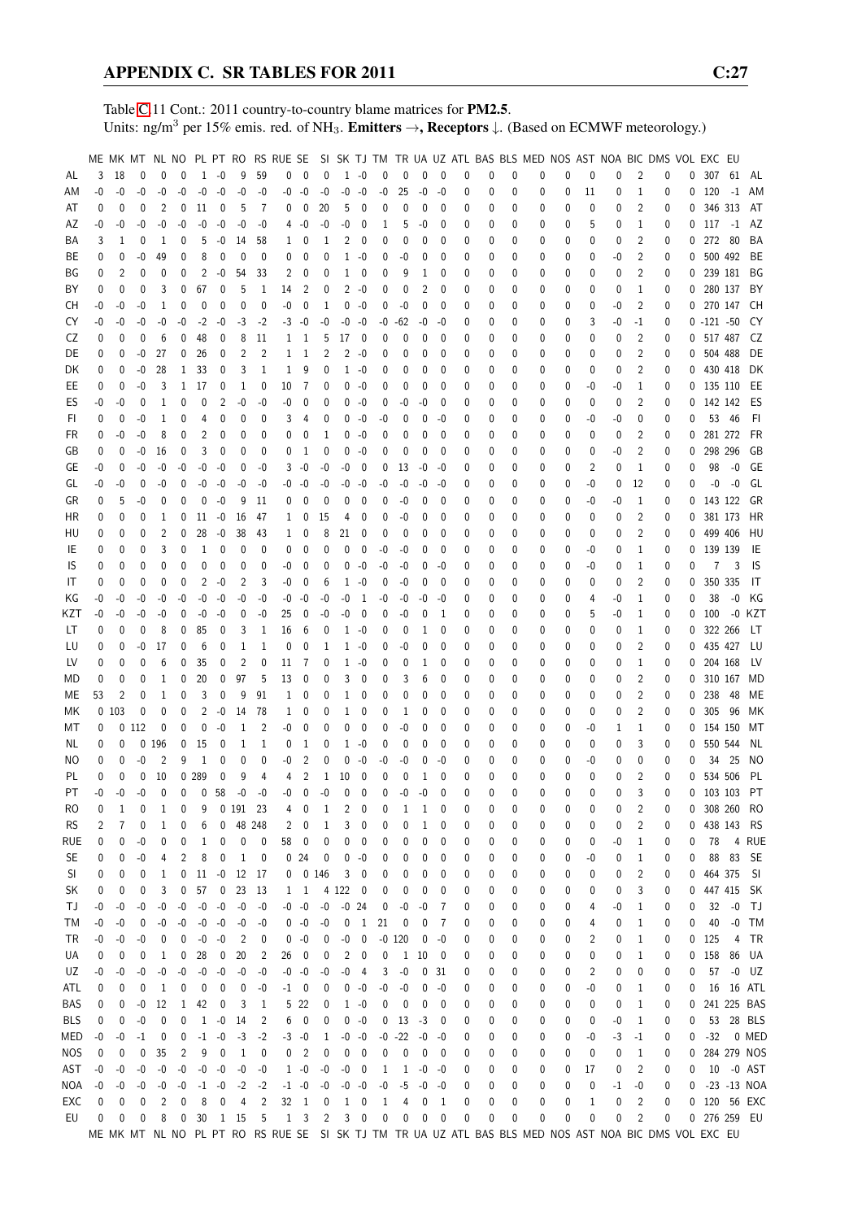Table C.11 Cont.: 2011 country-to-country blame matrices for **PM2.5**.
Units: ng/m$^3$ per 15% emis. red. of $NH_3$. **Emitters →, Receptors ↓.** (Based on ECMWF meteorology.)

| | ME | MK | MT | NL | NO | PL | PT | RO | RS | RUE | SE | SI | SK | TJ | TM | TR | UA | UZ | ATL | BAS | BLS | MED | NOS | AST | NOA | BIC | DMS | VOL | EXC | EU | |
|---|---|---|---|---|---|---|---|---|---|---|---|---|---|---|---|---|---|---|---|---|---|---|---|---|---|---|---|---|---|---|---|
| AL | 3 | 18 | 0 | 0 | 0 | 1 | -0 | 9 | 59 | 0 | 0 | 0 | 1 | -0 | 0 | 0 | 0 | 0 | 0 | 0 | 0 | 0 | 0 | 0 | 0 | 2 | 0 | 0 | 307 | 61 | AL |
| AM | -0 | -0 | -0 | -0 | -0 | -0 | -0 | -0 | -0 | -0 | -0 | -0 | -0 | -0 | -0 | 25 | -0 | -0 | 0 | 0 | 0 | 0 | 0 | 11 | 0 | 1 | 0 | 0 | 120 | -1 | AM |
| AT | 0 | 0 | 0 | 2 | 0 | 11 | 0 | 5 | 7 | 0 | 0 | 20 | 5 | 0 | 0 | 0 | 0 | 0 | 0 | 0 | 0 | 0 | 0 | 0 | 0 | 2 | 0 | 0 | 346 | 313 | AT |
| AZ | -0 | -0 | -0 | -0 | -0 | -0 | -0 | -0 | -0 | 4 | -0 | -0 | -0 | 0 | 1 | 5 | -0 | 0 | 0 | 0 | 0 | 0 | 0 | 5 | 0 | 1 | 0 | 0 | 117 | -1 | AZ |
| BA | 3 | 1 | 0 | 1 | 0 | 5 | -0 | 14 | 58 | 1 | 0 | 1 | 2 | 0 | 0 | 0 | 0 | 0 | 0 | 0 | 0 | 0 | 0 | 0 | 0 | 2 | 0 | 0 | 272 | 80 | BA |
| BE | 0 | 0 | -0 | 49 | 0 | 8 | 0 | 0 | 0 | 0 | 0 | 0 | 1 | -0 | 0 | -0 | 0 | 0 | 0 | 0 | 0 | 0 | 0 | 0 | -0 | 2 | 0 | 0 | 500 | 492 | BE |
| BG | 0 | 2 | 0 | 0 | 0 | 2 | -0 | 54 | 33 | 2 | 0 | 0 | 1 | 0 | 0 | 9 | 1 | 0 | 0 | 0 | 0 | 0 | 0 | 0 | 0 | 2 | 0 | 0 | 239 | 181 | BG |
| BY | 0 | 0 | 0 | 3 | 0 | 67 | 0 | 5 | 1 | 14 | 2 | 0 | 2 | -0 | 0 | 0 | 2 | 0 | 0 | 0 | 0 | 0 | 0 | 0 | 0 | 1 | 0 | 0 | 280 | 137 | BY |
| CH | -0 | -0 | -0 | 1 | 0 | 0 | 0 | 0 | 0 | -0 | 0 | 1 | 0 | -0 | 0 | -0 | 0 | 0 | 0 | 0 | 0 | 0 | 0 | 0 | -0 | 2 | 0 | 0 | 270 | 147 | CH |
| CY | -0 | -0 | -0 | -0 | -0 | -2 | -0 | -3 | -2 | -3 | -0 | -0 | -0 | -0 | -0 | -62 | -0 | -0 | 0 | 0 | 0 | 0 | 0 | 3 | -0 | -1 | 0 | 0 | -121 | -50 | CY |
| CZ | 0 | 0 | 0 | 6 | 0 | 48 | 0 | 8 | 11 | 1 | 1 | 5 | 17 | 0 | 0 | 0 | 0 | 0 | 0 | 0 | 0 | 0 | 0 | 0 | 0 | 2 | 0 | 0 | 517 | 487 | CZ |
| DE | 0 | 0 | -0 | 27 | 0 | 26 | 0 | 2 | 2 | 1 | 1 | 2 | 2 | -0 | 0 | 0 | 0 | 0 | 0 | 0 | 0 | 0 | 0 | 0 | 0 | 2 | 0 | 0 | 504 | 488 | DE |
| DK | 0 | 0 | -0 | 28 | 1 | 33 | 0 | 3 | 1 | 1 | 9 | 0 | 1 | -0 | 0 | 0 | 0 | 0 | 0 | 0 | 0 | 0 | 0 | 0 | 0 | 2 | 0 | 0 | 430 | 418 | DK |
| EE | 0 | 0 | -0 | 3 | 1 | 17 | 0 | 1 | 0 | 10 | 7 | 0 | 0 | -0 | 0 | 0 | 0 | 0 | 0 | 0 | 0 | 0 | 0 | -0 | -0 | 1 | 0 | 0 | 135 | 110 | EE |
| ES | -0 | -0 | 0 | 1 | 0 | 0 | 2 | -0 | -0 | -0 | 0 | 0 | 0 | -0 | 0 | -0 | -0 | 0 | 0 | 0 | 0 | 0 | 0 | 0 | 0 | 2 | 0 | 0 | 142 | 142 | ES |
| FI | 0 | 0 | -0 | 1 | 0 | 4 | 0 | 0 | 0 | 3 | 4 | 0 | 0 | -0 | -0 | 0 | 0 | -0 | 0 | 0 | 0 | 0 | 0 | -0 | -0 | 0 | 0 | 0 | 53 | 46 | FI |
| FR | 0 | -0 | -0 | 8 | 0 | 2 | 0 | 0 | 0 | 0 | 0 | 1 | 0 | -0 | 0 | 0 | 0 | 0 | 0 | 0 | 0 | 0 | 0 | 0 | 0 | 2 | 0 | 0 | 281 | 272 | FR |
| GB | 0 | 0 | -0 | 16 | 0 | 3 | 0 | 0 | 0 | 0 | 1 | 0 | 0 | -0 | 0 | 0 | 0 | 0 | 0 | 0 | 0 | 0 | 0 | 0 | -0 | 2 | 0 | 0 | 298 | 296 | GB |
| GE | -0 | 0 | -0 | -0 | -0 | -0 | -0 | 0 | -0 | 3 | -0 | -0 | -0 | 0 | 0 | 13 | -0 | -0 | 0 | 0 | 0 | 0 | 0 | 2 | 0 | 1 | 0 | 0 | 98 | -0 | GE |
| GL | -0 | -0 | 0 | -0 | 0 | -0 | -0 | -0 | -0 | -0 | -0 | -0 | -0 | -0 | -0 | -0 | -0 | -0 | 0 | 0 | 0 | 0 | 0 | -0 | 0 | 12 | 0 | 0 | -0 | -0 | GL |
| GR | 0 | 5 | -0 | 0 | 0 | 0 | -0 | 9 | 11 | 0 | 0 | 0 | 0 | 0 | 0 | -0 | 0 | 0 | 0 | 0 | 0 | 0 | 0 | -0 | -0 | 1 | 0 | 0 | 143 | 122 | GR |
| HR | 0 | 0 | 0 | 1 | 0 | 11 | -0 | 16 | 47 | 1 | 0 | 15 | 4 | 0 | 0 | -0 | 0 | 0 | 0 | 0 | 0 | 0 | 0 | 0 | 0 | 2 | 0 | 0 | 381 | 173 | HR |
| HU | 0 | 0 | 0 | 2 | 0 | 28 | -0 | 38 | 43 | 1 | 0 | 8 | 21 | 0 | 0 | 0 | 0 | 0 | 0 | 0 | 0 | 0 | 0 | 0 | 0 | 2 | 0 | 0 | 499 | 406 | HU |
| IE | 0 | 0 | 0 | 3 | 0 | 1 | 0 | 0 | 0 | 0 | 0 | 0 | 0 | 0 | -0 | -0 | 0 | 0 | 0 | 0 | 0 | 0 | 0 | -0 | 0 | 1 | 0 | 0 | 139 | 139 | IE |
| IS | 0 | 0 | 0 | 0 | 0 | 0 | 0 | 0 | 0 | -0 | 0 | 0 | 0 | -0 | -0 | -0 | 0 | -0 | 0 | 0 | 0 | 0 | 0 | -0 | 0 | 1 | 0 | 0 | 7 | 3 | IS |
| IT | 0 | 0 | 0 | 0 | 0 | 2 | -0 | 2 | 3 | -0 | 0 | 6 | 1 | -0 | 0 | -0 | 0 | 0 | 0 | 0 | 0 | 0 | 0 | 0 | 0 | 2 | 0 | 0 | 350 | 335 | IT |
| KG | -0 | -0 | -0 | -0 | -0 | -0 | -0 | -0 | -0 | -0 | -0 | -0 | -0 | 1 | -0 | -0 | -0 | -0 | 0 | 0 | 0 | 0 | 0 | 4 | -0 | 1 | 0 | 0 | 38 | -0 | KG |
| KZT | -0 | -0 | -0 | -0 | 0 | -0 | -0 | 0 | -0 | 25 | 0 | -0 | -0 | 0 | 0 | -0 | 0 | 1 | 0 | 0 | 0 | 0 | 0 | 5 | -0 | 1 | 0 | 0 | 100 | -0 | KZT |
| LT | 0 | 0 | 0 | 8 | 0 | 85 | 0 | 3 | 1 | 16 | 6 | 0 | 1 | -0 | 0 | 0 | 1 | 0 | 0 | 0 | 0 | 0 | 0 | 0 | 0 | 1 | 0 | 0 | 322 | 266 | LT |
| LU | 0 | 0 | -0 | 17 | 0 | 6 | 0 | 1 | 1 | 0 | 0 | 1 | 1 | -0 | 0 | -0 | 0 | 0 | 0 | 0 | 0 | 0 | 0 | 0 | 0 | 2 | 0 | 0 | 435 | 427 | LU |
| LV | 0 | 0 | 0 | 6 | 0 | 35 | 0 | 2 | 0 | 11 | 7 | 0 | 1 | -0 | 0 | 0 | 1 | 0 | 0 | 0 | 0 | 0 | 0 | 0 | 0 | 1 | 0 | 0 | 204 | 168 | LV |
| MD | 0 | 0 | 0 | 1 | 0 | 20 | 0 | 97 | 5 | 13 | 0 | 0 | 3 | 0 | 0 | 3 | 6 | 0 | 0 | 0 | 0 | 0 | 0 | 0 | 0 | 2 | 0 | 0 | 310 | 167 | MD |
| ME | 53 | 2 | 0 | 1 | 0 | 3 | 0 | 9 | 91 | 1 | 0 | 0 | 1 | 0 | 0 | 0 | 0 | 0 | 0 | 0 | 0 | 0 | 0 | 0 | 0 | 2 | 0 | 0 | 238 | 48 | ME |
| MK | 0 | 103 | 0 | 0 | 0 | 2 | -0 | 14 | 78 | 1 | 0 | 0 | 1 | 0 | 0 | 1 | 0 | 0 | 0 | 0 | 0 | 0 | 0 | 0 | 0 | 2 | 0 | 0 | 305 | 96 | MK |
| MT | 0 | 0 | 112 | 0 | 0 | 0 | -0 | 1 | 2 | -0 | 0 | 0 | 0 | 0 | 0 | -0 | 0 | 0 | 0 | 0 | 0 | 0 | 0 | -0 | 1 | 1 | 0 | 0 | 154 | 150 | MT |
| NL | 0 | 0 | 0 | 196 | 0 | 15 | 0 | 1 | 1 | 0 | 1 | 0 | 1 | -0 | 0 | 0 | 0 | 0 | 0 | 0 | 0 | 0 | 0 | 0 | 0 | 3 | 0 | 0 | 550 | 544 | NL |
| NO | 0 | 0 | -0 | 2 | 9 | 1 | 0 | 0 | 0 | -0 | 2 | 0 | 0 | -0 | -0 | -0 | 0 | -0 | 0 | 0 | 0 | 0 | 0 | -0 | 0 | 0 | 0 | 0 | 34 | 25 | NO |
| PL | 0 | 0 | 0 | 10 | 0 | 289 | 0 | 9 | 4 | 4 | 2 | 1 | 10 | 0 | 0 | 0 | 1 | 0 | 0 | 0 | 0 | 0 | 0 | 0 | 0 | 2 | 0 | 0 | 534 | 506 | PL |
| PT | -0 | -0 | -0 | 0 | 0 | 0 | 58 | -0 | -0 | -0 | 0 | -0 | 0 | 0 | 0 | -0 | -0 | 0 | 0 | 0 | 0 | 0 | 0 | 0 | 0 | 3 | 0 | 0 | 103 | 103 | PT |
| RO | 0 | 1 | 0 | 1 | 0 | 9 | 0 | 191 | 23 | 4 | 0 | 1 | 2 | 0 | 0 | 1 | 1 | 0 | 0 | 0 | 0 | 0 | 0 | 0 | 0 | 2 | 0 | 0 | 308 | 260 | RO |
| RS | 2 | 7 | 0 | 1 | 0 | 6 | 0 | 48 | 248 | 2 | 0 | 1 | 3 | 0 | 0 | 0 | 1 | 0 | 0 | 0 | 0 | 0 | 0 | 0 | 0 | 2 | 0 | 0 | 438 | 143 | RS |
| RUE | 0 | 0 | -0 | 0 | 0 | 1 | 0 | 0 | 0 | 58 | 0 | 0 | 0 | 0 | 0 | 0 | 0 | 0 | 0 | 0 | 0 | 0 | 0 | 0 | -0 | 1 | 0 | 0 | 78 | 4 | RUE |
| SE | 0 | 0 | -0 | 4 | 2 | 8 | 0 | 1 | 0 | 0 | 24 | 0 | 0 | -0 | 0 | 0 | 0 | 0 | 0 | 0 | 0 | 0 | 0 | -0 | 0 | 1 | 0 | 0 | 88 | 83 | SE |
| SI | 0 | 0 | 0 | 1 | 0 | 11 | -0 | 12 | 17 | 0 | 0 | 146 | 3 | 0 | 0 | 0 | 0 | 0 | 0 | 0 | 0 | 0 | 0 | 0 | 0 | 2 | 0 | 0 | 464 | 375 | SI |
| SK | 0 | 0 | 0 | 3 | 0 | 57 | 0 | 23 | 13 | 1 | 1 | 4 | 122 | 0 | 0 | 0 | 0 | 0 | 0 | 0 | 0 | 0 | 0 | 0 | 0 | 3 | 0 | 0 | 447 | 415 | SK |
| TJ | -0 | -0 | -0 | -0 | -0 | -0 | -0 | -0 | -0 | -0 | -0 | -0 | -0 | 24 | 0 | -0 | -0 | 7 | 0 | 0 | 0 | 0 | 0 | 4 | -0 | 1 | 0 | 0 | 32 | -0 | TJ |
| TM | -0 | -0 | 0 | -0 | -0 | -0 | -0 | -0 | -0 | 0 | -0 | -0 | 0 | 1 | 21 | 0 | 0 | 7 | 0 | 0 | 0 | 0 | 0 | 4 | 0 | 1 | 0 | 0 | 40 | -0 | TM |
| TR | -0 | -0 | -0 | 0 | 0 | -0 | -0 | 2 | 0 | 0 | -0 | 0 | -0 | 0 | -0 | 120 | 0 | -0 | 0 | 0 | 0 | 0 | 0 | 2 | 0 | 1 | 0 | 0 | 125 | 4 | TR |
| UA | 0 | 0 | 0 | 1 | 0 | 28 | 0 | 20 | 2 | 26 | 0 | 0 | 2 | 0 | 0 | 1 | 10 | 0 | 0 | 0 | 0 | 0 | 0 | 0 | 0 | 1 | 0 | 0 | 158 | 86 | UA |
| UZ | -0 | -0 | -0 | -0 | -0 | -0 | -0 | -0 | -0 | -0 | -0 | -0 | -0 | 4 | 3 | -0 | 0 | 31 | 0 | 0 | 0 | 0 | 0 | 2 | 0 | 0 | 0 | 0 | 57 | -0 | UZ |
| ATL | 0 | 0 | 0 | 1 | 0 | 0 | 0 | 0 | -0 | -1 | 0 | 0 | 0 | -0 | -0 | -0 | 0 | -0 | 0 | 0 | 0 | 0 | 0 | -0 | 0 | 1 | 0 | 0 | 16 | 16 | ATL |
| BAS | 0 | 0 | -0 | 12 | 1 | 42 | 0 | 3 | 1 | 5 | 22 | 0 | 1 | -0 | 0 | 0 | 0 | 0 | 0 | 0 | 0 | 0 | 0 | 0 | 0 | 1 | 0 | 0 | 241 | 225 | BAS |
| BLS | 0 | 0 | -0 | 0 | 0 | 1 | -0 | 14 | 2 | 6 | 0 | 0 | 0 | -0 | 0 | 13 | -3 | 0 | 0 | 0 | 0 | 0 | 0 | 0 | -0 | 1 | 0 | 0 | 53 | 28 | BLS |
| MED | -0 | -0 | -1 | 0 | 0 | -1 | -0 | -3 | -2 | -3 | -0 | 1 | -0 | -0 | -0 | -22 | -0 | -0 | 0 | 0 | 0 | 0 | 0 | -0 | -3 | -1 | 0 | 0 | -32 | 0 | MED |
| NOS | 0 | 0 | 0 | 35 | 2 | 9 | 0 | 1 | 0 | 0 | 2 | 0 | 0 | 0 | 0 | 0 | 0 | 0 | 0 | 0 | 0 | 0 | 0 | 0 | 0 | 1 | 0 | 0 | 284 | 279 | NOS |
| AST | -0 | -0 | -0 | -0 | -0 | -0 | -0 | -0 | -0 | 1 | -0 | -0 | -0 | 0 | 1 | 1 | -0 | -0 | 0 | 0 | 0 | 0 | 0 | 17 | 0 | 2 | 0 | 0 | 10 | -0 | AST |
| NOA | -0 | -0 | -0 | -0 | -0 | -1 | -0 | -2 | -2 | -1 | -0 | -0 | -0 | -0 | -0 | -5 | -0 | -0 | 0 | 0 | 0 | 0 | 0 | 0 | -1 | -0 | 0 | 0 | -23 | -13 | NOA |
| EXC | 0 | 0 | 0 | 2 | 0 | 8 | 0 | 4 | 2 | 32 | 1 | 0 | 1 | 0 | 1 | 4 | 0 | 1 | 0 | 0 | 0 | 0 | 0 | 1 | 0 | 2 | 0 | 0 | 120 | 56 | EXC |
| EU | 0 | 0 | 0 | 8 | 0 | 30 | 1 | 15 | 5 | 1 | 3 | 2 | 3 | 0 | 0 | 0 | 0 | 0 | 0 | 0 | 0 | 0 | 0 | 0 | 0 | 2 | 0 | 0 | 276 | 259 | EU |
| | ME | MK | MT | NL | NO | PL | PT | RO | RS | RUE | SE | SI | SK | TJ | TM | TR | UA | UZ | ATL | BAS | BLS | MED | NOS | AST | NOA | BIC | DMS | VOL | EXC | EU | |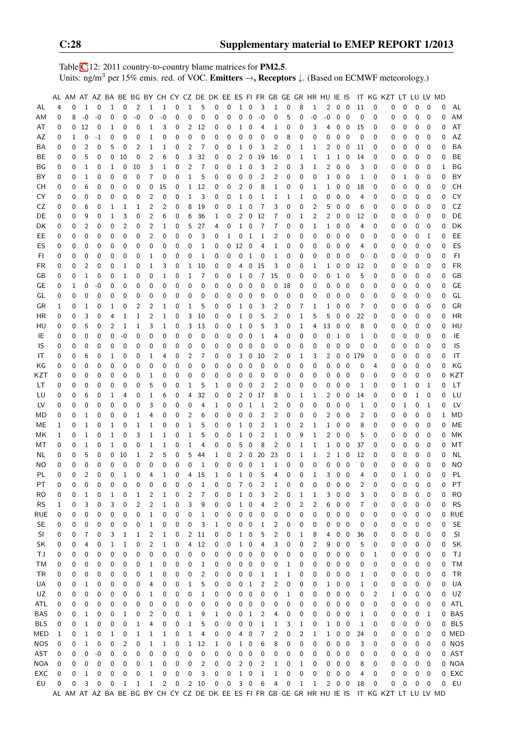Table C.12: 2011 country-to-country blame matrices for **PM2.5**.
Units: ng/m$^3$ per 15% emis. red. of VOC. **Emitters** →, **Receptors** ↓. (Based on ECMWF meteorology.)

| | AL | AM | AT | AZ | BA | BE | BG | BY | CH | CY | CZ | DE | DK | EE | ES | FI | FR | GB | GE | GR | HR | HU | IE | IS | IT | KG | KZT | LT | LU | LV | MD | |
|---|---|---|---|---|---|---|---|---|---|---|---|---|---|---|---|---|---|---|---|---|---|---|---|---|---|---|---|---|---|---|---|---|
| AL | 4 | 0 | 1 | 0 | 1 | 0 | 2 | 1 | 1 | 0 | 1 | 5 | 0 | 0 | 1 | 0 | 3 | 1 | 0 | 8 | 1 | 2 | 0 | 0 | 11 | 0 | 0 | 0 | 0 | 0 | 0 | AL |
| AM | 0 | 8 | -0 | -0 | 0 | 0 | -0 | 0 | -0 | 0 | 0 | 0 | 0 | 0 | 0 | 0 | -0 | 0 | 5 | 0 | -0 | -0 | 0 | 0 | 0 | 0 | 0 | 0 | 0 | 0 | 0 | AM |
| AT | 0 | 0 | 12 | 0 | 1 | 0 | 0 | 1 | 3 | 0 | 2 | 12 | 0 | 0 | 1 | 0 | 4 | 1 | 0 | 0 | 3 | 4 | 0 | 0 | 15 | 0 | 0 | 0 | 0 | 0 | 0 | AT |
| AZ | 0 | 1 | 0 | -1 | 0 | 0 | 0 | 1 | 0 | 0 | 0 | 0 | 0 | 0 | 0 | 0 | 0 | 0 | 8 | 0 | 0 | 0 | 0 | 0 | 0 | 0 | 0 | 0 | 0 | 0 | 0 | AZ |
| BA | 0 | 0 | 2 | 0 | 5 | 0 | 2 | 1 | 1 | 0 | 2 | 7 | 0 | 0 | 1 | 0 | 3 | 2 | 0 | 1 | 1 | 2 | 0 | 0 | 11 | 0 | 0 | 0 | 0 | 0 | 0 | BA |
| BE | 0 | 0 | 5 | 0 | 0 | 10 | 0 | 2 | 6 | 0 | 3 | 32 | 0 | 0 | 2 | 0 | 19 | 16 | 0 | 1 | 1 | 1 | 1 | 0 | 14 | 0 | 0 | 0 | 0 | 0 | 0 | BE |
| BG | 0 | 0 | 1 | 0 | 1 | 0 | 10 | 3 | 1 | 0 | 2 | 7 | 0 | 0 | 1 | 0 | 3 | 2 | 0 | 3 | 1 | 2 | 0 | 0 | 3 | 0 | 0 | 0 | 0 | 0 | 1 | BG |
| BY | 0 | 0 | 1 | 0 | 0 | 0 | 0 | 7 | 0 | 0 | 1 | 5 | 0 | 0 | 0 | 0 | 2 | 2 | 0 | 0 | 0 | 1 | 0 | 0 | 1 | 0 | 0 | 1 | 0 | 0 | 0 | BY |
| CH | 0 | 0 | 6 | 0 | 0 | 0 | 0 | 0 | 15 | 0 | 1 | 12 | 0 | 0 | 2 | 0 | 8 | 1 | 0 | 0 | 1 | 1 | 0 | 0 | 18 | 0 | 0 | 0 | 0 | 0 | 0 | CH |
| CY | 0 | 0 | 0 | 0 | 0 | 0 | 0 | 2 | 0 | 0 | 1 | 3 | 0 | 0 | 1 | 0 | 1 | 1 | 1 | 1 | 0 | 0 | 0 | 0 | 4 | 0 | 0 | 0 | 0 | 0 | 0 | CY |
| CZ | 0 | 0 | 6 | 0 | 1 | 1 | 1 | 2 | 2 | 0 | 8 | 19 | 0 | 0 | 1 | 0 | 7 | 3 | 0 | 0 | 2 | 5 | 0 | 0 | 6 | 0 | 0 | 0 | 0 | 0 | 0 | CZ |
| DE | 0 | 0 | 9 | 0 | 1 | 3 | 0 | 2 | 6 | 0 | 6 | 36 | 1 | 0 | 2 | 0 | 12 | 7 | 0 | 1 | 2 | 2 | 0 | 0 | 12 | 0 | 0 | 0 | 0 | 0 | 0 | DE |
| DK | 0 | 0 | 2 | 0 | 0 | 2 | 0 | 2 | 1 | 0 | 5 | 27 | 4 | 0 | 1 | 0 | 7 | 7 | 0 | 0 | 1 | 1 | 0 | 0 | 4 | 0 | 0 | 0 | 0 | 0 | 0 | DK |
| EE | 0 | 0 | 0 | 0 | 0 | 0 | 0 | 2 | 0 | 0 | 0 | 3 | 0 | 1 | 0 | 1 | 1 | 2 | 0 | 0 | 0 | 0 | 0 | 0 | 0 | 0 | 0 | 0 | 0 | 1 | 0 | EE |
| ES | 0 | 0 | 0 | 0 | 0 | 0 | 0 | 0 | 0 | 0 | 0 | 1 | 0 | 0 | 12 | 0 | 4 | 1 | 0 | 0 | 0 | 0 | 0 | 0 | 4 | 0 | 0 | 0 | 0 | 0 | 0 | ES |
| FI | 0 | 0 | 0 | 0 | 0 | 0 | 0 | 1 | 0 | 0 | 0 | 1 | 0 | 0 | 0 | 1 | 0 | 1 | 0 | 0 | 0 | 0 | 0 | 0 | 0 | 0 | 0 | 0 | 0 | 0 | 0 | FI |
| FR | 0 | 0 | 2 | 0 | 0 | 1 | 0 | 1 | 3 | 0 | 1 | 10 | 0 | 0 | 4 | 0 | 15 | 3 | 0 | 0 | 1 | 1 | 0 | 0 | 12 | 0 | 0 | 0 | 0 | 0 | 0 | FR |
| GB | 0 | 0 | 1 | 0 | 0 | 1 | 0 | 0 | 1 | 0 | 1 | 7 | 0 | 0 | 1 | 0 | 7 | 15 | 0 | 0 | 0 | 0 | 1 | 0 | 5 | 0 | 0 | 0 | 0 | 0 | 0 | GB |
| GE | 0 | 1 | 0 | -0 | 0 | 0 | 0 | 0 | 0 | 0 | 0 | 0 | 0 | 0 | 0 | 0 | 0 | 0 | 18 | 0 | 0 | 0 | 0 | 0 | 0 | 0 | 0 | 0 | 0 | 0 | 0 | GE |
| GL | 0 | 0 | 0 | 0 | 0 | 0 | 0 | 0 | 0 | 0 | 0 | 0 | 0 | 0 | 0 | 0 | 0 | 0 | 0 | 0 | 0 | 0 | 0 | 0 | 0 | 0 | 0 | 0 | 0 | 0 | 0 | GL |
| GR | 1 | 0 | 1 | 0 | 1 | 0 | 2 | 2 | 1 | 0 | 1 | 5 | 0 | 0 | 1 | 0 | 3 | 2 | 0 | 7 | 1 | 1 | 0 | 0 | 7 | 0 | 0 | 0 | 0 | 0 | 0 | GR |
| HR | 0 | 0 | 3 | 0 | 4 | 1 | 1 | 2 | 1 | 0 | 3 | 10 | 0 | 0 | 1 | 0 | 5 | 2 | 0 | 1 | 5 | 5 | 0 | 0 | 22 | 0 | 0 | 0 | 0 | 0 | 0 | HR |
| HU | 0 | 0 | 5 | 0 | 2 | 1 | 1 | 3 | 1 | 0 | 3 | 13 | 0 | 0 | 1 | 0 | 5 | 3 | 0 | 1 | 4 | 13 | 0 | 0 | 8 | 0 | 0 | 0 | 0 | 0 | 0 | HU |
| IE | 0 | 0 | 0 | 0 | 0 | -0 | 0 | 0 | 0 | 0 | 0 | 0 | 0 | 0 | 0 | 0 | 1 | 4 | 0 | 0 | 0 | 0 | 1 | 0 | 1 | 0 | 0 | 0 | 0 | 0 | 0 | IE |
| IS | 0 | 0 | 0 | 0 | 0 | 0 | 0 | 0 | 0 | 0 | 0 | 0 | 0 | 0 | 0 | 0 | 0 | 0 | 0 | 0 | 0 | 0 | 0 | 0 | 0 | 0 | 0 | 0 | 0 | 0 | 0 | IS |
| IT | 0 | 0 | 6 | 0 | 1 | 0 | 0 | 1 | 4 | 0 | 2 | 7 | 0 | 0 | 3 | 0 | 10 | 2 | 0 | 1 | 3 | 2 | 0 | 0 | 179 | 0 | 0 | 0 | 0 | 0 | 0 | IT |
| KG | 0 | 0 | 0 | 0 | 0 | 0 | 0 | 0 | 0 | 0 | 0 | 0 | 0 | 0 | 0 | 0 | 0 | 0 | 0 | 0 | 0 | 0 | 0 | 0 | 0 | 4 | 0 | 0 | 0 | 0 | 0 | KG |
| KZT | 0 | 0 | 0 | 0 | 0 | 0 | 0 | 1 | 0 | 0 | 0 | 0 | 0 | 0 | 0 | 0 | 0 | 0 | 0 | 0 | 0 | 0 | 0 | 0 | 0 | 0 | 0 | 0 | 0 | 0 | 0 | KZT |
| LT | 0 | 0 | 0 | 0 | 0 | 0 | 0 | 5 | 0 | 0 | 1 | 5 | 1 | 0 | 0 | 0 | 2 | 2 | 0 | 0 | 0 | 0 | 0 | 0 | 1 | 0 | 0 | 1 | 0 | 1 | 0 | LT |
| LU | 0 | 0 | 6 | 0 | 1 | 4 | 0 | 1 | 6 | 0 | 4 | 32 | 0 | 0 | 2 | 0 | 17 | 8 | 0 | 1 | 1 | 2 | 0 | 0 | 14 | 0 | 0 | 0 | 1 | 0 | 0 | LU |
| LV | 0 | 0 | 0 | 0 | 0 | 0 | 0 | 3 | 0 | 0 | 0 | 4 | 1 | 0 | 0 | 1 | 1 | 2 | 0 | 0 | 0 | 0 | 0 | 0 | 1 | 0 | 0 | 1 | 0 | 1 | 0 | LV |
| MD | 0 | 0 | 1 | 0 | 0 | 0 | 1 | 4 | 0 | 0 | 2 | 6 | 0 | 0 | 0 | 0 | 2 | 2 | 0 | 0 | 0 | 2 | 0 | 0 | 2 | 0 | 0 | 0 | 0 | 0 | 1 | MD |
| ME | 1 | 0 | 1 | 0 | 1 | 0 | 1 | 1 | 0 | 0 | 1 | 5 | 0 | 0 | 1 | 0 | 2 | 1 | 0 | 2 | 1 | 1 | 0 | 0 | 8 | 0 | 0 | 0 | 0 | 0 | 0 | ME |
| MK | 1 | 0 | 1 | 0 | 1 | 0 | 3 | 1 | 1 | 0 | 1 | 5 | 0 | 0 | 1 | 0 | 2 | 1 | 0 | 9 | 1 | 2 | 0 | 0 | 5 | 0 | 0 | 0 | 0 | 0 | 0 | MK |
| MT | 0 | 0 | 1 | 0 | 1 | 0 | 0 | 1 | 1 | 0 | 1 | 4 | 0 | 0 | 5 | 0 | 8 | 2 | 0 | 1 | 1 | 1 | 0 | 0 | 37 | 0 | 0 | 0 | 0 | 0 | 0 | MT |
| NL | 0 | 0 | 5 | 0 | 0 | 10 | 1 | 2 | 5 | 0 | 5 | 44 | 1 | 0 | 2 | 0 | 20 | 23 | 0 | 1 | 1 | 2 | 1 | 0 | 12 | 0 | 0 | 0 | 0 | 0 | 0 | NL |
| NO | 0 | 0 | 0 | 0 | 0 | 0 | 0 | 0 | 0 | 0 | 0 | 1 | 0 | 0 | 0 | 0 | 1 | 1 | 0 | 0 | 0 | 0 | 0 | 0 | 0 | 0 | 0 | 0 | 0 | 0 | 0 | NO |
| PL | 0 | 0 | 2 | 0 | 0 | 1 | 0 | 4 | 1 | 0 | 4 | 15 | 1 | 0 | 1 | 0 | 5 | 4 | 0 | 0 | 1 | 3 | 0 | 0 | 4 | 0 | 0 | 1 | 0 | 0 | 0 | PL |
| PT | 0 | 0 | 0 | 0 | 0 | 0 | 0 | 0 | 0 | 0 | 0 | 1 | 0 | 0 | 7 | 0 | 2 | 1 | 0 | 0 | 0 | 0 | 0 | 0 | 2 | 0 | 0 | 0 | 0 | 0 | 0 | PT |
| RO | 0 | 0 | 1 | 0 | 1 | 0 | 1 | 2 | 1 | 0 | 2 | 7 | 0 | 0 | 1 | 0 | 3 | 2 | 0 | 1 | 1 | 3 | 0 | 0 | 3 | 0 | 0 | 0 | 0 | 0 | 0 | RO |
| RS | 1 | 0 | 3 | 0 | 3 | 0 | 2 | 2 | 1 | 0 | 3 | 9 | 0 | 0 | 1 | 0 | 4 | 2 | 0 | 2 | 2 | 6 | 0 | 0 | 7 | 0 | 0 | 0 | 0 | 0 | 0 | RS |
| RUE | 0 | 0 | 0 | 0 | 0 | 0 | 0 | 1 | 0 | 0 | 0 | 1 | 0 | 0 | 0 | 0 | 0 | 0 | 0 | 0 | 0 | 0 | 0 | 0 | 0 | 0 | 0 | 0 | 0 | 0 | 0 | RUE |
| SE | 0 | 0 | 0 | 0 | 0 | 0 | 0 | 1 | 0 | 0 | 0 | 3 | 1 | 0 | 0 | 0 | 1 | 2 | 0 | 0 | 0 | 0 | 0 | 0 | 0 | 0 | 0 | 0 | 0 | 0 | 0 | SE |
| SI | 0 | 0 | 7 | 0 | 3 | 1 | 1 | 2 | 1 | 0 | 2 | 11 | 0 | 0 | 1 | 0 | 5 | 2 | 0 | 1 | 8 | 4 | 0 | 0 | 36 | 0 | 0 | 0 | 0 | 0 | 0 | SI |
| SK | 0 | 0 | 4 | 0 | 1 | 1 | 0 | 2 | 1 | 0 | 4 | 12 | 0 | 0 | 1 | 0 | 4 | 3 | 0 | 0 | 2 | 9 | 0 | 0 | 5 | 0 | 0 | 0 | 0 | 0 | 0 | SK |
| TJ | 0 | 0 | 0 | 0 | 0 | 0 | 0 | 0 | 0 | 0 | 0 | 0 | 0 | 0 | 0 | 0 | 0 | 0 | 0 | 0 | 0 | 0 | 0 | 0 | 0 | 1 | 0 | 0 | 0 | 0 | 0 | TJ |
| TM | 0 | 0 | 0 | 0 | 0 | 0 | 0 | 1 | 0 | 0 | 0 | 1 | 0 | 0 | 0 | 0 | 0 | 0 | 1 | 0 | 0 | 0 | 0 | 0 | 0 | 0 | 0 | 0 | 0 | 0 | 0 | TM |
| TR | 0 | 0 | 0 | 0 | 0 | 0 | 0 | 1 | 0 | 0 | 0 | 2 | 0 | 0 | 0 | 0 | 1 | 1 | 1 | 0 | 0 | 0 | 0 | 0 | 1 | 0 | 0 | 0 | 0 | 0 | 0 | TR |
| UA | 0 | 0 | 1 | 0 | 0 | 0 | 0 | 4 | 0 | 0 | 1 | 5 | 0 | 0 | 0 | 1 | 2 | 2 | 0 | 0 | 0 | 1 | 0 | 0 | 1 | 0 | 0 | 0 | 0 | 0 | 0 | UA |
| UZ | 0 | 0 | 0 | 0 | 0 | 0 | 0 | 1 | 0 | 0 | 0 | 1 | 0 | 0 | 0 | 0 | 0 | 0 | 1 | 0 | 0 | 0 | 0 | 0 | 0 | 2 | 1 | 0 | 0 | 0 | 0 | UZ |
| ATL | 0 | 0 | 0 | 0 | 0 | 0 | 0 | 0 | 0 | 0 | 0 | 0 | 0 | 0 | 0 | 0 | 0 | 0 | 0 | 0 | 0 | 0 | 0 | 0 | 0 | 0 | 0 | 0 | 0 | 0 | 0 | ATL |
| BAS | 0 | 0 | 1 | 0 | 0 | 1 | 0 | 2 | 0 | 0 | 1 | 9 | 1 | 0 | 0 | 1 | 2 | 4 | 0 | 0 | 0 | 0 | 0 | 0 | 1 | 0 | 0 | 0 | 0 | 1 | 0 | BAS |
| BLS | 0 | 0 | 1 | 0 | 0 | 0 | 1 | 4 | 0 | 0 | 1 | 5 | 0 | 0 | 0 | 0 | 1 | 1 | 3 | 1 | 0 | 1 | 0 | 0 | 1 | 0 | 0 | 0 | 0 | 0 | 0 | BLS |
| MED | 1 | 0 | 1 | 0 | 1 | 0 | 1 | 1 | 1 | 0 | 1 | 4 | 0 | 0 | 4 | 0 | 7 | 2 | 0 | 2 | 1 | 1 | 0 | 0 | 24 | 0 | 0 | 0 | 0 | 0 | 0 | MED |
| NOS | 0 | 0 | 1 | 0 | 0 | 2 | 0 | 1 | 1 | 0 | 1 | 12 | 1 | 0 | 1 | 0 | 6 | 8 | 0 | 0 | 0 | 0 | 0 | 0 | 3 | 0 | 0 | 0 | 0 | 0 | 0 | NOS |
| AST | 0 | 0 | 0 | -0 | 0 | 0 | 0 | 0 | 0 | 0 | 0 | 0 | 0 | 0 | 0 | 0 | 0 | 0 | 0 | 0 | 0 | 0 | 0 | 0 | 0 | 0 | 0 | 0 | 0 | 0 | 0 | AST |
| NOA | 0 | 0 | 0 | 0 | 0 | 0 | 0 | 1 | 0 | 0 | 0 | 2 | 0 | 0 | 2 | 0 | 2 | 1 | 0 | 1 | 0 | 0 | 0 | 0 | 8 | 0 | 0 | 0 | 0 | 0 | 0 | NOA |
| EXC | 0 | 0 | 1 | 0 | 0 | 0 | 0 | 1 | 0 | 0 | 0 | 3 | 0 | 0 | 1 | 0 | 1 | 1 | 0 | 0 | 0 | 0 | 0 | 0 | 4 | 0 | 0 | 0 | 0 | 0 | 0 | EXC |
| EU | 0 | 0 | 3 | 0 | 0 | 1 | 1 | 1 | 2 | 0 | 2 | 10 | 0 | 0 | 3 | 0 | 6 | 4 | 0 | 1 | 1 | 2 | 0 | 0 | 18 | 0 | 0 | 0 | 0 | 0 | 0 | EU |
| | AL | AM | AT | AZ | BA | BE | BG | BY | CH | CY | CZ | DE | DK | EE | ES | FI | FR | GB | GE | GR | HR | HU | IE | IS | IT | KG | KZT | LT | LU | LV | MD | |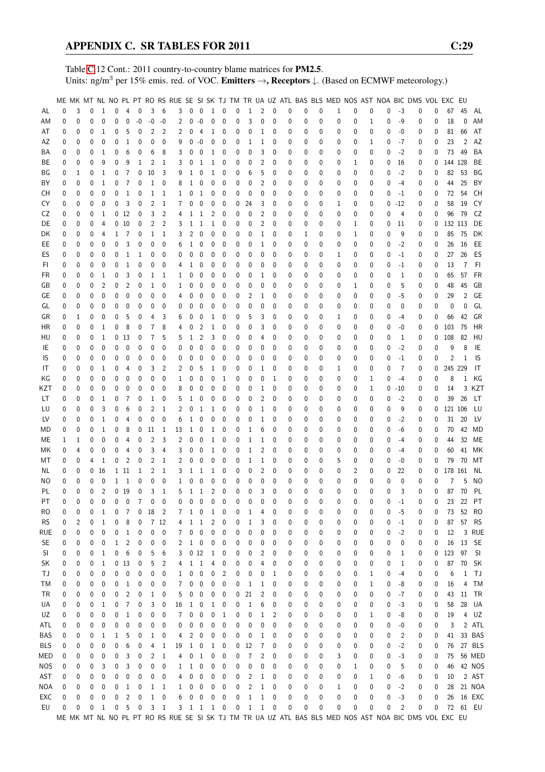Table C.12 Cont.: 2011 country-to-country blame matrices for **PM2.5**.
Units: ng/m$^3$ per 15% emis. red. of VOC. **Emitters →, Receptors ↓.** (Based on ECMWF meteorology.)

| | ME | MK | MT | NL | NO | PL | PT | RO | RS | RUE | SE | SI | SK | TJ | TM | TR | UA | UZ | ATL | BAS | BLS | MED | NOS | AST | NOA | BIC | DMS | VOL | EXC | EU | |
|---|---|---|---|---|---|---|---|---|---|---|---|---|---|---|---|---|---|---|---|---|---|---|---|---|---|---|---|---|---|---|---|
| AL | 0 | 3 | 0 | 1 | 0 | 4 | 0 | 3 | 6 | 3 | 0 | 0 | 1 | 0 | 0 | 1 | 2 | 0 | 0 | 0 | 0 | 1 | 0 | 0 | 0 | -3 | 0 | 0 | 67 | 45 | AL |
| AM | 0 | 0 | 0 | 0 | 0 | 0 | -0 | -0 | -0 | 2 | 0 | -0 | 0 | 0 | 0 | 3 | 0 | 0 | 0 | 0 | 0 | 0 | 0 | 1 | 0 | -9 | 0 | 0 | 18 | 0 | AM |
| AT | 0 | 0 | 0 | 1 | 0 | 5 | 0 | 2 | 2 | 2 | 0 | 4 | 1 | 0 | 0 | 0 | 1 | 0 | 0 | 0 | 0 | 0 | 0 | 0 | 0 | -0 | 0 | 0 | 81 | 66 | AT |
| AZ | 0 | 0 | 0 | 0 | 0 | 1 | 0 | 0 | 0 | 9 | 0 | -0 | 0 | 0 | 0 | 1 | 1 | 0 | 0 | 0 | 0 | 0 | 0 | 1 | 0 | -7 | 0 | 0 | 23 | 2 | AZ |
| BA | 0 | 0 | 0 | 1 | 0 | 6 | 0 | 6 | 8 | 3 | 0 | 0 | 1 | 0 | 0 | 0 | 3 | 0 | 0 | 0 | 0 | 0 | 0 | 0 | 0 | -2 | 0 | 0 | 73 | 49 | BA |
| BE | 0 | 0 | 0 | 9 | 0 | 9 | 1 | 2 | 1 | 3 | 0 | 1 | 1 | 0 | 0 | 0 | 2 | 0 | 0 | 0 | 0 | 0 | 1 | 0 | 0 | 16 | 0 | 0 | 144 | 128 | BE |
| BG | 0 | 1 | 0 | 1 | 0 | 7 | 0 | 10 | 3 | 9 | 1 | 0 | 1 | 0 | 0 | 6 | 5 | 0 | 0 | 0 | 0 | 0 | 0 | 0 | 0 | -2 | 0 | 0 | 82 | 53 | BG |
| BY | 0 | 0 | 0 | 1 | 0 | 7 | 0 | 1 | 0 | 8 | 1 | 0 | 0 | 0 | 0 | 0 | 2 | 0 | 0 | 0 | 0 | 0 | 0 | 0 | 0 | -4 | 0 | 0 | 44 | 25 | BY |
| CH | 0 | 0 | 0 | 0 | 0 | 1 | 0 | 1 | 1 | 1 | 0 | 1 | 0 | 0 | 0 | 0 | 0 | 0 | 0 | 0 | 0 | 0 | 0 | 0 | 0 | -1 | 0 | 0 | 72 | 54 | CH |
| CY | 0 | 0 | 0 | 0 | 0 | 3 | 0 | 2 | 1 | 7 | 0 | 0 | 0 | 0 | 0 | 24 | 3 | 0 | 0 | 0 | 0 | 1 | 0 | 0 | 0 | -12 | 0 | 0 | 58 | 19 | CY |
| CZ | 0 | 0 | 0 | 1 | 0 | 12 | 0 | 3 | 2 | 4 | 1 | 1 | 2 | 0 | 0 | 0 | 2 | 0 | 0 | 0 | 0 | 0 | 0 | 0 | 0 | 4 | 0 | 0 | 96 | 79 | CZ |
| DE | 0 | 0 | 0 | 4 | 0 | 10 | 0 | 2 | 2 | 3 | 1 | 1 | 1 | 0 | 0 | 0 | 2 | 0 | 0 | 0 | 0 | 0 | 1 | 0 | 0 | 11 | 0 | 0 | 132 | 113 | DE |
| DK | 0 | 0 | 0 | 4 | 1 | 7 | 0 | 1 | 1 | 3 | 2 | 0 | 0 | 0 | 0 | 0 | 1 | 0 | 0 | 1 | 0 | 0 | 1 | 0 | 0 | 9 | 0 | 0 | 85 | 75 | DK |
| EE | 0 | 0 | 0 | 0 | 0 | 3 | 0 | 0 | 0 | 6 | 1 | 0 | 0 | 0 | 0 | 0 | 1 | 0 | 0 | 0 | 0 | 0 | 0 | 0 | 0 | -2 | 0 | 0 | 26 | 16 | EE |
| ES | 0 | 0 | 0 | 0 | 0 | 1 | 1 | 0 | 0 | 0 | 0 | 0 | 0 | 0 | 0 | 0 | 0 | 0 | 0 | 0 | 0 | 1 | 0 | 0 | 0 | -1 | 0 | 0 | 27 | 26 | ES |
| FI | 0 | 0 | 0 | 0 | 0 | 1 | 0 | 0 | 0 | 4 | 1 | 0 | 0 | 0 | 0 | 0 | 0 | 0 | 0 | 0 | 0 | 0 | 0 | 0 | 0 | -1 | 0 | 0 | 13 | 7 | FI |
| FR | 0 | 0 | 0 | 1 | 0 | 3 | 0 | 1 | 1 | 1 | 0 | 0 | 0 | 0 | 0 | 0 | 1 | 0 | 0 | 0 | 0 | 0 | 0 | 0 | 0 | 1 | 0 | 0 | 65 | 57 | FR |
| GB | 0 | 0 | 0 | 2 | 0 | 2 | 0 | 1 | 0 | 1 | 0 | 0 | 0 | 0 | 0 | 0 | 0 | 0 | 0 | 0 | 0 | 0 | 1 | 0 | 0 | 5 | 0 | 0 | 48 | 45 | GB |
| GE | 0 | 0 | 0 | 0 | 0 | 0 | 0 | 0 | 0 | 4 | 0 | 0 | 0 | 0 | 0 | 2 | 1 | 0 | 0 | 0 | 0 | 0 | 0 | 0 | 0 | -5 | 0 | 0 | 29 | 2 | GE |
| GL | 0 | 0 | 0 | 0 | 0 | 0 | 0 | 0 | 0 | 0 | 0 | 0 | 0 | 0 | 0 | 0 | 0 | 0 | 0 | 0 | 0 | 0 | 0 | 0 | 0 | 0 | 0 | 0 | 0 | 0 | GL |
| GR | 0 | 1 | 0 | 0 | 0 | 5 | 0 | 4 | 3 | 6 | 0 | 0 | 1 | 0 | 0 | 5 | 3 | 0 | 0 | 0 | 0 | 1 | 0 | 0 | 0 | -4 | 0 | 0 | 66 | 42 | GR |
| HR | 0 | 0 | 0 | 1 | 0 | 8 | 0 | 7 | 8 | 4 | 0 | 2 | 1 | 0 | 0 | 0 | 3 | 0 | 0 | 0 | 0 | 0 | 0 | 0 | 0 | -0 | 0 | 0 | 103 | 75 | HR |
| HU | 0 | 0 | 0 | 1 | 0 | 13 | 0 | 7 | 5 | 5 | 1 | 2 | 3 | 0 | 0 | 0 | 4 | 0 | 0 | 0 | 0 | 0 | 0 | 0 | 0 | 1 | 0 | 0 | 108 | 82 | HU |
| IE | 0 | 0 | 0 | 0 | 0 | 0 | 0 | 0 | 0 | 0 | 0 | 0 | 0 | 0 | 0 | 0 | 0 | 0 | 0 | 0 | 0 | 0 | 0 | 0 | 0 | -2 | 0 | 0 | 9 | 8 | IE |
| IS | 0 | 0 | 0 | 0 | 0 | 0 | 0 | 0 | 0 | 0 | 0 | 0 | 0 | 0 | 0 | 0 | 0 | 0 | 0 | 0 | 0 | 0 | 0 | 0 | 0 | -1 | 0 | 0 | 2 | 1 | IS |
| IT | 0 | 0 | 0 | 1 | 0 | 4 | 0 | 3 | 2 | 2 | 0 | 5 | 1 | 0 | 0 | 0 | 1 | 0 | 0 | 0 | 0 | 1 | 0 | 0 | 0 | 7 | 0 | 0 | 245 | 229 | IT |
| KG | 0 | 0 | 0 | 0 | 0 | 0 | 0 | 0 | 0 | 1 | 0 | 0 | 0 | 1 | 0 | 0 | 0 | 1 | 0 | 0 | 0 | 0 | 0 | 1 | 0 | -4 | 0 | 0 | 8 | 1 | KG |
| KZT | 0 | 0 | 0 | 0 | 0 | 0 | 0 | 0 | 0 | 8 | 0 | 0 | 0 | 0 | 0 | 0 | 1 | 0 | 0 | 0 | 0 | 0 | 0 | 1 | 0 | -10 | 0 | 0 | 14 | 3 | KZT |
| LT | 0 | 0 | 0 | 1 | 0 | 7 | 0 | 1 | 0 | 5 | 1 | 0 | 0 | 0 | 0 | 0 | 2 | 0 | 0 | 0 | 0 | 0 | 0 | 0 | 0 | -2 | 0 | 0 | 39 | 26 | LT |
| LU | 0 | 0 | 0 | 3 | 0 | 6 | 0 | 2 | 1 | 2 | 0 | 1 | 1 | 0 | 0 | 0 | 1 | 0 | 0 | 0 | 0 | 0 | 0 | 0 | 0 | 9 | 0 | 0 | 121 | 106 | LU |
| LV | 0 | 0 | 0 | 1 | 0 | 4 | 0 | 0 | 0 | 6 | 1 | 0 | 0 | 0 | 0 | 0 | 1 | 0 | 0 | 0 | 0 | 0 | 0 | 0 | 0 | -2 | 0 | 0 | 31 | 20 | LV |
| MD | 0 | 0 | 0 | 1 | 0 | 8 | 0 | 11 | 1 | 13 | 1 | 0 | 1 | 0 | 0 | 1 | 6 | 0 | 0 | 0 | 0 | 0 | 0 | 0 | 0 | -6 | 0 | 0 | 70 | 42 | MD |
| ME | 1 | 1 | 0 | 0 | 0 | 4 | 0 | 2 | 3 | 2 | 0 | 0 | 1 | 0 | 0 | 1 | 1 | 0 | 0 | 0 | 0 | 0 | 0 | 0 | 0 | -4 | 0 | 0 | 44 | 32 | ME |
| MK | 0 | 4 | 0 | 0 | 0 | 4 | 0 | 3 | 4 | 3 | 0 | 0 | 1 | 0 | 0 | 1 | 2 | 0 | 0 | 0 | 0 | 0 | 0 | 0 | 0 | -4 | 0 | 0 | 60 | 41 | MK |
| MT | 0 | 0 | 4 | 1 | 0 | 2 | 0 | 2 | 1 | 2 | 0 | 0 | 0 | 0 | 0 | 1 | 1 | 0 | 0 | 0 | 0 | 5 | 0 | 0 | 0 | -0 | 0 | 0 | 79 | 70 | MT |
| NL | 0 | 0 | 0 | 16 | 1 | 11 | 1 | 2 | 1 | 3 | 1 | 1 | 1 | 0 | 0 | 0 | 2 | 0 | 0 | 0 | 0 | 0 | 2 | 0 | 0 | 22 | 0 | 0 | 178 | 161 | NL |
| NO | 0 | 0 | 0 | 0 | 1 | 1 | 0 | 0 | 0 | 1 | 0 | 0 | 0 | 0 | 0 | 0 | 0 | 0 | 0 | 0 | 0 | 0 | 0 | 0 | 0 | 0 | 0 | 0 | 7 | 5 | NO |
| PL | 0 | 0 | 0 | 2 | 0 | 19 | 0 | 3 | 1 | 5 | 1 | 1 | 2 | 0 | 0 | 0 | 3 | 0 | 0 | 0 | 0 | 0 | 0 | 0 | 0 | 3 | 0 | 0 | 87 | 70 | PL |
| PT | 0 | 0 | 0 | 0 | 0 | 0 | 7 | 0 | 0 | 0 | 0 | 0 | 0 | 0 | 0 | 0 | 0 | 0 | 0 | 0 | 0 | 0 | 0 | 0 | 0 | -1 | 0 | 0 | 23 | 22 | PT |
| RO | 0 | 0 | 0 | 1 | 0 | 7 | 0 | 18 | 2 | 7 | 1 | 0 | 1 | 0 | 0 | 1 | 4 | 0 | 0 | 0 | 0 | 0 | 0 | 0 | 0 | -5 | 0 | 0 | 73 | 52 | RO |
| RS | 0 | 2 | 0 | 1 | 0 | 8 | 0 | 7 | 12 | 4 | 1 | 1 | 2 | 0 | 0 | 1 | 3 | 0 | 0 | 0 | 0 | 0 | 0 | 0 | 0 | -1 | 0 | 0 | 87 | 57 | RS |
| RUE | 0 | 0 | 0 | 0 | 0 | 1 | 0 | 0 | 0 | 7 | 0 | 0 | 0 | 0 | 0 | 0 | 0 | 0 | 0 | 0 | 0 | 0 | 0 | 0 | 0 | -2 | 0 | 0 | 12 | 3 | RUE |
| SE | 0 | 0 | 0 | 0 | 1 | 2 | 0 | 0 | 0 | 2 | 1 | 0 | 0 | 0 | 0 | 0 | 0 | 0 | 0 | 0 | 0 | 0 | 0 | 0 | 0 | 0 | 0 | 0 | 16 | 13 | SE |
| SI | 0 | 0 | 0 | 1 | 0 | 6 | 0 | 5 | 6 | 3 | 0 | 12 | 1 | 0 | 0 | 0 | 2 | 0 | 0 | 0 | 0 | 0 | 0 | 0 | 0 | 1 | 0 | 0 | 123 | 97 | SI |
| SK | 0 | 0 | 0 | 1 | 0 | 13 | 0 | 5 | 2 | 4 | 1 | 1 | 4 | 0 | 0 | 0 | 4 | 0 | 0 | 0 | 0 | 0 | 0 | 0 | 0 | 1 | 0 | 0 | 87 | 70 | SK |
| TJ | 0 | 0 | 0 | 0 | 0 | 0 | 0 | 0 | 0 | 1 | 0 | 0 | 0 | 2 | 0 | 0 | 0 | 1 | 0 | 0 | 0 | 0 | 0 | 1 | 0 | -4 | 0 | 0 | 6 | 1 | TJ |
| TM | 0 | 0 | 0 | 0 | 0 | 1 | 0 | 0 | 0 | 7 | 0 | 0 | 0 | 0 | 0 | 1 | 1 | 0 | 0 | 0 | 0 | 0 | 0 | 1 | 0 | -8 | 0 | 0 | 16 | 4 | TM |
| TR | 0 | 0 | 0 | 0 | 0 | 2 | 0 | 1 | 0 | 5 | 0 | 0 | 0 | 0 | 0 | 21 | 2 | 0 | 0 | 0 | 0 | 0 | 0 | 0 | 0 | -7 | 0 | 0 | 43 | 11 | TR |
| UA | 0 | 0 | 0 | 1 | 0 | 7 | 0 | 3 | 0 | 16 | 1 | 0 | 1 | 0 | 0 | 1 | 6 | 0 | 0 | 0 | 0 | 0 | 0 | 0 | 0 | -3 | 0 | 0 | 58 | 28 | UA |
| UZ | 0 | 0 | 0 | 0 | 0 | 1 | 0 | 0 | 0 | 7 | 0 | 0 | 0 | 1 | 0 | 0 | 1 | 2 | 0 | 0 | 0 | 0 | 0 | 1 | 0 | -8 | 0 | 0 | 19 | 4 | UZ |
| ATL | 0 | 0 | 0 | 0 | 0 | 0 | 0 | 0 | 0 | 0 | 0 | 0 | 0 | 0 | 0 | 0 | 0 | 0 | 0 | 0 | 0 | 0 | 0 | 0 | 0 | -0 | 0 | 0 | 3 | 2 | ATL |
| BAS | 0 | 0 | 0 | 1 | 1 | 5 | 0 | 1 | 0 | 4 | 2 | 0 | 0 | 0 | 0 | 0 | 1 | 0 | 0 | 0 | 0 | 0 | 0 | 0 | 0 | 2 | 0 | 0 | 41 | 33 | BAS |
| BLS | 0 | 0 | 0 | 0 | 0 | 6 | 0 | 4 | 1 | 19 | 1 | 0 | 1 | 0 | 0 | 12 | 7 | 0 | 0 | 0 | 0 | 0 | 0 | 0 | 0 | -2 | 0 | 0 | 76 | 27 | BLS |
| MED | 0 | 0 | 0 | 0 | 0 | 3 | 0 | 2 | 1 | 4 | 0 | 1 | 0 | 0 | 0 | 7 | 2 | 0 | 0 | 0 | 0 | 3 | 0 | 0 | 0 | -3 | 0 | 0 | 75 | 56 | MED |
| NOS | 0 | 0 | 0 | 3 | 0 | 3 | 0 | 0 | 0 | 1 | 1 | 0 | 0 | 0 | 0 | 0 | 0 | 0 | 0 | 0 | 0 | 0 | 1 | 0 | 0 | 5 | 0 | 0 | 46 | 42 | NOS |
| AST | 0 | 0 | 0 | 0 | 0 | 0 | 0 | 0 | 0 | 4 | 0 | 0 | 0 | 0 | 0 | 2 | 1 | 0 | 0 | 0 | 0 | 0 | 0 | 1 | 0 | -6 | 0 | 0 | 10 | 2 | AST |
| NOA | 0 | 0 | 0 | 0 | 0 | 1 | 0 | 1 | 1 | 1 | 0 | 0 | 0 | 0 | 0 | 2 | 1 | 0 | 0 | 0 | 0 | 1 | 0 | 0 | 0 | -2 | 0 | 0 | 28 | 21 | NOA |
| EXC | 0 | 0 | 0 | 0 | 0 | 2 | 0 | 1 | 0 | 6 | 0 | 0 | 0 | 0 | 0 | 1 | 1 | 0 | 0 | 0 | 0 | 0 | 0 | 0 | 0 | -3 | 0 | 0 | 26 | 16 | EXC |
| EU | 0 | 0 | 0 | 1 | 0 | 5 | 0 | 3 | 1 | 3 | 1 | 1 | 1 | 0 | 0 | 1 | 1 | 0 | 0 | 0 | 0 | 0 | 0 | 0 | 0 | 2 | 0 | 0 | 72 | 61 | EU |
| | ME | MK | MT | NL | NO | PL | PT | RO | RS | RUE | SE | SI | SK | TJ | TM | TR | UA | UZ | ATL | BAS | BLS | MED | NOS | AST | NOA | BIC | DMS | VOL | EXC | EU | |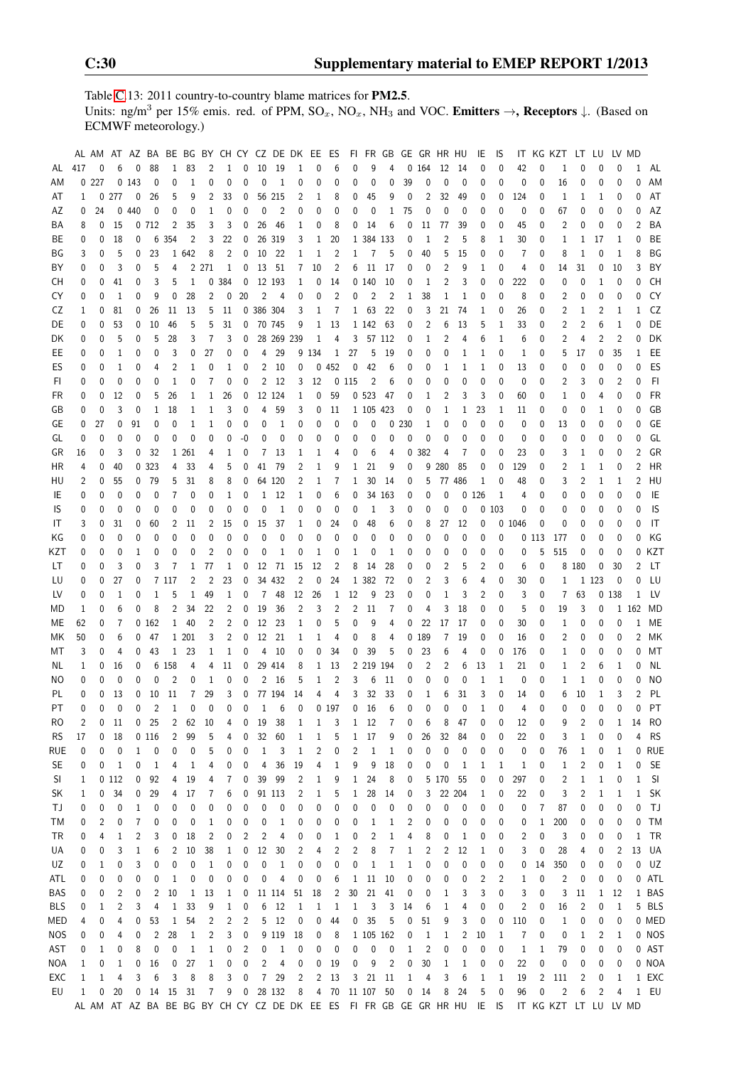Table C.13: 2011 country-to-country blame matrices for **PM2.5**.
Units: ng/m$^3$ per 15% emis. red. of PPM, $SO_x$, $NO_x$, $NH_3$ and VOC. **Emitters →, Receptors ↓.** (Based on ECMWF meteorology.)

| | AL | AM | AT | AZ | BA | BE | BG | BY | CH | CY | CZ | DE | DK | EE | ES | FI | FR | GB | GE | GR | HR | HU | IE | IS | IT | KG | KZT | LT | LU | LV | MD | |
|---|---|---|---|---|---|---|---|---|---|---|---|---|---|---|---|---|---|---|---|---|---|---|---|---|---|---|---|---|---|---|---|---|
| AL | 417 | 0 | 6 | 0 | 88 | 1 | 83 | 2 | 1 | 0 | 10 | 19 | 1 | 0 | 6 | 0 | 9 | 4 | 0 | 164 | 12 | 14 | 0 | 0 | 42 | 0 | 1 | 0 | 0 | 0 | 1 | AL |
| AM | 0 | 227 | 0 | 143 | 0 | 0 | 1 | 0 | 0 | 0 | 0 | 1 | 0 | 0 | 0 | 0 | 0 | 0 | 39 | 0 | 0 | 0 | 0 | 0 | 0 | 0 | 16 | 0 | 0 | 0 | 0 | AM |
| AT | 1 | 0 | 277 | 0 | 26 | 5 | 9 | 2 | 33 | 0 | 56 | 215 | 2 | 1 | 8 | 0 | 45 | 9 | 0 | 2 | 32 | 49 | 0 | 0 | 124 | 0 | 1 | 1 | 1 | 0 | 0 | AT |
| AZ | 0 | 24 | 0 | 440 | 0 | 0 | 0 | 1 | 0 | 0 | 0 | 2 | 0 | 0 | 0 | 0 | 0 | 1 | 75 | 0 | 0 | 0 | 0 | 0 | 0 | 0 | 67 | 0 | 0 | 0 | 0 | AZ |
| BA | 8 | 0 | 15 | 0 | 712 | 2 | 35 | 3 | 3 | 0 | 26 | 46 | 1 | 0 | 8 | 0 | 14 | 6 | 0 | 11 | 77 | 39 | 0 | 0 | 45 | 0 | 2 | 0 | 0 | 0 | 2 | BA |
| BE | 0 | 0 | 18 | 0 | 6 | 354 | 2 | 3 | 22 | 0 | 26 | 319 | 3 | 1 | 20 | 1 | 384 | 133 | 0 | 1 | 2 | 5 | 8 | 1 | 30 | 0 | 1 | 1 | 17 | 1 | 0 | BE |
| BG | 3 | 0 | 5 | 0 | 23 | 1 | 642 | 8 | 2 | 0 | 10 | 22 | 1 | 1 | 2 | 1 | 7 | 5 | 0 | 40 | 5 | 15 | 0 | 0 | 7 | 0 | 8 | 1 | 0 | 1 | 8 | BG |
| BY | 0 | 0 | 3 | 0 | 5 | 4 | 2 | 271 | 1 | 0 | 13 | 51 | 7 | 10 | 2 | 6 | 11 | 17 | 0 | 0 | 2 | 9 | 1 | 0 | 4 | 0 | 14 | 31 | 0 | 10 | 3 | BY |
| CH | 0 | 0 | 41 | 0 | 3 | 5 | 1 | 0 | 384 | 0 | 12 | 193 | 1 | 0 | 14 | 0 | 140 | 10 | 0 | 1 | 2 | 3 | 0 | 0 | 222 | 0 | 0 | 0 | 1 | 0 | 0 | CH |
| CY | 0 | 0 | 1 | 0 | 9 | 0 | 28 | 2 | 0 | 20 | 2 | 4 | 0 | 0 | 2 | 0 | 2 | 2 | 1 | 38 | 1 | 1 | 0 | 0 | 8 | 0 | 2 | 0 | 0 | 0 | 0 | CY |
| CZ | 1 | 0 | 81 | 0 | 26 | 11 | 13 | 5 | 11 | 0 | 386 | 304 | 3 | 1 | 7 | 1 | 63 | 22 | 0 | 3 | 21 | 74 | 1 | 0 | 26 | 0 | 2 | 1 | 2 | 1 | 1 | CZ |
| DE | 0 | 0 | 53 | 0 | 10 | 46 | 5 | 5 | 31 | 0 | 70 | 745 | 9 | 1 | 13 | 1 | 142 | 63 | 0 | 2 | 6 | 13 | 5 | 1 | 33 | 0 | 2 | 2 | 6 | 1 | 0 | DE |
| DK | 0 | 0 | 5 | 0 | 5 | 28 | 3 | 7 | 3 | 0 | 28 | 269 | 239 | 1 | 4 | 3 | 57 | 112 | 0 | 1 | 2 | 4 | 6 | 1 | 6 | 0 | 2 | 4 | 2 | 2 | 0 | DK |
| EE | 0 | 0 | 1 | 0 | 0 | 3 | 0 | 27 | 0 | 0 | 4 | 29 | 9 | 134 | 1 | 27 | 5 | 19 | 0 | 0 | 0 | 1 | 1 | 0 | 1 | 0 | 5 | 17 | 0 | 35 | 1 | EE |
| ES | 0 | 0 | 1 | 0 | 4 | 2 | 1 | 0 | 1 | 0 | 2 | 10 | 0 | 0 | 452 | 0 | 42 | 6 | 0 | 0 | 1 | 1 | 1 | 0 | 13 | 0 | 0 | 0 | 0 | 0 | 0 | ES |
| FI | 0 | 0 | 0 | 0 | 0 | 1 | 0 | 7 | 0 | 0 | 2 | 12 | 3 | 12 | 0 | 115 | 2 | 6 | 0 | 0 | 0 | 0 | 0 | 0 | 0 | 0 | 2 | 3 | 0 | 2 | 0 | FI |
| FR | 0 | 0 | 12 | 0 | 5 | 26 | 1 | 1 | 26 | 0 | 12 | 124 | 1 | 0 | 59 | 0 | 523 | 47 | 0 | 1 | 2 | 3 | 3 | 0 | 60 | 0 | 1 | 0 | 4 | 0 | 0 | FR |
| GB | 0 | 0 | 3 | 0 | 1 | 18 | 1 | 1 | 3 | 0 | 4 | 59 | 3 | 0 | 11 | 1 | 105 | 423 | 0 | 0 | 1 | 1 | 23 | 1 | 11 | 0 | 0 | 0 | 1 | 0 | 0 | GB |
| GE | 0 | 27 | 0 | 91 | 0 | 0 | 1 | 1 | 0 | 0 | 0 | 1 | 0 | 0 | 0 | 0 | 0 | 0 | 230 | 1 | 0 | 0 | 0 | 0 | 0 | 0 | 13 | 0 | 0 | 0 | 0 | GE |
| GL | 0 | 0 | 0 | 0 | 0 | 0 | 0 | 0 | 0 | -0 | 0 | 0 | 0 | 0 | 0 | 0 | 0 | 0 | 0 | 0 | 0 | 0 | 0 | 0 | 0 | 0 | 0 | 0 | 0 | 0 | 0 | GL |
| GR | 16 | 0 | 3 | 0 | 32 | 1 | 261 | 4 | 1 | 0 | 7 | 13 | 1 | 1 | 4 | 0 | 6 | 4 | 0 | 382 | 4 | 7 | 0 | 0 | 23 | 0 | 3 | 1 | 0 | 0 | 2 | GR |
| HR | 4 | 0 | 40 | 0 | 323 | 4 | 33 | 4 | 5 | 0 | 41 | 79 | 2 | 1 | 9 | 1 | 21 | 9 | 0 | 9 | 280 | 85 | 0 | 0 | 129 | 0 | 2 | 1 | 1 | 0 | 2 | HR |
| HU | 2 | 0 | 55 | 0 | 79 | 5 | 31 | 8 | 8 | 0 | 64 | 120 | 2 | 1 | 7 | 1 | 30 | 14 | 0 | 5 | 77 | 486 | 1 | 0 | 48 | 0 | 3 | 2 | 1 | 1 | 2 | HU |
| IE | 0 | 0 | 0 | 0 | 0 | 7 | 0 | 0 | 1 | 0 | 1 | 12 | 1 | 0 | 6 | 0 | 34 | 163 | 0 | 0 | 0 | 0 | 126 | 1 | 4 | 0 | 0 | 0 | 0 | 0 | 0 | IE |
| IS | 0 | 0 | 0 | 0 | 0 | 0 | 0 | 0 | 0 | 0 | 0 | 1 | 0 | 0 | 0 | 0 | 1 | 3 | 0 | 0 | 0 | 0 | 0 | 103 | 0 | 0 | 0 | 0 | 0 | 0 | 0 | IS |
| IT | 3 | 0 | 31 | 0 | 60 | 2 | 11 | 2 | 15 | 0 | 15 | 37 | 1 | 0 | 24 | 0 | 48 | 6 | 0 | 8 | 27 | 12 | 0 | 0 | 1046 | 0 | 0 | 0 | 0 | 0 | 0 | IT |
| KG | 0 | 0 | 0 | 0 | 0 | 0 | 0 | 0 | 0 | 0 | 0 | 0 | 0 | 0 | 0 | 0 | 0 | 0 | 0 | 0 | 0 | 0 | 0 | 0 | 0 | 113 | 177 | 0 | 0 | 0 | 0 | KG |
| KZT | 0 | 0 | 0 | 1 | 0 | 0 | 0 | 2 | 0 | 0 | 0 | 1 | 0 | 1 | 0 | 1 | 0 | 1 | 0 | 0 | 0 | 0 | 0 | 0 | 0 | 5 | 515 | 0 | 0 | 0 | 0 | KZT |
| LT | 0 | 0 | 3 | 0 | 3 | 7 | 1 | 77 | 1 | 0 | 12 | 71 | 15 | 12 | 2 | 8 | 14 | 28 | 0 | 0 | 2 | 5 | 2 | 0 | 6 | 0 | 8 | 180 | 0 | 30 | 2 | LT |
| LU | 0 | 0 | 27 | 0 | 7 | 117 | 2 | 2 | 23 | 0 | 34 | 432 | 2 | 0 | 24 | 1 | 382 | 72 | 0 | 2 | 3 | 6 | 4 | 0 | 30 | 0 | 1 | 1 | 123 | 0 | 0 | LU |
| LV | 0 | 0 | 1 | 0 | 1 | 5 | 1 | 49 | 1 | 0 | 7 | 48 | 12 | 26 | 1 | 12 | 9 | 23 | 0 | 0 | 1 | 3 | 2 | 0 | 3 | 0 | 7 | 63 | 0 | 138 | 1 | LV |
| MD | 1 | 0 | 6 | 0 | 8 | 2 | 34 | 22 | 2 | 0 | 19 | 36 | 2 | 3 | 2 | 2 | 11 | 7 | 0 | 4 | 3 | 18 | 0 | 0 | 5 | 0 | 19 | 3 | 0 | 1 | 162 | MD |
| ME | 62 | 0 | 7 | 0 | 162 | 1 | 40 | 2 | 2 | 0 | 12 | 23 | 1 | 0 | 5 | 0 | 9 | 4 | 0 | 22 | 17 | 17 | 0 | 0 | 30 | 0 | 1 | 0 | 0 | 0 | 1 | ME |
| MK | 50 | 0 | 6 | 0 | 47 | 1 | 201 | 3 | 2 | 0 | 12 | 21 | 1 | 1 | 4 | 0 | 8 | 4 | 0 | 189 | 7 | 19 | 0 | 0 | 16 | 0 | 2 | 0 | 0 | 0 | 2 | MK |
| MT | 3 | 0 | 4 | 0 | 43 | 1 | 23 | 1 | 1 | 0 | 4 | 10 | 0 | 0 | 34 | 0 | 39 | 5 | 0 | 23 | 6 | 4 | 0 | 0 | 176 | 0 | 1 | 0 | 0 | 0 | 0 | MT |
| NL | 1 | 0 | 16 | 0 | 6 | 158 | 4 | 4 | 11 | 0 | 29 | 414 | 8 | 1 | 13 | 2 | 219 | 194 | 0 | 2 | 2 | 6 | 13 | 1 | 21 | 0 | 1 | 2 | 6 | 1 | 0 | NL |
| NO | 0 | 0 | 0 | 0 | 0 | 2 | 0 | 1 | 0 | 0 | 2 | 16 | 5 | 1 | 2 | 3 | 6 | 11 | 0 | 0 | 0 | 0 | 1 | 1 | 0 | 0 | 1 | 1 | 0 | 0 | 0 | NO |
| PL | 0 | 0 | 13 | 0 | 10 | 11 | 7 | 29 | 3 | 0 | 77 | 194 | 14 | 4 | 4 | 3 | 32 | 33 | 0 | 1 | 6 | 31 | 3 | 0 | 14 | 0 | 6 | 10 | 1 | 3 | 2 | PL |
| PT | 0 | 0 | 0 | 0 | 2 | 1 | 0 | 0 | 0 | 0 | 1 | 6 | 0 | 0 | 197 | 0 | 16 | 6 | 0 | 0 | 0 | 0 | 1 | 0 | 4 | 0 | 0 | 0 | 0 | 0 | 0 | PT |
| RO | 2 | 0 | 11 | 0 | 25 | 2 | 62 | 10 | 4 | 0 | 19 | 38 | 1 | 1 | 3 | 1 | 12 | 7 | 0 | 6 | 8 | 47 | 0 | 0 | 12 | 0 | 9 | 2 | 0 | 1 | 14 | RO |
| RS | 17 | 0 | 18 | 0 | 116 | 2 | 99 | 5 | 4 | 0 | 32 | 60 | 1 | 1 | 5 | 1 | 17 | 9 | 0 | 26 | 32 | 84 | 0 | 0 | 22 | 0 | 3 | 1 | 0 | 0 | 4 | RS |
| RUE | 0 | 0 | 0 | 1 | 0 | 0 | 0 | 5 | 0 | 0 | 1 | 3 | 1 | 2 | 0 | 2 | 1 | 1 | 0 | 0 | 0 | 0 | 0 | 0 | 0 | 0 | 76 | 1 | 0 | 1 | 0 | RUE |
| SE | 0 | 0 | 1 | 0 | 1 | 4 | 1 | 4 | 0 | 0 | 4 | 36 | 19 | 4 | 1 | 9 | 9 | 18 | 0 | 0 | 0 | 1 | 1 | 1 | 1 | 0 | 1 | 2 | 0 | 1 | 0 | SE |
| SI | 1 | 0 | 112 | 0 | 92 | 4 | 19 | 4 | 7 | 0 | 39 | 99 | 2 | 1 | 9 | 1 | 24 | 8 | 0 | 5 | 170 | 55 | 0 | 0 | 297 | 0 | 2 | 1 | 1 | 0 | 1 | SI |
| SK | 1 | 0 | 34 | 0 | 29 | 4 | 17 | 7 | 6 | 0 | 91 | 113 | 2 | 1 | 5 | 1 | 28 | 14 | 0 | 3 | 22 | 204 | 1 | 0 | 22 | 0 | 3 | 2 | 1 | 1 | 1 | SK |
| TJ | 0 | 0 | 0 | 1 | 0 | 0 | 0 | 0 | 0 | 0 | 0 | 0 | 0 | 0 | 0 | 0 | 0 | 0 | 0 | 0 | 0 | 0 | 0 | 0 | 0 | 7 | 87 | 0 | 0 | 0 | 0 | TJ |
| TM | 0 | 2 | 0 | 7 | 0 | 0 | 0 | 1 | 0 | 0 | 0 | 1 | 0 | 0 | 0 | 0 | 1 | 1 | 2 | 0 | 0 | 0 | 0 | 0 | 0 | 1 | 200 | 0 | 0 | 0 | 0 | TM |
| TR | 0 | 4 | 1 | 2 | 3 | 0 | 18 | 2 | 0 | 2 | 2 | 4 | 0 | 0 | 1 | 0 | 2 | 1 | 4 | 8 | 0 | 1 | 0 | 0 | 2 | 0 | 3 | 0 | 0 | 0 | 1 | TR |
| UA | 0 | 0 | 3 | 1 | 6 | 2 | 10 | 38 | 1 | 0 | 12 | 30 | 2 | 4 | 2 | 2 | 8 | 7 | 1 | 2 | 2 | 12 | 1 | 0 | 3 | 0 | 28 | 4 | 0 | 2 | 13 | UA |
| UZ | 0 | 1 | 0 | 3 | 0 | 0 | 0 | 1 | 0 | 0 | 0 | 1 | 0 | 0 | 0 | 0 | 1 | 1 | 1 | 0 | 0 | 0 | 0 | 0 | 0 | 14 | 350 | 0 | 0 | 0 | 0 | UZ |
| ATL | 0 | 0 | 0 | 0 | 0 | 1 | 0 | 0 | 0 | 0 | 0 | 4 | 0 | 0 | 6 | 1 | 11 | 10 | 0 | 0 | 0 | 0 | 2 | 2 | 1 | 0 | 2 | 0 | 0 | 0 | 0 | ATL |
| BAS | 0 | 0 | 2 | 0 | 2 | 10 | 1 | 13 | 1 | 0 | 11 | 114 | 51 | 18 | 2 | 30 | 21 | 41 | 0 | 0 | 1 | 3 | 3 | 0 | 3 | 0 | 3 | 11 | 1 | 12 | 1 | BAS |
| BLS | 0 | 1 | 2 | 3 | 4 | 1 | 33 | 9 | 1 | 0 | 6 | 12 | 1 | 1 | 1 | 1 | 3 | 3 | 14 | 6 | 1 | 4 | 0 | 0 | 2 | 0 | 16 | 2 | 0 | 1 | 5 | BLS |
| MED | 4 | 0 | 4 | 0 | 53 | 1 | 54 | 2 | 2 | 2 | 5 | 12 | 0 | 0 | 44 | 0 | 35 | 5 | 0 | 51 | 9 | 3 | 0 | 0 | 110 | 0 | 1 | 0 | 0 | 0 | 0 | MED |
| NOS | 0 | 0 | 4 | 0 | 2 | 28 | 1 | 2 | 3 | 0 | 9 | 119 | 18 | 0 | 8 | 1 | 105 | 162 | 0 | 1 | 1 | 2 | 10 | 1 | 7 | 0 | 0 | 1 | 2 | 1 | 0 | NOS |
| AST | 0 | 1 | 0 | 8 | 0 | 0 | 1 | 1 | 0 | 2 | 0 | 1 | 0 | 0 | 0 | 0 | 0 | 0 | 1 | 2 | 0 | 0 | 0 | 0 | 1 | 1 | 79 | 0 | 0 | 0 | 0 | AST |
| NOA | 1 | 0 | 1 | 0 | 16 | 0 | 27 | 1 | 0 | 0 | 2 | 4 | 0 | 0 | 19 | 0 | 9 | 2 | 0 | 30 | 1 | 1 | 0 | 0 | 22 | 0 | 0 | 0 | 0 | 0 | 0 | NOA |
| EXC | 1 | 1 | 4 | 3 | 6 | 3 | 8 | 8 | 3 | 0 | 7 | 29 | 2 | 2 | 13 | 3 | 21 | 11 | 1 | 4 | 3 | 6 | 1 | 1 | 19 | 2 | 111 | 2 | 0 | 1 | 1 | EXC |
| EU | 1 | 0 | 20 | 0 | 14 | 15 | 31 | 7 | 9 | 0 | 28 | 132 | 8 | 4 | 70 | 11 | 107 | 50 | 0 | 14 | 8 | 24 | 5 | 0 | 96 | 0 | 2 | 6 | 2 | 4 | 1 | EU |
| | AL | AM | AT | AZ | BA | BE | BG | BY | CH | CY | CZ | DE | DK | EE | ES | FI | FR | GB | GE | GR | HR | HU | IE | IS | IT | KG | KZT | LT | LU | LV | MD | |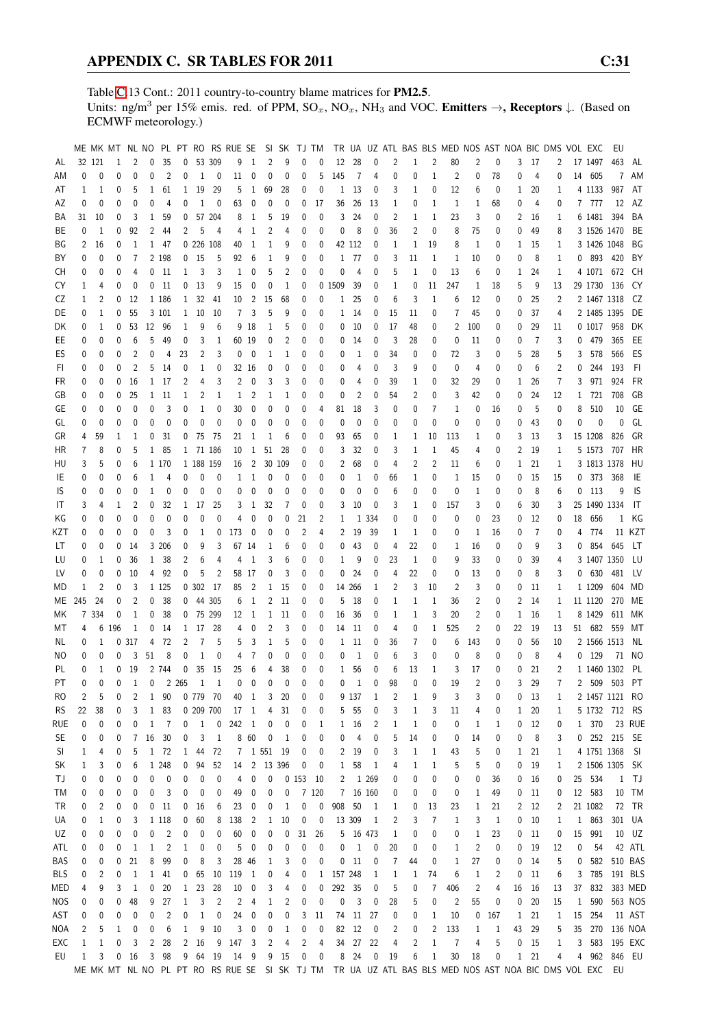Table C.13 Cont.: 2011 country-to-country blame matrices for **PM2.5**.
Units: ng/m$^3$ per 15% emis. red. of PPM, $SO_x$, $NO_x$, $NH_3$ and VOC. **Emitters** →, **Receptors** ↓. (Based on ECMWF meteorology.)

| | ME | MK | MT | NL | NO | PL | PT | RO | RS | RUE | SE | SI | SK | TJ | TM | TR | UA | UZ | ATL | BAS | BLS | MED | NOS | AST | NOA | BIC | DMS | VOL | EXC | EU | |
|---|---|---|---|---|---|---|---|---|---|---|---|---|---|---|---|---|---|---|---|---|---|---|---|---|---|---|---|---|---|---|---|
| AL | 32 | 121 | 1 | 2 | 0 | 35 | 0 | 53 | 309 | 9 | 1 | 2 | 9 | 0 | 0 | 12 | 28 | 0 | 2 | 1 | 2 | 80 | 2 | 0 | 3 | 17 | 2 | 17 | 1497 | 463 | AL |
| AM | 0 | 0 | 0 | 0 | 0 | 2 | 0 | 1 | 0 | 11 | 0 | 0 | 0 | 0 | 5 | 145 | 7 | 4 | 0 | 0 | 1 | 2 | 0 | 78 | 0 | 4 | 0 | 14 | 605 | 7 | AM |
| AT | 1 | 1 | 0 | 5 | 1 | 61 | 1 | 19 | 29 | 5 | 1 | 69 | 28 | 0 | 0 | 1 | 13 | 0 | 3 | 1 | 0 | 12 | 6 | 0 | 1 | 20 | 1 | 4 | 1133 | 987 | AT |
| AZ | 0 | 0 | 0 | 0 | 0 | 4 | 0 | 1 | 0 | 63 | 0 | 0 | 0 | 0 | 17 | 36 | 26 | 13 | 1 | 0 | 1 | 1 | 1 | 68 | 0 | 4 | 0 | 7 | 777 | 12 | AZ |
| BA | 31 | 10 | 0 | 3 | 1 | 59 | 0 | 57 | 204 | 8 | 1 | 5 | 19 | 0 | 0 | 3 | 24 | 0 | 2 | 1 | 1 | 23 | 3 | 0 | 2 | 16 | 1 | 6 | 1481 | 394 | BA |
| BE | 0 | 1 | 0 | 92 | 2 | 44 | 2 | 5 | 4 | 4 | 1 | 2 | 4 | 0 | 0 | 0 | 8 | 0 | 36 | 2 | 0 | 8 | 75 | 0 | 0 | 49 | 8 | 3 | 1526 | 1470 | BE |
| BG | 2 | 16 | 0 | 1 | 1 | 47 | 0 | 226 | 108 | 40 | 1 | 1 | 9 | 0 | 0 | 42 | 112 | 0 | 1 | 1 | 19 | 8 | 1 | 0 | 1 | 15 | 1 | 3 | 1426 | 1048 | BG |
| BY | 0 | 0 | 0 | 7 | 2 | 198 | 0 | 15 | 5 | 92 | 6 | 1 | 9 | 0 | 0 | 1 | 77 | 0 | 3 | 11 | 1 | 1 | 10 | 0 | 0 | 8 | 1 | 0 | 893 | 420 | BY |
| CH | 0 | 0 | 0 | 4 | 0 | 11 | 1 | 3 | 3 | 1 | 0 | 5 | 2 | 0 | 0 | 0 | 4 | 0 | 5 | 1 | 0 | 13 | 6 | 0 | 1 | 24 | 1 | 4 | 1071 | 672 | CH |
| CY | 1 | 4 | 0 | 0 | 0 | 11 | 0 | 13 | 9 | 15 | 0 | 0 | 1 | 0 | 0 | 1509 | 39 | 0 | 1 | 0 | 11 | 247 | 1 | 18 | 5 | 9 | 13 | 29 | 1730 | 136 | CY |
| CZ | 1 | 2 | 0 | 12 | 1 | 186 | 1 | 32 | 41 | 10 | 2 | 15 | 68 | 0 | 0 | 1 | 25 | 0 | 6 | 3 | 1 | 6 | 12 | 0 | 0 | 25 | 2 | 2 | 1467 | 1318 | CZ |
| DE | 0 | 1 | 0 | 55 | 3 | 101 | 1 | 10 | 10 | 7 | 3 | 5 | 9 | 0 | 0 | 1 | 14 | 0 | 15 | 11 | 0 | 7 | 45 | 0 | 0 | 37 | 4 | 2 | 1485 | 1395 | DE |
| DK | 0 | 1 | 0 | 53 | 12 | 96 | 1 | 9 | 6 | 9 | 18 | 1 | 5 | 0 | 0 | 0 | 10 | 0 | 17 | 48 | 0 | 2 | 100 | 0 | 0 | 29 | 11 | 0 | 1017 | 958 | DK |
| EE | 0 | 0 | 0 | 6 | 5 | 49 | 0 | 3 | 1 | 60 | 19 | 0 | 2 | 0 | 0 | 0 | 14 | 0 | 3 | 28 | 0 | 0 | 11 | 0 | 0 | 7 | 3 | 0 | 479 | 365 | EE |
| ES | 0 | 0 | 0 | 2 | 0 | 4 | 23 | 2 | 3 | 0 | 0 | 1 | 1 | 0 | 0 | 0 | 1 | 0 | 34 | 0 | 0 | 72 | 3 | 0 | 5 | 28 | 5 | 3 | 578 | 566 | ES |
| FI | 0 | 0 | 0 | 2 | 5 | 14 | 0 | 1 | 0 | 32 | 16 | 0 | 0 | 0 | 0 | 0 | 4 | 0 | 3 | 9 | 0 | 0 | 4 | 0 | 0 | 6 | 2 | 0 | 244 | 193 | FI |
| FR | 0 | 0 | 0 | 16 | 1 | 17 | 2 | 4 | 3 | 2 | 0 | 3 | 3 | 0 | 0 | 0 | 4 | 0 | 39 | 1 | 0 | 32 | 29 | 0 | 1 | 26 | 7 | 3 | 971 | 924 | FR |
| GB | 0 | 0 | 0 | 25 | 1 | 11 | 1 | 2 | 1 | 1 | 2 | 1 | 1 | 0 | 0 | 0 | 2 | 0 | 54 | 2 | 0 | 3 | 42 | 0 | 0 | 24 | 12 | 1 | 721 | 708 | GB |
| GE | 0 | 0 | 0 | 0 | 0 | 3 | 0 | 1 | 0 | 30 | 0 | 0 | 0 | 0 | 4 | 81 | 18 | 3 | 0 | 0 | 7 | 1 | 0 | 16 | 0 | 5 | 0 | 8 | 510 | 10 | GE |
| GL | 0 | 0 | 0 | 0 | 0 | 0 | 0 | 0 | 0 | 0 | 0 | 0 | 0 | 0 | 0 | 0 | 0 | 0 | 0 | 0 | 0 | 0 | 0 | 0 | 0 | 43 | 0 | 0 | 0 | 0 | GL |
| GR | 4 | 59 | 1 | 1 | 0 | 31 | 0 | 75 | 75 | 21 | 1 | 1 | 6 | 0 | 0 | 93 | 65 | 0 | 1 | 1 | 10 | 113 | 1 | 0 | 3 | 13 | 3 | 15 | 1208 | 826 | GR |
| HR | 7 | 8 | 0 | 5 | 1 | 85 | 1 | 71 | 186 | 10 | 1 | 51 | 28 | 0 | 0 | 3 | 32 | 0 | 3 | 1 | 1 | 45 | 4 | 0 | 2 | 19 | 1 | 5 | 1573 | 707 | HR |
| HU | 3 | 5 | 0 | 6 | 1 | 170 | 1 | 188 | 159 | 16 | 2 | 30 | 109 | 0 | 0 | 2 | 68 | 0 | 4 | 2 | 2 | 11 | 6 | 0 | 1 | 21 | 1 | 3 | 1813 | 1378 | HU |
| IE | 0 | 0 | 0 | 6 | 1 | 4 | 0 | 0 | 0 | 1 | 1 | 0 | 0 | 0 | 0 | 0 | 1 | 0 | 66 | 1 | 0 | 1 | 15 | 0 | 0 | 15 | 15 | 0 | 373 | 368 | IE |
| IS | 0 | 0 | 0 | 0 | 1 | 0 | 0 | 0 | 0 | 0 | 0 | 0 | 0 | 0 | 0 | 0 | 0 | 0 | 6 | 0 | 0 | 0 | 1 | 0 | 0 | 8 | 6 | 0 | 113 | 9 | IS |
| IT | 3 | 4 | 1 | 2 | 0 | 32 | 1 | 17 | 25 | 3 | 1 | 32 | 7 | 0 | 0 | 3 | 10 | 0 | 3 | 1 | 0 | 157 | 3 | 0 | 6 | 30 | 3 | 25 | 1490 | 1334 | IT |
| KG | 0 | 0 | 0 | 0 | 0 | 0 | 0 | 0 | 0 | 4 | 0 | 0 | 0 | 21 | 2 | 1 | 1 | 334 | 0 | 0 | 0 | 0 | 0 | 23 | 0 | 12 | 0 | 18 | 656 | 1 | KG |
| KZT | 0 | 0 | 0 | 0 | 0 | 3 | 0 | 1 | 0 | 173 | 0 | 0 | 0 | 2 | 4 | 2 | 19 | 39 | 1 | 1 | 0 | 0 | 1 | 16 | 0 | 7 | 0 | 4 | 774 | 11 | KZT |
| LT | 0 | 0 | 0 | 14 | 3 | 206 | 0 | 9 | 3 | 67 | 14 | 1 | 6 | 0 | 0 | 0 | 43 | 0 | 4 | 22 | 0 | 1 | 16 | 0 | 0 | 9 | 3 | 0 | 854 | 645 | LT |
| LU | 0 | 1 | 0 | 36 | 1 | 38 | 2 | 6 | 4 | 4 | 1 | 3 | 6 | 0 | 0 | 1 | 9 | 0 | 23 | 1 | 0 | 9 | 33 | 0 | 0 | 39 | 4 | 3 | 1407 | 1350 | LU |
| LV | 0 | 0 | 0 | 10 | 4 | 92 | 0 | 5 | 2 | 58 | 17 | 0 | 3 | 0 | 0 | 0 | 24 | 0 | 4 | 22 | 0 | 0 | 13 | 0 | 0 | 8 | 3 | 0 | 630 | 481 | LV |
| MD | 1 | 2 | 0 | 3 | 1 | 125 | 0 | 302 | 17 | 85 | 2 | 1 | 15 | 0 | 0 | 14 | 266 | 1 | 2 | 3 | 10 | 2 | 3 | 0 | 0 | 11 | 1 | 1 | 1209 | 604 | MD |
| ME | 245 | 24 | 0 | 2 | 0 | 38 | 0 | 44 | 305 | 6 | 1 | 2 | 11 | 0 | 0 | 5 | 18 | 0 | 1 | 1 | 1 | 36 | 2 | 0 | 2 | 14 | 1 | 11 | 1120 | 270 | ME |
| MK | 7 | 334 | 0 | 1 | 0 | 38 | 0 | 75 | 299 | 12 | 1 | 1 | 11 | 0 | 0 | 16 | 36 | 0 | 1 | 1 | 3 | 20 | 2 | 0 | 1 | 16 | 1 | 8 | 1429 | 611 | MK |
| MT | 4 | 6 | 196 | 1 | 0 | 14 | 1 | 17 | 28 | 4 | 0 | 2 | 3 | 0 | 0 | 14 | 11 | 0 | 4 | 0 | 1 | 525 | 2 | 0 | 22 | 19 | 13 | 51 | 682 | 559 | MT |
| NL | 0 | 1 | 0 | 317 | 4 | 72 | 2 | 7 | 5 | 5 | 3 | 1 | 5 | 0 | 0 | 1 | 11 | 0 | 36 | 7 | 0 | 6 | 143 | 0 | 0 | 56 | 10 | 2 | 1566 | 1513 | NL |
| NO | 0 | 0 | 0 | 3 | 51 | 8 | 0 | 1 | 0 | 4 | 7 | 0 | 0 | 0 | 0 | 0 | 1 | 0 | 6 | 3 | 0 | 0 | 8 | 0 | 0 | 8 | 4 | 0 | 129 | 71 | NO |
| PL | 0 | 1 | 0 | 19 | 2 | 744 | 0 | 35 | 15 | 25 | 6 | 4 | 38 | 0 | 0 | 1 | 56 | 0 | 6 | 13 | 1 | 3 | 17 | 0 | 0 | 21 | 2 | 1 | 1460 | 1302 | PL |
| PT | 0 | 0 | 0 | 1 | 0 | 2 | 265 | 1 | 1 | 0 | 0 | 0 | 0 | 0 | 0 | 0 | 1 | 0 | 98 | 0 | 0 | 19 | 2 | 0 | 3 | 29 | 7 | 2 | 509 | 503 | PT |
| RO | 2 | 5 | 0 | 2 | 1 | 90 | 0 | 779 | 70 | 40 | 1 | 3 | 20 | 0 | 0 | 9 | 137 | 1 | 2 | 1 | 9 | 3 | 3 | 0 | 0 | 13 | 1 | 2 | 1457 | 1121 | RO |
| RS | 22 | 38 | 0 | 3 | 1 | 83 | 0 | 209 | 700 | 17 | 1 | 4 | 31 | 0 | 0 | 5 | 55 | 0 | 3 | 1 | 3 | 11 | 4 | 0 | 1 | 20 | 1 | 5 | 1732 | 712 | RS |
| RUE | 0 | 0 | 0 | 0 | 1 | 7 | 0 | 1 | 0 | 242 | 1 | 0 | 0 | 0 | 1 | 1 | 16 | 2 | 1 | 1 | 0 | 0 | 1 | 1 | 0 | 12 | 0 | 1 | 370 | 23 | RUE |
| SE | 0 | 0 | 0 | 7 | 16 | 30 | 0 | 3 | 1 | 8 | 60 | 0 | 1 | 0 | 0 | 0 | 4 | 0 | 5 | 14 | 0 | 0 | 14 | 0 | 0 | 8 | 3 | 0 | 252 | 215 | SE |
| SI | 1 | 4 | 0 | 5 | 1 | 72 | 1 | 44 | 72 | 7 | 1 | 551 | 19 | 0 | 0 | 2 | 19 | 0 | 3 | 1 | 1 | 43 | 5 | 0 | 1 | 21 | 1 | 4 | 1751 | 1568 | SI |
| SK | 1 | 3 | 0 | 6 | 1 | 248 | 0 | 94 | 52 | 14 | 2 | 13 | 396 | 0 | 0 | 1 | 58 | 1 | 4 | 1 | 1 | 5 | 5 | 0 | 0 | 19 | 1 | 2 | 1506 | 1305 | SK |
| TJ | 0 | 0 | 0 | 0 | 0 | 0 | 0 | 0 | 0 | 4 | 0 | 0 | 0 | 153 | 10 | 2 | 1 | 269 | 0 | 0 | 0 | 0 | 0 | 36 | 0 | 16 | 0 | 25 | 534 | 1 | TJ |
| TM | 0 | 0 | 0 | 0 | 0 | 3 | 0 | 0 | 0 | 49 | 0 | 0 | 0 | 7 | 120 | 7 | 16 | 160 | 0 | 0 | 0 | 0 | 1 | 49 | 0 | 11 | 0 | 12 | 583 | 10 | TM |
| TR | 0 | 2 | 0 | 0 | 0 | 11 | 0 | 16 | 6 | 23 | 0 | 0 | 1 | 0 | 0 | 908 | 50 | 1 | 1 | 0 | 13 | 23 | 1 | 21 | 2 | 12 | 2 | 21 | 1082 | 72 | TR |
| UA | 0 | 1 | 0 | 3 | 1 | 118 | 0 | 60 | 8 | 138 | 2 | 1 | 10 | 0 | 0 | 13 | 309 | 1 | 2 | 3 | 7 | 1 | 3 | 1 | 0 | 10 | 1 | 1 | 863 | 301 | UA |
| UZ | 0 | 0 | 0 | 0 | 0 | 2 | 0 | 0 | 0 | 60 | 0 | 0 | 0 | 31 | 26 | 5 | 16 | 473 | 1 | 0 | 0 | 0 | 1 | 23 | 0 | 11 | 0 | 15 | 991 | 10 | UZ |
| ATL | 0 | 0 | 0 | 1 | 1 | 2 | 1 | 0 | 0 | 5 | 0 | 0 | 0 | 0 | 0 | 0 | 1 | 0 | 20 | 0 | 0 | 1 | 2 | 0 | 0 | 19 | 12 | 0 | 54 | 42 | ATL |
| BAS | 0 | 0 | 0 | 21 | 8 | 99 | 0 | 8 | 3 | 28 | 46 | 1 | 3 | 0 | 0 | 0 | 11 | 0 | 7 | 44 | 0 | 1 | 27 | 0 | 0 | 14 | 5 | 0 | 582 | 510 | BAS |
| BLS | 0 | 2 | 0 | 1 | 1 | 41 | 0 | 65 | 10 | 119 | 1 | 0 | 4 | 0 | 1 | 157 | 248 | 1 | 1 | 1 | 74 | 6 | 1 | 2 | 0 | 11 | 6 | 3 | 785 | 191 | BLS |
| MED | 4 | 9 | 3 | 1 | 0 | 20 | 1 | 23 | 28 | 10 | 0 | 3 | 4 | 0 | 0 | 292 | 35 | 0 | 5 | 0 | 7 | 406 | 2 | 4 | 16 | 16 | 13 | 37 | 832 | 383 | MED |
| NOS | 0 | 0 | 0 | 48 | 9 | 27 | 1 | 3 | 2 | 2 | 4 | 1 | 2 | 0 | 0 | 0 | 3 | 0 | 28 | 5 | 0 | 2 | 55 | 0 | 0 | 20 | 15 | 1 | 590 | 563 | NOS |
| AST | 0 | 0 | 0 | 0 | 0 | 2 | 0 | 1 | 0 | 24 | 0 | 0 | 0 | 3 | 11 | 74 | 11 | 27 | 0 | 0 | 1 | 10 | 0 | 167 | 1 | 21 | 1 | 15 | 254 | 11 | AST |
| NOA | 2 | 5 | 1 | 0 | 0 | 6 | 1 | 9 | 10 | 3 | 0 | 0 | 1 | 0 | 0 | 82 | 12 | 0 | 2 | 0 | 2 | 133 | 1 | 1 | 43 | 29 | 5 | 35 | 270 | 136 | NOA |
| EXC | 1 | 1 | 0 | 3 | 2 | 28 | 2 | 16 | 9 | 147 | 3 | 2 | 4 | 2 | 4 | 34 | 27 | 22 | 4 | 2 | 1 | 7 | 4 | 5 | 0 | 15 | 1 | 3 | 583 | 195 | EXC |
| EU | 1 | 3 | 0 | 16 | 3 | 98 | 9 | 64 | 19 | 14 | 9 | 9 | 15 | 0 | 0 | 8 | 24 | 0 | 19 | 6 | 1 | 30 | 18 | 0 | 1 | 21 | 4 | 4 | 962 | 846 | EU |
| | ME | MK | MT | NL | NO | PL | PT | RO | RS | RUE | SE | SI | SK | TJ | TM | TR | UA | UZ | ATL | BAS | BLS | MED | NOS | AST | NOA | BIC | DMS | VOL | EXC | EU | |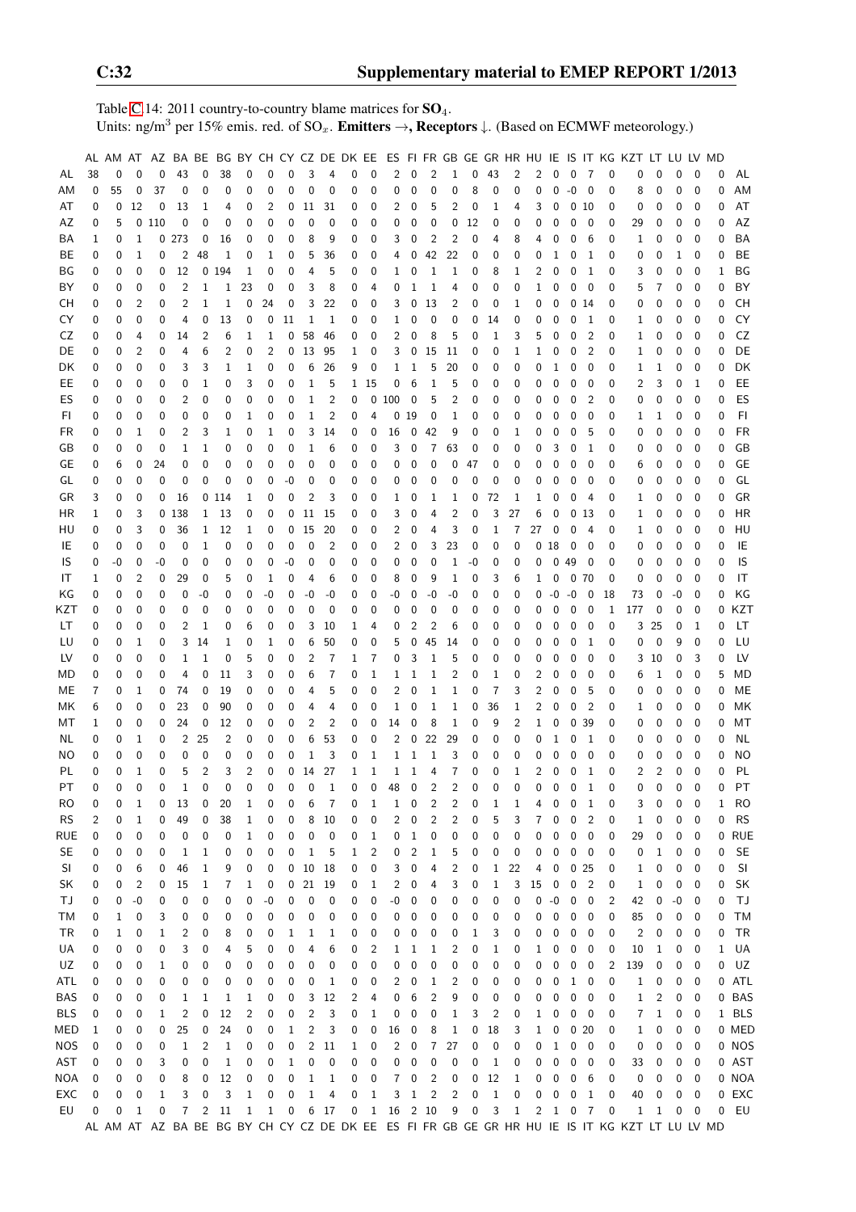Table C.14: 2011 country-to-country blame matrices for $SO_4$.
Units: ng/m$^3$ per 15% emis. red. of $SO_x$. **Emitters →, Receptors ↓.** (Based on ECMWF meteorology.)

| | AL | AM | AT | AZ | BA | BE | BG | BY | CH | CY | CZ | DE | DK | EE | ES | FI | FR | GB | GE | GR | HR | HU | IE | IS | IT | KG | KZT | LT | LU | LV | MD | |
|---|---|---|---|---|---|---|---|---|---|---|---|---|---|---|---|---|---|---|---|---|---|---|---|---|---|---|---|---|---|---|---|---|
| AL | 38 | 0 | 0 | 0 | 43 | 0 | 38 | 0 | 0 | 0 | 3 | 4 | 0 | 0 | 2 | 0 | 2 | 1 | 0 | 43 | 2 | 2 | 0 | 0 | 7 | 0 | 0 | 0 | 0 | 0 | 0 | AL |
| AM | 0 | 55 | 0 | 37 | 0 | 0 | 0 | 0 | 0 | 0 | 0 | 0 | 0 | 0 | 0 | 0 | 0 | 0 | 8 | 0 | 0 | 0 | 0 | -0 | 0 | 0 | 8 | 0 | 0 | 0 | 0 | AM |
| AT | 0 | 0 | 12 | 0 | 13 | 1 | 4 | 0 | 2 | 0 | 11 | 31 | 0 | 0 | 2 | 0 | 5 | 2 | 0 | 1 | 4 | 3 | 0 | 0 | 10 | 0 | 0 | 0 | 0 | 0 | 0 | AT |
| AZ | 0 | 5 | 0 | 110 | 0 | 0 | 0 | 0 | 0 | 0 | 0 | 0 | 0 | 0 | 0 | 0 | 0 | 0 | 12 | 0 | 0 | 0 | 0 | 0 | 0 | 0 | 29 | 0 | 0 | 0 | 0 | AZ |
| BA | 1 | 0 | 1 | 0 | 273 | 0 | 16 | 0 | 0 | 0 | 8 | 9 | 0 | 0 | 3 | 0 | 2 | 2 | 0 | 4 | 8 | 4 | 0 | 0 | 6 | 0 | 1 | 0 | 0 | 0 | 0 | BA |
| BE | 0 | 0 | 1 | 0 | 2 | 48 | 1 | 0 | 1 | 0 | 5 | 36 | 0 | 0 | 4 | 0 | 42 | 22 | 0 | 0 | 0 | 0 | 1 | 0 | 1 | 0 | 0 | 0 | 1 | 0 | 0 | BE |
| BG | 0 | 0 | 0 | 0 | 12 | 0 | 194 | 1 | 0 | 0 | 4 | 5 | 0 | 0 | 1 | 0 | 1 | 1 | 0 | 8 | 1 | 2 | 0 | 0 | 1 | 0 | 3 | 0 | 0 | 0 | 1 | BG |
| BY | 0 | 0 | 0 | 0 | 2 | 1 | 1 | 23 | 0 | 0 | 3 | 8 | 0 | 4 | 0 | 1 | 1 | 4 | 0 | 0 | 0 | 1 | 0 | 0 | 0 | 0 | 5 | 7 | 0 | 0 | 0 | BY |
| CH | 0 | 0 | 2 | 0 | 2 | 1 | 1 | 0 | 24 | 0 | 3 | 22 | 0 | 0 | 3 | 0 | 13 | 2 | 0 | 0 | 1 | 0 | 0 | 0 | 14 | 0 | 0 | 0 | 0 | 0 | 0 | CH |
| CY | 0 | 0 | 0 | 0 | 4 | 0 | 13 | 0 | 0 | 11 | 1 | 1 | 0 | 0 | 1 | 0 | 0 | 0 | 0 | 14 | 0 | 0 | 0 | 0 | 1 | 0 | 1 | 0 | 0 | 0 | 0 | CY |
| CZ | 0 | 0 | 4 | 0 | 14 | 2 | 6 | 1 | 1 | 0 | 58 | 46 | 0 | 0 | 2 | 0 | 8 | 5 | 0 | 1 | 3 | 5 | 0 | 0 | 2 | 0 | 1 | 0 | 0 | 0 | 0 | CZ |
| DE | 0 | 0 | 2 | 0 | 4 | 6 | 2 | 0 | 2 | 0 | 13 | 95 | 1 | 0 | 3 | 0 | 15 | 11 | 0 | 0 | 1 | 1 | 0 | 0 | 2 | 0 | 1 | 0 | 0 | 0 | 0 | DE |
| DK | 0 | 0 | 0 | 0 | 3 | 3 | 1 | 1 | 0 | 0 | 6 | 26 | 9 | 0 | 1 | 1 | 5 | 20 | 0 | 0 | 0 | 0 | 1 | 0 | 0 | 0 | 1 | 1 | 0 | 0 | 0 | DK |
| EE | 0 | 0 | 0 | 0 | 0 | 1 | 0 | 3 | 0 | 0 | 1 | 5 | 1 | 15 | 0 | 6 | 1 | 5 | 0 | 0 | 0 | 0 | 0 | 0 | 0 | 0 | 2 | 3 | 0 | 1 | 0 | EE |
| ES | 0 | 0 | 0 | 0 | 2 | 0 | 0 | 0 | 0 | 0 | 1 | 2 | 0 | 0 | 100 | 0 | 5 | 2 | 0 | 0 | 0 | 0 | 0 | 0 | 2 | 0 | 0 | 0 | 0 | 0 | 0 | ES |
| FI | 0 | 0 | 0 | 0 | 0 | 0 | 0 | 1 | 0 | 0 | 1 | 2 | 0 | 4 | 0 | 19 | 0 | 1 | 0 | 0 | 0 | 0 | 0 | 0 | 0 | 0 | 1 | 1 | 0 | 0 | 0 | FI |
| FR | 0 | 0 | 1 | 0 | 2 | 3 | 1 | 0 | 1 | 0 | 3 | 14 | 0 | 0 | 16 | 0 | 42 | 9 | 0 | 0 | 1 | 0 | 0 | 0 | 5 | 0 | 0 | 0 | 0 | 0 | 0 | FR |
| GB | 0 | 0 | 0 | 0 | 1 | 1 | 0 | 0 | 0 | 0 | 1 | 6 | 0 | 0 | 3 | 0 | 7 | 63 | 0 | 0 | 0 | 0 | 3 | 0 | 1 | 0 | 0 | 0 | 0 | 0 | 0 | GB |
| GE | 0 | 6 | 0 | 24 | 0 | 0 | 0 | 0 | 0 | 0 | 0 | 0 | 0 | 0 | 0 | 0 | 0 | 0 | 47 | 0 | 0 | 0 | 0 | 0 | 0 | 0 | 6 | 0 | 0 | 0 | 0 | GE |
| GL | 0 | 0 | 0 | 0 | 0 | 0 | 0 | 0 | 0 | -0 | 0 | 0 | 0 | 0 | 0 | 0 | 0 | 0 | 0 | 0 | 0 | 0 | 0 | 0 | 0 | 0 | 0 | 0 | 0 | 0 | 0 | GL |
| GR | 3 | 0 | 0 | 0 | 16 | 0 | 114 | 1 | 0 | 0 | 2 | 3 | 0 | 0 | 1 | 0 | 1 | 1 | 0 | 72 | 1 | 1 | 0 | 0 | 4 | 0 | 1 | 0 | 0 | 0 | 0 | GR |
| HR | 1 | 0 | 3 | 0 | 138 | 1 | 13 | 0 | 0 | 0 | 11 | 15 | 0 | 0 | 3 | 0 | 4 | 2 | 0 | 3 | 27 | 6 | 0 | 0 | 13 | 0 | 1 | 0 | 0 | 0 | 0 | HR |
| HU | 0 | 0 | 3 | 0 | 36 | 1 | 12 | 1 | 0 | 0 | 15 | 20 | 0 | 0 | 2 | 0 | 4 | 3 | 0 | 1 | 7 | 27 | 0 | 0 | 4 | 0 | 1 | 0 | 0 | 0 | 0 | HU |
| IE | 0 | 0 | 0 | 0 | 0 | 1 | 0 | 0 | 0 | 0 | 0 | 2 | 0 | 0 | 2 | 0 | 3 | 23 | 0 | 0 | 0 | 0 | 18 | 0 | 0 | 0 | 0 | 0 | 0 | 0 | 0 | IE |
| IS | 0 | -0 | 0 | -0 | 0 | 0 | 0 | 0 | 0 | -0 | 0 | 0 | 0 | 0 | 0 | 0 | 0 | 1 | -0 | 0 | 0 | 0 | 0 | 49 | 0 | 0 | 0 | 0 | 0 | 0 | 0 | IS |
| IT | 1 | 0 | 2 | 0 | 29 | 0 | 5 | 0 | 1 | 0 | 4 | 6 | 0 | 0 | 8 | 0 | 9 | 1 | 0 | 3 | 6 | 1 | 0 | 0 | 70 | 0 | 0 | 0 | 0 | 0 | 0 | IT |
| KG | 0 | 0 | 0 | 0 | 0 | -0 | 0 | 0 | -0 | 0 | -0 | -0 | 0 | 0 | -0 | 0 | -0 | -0 | 0 | 0 | 0 | 0 | -0 | -0 | 0 | 18 | 73 | 0 | -0 | 0 | 0 | KG |
| KZT | 0 | 0 | 0 | 0 | 0 | 0 | 0 | 0 | 0 | 0 | 0 | 0 | 0 | 0 | 0 | 0 | 0 | 0 | 0 | 0 | 0 | 0 | 0 | 0 | 0 | 1 | 177 | 0 | 0 | 0 | 0 | KZT |
| LT | 0 | 0 | 0 | 0 | 2 | 1 | 0 | 6 | 0 | 0 | 3 | 10 | 1 | 4 | 0 | 2 | 2 | 6 | 0 | 0 | 0 | 0 | 0 | 0 | 0 | 0 | 3 | 25 | 0 | 1 | 0 | LT |
| LU | 0 | 0 | 1 | 0 | 3 | 14 | 1 | 0 | 1 | 0 | 6 | 50 | 0 | 0 | 5 | 0 | 45 | 14 | 0 | 0 | 0 | 0 | 0 | 0 | 1 | 0 | 0 | 0 | 9 | 0 | 0 | LU |
| LV | 0 | 0 | 0 | 0 | 1 | 1 | 0 | 5 | 0 | 0 | 2 | 7 | 1 | 7 | 0 | 3 | 1 | 5 | 0 | 0 | 0 | 0 | 0 | 0 | 0 | 0 | 3 | 10 | 0 | 3 | 0 | LV |
| MD | 0 | 0 | 0 | 0 | 4 | 0 | 11 | 3 | 0 | 0 | 6 | 7 | 0 | 1 | 1 | 1 | 1 | 2 | 0 | 1 | 0 | 2 | 0 | 0 | 0 | 0 | 6 | 1 | 0 | 0 | 5 | MD |
| ME | 7 | 0 | 1 | 0 | 74 | 0 | 19 | 0 | 0 | 0 | 4 | 5 | 0 | 0 | 2 | 0 | 1 | 1 | 0 | 7 | 3 | 2 | 0 | 0 | 5 | 0 | 0 | 0 | 0 | 0 | 0 | ME |
| MK | 6 | 0 | 0 | 0 | 23 | 0 | 90 | 0 | 0 | 0 | 4 | 4 | 0 | 0 | 1 | 0 | 1 | 1 | 0 | 36 | 1 | 2 | 0 | 0 | 2 | 0 | 1 | 0 | 0 | 0 | 0 | MK |
| MT | 1 | 0 | 0 | 0 | 24 | 0 | 12 | 0 | 0 | 0 | 2 | 2 | 0 | 0 | 14 | 0 | 8 | 1 | 0 | 9 | 2 | 1 | 0 | 0 | 39 | 0 | 0 | 0 | 0 | 0 | 0 | MT |
| NL | 0 | 0 | 1 | 0 | 2 | 25 | 2 | 0 | 0 | 0 | 6 | 53 | 0 | 0 | 2 | 0 | 22 | 29 | 0 | 0 | 0 | 0 | 1 | 0 | 1 | 0 | 0 | 0 | 0 | 0 | 0 | NL |
| NO | 0 | 0 | 0 | 0 | 0 | 0 | 0 | 0 | 0 | 0 | 1 | 3 | 0 | 1 | 1 | 1 | 1 | 3 | 0 | 0 | 0 | 0 | 0 | 0 | 0 | 0 | 0 | 0 | 0 | 0 | 0 | NO |
| PL | 0 | 0 | 1 | 0 | 5 | 2 | 3 | 2 | 0 | 0 | 14 | 27 | 1 | 1 | 1 | 1 | 4 | 7 | 0 | 0 | 1 | 2 | 0 | 0 | 1 | 0 | 2 | 2 | 0 | 0 | 0 | PL |
| PT | 0 | 0 | 0 | 0 | 1 | 0 | 0 | 0 | 0 | 0 | 0 | 1 | 0 | 0 | 48 | 0 | 2 | 2 | 0 | 0 | 0 | 0 | 0 | 0 | 1 | 0 | 0 | 0 | 0 | 0 | 0 | PT |
| RO | 0 | 0 | 1 | 0 | 13 | 0 | 20 | 1 | 0 | 0 | 6 | 7 | 0 | 1 | 1 | 0 | 2 | 2 | 0 | 1 | 1 | 4 | 0 | 0 | 1 | 0 | 3 | 0 | 0 | 0 | 1 | RO |
| RS | 2 | 0 | 1 | 0 | 49 | 0 | 38 | 1 | 0 | 0 | 8 | 10 | 0 | 0 | 2 | 0 | 2 | 2 | 0 | 5 | 3 | 7 | 0 | 0 | 2 | 0 | 1 | 0 | 0 | 0 | 0 | RS |
| RUE | 0 | 0 | 0 | 0 | 0 | 0 | 0 | 1 | 0 | 0 | 0 | 0 | 0 | 1 | 0 | 1 | 0 | 0 | 0 | 0 | 0 | 0 | 0 | 0 | 0 | 0 | 29 | 0 | 0 | 0 | 0 | RUE |
| SE | 0 | 0 | 0 | 0 | 1 | 1 | 0 | 0 | 0 | 0 | 1 | 5 | 1 | 2 | 0 | 2 | 1 | 5 | 0 | 0 | 0 | 0 | 0 | 0 | 0 | 0 | 0 | 1 | 0 | 0 | 0 | SE |
| SI | 0 | 0 | 6 | 0 | 46 | 1 | 9 | 0 | 0 | 0 | 10 | 18 | 0 | 0 | 3 | 0 | 4 | 2 | 0 | 1 | 22 | 4 | 0 | 0 | 25 | 0 | 1 | 0 | 0 | 0 | 0 | SI |
| SK | 0 | 0 | 2 | 0 | 15 | 1 | 7 | 1 | 0 | 0 | 21 | 19 | 0 | 1 | 2 | 0 | 4 | 3 | 0 | 1 | 3 | 15 | 0 | 0 | 2 | 0 | 1 | 0 | 0 | 0 | 0 | SK |
| TJ | 0 | 0 | -0 | 0 | 0 | 0 | 0 | 0 | -0 | 0 | 0 | 0 | 0 | 0 | -0 | 0 | 0 | 0 | 0 | 0 | 0 | 0 | -0 | 0 | 0 | 2 | 42 | 0 | -0 | 0 | 0 | TJ |
| TM | 0 | 1 | 0 | 3 | 0 | 0 | 0 | 0 | 0 | 0 | 0 | 0 | 0 | 0 | 0 | 0 | 0 | 0 | 0 | 0 | 0 | 0 | 0 | 0 | 0 | 0 | 85 | 0 | 0 | 0 | 0 | TM |
| TR | 0 | 1 | 0 | 1 | 2 | 0 | 8 | 0 | 0 | 1 | 1 | 1 | 0 | 0 | 0 | 0 | 0 | 0 | 1 | 3 | 0 | 0 | 0 | 0 | 0 | 0 | 2 | 0 | 0 | 0 | 0 | TR |
| UA | 0 | 0 | 0 | 0 | 3 | 0 | 4 | 5 | 0 | 0 | 4 | 6 | 0 | 2 | 1 | 1 | 1 | 2 | 0 | 1 | 0 | 1 | 0 | 0 | 0 | 0 | 10 | 1 | 0 | 0 | 1 | UA |
| UZ | 0 | 0 | 0 | 1 | 0 | 0 | 0 | 0 | 0 | 0 | 0 | 0 | 0 | 0 | 0 | 0 | 0 | 0 | 0 | 0 | 0 | 0 | 0 | 0 | 0 | 2 | 139 | 0 | 0 | 0 | 0 | UZ |
| ATL | 0 | 0 | 0 | 0 | 0 | 0 | 0 | 0 | 0 | 0 | 0 | 1 | 0 | 0 | 2 | 0 | 1 | 2 | 0 | 0 | 0 | 0 | 0 | 1 | 0 | 0 | 1 | 0 | 0 | 0 | 0 | ATL |
| BAS | 0 | 0 | 0 | 0 | 1 | 1 | 1 | 1 | 0 | 0 | 3 | 12 | 2 | 4 | 0 | 6 | 2 | 9 | 0 | 0 | 0 | 0 | 0 | 0 | 0 | 0 | 1 | 2 | 0 | 0 | 0 | BAS |
| BLS | 0 | 0 | 0 | 1 | 2 | 0 | 12 | 2 | 0 | 0 | 2 | 3 | 0 | 1 | 0 | 0 | 0 | 1 | 3 | 2 | 0 | 1 | 0 | 0 | 0 | 0 | 7 | 1 | 0 | 0 | 1 | BLS |
| MED | 1 | 0 | 0 | 0 | 25 | 0 | 24 | 0 | 0 | 1 | 2 | 3 | 0 | 0 | 16 | 0 | 8 | 1 | 0 | 18 | 3 | 1 | 0 | 0 | 20 | 0 | 1 | 0 | 0 | 0 | 0 | MED |
| NOS | 0 | 0 | 0 | 0 | 1 | 2 | 1 | 0 | 0 | 0 | 2 | 11 | 1 | 0 | 2 | 0 | 7 | 27 | 0 | 0 | 0 | 0 | 1 | 0 | 0 | 0 | 0 | 0 | 0 | 0 | 0 | NOS |
| AST | 0 | 0 | 0 | 3 | 0 | 0 | 1 | 0 | 0 | 1 | 0 | 0 | 0 | 0 | 0 | 0 | 0 | 0 | 0 | 1 | 0 | 0 | 0 | 0 | 0 | 0 | 33 | 0 | 0 | 0 | 0 | AST |
| NOA | 0 | 0 | 0 | 0 | 8 | 0 | 12 | 0 | 0 | 0 | 1 | 1 | 0 | 0 | 7 | 0 | 2 | 0 | 0 | 12 | 1 | 0 | 0 | 0 | 6 | 0 | 0 | 0 | 0 | 0 | 0 | NOA |
| EXC | 0 | 0 | 0 | 1 | 3 | 0 | 3 | 1 | 0 | 0 | 1 | 4 | 0 | 1 | 3 | 1 | 2 | 2 | 0 | 1 | 0 | 0 | 0 | 0 | 1 | 0 | 40 | 0 | 0 | 0 | 0 | EXC |
| EU | 0 | 0 | 1 | 0 | 7 | 2 | 11 | 1 | 1 | 0 | 6 | 17 | 0 | 1 | 16 | 2 | 10 | 9 | 0 | 3 | 1 | 2 | 1 | 0 | 7 | 0 | 1 | 1 | 0 | 0 | 0 | EU |
| | AL | AM | AT | AZ | BA | BE | BG | BY | CH | CY | CZ | DE | DK | EE | ES | FI | FR | GB | GE | GR | HR | HU | IE | IS | IT | KG | KZT | LT | LU | LV | MD | |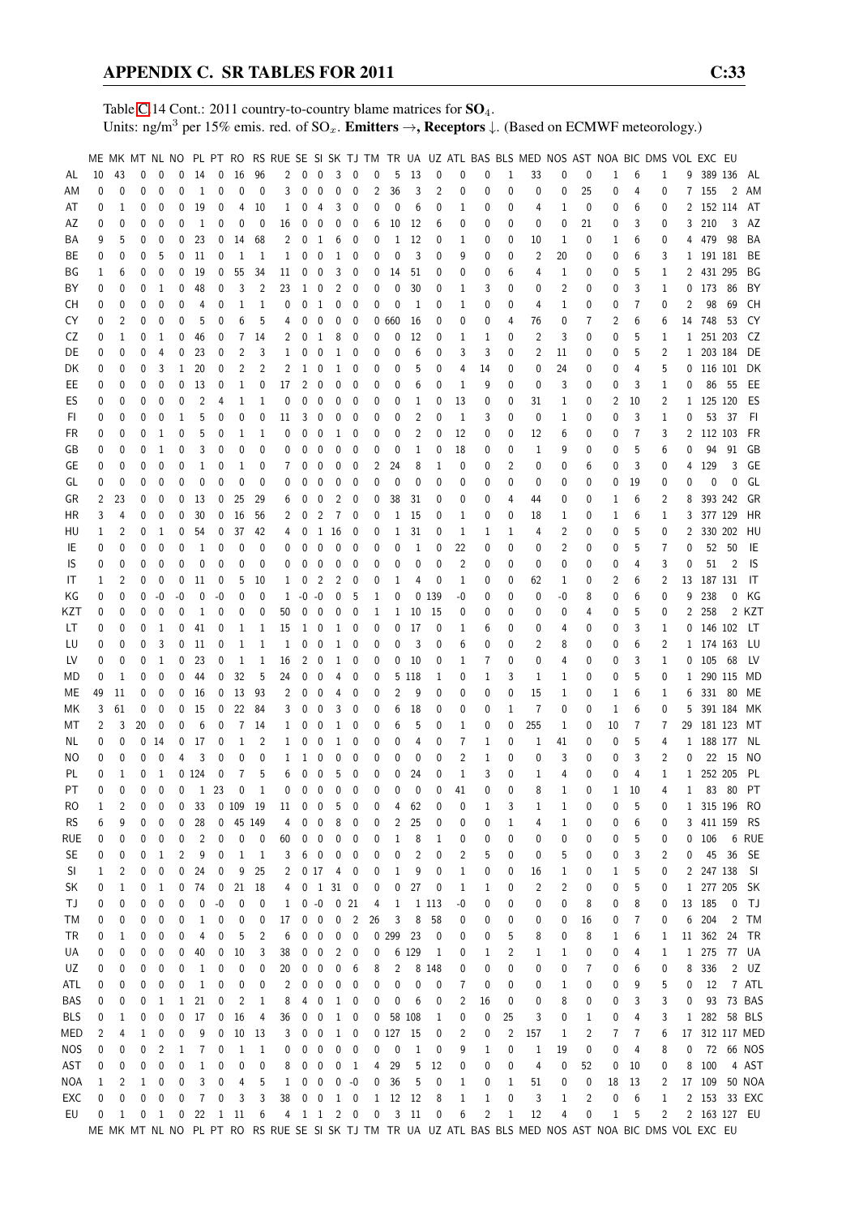Table C.14 Cont.: 2011 country-to-country blame matrices for $SO_4$.
Units: ng/m$^3$ per 15% emis. red. of $SO_x$. **Emitters →, Receptors ↓.** (Based on ECMWF meteorology.)

| | ME | MK | MT | NL | NO | PL | PT | RO | RS | RUE | SE | SI | SK | TJ | TM | TR | UA | UZ | ATL | BAS | BLS | MED | NOS | AST | NOA | BIC | DMS | VOL | EXC | EU | |
|---|---|---|---|---|---|---|---|---|---|---|---|---|---|---|---|---|---|---|---|---|---|---|---|---|---|---|---|---|---|---|---|
| AL | 10 | 43 | 0 | 0 | 0 | 14 | 0 | 16 | 96 | 2 | 0 | 0 | 3 | 0 | 0 | 5 | 13 | 0 | 0 | 0 | 1 | 33 | 0 | 0 | 1 | 6 | 1 | 9 | 389 | 136 | AL |
| AM | 0 | 0 | 0 | 0 | 0 | 1 | 0 | 0 | 0 | 3 | 0 | 0 | 0 | 0 | 2 | 36 | 3 | 2 | 0 | 0 | 0 | 0 | 0 | 25 | 0 | 4 | 0 | 7 | 155 | 2 | AM |
| AT | 0 | 1 | 0 | 0 | 0 | 19 | 0 | 4 | 10 | 1 | 0 | 4 | 3 | 0 | 0 | 0 | 6 | 0 | 1 | 0 | 0 | 4 | 1 | 0 | 0 | 6 | 0 | 2 | 152 | 114 | AT |
| AZ | 0 | 0 | 0 | 0 | 0 | 1 | 0 | 0 | 0 | 16 | 0 | 0 | 0 | 0 | 6 | 10 | 12 | 6 | 0 | 0 | 0 | 0 | 0 | 21 | 0 | 3 | 0 | 3 | 210 | 3 | AZ |
| BA | 9 | 5 | 0 | 0 | 0 | 23 | 0 | 14 | 68 | 2 | 0 | 1 | 6 | 0 | 0 | 1 | 12 | 0 | 1 | 0 | 0 | 10 | 1 | 0 | 1 | 6 | 0 | 4 | 479 | 98 | BA |
| BE | 0 | 0 | 0 | 5 | 0 | 11 | 0 | 1 | 1 | 1 | 0 | 0 | 1 | 0 | 0 | 0 | 3 | 0 | 9 | 0 | 0 | 2 | 20 | 0 | 0 | 6 | 3 | 1 | 191 | 181 | BE |
| BG | 1 | 6 | 0 | 0 | 0 | 19 | 0 | 55 | 34 | 11 | 0 | 0 | 3 | 0 | 0 | 14 | 51 | 0 | 0 | 0 | 6 | 4 | 1 | 0 | 0 | 5 | 1 | 2 | 431 | 295 | BG |
| BY | 0 | 0 | 0 | 1 | 0 | 48 | 0 | 3 | 2 | 23 | 1 | 0 | 2 | 0 | 0 | 0 | 30 | 0 | 1 | 3 | 0 | 0 | 2 | 0 | 0 | 3 | 1 | 0 | 173 | 86 | BY |
| CH | 0 | 0 | 0 | 0 | 0 | 4 | 0 | 1 | 1 | 0 | 0 | 1 | 0 | 0 | 0 | 0 | 1 | 0 | 1 | 0 | 0 | 4 | 1 | 0 | 0 | 7 | 0 | 2 | 98 | 69 | CH |
| CY | 0 | 2 | 0 | 0 | 0 | 5 | 0 | 6 | 5 | 4 | 0 | 0 | 0 | 0 | 0 | 660 | 16 | 0 | 0 | 0 | 4 | 76 | 0 | 7 | 2 | 6 | 14 | 748 | 53 | CY | |
| CZ | 0 | 1 | 0 | 1 | 0 | 46 | 0 | 7 | 14 | 2 | 0 | 1 | 8 | 0 | 0 | 0 | 12 | 0 | 1 | 1 | 0 | 2 | 3 | 0 | 0 | 5 | 1 | 1 | 251 | 203 | CZ |
| DE | 0 | 0 | 0 | 4 | 0 | 23 | 0 | 2 | 3 | 1 | 0 | 0 | 1 | 0 | 0 | 0 | 6 | 0 | 3 | 3 | 0 | 2 | 11 | 0 | 0 | 5 | 2 | 1 | 203 | 184 | DE |
| DK | 0 | 0 | 0 | 3 | 1 | 20 | 0 | 2 | 2 | 2 | 1 | 0 | 1 | 0 | 0 | 0 | 5 | 0 | 4 | 14 | 0 | 0 | 24 | 0 | 0 | 4 | 5 | 0 | 116 | 101 | DK |
| EE | 0 | 0 | 0 | 0 | 0 | 13 | 0 | 1 | 0 | 17 | 2 | 0 | 0 | 0 | 0 | 0 | 6 | 0 | 1 | 9 | 0 | 0 | 3 | 0 | 0 | 3 | 1 | 0 | 86 | 55 | EE |
| ES | 0 | 0 | 0 | 0 | 0 | 2 | 4 | 1 | 1 | 0 | 0 | 0 | 0 | 0 | 0 | 0 | 1 | 0 | 13 | 0 | 0 | 31 | 1 | 0 | 2 | 10 | 2 | 1 | 125 | 120 | ES |
| FI | 0 | 0 | 0 | 0 | 1 | 5 | 0 | 0 | 0 | 11 | 3 | 0 | 0 | 0 | 0 | 0 | 2 | 0 | 1 | 3 | 0 | 0 | 1 | 0 | 0 | 3 | 1 | 0 | 53 | 37 | FI |
| FR | 0 | 0 | 0 | 1 | 0 | 5 | 0 | 1 | 1 | 0 | 0 | 0 | 1 | 0 | 0 | 0 | 2 | 0 | 12 | 0 | 0 | 12 | 6 | 0 | 0 | 7 | 3 | 2 | 112 | 103 | FR |
| GB | 0 | 0 | 0 | 1 | 0 | 3 | 0 | 0 | 0 | 0 | 0 | 0 | 0 | 0 | 0 | 0 | 1 | 0 | 18 | 0 | 0 | 1 | 9 | 0 | 0 | 5 | 6 | 0 | 94 | 91 | GB |
| GE | 0 | 0 | 0 | 0 | 0 | 1 | 0 | 1 | 0 | 7 | 0 | 0 | 0 | 0 | 2 | 24 | 8 | 1 | 0 | 0 | 2 | 0 | 0 | 6 | 0 | 3 | 0 | 4 | 129 | 3 | GE |
| GL | 0 | 0 | 0 | 0 | 0 | 0 | 0 | 0 | 0 | 0 | 0 | 0 | 0 | 0 | 0 | 0 | 0 | 0 | 0 | 0 | 0 | 0 | 0 | 0 | 0 | 19 | 0 | 0 | 0 | 0 | GL |
| GR | 2 | 23 | 0 | 0 | 0 | 13 | 0 | 25 | 29 | 6 | 0 | 0 | 2 | 0 | 0 | 38 | 31 | 0 | 0 | 0 | 4 | 44 | 0 | 0 | 1 | 6 | 2 | 8 | 393 | 242 | GR |
| HR | 3 | 4 | 0 | 0 | 0 | 30 | 0 | 16 | 56 | 2 | 0 | 2 | 7 | 0 | 0 | 1 | 15 | 0 | 1 | 0 | 0 | 18 | 1 | 0 | 1 | 6 | 1 | 3 | 377 | 129 | HR |
| HU | 1 | 2 | 0 | 1 | 0 | 54 | 0 | 37 | 42 | 4 | 0 | 1 | 16 | 0 | 0 | 1 | 31 | 0 | 1 | 1 | 1 | 4 | 2 | 0 | 0 | 5 | 0 | 2 | 330 | 202 | HU |
| IE | 0 | 0 | 0 | 0 | 0 | 1 | 0 | 0 | 0 | 0 | 0 | 0 | 0 | 0 | 0 | 0 | 1 | 0 | 22 | 0 | 0 | 0 | 2 | 0 | 0 | 5 | 7 | 0 | 52 | 50 | IE |
| IS | 0 | 0 | 0 | 0 | 0 | 0 | 0 | 0 | 0 | 0 | 0 | 0 | 0 | 0 | 0 | 0 | 0 | 0 | 2 | 0 | 0 | 0 | 0 | 0 | 0 | 4 | 3 | 0 | 51 | 2 | IS |
| IT | 1 | 2 | 0 | 0 | 0 | 11 | 0 | 5 | 10 | 1 | 0 | 2 | 2 | 0 | 0 | 1 | 4 | 0 | 1 | 0 | 0 | 62 | 1 | 0 | 2 | 6 | 2 | 13 | 187 | 131 | IT |
| KG | 0 | 0 | 0 | -0 | -0 | 0 | -0 | 0 | 0 | 1 | -0 | -0 | 0 | 5 | 1 | 0 | 0 | 139 | -0 | 0 | 0 | 0 | -0 | 8 | 0 | 6 | 0 | 9 | 238 | 0 | KG |
| KZT | 0 | 0 | 0 | 0 | 0 | 1 | 0 | 0 | 0 | 50 | 0 | 0 | 0 | 0 | 1 | 1 | 10 | 15 | 0 | 0 | 0 | 0 | 0 | 4 | 0 | 5 | 0 | 2 | 258 | 2 | KZT |
| LT | 0 | 0 | 0 | 1 | 0 | 41 | 0 | 1 | 1 | 15 | 1 | 0 | 1 | 0 | 0 | 0 | 17 | 0 | 1 | 6 | 0 | 0 | 4 | 0 | 0 | 3 | 1 | 0 | 146 | 102 | LT |
| LU | 0 | 0 | 0 | 3 | 0 | 11 | 0 | 1 | 1 | 1 | 0 | 0 | 1 | 0 | 0 | 0 | 3 | 0 | 6 | 0 | 0 | 2 | 8 | 0 | 0 | 6 | 2 | 1 | 174 | 163 | LU |
| LV | 0 | 0 | 0 | 1 | 0 | 23 | 0 | 1 | 1 | 16 | 2 | 0 | 1 | 0 | 0 | 0 | 10 | 0 | 1 | 7 | 0 | 0 | 4 | 0 | 0 | 3 | 1 | 0 | 105 | 68 | LV |
| MD | 0 | 1 | 0 | 0 | 0 | 44 | 0 | 32 | 5 | 24 | 0 | 0 | 4 | 0 | 0 | 5 | 118 | 1 | 0 | 1 | 3 | 1 | 1 | 0 | 0 | 5 | 0 | 1 | 290 | 115 | MD |
| ME | 49 | 11 | 0 | 0 | 0 | 16 | 0 | 13 | 93 | 2 | 0 | 0 | 4 | 0 | 0 | 2 | 9 | 0 | 0 | 0 | 0 | 15 | 1 | 0 | 1 | 6 | 1 | 6 | 331 | 80 | ME |
| MK | 3 | 61 | 0 | 0 | 0 | 15 | 0 | 22 | 84 | 3 | 0 | 0 | 3 | 0 | 0 | 6 | 18 | 0 | 0 | 0 | 1 | 7 | 0 | 0 | 1 | 6 | 0 | 5 | 391 | 184 | MK |
| MT | 2 | 3 | 20 | 0 | 0 | 6 | 0 | 7 | 14 | 1 | 0 | 0 | 1 | 0 | 0 | 6 | 5 | 0 | 1 | 0 | 0 | 255 | 1 | 0 | 10 | 7 | 7 | 29 | 181 | 123 | MT |
| NL | 0 | 0 | 0 | 14 | 0 | 17 | 0 | 1 | 2 | 1 | 0 | 0 | 1 | 0 | 0 | 0 | 4 | 0 | 7 | 1 | 0 | 1 | 41 | 0 | 0 | 5 | 4 | 1 | 188 | 177 | NL |
| NO | 0 | 0 | 0 | 0 | 4 | 3 | 0 | 0 | 0 | 1 | 1 | 0 | 0 | 0 | 0 | 0 | 0 | 0 | 2 | 1 | 0 | 0 | 3 | 0 | 0 | 3 | 2 | 0 | 22 | 15 | NO |
| PL | 0 | 1 | 0 | 1 | 0 | 124 | 0 | 7 | 5 | 6 | 0 | 0 | 5 | 0 | 0 | 0 | 24 | 0 | 1 | 3 | 0 | 1 | 4 | 0 | 0 | 4 | 1 | 1 | 252 | 205 | PL |
| PT | 0 | 0 | 0 | 0 | 0 | 1 | 23 | 0 | 1 | 0 | 0 | 0 | 0 | 0 | 0 | 0 | 0 | 0 | 41 | 0 | 0 | 8 | 1 | 0 | 1 | 10 | 4 | 1 | 83 | 80 | PT |
| RO | 1 | 2 | 0 | 0 | 0 | 33 | 0 | 109 | 19 | 11 | 0 | 0 | 5 | 0 | 0 | 4 | 62 | 0 | 0 | 1 | 3 | 1 | 1 | 0 | 0 | 5 | 0 | 1 | 315 | 196 | RO |
| RS | 6 | 9 | 0 | 0 | 0 | 28 | 0 | 45 | 149 | 4 | 0 | 0 | 8 | 0 | 0 | 2 | 25 | 0 | 0 | 0 | 1 | 4 | 1 | 0 | 0 | 6 | 0 | 3 | 411 | 159 | RS |
| RUE | 0 | 0 | 0 | 0 | 0 | 2 | 0 | 0 | 0 | 60 | 0 | 0 | 0 | 0 | 0 | 1 | 8 | 1 | 0 | 0 | 0 | 0 | 0 | 0 | 0 | 5 | 0 | 0 | 106 | 6 | RUE |
| SE | 0 | 0 | 0 | 1 | 2 | 9 | 0 | 1 | 1 | 3 | 6 | 0 | 0 | 0 | 0 | 0 | 2 | 0 | 2 | 5 | 0 | 0 | 5 | 0 | 0 | 3 | 2 | 0 | 45 | 36 | SE |
| SI | 1 | 2 | 0 | 0 | 0 | 24 | 0 | 9 | 25 | 2 | 0 | 17 | 4 | 0 | 0 | 1 | 9 | 0 | 1 | 0 | 0 | 16 | 1 | 0 | 1 | 5 | 0 | 2 | 247 | 138 | SI |
| SK | 0 | 1 | 0 | 1 | 0 | 74 | 0 | 21 | 18 | 4 | 0 | 1 | 31 | 0 | 0 | 0 | 27 | 0 | 1 | 1 | 0 | 2 | 2 | 0 | 0 | 5 | 0 | 1 | 277 | 205 | SK |
| TJ | 0 | 0 | 0 | 0 | 0 | 0 | -0 | 0 | 0 | 1 | 0 | -0 | 0 | 21 | 4 | 1 | 1 | 113 | -0 | 0 | 0 | 0 | 0 | 8 | 0 | 8 | 0 | 13 | 185 | 0 | TJ |
| TM | 0 | 0 | 0 | 0 | 0 | 1 | 0 | 0 | 0 | 17 | 0 | 0 | 0 | 2 | 26 | 3 | 8 | 58 | 0 | 0 | 0 | 0 | 0 | 16 | 0 | 7 | 0 | 6 | 204 | 2 | TM |
| TR | 0 | 1 | 0 | 0 | 0 | 4 | 0 | 5 | 2 | 6 | 0 | 0 | 0 | 0 | 0 | 299 | 23 | 0 | 0 | 0 | 5 | 8 | 0 | 8 | 1 | 6 | 1 | 11 | 362 | 24 | TR |
| UA | 0 | 0 | 0 | 0 | 0 | 40 | 0 | 10 | 3 | 38 | 0 | 0 | 2 | 0 | 0 | 6 | 129 | 1 | 0 | 1 | 2 | 1 | 1 | 0 | 0 | 4 | 1 | 1 | 275 | 77 | UA |
| UZ | 0 | 0 | 0 | 0 | 0 | 1 | 0 | 0 | 0 | 20 | 0 | 0 | 0 | 6 | 8 | 2 | 8 | 148 | 0 | 0 | 0 | 0 | 0 | 7 | 0 | 6 | 0 | 8 | 336 | 2 | UZ |
| ATL | 0 | 0 | 0 | 0 | 0 | 1 | 0 | 0 | 0 | 2 | 0 | 0 | 0 | 0 | 0 | 0 | 0 | 0 | 7 | 0 | 0 | 0 | 1 | 0 | 0 | 9 | 5 | 0 | 12 | 7 | ATL |
| BAS | 0 | 0 | 0 | 1 | 1 | 21 | 0 | 2 | 1 | 8 | 4 | 0 | 1 | 0 | 0 | 0 | 6 | 0 | 2 | 16 | 0 | 0 | 8 | 0 | 0 | 3 | 3 | 0 | 93 | 73 | BAS |
| BLS | 0 | 1 | 0 | 0 | 0 | 17 | 0 | 16 | 4 | 36 | 0 | 0 | 1 | 0 | 0 | 58 | 108 | 1 | 0 | 0 | 25 | 3 | 0 | 1 | 0 | 4 | 3 | 1 | 282 | 58 | BLS |
| MED | 2 | 4 | 1 | 0 | 0 | 9 | 0 | 10 | 13 | 3 | 0 | 0 | 1 | 0 | 0 | 127 | 15 | 0 | 2 | 0 | 2 | 157 | 1 | 2 | 7 | 7 | 6 | 17 | 312 | 117 | MED |
| NOS | 0 | 0 | 0 | 2 | 1 | 7 | 0 | 1 | 1 | 0 | 0 | 0 | 0 | 0 | 0 | 0 | 1 | 0 | 9 | 1 | 0 | 1 | 19 | 0 | 0 | 4 | 8 | 0 | 72 | 66 | NOS |
| AST | 0 | 0 | 0 | 0 | 0 | 1 | 0 | 0 | 0 | 8 | 0 | 0 | 0 | 1 | 4 | 29 | 5 | 12 | 0 | 0 | 0 | 4 | 0 | 52 | 0 | 10 | 0 | 8 | 100 | 4 | AST |
| NOA | 1 | 2 | 1 | 0 | 0 | 3 | 0 | 4 | 5 | 1 | 0 | 0 | 0 | -0 | 0 | 36 | 5 | 0 | 1 | 0 | 1 | 51 | 0 | 0 | 18 | 13 | 2 | 17 | 109 | 50 | NOA |
| EXC | 0 | 0 | 0 | 0 | 0 | 7 | 0 | 3 | 3 | 38 | 0 | 0 | 1 | 0 | 1 | 12 | 12 | 8 | 1 | 1 | 0 | 3 | 1 | 2 | 0 | 6 | 1 | 2 | 153 | 33 | EXC |
| EU | 0 | 1 | 0 | 1 | 0 | 22 | 1 | 11 | 6 | 4 | 1 | 1 | 2 | 0 | 0 | 3 | 11 | 0 | 6 | 2 | 1 | 12 | 4 | 0 | 1 | 5 | 2 | 2 | 163 | 127 | EU |
| | ME | MK | MT | NL | NO | PL | PT | RO | RS | RUE | SE | SI | SK | TJ | TM | TR | UA | UZ | ATL | BAS | BLS | MED | NOS | AST | NOA | BIC | DMS | VOL | EXC | EU | |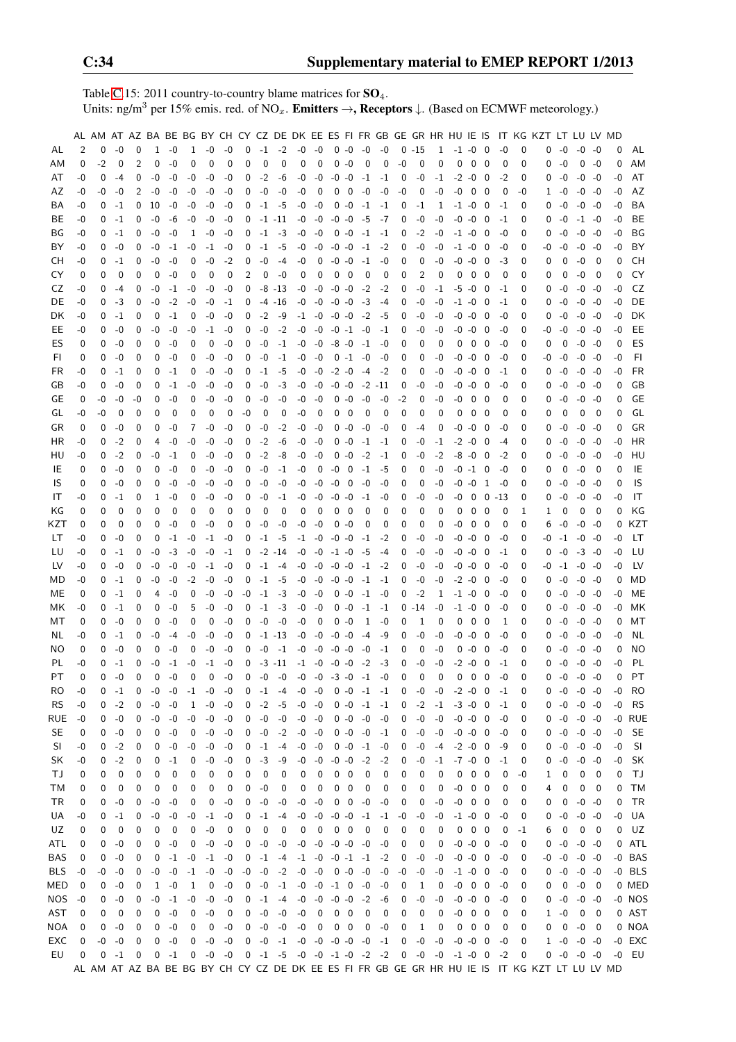Table C.15: 2011 country-to-country blame matrices for $SO_4$.
Units: $ng/m^3$ per 15% emis. red. of $NO_x$. **Emitters** →, **Receptors** ↓. (Based on ECMWF meteorology.)

| | AL | AM | AT | AZ | BA | BE | BG | BY | CH | CY | CZ | DE | DK | EE | ES | FI | FR | GB | GE | GR | HR | HU | IE | IS | IT | KG | KZT | LT | LU | LV | MD | |
|---|---|---|---|---|---|---|---|---|---|---|---|---|---|---|---|---|---|---|---|---|---|---|---|---|---|---|---|---|---|---|---|---|
| AL | 2 | 0 | -0 | 0 | 1 | -0 | 1 | -0 | -0 | 0 | -1 | -2 | -0 | -0 | 0 | -0 | -0 | -0 | 0 | -15 | 1 | -1 | -0 | 0 | -0 | 0 | 0 | -0 | -0 | -0 | 0 | AL |
| AM | 0 | -2 | 0 | 2 | 0 | -0 | 0 | 0 | 0 | 0 | 0 | 0 | 0 | 0 | 0 | -0 | 0 | 0 | -0 | 0 | 0 | 0 | 0 | 0 | 0 | 0 | 0 | -0 | 0 | 0 | 0 | AM |
| AT | -0 | 0 | -4 | 0 | -0 | -0 | -0 | -0 | -0 | 0 | -2 | -6 | -0 | -0 | -0 | -0 | -1 | -1 | 0 | -0 | -1 | -2 | -0 | 0 | -2 | 0 | 0 | -0 | -0 | -0 | -0 | AT |
| AZ | -0 | -0 | -0 | 2 | -0 | -0 | -0 | -0 | -0 | 0 | -0 | -0 | -0 | 0 | 0 | 0 | -0 | -0 | -0 | 0 | -0 | -0 | 0 | 0 | 0 | -0 | 1 | -0 | -0 | -0 | -0 | AZ |
| BA | -0 | 0 | -1 | 0 | 10 | -0 | -0 | -0 | -0 | 0 | -1 | -5 | -0 | -0 | 0 | -0 | -1 | -1 | 0 | -1 | 1 | -1 | -0 | 0 | -1 | 0 | 0 | -0 | -0 | -0 | -0 | BA |
| BE | -0 | 0 | -1 | 0 | -0 | -6 | -0 | -0 | -0 | 0 | -1 | -11 | -0 | -0 | -0 | -0 | -5 | -7 | 0 | -0 | -0 | -0 | -0 | 0 | -1 | 0 | 0 | -0 | -1 | -0 | -0 | BE |
| BG | -0 | 0 | -1 | 0 | -0 | -0 | 1 | -0 | -0 | 0 | -1 | -3 | -0 | -0 | 0 | -0 | -1 | -1 | 0 | -2 | -0 | -1 | -0 | 0 | -0 | 0 | 0 | -0 | -0 | -0 | -0 | BG |
| BY | -0 | 0 | -0 | 0 | -0 | -1 | -0 | -1 | -0 | 0 | -1 | -5 | -0 | -0 | -0 | -0 | -1 | -2 | 0 | -0 | -0 | -1 | -0 | 0 | -0 | 0 | -0 | -0 | -0 | -0 | -0 | BY |
| CH | -0 | 0 | -1 | 0 | -0 | -0 | 0 | -0 | -2 | 0 | -0 | -4 | -0 | 0 | -0 | -0 | -1 | -0 | 0 | 0 | -0 | -0 | -0 | 0 | -3 | 0 | 0 | 0 | -0 | 0 | 0 | CH |
| CY | 0 | 0 | 0 | 0 | 0 | -0 | 0 | 0 | 0 | 2 | 0 | -0 | 0 | 0 | 0 | 0 | 0 | 0 | 0 | 2 | 0 | 0 | 0 | 0 | 0 | 0 | 0 | 0 | -0 | 0 | 0 | CY |
| CZ | -0 | 0 | -4 | 0 | -0 | -1 | -0 | -0 | -0 | 0 | -8 | -13 | -0 | -0 | -0 | -0 | -2 | -2 | 0 | -0 | -1 | -5 | -0 | 0 | -1 | 0 | 0 | -0 | -0 | -0 | -0 | CZ |
| DE | -0 | 0 | -3 | 0 | -0 | -2 | -0 | -0 | -1 | 0 | -4 | -16 | -0 | -0 | -0 | -0 | -3 | -4 | 0 | -0 | -0 | -1 | -0 | 0 | -1 | 0 | 0 | -0 | -0 | -0 | -0 | DE |
| DK | -0 | 0 | -1 | 0 | 0 | -1 | 0 | -0 | -0 | 0 | -2 | -9 | -1 | -0 | -0 | -0 | -2 | -5 | 0 | -0 | -0 | -0 | -0 | 0 | -0 | 0 | 0 | -0 | -0 | -0 | -0 | DK |
| EE | -0 | 0 | -0 | 0 | -0 | -0 | -0 | -1 | -0 | 0 | -0 | -2 | -0 | -0 | -0 | -1 | -0 | -1 | 0 | -0 | -0 | -0 | -0 | 0 | -0 | 0 | -0 | -0 | -0 | -0 | -0 | EE |
| ES | 0 | 0 | -0 | 0 | 0 | -0 | 0 | 0 | -0 | 0 | -0 | -1 | -0 | -0 | -8 | -0 | -1 | -0 | 0 | 0 | 0 | 0 | 0 | 0 | -0 | 0 | 0 | 0 | -0 | -0 | 0 | ES |
| FI | 0 | 0 | -0 | 0 | 0 | -0 | 0 | -0 | -0 | 0 | -0 | -1 | -0 | -0 | 0 | -1 | -0 | -0 | 0 | 0 | -0 | -0 | -0 | 0 | -0 | 0 | -0 | -0 | -0 | -0 | -0 | FI |
| FR | -0 | 0 | -1 | 0 | 0 | -1 | 0 | -0 | -0 | 0 | -1 | -5 | -0 | -0 | -2 | -0 | -4 | -2 | 0 | 0 | -0 | -0 | -0 | 0 | -1 | 0 | 0 | -0 | -0 | -0 | -0 | FR |
| GB | -0 | 0 | -0 | 0 | 0 | -1 | -0 | -0 | -0 | 0 | -0 | -3 | -0 | -0 | -0 | -0 | -2 | -11 | 0 | -0 | -0 | -0 | -0 | 0 | -0 | 0 | 0 | -0 | -0 | -0 | 0 | GB |
| GE | 0 | -0 | -0 | -0 | 0 | -0 | 0 | -0 | -0 | 0 | -0 | -0 | -0 | -0 | 0 | -0 | -0 | -0 | -2 | 0 | -0 | -0 | 0 | 0 | 0 | 0 | 0 | -0 | -0 | -0 | 0 | GE |
| GL | -0 | -0 | 0 | 0 | 0 | 0 | 0 | 0 | 0 | -0 | 0 | 0 | -0 | 0 | 0 | 0 | 0 | 0 | 0 | 0 | 0 | 0 | 0 | 0 | 0 | 0 | 0 | 0 | 0 | 0 | 0 | GL |
| GR | 0 | 0 | -0 | 0 | 0 | -0 | 7 | -0 | -0 | 0 | -0 | -2 | -0 | -0 | 0 | -0 | -0 | -0 | 0 | -4 | 0 | -0 | -0 | 0 | -0 | 0 | 0 | -0 | -0 | -0 | 0 | GR |
| HR | -0 | 0 | -2 | 0 | 4 | -0 | -0 | -0 | -0 | 0 | -2 | -6 | -0 | -0 | 0 | -0 | -1 | -1 | 0 | -0 | -1 | -2 | -0 | 0 | -4 | 0 | 0 | -0 | -0 | -0 | -0 | HR |
| HU | -0 | 0 | -2 | 0 | -0 | -1 | 0 | -0 | -0 | 0 | -2 | -8 | -0 | -0 | 0 | -0 | -2 | -1 | 0 | -0 | -2 | -8 | -0 | 0 | -2 | 0 | 0 | -0 | -0 | -0 | -0 | HU |
| IE | 0 | 0 | -0 | 0 | 0 | -0 | 0 | -0 | -0 | 0 | -0 | -1 | -0 | 0 | -0 | 0 | -1 | -5 | 0 | 0 | -0 | -0 | -1 | 0 | -0 | 0 | 0 | 0 | -0 | 0 | 0 | IE |
| IS | 0 | 0 | -0 | 0 | 0 | -0 | -0 | -0 | -0 | 0 | -0 | -0 | -0 | -0 | -0 | 0 | -0 | -0 | 0 | 0 | -0 | -0 | -0 | 1 | -0 | 0 | 0 | -0 | -0 | -0 | 0 | IS |
| IT | -0 | 0 | -1 | 0 | 1 | -0 | 0 | -0 | -0 | 0 | -0 | -1 | -0 | -0 | -0 | -0 | -1 | -0 | 0 | -0 | -0 | -0 | 0 | 0 | -13 | 0 | 0 | -0 | -0 | -0 | -0 | IT |
| KG | 0 | 0 | 0 | 0 | 0 | 0 | 0 | 0 | 0 | 0 | 0 | 0 | 0 | 0 | 0 | 0 | 0 | 0 | 0 | 0 | 0 | 0 | 0 | 0 | 0 | 1 | 1 | 0 | 0 | 0 | 0 | KG |
| KZT | 0 | 0 | 0 | 0 | 0 | -0 | 0 | -0 | 0 | 0 | -0 | -0 | -0 | -0 | 0 | -0 | 0 | 0 | 0 | 0 | 0 | -0 | 0 | 0 | 0 | 0 | 6 | -0 | -0 | -0 | 0 | KZT |
| LT | -0 | 0 | -0 | 0 | 0 | -1 | -0 | -1 | -0 | 0 | -1 | -5 | -1 | -0 | -0 | -0 | -1 | -2 | 0 | -0 | -0 | -0 | -0 | 0 | -0 | 0 | -0 | -1 | -0 | -0 | -0 | LT |
| LU | -0 | 0 | -1 | 0 | -0 | -3 | -0 | -0 | -1 | 0 | -2 | -14 | -0 | -0 | -1 | -0 | -5 | -4 | 0 | -0 | -0 | -0 | -0 | 0 | -1 | 0 | 0 | -0 | -3 | -0 | -0 | LU |
| LV | -0 | 0 | -0 | 0 | -0 | -0 | -0 | -1 | -0 | 0 | -1 | -4 | -0 | -0 | -0 | -0 | -1 | -2 | 0 | -0 | -0 | -0 | -0 | 0 | -0 | 0 | -0 | -1 | -0 | -0 | -0 | LV |
| MD | -0 | 0 | -1 | 0 | -0 | -0 | -2 | -0 | -0 | 0 | -1 | -5 | -0 | -0 | -0 | -0 | -1 | -1 | 0 | -0 | -0 | -2 | -0 | 0 | -0 | 0 | 0 | -0 | -0 | -0 | 0 | MD |
| ME | 0 | 0 | -1 | 0 | 4 | -0 | 0 | -0 | -0 | -0 | -1 | -3 | -0 | -0 | 0 | -0 | -1 | -0 | 0 | -2 | 1 | -1 | -0 | 0 | -0 | 0 | 0 | -0 | -0 | -0 | -0 | ME |
| MK | -0 | 0 | -1 | 0 | 0 | -0 | 5 | -0 | -0 | 0 | -1 | -3 | -0 | -0 | 0 | -0 | -1 | -1 | 0 | -14 | -0 | -1 | -0 | 0 | -0 | 0 | 0 | -0 | -0 | -0 | -0 | MK |
| MT | 0 | 0 | -0 | 0 | 0 | -0 | 0 | 0 | -0 | 0 | -0 | -0 | -0 | 0 | 0 | -0 | 1 | -0 | 0 | 1 | 0 | 0 | 0 | 0 | 1 | 0 | 0 | -0 | -0 | -0 | 0 | MT |
| NL | -0 | 0 | -1 | 0 | -0 | -4 | -0 | -0 | -0 | 0 | -1 | -13 | -0 | -0 | -0 | -0 | -4 | -9 | 0 | -0 | -0 | -0 | -0 | 0 | -0 | 0 | 0 | -0 | -0 | -0 | -0 | NL |
| NO | 0 | 0 | -0 | 0 | 0 | -0 | 0 | -0 | -0 | 0 | -0 | -1 | -0 | -0 | -0 | -0 | -0 | -1 | 0 | 0 | -0 | 0 | -0 | 0 | -0 | 0 | 0 | -0 | -0 | -0 | 0 | NO |
| PL | -0 | 0 | -1 | 0 | -0 | -1 | -0 | -1 | -0 | 0 | -3 | -11 | -1 | -0 | -0 | -0 | -2 | -3 | 0 | -0 | -0 | -2 | -0 | 0 | -1 | 0 | 0 | -0 | -0 | -0 | -0 | PL |
| PT | 0 | 0 | -0 | 0 | 0 | -0 | 0 | 0 | -0 | 0 | -0 | -0 | -0 | -0 | -3 | -0 | -1 | -0 | 0 | 0 | 0 | 0 | 0 | 0 | -0 | 0 | 0 | -0 | -0 | -0 | 0 | PT |
| RO | -0 | 0 | -1 | 0 | -0 | -0 | -1 | -0 | -0 | 0 | -1 | -4 | -0 | -0 | 0 | -0 | -1 | -1 | 0 | -0 | -0 | -2 | -0 | 0 | -1 | 0 | 0 | -0 | -0 | -0 | -0 | RO |
| RS | -0 | 0 | -2 | 0 | -0 | -0 | 1 | -0 | -0 | 0 | -2 | -5 | -0 | -0 | 0 | -0 | -1 | -1 | 0 | -2 | -1 | -3 | -0 | 0 | -1 | 0 | 0 | -0 | -0 | -0 | -0 | RS |
| RUE | -0 | 0 | -0 | 0 | -0 | -0 | -0 | -0 | -0 | 0 | -0 | -0 | -0 | -0 | 0 | -0 | -0 | -0 | 0 | -0 | -0 | -0 | -0 | 0 | -0 | 0 | 0 | -0 | -0 | -0 | -0 | RUE |
| SE | 0 | 0 | -0 | 0 | 0 | -0 | 0 | -0 | -0 | 0 | -0 | -2 | -0 | -0 | 0 | -0 | -0 | -1 | 0 | -0 | -0 | -0 | -0 | 0 | -0 | 0 | 0 | -0 | -0 | -0 | -0 | SE |
| SI | -0 | 0 | -2 | 0 | 0 | -0 | -0 | -0 | -0 | 0 | -1 | -4 | -0 | -0 | 0 | -0 | -1 | -0 | 0 | -0 | -4 | -2 | -0 | 0 | -9 | 0 | 0 | -0 | -0 | -0 | -0 | SI |
| SK | -0 | 0 | -2 | 0 | 0 | -1 | 0 | -0 | -0 | 0 | -3 | -9 | -0 | -0 | -0 | -0 | -2 | -2 | 0 | -0 | -1 | -7 | -0 | 0 | -1 | 0 | 0 | -0 | -0 | -0 | -0 | SK |
| TJ | 0 | 0 | 0 | 0 | 0 | 0 | 0 | 0 | 0 | 0 | 0 | 0 | 0 | 0 | 0 | 0 | 0 | 0 | 0 | 0 | 0 | 0 | 0 | 0 | 0 | -0 | 1 | 0 | 0 | 0 | 0 | TJ |
| TM | 0 | 0 | 0 | 0 | 0 | 0 | 0 | 0 | 0 | 0 | -0 | 0 | 0 | 0 | 0 | 0 | 0 | 0 | 0 | 0 | 0 | -0 | 0 | 0 | 0 | 0 | 4 | 0 | 0 | 0 | 0 | TM |
| TR | 0 | 0 | -0 | 0 | -0 | -0 | 0 | 0 | -0 | 0 | -0 | -0 | -0 | -0 | 0 | -0 | -0 | -0 | 0 | -0 | -0 | -0 | 0 | 0 | 0 | 0 | 0 | 0 | -0 | -0 | 0 | TR |
| UA | -0 | 0 | -1 | 0 | -0 | -0 | -0 | -1 | -0 | 0 | -1 | -4 | -0 | -0 | -0 | -0 | -1 | -1 | -0 | -0 | -0 | -1 | -0 | 0 | -0 | 0 | 0 | -0 | -0 | -0 | -0 | UA |
| UZ | 0 | 0 | 0 | 0 | 0 | 0 | 0 | -0 | 0 | 0 | 0 | 0 | 0 | 0 | 0 | 0 | 0 | 0 | 0 | 0 | 0 | 0 | 0 | 0 | 0 | -1 | 6 | 0 | 0 | 0 | 0 | UZ |
| ATL | 0 | 0 | -0 | 0 | 0 | -0 | 0 | -0 | -0 | 0 | -0 | -0 | -0 | -0 | -0 | -0 | -0 | -0 | 0 | 0 | 0 | -0 | -0 | 0 | -0 | 0 | 0 | -0 | -0 | -0 | 0 | ATL |
| BAS | 0 | 0 | -0 | 0 | 0 | -1 | -0 | -1 | -0 | 0 | -1 | -4 | -1 | -0 | -0 | -1 | -1 | -2 | 0 | -0 | -0 | -0 | -0 | 0 | -0 | 0 | -0 | -0 | -0 | -0 | -0 | BAS |
| BLS | -0 | -0 | -0 | 0 | -0 | -0 | -1 | -0 | -0 | -0 | -0 | -2 | -0 | -0 | 0 | -0 | -0 | -0 | -0 | -0 | -0 | -1 | -0 | 0 | -0 | 0 | 0 | -0 | -0 | -0 | -0 | BLS |
| MED | 0 | 0 | -0 | 0 | 1 | -0 | 1 | 0 | -0 | 0 | -0 | -1 | -0 | -0 | -1 | 0 | -0 | -0 | 0 | 1 | 0 | -0 | 0 | 0 | -0 | 0 | 0 | 0 | -0 | 0 | 0 | MED |
| NOS | -0 | 0 | -0 | 0 | -0 | -1 | -0 | -0 | -0 | 0 | -1 | -4 | -0 | -0 | -0 | -0 | -2 | -6 | 0 | -0 | -0 | -0 | -0 | 0 | -0 | 0 | 0 | -0 | -0 | -0 | -0 | NOS |
| AST | 0 | 0 | 0 | 0 | 0 | -0 | 0 | -0 | 0 | 0 | -0 | -0 | -0 | 0 | 0 | 0 | 0 | 0 | 0 | 0 | 0 | -0 | 0 | 0 | 0 | 0 | 1 | -0 | 0 | 0 | 0 | AST |
| NOA | 0 | 0 | -0 | 0 | 0 | -0 | 0 | 0 | -0 | 0 | -0 | -0 | -0 | 0 | 0 | 0 | 0 | -0 | 0 | 1 | 0 | 0 | 0 | 0 | 0 | 0 | 0 | 0 | -0 | 0 | 0 | NOA |
| EXC | 0 | -0 | -0 | 0 | 0 | -0 | 0 | -0 | -0 | 0 | -0 | -1 | -0 | -0 | -0 | -0 | -0 | -1 | 0 | -0 | -0 | -0 | -0 | 0 | -0 | 0 | 1 | -0 | -0 | -0 | -0 | EXC |
| EU | 0 | 0 | -1 | 0 | 0 | -1 | 0 | -0 | -0 | 0 | -1 | -5 | -0 | -0 | -1 | -0 | -2 | -2 | 0 | -0 | -0 | -1 | -0 | 0 | -2 | 0 | 0 | -0 | -0 | -0 | -0 | EU |
| | AL | AM | AT | AZ | BA | BE | BG | BY | CH | CY | CZ | DE | DK | EE | ES | FI | FR | GB | GE | GR | HR | HU | IE | IS | IT | KG | KZT | LT | LU | LV | MD | |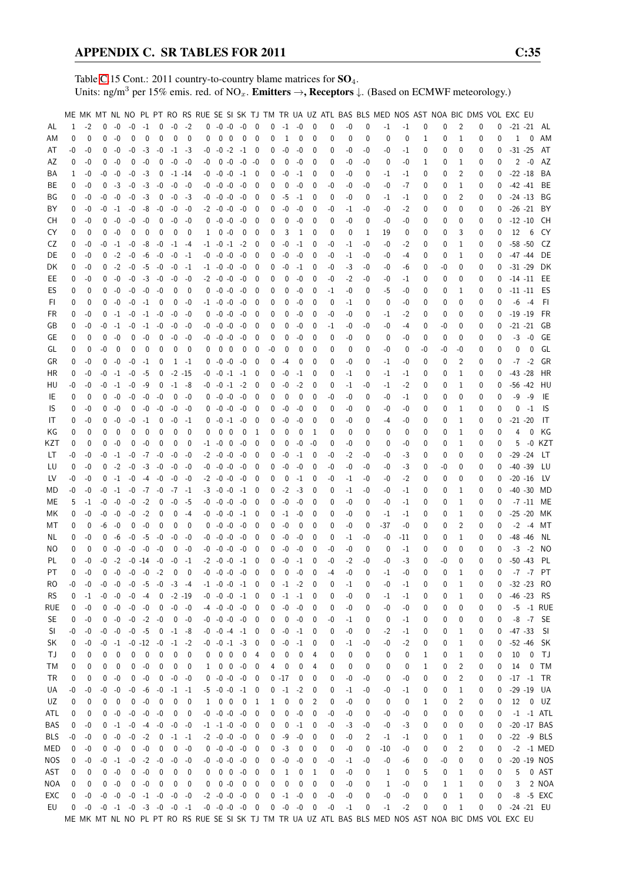Table C.15 Cont.: 2011 country-to-country blame matrices for $SO_4$.
Units: ng/m$^3$ per 15% emis. red. of $NO_x$. **Emitters** →, **Receptors** ↓. (Based on ECMWF meteorology.)

| | ME | MK | MT | NL | NO | PL | PT | RO | RS | RUE | SE | SI | SK | TJ | TM | TR | UA | UZ | ATL | BAS | BLS | MED | NOS | AST | NOA | BIC | DMS | VOL | EXC | EU | |
|---|---|---|---|---|---|---|---|---|---|---|---|---|---|---|---|---|---|---|---|---|---|---|---|---|---|---|---|---|---|---|---|
| AL | 1 | -2 | 0 | -0 | -0 | -1 | 0 | -0 | -2 | 0 | -0 | -0 | -0 | 0 | 0 | -1 | -0 | 0 | 0 | -0 | 0 | -1 | -1 | 0 | 0 | 2 | 0 | 0 | -21 | -21 | AL |
| AM | 0 | 0 | 0 | -0 | 0 | 0 | 0 | 0 | 0 | 0 | 0 | 0 | 0 | 0 | 0 | 1 | 0 | 0 | 0 | 0 | 0 | 0 | 0 | 1 | 0 | 1 | 0 | 0 | 1 | 0 | AM |
| AT | -0 | -0 | 0 | -0 | -0 | -3 | -0 | -1 | -3 | -0 | -0 | -2 | -1 | 0 | 0 | -0 | -0 | 0 | 0 | -0 | -0 | -0 | -1 | 0 | 0 | 0 | 0 | 0 | -31 | -25 | AT |
| AZ | 0 | -0 | 0 | -0 | 0 | -0 | 0 | -0 | -0 | -0 | 0 | -0 | -0 | -0 | 0 | 0 | -0 | 0 | 0 | -0 | -0 | 0 | -0 | 1 | 0 | 1 | 0 | 0 | 2 | -0 | AZ |
| BA | 1 | -0 | -0 | -0 | -0 | -3 | 0 | -1 | -14 | -0 | -0 | -0 | -1 | 0 | 0 | -0 | -1 | 0 | 0 | -0 | 0 | -1 | -1 | 0 | 0 | 2 | 0 | 0 | -22 | -18 | BA |
| BE | 0 | -0 | 0 | -3 | -0 | -3 | -0 | -0 | -0 | -0 | -0 | -0 | -0 | 0 | 0 | 0 | -0 | 0 | -0 | -0 | -0 | -0 | -7 | 0 | 0 | 1 | 0 | 0 | -42 | -41 | BE |
| BG | 0 | -0 | -0 | -0 | -0 | -3 | 0 | -0 | -3 | -0 | -0 | -0 | -0 | 0 | 0 | -5 | -1 | 0 | 0 | -0 | 0 | -1 | -1 | 0 | 0 | 2 | 0 | 0 | -24 | -13 | BG |
| BY | 0 | -0 | -0 | -1 | -0 | -8 | -0 | -0 | -0 | -2 | -0 | -0 | -0 | 0 | 0 | -0 | -0 | 0 | -0 | -1 | -0 | -0 | -2 | 0 | 0 | 0 | 0 | 0 | -26 | -21 | BY |
| CH | 0 | -0 | 0 | -0 | -0 | -0 | 0 | -0 | -0 | 0 | -0 | -0 | -0 | 0 | 0 | 0 | -0 | 0 | 0 | -0 | 0 | -0 | -0 | 0 | 0 | 0 | 0 | 0 | -12 | -10 | CH |
| CY | 0 | 0 | 0 | -0 | 0 | 0 | 0 | 0 | 0 | 1 | 0 | -0 | 0 | 0 | 0 | 3 | 1 | 0 | 0 | 0 | 1 | 19 | 0 | 0 | 0 | 3 | 0 | 0 | 12 | 6 | CY |
| CZ | 0 | -0 | -0 | -1 | -0 | -8 | -0 | -1 | -4 | -1 | -0 | -1 | -2 | 0 | 0 | -0 | -1 | 0 | -0 | -1 | -0 | -0 | -2 | 0 | 0 | 1 | 0 | 0 | -58 | -50 | CZ |
| DE | 0 | -0 | 0 | -2 | -0 | -6 | -0 | -0 | -1 | -0 | -0 | -0 | -0 | 0 | 0 | -0 | -0 | 0 | -0 | -1 | -0 | -0 | -4 | 0 | 0 | 1 | 0 | 0 | -47 | -44 | DE |
| DK | 0 | -0 | 0 | -2 | -0 | -5 | -0 | -0 | -1 | -1 | -0 | -0 | -0 | 0 | 0 | -0 | -1 | 0 | -0 | -3 | -0 | -0 | -6 | 0 | -0 | 0 | 0 | 0 | -31 | -29 | DK |
| EE | 0 | -0 | 0 | -0 | -0 | -3 | -0 | -0 | -0 | -2 | -0 | -0 | -0 | 0 | 0 | 0 | -0 | 0 | -0 | -2 | -0 | -0 | -1 | 0 | 0 | 0 | 0 | 0 | -14 | -11 | EE |
| ES | 0 | 0 | 0 | -0 | -0 | -0 | -0 | 0 | 0 | 0 | -0 | -0 | -0 | 0 | 0 | 0 | -0 | 0 | -1 | -0 | 0 | -5 | -0 | 0 | 0 | 1 | 0 | 0 | -11 | -11 | ES |
| FI | 0 | 0 | 0 | -0 | -0 | -1 | 0 | 0 | -0 | -1 | -0 | -0 | -0 | 0 | 0 | 0 | -0 | 0 | 0 | -1 | 0 | 0 | -0 | 0 | 0 | 0 | 0 | 0 | -6 | -4 | FI |
| FR | 0 | -0 | 0 | -1 | -0 | -1 | -0 | -0 | -0 | 0 | -0 | -0 | -0 | 0 | 0 | 0 | -0 | 0 | -0 | -0 | 0 | -1 | -2 | 0 | 0 | 0 | 0 | 0 | -19 | -19 | FR |
| GB | 0 | -0 | -0 | -1 | -0 | -1 | -0 | -0 | -0 | -0 | -0 | -0 | -0 | 0 | 0 | 0 | -0 | 0 | -1 | -0 | -0 | -0 | -4 | 0 | -0 | 0 | 0 | 0 | -21 | -21 | GB |
| GE | 0 | 0 | 0 | -0 | 0 | -0 | 0 | -0 | -0 | -0 | -0 | -0 | -0 | 0 | 0 | 0 | -0 | 0 | 0 | -0 | 0 | 0 | -0 | 0 | 0 | 0 | 0 | 0 | -3 | -0 | GE |
| GL | 0 | 0 | -0 | 0 | 0 | 0 | 0 | 0 | 0 | 0 | 0 | 0 | 0 | 0 | -0 | 0 | 0 | 0 | 0 | 0 | 0 | -0 | 0 | -0 | -0 | -0 | 0 | 0 | 0 | 0 | GL |
| GR | 0 | -0 | 0 | -0 | -0 | -1 | 0 | 1 | -1 | 0 | -0 | -0 | -0 | 0 | 0 | -4 | 0 | 0 | 0 | -0 | 0 | -1 | -0 | 0 | 0 | 2 | 0 | 0 | -7 | -2 | GR |
| HR | 0 | -0 | -0 | -1 | -0 | -5 | 0 | -2 | -15 | -0 | -0 | -1 | -1 | 0 | 0 | -0 | -1 | 0 | 0 | -1 | 0 | -1 | -1 | 0 | 0 | 1 | 0 | 0 | -43 | -28 | HR |
| HU | -0 | -0 | -0 | -1 | -0 | -9 | 0 | -1 | -8 | -0 | -0 | -1 | -2 | 0 | 0 | -0 | -2 | 0 | 0 | -1 | -0 | -1 | -2 | 0 | 0 | 1 | 0 | 0 | -56 | -42 | HU |
| IE | 0 | 0 | 0 | -0 | -0 | -0 | -0 | 0 | -0 | 0 | -0 | -0 | -0 | 0 | 0 | 0 | 0 | 0 | -0 | -0 | 0 | -0 | -1 | 0 | 0 | 0 | 0 | 0 | -9 | -9 | IE |
| IS | 0 | -0 | 0 | -0 | 0 | -0 | -0 | -0 | -0 | 0 | -0 | -0 | -0 | 0 | 0 | -0 | -0 | 0 | 0 | -0 | 0 | -0 | -0 | 0 | 0 | 1 | 0 | 0 | 0 | -1 | IS |
| IT | 0 | -0 | 0 | -0 | -0 | -1 | 0 | -0 | -1 | 0 | -0 | -1 | -0 | 0 | 0 | -0 | -0 | 0 | 0 | -0 | 0 | -4 | -0 | 0 | 0 | 1 | 0 | 0 | -21 | -20 | IT |
| KG | 0 | 0 | 0 | 0 | 0 | 0 | 0 | 0 | 0 | 0 | 0 | 0 | 0 | 1 | 0 | 0 | 0 | 1 | 0 | 0 | 0 | 0 | 0 | 0 | 0 | 1 | 0 | 0 | 4 | 0 | KG |
| KZT | 0 | 0 | 0 | -0 | 0 | -0 | 0 | 0 | 0 | -1 | -0 | 0 | -0 | 0 | 0 | 0 | -0 | -0 | 0 | -0 | 0 | 0 | -0 | 0 | 0 | 1 | 0 | 0 | 5 | -0 | KZT |
| LT | -0 | -0 | -0 | -1 | -0 | -7 | -0 | -0 | -0 | -2 | -0 | -0 | -0 | 0 | 0 | -0 | -1 | 0 | -0 | -2 | -0 | -0 | -3 | 0 | 0 | 0 | 0 | 0 | -29 | -24 | LT |
| LU | 0 | -0 | 0 | -2 | -0 | -3 | -0 | -0 | -0 | -0 | -0 | -0 | -0 | 0 | 0 | -0 | -0 | 0 | -0 | -0 | -0 | -0 | -3 | 0 | -0 | 0 | 0 | 0 | -40 | -39 | LU |
| LV | -0 | -0 | 0 | -1 | -0 | -4 | -0 | -0 | -0 | -2 | -0 | -0 | -0 | 0 | 0 | 0 | -1 | 0 | -0 | -1 | -0 | -0 | -2 | 0 | 0 | 0 | 0 | 0 | -20 | -16 | LV |
| MD | -0 | -0 | -0 | -1 | -0 | -7 | -0 | -7 | -1 | -3 | -0 | -0 | -1 | 0 | 0 | -2 | -3 | 0 | 0 | -1 | -0 | -0 | -1 | 0 | 0 | 1 | 0 | 0 | -40 | -30 | MD |
| ME | 5 | -1 | -0 | -0 | -0 | -2 | 0 | -0 | -5 | -0 | -0 | -0 | -0 | 0 | 0 | -0 | -0 | 0 | 0 | -0 | 0 | -0 | -1 | 0 | 0 | 1 | 0 | 0 | -7 | -11 | ME |
| MK | 0 | -0 | -0 | -0 | -0 | -2 | 0 | 0 | -4 | -0 | -0 | -0 | -1 | 0 | 0 | -1 | -0 | 0 | 0 | -0 | 0 | -1 | -1 | 0 | 0 | 1 | 0 | 0 | -25 | -20 | MK |
| MT | 0 | 0 | -6 | -0 | 0 | -0 | 0 | 0 | 0 | 0 | -0 | -0 | -0 | 0 | 0 | -0 | 0 | 0 | 0 | -0 | 0 | -37 | -0 | 0 | 0 | 2 | 0 | 0 | -2 | -4 | MT |
| NL | 0 | -0 | 0 | -6 | -0 | -5 | -0 | -0 | -0 | -0 | -0 | -0 | -0 | 0 | 0 | -0 | -0 | 0 | 0 | -1 | -0 | -0 | -11 | 0 | 0 | 1 | 0 | 0 | -48 | -46 | NL |
| NO | 0 | 0 | 0 | -0 | -0 | -0 | -0 | 0 | -0 | -0 | -0 | -0 | -0 | 0 | 0 | -0 | -0 | 0 | -0 | -0 | 0 | 0 | -1 | 0 | 0 | 0 | 0 | 0 | -3 | -2 | NO |
| PL | 0 | -0 | -0 | -2 | -0 | -14 | -0 | -0 | -1 | -2 | -0 | -0 | -1 | 0 | 0 | -0 | -1 | 0 | -0 | -2 | -0 | -0 | -3 | 0 | -0 | 0 | 0 | 0 | -50 | -43 | PL |
| PT | 0 | -0 | 0 | -0 | -0 | -0 | -2 | 0 | 0 | -0 | -0 | -0 | -0 | 0 | 0 | 0 | -0 | 0 | -4 | -0 | 0 | -1 | -0 | 0 | 0 | 1 | 0 | 0 | -7 | -7 | PT |
| RO | -0 | -0 | -0 | -0 | -0 | -5 | -0 | -3 | -4 | -1 | -0 | -0 | -1 | 0 | 0 | -1 | -2 | 0 | 0 | -1 | 0 | -0 | -1 | 0 | 0 | 1 | 0 | 0 | -32 | -23 | RO |
| RS | 0 | -1 | -0 | -0 | -0 | -4 | 0 | -2 | -19 | -0 | -0 | -0 | -1 | 0 | 0 | -1 | -1 | 0 | 0 | -0 | 0 | -1 | -1 | 0 | 0 | 1 | 0 | 0 | -46 | -23 | RS |
| RUE | 0 | -0 | 0 | -0 | -0 | -0 | 0 | -0 | -0 | -4 | -0 | -0 | -0 | 0 | 0 | -0 | -0 | 0 | 0 | -0 | 0 | -0 | -0 | 0 | 0 | 0 | 0 | 0 | -5 | -1 | RUE |
| SE | 0 | -0 | 0 | -0 | -0 | -2 | -0 | 0 | -0 | -0 | -0 | -0 | -0 | 0 | 0 | 0 | -0 | 0 | -0 | -1 | 0 | 0 | -1 | 0 | 0 | 0 | 0 | 0 | -8 | -7 | SE |
| SI | -0 | -0 | -0 | -0 | -0 | -5 | 0 | -1 | -8 | -0 | -0 | -4 | -1 | 0 | 0 | -0 | -1 | 0 | 0 | -0 | 0 | -2 | -1 | 0 | 0 | 1 | 0 | 0 | -47 | -33 | SI |
| SK | 0 | -0 | -0 | -1 | -0 | -12 | -0 | -1 | -2 | -0 | -0 | -1 | -3 | 0 | 0 | -0 | -1 | 0 | 0 | -1 | -0 | -0 | -2 | 0 | 0 | 1 | 0 | 0 | -52 | -46 | SK |
| TJ | 0 | 0 | 0 | 0 | 0 | 0 | 0 | 0 | 0 | 0 | 0 | 0 | 0 | 4 | 0 | 0 | 0 | 4 | 0 | 0 | 0 | 0 | 0 | 1 | 0 | 1 | 0 | 0 | 10 | 0 | TJ |
| TM | 0 | 0 | 0 | 0 | 0 | -0 | 0 | 0 | 0 | 1 | 0 | 0 | -0 | 0 | 4 | 0 | 0 | 4 | 0 | 0 | 0 | 0 | 0 | 1 | 0 | 2 | 0 | 0 | 14 | 0 | TM |
| TR | 0 | 0 | 0 | -0 | 0 | -0 | 0 | -0 | -0 | 0 | -0 | -0 | -0 | 0 | 0 | -17 | 0 | 0 | 0 | -0 | -0 | 0 | -0 | 0 | 0 | 2 | 0 | 0 | -17 | -1 | TR |
| UA | -0 | -0 | -0 | -0 | -0 | -6 | -0 | -1 | -1 | -5 | -0 | -0 | -1 | 0 | 0 | -1 | -2 | 0 | 0 | -1 | 0 | -0 | -1 | 0 | 0 | 1 | 0 | 0 | -29 | -19 | UA |
| UZ | 0 | 0 | 0 | 0 | 0 | -0 | 0 | 0 | 0 | 1 | 0 | 0 | 0 | 1 | 1 | 0 | 0 | 2 | 0 | -0 | 0 | 0 | 0 | 1 | 0 | 2 | 0 | 0 | 12 | 0 | UZ |
| ATL | 0 | 0 | 0 | -0 | -0 | -0 | -0 | 0 | 0 | -0 | -0 | -0 | -0 | 0 | 0 | 0 | -0 | 0 | -0 | -0 | 0 | -0 | -0 | 0 | 0 | 0 | 0 | 0 | -1 | -1 | ATL |
| BAS | 0 | -0 | 0 | -1 | -0 | -4 | -0 | -0 | -0 | -1 | -1 | -0 | -0 | 0 | 0 | 0 | -1 | 0 | -0 | -3 | -0 | -0 | -3 | 0 | 0 | 0 | 0 | 0 | -20 | -17 | BAS |
| BLS | -0 | -0 | 0 | -0 | -0 | -2 | 0 | -1 | -1 | -2 | -0 | -0 | -0 | 0 | 0 | -9 | -0 | 0 | 0 | -0 | 2 | -1 | -1 | 0 | 0 | 1 | 0 | 0 | -22 | -9 | BLS |
| MED | 0 | -0 | 0 | -0 | 0 | -0 | 0 | 0 | -0 | 0 | -0 | -0 | -0 | 0 | 0 | -3 | 0 | 0 | 0 | -0 | 0 | -10 | -0 | 0 | 0 | 2 | 0 | 0 | -2 | -1 | MED |
| NOS | 0 | -0 | -0 | -1 | -0 | -2 | -0 | -0 | -0 | -0 | -0 | -0 | -0 | 0 | 0 | -0 | -0 | 0 | -0 | -1 | -0 | -0 | -6 | 0 | -0 | 0 | 0 | 0 | -20 | -19 | NOS |
| AST | 0 | 0 | 0 | -0 | 0 | -0 | 0 | 0 | 0 | 0 | 0 | 0 | -0 | 0 | 0 | 1 | 0 | 1 | 0 | -0 | 0 | 1 | 0 | 5 | 0 | 1 | 0 | 0 | 5 | 0 | AST |
| NOA | 0 | 0 | 0 | -0 | 0 | -0 | 0 | 0 | 0 | 0 | 0 | -0 | 0 | 0 | 0 | 0 | 0 | 0 | 0 | -0 | 0 | 1 | -0 | 0 | 1 | 1 | 0 | 0 | 3 | 2 | NOA |
| EXC | 0 | -0 | -0 | -0 | -0 | -1 | -0 | -0 | -0 | -2 | -0 | -0 | -0 | 0 | 0 | -1 | -0 | 0 | -0 | -0 | 0 | -0 | -0 | 0 | 0 | 1 | 0 | 0 | -8 | -5 | EXC |
| EU | 0 | -0 | -0 | -1 | -0 | -3 | -0 | -0 | -1 | -0 | -0 | -0 | -0 | 0 | 0 | -0 | -0 | 0 | -0 | -1 | 0 | -1 | -2 | 0 | 0 | 1 | 0 | 0 | -24 | -21 | EU |
| | ME | MK | MT | NL | NO | PL | PT | RO | RS | RUE | SE | SI | SK | TJ | TM | TR | UA | UZ | ATL | BAS | BLS | MED | NOS | AST | NOA | BIC | DMS | VOL | EXC | EU | |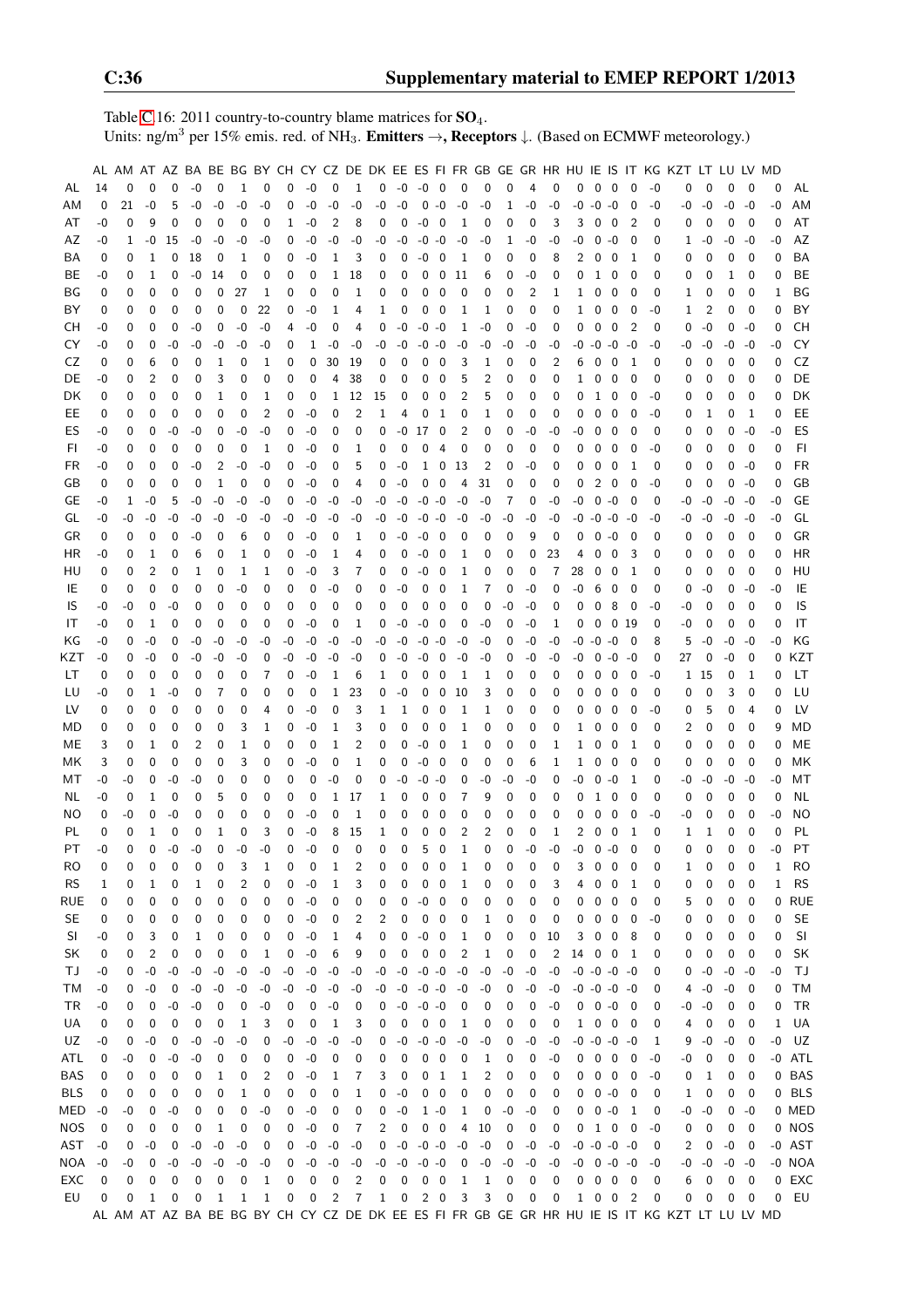Table C.16: 2011 country-to-country blame matrices for $SO_4$.
Units: ng/m$^3$ per 15% emis. red. of $NH_3$. **Emitters** →, **Receptors** ↓. (Based on ECMWF meteorology.)

| | AL | AM | AT | AZ | BA | BE | BG | BY | CH | CY | CZ | DE | DK | EE | ES | FI | FR | GB | GE | GR | HR | HU | IE | IS | IT | KG | KZT | LT | LU | LV | MD | |
|---|---|---|---|---|---|---|---|---|---|---|---|---|---|---|---|---|---|---|---|---|---|---|---|---|---|---|---|---|---|---|---|---|
| AL | 14 | 0 | 0 | 0 | -0 | 0 | 1 | 0 | 0 | -0 | 0 | 1 | 0 | -0 | -0 | 0 | 0 | 0 | 0 | 4 | 0 | 0 | 0 | 0 | 0 | -0 | 0 | 0 | 0 | 0 | 0 | AL |
| AM | 0 | 21 | -0 | 5 | -0 | -0 | -0 | -0 | 0 | -0 | -0 | -0 | -0 | -0 | 0 | -0 | -0 | -0 | 1 | -0 | -0 | -0 | -0 | -0 | 0 | -0 | -0 | -0 | -0 | -0 | -0 | AM |
| AT | -0 | 0 | 9 | 0 | 0 | 0 | 0 | 0 | 1 | -0 | 2 | 8 | 0 | 0 | -0 | 0 | 1 | 0 | 0 | 0 | 3 | 3 | 0 | 0 | 2 | 0 | 0 | 0 | 0 | 0 | 0 | AT |
| AZ | -0 | 1 | -0 | 15 | -0 | -0 | -0 | -0 | 0 | -0 | -0 | -0 | -0 | -0 | -0 | -0 | -0 | -0 | 1 | -0 | -0 | -0 | 0 | -0 | 0 | 0 | 1 | -0 | -0 | -0 | -0 | AZ |
| BA | 0 | 0 | 1 | 0 | 18 | 0 | 1 | 0 | 0 | -0 | 1 | 3 | 0 | 0 | -0 | 0 | 1 | 0 | 0 | 0 | 8 | 2 | 0 | 0 | 1 | 0 | 0 | 0 | 0 | 0 | 0 | BA |
| BE | -0 | 0 | 1 | 0 | -0 | 14 | 0 | 0 | 0 | 0 | 1 | 18 | 0 | 0 | 0 | 0 | 11 | 6 | 0 | -0 | 0 | 0 | 1 | 0 | 0 | 0 | 0 | 0 | 1 | 0 | 0 | BE |
| BG | 0 | 0 | 0 | 0 | 0 | 0 | 27 | 1 | 0 | 0 | 0 | 1 | 0 | 0 | 0 | 0 | 0 | 0 | 0 | 2 | 1 | 1 | 0 | 0 | 0 | 0 | 1 | 0 | 0 | 0 | 1 | BG |
| BY | 0 | 0 | 0 | 0 | 0 | 0 | 0 | 22 | 0 | -0 | 1 | 4 | 1 | 0 | 0 | 0 | 1 | 1 | 0 | 0 | 0 | 1 | 0 | 0 | 0 | -0 | 1 | 2 | 0 | 0 | 0 | BY |
| CH | -0 | 0 | 0 | 0 | -0 | 0 | -0 | -0 | 4 | -0 | 0 | 4 | 0 | -0 | -0 | -0 | 1 | -0 | 0 | -0 | 0 | 0 | 0 | 0 | 2 | 0 | 0 | -0 | 0 | -0 | 0 | CH |
| CY | -0 | 0 | 0 | -0 | -0 | -0 | -0 | -0 | 0 | 1 | -0 | -0 | -0 | -0 | -0 | -0 | -0 | -0 | -0 | -0 | -0 | -0 | -0 | -0 | -0 | -0 | -0 | -0 | -0 | -0 | -0 | CY |
| CZ | 0 | 0 | 6 | 0 | 0 | 1 | 0 | 1 | 0 | 0 | 30 | 19 | 0 | 0 | 0 | 0 | 3 | 1 | 0 | 0 | 2 | 6 | 0 | 0 | 1 | 0 | 0 | 0 | 0 | 0 | 0 | CZ |
| DE | -0 | 0 | 2 | 0 | 0 | 3 | 0 | 0 | 0 | 0 | 4 | 38 | 0 | 0 | 0 | 0 | 5 | 2 | 0 | 0 | 0 | 1 | 0 | 0 | 0 | 0 | 0 | 0 | 0 | 0 | 0 | DE |
| DK | 0 | 0 | 0 | 0 | 0 | 1 | 0 | 1 | 0 | 0 | 1 | 12 | 15 | 0 | 0 | 0 | 2 | 5 | 0 | 0 | 0 | 0 | 1 | 0 | 0 | -0 | 0 | 0 | 0 | 0 | 0 | DK |
| EE | 0 | 0 | 0 | 0 | 0 | 0 | 0 | 2 | 0 | -0 | 0 | 2 | 1 | 4 | 0 | 1 | 0 | 1 | 0 | 0 | 0 | 0 | 0 | 0 | 0 | -0 | 0 | 1 | 0 | 1 | 0 | EE |
| ES | -0 | 0 | 0 | -0 | -0 | 0 | -0 | -0 | 0 | -0 | 0 | 0 | 0 | -0 | 17 | 0 | 2 | 0 | 0 | -0 | -0 | -0 | 0 | 0 | 0 | 0 | 0 | 0 | 0 | -0 | -0 | ES |
| FI | -0 | 0 | 0 | 0 | 0 | 0 | 0 | 1 | 0 | -0 | 0 | 1 | 0 | 0 | 0 | 4 | 0 | 0 | 0 | 0 | 0 | 0 | 0 | 0 | 0 | -0 | 0 | 0 | 0 | 0 | 0 | FI |
| FR | -0 | 0 | 0 | 0 | -0 | 2 | -0 | -0 | 0 | -0 | 0 | 5 | 0 | -0 | 1 | 0 | 13 | 2 | 0 | -0 | 0 | 0 | 0 | 0 | 1 | 0 | 0 | 0 | 0 | -0 | 0 | FR |
| GB | 0 | 0 | 0 | 0 | 0 | 1 | 0 | 0 | 0 | -0 | 0 | 4 | 0 | -0 | 0 | 0 | 4 | 31 | 0 | 0 | 0 | 0 | 2 | 0 | 0 | -0 | 0 | 0 | 0 | -0 | 0 | GB |
| GE | -0 | 1 | -0 | 5 | -0 | -0 | -0 | -0 | 0 | -0 | -0 | -0 | -0 | -0 | -0 | -0 | -0 | -0 | 7 | 0 | -0 | -0 | 0 | -0 | 0 | 0 | -0 | -0 | -0 | -0 | -0 | GE |
| GL | -0 | -0 | -0 | -0 | -0 | -0 | -0 | -0 | -0 | -0 | -0 | -0 | -0 | -0 | -0 | -0 | -0 | -0 | -0 | -0 | -0 | -0 | -0 | -0 | -0 | -0 | -0 | -0 | -0 | -0 | -0 | GL |
| GR | 0 | 0 | 0 | 0 | -0 | 0 | 6 | 0 | 0 | -0 | 0 | 1 | 0 | -0 | -0 | 0 | 0 | 0 | 0 | 9 | 0 | 0 | 0 | -0 | 0 | 0 | 0 | 0 | 0 | 0 | 0 | GR |
| HR | -0 | 0 | 1 | 0 | 6 | 0 | 1 | 0 | 0 | -0 | 1 | 4 | 0 | 0 | -0 | 0 | 1 | 0 | 0 | 0 | 23 | 4 | 0 | 0 | 3 | 0 | 0 | 0 | 0 | 0 | 0 | HR |
| HU | 0 | 0 | 2 | 0 | 1 | 0 | 1 | 1 | 0 | -0 | 3 | 7 | 0 | 0 | -0 | 0 | 1 | 0 | 0 | 0 | 7 | 28 | 0 | 0 | 1 | 0 | 0 | 0 | 0 | 0 | 0 | HU |
| IE | 0 | 0 | 0 | 0 | 0 | 0 | -0 | 0 | 0 | -0 | 0 | 0 | 0 | -0 | 0 | 0 | 1 | 7 | 0 | -0 | 0 | -0 | 6 | 0 | 0 | 0 | 0 | -0 | 0 | -0 | -0 | IE |
| IS | -0 | -0 | 0 | -0 | 0 | 0 | 0 | 0 | 0 | 0 | 0 | 0 | 0 | 0 | 0 | 0 | 0 | 0 | -0 | -0 | 0 | 0 | 0 | 8 | 0 | -0 | -0 | 0 | 0 | 0 | 0 | IS |
| IT | -0 | 0 | 1 | 0 | 0 | 0 | 0 | 0 | 0 | -0 | 0 | 1 | 0 | -0 | -0 | 0 | 0 | -0 | 0 | -0 | 1 | 0 | 0 | 0 | 19 | 0 | -0 | 0 | 0 | 0 | 0 | IT |
| KG | -0 | 0 | -0 | 0 | -0 | -0 | -0 | -0 | -0 | -0 | -0 | -0 | -0 | -0 | -0 | -0 | -0 | -0 | 0 | -0 | -0 | -0 | -0 | -0 | 0 | 8 | 5 | -0 | -0 | -0 | -0 | KG |
| KZT | -0 | 0 | -0 | 0 | -0 | -0 | -0 | 0 | -0 | -0 | -0 | -0 | 0 | -0 | -0 | 0 | -0 | -0 | 0 | -0 | -0 | -0 | 0 | -0 | -0 | 0 | 27 | 0 | -0 | 0 | 0 | KZT |
| LT | 0 | 0 | 0 | 0 | 0 | 0 | 0 | 7 | 0 | -0 | 1 | 6 | 1 | 0 | 0 | 0 | 1 | 1 | 0 | 0 | 0 | 0 | 0 | 0 | 0 | -0 | 1 | 15 | 0 | 1 | 0 | LT |
| LU | -0 | 0 | 1 | -0 | 0 | 7 | 0 | 0 | 0 | 0 | 1 | 23 | 0 | -0 | 0 | 0 | 10 | 3 | 0 | 0 | 0 | 0 | 0 | 0 | 0 | 0 | 0 | 0 | 3 | 0 | 0 | LU |
| LV | 0 | 0 | 0 | 0 | 0 | 0 | 0 | 4 | 0 | -0 | 0 | 3 | 1 | 1 | 0 | 0 | 1 | 1 | 0 | 0 | 0 | 0 | 0 | 0 | 0 | -0 | 0 | 5 | 0 | 4 | 0 | LV |
| MD | 0 | 0 | 0 | 0 | 0 | 0 | 3 | 1 | 0 | -0 | 1 | 3 | 0 | 0 | 0 | 0 | 1 | 0 | 0 | 0 | 0 | 1 | 0 | 0 | 0 | 0 | 2 | 0 | 0 | 0 | 9 | MD |
| ME | 3 | 0 | 1 | 0 | 2 | 0 | 1 | 0 | 0 | 0 | 1 | 2 | 0 | 0 | -0 | 0 | 1 | 0 | 0 | 0 | 1 | 1 | 0 | 0 | 1 | 0 | 0 | 0 | 0 | 0 | 0 | ME |
| MK | 3 | 0 | 0 | 0 | 0 | 0 | 3 | 0 | 0 | -0 | 0 | 1 | 0 | 0 | -0 | 0 | 0 | 0 | 0 | 6 | 1 | 1 | 0 | 0 | 0 | 0 | 0 | 0 | 0 | 0 | 0 | MK |
| MT | -0 | -0 | 0 | -0 | -0 | 0 | 0 | 0 | 0 | 0 | -0 | 0 | 0 | -0 | -0 | -0 | 0 | -0 | -0 | 0 | 0 | -0 | 0 | -0 | 1 | 0 | -0 | -0 | -0 | -0 | -0 | MT |
| NL | -0 | 0 | 1 | 0 | 0 | 5 | 0 | 0 | 0 | 0 | 1 | 17 | 1 | 0 | 0 | 0 | 7 | 9 | 0 | 0 | 0 | 0 | 1 | 0 | 0 | 0 | 0 | 0 | 0 | 0 | 0 | NL |
| NO | 0 | -0 | 0 | -0 | 0 | 0 | 0 | 0 | 0 | -0 | 0 | 1 | 0 | 0 | 0 | 0 | 0 | 0 | 0 | 0 | 0 | 0 | 0 | 0 | 0 | -0 | -0 | 0 | 0 | 0 | -0 | NO |
| PL | 0 | 0 | 1 | 0 | 0 | 1 | 0 | 3 | 0 | -0 | 8 | 15 | 1 | 0 | 0 | 0 | 2 | 2 | 0 | 0 | 1 | 2 | 0 | 0 | 1 | 0 | 1 | 1 | 0 | 0 | 0 | PL |
| PT | -0 | 0 | 0 | -0 | -0 | 0 | -0 | -0 | 0 | -0 | 0 | 0 | 0 | 0 | 5 | 0 | 1 | 0 | 0 | -0 | -0 | -0 | 0 | -0 | 0 | 0 | 0 | 0 | 0 | 0 | -0 | PT |
| RO | 0 | 0 | 0 | 0 | 0 | 0 | 3 | 1 | 0 | 0 | 1 | 2 | 0 | 0 | 0 | 0 | 1 | 0 | 0 | 0 | 0 | 3 | 0 | 0 | 0 | 0 | 1 | 0 | 0 | 0 | 1 | RO |
| RS | 1 | 0 | 1 | 0 | 1 | 0 | 2 | 0 | 0 | -0 | 1 | 3 | 0 | 0 | 0 | 0 | 1 | 0 | 0 | 0 | 3 | 4 | 0 | 0 | 1 | 0 | 0 | 0 | 0 | 0 | 1 | RS |
| RUE | 0 | 0 | 0 | 0 | 0 | 0 | 0 | 0 | 0 | -0 | 0 | 0 | 0 | 0 | -0 | 0 | 0 | 0 | 0 | 0 | 0 | 0 | 0 | 0 | 0 | 0 | 5 | 0 | 0 | 0 | 0 | RUE |
| SE | 0 | 0 | 0 | 0 | 0 | 0 | 0 | 0 | 0 | -0 | 0 | 2 | 2 | 0 | 0 | 0 | 0 | 1 | 0 | 0 | 0 | 0 | 0 | 0 | 0 | -0 | 0 | 0 | 0 | 0 | 0 | SE |
| SI | -0 | 0 | 3 | 0 | 1 | 0 | 0 | 0 | 0 | -0 | 1 | 4 | 0 | 0 | -0 | 0 | 1 | 0 | 0 | 0 | 10 | 3 | 0 | 0 | 8 | 0 | 0 | 0 | 0 | 0 | 0 | SI |
| SK | 0 | 0 | 2 | 0 | 0 | 0 | 0 | 1 | 0 | -0 | 6 | 9 | 0 | 0 | 0 | 0 | 2 | 1 | 0 | 0 | 2 | 14 | 0 | 0 | 1 | 0 | 0 | 0 | 0 | 0 | 0 | SK |
| TJ | -0 | 0 | -0 | -0 | -0 | -0 | -0 | -0 | -0 | -0 | -0 | -0 | -0 | -0 | -0 | -0 | -0 | -0 | -0 | -0 | -0 | -0 | -0 | -0 | -0 | 0 | 0 | -0 | -0 | -0 | -0 | TJ |
| TM | -0 | 0 | -0 | 0 | -0 | -0 | -0 | -0 | -0 | -0 | -0 | -0 | -0 | -0 | -0 | -0 | -0 | -0 | 0 | -0 | -0 | -0 | -0 | -0 | -0 | 0 | 4 | -0 | -0 | 0 | 0 | TM |
| TR | -0 | 0 | 0 | -0 | -0 | 0 | 0 | -0 | 0 | 0 | -0 | 0 | 0 | -0 | -0 | -0 | 0 | 0 | 0 | 0 | -0 | 0 | 0 | -0 | 0 | 0 | -0 | -0 | 0 | 0 | 0 | TR |
| UA | 0 | 0 | 0 | 0 | 0 | 0 | 1 | 3 | 0 | 0 | 1 | 3 | 0 | 0 | 0 | 0 | 1 | 0 | 0 | 0 | 0 | 1 | 0 | 0 | 0 | 0 | 4 | 0 | 0 | 0 | 1 | UA |
| UZ | -0 | 0 | -0 | 0 | -0 | -0 | -0 | 0 | -0 | -0 | -0 | -0 | 0 | -0 | -0 | -0 | -0 | -0 | 0 | -0 | -0 | -0 | -0 | -0 | -0 | 1 | 9 | -0 | -0 | 0 | -0 | UZ |
| ATL | 0 | -0 | 0 | -0 | -0 | 0 | 0 | 0 | 0 | -0 | 0 | 0 | 0 | 0 | 0 | 0 | 0 | 1 | 0 | 0 | -0 | 0 | 0 | 0 | 0 | -0 | -0 | 0 | 0 | 0 | -0 | ATL |
| BAS | 0 | 0 | 0 | 0 | 0 | 1 | 0 | 2 | 0 | -0 | 1 | 7 | 3 | 0 | 0 | 1 | 1 | 2 | 0 | 0 | 0 | 0 | 0 | 0 | 0 | -0 | 0 | 1 | 0 | 0 | 0 | BAS |
| BLS | 0 | 0 | 0 | 0 | 0 | 0 | 1 | 0 | 0 | 0 | 0 | 1 | 0 | -0 | 0 | 0 | 0 | 0 | 0 | 0 | 0 | 0 | 0 | -0 | 0 | 0 | 1 | 0 | 0 | 0 | 0 | BLS |
| MED | -0 | -0 | 0 | -0 | 0 | 0 | 0 | -0 | 0 | -0 | 0 | 0 | 0 | -0 | 1 | -0 | 1 | 0 | -0 | -0 | 0 | 0 | 0 | -0 | 1 | 0 | -0 | -0 | 0 | -0 | 0 | MED |
| NOS | 0 | 0 | 0 | 0 | 0 | 1 | 0 | 0 | 0 | -0 | 0 | 7 | 2 | 0 | 0 | 0 | 4 | 10 | 0 | 0 | 0 | 0 | 1 | 0 | 0 | -0 | 0 | 0 | 0 | 0 | 0 | NOS |
| AST | -0 | 0 | -0 | 0 | -0 | -0 | -0 | 0 | -0 | -0 | -0 | -0 | 0 | -0 | -0 | -0 | -0 | -0 | 0 | -0 | -0 | -0 | -0 | -0 | -0 | 0 | 2 | 0 | -0 | 0 | -0 | AST |
| NOA | -0 | -0 | 0 | -0 | -0 | -0 | -0 | -0 | 0 | -0 | -0 | -0 | -0 | -0 | -0 | -0 | 0 | -0 | -0 | -0 | -0 | -0 | 0 | -0 | -0 | -0 | -0 | -0 | -0 | -0 | -0 | NOA |
| EXC | 0 | 0 | 0 | 0 | 0 | 0 | 0 | 1 | 0 | 0 | 0 | 2 | 0 | 0 | 0 | 0 | 1 | 1 | 0 | 0 | 0 | 0 | 0 | 0 | 0 | 0 | 6 | 0 | 0 | 0 | 0 | EXC |
| EU | 0 | 0 | 1 | 0 | 0 | 1 | 1 | 1 | 0 | 0 | 2 | 7 | 1 | 0 | 2 | 0 | 3 | 3 | 0 | 0 | 0 | 1 | 0 | 0 | 2 | 0 | 0 | 0 | 0 | 0 | 0 | EU |
| | AL | AM | AT | AZ | BA | BE | BG | BY | CH | CY | CZ | DE | DK | EE | ES | FI | FR | GB | GE | GR | HR | HU | IE | IS | IT | KG | KZT | LT | LU | LV | MD | |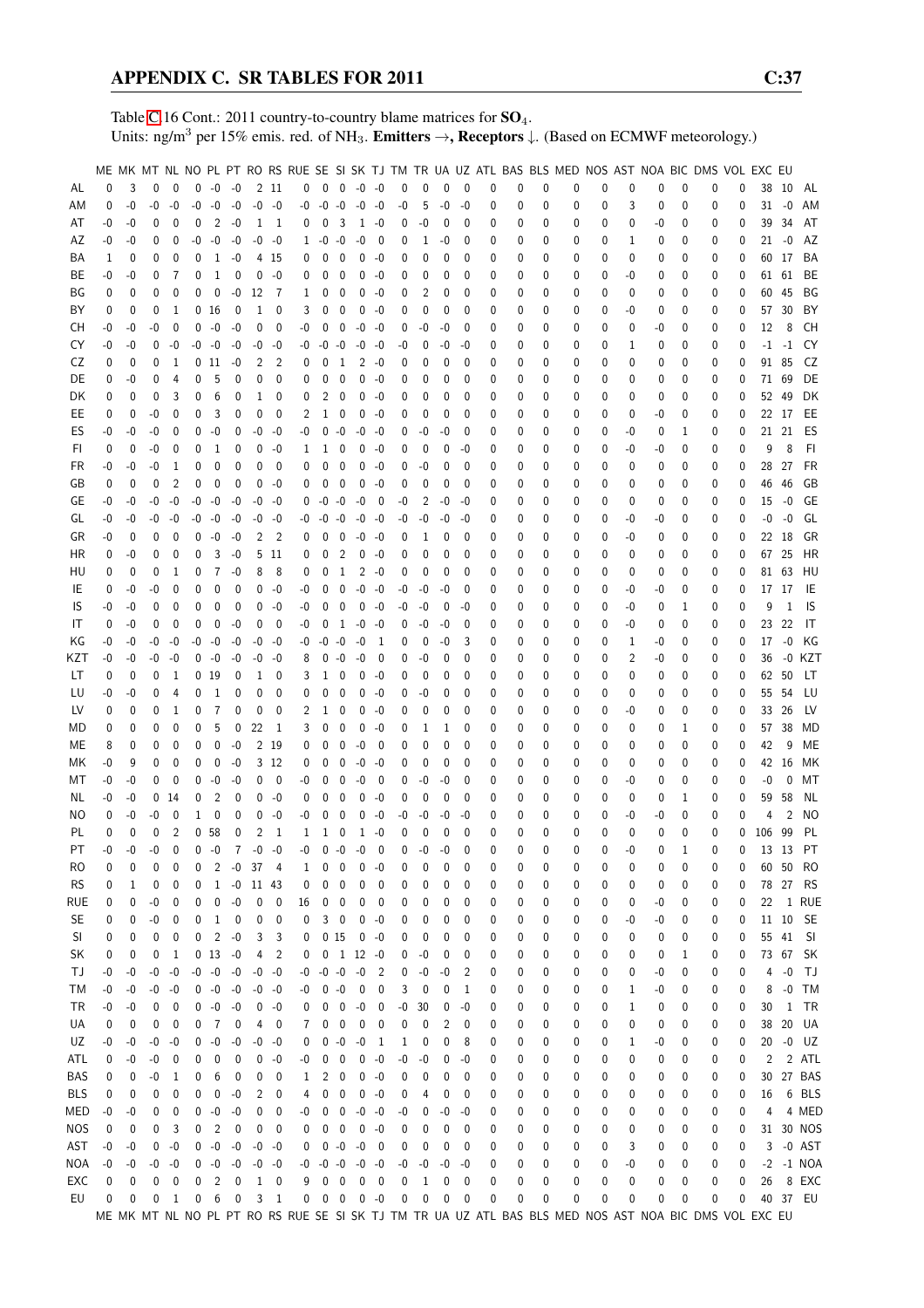Table C.16 Cont.: 2011 country-to-country blame matrices for $SO_4$.
Units: ng/m$^3$ per 15% emis. red. of $NH_3$. **Emitters →, Receptors ↓.** (Based on ECMWF meteorology.)

| | ME | MK | MT | NL | NO | PL | PT | RO | RS | RUE | SE | SI | SK | TJ | TM | TR | UA | UZ | ATL | BAS | BLS | MED | NOS | AST | NOA | BIC | DMS | VOL | EXC | EU | |
|---|---|---|---|---|---|---|---|---|---|---|---|---|---|---|---|---|---|---|---|---|---|---|---|---|---|---|---|---|---|---|---|
| AL | 0 | 3 | 0 | 0 | 0 | -0 | -0 | 2 | 11 | 0 | 0 | 0 | -0 | -0 | 0 | 0 | 0 | 0 | 0 | 0 | 0 | 0 | 0 | 0 | 0 | 0 | 0 | 0 | 38 | 10 | AL |
| AM | 0 | -0 | -0 | -0 | -0 | -0 | -0 | -0 | -0 | -0 | -0 | -0 | -0 | -0 | -0 | 5 | -0 | -0 | 0 | 0 | 0 | 0 | 0 | 3 | 0 | 0 | 0 | 0 | 31 | -0 | AM |
| AT | -0 | -0 | 0 | 0 | 0 | 2 | -0 | 1 | 1 | 0 | 0 | 3 | 1 | -0 | 0 | -0 | 0 | 0 | 0 | 0 | 0 | 0 | 0 | 0 | -0 | 0 | 0 | 0 | 39 | 34 | AT |
| AZ | -0 | -0 | 0 | 0 | -0 | -0 | -0 | -0 | -0 | 1 | -0 | -0 | -0 | 0 | 0 | 1 | -0 | 0 | 0 | 0 | 0 | 0 | 0 | 1 | 0 | 0 | 0 | 0 | 21 | -0 | AZ |
| BA | 1 | 0 | 0 | 0 | 0 | 1 | -0 | 4 | 15 | 0 | 0 | 0 | 0 | -0 | 0 | 0 | 0 | 0 | 0 | 0 | 0 | 0 | 0 | 0 | 0 | 0 | 0 | 0 | 60 | 17 | BA |
| BE | -0 | -0 | 0 | 7 | 0 | 1 | 0 | 0 | -0 | 0 | 0 | 0 | 0 | -0 | 0 | 0 | 0 | 0 | 0 | 0 | 0 | 0 | 0 | -0 | 0 | 0 | 0 | 0 | 61 | 61 | BE |
| BG | 0 | 0 | 0 | 0 | 0 | 0 | -0 | 12 | 7 | 1 | 0 | 0 | 0 | -0 | 0 | 2 | 0 | 0 | 0 | 0 | 0 | 0 | 0 | 0 | 0 | 0 | 0 | 0 | 60 | 45 | BG |
| BY | 0 | 0 | 0 | 1 | 0 | 16 | 0 | 1 | 0 | 3 | 0 | 0 | 0 | -0 | 0 | 0 | 0 | 0 | 0 | 0 | 0 | 0 | 0 | -0 | 0 | 0 | 0 | 0 | 57 | 30 | BY |
| CH | -0 | -0 | -0 | 0 | 0 | -0 | -0 | 0 | 0 | -0 | 0 | 0 | -0 | -0 | 0 | -0 | -0 | 0 | 0 | 0 | 0 | 0 | 0 | 0 | -0 | 0 | 0 | 0 | 12 | 8 | CH |
| CY | -0 | -0 | 0 | -0 | -0 | -0 | -0 | -0 | -0 | -0 | -0 | -0 | -0 | -0 | -0 | 0 | -0 | -0 | 0 | 0 | 0 | 0 | 0 | 1 | 0 | 0 | 0 | 0 | -1 | -1 | CY |
| CZ | 0 | 0 | 0 | 1 | 0 | 11 | -0 | 2 | 2 | 0 | 0 | 1 | 2 | -0 | 0 | 0 | 0 | 0 | 0 | 0 | 0 | 0 | 0 | 0 | 0 | 0 | 0 | 0 | 91 | 85 | CZ |
| DE | 0 | -0 | 0 | 4 | 0 | 5 | 0 | 0 | 0 | 0 | 0 | 0 | 0 | -0 | 0 | 0 | 0 | 0 | 0 | 0 | 0 | 0 | 0 | 0 | 0 | 0 | 0 | 0 | 71 | 69 | DE |
| DK | 0 | 0 | 0 | 3 | 0 | 6 | 0 | 1 | 0 | 0 | 2 | 0 | 0 | -0 | 0 | 0 | 0 | 0 | 0 | 0 | 0 | 0 | 0 | 0 | 0 | 0 | 0 | 0 | 52 | 49 | DK |
| EE | 0 | 0 | -0 | 0 | 0 | 3 | 0 | 0 | 0 | 2 | 1 | 0 | 0 | -0 | 0 | 0 | 0 | 0 | 0 | 0 | 0 | 0 | 0 | 0 | -0 | 0 | 0 | 0 | 22 | 17 | EE |
| ES | -0 | -0 | -0 | 0 | 0 | -0 | 0 | -0 | -0 | -0 | 0 | -0 | -0 | -0 | 0 | -0 | -0 | 0 | 0 | 0 | 0 | 0 | 0 | -0 | 0 | 1 | 0 | 0 | 21 | 21 | ES |
| FI | 0 | 0 | -0 | 0 | 0 | 1 | 0 | 0 | -0 | 1 | 1 | 0 | 0 | -0 | 0 | 0 | 0 | -0 | 0 | 0 | 0 | 0 | 0 | -0 | -0 | 0 | 0 | 0 | 9 | 8 | FI |
| FR | -0 | -0 | -0 | 1 | 0 | 0 | 0 | 0 | 0 | 0 | 0 | 0 | 0 | -0 | 0 | -0 | 0 | 0 | 0 | 0 | 0 | 0 | 0 | 0 | 0 | 0 | 0 | 0 | 28 | 27 | FR |
| GB | 0 | 0 | 0 | 2 | 0 | 0 | 0 | 0 | -0 | 0 | 0 | 0 | 0 | -0 | 0 | 0 | 0 | 0 | 0 | 0 | 0 | 0 | 0 | 0 | 0 | 0 | 0 | 0 | 46 | 46 | GB |
| GE | -0 | -0 | -0 | -0 | -0 | -0 | -0 | -0 | -0 | 0 | -0 | -0 | -0 | 0 | -0 | 2 | -0 | -0 | 0 | 0 | 0 | 0 | 0 | 0 | 0 | 0 | 0 | 0 | 15 | -0 | GE |
| GL | -0 | -0 | -0 | -0 | -0 | -0 | -0 | -0 | -0 | -0 | -0 | -0 | -0 | -0 | -0 | -0 | -0 | -0 | 0 | 0 | 0 | 0 | 0 | -0 | -0 | 0 | 0 | 0 | -0 | -0 | GL |
| GR | -0 | 0 | 0 | 0 | 0 | -0 | -0 | 2 | 2 | 0 | 0 | 0 | -0 | -0 | 0 | 1 | 0 | 0 | 0 | 0 | 0 | 0 | 0 | -0 | 0 | 0 | 0 | 0 | 22 | 18 | GR |
| HR | 0 | -0 | 0 | 0 | 0 | 3 | -0 | 5 | 11 | 0 | 0 | 2 | 0 | -0 | 0 | 0 | 0 | 0 | 0 | 0 | 0 | 0 | 0 | 0 | 0 | 0 | 0 | 0 | 67 | 25 | HR |
| HU | 0 | 0 | 0 | 1 | 0 | 7 | -0 | 8 | 8 | 0 | 0 | 1 | 2 | -0 | 0 | 0 | 0 | 0 | 0 | 0 | 0 | 0 | 0 | 0 | 0 | 0 | 0 | 0 | 81 | 63 | HU |
| IE | 0 | -0 | -0 | 0 | 0 | 0 | 0 | 0 | -0 | -0 | 0 | 0 | -0 | -0 | -0 | -0 | -0 | 0 | 0 | 0 | 0 | 0 | 0 | -0 | -0 | 0 | 0 | 0 | 17 | 17 | IE |
| IS | -0 | -0 | 0 | 0 | 0 | 0 | 0 | 0 | -0 | -0 | 0 | 0 | 0 | -0 | -0 | -0 | 0 | -0 | 0 | 0 | 0 | 0 | 0 | -0 | 0 | 1 | 0 | 0 | 9 | 1 | IS |
| IT | 0 | -0 | 0 | 0 | 0 | 0 | -0 | 0 | 0 | -0 | 0 | 1 | -0 | -0 | 0 | -0 | -0 | 0 | 0 | 0 | 0 | 0 | 0 | -0 | 0 | 0 | 0 | 0 | 23 | 22 | IT |
| KG | -0 | -0 | -0 | -0 | -0 | -0 | -0 | -0 | -0 | -0 | -0 | -0 | -0 | 1 | 0 | 0 | -0 | 3 | 0 | 0 | 0 | 0 | 0 | 1 | -0 | 0 | 0 | 0 | 17 | -0 | KG |
| KZT | -0 | -0 | -0 | -0 | 0 | -0 | -0 | -0 | -0 | 8 | 0 | -0 | -0 | 0 | 0 | -0 | 0 | 0 | 0 | 0 | 0 | 0 | 0 | 2 | -0 | 0 | 0 | 0 | 36 | -0 | KZT |
| LT | 0 | 0 | 0 | 1 | 0 | 19 | 0 | 1 | 0 | 3 | 1 | 0 | 0 | -0 | 0 | 0 | 0 | 0 | 0 | 0 | 0 | 0 | 0 | 0 | 0 | 0 | 0 | 0 | 62 | 50 | LT |
| LU | -0 | -0 | 0 | 4 | 0 | 1 | 0 | 0 | 0 | 0 | 0 | 0 | 0 | -0 | 0 | -0 | 0 | 0 | 0 | 0 | 0 | 0 | 0 | 0 | 0 | 0 | 0 | 0 | 55 | 54 | LU |
| LV | 0 | 0 | 0 | 1 | 0 | 7 | 0 | 0 | 0 | 2 | 1 | 0 | 0 | -0 | 0 | 0 | 0 | 0 | 0 | 0 | 0 | 0 | 0 | -0 | 0 | 0 | 0 | 0 | 33 | 26 | LV |
| MD | 0 | 0 | 0 | 0 | 0 | 5 | 0 | 22 | 1 | 3 | 0 | 0 | 0 | -0 | 0 | 1 | 1 | 0 | 0 | 0 | 0 | 0 | 0 | 0 | 0 | 1 | 0 | 0 | 57 | 38 | MD |
| ME | 8 | 0 | 0 | 0 | 0 | 0 | -0 | 2 | 19 | 0 | 0 | 0 | -0 | 0 | 0 | 0 | 0 | 0 | 0 | 0 | 0 | 0 | 0 | 0 | 0 | 0 | 0 | 0 | 42 | 9 | ME |
| MK | -0 | 9 | 0 | 0 | 0 | 0 | -0 | 3 | 12 | 0 | 0 | 0 | -0 | -0 | 0 | 0 | 0 | 0 | 0 | 0 | 0 | 0 | 0 | 0 | 0 | 0 | 0 | 0 | 42 | 16 | MK |
| MT | -0 | -0 | 0 | 0 | 0 | -0 | -0 | 0 | 0 | -0 | 0 | 0 | -0 | 0 | 0 | -0 | -0 | 0 | 0 | 0 | 0 | 0 | 0 | -0 | 0 | 0 | 0 | 0 | -0 | 0 | MT |
| NL | -0 | -0 | 0 | 14 | 0 | 2 | 0 | 0 | -0 | 0 | 0 | 0 | 0 | -0 | 0 | 0 | 0 | 0 | 0 | 0 | 0 | 0 | 0 | 0 | 0 | 1 | 0 | 0 | 59 | 58 | NL |
| NO | 0 | -0 | -0 | 0 | 1 | 0 | 0 | 0 | -0 | -0 | 0 | 0 | 0 | -0 | -0 | -0 | -0 | -0 | 0 | 0 | 0 | 0 | 0 | -0 | -0 | 0 | 0 | 0 | 4 | 2 | NO |
| PL | 0 | 0 | 0 | 2 | 0 | 58 | 0 | 2 | 1 | 1 | 1 | 0 | 1 | -0 | 0 | 0 | 0 | 0 | 0 | 0 | 0 | 0 | 0 | 0 | 0 | 0 | 0 | 0 | 106 | 99 | PL |
| PT | -0 | -0 | -0 | 0 | 0 | -0 | 7 | -0 | -0 | -0 | 0 | -0 | -0 | 0 | 0 | -0 | -0 | 0 | 0 | 0 | 0 | 0 | 0 | -0 | 0 | 1 | 0 | 0 | 13 | 13 | PT |
| RO | 0 | 0 | 0 | 0 | 0 | 2 | -0 | 37 | 4 | 1 | 0 | 0 | 0 | -0 | 0 | 0 | 0 | 0 | 0 | 0 | 0 | 0 | 0 | 0 | 0 | 0 | 0 | 0 | 60 | 50 | RO |
| RS | 0 | 1 | 0 | 0 | 0 | 1 | -0 | 11 | 43 | 0 | 0 | 0 | 0 | 0 | 0 | 0 | 0 | 0 | 0 | 0 | 0 | 0 | 0 | 0 | 0 | 0 | 0 | 0 | 78 | 27 | RS |
| RUE | 0 | 0 | -0 | 0 | 0 | 0 | -0 | 0 | 0 | 16 | 0 | 0 | 0 | 0 | 0 | 0 | 0 | 0 | 0 | 0 | 0 | 0 | 0 | 0 | -0 | 0 | 0 | 0 | 22 | 1 | RUE |
| SE | 0 | 0 | -0 | 0 | 0 | 1 | 0 | 0 | 0 | 0 | 3 | 0 | 0 | -0 | 0 | 0 | 0 | 0 | 0 | 0 | 0 | 0 | 0 | -0 | -0 | 0 | 0 | 0 | 11 | 10 | SE |
| SI | 0 | 0 | 0 | 0 | 0 | 2 | -0 | 3 | 3 | 0 | 0 | 15 | 0 | -0 | 0 | 0 | 0 | 0 | 0 | 0 | 0 | 0 | 0 | 0 | 0 | 0 | 0 | 0 | 55 | 41 | SI |
| SK | 0 | 0 | 0 | 1 | 0 | 13 | -0 | 4 | 2 | 0 | 0 | 1 | 12 | -0 | 0 | -0 | 0 | 0 | 0 | 0 | 0 | 0 | 0 | 0 | 0 | 1 | 0 | 0 | 73 | 67 | SK |
| TJ | -0 | -0 | -0 | -0 | -0 | -0 | -0 | -0 | -0 | -0 | -0 | -0 | -0 | 2 | 0 | -0 | -0 | 2 | 0 | 0 | 0 | 0 | 0 | 0 | -0 | 0 | 0 | 0 | 4 | -0 | TJ |
| TM | -0 | -0 | -0 | -0 | 0 | -0 | -0 | -0 | -0 | -0 | 0 | -0 | 0 | 0 | 3 | 0 | 0 | 1 | 0 | 0 | 0 | 0 | 0 | 1 | -0 | 0 | 0 | 0 | 8 | -0 | TM |
| TR | -0 | -0 | 0 | 0 | 0 | -0 | -0 | 0 | -0 | 0 | 0 | 0 | -0 | 0 | -0 | 30 | 0 | -0 | 0 | 0 | 0 | 0 | 0 | 1 | 0 | 0 | 0 | 0 | 30 | 1 | TR |
| UA | 0 | 0 | 0 | 0 | 0 | 7 | 0 | 4 | 0 | 7 | 0 | 0 | 0 | 0 | 0 | 0 | 2 | 0 | 0 | 0 | 0 | 0 | 0 | 0 | 0 | 0 | 0 | 0 | 38 | 20 | UA |
| UZ | -0 | -0 | -0 | -0 | 0 | -0 | -0 | -0 | -0 | 0 | 0 | -0 | -0 | 1 | 1 | 0 | 0 | 8 | 0 | 0 | 0 | 0 | 0 | 1 | -0 | 0 | 0 | 0 | 20 | -0 | UZ |
| ATL | 0 | -0 | -0 | 0 | 0 | 0 | 0 | 0 | -0 | -0 | 0 | 0 | 0 | -0 | -0 | -0 | 0 | -0 | 0 | 0 | 0 | 0 | 0 | 0 | 0 | 0 | 0 | 0 | 2 | 2 | ATL |
| BAS | 0 | 0 | -0 | 1 | 0 | 6 | 0 | 0 | 0 | 1 | 2 | 0 | 0 | -0 | 0 | 0 | 0 | 0 | 0 | 0 | 0 | 0 | 0 | 0 | 0 | 0 | 0 | 0 | 30 | 27 | BAS |
| BLS | 0 | 0 | 0 | 0 | 0 | 0 | -0 | 2 | 0 | 4 | 0 | 0 | 0 | -0 | 0 | 4 | 0 | 0 | 0 | 0 | 0 | 0 | 0 | 0 | 0 | 0 | 0 | 0 | 16 | 6 | BLS |
| MED | -0 | -0 | 0 | 0 | 0 | -0 | -0 | 0 | 0 | -0 | 0 | 0 | -0 | -0 | -0 | 0 | -0 | -0 | 0 | 0 | 0 | 0 | 0 | 0 | 0 | 0 | 0 | 0 | 4 | 4 | MED |
| NOS | 0 | 0 | 0 | 3 | 0 | 2 | 0 | 0 | 0 | 0 | 0 | 0 | 0 | -0 | 0 | 0 | 0 | 0 | 0 | 0 | 0 | 0 | 0 | 0 | 0 | 0 | 0 | 0 | 31 | 30 | NOS |
| AST | -0 | -0 | 0 | -0 | 0 | -0 | -0 | -0 | -0 | 0 | 0 | -0 | -0 | 0 | 0 | 0 | 0 | 0 | 0 | 0 | 0 | 0 | 0 | 3 | 0 | 0 | 0 | 0 | 3 | -0 | AST |
| NOA | -0 | -0 | -0 | -0 | 0 | -0 | -0 | -0 | -0 | -0 | -0 | -0 | -0 | -0 | -0 | -0 | -0 | -0 | 0 | 0 | 0 | 0 | 0 | -0 | 0 | 0 | 0 | 0 | -2 | -1 | NOA |
| EXC | 0 | 0 | 0 | 0 | 0 | 2 | 0 | 1 | 0 | 9 | 0 | 0 | 0 | 0 | 0 | 1 | 0 | 0 | 0 | 0 | 0 | 0 | 0 | 0 | 0 | 0 | 0 | 0 | 26 | 8 | EXC |
| EU | 0 | 0 | 0 | 1 | 0 | 6 | 0 | 3 | 1 | 0 | 0 | 0 | 0 | -0 | 0 | 0 | 0 | 0 | 0 | 0 | 0 | 0 | 0 | 0 | 0 | 0 | 0 | 0 | 40 | 37 | EU |
| | ME | MK | MT | NL | NO | PL | PT | RO | RS | RUE | SE | SI | SK | TJ | TM | TR | UA | UZ | ATL | BAS | BLS | MED | NOS | AST | NOA | BIC | DMS | VOL | EXC | EU | |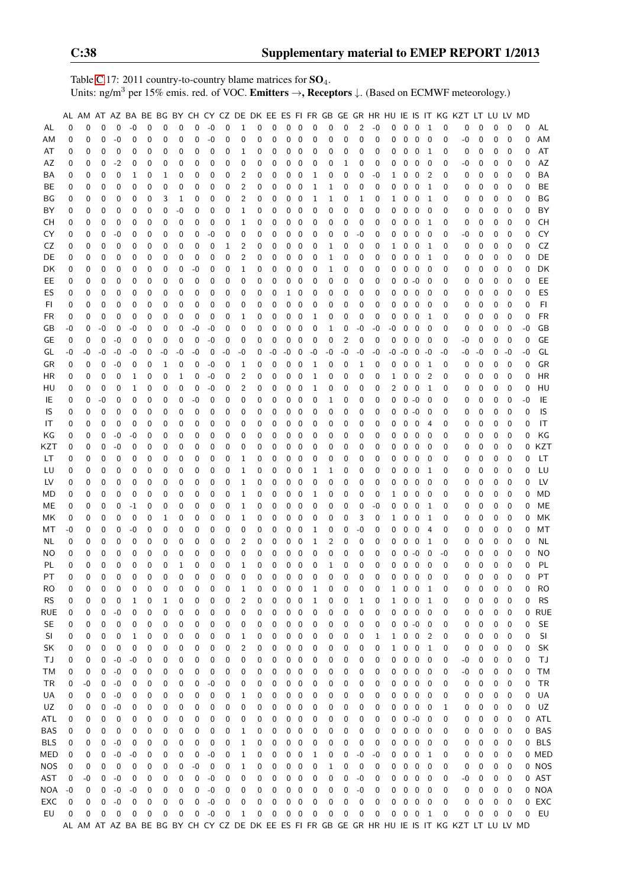Table C.17: 2011 country-to-country blame matrices for $SO_4$.
Units: ng/m$^3$ per 15% emis. red. of VOC. **Emitters** →, **Receptors** ↓. (Based on ECMWF meteorology.)

| | AL | AM | AT | AZ | BA | BE | BG | BY | CH | CY | CZ | DE | DK | EE | ES | FI | FR | GB | GE | GR | HR | HU | IE | IS | IT | KG | KZT | LT | LU | LV | MD | |
|---|---|---|---|---|---|---|---|---|---|---|---|---|---|---|---|---|---|---|---|---|---|---|---|---|---|---|---|---|---|---|---|---|
| AL | 0 | 0 | 0 | 0 | -0 | 0 | 0 | 0 | 0 | -0 | 0 | 1 | 0 | 0 | 0 | 0 | 0 | 0 | 0 | 2 | -0 | 0 | 0 | 0 | 1 | 0 | 0 | 0 | 0 | 0 | 0 | AL |
| AM | 0 | 0 | 0 | -0 | 0 | 0 | 0 | 0 | 0 | -0 | 0 | 0 | 0 | 0 | 0 | 0 | 0 | 0 | 0 | 0 | 0 | 0 | 0 | 0 | 0 | 0 | -0 | 0 | 0 | 0 | 0 | AM |
| AT | 0 | 0 | 0 | 0 | 0 | 0 | 0 | 0 | 0 | 0 | 0 | 1 | 0 | 0 | 0 | 0 | 0 | 0 | 0 | 0 | 0 | 0 | 0 | 0 | 1 | 0 | 0 | 0 | 0 | 0 | 0 | AT |
| AZ | 0 | 0 | 0 | -2 | 0 | 0 | 0 | 0 | 0 | 0 | 0 | 0 | 0 | 0 | 0 | 0 | 0 | 0 | 1 | 0 | 0 | 0 | 0 | 0 | 0 | 0 | -0 | 0 | 0 | 0 | 0 | AZ |
| BA | 0 | 0 | 0 | 0 | 1 | 0 | 1 | 0 | 0 | 0 | 0 | 2 | 0 | 0 | 0 | 0 | 1 | 0 | 0 | 0 | -0 | 1 | 0 | 0 | 2 | 0 | 0 | 0 | 0 | 0 | 0 | BA |
| BE | 0 | 0 | 0 | 0 | 0 | 0 | 0 | 0 | 0 | 0 | 0 | 2 | 0 | 0 | 0 | 0 | 1 | 1 | 0 | 0 | 0 | 0 | 0 | 0 | 1 | 0 | 0 | 0 | 0 | 0 | 0 | BE |
| BG | 0 | 0 | 0 | 0 | 0 | 0 | 3 | 1 | 0 | 0 | 0 | 2 | 0 | 0 | 0 | 0 | 1 | 1 | 0 | 1 | 0 | 1 | 0 | 0 | 1 | 0 | 0 | 0 | 0 | 0 | 0 | BG |
| BY | 0 | 0 | 0 | 0 | 0 | 0 | 0 | -0 | 0 | 0 | 0 | 1 | 0 | 0 | 0 | 0 | 0 | 0 | 0 | 0 | 0 | 0 | 0 | 0 | 0 | 0 | 0 | 0 | 0 | 0 | 0 | BY |
| CH | 0 | 0 | 0 | 0 | 0 | 0 | 0 | 0 | 0 | 0 | 0 | 1 | 0 | 0 | 0 | 0 | 0 | 0 | 0 | 0 | 0 | 0 | 0 | 0 | 1 | 0 | 0 | 0 | 0 | 0 | 0 | CH |
| CY | 0 | 0 | 0 | -0 | 0 | 0 | 0 | 0 | 0 | -0 | 0 | 0 | 0 | 0 | 0 | 0 | 0 | 0 | 0 | -0 | 0 | 0 | 0 | 0 | 0 | 0 | -0 | 0 | 0 | 0 | 0 | CY |
| CZ | 0 | 0 | 0 | 0 | 0 | 0 | 0 | 0 | 0 | 0 | 1 | 2 | 0 | 0 | 0 | 0 | 0 | 1 | 0 | 0 | 0 | 1 | 0 | 0 | 1 | 0 | 0 | 0 | 0 | 0 | 0 | CZ |
| DE | 0 | 0 | 0 | 0 | 0 | 0 | 0 | 0 | 0 | 0 | 0 | 2 | 0 | 0 | 0 | 0 | 0 | 1 | 0 | 0 | 0 | 0 | 0 | 0 | 1 | 0 | 0 | 0 | 0 | 0 | 0 | DE |
| DK | 0 | 0 | 0 | 0 | 0 | 0 | 0 | 0 | -0 | 0 | 0 | 1 | 0 | 0 | 0 | 0 | 0 | 1 | 0 | 0 | 0 | 0 | 0 | 0 | 0 | 0 | 0 | 0 | 0 | 0 | 0 | DK |
| EE | 0 | 0 | 0 | 0 | 0 | 0 | 0 | 0 | 0 | 0 | 0 | 0 | 0 | 0 | 0 | 0 | 0 | 0 | 0 | 0 | 0 | 0 | 0 | -0 | 0 | 0 | 0 | 0 | 0 | 0 | 0 | EE |
| ES | 0 | 0 | 0 | 0 | 0 | 0 | 0 | 0 | 0 | 0 | 0 | 0 | 0 | 0 | 1 | 0 | 0 | 0 | 0 | 0 | 0 | 0 | 0 | 0 | 0 | 0 | 0 | 0 | 0 | 0 | 0 | ES |
| FI | 0 | 0 | 0 | 0 | 0 | 0 | 0 | 0 | 0 | 0 | 0 | 0 | 0 | 0 | 0 | 0 | 0 | 0 | 0 | 0 | 0 | 0 | 0 | 0 | 0 | 0 | 0 | 0 | 0 | 0 | 0 | FI |
| FR | 0 | 0 | 0 | 0 | 0 | 0 | 0 | 0 | 0 | 0 | 0 | 1 | 0 | 0 | 0 | 0 | 1 | 0 | 0 | 0 | 0 | 0 | 0 | 0 | 1 | 0 | 0 | 0 | 0 | 0 | 0 | FR |
| GB | -0 | 0 | -0 | 0 | -0 | 0 | 0 | 0 | -0 | -0 | 0 | 0 | 0 | 0 | 0 | 0 | 0 | 1 | 0 | -0 | -0 | -0 | 0 | 0 | 0 | 0 | 0 | 0 | 0 | 0 | -0 | GB |
| GE | 0 | 0 | 0 | -0 | 0 | 0 | 0 | 0 | 0 | -0 | 0 | 0 | 0 | 0 | 0 | 0 | 0 | 0 | 2 | 0 | 0 | 0 | 0 | 0 | 0 | 0 | -0 | 0 | 0 | 0 | 0 | GE |
| GL | -0 | -0 | -0 | -0 | -0 | 0 | -0 | -0 | -0 | 0 | -0 | -0 | 0 | -0 | -0 | 0 | -0 | -0 | -0 | -0 | -0 | -0 | -0 | 0 | -0 | -0 | -0 | -0 | 0 | -0 | -0 | GL |
| GR | 0 | 0 | 0 | -0 | 0 | 0 | 1 | 0 | 0 | -0 | 0 | 1 | 0 | 0 | 0 | 0 | 1 | 0 | 0 | 1 | 0 | 0 | 0 | 0 | 1 | 0 | 0 | 0 | 0 | 0 | 0 | GR |
| HR | 0 | 0 | 0 | 0 | 1 | 0 | 0 | 1 | 0 | -0 | 0 | 2 | 0 | 0 | 0 | 0 | 1 | 0 | 0 | 0 | 0 | 1 | 0 | 0 | 2 | 0 | 0 | 0 | 0 | 0 | 0 | HR |
| HU | 0 | 0 | 0 | 0 | 1 | 0 | 0 | 0 | 0 | -0 | 0 | 2 | 0 | 0 | 0 | 0 | 1 | 0 | 0 | 0 | 0 | 2 | 0 | 0 | 1 | 0 | 0 | 0 | 0 | 0 | 0 | HU |
| IE | 0 | 0 | -0 | 0 | 0 | 0 | 0 | 0 | -0 | 0 | 0 | 0 | 0 | 0 | 0 | 0 | 0 | 1 | 0 | 0 | 0 | 0 | 0 | -0 | 0 | 0 | 0 | 0 | 0 | 0 | -0 | IE |
| IS | 0 | 0 | 0 | 0 | 0 | 0 | 0 | 0 | 0 | 0 | 0 | 0 | 0 | 0 | 0 | 0 | 0 | 0 | 0 | 0 | 0 | 0 | 0 | -0 | 0 | 0 | 0 | 0 | 0 | 0 | 0 | IS |
| IT | 0 | 0 | 0 | 0 | 0 | 0 | 0 | 0 | 0 | 0 | 0 | 0 | 0 | 0 | 0 | 0 | 0 | 0 | 0 | 0 | 0 | 0 | 0 | 0 | 4 | 0 | 0 | 0 | 0 | 0 | 0 | IT |
| KG | 0 | 0 | 0 | -0 | -0 | 0 | 0 | 0 | 0 | 0 | 0 | 0 | 0 | 0 | 0 | 0 | 0 | 0 | 0 | 0 | 0 | 0 | 0 | 0 | 0 | 0 | 0 | 0 | 0 | 0 | 0 | KG |
| KZT | 0 | 0 | 0 | -0 | 0 | 0 | 0 | 0 | 0 | 0 | 0 | 0 | 0 | 0 | 0 | 0 | 0 | 0 | 0 | 0 | 0 | 0 | 0 | 0 | 0 | 0 | 0 | 0 | 0 | 0 | 0 | KZT |
| LT | 0 | 0 | 0 | 0 | 0 | 0 | 0 | 0 | 0 | 0 | 0 | 1 | 0 | 0 | 0 | 0 | 0 | 0 | 0 | 0 | 0 | 0 | 0 | 0 | 0 | 0 | 0 | 0 | 0 | 0 | 0 | LT |
| LU | 0 | 0 | 0 | 0 | 0 | 0 | 0 | 0 | 0 | 0 | 0 | 1 | 0 | 0 | 0 | 0 | 1 | 1 | 0 | 0 | 0 | 0 | 0 | 0 | 1 | 0 | 0 | 0 | 0 | 0 | 0 | LU |
| LV | 0 | 0 | 0 | 0 | 0 | 0 | 0 | 0 | 0 | 0 | 0 | 1 | 0 | 0 | 0 | 0 | 0 | 0 | 0 | 0 | 0 | 0 | 0 | 0 | 0 | 0 | 0 | 0 | 0 | 0 | 0 | LV |
| MD | 0 | 0 | 0 | 0 | 0 | 0 | 0 | 0 | 0 | 0 | 0 | 1 | 0 | 0 | 0 | 0 | 1 | 0 | 0 | 0 | 0 | 1 | 0 | 0 | 0 | 0 | 0 | 0 | 0 | 0 | 0 | MD |
| ME | 0 | 0 | 0 | 0 | -1 | 0 | 0 | 0 | 0 | 0 | 0 | 1 | 0 | 0 | 0 | 0 | 0 | 0 | 0 | 0 | -0 | 0 | 0 | 0 | 1 | 0 | 0 | 0 | 0 | 0 | 0 | ME |
| MK | 0 | 0 | 0 | 0 | 0 | 0 | 1 | 0 | 0 | 0 | 0 | 1 | 0 | 0 | 0 | 0 | 0 | 0 | 0 | 3 | 0 | 1 | 0 | 0 | 1 | 0 | 0 | 0 | 0 | 0 | 0 | MK |
| MT | -0 | 0 | 0 | 0 | -0 | 0 | 0 | 0 | 0 | 0 | 0 | 0 | 0 | 0 | 0 | 0 | 1 | 0 | 0 | -0 | 0 | 0 | 0 | 0 | 4 | 0 | 0 | 0 | 0 | 0 | 0 | MT |
| NL | 0 | 0 | 0 | 0 | 0 | 0 | 0 | 0 | 0 | 0 | 0 | 2 | 0 | 0 | 0 | 0 | 1 | 2 | 0 | 0 | 0 | 0 | 0 | 0 | 1 | 0 | 0 | 0 | 0 | 0 | 0 | NL |
| NO | 0 | 0 | 0 | 0 | 0 | 0 | 0 | 0 | 0 | 0 | 0 | 0 | 0 | 0 | 0 | 0 | 0 | 0 | 0 | 0 | 0 | 0 | 0 | -0 | 0 | -0 | 0 | 0 | 0 | 0 | 0 | NO |
| PL | 0 | 0 | 0 | 0 | 0 | 0 | 0 | 1 | 0 | 0 | 0 | 1 | 0 | 0 | 0 | 0 | 0 | 1 | 0 | 0 | 0 | 0 | 0 | 0 | 0 | 0 | 0 | 0 | 0 | 0 | 0 | PL |
| PT | 0 | 0 | 0 | 0 | 0 | 0 | 0 | 0 | 0 | 0 | 0 | 0 | 0 | 0 | 0 | 0 | 0 | 0 | 0 | 0 | 0 | 0 | 0 | 0 | 0 | 0 | 0 | 0 | 0 | 0 | 0 | PT |
| RO | 0 | 0 | 0 | 0 | 0 | 0 | 0 | 0 | 0 | 0 | 0 | 1 | 0 | 0 | 0 | 0 | 1 | 0 | 0 | 0 | 0 | 1 | 0 | 0 | 1 | 0 | 0 | 0 | 0 | 0 | 0 | RO |
| RS | 0 | 0 | 0 | 0 | 1 | 0 | 1 | 0 | 0 | 0 | 0 | 2 | 0 | 0 | 0 | 0 | 1 | 0 | 0 | 1 | 0 | 1 | 0 | 0 | 1 | 0 | 0 | 0 | 0 | 0 | 0 | RS |
| RUE | 0 | 0 | 0 | -0 | 0 | 0 | 0 | 0 | 0 | 0 | 0 | 0 | 0 | 0 | 0 | 0 | 0 | 0 | 0 | 0 | 0 | 0 | 0 | 0 | 0 | 0 | 0 | 0 | 0 | 0 | 0 | RUE |
| SE | 0 | 0 | 0 | 0 | 0 | 0 | 0 | 0 | 0 | 0 | 0 | 0 | 0 | 0 | 0 | 0 | 0 | 0 | 0 | 0 | 0 | 0 | 0 | -0 | 0 | 0 | 0 | 0 | 0 | 0 | 0 | SE |
| SI | 0 | 0 | 0 | 0 | 1 | 0 | 0 | 0 | 0 | 0 | 0 | 1 | 0 | 0 | 0 | 0 | 0 | 0 | 0 | 0 | 1 | 1 | 0 | 0 | 2 | 0 | 0 | 0 | 0 | 0 | 0 | SI |
| SK | 0 | 0 | 0 | 0 | 0 | 0 | 0 | 0 | 0 | 0 | 0 | 2 | 0 | 0 | 0 | 0 | 0 | 0 | 0 | 0 | 0 | 1 | 0 | 0 | 1 | 0 | 0 | 0 | 0 | 0 | 0 | SK |
| TJ | 0 | 0 | 0 | -0 | -0 | 0 | 0 | 0 | 0 | 0 | 0 | 0 | 0 | 0 | 0 | 0 | 0 | 0 | 0 | 0 | 0 | 0 | 0 | 0 | 0 | 0 | -0 | 0 | 0 | 0 | 0 | TJ |
| TM | 0 | 0 | 0 | -0 | 0 | 0 | 0 | 0 | 0 | 0 | 0 | 0 | 0 | 0 | 0 | 0 | 0 | 0 | 0 | 0 | 0 | 0 | 0 | 0 | 0 | 0 | -0 | 0 | 0 | 0 | 0 | TM |
| TR | 0 | -0 | 0 | -0 | 0 | 0 | 0 | 0 | 0 | -0 | 0 | 0 | 0 | 0 | 0 | 0 | 0 | 0 | 0 | 0 | 0 | 0 | 0 | 0 | 0 | 0 | 0 | 0 | 0 | 0 | 0 | TR |
| UA | 0 | 0 | 0 | -0 | 0 | 0 | 0 | 0 | 0 | 0 | 0 | 1 | 0 | 0 | 0 | 0 | 0 | 0 | 0 | 0 | 0 | 0 | 0 | 0 | 0 | 0 | 0 | 0 | 0 | 0 | 0 | UA |
| UZ | 0 | 0 | 0 | -0 | 0 | 0 | 0 | 0 | 0 | 0 | 0 | 0 | 0 | 0 | 0 | 0 | 0 | 0 | 0 | 0 | 0 | 0 | 0 | 0 | 0 | 1 | 0 | 0 | 0 | 0 | 0 | UZ |
| ATL | 0 | 0 | 0 | 0 | 0 | 0 | 0 | 0 | 0 | 0 | 0 | 0 | 0 | 0 | 0 | 0 | 0 | 0 | 0 | 0 | 0 | 0 | 0 | -0 | 0 | 0 | 0 | 0 | 0 | 0 | 0 | ATL |
| BAS | 0 | 0 | 0 | 0 | 0 | 0 | 0 | 0 | 0 | 0 | 0 | 1 | 0 | 0 | 0 | 0 | 0 | 0 | 0 | 0 | 0 | 0 | 0 | 0 | 0 | 0 | 0 | 0 | 0 | 0 | 0 | BAS |
| BLS | 0 | 0 | 0 | -0 | 0 | 0 | 0 | 0 | 0 | 0 | 0 | 1 | 0 | 0 | 0 | 0 | 0 | 0 | 0 | 0 | 0 | 0 | 0 | 0 | 0 | 0 | 0 | 0 | 0 | 0 | 0 | BLS |
| MED | 0 | 0 | 0 | -0 | -0 | 0 | 0 | 0 | 0 | -0 | 0 | 1 | 0 | 0 | 0 | 0 | 1 | 0 | 0 | -0 | -0 | 0 | 0 | 0 | 1 | 0 | 0 | 0 | 0 | 0 | 0 | MED |
| NOS | 0 | 0 | 0 | 0 | 0 | 0 | 0 | 0 | -0 | 0 | 0 | 1 | 0 | 0 | 0 | 0 | 0 | 1 | 0 | 0 | 0 | 0 | 0 | 0 | 0 | 0 | 0 | 0 | 0 | 0 | 0 | NOS |
| AST | 0 | -0 | 0 | -0 | 0 | 0 | 0 | 0 | 0 | -0 | 0 | 0 | 0 | 0 | 0 | 0 | 0 | 0 | 0 | -0 | 0 | 0 | 0 | 0 | 0 | 0 | -0 | 0 | 0 | 0 | 0 | AST |
| NOA | -0 | 0 | 0 | -0 | -0 | 0 | 0 | 0 | 0 | -0 | 0 | 0 | 0 | 0 | 0 | 0 | 0 | 0 | 0 | -0 | 0 | 0 | 0 | 0 | 0 | 0 | 0 | 0 | 0 | 0 | 0 | NOA |
| EXC | 0 | 0 | 0 | -0 | 0 | 0 | 0 | 0 | 0 | -0 | 0 | 0 | 0 | 0 | 0 | 0 | 0 | 0 | 0 | 0 | 0 | 0 | 0 | 0 | 0 | 0 | 0 | 0 | 0 | 0 | 0 | EXC |
| EU | 0 | 0 | 0 | 0 | 0 | 0 | 0 | 0 | 0 | -0 | 0 | 1 | 0 | 0 | 0 | 0 | 0 | 0 | 0 | 0 | 0 | 0 | 0 | 0 | 1 | 0 | 0 | 0 | 0 | 0 | 0 | EU |
| | AL | AM | AT | AZ | BA | BE | BG | BY | CH | CY | CZ | DE | DK | EE | ES | FI | FR | GB | GE | GR | HR | HU | IE | IS | IT | KG | KZT | LT | LU | LV | MD | |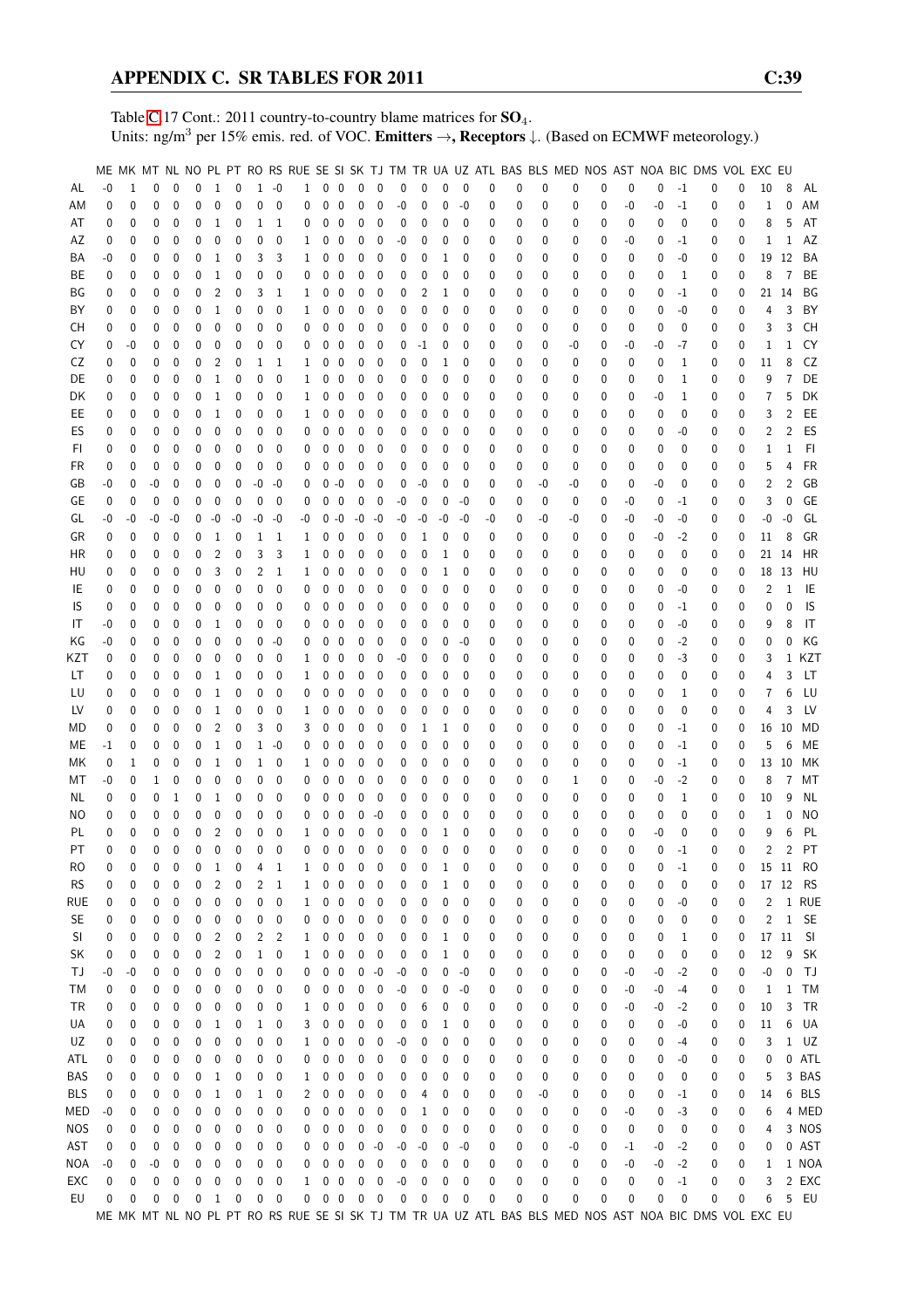Table C.17 Cont.: 2011 country-to-country blame matrices for $SO_4$.
Units: ng/m$^3$ per 15% emis. red. of VOC. **Emitters →, Receptors ↓.** (Based on ECMWF meteorology.)

| | ME | MK | MT | NL | NO | PL | PT | RO | RS | RUE | SE | SI | SK | TJ | TM | TR | UA | UZ | ATL | BAS | BLS | MED | NOS | AST | NOA | BIC | DMS | VOL | EXC | EU | |
|---|---|---|---|---|---|---|---|---|---|---|---|---|---|---|---|---|---|---|---|---|---|---|---|---|---|---|---|---|---|---|---|
| AL | -0 | 1 | 0 | 0 | 0 | 1 | 0 | 1 | -0 | 1 | 0 | 0 | 0 | 0 | 0 | 0 | 0 | 0 | 0 | 0 | 0 | 0 | 0 | 0 | 0 | -1 | 0 | 0 | 10 | 8 | AL |
| AM | 0 | 0 | 0 | 0 | 0 | 0 | 0 | 0 | 0 | 0 | 0 | 0 | 0 | 0 | -0 | 0 | 0 | -0 | 0 | 0 | 0 | 0 | 0 | -0 | -0 | -1 | 0 | 0 | 1 | 0 | AM |
| AT | 0 | 0 | 0 | 0 | 0 | 1 | 0 | 1 | 1 | 0 | 0 | 0 | 0 | 0 | 0 | 0 | 0 | 0 | 0 | 0 | 0 | 0 | 0 | 0 | 0 | 0 | 0 | 0 | 8 | 5 | AT |
| AZ | 0 | 0 | 0 | 0 | 0 | 0 | 0 | 0 | 0 | 1 | 0 | 0 | 0 | 0 | -0 | 0 | 0 | 0 | 0 | 0 | 0 | 0 | 0 | -0 | 0 | -1 | 0 | 0 | 1 | 1 | AZ |
| BA | -0 | 0 | 0 | 0 | 0 | 1 | 0 | 3 | 3 | 1 | 0 | 0 | 0 | 0 | 0 | 0 | 1 | 0 | 0 | 0 | 0 | 0 | 0 | 0 | 0 | -0 | 0 | 0 | 19 | 12 | BA |
| BE | 0 | 0 | 0 | 0 | 0 | 1 | 0 | 0 | 0 | 0 | 0 | 0 | 0 | 0 | 0 | 0 | 0 | 0 | 0 | 0 | 0 | 0 | 0 | 0 | 0 | 1 | 0 | 0 | 8 | 7 | BE |
| BG | 0 | 0 | 0 | 0 | 0 | 2 | 0 | 3 | 1 | 1 | 0 | 0 | 0 | 0 | 0 | 2 | 1 | 0 | 0 | 0 | 0 | 0 | 0 | 0 | 0 | -1 | 0 | 0 | 21 | 14 | BG |
| BY | 0 | 0 | 0 | 0 | 0 | 1 | 0 | 0 | 0 | 1 | 0 | 0 | 0 | 0 | 0 | 0 | 0 | 0 | 0 | 0 | 0 | 0 | 0 | 0 | 0 | -0 | 0 | 0 | 4 | 3 | BY |
| CH | 0 | 0 | 0 | 0 | 0 | 0 | 0 | 0 | 0 | 0 | 0 | 0 | 0 | 0 | 0 | 0 | 0 | 0 | 0 | 0 | 0 | 0 | 0 | 0 | 0 | 0 | 0 | 0 | 3 | 3 | CH |
| CY | 0 | -0 | 0 | 0 | 0 | 0 | 0 | 0 | 0 | 0 | 0 | 0 | 0 | 0 | 0 | -1 | 0 | 0 | 0 | 0 | 0 | -0 | 0 | -0 | -0 | -7 | 0 | 0 | 1 | 1 | CY |
| CZ | 0 | 0 | 0 | 0 | 0 | 2 | 0 | 1 | 1 | 1 | 0 | 0 | 0 | 0 | 0 | 0 | 1 | 0 | 0 | 0 | 0 | 0 | 0 | 0 | 0 | 1 | 0 | 0 | 11 | 8 | CZ |
| DE | 0 | 0 | 0 | 0 | 0 | 1 | 0 | 0 | 0 | 1 | 0 | 0 | 0 | 0 | 0 | 0 | 0 | 0 | 0 | 0 | 0 | 0 | 0 | 0 | 0 | 1 | 0 | 0 | 9 | 7 | DE |
| DK | 0 | 0 | 0 | 0 | 0 | 1 | 0 | 0 | 0 | 1 | 0 | 0 | 0 | 0 | 0 | 0 | 0 | 0 | 0 | 0 | 0 | 0 | 0 | 0 | -0 | 1 | 0 | 0 | 7 | 5 | DK |
| EE | 0 | 0 | 0 | 0 | 0 | 1 | 0 | 0 | 0 | 1 | 0 | 0 | 0 | 0 | 0 | 0 | 0 | 0 | 0 | 0 | 0 | 0 | 0 | 0 | 0 | 0 | 0 | 0 | 3 | 2 | EE |
| ES | 0 | 0 | 0 | 0 | 0 | 0 | 0 | 0 | 0 | 0 | 0 | 0 | 0 | 0 | 0 | 0 | 0 | 0 | 0 | 0 | 0 | 0 | 0 | 0 | 0 | -0 | 0 | 0 | 2 | 2 | ES |
| FI | 0 | 0 | 0 | 0 | 0 | 0 | 0 | 0 | 0 | 0 | 0 | 0 | 0 | 0 | 0 | 0 | 0 | 0 | 0 | 0 | 0 | 0 | 0 | 0 | 0 | 0 | 0 | 0 | 1 | 1 | FI |
| FR | 0 | 0 | 0 | 0 | 0 | 0 | 0 | 0 | 0 | 0 | 0 | 0 | 0 | 0 | 0 | 0 | 0 | 0 | 0 | 0 | 0 | 0 | 0 | 0 | 0 | 0 | 0 | 0 | 5 | 4 | FR |
| GB | -0 | 0 | -0 | 0 | 0 | 0 | 0 | -0 | -0 | 0 | 0 | -0 | 0 | 0 | 0 | -0 | 0 | 0 | 0 | 0 | -0 | -0 | 0 | 0 | -0 | 0 | 0 | 0 | 2 | 2 | GB |
| GE | 0 | 0 | 0 | 0 | 0 | 0 | 0 | 0 | 0 | 0 | 0 | 0 | 0 | 0 | -0 | 0 | 0 | -0 | 0 | 0 | 0 | 0 | 0 | -0 | 0 | -1 | 0 | 0 | 3 | 0 | GE |
| GL | -0 | -0 | -0 | -0 | 0 | -0 | -0 | -0 | -0 | -0 | 0 | -0 | -0 | -0 | -0 | -0 | -0 | -0 | -0 | 0 | -0 | -0 | 0 | -0 | -0 | -0 | 0 | 0 | -0 | -0 | GL |
| GR | 0 | 0 | 0 | 0 | 0 | 1 | 0 | 1 | 1 | 1 | 0 | 0 | 0 | 0 | 0 | 1 | 0 | 0 | 0 | 0 | 0 | 0 | 0 | 0 | -0 | -2 | 0 | 0 | 11 | 8 | GR |
| HR | 0 | 0 | 0 | 0 | 0 | 2 | 0 | 3 | 3 | 1 | 0 | 0 | 0 | 0 | 0 | 0 | 1 | 0 | 0 | 0 | 0 | 0 | 0 | 0 | 0 | 0 | 0 | 0 | 21 | 14 | HR |
| HU | 0 | 0 | 0 | 0 | 0 | 3 | 0 | 2 | 1 | 1 | 0 | 0 | 0 | 0 | 0 | 0 | 1 | 0 | 0 | 0 | 0 | 0 | 0 | 0 | 0 | 0 | 0 | 0 | 18 | 13 | HU |
| IE | 0 | 0 | 0 | 0 | 0 | 0 | 0 | 0 | 0 | 0 | 0 | 0 | 0 | 0 | 0 | 0 | 0 | 0 | 0 | 0 | 0 | 0 | 0 | 0 | 0 | -0 | 0 | 0 | 2 | 1 | IE |
| IS | 0 | 0 | 0 | 0 | 0 | 0 | 0 | 0 | 0 | 0 | 0 | 0 | 0 | 0 | 0 | 0 | 0 | 0 | 0 | 0 | 0 | 0 | 0 | 0 | 0 | -1 | 0 | 0 | 0 | 0 | IS |
| IT | -0 | 0 | 0 | 0 | 0 | 1 | 0 | 0 | 0 | 0 | 0 | 0 | 0 | 0 | 0 | 0 | 0 | 0 | 0 | 0 | 0 | 0 | 0 | 0 | 0 | -0 | 0 | 0 | 9 | 8 | IT |
| KG | -0 | 0 | 0 | 0 | 0 | 0 | 0 | 0 | -0 | 0 | 0 | 0 | 0 | 0 | 0 | 0 | 0 | -0 | 0 | 0 | 0 | 0 | 0 | 0 | 0 | -2 | 0 | 0 | 0 | 0 | KG |
| KZT | 0 | 0 | 0 | 0 | 0 | 0 | 0 | 0 | 0 | 1 | 0 | 0 | 0 | 0 | -0 | 0 | 0 | 0 | 0 | 0 | 0 | 0 | 0 | 0 | 0 | -3 | 0 | 0 | 3 | 1 | KZT |
| LT | 0 | 0 | 0 | 0 | 0 | 1 | 0 | 0 | 0 | 1 | 0 | 0 | 0 | 0 | 0 | 0 | 0 | 0 | 0 | 0 | 0 | 0 | 0 | 0 | 0 | 0 | 0 | 0 | 4 | 3 | LT |
| LU | 0 | 0 | 0 | 0 | 0 | 1 | 0 | 0 | 0 | 0 | 0 | 0 | 0 | 0 | 0 | 0 | 0 | 0 | 0 | 0 | 0 | 0 | 0 | 0 | 0 | 1 | 0 | 0 | 7 | 6 | LU |
| LV | 0 | 0 | 0 | 0 | 0 | 1 | 0 | 0 | 0 | 1 | 0 | 0 | 0 | 0 | 0 | 0 | 0 | 0 | 0 | 0 | 0 | 0 | 0 | 0 | 0 | 0 | 0 | 0 | 4 | 3 | LV |
| MD | 0 | 0 | 0 | 0 | 0 | 2 | 0 | 3 | 0 | 3 | 0 | 0 | 0 | 0 | 0 | 1 | 1 | 0 | 0 | 0 | 0 | 0 | 0 | 0 | 0 | -1 | 0 | 0 | 16 | 10 | MD |
| ME | -1 | 0 | 0 | 0 | 0 | 1 | 0 | 1 | -0 | 0 | 0 | 0 | 0 | 0 | 0 | 0 | 0 | 0 | 0 | 0 | 0 | 0 | 0 | 0 | 0 | -1 | 0 | 0 | 5 | 6 | ME |
| MK | 0 | 1 | 0 | 0 | 0 | 1 | 0 | 1 | 0 | 1 | 0 | 0 | 0 | 0 | 0 | 0 | 0 | 0 | 0 | 0 | 0 | 0 | 0 | 0 | 0 | -1 | 0 | 0 | 13 | 10 | MK |
| MT | -0 | 0 | 1 | 0 | 0 | 0 | 0 | 0 | 0 | 0 | 0 | 0 | 0 | 0 | 0 | 0 | 0 | 0 | 0 | 0 | 0 | 1 | 0 | 0 | -0 | -2 | 0 | 0 | 8 | 7 | MT |
| NL | 0 | 0 | 0 | 1 | 0 | 1 | 0 | 0 | 0 | 0 | 0 | 0 | 0 | 0 | 0 | 0 | 0 | 0 | 0 | 0 | 0 | 0 | 0 | 0 | 0 | 1 | 0 | 0 | 10 | 9 | NL |
| NO | 0 | 0 | 0 | 0 | 0 | 0 | 0 | 0 | 0 | 0 | 0 | 0 | 0 | -0 | 0 | 0 | 0 | 0 | 0 | 0 | 0 | 0 | 0 | 0 | 0 | 0 | 0 | 0 | 1 | 0 | NO |
| PL | 0 | 0 | 0 | 0 | 0 | 2 | 0 | 0 | 0 | 1 | 0 | 0 | 0 | 0 | 0 | 0 | 1 | 0 | 0 | 0 | 0 | 0 | 0 | 0 | -0 | 0 | 0 | 0 | 9 | 6 | PL |
| PT | 0 | 0 | 0 | 0 | 0 | 0 | 0 | 0 | 0 | 0 | 0 | 0 | 0 | 0 | 0 | 0 | 0 | 0 | 0 | 0 | 0 | 0 | 0 | 0 | 0 | -1 | 0 | 0 | 2 | 2 | PT |
| RO | 0 | 0 | 0 | 0 | 0 | 1 | 0 | 4 | 1 | 1 | 0 | 0 | 0 | 0 | 0 | 0 | 1 | 0 | 0 | 0 | 0 | 0 | 0 | 0 | 0 | -1 | 0 | 0 | 15 | 11 | RO |
| RS | 0 | 0 | 0 | 0 | 0 | 2 | 0 | 2 | 1 | 1 | 0 | 0 | 0 | 0 | 0 | 0 | 1 | 0 | 0 | 0 | 0 | 0 | 0 | 0 | 0 | 0 | 0 | 0 | 17 | 12 | RS |
| RUE | 0 | 0 | 0 | 0 | 0 | 0 | 0 | 0 | 0 | 1 | 0 | 0 | 0 | 0 | 0 | 0 | 0 | 0 | 0 | 0 | 0 | 0 | 0 | 0 | 0 | -0 | 0 | 0 | 2 | 1 | RUE |
| SE | 0 | 0 | 0 | 0 | 0 | 0 | 0 | 0 | 0 | 0 | 0 | 0 | 0 | 0 | 0 | 0 | 0 | 0 | 0 | 0 | 0 | 0 | 0 | 0 | 0 | 0 | 0 | 0 | 2 | 1 | SE |
| SI | 0 | 0 | 0 | 0 | 0 | 2 | 0 | 2 | 2 | 1 | 0 | 0 | 0 | 0 | 0 | 0 | 1 | 0 | 0 | 0 | 0 | 0 | 0 | 0 | 0 | 1 | 0 | 0 | 17 | 11 | SI |
| SK | 0 | 0 | 0 | 0 | 0 | 2 | 0 | 1 | 0 | 1 | 0 | 0 | 0 | 0 | 0 | 0 | 1 | 0 | 0 | 0 | 0 | 0 | 0 | 0 | 0 | 0 | 0 | 0 | 12 | 9 | SK |
| TJ | -0 | -0 | 0 | 0 | 0 | 0 | 0 | 0 | 0 | 0 | 0 | 0 | 0 | -0 | -0 | 0 | 0 | -0 | 0 | 0 | 0 | 0 | 0 | -0 | -0 | -2 | 0 | 0 | -0 | 0 | TJ |
| TM | 0 | 0 | 0 | 0 | 0 | 0 | 0 | 0 | 0 | 0 | 0 | 0 | 0 | 0 | -0 | 0 | 0 | -0 | 0 | 0 | 0 | 0 | 0 | -0 | -0 | -4 | 0 | 0 | 1 | 1 | TM |
| TR | 0 | 0 | 0 | 0 | 0 | 0 | 0 | 0 | 0 | 1 | 0 | 0 | 0 | 0 | 0 | 6 | 0 | 0 | 0 | 0 | 0 | 0 | 0 | -0 | -0 | -2 | 0 | 0 | 10 | 3 | TR |
| UA | 0 | 0 | 0 | 0 | 0 | 1 | 0 | 1 | 0 | 3 | 0 | 0 | 0 | 0 | 0 | 0 | 1 | 0 | 0 | 0 | 0 | 0 | 0 | 0 | 0 | -0 | 0 | 0 | 11 | 6 | UA |
| UZ | 0 | 0 | 0 | 0 | 0 | 0 | 0 | 0 | 0 | 1 | 0 | 0 | 0 | 0 | -0 | 0 | 0 | 0 | 0 | 0 | 0 | 0 | 0 | 0 | 0 | -4 | 0 | 0 | 3 | 1 | UZ |
| ATL | 0 | 0 | 0 | 0 | 0 | 0 | 0 | 0 | 0 | 0 | 0 | 0 | 0 | 0 | 0 | 0 | 0 | 0 | 0 | 0 | 0 | 0 | 0 | 0 | 0 | -0 | 0 | 0 | 0 | 0 | ATL |
| BAS | 0 | 0 | 0 | 0 | 0 | 1 | 0 | 0 | 0 | 1 | 0 | 0 | 0 | 0 | 0 | 0 | 0 | 0 | 0 | 0 | 0 | 0 | 0 | 0 | 0 | 0 | 0 | 0 | 5 | 3 | BAS |
| BLS | 0 | 0 | 0 | 0 | 0 | 1 | 0 | 1 | 0 | 2 | 0 | 0 | 0 | 0 | 0 | 4 | 0 | 0 | 0 | 0 | -0 | 0 | 0 | 0 | 0 | -1 | 0 | 0 | 14 | 6 | BLS |
| MED | -0 | 0 | 0 | 0 | 0 | 0 | 0 | 0 | 0 | 0 | 0 | 0 | 0 | 0 | 0 | 1 | 0 | 0 | 0 | 0 | 0 | 0 | 0 | -0 | 0 | -3 | 0 | 0 | 6 | 4 | MED |
| NOS | 0 | 0 | 0 | 0 | 0 | 0 | 0 | 0 | 0 | 0 | 0 | 0 | 0 | 0 | 0 | 0 | 0 | 0 | 0 | 0 | 0 | 0 | 0 | 0 | 0 | 0 | 0 | 0 | 4 | 3 | NOS |
| AST | 0 | 0 | 0 | 0 | 0 | 0 | 0 | 0 | 0 | 0 | 0 | 0 | 0 | -0 | -0 | -0 | 0 | -0 | 0 | 0 | 0 | -0 | 0 | -1 | -0 | -2 | 0 | 0 | 0 | 0 | AST |
| NOA | -0 | 0 | -0 | 0 | 0 | 0 | 0 | 0 | 0 | 0 | 0 | 0 | 0 | 0 | 0 | 0 | 0 | 0 | 0 | 0 | 0 | 0 | 0 | -0 | -0 | -2 | 0 | 0 | 1 | 1 | NOA |
| EXC | 0 | 0 | 0 | 0 | 0 | 0 | 0 | 0 | 0 | 1 | 0 | 0 | 0 | 0 | -0 | 0 | 0 | 0 | 0 | 0 | 0 | 0 | 0 | 0 | 0 | -1 | 0 | 0 | 3 | 2 | EXC |
| EU | 0 | 0 | 0 | 0 | 0 | 1 | 0 | 0 | 0 | 0 | 0 | 0 | 0 | 0 | 0 | 0 | 0 | 0 | 0 | 0 | 0 | 0 | 0 | 0 | 0 | 0 | 0 | 0 | 6 | 5 | EU |
| | ME | MK | MT | NL | NO | PL | PT | RO | RS | RUE | SE | SI | SK | TJ | TM | TR | UA | UZ | ATL | BAS | BLS | MED | NOS | AST | NOA | BIC | DMS | VOL | EXC | EU | |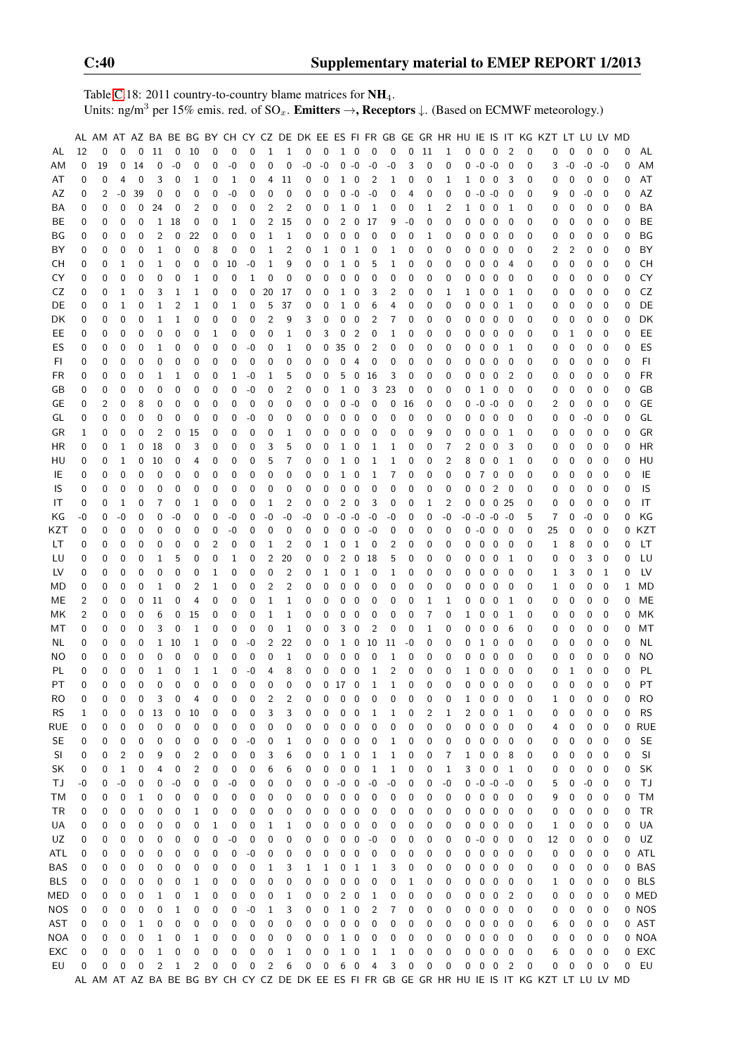Table C.18: 2011 country-to-country blame matrices for $NH_4$.
Units: ng/m$^3$ per 15% emis. red. of $SO_x$. **Emitters →, Receptors ↓.** (Based on ECMWF meteorology.)

| | AL | AM | AT | AZ | BA | BE | BG | BY | CH | CY | CZ | DE | DK | EE | ES | FI | FR | GB | GE | GR | HR | HU | IE | IS | IT | KG | KZT | LT | LU | LV | MD | |
|---|---|---|---|---|---|---|---|---|---|---|---|---|---|---|---|---|---|---|---|---|---|---|---|---|---|---|---|---|---|---|---|---|
| AL | 12 | 0 | 0 | 0 | 11 | 0 | 10 | 0 | 0 | 0 | 1 | 1 | 0 | 0 | 1 | 0 | 0 | 0 | 0 | 11 | 1 | 0 | 0 | 0 | 2 | 0 | 0 | 0 | 0 | 0 | 0 | AL |
| AM | 0 | 19 | 0 | 14 | 0 | -0 | 0 | 0 | -0 | 0 | 0 | 0 | -0 | -0 | 0 | -0 | -0 | -0 | 3 | 0 | 0 | 0 | -0 | -0 | 0 | 0 | 3 | -0 | -0 | -0 | 0 | AM |
| AT | 0 | 0 | 4 | 0 | 3 | 0 | 1 | 0 | 1 | 0 | 4 | 11 | 0 | 0 | 1 | 0 | 2 | 1 | 0 | 0 | 1 | 1 | 0 | 0 | 3 | 0 | 0 | 0 | 0 | 0 | 0 | AT |
| AZ | 0 | 2 | -0 | 39 | 0 | 0 | 0 | 0 | -0 | 0 | 0 | 0 | 0 | 0 | 0 | -0 | -0 | 0 | 4 | 0 | 0 | 0 | -0 | -0 | 0 | 0 | 9 | 0 | -0 | 0 | 0 | AZ |
| BA | 0 | 0 | 0 | 0 | 24 | 0 | 2 | 0 | 0 | 0 | 2 | 2 | 0 | 0 | 1 | 0 | 1 | 0 | 0 | 1 | 2 | 1 | 0 | 0 | 1 | 0 | 0 | 0 | 0 | 0 | 0 | BA |
| BE | 0 | 0 | 0 | 0 | 1 | 18 | 0 | 0 | 1 | 0 | 2 | 15 | 0 | 0 | 2 | 0 | 17 | 9 | -0 | 0 | 0 | 0 | 0 | 0 | 0 | 0 | 0 | 0 | 0 | 0 | 0 | BE |
| BG | 0 | 0 | 0 | 0 | 2 | 0 | 22 | 0 | 0 | 0 | 1 | 1 | 0 | 0 | 0 | 0 | 0 | 0 | 0 | 1 | 0 | 0 | 0 | 0 | 0 | 0 | 0 | 0 | 0 | 0 | 0 | BG |
| BY | 0 | 0 | 0 | 0 | 1 | 0 | 0 | 8 | 0 | 0 | 1 | 2 | 0 | 1 | 0 | 1 | 0 | 1 | 0 | 0 | 0 | 0 | 0 | 0 | 0 | 0 | 2 | 2 | 0 | 0 | 0 | BY |
| CH | 0 | 0 | 1 | 0 | 1 | 0 | 0 | 0 | 10 | -0 | 1 | 9 | 0 | 0 | 1 | 0 | 5 | 1 | 0 | 0 | 0 | 0 | 0 | 0 | 4 | 0 | 0 | 0 | 0 | 0 | 0 | CH |
| CY | 0 | 0 | 0 | 0 | 0 | 0 | 1 | 0 | 0 | 1 | 0 | 0 | 0 | 0 | 0 | 0 | 0 | 0 | 0 | 0 | 0 | 0 | 0 | 0 | 0 | 0 | 0 | 0 | 0 | 0 | 0 | CY |
| CZ | 0 | 0 | 1 | 0 | 3 | 1 | 1 | 0 | 0 | 0 | 20 | 17 | 0 | 0 | 1 | 0 | 3 | 2 | 0 | 0 | 1 | 1 | 0 | 0 | 1 | 0 | 0 | 0 | 0 | 0 | 0 | CZ |
| DE | 0 | 0 | 1 | 0 | 1 | 2 | 1 | 0 | 1 | 0 | 5 | 37 | 0 | 0 | 1 | 0 | 6 | 4 | 0 | 0 | 0 | 0 | 0 | 0 | 1 | 0 | 0 | 0 | 0 | 0 | 0 | DE |
| DK | 0 | 0 | 0 | 0 | 1 | 1 | 0 | 0 | 0 | 0 | 2 | 9 | 3 | 0 | 0 | 0 | 2 | 7 | 0 | 0 | 0 | 0 | 0 | 0 | 0 | 0 | 0 | 0 | 0 | 0 | 0 | DK |
| EE | 0 | 0 | 0 | 0 | 0 | 0 | 0 | 1 | 0 | 0 | 0 | 1 | 0 | 3 | 0 | 2 | 0 | 1 | 0 | 0 | 0 | 0 | 0 | 0 | 0 | 0 | 0 | 1 | 0 | 0 | 0 | EE |
| ES | 0 | 0 | 0 | 0 | 1 | 0 | 0 | 0 | 0 | -0 | 0 | 1 | 0 | 0 | 35 | 0 | 2 | 0 | 0 | 0 | 0 | 0 | 0 | 0 | 1 | 0 | 0 | 0 | 0 | 0 | 0 | ES |
| FI | 0 | 0 | 0 | 0 | 0 | 0 | 0 | 0 | 0 | 0 | 0 | 0 | 0 | 0 | 0 | 4 | 0 | 0 | 0 | 0 | 0 | 0 | 0 | 0 | 0 | 0 | 0 | 0 | 0 | 0 | 0 | FI |
| FR | 0 | 0 | 0 | 0 | 1 | 1 | 0 | 0 | 1 | -0 | 1 | 5 | 0 | 0 | 5 | 0 | 16 | 3 | 0 | 0 | 0 | 0 | 0 | 0 | 2 | 0 | 0 | 0 | 0 | 0 | 0 | FR |
| GB | 0 | 0 | 0 | 0 | 0 | 0 | 0 | 0 | 0 | -0 | 0 | 2 | 0 | 0 | 1 | 0 | 3 | 23 | 0 | 0 | 0 | 0 | 1 | 0 | 0 | 0 | 0 | 0 | 0 | 0 | 0 | GB |
| GE | 0 | 2 | 0 | 8 | 0 | 0 | 0 | 0 | 0 | 0 | 0 | 0 | 0 | 0 | 0 | -0 | 0 | 0 | 16 | 0 | 0 | 0 | -0 | -0 | 0 | 0 | 2 | 0 | 0 | 0 | 0 | GE |
| GL | 0 | 0 | 0 | 0 | 0 | 0 | 0 | 0 | 0 | -0 | 0 | 0 | 0 | 0 | 0 | 0 | 0 | 0 | 0 | 0 | 0 | 0 | 0 | 0 | 0 | 0 | 0 | 0 | -0 | 0 | 0 | GL |
| GR | 1 | 0 | 0 | 0 | 2 | 0 | 15 | 0 | 0 | 0 | 0 | 1 | 0 | 0 | 0 | 0 | 0 | 0 | 0 | 9 | 0 | 0 | 0 | 0 | 1 | 0 | 0 | 0 | 0 | 0 | 0 | GR |
| HR | 0 | 0 | 1 | 0 | 18 | 0 | 3 | 0 | 0 | 0 | 3 | 5 | 0 | 0 | 1 | 0 | 1 | 1 | 0 | 0 | 7 | 2 | 0 | 0 | 3 | 0 | 0 | 0 | 0 | 0 | 0 | HR |
| HU | 0 | 0 | 1 | 0 | 10 | 0 | 4 | 0 | 0 | 0 | 5 | 7 | 0 | 0 | 1 | 0 | 1 | 1 | 0 | 0 | 2 | 8 | 0 | 0 | 1 | 0 | 0 | 0 | 0 | 0 | 0 | HU |
| IE | 0 | 0 | 0 | 0 | 0 | 0 | 0 | 0 | 0 | 0 | 0 | 0 | 0 | 0 | 1 | 0 | 1 | 7 | 0 | 0 | 0 | 0 | 7 | 0 | 0 | 0 | 0 | 0 | 0 | 0 | 0 | IE |
| IS | 0 | 0 | 0 | 0 | 0 | 0 | 0 | 0 | 0 | 0 | 0 | 0 | 0 | 0 | 0 | 0 | 0 | 0 | 0 | 0 | 0 | 0 | 0 | 2 | 0 | 0 | 0 | 0 | 0 | 0 | 0 | IS |
| IT | 0 | 0 | 1 | 0 | 7 | 0 | 1 | 0 | 0 | 0 | 1 | 2 | 0 | 0 | 2 | 0 | 3 | 0 | 0 | 1 | 2 | 0 | 0 | 0 | 25 | 0 | 0 | 0 | 0 | 0 | 0 | IT |
| KG | -0 | 0 | -0 | 0 | 0 | -0 | 0 | 0 | -0 | 0 | -0 | -0 | -0 | 0 | -0 | -0 | -0 | -0 | 0 | 0 | -0 | -0 | -0 | -0 | -0 | 5 | 7 | 0 | -0 | 0 | 0 | KG |
| KZT | 0 | 0 | 0 | 0 | 0 | 0 | 0 | 0 | -0 | 0 | 0 | 0 | 0 | 0 | 0 | 0 | -0 | 0 | 0 | 0 | 0 | 0 | -0 | 0 | 0 | 0 | 25 | 0 | 0 | 0 | 0 | KZT |
| LT | 0 | 0 | 0 | 0 | 0 | 0 | 0 | 2 | 0 | 0 | 1 | 2 | 0 | 1 | 0 | 1 | 0 | 2 | 0 | 0 | 0 | 0 | 0 | 0 | 0 | 0 | 1 | 8 | 0 | 0 | 0 | LT |
| LU | 0 | 0 | 0 | 0 | 1 | 5 | 0 | 0 | 1 | 0 | 2 | 20 | 0 | 0 | 2 | 0 | 18 | 5 | 0 | 0 | 0 | 0 | 0 | 0 | 1 | 0 | 0 | 0 | 3 | 0 | 0 | LU |
| LV | 0 | 0 | 0 | 0 | 0 | 0 | 0 | 1 | 0 | 0 | 0 | 2 | 0 | 1 | 0 | 1 | 0 | 1 | 0 | 0 | 0 | 0 | 0 | 0 | 0 | 0 | 1 | 3 | 0 | 1 | 0 | LV |
| MD | 0 | 0 | 0 | 0 | 1 | 0 | 2 | 1 | 0 | 0 | 2 | 2 | 0 | 0 | 0 | 0 | 0 | 0 | 0 | 0 | 0 | 0 | 0 | 0 | 0 | 0 | 1 | 0 | 0 | 0 | 1 | MD |
| ME | 2 | 0 | 0 | 0 | 11 | 0 | 4 | 0 | 0 | 0 | 1 | 1 | 0 | 0 | 0 | 0 | 0 | 0 | 0 | 1 | 1 | 0 | 0 | 0 | 1 | 0 | 0 | 0 | 0 | 0 | 0 | ME |
| MK | 2 | 0 | 0 | 0 | 6 | 0 | 15 | 0 | 0 | 0 | 1 | 1 | 0 | 0 | 0 | 0 | 0 | 0 | 0 | 7 | 0 | 1 | 0 | 0 | 1 | 0 | 0 | 0 | 0 | 0 | 0 | MK |
| MT | 0 | 0 | 0 | 0 | 3 | 0 | 1 | 0 | 0 | 0 | 0 | 1 | 0 | 0 | 3 | 0 | 2 | 0 | 0 | 1 | 0 | 0 | 0 | 0 | 6 | 0 | 0 | 0 | 0 | 0 | 0 | MT |
| NL | 0 | 0 | 0 | 0 | 1 | 10 | 1 | 0 | 0 | -0 | 2 | 22 | 0 | 0 | 1 | 0 | 10 | 11 | -0 | 0 | 0 | 0 | 1 | 0 | 0 | 0 | 0 | 0 | 0 | 0 | 0 | NL |
| NO | 0 | 0 | 0 | 0 | 0 | 0 | 0 | 0 | 0 | 0 | 0 | 1 | 0 | 0 | 0 | 0 | 0 | 1 | 0 | 0 | 0 | 0 | 0 | 0 | 0 | 0 | 0 | 0 | 0 | 0 | 0 | NO |
| PL | 0 | 0 | 0 | 0 | 1 | 0 | 1 | 1 | 0 | -0 | 4 | 8 | 0 | 0 | 0 | 0 | 1 | 2 | 0 | 0 | 0 | 1 | 0 | 0 | 0 | 0 | 0 | 1 | 0 | 0 | 0 | PL |
| PT | 0 | 0 | 0 | 0 | 0 | 0 | 0 | 0 | 0 | 0 | 0 | 0 | 0 | 0 | 17 | 0 | 1 | 1 | 0 | 0 | 0 | 0 | 0 | 0 | 0 | 0 | 0 | 0 | 0 | 0 | 0 | PT |
| RO | 0 | 0 | 0 | 0 | 3 | 0 | 4 | 0 | 0 | 0 | 2 | 2 | 0 | 0 | 0 | 0 | 0 | 0 | 0 | 0 | 0 | 1 | 0 | 0 | 0 | 0 | 1 | 0 | 0 | 0 | 0 | RO |
| RS | 1 | 0 | 0 | 0 | 13 | 0 | 10 | 0 | 0 | 0 | 3 | 3 | 0 | 0 | 0 | 0 | 1 | 1 | 0 | 2 | 1 | 2 | 0 | 0 | 1 | 0 | 0 | 0 | 0 | 0 | 0 | RS |
| RUE | 0 | 0 | 0 | 0 | 0 | 0 | 0 | 0 | 0 | 0 | 0 | 0 | 0 | 0 | 0 | 0 | 0 | 0 | 0 | 0 | 0 | 0 | 0 | 0 | 0 | 0 | 4 | 0 | 0 | 0 | 0 | RUE |
| SE | 0 | 0 | 0 | 0 | 0 | 0 | 0 | 0 | 0 | -0 | 0 | 1 | 0 | 0 | 0 | 0 | 0 | 1 | 0 | 0 | 0 | 0 | 0 | 0 | 0 | 0 | 0 | 0 | 0 | 0 | 0 | SE |
| SI | 0 | 0 | 2 | 0 | 9 | 0 | 2 | 0 | 0 | 0 | 3 | 6 | 0 | 0 | 1 | 0 | 1 | 1 | 0 | 0 | 7 | 1 | 0 | 0 | 8 | 0 | 0 | 0 | 0 | 0 | 0 | SI |
| SK | 0 | 0 | 1 | 0 | 4 | 0 | 2 | 0 | 0 | 0 | 6 | 6 | 0 | 0 | 0 | 0 | 1 | 1 | 0 | 0 | 1 | 3 | 0 | 0 | 1 | 0 | 0 | 0 | 0 | 0 | 0 | SK |
| TJ | -0 | 0 | -0 | 0 | 0 | -0 | 0 | 0 | -0 | 0 | 0 | 0 | 0 | 0 | -0 | 0 | -0 | -0 | 0 | 0 | -0 | 0 | -0 | -0 | -0 | 0 | 5 | 0 | -0 | 0 | 0 | TJ |
| TM | 0 | 0 | 0 | 1 | 0 | 0 | 0 | 0 | 0 | 0 | 0 | 0 | 0 | 0 | 0 | 0 | 0 | 0 | 0 | 0 | 0 | 0 | 0 | 0 | 0 | 0 | 9 | 0 | 0 | 0 | 0 | TM |
| TR | 0 | 0 | 0 | 0 | 0 | 0 | 1 | 0 | 0 | 0 | 0 | 0 | 0 | 0 | 0 | 0 | 0 | 0 | 0 | 0 | 0 | 0 | 0 | 0 | 0 | 0 | 0 | 0 | 0 | 0 | 0 | TR |
| UA | 0 | 0 | 0 | 0 | 0 | 0 | 0 | 1 | 0 | 0 | 1 | 1 | 0 | 0 | 0 | 0 | 0 | 0 | 0 | 0 | 0 | 0 | 0 | 0 | 0 | 0 | 1 | 0 | 0 | 0 | 0 | UA |
| UZ | 0 | 0 | 0 | 0 | 0 | 0 | 0 | 0 | -0 | 0 | 0 | 0 | 0 | 0 | 0 | 0 | -0 | 0 | 0 | 0 | 0 | 0 | -0 | 0 | 0 | 0 | 12 | 0 | 0 | 0 | 0 | UZ |
| ATL | 0 | 0 | 0 | 0 | 0 | 0 | 0 | 0 | 0 | -0 | 0 | 0 | 0 | 0 | 0 | 0 | 0 | 0 | 0 | 0 | 0 | 0 | 0 | 0 | 0 | 0 | 0 | 0 | 0 | 0 | 0 | ATL |
| BAS | 0 | 0 | 0 | 0 | 0 | 0 | 0 | 0 | 0 | 0 | 1 | 3 | 1 | 1 | 0 | 1 | 1 | 3 | 0 | 0 | 0 | 0 | 0 | 0 | 0 | 0 | 0 | 0 | 0 | 0 | 0 | BAS |
| BLS | 0 | 0 | 0 | 0 | 0 | 0 | 1 | 0 | 0 | 0 | 0 | 0 | 0 | 0 | 0 | 0 | 0 | 0 | 1 | 0 | 0 | 0 | 0 | 0 | 0 | 0 | 1 | 0 | 0 | 0 | 0 | BLS |
| MED | 0 | 0 | 0 | 0 | 1 | 0 | 1 | 0 | 0 | 0 | 0 | 1 | 0 | 0 | 2 | 0 | 1 | 0 | 0 | 0 | 0 | 0 | 0 | 0 | 2 | 0 | 0 | 0 | 0 | 0 | 0 | MED |
| NOS | 0 | 0 | 0 | 0 | 0 | 1 | 0 | 0 | 0 | -0 | 1 | 3 | 0 | 0 | 1 | 0 | 2 | 7 | 0 | 0 | 0 | 0 | 0 | 0 | 0 | 0 | 0 | 0 | 0 | 0 | 0 | NOS |
| AST | 0 | 0 | 0 | 1 | 0 | 0 | 0 | 0 | 0 | 0 | 0 | 0 | 0 | 0 | 0 | 0 | 0 | 0 | 0 | 0 | 0 | 0 | 0 | 0 | 0 | 0 | 6 | 0 | 0 | 0 | 0 | AST |
| NOA | 0 | 0 | 0 | 0 | 1 | 0 | 1 | 0 | 0 | 0 | 0 | 0 | 0 | 0 | 1 | 0 | 0 | 0 | 0 | 0 | 0 | 0 | 0 | 0 | 0 | 0 | 0 | 0 | 0 | 0 | 0 | NOA |
| EXC | 0 | 0 | 0 | 0 | 1 | 0 | 0 | 0 | 0 | 0 | 0 | 1 | 0 | 0 | 1 | 0 | 1 | 1 | 0 | 0 | 0 | 0 | 0 | 0 | 0 | 0 | 6 | 0 | 0 | 0 | 0 | EXC |
| EU | 0 | 0 | 0 | 0 | 2 | 1 | 2 | 0 | 0 | 0 | 2 | 6 | 0 | 0 | 6 | 0 | 4 | 3 | 0 | 0 | 0 | 0 | 0 | 0 | 2 | 0 | 0 | 0 | 0 | 0 | 0 | EU |
| | AL | AM | AT | AZ | BA | BE | BG | BY | CH | CY | CZ | DE | DK | EE | ES | FI | FR | GB | GE | GR | HR | HU | IE | IS | IT | KG | KZT | LT | LU | LV | MD | |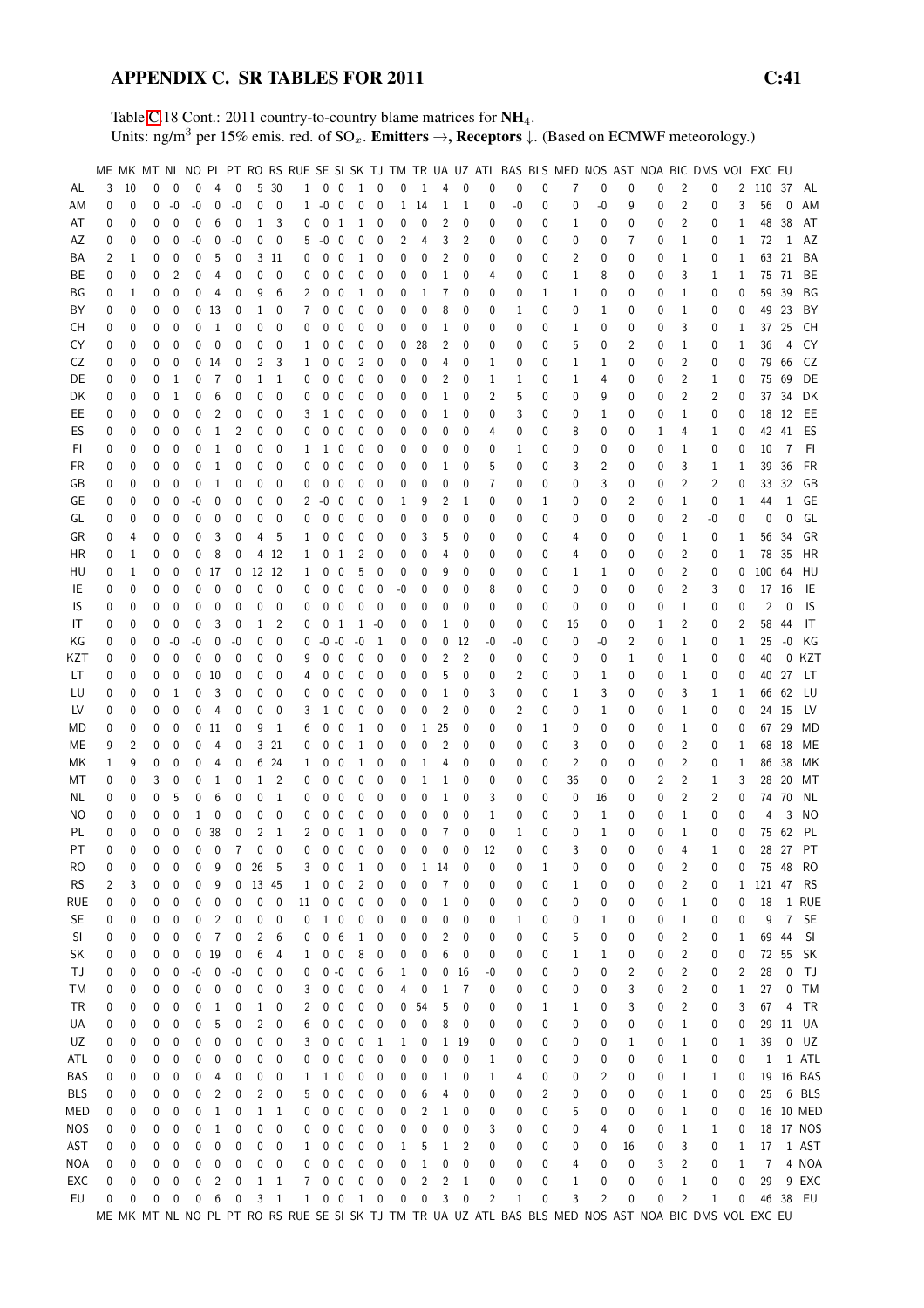Table C.18 Cont.: 2011 country-to-country blame matrices for $NH_4$.
Units: ng/m$^3$ per 15% emis. red. of $SO_x$. **Emitters →, Receptors ↓.** (Based on ECMWF meteorology.)

| | ME | MK | MT | NL | NO | PL | PT | RO | RS | RUE | SE | SI | SK | TJ | TM | TR | UA | UZ | ATL | BAS | BLS | MED | NOS | AST | NOA | BIC | DMS | VOL | EXC | EU | |
|---|---|---|---|---|---|---|---|---|---|---|---|---|---|---|---|---|---|---|---|---|---|---|---|---|---|---|---|---|---|---|---|
| AL | 3 | 10 | 0 | 0 | 0 | 4 | 0 | 5 | 30 | 1 | 0 | 0 | 1 | 0 | 0 | 1 | 4 | 0 | 0 | 0 | 0 | 7 | 0 | 0 | 0 | 2 | 0 | 2 | 110 | 37 | AL |
| AM | 0 | 0 | 0 | -0 | -0 | 0 | -0 | 0 | 0 | 1 | -0 | 0 | 0 | 0 | 1 | 14 | 1 | 1 | 0 | -0 | 0 | 0 | -0 | 9 | 0 | 2 | 0 | 3 | 56 | 0 | AM |
| AT | 0 | 0 | 0 | 0 | 0 | 6 | 0 | 1 | 3 | 0 | 0 | 1 | 1 | 0 | 0 | 0 | 2 | 0 | 0 | 0 | 0 | 1 | 0 | 0 | 0 | 2 | 0 | 1 | 48 | 38 | AT |
| AZ | 0 | 0 | 0 | 0 | -0 | 0 | -0 | 0 | 0 | 5 | -0 | 0 | 0 | 0 | 2 | 4 | 3 | 2 | 0 | 0 | 0 | 0 | 0 | 7 | 0 | 1 | 0 | 1 | 72 | 1 | AZ |
| BA | 2 | 1 | 0 | 0 | 0 | 5 | 0 | 3 | 11 | 0 | 0 | 0 | 1 | 0 | 0 | 0 | 2 | 0 | 0 | 0 | 0 | 2 | 0 | 0 | 0 | 1 | 0 | 1 | 63 | 21 | BA |
| BE | 0 | 0 | 0 | 2 | 0 | 4 | 0 | 0 | 0 | 0 | 0 | 0 | 0 | 0 | 0 | 0 | 1 | 0 | 4 | 0 | 0 | 1 | 8 | 0 | 0 | 3 | 1 | 1 | 75 | 71 | BE |
| BG | 0 | 1 | 0 | 0 | 0 | 4 | 0 | 9 | 6 | 2 | 0 | 0 | 1 | 0 | 0 | 1 | 7 | 0 | 0 | 0 | 1 | 1 | 0 | 0 | 0 | 1 | 0 | 0 | 59 | 39 | BG |
| BY | 0 | 0 | 0 | 0 | 0 | 13 | 0 | 1 | 0 | 7 | 0 | 0 | 0 | 0 | 0 | 0 | 8 | 0 | 0 | 1 | 0 | 0 | 1 | 0 | 0 | 1 | 0 | 0 | 49 | 23 | BY |
| CH | 0 | 0 | 0 | 0 | 0 | 1 | 0 | 0 | 0 | 0 | 0 | 0 | 0 | 0 | 0 | 0 | 1 | 0 | 0 | 0 | 0 | 1 | 0 | 0 | 0 | 3 | 0 | 1 | 37 | 25 | CH |
| CY | 0 | 0 | 0 | 0 | 0 | 0 | 0 | 0 | 0 | 1 | 0 | 0 | 0 | 0 | 0 | 28 | 2 | 0 | 0 | 0 | 0 | 5 | 0 | 2 | 0 | 1 | 0 | 1 | 36 | 4 | CY |
| CZ | 0 | 0 | 0 | 0 | 0 | 14 | 0 | 2 | 3 | 1 | 0 | 0 | 2 | 0 | 0 | 0 | 4 | 0 | 1 | 0 | 0 | 1 | 1 | 0 | 0 | 2 | 0 | 0 | 79 | 66 | CZ |
| DE | 0 | 0 | 0 | 1 | 0 | 7 | 0 | 1 | 1 | 0 | 0 | 0 | 0 | 0 | 0 | 0 | 2 | 0 | 1 | 1 | 0 | 1 | 4 | 0 | 0 | 2 | 1 | 0 | 75 | 69 | DE |
| DK | 0 | 0 | 0 | 1 | 0 | 6 | 0 | 0 | 0 | 0 | 0 | 0 | 0 | 0 | 0 | 0 | 1 | 0 | 2 | 5 | 0 | 0 | 9 | 0 | 0 | 2 | 2 | 0 | 37 | 34 | DK |
| EE | 0 | 0 | 0 | 0 | 0 | 2 | 0 | 0 | 0 | 3 | 1 | 0 | 0 | 0 | 0 | 0 | 1 | 0 | 0 | 3 | 0 | 0 | 1 | 0 | 0 | 1 | 0 | 0 | 18 | 12 | EE |
| ES | 0 | 0 | 0 | 0 | 0 | 1 | 2 | 0 | 0 | 0 | 0 | 0 | 0 | 0 | 0 | 0 | 0 | 0 | 4 | 0 | 0 | 8 | 0 | 0 | 1 | 4 | 1 | 0 | 42 | 41 | ES |
| FI | 0 | 0 | 0 | 0 | 0 | 1 | 0 | 0 | 0 | 1 | 1 | 0 | 0 | 0 | 0 | 0 | 0 | 0 | 0 | 1 | 0 | 0 | 0 | 0 | 0 | 1 | 0 | 0 | 10 | 7 | FI |
| FR | 0 | 0 | 0 | 0 | 0 | 1 | 0 | 0 | 0 | 0 | 0 | 0 | 0 | 0 | 0 | 0 | 1 | 0 | 5 | 0 | 0 | 3 | 2 | 0 | 0 | 3 | 1 | 1 | 39 | 36 | FR |
| GB | 0 | 0 | 0 | 0 | 0 | 1 | 0 | 0 | 0 | 0 | 0 | 0 | 0 | 0 | 0 | 0 | 0 | 0 | 7 | 0 | 0 | 0 | 3 | 0 | 0 | 2 | 2 | 0 | 33 | 32 | GB |
| GE | 0 | 0 | 0 | 0 | -0 | 0 | 0 | 0 | 0 | 2 | -0 | 0 | 0 | 0 | 1 | 9 | 2 | 1 | 0 | 0 | 1 | 0 | 0 | 2 | 0 | 1 | 0 | 1 | 44 | 1 | GE |
| GL | 0 | 0 | 0 | 0 | 0 | 0 | 0 | 0 | 0 | 0 | 0 | 0 | 0 | 0 | 0 | 0 | 0 | 0 | 0 | 0 | 0 | 0 | 0 | 0 | 0 | 2 | -0 | 0 | 0 | 0 | GL |
| GR | 0 | 4 | 0 | 0 | 0 | 3 | 0 | 4 | 5 | 1 | 0 | 0 | 0 | 0 | 0 | 3 | 5 | 0 | 0 | 0 | 0 | 4 | 0 | 0 | 0 | 1 | 0 | 1 | 56 | 34 | GR |
| HR | 0 | 1 | 0 | 0 | 0 | 8 | 0 | 4 | 12 | 1 | 0 | 1 | 2 | 0 | 0 | 0 | 4 | 0 | 0 | 0 | 0 | 4 | 0 | 0 | 0 | 2 | 0 | 1 | 78 | 35 | HR |
| HU | 0 | 1 | 0 | 0 | 0 | 17 | 0 | 12 | 12 | 1 | 0 | 0 | 5 | 0 | 0 | 0 | 9 | 0 | 0 | 0 | 0 | 1 | 1 | 0 | 0 | 2 | 0 | 0 | 100 | 64 | HU |
| IE | 0 | 0 | 0 | 0 | 0 | 0 | 0 | 0 | 0 | 0 | 0 | 0 | 0 | 0 | -0 | 0 | 0 | 0 | 8 | 0 | 0 | 0 | 0 | 0 | 0 | 2 | 3 | 0 | 17 | 16 | IE |
| IS | 0 | 0 | 0 | 0 | 0 | 0 | 0 | 0 | 0 | 0 | 0 | 0 | 0 | 0 | 0 | 0 | 0 | 0 | 0 | 0 | 0 | 0 | 0 | 0 | 0 | 1 | 0 | 0 | 2 | 0 | IS |
| IT | 0 | 0 | 0 | 0 | 0 | 3 | 0 | 1 | 2 | 0 | 0 | 1 | 1 | -0 | 0 | 0 | 1 | 0 | 0 | 0 | 0 | 16 | 0 | 0 | 1 | 2 | 0 | 2 | 58 | 44 | IT |
| KG | 0 | 0 | 0 | -0 | -0 | 0 | -0 | 0 | 0 | 0 | -0 | -0 | -0 | 1 | 0 | 0 | 0 | 12 | -0 | -0 | 0 | 0 | -0 | 2 | 0 | 1 | 0 | 1 | 25 | -0 | KG |
| KZT | 0 | 0 | 0 | 0 | 0 | 0 | 0 | 0 | 0 | 9 | 0 | 0 | 0 | 0 | 0 | 0 | 2 | 2 | 0 | 0 | 0 | 0 | 0 | 1 | 0 | 1 | 0 | 0 | 40 | 0 | KZT |
| LT | 0 | 0 | 0 | 0 | 0 | 10 | 0 | 0 | 0 | 4 | 0 | 0 | 0 | 0 | 0 | 0 | 5 | 0 | 0 | 2 | 0 | 0 | 1 | 0 | 0 | 1 | 0 | 0 | 40 | 27 | LT |
| LU | 0 | 0 | 0 | 1 | 0 | 3 | 0 | 0 | 0 | 0 | 0 | 0 | 0 | 0 | 0 | 0 | 1 | 0 | 3 | 0 | 0 | 1 | 3 | 0 | 0 | 3 | 1 | 1 | 66 | 62 | LU |
| LV | 0 | 0 | 0 | 0 | 0 | 4 | 0 | 0 | 0 | 3 | 1 | 0 | 0 | 0 | 0 | 0 | 2 | 0 | 0 | 2 | 0 | 0 | 1 | 0 | 0 | 1 | 0 | 0 | 24 | 15 | LV |
| MD | 0 | 0 | 0 | 0 | 0 | 11 | 0 | 9 | 1 | 6 | 0 | 0 | 1 | 0 | 0 | 1 | 25 | 0 | 0 | 0 | 1 | 0 | 0 | 0 | 0 | 1 | 0 | 0 | 67 | 29 | MD |
| ME | 9 | 2 | 0 | 0 | 0 | 4 | 0 | 3 | 21 | 0 | 0 | 0 | 1 | 0 | 0 | 0 | 2 | 0 | 0 | 0 | 0 | 3 | 0 | 0 | 0 | 2 | 0 | 1 | 68 | 18 | ME |
| MK | 1 | 9 | 0 | 0 | 0 | 4 | 0 | 6 | 24 | 1 | 0 | 0 | 1 | 0 | 0 | 1 | 4 | 0 | 0 | 0 | 0 | 2 | 0 | 0 | 0 | 2 | 0 | 1 | 86 | 38 | MK |
| MT | 0 | 0 | 3 | 0 | 0 | 1 | 0 | 1 | 2 | 0 | 0 | 0 | 0 | 0 | 0 | 1 | 1 | 0 | 0 | 0 | 0 | 36 | 0 | 0 | 2 | 2 | 1 | 3 | 28 | 20 | MT |
| NL | 0 | 0 | 0 | 5 | 0 | 6 | 0 | 0 | 1 | 0 | 0 | 0 | 0 | 0 | 0 | 0 | 1 | 0 | 3 | 0 | 0 | 0 | 16 | 0 | 0 | 2 | 2 | 0 | 74 | 70 | NL |
| NO | 0 | 0 | 0 | 0 | 1 | 0 | 0 | 0 | 0 | 0 | 0 | 0 | 0 | 0 | 0 | 0 | 0 | 0 | 1 | 0 | 0 | 0 | 1 | 0 | 0 | 1 | 0 | 0 | 4 | 3 | NO |
| PL | 0 | 0 | 0 | 0 | 0 | 38 | 0 | 2 | 1 | 2 | 0 | 0 | 1 | 0 | 0 | 0 | 7 | 0 | 0 | 1 | 0 | 0 | 1 | 0 | 0 | 1 | 0 | 0 | 75 | 62 | PL |
| PT | 0 | 0 | 0 | 0 | 0 | 0 | 7 | 0 | 0 | 0 | 0 | 0 | 0 | 0 | 0 | 0 | 0 | 0 | 12 | 0 | 0 | 3 | 0 | 0 | 0 | 4 | 1 | 0 | 28 | 27 | PT |
| RO | 0 | 0 | 0 | 0 | 0 | 9 | 0 | 26 | 5 | 3 | 0 | 0 | 1 | 0 | 0 | 1 | 14 | 0 | 0 | 0 | 1 | 0 | 0 | 0 | 0 | 2 | 0 | 0 | 75 | 48 | RO |
| RS | 2 | 3 | 0 | 0 | 0 | 9 | 0 | 13 | 45 | 1 | 0 | 0 | 2 | 0 | 0 | 0 | 7 | 0 | 0 | 0 | 0 | 1 | 0 | 0 | 0 | 2 | 0 | 1 | 121 | 47 | RS |
| RUE | 0 | 0 | 0 | 0 | 0 | 0 | 0 | 0 | 0 | 11 | 0 | 0 | 0 | 0 | 0 | 0 | 1 | 0 | 0 | 0 | 0 | 0 | 0 | 0 | 0 | 1 | 0 | 0 | 18 | 1 | RUE |
| SE | 0 | 0 | 0 | 0 | 0 | 2 | 0 | 0 | 0 | 0 | 1 | 0 | 0 | 0 | 0 | 0 | 0 | 0 | 0 | 1 | 0 | 0 | 1 | 0 | 0 | 1 | 0 | 0 | 9 | 7 | SE |
| SI | 0 | 0 | 0 | 0 | 0 | 7 | 0 | 2 | 6 | 0 | 0 | 6 | 1 | 0 | 0 | 0 | 2 | 0 | 0 | 0 | 0 | 5 | 0 | 0 | 0 | 2 | 0 | 1 | 69 | 44 | SI |
| SK | 0 | 0 | 0 | 0 | 0 | 19 | 0 | 6 | 4 | 1 | 0 | 0 | 8 | 0 | 0 | 0 | 6 | 0 | 0 | 0 | 0 | 1 | 1 | 0 | 0 | 2 | 0 | 0 | 72 | 55 | SK |
| TJ | 0 | 0 | 0 | 0 | -0 | 0 | -0 | 0 | 0 | 0 | 0 | -0 | 0 | 6 | 1 | 0 | 0 | 16 | -0 | 0 | 0 | 0 | 0 | 2 | 0 | 2 | 0 | 2 | 28 | 0 | TJ |
| TM | 0 | 0 | 0 | 0 | 0 | 0 | 0 | 0 | 0 | 3 | 0 | 0 | 0 | 0 | 4 | 0 | 1 | 7 | 0 | 0 | 0 | 0 | 0 | 3 | 0 | 2 | 0 | 1 | 27 | 0 | TM |
| TR | 0 | 0 | 0 | 0 | 0 | 1 | 0 | 1 | 0 | 2 | 0 | 0 | 0 | 0 | 0 | 54 | 5 | 0 | 0 | 0 | 1 | 1 | 0 | 3 | 0 | 2 | 0 | 3 | 67 | 4 | TR |
| UA | 0 | 0 | 0 | 0 | 0 | 5 | 0 | 2 | 0 | 6 | 0 | 0 | 0 | 0 | 0 | 0 | 8 | 0 | 0 | 0 | 0 | 0 | 0 | 0 | 0 | 1 | 0 | 0 | 29 | 11 | UA |
| UZ | 0 | 0 | 0 | 0 | 0 | 0 | 0 | 0 | 0 | 3 | 0 | 0 | 0 | 1 | 1 | 0 | 1 | 19 | 0 | 0 | 0 | 0 | 0 | 1 | 0 | 1 | 0 | 1 | 39 | 0 | UZ |
| ATL | 0 | 0 | 0 | 0 | 0 | 0 | 0 | 0 | 0 | 0 | 0 | 0 | 0 | 0 | 0 | 0 | 0 | 0 | 1 | 0 | 0 | 0 | 0 | 0 | 0 | 1 | 0 | 0 | 1 | 1 | ATL |
| BAS | 0 | 0 | 0 | 0 | 0 | 4 | 0 | 0 | 0 | 1 | 1 | 0 | 0 | 0 | 0 | 0 | 1 | 0 | 1 | 4 | 0 | 0 | 2 | 0 | 0 | 1 | 1 | 0 | 19 | 16 | BAS |
| BLS | 0 | 0 | 0 | 0 | 0 | 2 | 0 | 2 | 0 | 5 | 0 | 0 | 0 | 0 | 0 | 6 | 4 | 0 | 0 | 0 | 2 | 0 | 0 | 0 | 0 | 1 | 0 | 0 | 25 | 6 | BLS |
| MED | 0 | 0 | 0 | 0 | 0 | 1 | 0 | 1 | 1 | 0 | 0 | 0 | 0 | 0 | 0 | 2 | 1 | 0 | 0 | 0 | 0 | 5 | 0 | 0 | 0 | 1 | 0 | 0 | 16 | 10 | MED |
| NOS | 0 | 0 | 0 | 0 | 0 | 1 | 0 | 0 | 0 | 0 | 0 | 0 | 0 | 0 | 0 | 0 | 0 | 0 | 3 | 0 | 0 | 0 | 4 | 0 | 0 | 1 | 1 | 0 | 18 | 17 | NOS |
| AST | 0 | 0 | 0 | 0 | 0 | 0 | 0 | 0 | 0 | 1 | 0 | 0 | 0 | 0 | 1 | 5 | 1 | 2 | 0 | 0 | 0 | 0 | 0 | 16 | 0 | 3 | 0 | 1 | 17 | 1 | AST |
| NOA | 0 | 0 | 0 | 0 | 0 | 0 | 0 | 0 | 0 | 0 | 0 | 0 | 0 | 0 | 0 | 1 | 0 | 0 | 0 | 0 | 0 | 4 | 0 | 0 | 3 | 2 | 0 | 1 | 7 | 4 | NOA |
| EXC | 0 | 0 | 0 | 0 | 0 | 2 | 0 | 1 | 1 | 7 | 0 | 0 | 0 | 0 | 0 | 2 | 2 | 1 | 0 | 0 | 0 | 1 | 0 | 0 | 0 | 1 | 0 | 0 | 29 | 9 | EXC |
| EU | 0 | 0 | 0 | 0 | 0 | 6 | 0 | 3 | 1 | 1 | 0 | 0 | 1 | 0 | 0 | 0 | 3 | 0 | 2 | 1 | 0 | 3 | 2 | 0 | 0 | 2 | 1 | 0 | 46 | 38 | EU |
| | ME | MK | MT | NL | NO | PL | PT | RO | RS | RUE | SE | SI | SK | TJ | TM | TR | UA | UZ | ATL | BAS | BLS | MED | NOS | AST | NOA | BIC | DMS | VOL | EXC | EU | |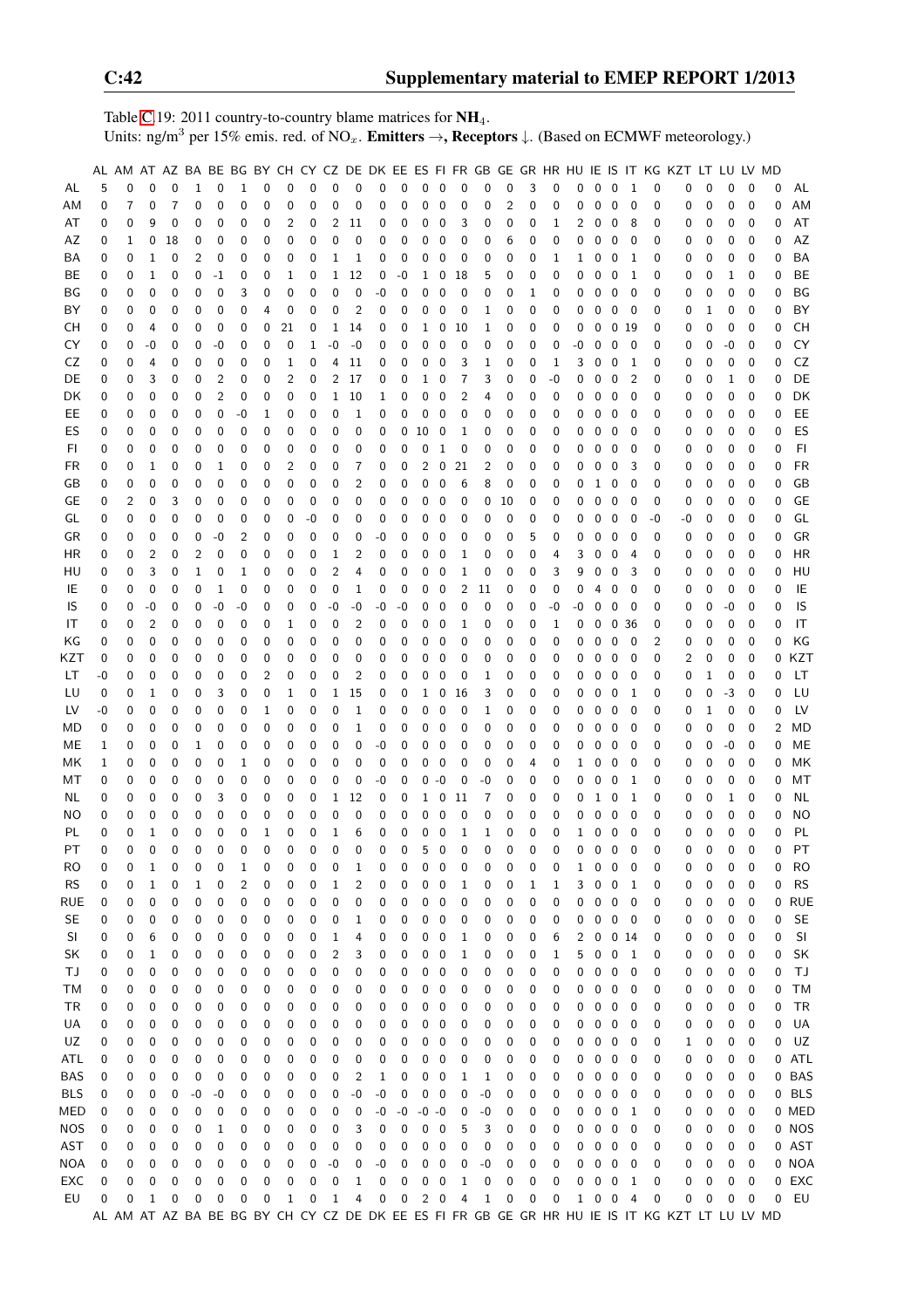Table C.19: 2011 country-to-country blame matrices for $NH_4$.
Units: ng/m$^3$ per 15% emis. red. of $NO_x$. **Emitters** →, **Receptors** ↓. (Based on ECMWF meteorology.)

| | AL | AM | AT | AZ | BA | BE | BG | BY | CH | CY | CZ | DE | DK | EE | ES | FI | FR | GB | GE | GR | HR | HU | IE | IS | IT | KG | KZT | LT | LU | LV | MD | |
|---|---|---|---|---|---|---|---|---|---|---|---|---|---|---|---|---|---|---|---|---|---|---|---|---|---|---|---|---|---|---|---|---|
| AL | 5 | 0 | 0 | 0 | 1 | 0 | 1 | 0 | 0 | 0 | 0 | 0 | 0 | 0 | 0 | 0 | 0 | 0 | 0 | 3 | 0 | 0 | 0 | 0 | 1 | 0 | 0 | 0 | 0 | 0 | 0 | AL |
| AM | 0 | 7 | 0 | 7 | 0 | 0 | 0 | 0 | 0 | 0 | 0 | 0 | 0 | 0 | 0 | 0 | 0 | 0 | 2 | 0 | 0 | 0 | 0 | 0 | 0 | 0 | 0 | 0 | 0 | 0 | 0 | AM |
| AT | 0 | 0 | 9 | 0 | 0 | 0 | 0 | 0 | 2 | 0 | 2 | 11 | 0 | 0 | 0 | 0 | 3 | 0 | 0 | 0 | 1 | 2 | 0 | 0 | 8 | 0 | 0 | 0 | 0 | 0 | 0 | AT |
| AZ | 0 | 1 | 0 | 18 | 0 | 0 | 0 | 0 | 0 | 0 | 0 | 0 | 0 | 0 | 0 | 0 | 0 | 0 | 6 | 0 | 0 | 0 | 0 | 0 | 0 | 0 | 0 | 0 | 0 | 0 | 0 | AZ |
| BA | 0 | 0 | 1 | 0 | 2 | 0 | 0 | 0 | 0 | 0 | 1 | 1 | 0 | 0 | 0 | 0 | 0 | 0 | 0 | 0 | 1 | 1 | 0 | 0 | 1 | 0 | 0 | 0 | 0 | 0 | 0 | BA |
| BE | 0 | 0 | 1 | 0 | 0 | -1 | 0 | 0 | 1 | 0 | 1 | 12 | 0 | -0 | 1 | 0 | 18 | 5 | 0 | 0 | 0 | 0 | 0 | 0 | 1 | 0 | 0 | 0 | 1 | 0 | 0 | BE |
| BG | 0 | 0 | 0 | 0 | 0 | 0 | 3 | 0 | 0 | 0 | 0 | 0 | -0 | 0 | 0 | 0 | 0 | 0 | 0 | 1 | 0 | 0 | 0 | 0 | 0 | 0 | 0 | 0 | 0 | 0 | 0 | BG |
| BY | 0 | 0 | 0 | 0 | 0 | 0 | 0 | 4 | 0 | 0 | 0 | 2 | 0 | 0 | 0 | 0 | 0 | 1 | 0 | 0 | 0 | 0 | 0 | 0 | 0 | 0 | 0 | 1 | 0 | 0 | 0 | BY |
| CH | 0 | 0 | 4 | 0 | 0 | 0 | 0 | 0 | 21 | 0 | 1 | 14 | 0 | 0 | 1 | 0 | 10 | 1 | 0 | 0 | 0 | 0 | 0 | 0 | 19 | 0 | 0 | 0 | 0 | 0 | 0 | CH |
| CY | 0 | 0 | -0 | 0 | 0 | -0 | 0 | 0 | 0 | 1 | -0 | -0 | 0 | 0 | 0 | 0 | 0 | 0 | 0 | 0 | 0 | -0 | 0 | 0 | 0 | 0 | 0 | 0 | -0 | 0 | 0 | CY |
| CZ | 0 | 0 | 4 | 0 | 0 | 0 | 0 | 0 | 1 | 0 | 4 | 11 | 0 | 0 | 0 | 0 | 3 | 1 | 0 | 0 | 1 | 3 | 0 | 0 | 1 | 0 | 0 | 0 | 0 | 0 | 0 | CZ |
| DE | 0 | 0 | 3 | 0 | 0 | 2 | 0 | 0 | 2 | 0 | 2 | 17 | 0 | 0 | 1 | 0 | 7 | 3 | 0 | 0 | -0 | 0 | 0 | 0 | 2 | 0 | 0 | 0 | 1 | 0 | 0 | DE |
| DK | 0 | 0 | 0 | 0 | 0 | 2 | 0 | 0 | 0 | 0 | 1 | 10 | 1 | 0 | 0 | 0 | 2 | 4 | 0 | 0 | 0 | 0 | 0 | 0 | 0 | 0 | 0 | 0 | 0 | 0 | 0 | DK |
| EE | 0 | 0 | 0 | 0 | 0 | 0 | -0 | 1 | 0 | 0 | 0 | 1 | 0 | 0 | 0 | 0 | 0 | 0 | 0 | 0 | 0 | 0 | 0 | 0 | 0 | 0 | 0 | 0 | 0 | 0 | 0 | EE |
| ES | 0 | 0 | 0 | 0 | 0 | 0 | 0 | 0 | 0 | 0 | 0 | 0 | 0 | 0 | 10 | 0 | 1 | 0 | 0 | 0 | 0 | 0 | 0 | 0 | 0 | 0 | 0 | 0 | 0 | 0 | 0 | ES |
| FI | 0 | 0 | 0 | 0 | 0 | 0 | 0 | 0 | 0 | 0 | 0 | 0 | 0 | 0 | 0 | 1 | 0 | 0 | 0 | 0 | 0 | 0 | 0 | 0 | 0 | 0 | 0 | 0 | 0 | 0 | 0 | FI |
| FR | 0 | 0 | 1 | 0 | 0 | 1 | 0 | 0 | 2 | 0 | 0 | 7 | 0 | 0 | 2 | 0 | 21 | 2 | 0 | 0 | 0 | 0 | 0 | 0 | 3 | 0 | 0 | 0 | 0 | 0 | 0 | FR |
| GB | 0 | 0 | 0 | 0 | 0 | 0 | 0 | 0 | 0 | 0 | 0 | 2 | 0 | 0 | 0 | 0 | 6 | 8 | 0 | 0 | 0 | 0 | 1 | 0 | 0 | 0 | 0 | 0 | 0 | 0 | 0 | GB |
| GE | 0 | 2 | 0 | 3 | 0 | 0 | 0 | 0 | 0 | 0 | 0 | 0 | 0 | 0 | 0 | 0 | 0 | 0 | 10 | 0 | 0 | 0 | 0 | 0 | 0 | 0 | 0 | 0 | 0 | 0 | 0 | GE |
| GL | 0 | 0 | 0 | 0 | 0 | 0 | 0 | 0 | 0 | -0 | 0 | 0 | 0 | 0 | 0 | 0 | 0 | 0 | 0 | 0 | 0 | 0 | 0 | 0 | 0 | -0 | -0 | 0 | 0 | 0 | 0 | GL |
| GR | 0 | 0 | 0 | 0 | 0 | -0 | 2 | 0 | 0 | 0 | 0 | 0 | -0 | 0 | 0 | 0 | 0 | 0 | 0 | 5 | 0 | 0 | 0 | 0 | 0 | 0 | 0 | 0 | 0 | 0 | 0 | GR |
| HR | 0 | 0 | 2 | 0 | 2 | 0 | 0 | 0 | 0 | 0 | 1 | 2 | 0 | 0 | 0 | 0 | 1 | 0 | 0 | 0 | 4 | 3 | 0 | 0 | 4 | 0 | 0 | 0 | 0 | 0 | 0 | HR |
| HU | 0 | 0 | 3 | 0 | 1 | 0 | 1 | 0 | 0 | 0 | 2 | 4 | 0 | 0 | 0 | 0 | 1 | 0 | 0 | 0 | 3 | 9 | 0 | 0 | 3 | 0 | 0 | 0 | 0 | 0 | 0 | HU |
| IE | 0 | 0 | 0 | 0 | 0 | 1 | 0 | 0 | 0 | 0 | 0 | 1 | 0 | 0 | 0 | 0 | 2 | 11 | 0 | 0 | 0 | 0 | 4 | 0 | 0 | 0 | 0 | 0 | 0 | 0 | 0 | IE |
| IS | 0 | 0 | -0 | 0 | 0 | -0 | -0 | 0 | 0 | 0 | -0 | -0 | -0 | -0 | 0 | 0 | 0 | 0 | 0 | 0 | -0 | -0 | 0 | 0 | 0 | 0 | 0 | 0 | -0 | 0 | 0 | IS |
| IT | 0 | 0 | 2 | 0 | 0 | 0 | 0 | 0 | 1 | 0 | 0 | 2 | 0 | 0 | 0 | 0 | 1 | 0 | 0 | 0 | 1 | 0 | 0 | 0 | 36 | 0 | 0 | 0 | 0 | 0 | 0 | IT |
| KG | 0 | 0 | 0 | 0 | 0 | 0 | 0 | 0 | 0 | 0 | 0 | 0 | 0 | 0 | 0 | 0 | 0 | 0 | 0 | 0 | 0 | 0 | 0 | 0 | 0 | 2 | 0 | 0 | 0 | 0 | 0 | KG |
| KZT | 0 | 0 | 0 | 0 | 0 | 0 | 0 | 0 | 0 | 0 | 0 | 0 | 0 | 0 | 0 | 0 | 0 | 0 | 0 | 0 | 0 | 0 | 0 | 0 | 0 | 0 | 2 | 0 | 0 | 0 | 0 | KZT |
| LT | -0 | 0 | 0 | 0 | 0 | 0 | 0 | 2 | 0 | 0 | 0 | 2 | 0 | 0 | 0 | 0 | 0 | 1 | 0 | 0 | 0 | 0 | 0 | 0 | 0 | 0 | 0 | 1 | 0 | 0 | 0 | LT |
| LU | 0 | 0 | 1 | 0 | 0 | 3 | 0 | 0 | 1 | 0 | 1 | 15 | 0 | 0 | 1 | 0 | 16 | 3 | 0 | 0 | 0 | 0 | 0 | 0 | 1 | 0 | 0 | 0 | -3 | 0 | 0 | LU |
| LV | -0 | 0 | 0 | 0 | 0 | 0 | 0 | 1 | 0 | 0 | 0 | 1 | 0 | 0 | 0 | 0 | 0 | 1 | 0 | 0 | 0 | 0 | 0 | 0 | 0 | 0 | 0 | 1 | 0 | 0 | 0 | LV |
| MD | 0 | 0 | 0 | 0 | 0 | 0 | 0 | 0 | 0 | 0 | 0 | 1 | 0 | 0 | 0 | 0 | 0 | 0 | 0 | 0 | 0 | 0 | 0 | 0 | 0 | 0 | 0 | 0 | 0 | 0 | 2 | MD |
| ME | 1 | 0 | 0 | 0 | 1 | 0 | 0 | 0 | 0 | 0 | 0 | 0 | -0 | 0 | 0 | 0 | 0 | 0 | 0 | 0 | 0 | 0 | 0 | 0 | 0 | 0 | 0 | 0 | -0 | 0 | 0 | ME |
| MK | 1 | 0 | 0 | 0 | 0 | 0 | 1 | 0 | 0 | 0 | 0 | 0 | 0 | 0 | 0 | 0 | 0 | 0 | 0 | 4 | 0 | 1 | 0 | 0 | 0 | 0 | 0 | 0 | 0 | 0 | 0 | MK |
| MT | 0 | 0 | 0 | 0 | 0 | 0 | 0 | 0 | 0 | 0 | 0 | 0 | -0 | 0 | 0 | -0 | 0 | -0 | 0 | 0 | 0 | 0 | 0 | 0 | 1 | 0 | 0 | 0 | 0 | 0 | 0 | MT |
| NL | 0 | 0 | 0 | 0 | 0 | 3 | 0 | 0 | 0 | 0 | 1 | 12 | 0 | 0 | 1 | 0 | 11 | 7 | 0 | 0 | 0 | 0 | 1 | 0 | 1 | 0 | 0 | 0 | 1 | 0 | 0 | NL |
| NO | 0 | 0 | 0 | 0 | 0 | 0 | 0 | 0 | 0 | 0 | 0 | 0 | 0 | 0 | 0 | 0 | 0 | 0 | 0 | 0 | 0 | 0 | 0 | 0 | 0 | 0 | 0 | 0 | 0 | 0 | 0 | NO |
| PL | 0 | 0 | 1 | 0 | 0 | 0 | 0 | 1 | 0 | 0 | 1 | 6 | 0 | 0 | 0 | 0 | 1 | 1 | 0 | 0 | 0 | 1 | 0 | 0 | 0 | 0 | 0 | 0 | 0 | 0 | 0 | PL |
| PT | 0 | 0 | 0 | 0 | 0 | 0 | 0 | 0 | 0 | 0 | 0 | 0 | 0 | 0 | 5 | 0 | 0 | 0 | 0 | 0 | 0 | 0 | 0 | 0 | 0 | 0 | 0 | 0 | 0 | 0 | 0 | PT |
| RO | 0 | 0 | 1 | 0 | 0 | 0 | 1 | 0 | 0 | 0 | 0 | 1 | 0 | 0 | 0 | 0 | 0 | 0 | 0 | 0 | 0 | 1 | 0 | 0 | 0 | 0 | 0 | 0 | 0 | 0 | 0 | RO |
| RS | 0 | 0 | 1 | 0 | 1 | 0 | 2 | 0 | 0 | 0 | 1 | 2 | 0 | 0 | 0 | 0 | 1 | 0 | 0 | 1 | 1 | 3 | 0 | 0 | 1 | 0 | 0 | 0 | 0 | 0 | 0 | RS |
| RUE | 0 | 0 | 0 | 0 | 0 | 0 | 0 | 0 | 0 | 0 | 0 | 0 | 0 | 0 | 0 | 0 | 0 | 0 | 0 | 0 | 0 | 0 | 0 | 0 | 0 | 0 | 0 | 0 | 0 | 0 | 0 | RUE |
| SE | 0 | 0 | 0 | 0 | 0 | 0 | 0 | 0 | 0 | 0 | 0 | 1 | 0 | 0 | 0 | 0 | 0 | 0 | 0 | 0 | 0 | 0 | 0 | 0 | 0 | 0 | 0 | 0 | 0 | 0 | 0 | SE |
| SI | 0 | 0 | 6 | 0 | 0 | 0 | 0 | 0 | 0 | 0 | 1 | 4 | 0 | 0 | 0 | 0 | 1 | 0 | 0 | 0 | 6 | 2 | 0 | 0 | 14 | 0 | 0 | 0 | 0 | 0 | 0 | SI |
| SK | 0 | 0 | 1 | 0 | 0 | 0 | 0 | 0 | 0 | 0 | 2 | 3 | 0 | 0 | 0 | 0 | 1 | 0 | 0 | 0 | 1 | 5 | 0 | 0 | 1 | 0 | 0 | 0 | 0 | 0 | 0 | SK |
| TJ | 0 | 0 | 0 | 0 | 0 | 0 | 0 | 0 | 0 | 0 | 0 | 0 | 0 | 0 | 0 | 0 | 0 | 0 | 0 | 0 | 0 | 0 | 0 | 0 | 0 | 0 | 0 | 0 | 0 | 0 | 0 | TJ |
| TM | 0 | 0 | 0 | 0 | 0 | 0 | 0 | 0 | 0 | 0 | 0 | 0 | 0 | 0 | 0 | 0 | 0 | 0 | 0 | 0 | 0 | 0 | 0 | 0 | 0 | 0 | 0 | 0 | 0 | 0 | 0 | TM |
| TR | 0 | 0 | 0 | 0 | 0 | 0 | 0 | 0 | 0 | 0 | 0 | 0 | 0 | 0 | 0 | 0 | 0 | 0 | 0 | 0 | 0 | 0 | 0 | 0 | 0 | 0 | 0 | 0 | 0 | 0 | 0 | TR |
| UA | 0 | 0 | 0 | 0 | 0 | 0 | 0 | 0 | 0 | 0 | 0 | 0 | 0 | 0 | 0 | 0 | 0 | 0 | 0 | 0 | 0 | 0 | 0 | 0 | 0 | 0 | 0 | 0 | 0 | 0 | 0 | UA |
| UZ | 0 | 0 | 0 | 0 | 0 | 0 | 0 | 0 | 0 | 0 | 0 | 0 | 0 | 0 | 0 | 0 | 0 | 0 | 0 | 0 | 0 | 0 | 0 | 0 | 0 | 0 | 1 | 0 | 0 | 0 | 0 | UZ |
| ATL | 0 | 0 | 0 | 0 | 0 | 0 | 0 | 0 | 0 | 0 | 0 | 0 | 0 | 0 | 0 | 0 | 0 | 0 | 0 | 0 | 0 | 0 | 0 | 0 | 0 | 0 | 0 | 0 | 0 | 0 | 0 | ATL |
| BAS | 0 | 0 | 0 | 0 | 0 | 0 | 0 | 0 | 0 | 0 | 0 | 2 | 1 | 0 | 0 | 0 | 1 | 1 | 0 | 0 | 0 | 0 | 0 | 0 | 0 | 0 | 0 | 0 | 0 | 0 | 0 | BAS |
| BLS | 0 | 0 | 0 | 0 | -0 | -0 | 0 | 0 | 0 | 0 | 0 | -0 | -0 | 0 | 0 | 0 | 0 | -0 | 0 | 0 | 0 | 0 | 0 | 0 | 0 | 0 | 0 | 0 | 0 | 0 | 0 | BLS |
| MED | 0 | 0 | 0 | 0 | 0 | 0 | 0 | 0 | 0 | 0 | 0 | 0 | -0 | -0 | -0 | -0 | 0 | -0 | 0 | 0 | 0 | 0 | 0 | 0 | 1 | 0 | 0 | 0 | 0 | 0 | 0 | MED |
| NOS | 0 | 0 | 0 | 0 | 0 | 1 | 0 | 0 | 0 | 0 | 0 | 3 | 0 | 0 | 0 | 0 | 5 | 3 | 0 | 0 | 0 | 0 | 0 | 0 | 0 | 0 | 0 | 0 | 0 | 0 | 0 | NOS |
| AST | 0 | 0 | 0 | 0 | 0 | 0 | 0 | 0 | 0 | 0 | 0 | 0 | 0 | 0 | 0 | 0 | 0 | 0 | 0 | 0 | 0 | 0 | 0 | 0 | 0 | 0 | 0 | 0 | 0 | 0 | 0 | AST |
| NOA | 0 | 0 | 0 | 0 | 0 | 0 | 0 | 0 | 0 | 0 | -0 | 0 | -0 | 0 | 0 | 0 | 0 | -0 | 0 | 0 | 0 | 0 | 0 | 0 | 0 | 0 | 0 | 0 | 0 | 0 | 0 | NOA |
| EXC | 0 | 0 | 0 | 0 | 0 | 0 | 0 | 0 | 0 | 0 | 0 | 1 | 0 | 0 | 0 | 0 | 1 | 0 | 0 | 0 | 0 | 0 | 0 | 0 | 1 | 0 | 0 | 0 | 0 | 0 | 0 | EXC |
| EU | 0 | 0 | 1 | 0 | 0 | 0 | 0 | 0 | 1 | 0 | 1 | 4 | 0 | 0 | 2 | 0 | 4 | 1 | 0 | 0 | 0 | 1 | 0 | 0 | 4 | 0 | 0 | 0 | 0 | 0 | 0 | EU |
| | AL | AM | AT | AZ | BA | BE | BG | BY | CH | CY | CZ | DE | DK | EE | ES | FI | FR | GB | GE | GR | HR | HU | IE | IS | IT | KG | KZT | LT | LU | LV | MD | |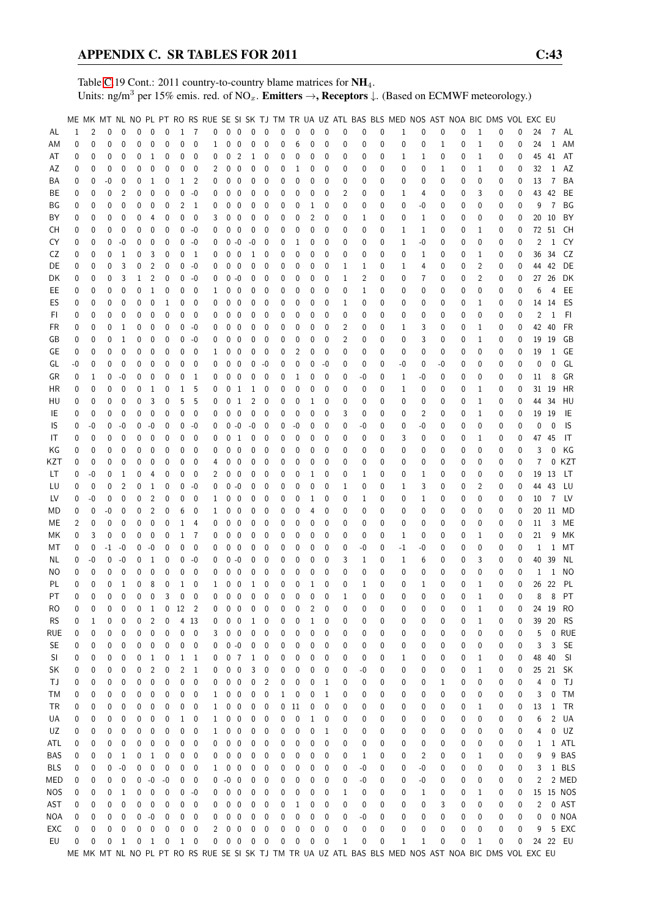Table C.19 Cont.: 2011 country-to-country blame matrices for $NH_4$.
Units: ng/m$^3$ per 15% emis. red. of $NO_x$. **Emitters →, Receptors ↓.** (Based on ECMWF meteorology.)

| | ME | MK | MT | NL | NO | PL | PT | RO | RS | RUE | SE | SI | SK | TJ | TM | TR | UA | UZ | ATL | BAS | BLS | MED | NOS | AST | NOA | BIC | DMS | VOL | EXC | EU | |
|---|---|---|---|---|---|---|---|---|---|---|---|---|---|---|---|---|---|---|---|---|---|---|---|---|---|---|---|---|---|---|---|
| AL | 1 | 2 | 0 | 0 | 0 | 0 | 0 | 1 | 7 | 0 | 0 | 0 | 0 | 0 | 0 | 0 | 0 | 0 | 0 | 0 | 0 | 1 | 0 | 0 | 0 | 1 | 0 | 0 | 24 | 7 | AL |
| AM | 0 | 0 | 0 | 0 | 0 | 0 | 0 | 0 | 0 | 1 | 0 | 0 | 0 | 0 | 0 | 6 | 0 | 0 | 0 | 0 | 0 | 0 | 0 | 1 | 0 | 1 | 0 | 0 | 24 | 1 | AM |
| AT | 0 | 0 | 0 | 0 | 0 | 1 | 0 | 0 | 0 | 0 | 0 | 2 | 1 | 0 | 0 | 0 | 0 | 0 | 0 | 0 | 0 | 1 | 1 | 0 | 0 | 1 | 0 | 0 | 45 | 41 | AT |
| AZ | 0 | 0 | 0 | 0 | 0 | 0 | 0 | 0 | 0 | 2 | 0 | 0 | 0 | 0 | 0 | 1 | 0 | 0 | 0 | 0 | 0 | 0 | 0 | 1 | 0 | 1 | 0 | 0 | 32 | 1 | AZ |
| BA | 0 | 0 | -0 | 0 | 0 | 1 | 0 | 1 | 2 | 0 | 0 | 0 | 0 | 0 | 0 | 0 | 0 | 0 | 0 | 0 | 0 | 0 | 0 | 0 | 0 | 0 | 0 | 0 | 13 | 7 | BA |
| BE | 0 | 0 | 0 | 2 | 0 | 0 | 0 | 0 | -0 | 0 | 0 | 0 | 0 | 0 | 0 | 0 | 0 | 0 | 2 | 0 | 0 | 1 | 4 | 0 | 0 | 3 | 0 | 0 | 43 | 42 | BE |
| BG | 0 | 0 | 0 | 0 | 0 | 0 | 0 | 2 | 1 | 0 | 0 | 0 | 0 | 0 | 0 | 0 | 1 | 0 | 0 | 0 | 0 | 0 | -0 | 0 | 0 | 0 | 0 | 0 | 9 | 7 | BG |
| BY | 0 | 0 | 0 | 0 | 0 | 4 | 0 | 0 | 0 | 3 | 0 | 0 | 0 | 0 | 0 | 0 | 2 | 0 | 0 | 1 | 0 | 0 | 1 | 0 | 0 | 0 | 0 | 0 | 20 | 10 | BY |
| CH | 0 | 0 | 0 | 0 | 0 | 0 | 0 | 0 | -0 | 0 | 0 | 0 | 0 | 0 | 0 | 0 | 0 | 0 | 0 | 0 | 0 | 1 | 1 | 0 | 0 | 1 | 0 | 0 | 72 | 51 | CH |
| CY | 0 | 0 | 0 | -0 | 0 | 0 | 0 | 0 | -0 | 0 | 0 | -0 | -0 | 0 | 0 | 1 | 0 | 0 | 0 | 0 | 0 | 1 | -0 | 0 | 0 | 0 | 0 | 0 | 2 | 1 | CY |
| CZ | 0 | 0 | 0 | 1 | 0 | 3 | 0 | 0 | 1 | 0 | 0 | 0 | 1 | 0 | 0 | 0 | 0 | 0 | 0 | 0 | 0 | 0 | 1 | 0 | 0 | 1 | 0 | 0 | 36 | 34 | CZ |
| DE | 0 | 0 | 0 | 3 | 0 | 2 | 0 | 0 | -0 | 0 | 0 | 0 | 0 | 0 | 0 | 0 | 0 | 0 | 1 | 1 | 0 | 1 | 4 | 0 | 0 | 2 | 0 | 0 | 44 | 42 | DE |
| DK | 0 | 0 | 0 | 3 | 1 | 2 | 0 | 0 | -0 | 0 | 0 | -0 | 0 | 0 | 0 | 0 | 0 | 0 | 1 | 2 | 0 | 0 | 7 | 0 | 0 | 2 | 0 | 0 | 27 | 26 | DK |
| EE | 0 | 0 | 0 | 0 | 0 | 1 | 0 | 0 | 0 | 1 | 0 | 0 | 0 | 0 | 0 | 0 | 0 | 0 | 0 | 1 | 0 | 0 | 0 | 0 | 0 | 0 | 0 | 0 | 6 | 4 | EE |
| ES | 0 | 0 | 0 | 0 | 0 | 0 | 1 | 0 | 0 | 0 | 0 | 0 | 0 | 0 | 0 | 0 | 0 | 0 | 1 | 0 | 0 | 0 | 0 | 0 | 0 | 1 | 0 | 0 | 14 | 14 | ES |
| FI | 0 | 0 | 0 | 0 | 0 | 0 | 0 | 0 | 0 | 0 | 0 | 0 | 0 | 0 | 0 | 0 | 0 | 0 | 0 | 0 | 0 | 0 | 0 | 0 | 0 | 0 | 0 | 0 | 2 | 1 | FI |
| FR | 0 | 0 | 0 | 1 | 0 | 0 | 0 | 0 | -0 | 0 | 0 | 0 | 0 | 0 | 0 | 0 | 0 | 0 | 2 | 0 | 0 | 1 | 3 | 0 | 0 | 1 | 0 | 0 | 42 | 40 | FR |
| GB | 0 | 0 | 0 | 1 | 0 | 0 | 0 | 0 | -0 | 0 | 0 | 0 | 0 | 0 | 0 | 0 | 0 | 0 | 2 | 0 | 0 | 0 | 3 | 0 | 0 | 1 | 0 | 0 | 19 | 19 | GB |
| GE | 0 | 0 | 0 | 0 | 0 | 0 | 0 | 0 | 0 | 1 | 0 | 0 | 0 | 0 | 0 | 2 | 0 | 0 | 0 | 0 | 0 | 0 | 0 | 0 | 0 | 0 | 0 | 0 | 19 | 1 | GE |
| GL | -0 | 0 | 0 | 0 | 0 | 0 | 0 | 0 | 0 | 0 | 0 | 0 | 0 | -0 | 0 | 0 | 0 | -0 | 0 | 0 | 0 | -0 | 0 | -0 | 0 | 0 | 0 | 0 | 0 | 0 | GL |
| GR | 0 | 1 | 0 | -0 | 0 | 0 | 0 | 0 | 1 | 0 | 0 | 0 | 0 | 0 | 0 | 1 | 0 | 0 | 0 | -0 | 0 | 1 | -0 | 0 | 0 | 0 | 0 | 0 | 11 | 8 | GR |
| HR | 0 | 0 | 0 | 0 | 0 | 1 | 0 | 1 | 5 | 0 | 0 | 1 | 1 | 0 | 0 | 0 | 0 | 0 | 0 | 0 | 0 | 1 | 0 | 0 | 0 | 1 | 0 | 0 | 31 | 19 | HR |
| HU | 0 | 0 | 0 | 0 | 0 | 3 | 0 | 5 | 5 | 0 | 0 | 1 | 2 | 0 | 0 | 0 | 1 | 0 | 0 | 0 | 0 | 0 | 0 | 0 | 0 | 1 | 0 | 0 | 44 | 34 | HU |
| IE | 0 | 0 | 0 | 0 | 0 | 0 | 0 | 0 | 0 | 0 | 0 | 0 | 0 | 0 | 0 | 0 | 0 | 0 | 3 | 0 | 0 | 0 | 2 | 0 | 0 | 1 | 0 | 0 | 19 | 19 | IE |
| IS | 0 | -0 | 0 | -0 | 0 | -0 | 0 | 0 | -0 | 0 | 0 | -0 | -0 | 0 | 0 | -0 | 0 | 0 | 0 | -0 | 0 | 0 | -0 | 0 | 0 | 0 | 0 | 0 | 0 | 0 | IS |
| IT | 0 | 0 | 0 | 0 | 0 | 0 | 0 | 0 | 0 | 0 | 0 | 1 | 0 | 0 | 0 | 0 | 0 | 0 | 0 | 0 | 0 | 3 | 0 | 0 | 0 | 1 | 0 | 0 | 47 | 45 | IT |
| KG | 0 | 0 | 0 | 0 | 0 | 0 | 0 | 0 | 0 | 0 | 0 | 0 | 0 | 0 | 0 | 0 | 0 | 0 | 0 | 0 | 0 | 0 | 0 | 0 | 0 | 0 | 0 | 0 | 3 | 0 | KG |
| KZT | 0 | 0 | 0 | 0 | 0 | 0 | 0 | 0 | 0 | 4 | 0 | 0 | 0 | 0 | 0 | 0 | 0 | 0 | 0 | 0 | 0 | 0 | 0 | 0 | 0 | 0 | 0 | 0 | 7 | 0 | KZT |
| LT | 0 | -0 | 0 | 1 | 0 | 4 | 0 | 0 | 0 | 2 | 0 | 0 | 0 | 0 | 0 | 0 | 1 | 0 | 0 | 1 | 0 | 0 | 1 | 0 | 0 | 0 | 0 | 0 | 19 | 13 | LT |
| LU | 0 | 0 | 0 | 2 | 0 | 1 | 0 | 0 | -0 | 0 | 0 | -0 | 0 | 0 | 0 | 0 | 0 | 0 | 1 | 0 | 0 | 1 | 3 | 0 | 0 | 2 | 0 | 0 | 44 | 43 | LU |
| LV | 0 | -0 | 0 | 0 | 0 | 2 | 0 | 0 | 0 | 1 | 0 | 0 | 0 | 0 | 0 | 0 | 1 | 0 | 0 | 1 | 0 | 0 | 1 | 0 | 0 | 0 | 0 | 0 | 10 | 7 | LV |
| MD | 0 | 0 | -0 | 0 | 0 | 2 | 0 | 6 | 0 | 1 | 0 | 0 | 0 | 0 | 0 | 0 | 4 | 0 | 0 | 0 | 0 | 0 | 0 | 0 | 0 | 0 | 0 | 0 | 20 | 11 | MD |
| ME | 2 | 0 | 0 | 0 | 0 | 0 | 0 | 1 | 4 | 0 | 0 | 0 | 0 | 0 | 0 | 0 | 0 | 0 | 0 | 0 | 0 | 0 | 0 | 0 | 0 | 0 | 0 | 0 | 11 | 3 | ME |
| MK | 0 | 3 | 0 | 0 | 0 | 0 | 0 | 1 | 7 | 0 | 0 | 0 | 0 | 0 | 0 | 0 | 0 | 0 | 0 | 0 | 0 | 1 | 0 | 0 | 0 | 1 | 0 | 0 | 21 | 9 | MK |
| MT | 0 | 0 | -1 | -0 | 0 | -0 | 0 | 0 | 0 | 0 | 0 | 0 | 0 | 0 | 0 | 0 | 0 | 0 | 0 | -0 | 0 | -1 | -0 | 0 | 0 | 0 | 0 | 0 | 1 | 1 | MT |
| NL | 0 | -0 | 0 | -0 | 0 | 1 | 0 | 0 | -0 | 0 | 0 | -0 | 0 | 0 | 0 | 0 | 0 | 0 | 3 | 1 | 0 | 1 | 6 | 0 | 0 | 3 | 0 | 0 | 40 | 39 | NL |
| NO | 0 | 0 | 0 | 0 | 0 | 0 | 0 | 0 | 0 | 0 | 0 | 0 | 0 | 0 | 0 | 0 | 0 | 0 | 0 | 0 | 0 | 0 | 0 | 0 | 0 | 0 | 0 | 0 | 1 | 1 | NO |
| PL | 0 | 0 | 0 | 1 | 0 | 8 | 0 | 1 | 0 | 1 | 0 | 0 | 1 | 0 | 0 | 0 | 1 | 0 | 0 | 1 | 0 | 0 | 1 | 0 | 0 | 1 | 0 | 0 | 26 | 22 | PL |
| PT | 0 | 0 | 0 | 0 | 0 | 0 | 3 | 0 | 0 | 0 | 0 | 0 | 0 | 0 | 0 | 0 | 0 | 0 | 1 | 0 | 0 | 0 | 0 | 0 | 0 | 1 | 0 | 0 | 8 | 8 | PT |
| RO | 0 | 0 | 0 | 0 | 0 | 1 | 0 | 12 | 2 | 0 | 0 | 0 | 0 | 0 | 0 | 0 | 2 | 0 | 0 | 0 | 0 | 0 | 0 | 0 | 0 | 1 | 0 | 0 | 24 | 19 | RO |
| RS | 0 | 1 | 0 | 0 | 0 | 2 | 0 | 4 | 13 | 0 | 0 | 0 | 1 | 0 | 0 | 0 | 1 | 0 | 0 | 0 | 0 | 0 | 0 | 0 | 0 | 1 | 0 | 0 | 39 | 20 | RS |
| RUE | 0 | 0 | 0 | 0 | 0 | 0 | 0 | 0 | 0 | 3 | 0 | 0 | 0 | 0 | 0 | 0 | 0 | 0 | 0 | 0 | 0 | 0 | 0 | 0 | 0 | 0 | 0 | 0 | 5 | 0 | RUE |
| SE | 0 | 0 | 0 | 0 | 0 | 0 | 0 | 0 | 0 | 0 | 0 | -0 | 0 | 0 | 0 | 0 | 0 | 0 | 0 | 0 | 0 | 0 | 0 | 0 | 0 | 0 | 0 | 0 | 3 | 3 | SE |
| SI | 0 | 0 | 0 | 0 | 0 | 1 | 0 | 1 | 1 | 0 | 0 | 7 | 1 | 0 | 0 | 0 | 0 | 0 | 0 | 0 | 0 | 1 | 0 | 0 | 0 | 1 | 0 | 0 | 48 | 40 | SI |
| SK | 0 | 0 | 0 | 0 | 0 | 2 | 0 | 2 | 1 | 0 | 0 | 0 | 3 | 0 | 0 | 0 | 0 | 0 | 0 | -0 | 0 | 0 | 0 | 0 | 0 | 1 | 0 | 0 | 25 | 21 | SK |
| TJ | 0 | 0 | 0 | 0 | 0 | 0 | 0 | 0 | 0 | 0 | 0 | 0 | 0 | 2 | 0 | 0 | 0 | 1 | 0 | 0 | 0 | 0 | 0 | 1 | 0 | 0 | 0 | 0 | 4 | 0 | TJ |
| TM | 0 | 0 | 0 | 0 | 0 | 0 | 0 | 0 | 0 | 1 | 0 | 0 | 0 | 0 | 1 | 0 | 0 | 1 | 0 | 0 | 0 | 0 | 0 | 0 | 0 | 0 | 0 | 0 | 3 | 0 | TM |
| TR | 0 | 0 | 0 | 0 | 0 | 0 | 0 | 0 | 0 | 1 | 0 | 0 | 0 | 0 | 0 | 11 | 0 | 0 | 0 | 0 | 0 | 0 | 0 | 0 | 0 | 1 | 0 | 0 | 13 | 1 | TR |
| UA | 0 | 0 | 0 | 0 | 0 | 0 | 0 | 1 | 0 | 1 | 0 | 0 | 0 | 0 | 0 | 0 | 1 | 0 | 0 | 0 | 0 | 0 | 0 | 0 | 0 | 0 | 0 | 0 | 6 | 2 | UA |
| UZ | 0 | 0 | 0 | 0 | 0 | 0 | 0 | 0 | 0 | 1 | 0 | 0 | 0 | 0 | 0 | 0 | 0 | 1 | 0 | 0 | 0 | 0 | 0 | 0 | 0 | 0 | 0 | 0 | 4 | 0 | UZ |
| ATL | 0 | 0 | 0 | 0 | 0 | 0 | 0 | 0 | 0 | 0 | 0 | 0 | 0 | 0 | 0 | 0 | 0 | 0 | 0 | 0 | 0 | 0 | 0 | 0 | 0 | 0 | 0 | 0 | 1 | 1 | ATL |
| BAS | 0 | 0 | 0 | 1 | 0 | 1 | 0 | 0 | 0 | 0 | 0 | 0 | 0 | 0 | 0 | 0 | 0 | 0 | 0 | 1 | 0 | 0 | 2 | 0 | 0 | 1 | 0 | 0 | 9 | 9 | BAS |
| BLS | 0 | 0 | 0 | -0 | 0 | 0 | 0 | 0 | 0 | 1 | 0 | 0 | 0 | 0 | 0 | 0 | 0 | 0 | 0 | -0 | 0 | 0 | -0 | 0 | 0 | 0 | 0 | 0 | 3 | 1 | BLS |
| MED | 0 | 0 | 0 | 0 | 0 | -0 | -0 | 0 | 0 | 0 | -0 | 0 | 0 | 0 | 0 | 0 | 0 | 0 | 0 | -0 | 0 | 0 | -0 | 0 | 0 | 0 | 0 | 0 | 2 | 2 | MED |
| NOS | 0 | 0 | 0 | 1 | 0 | 0 | 0 | 0 | -0 | 0 | 0 | 0 | 0 | 0 | 0 | 0 | 0 | 0 | 1 | 0 | 0 | 0 | 1 | 0 | 0 | 1 | 0 | 0 | 15 | 15 | NOS |
| AST | 0 | 0 | 0 | 0 | 0 | 0 | 0 | 0 | 0 | 0 | 0 | 0 | 0 | 0 | 0 | 1 | 0 | 0 | 0 | 0 | 0 | 0 | 0 | 3 | 0 | 0 | 0 | 0 | 2 | 0 | AST |
| NOA | 0 | 0 | 0 | 0 | 0 | -0 | 0 | 0 | 0 | 0 | 0 | 0 | 0 | 0 | 0 | 0 | 0 | 0 | 0 | -0 | 0 | 0 | 0 | 0 | 0 | 0 | 0 | 0 | 0 | 0 | NOA |
| EXC | 0 | 0 | 0 | 0 | 0 | 0 | 0 | 0 | 0 | 2 | 0 | 0 | 0 | 0 | 0 | 0 | 0 | 0 | 0 | 0 | 0 | 0 | 0 | 0 | 0 | 0 | 0 | 0 | 9 | 5 | EXC |
| EU | 0 | 0 | 0 | 1 | 0 | 1 | 0 | 1 | 0 | 0 | 0 | 0 | 0 | 0 | 0 | 0 | 0 | 0 | 1 | 0 | 0 | 1 | 1 | 0 | 0 | 1 | 0 | 0 | 24 | 22 | EU |
| | ME | MK | MT | NL | NO | PL | PT | RO | RS | RUE | SE | SI | SK | TJ | TM | TR | UA | UZ | ATL | BAS | BLS | MED | NOS | AST | NOA | BIC | DMS | VOL | EXC | EU | |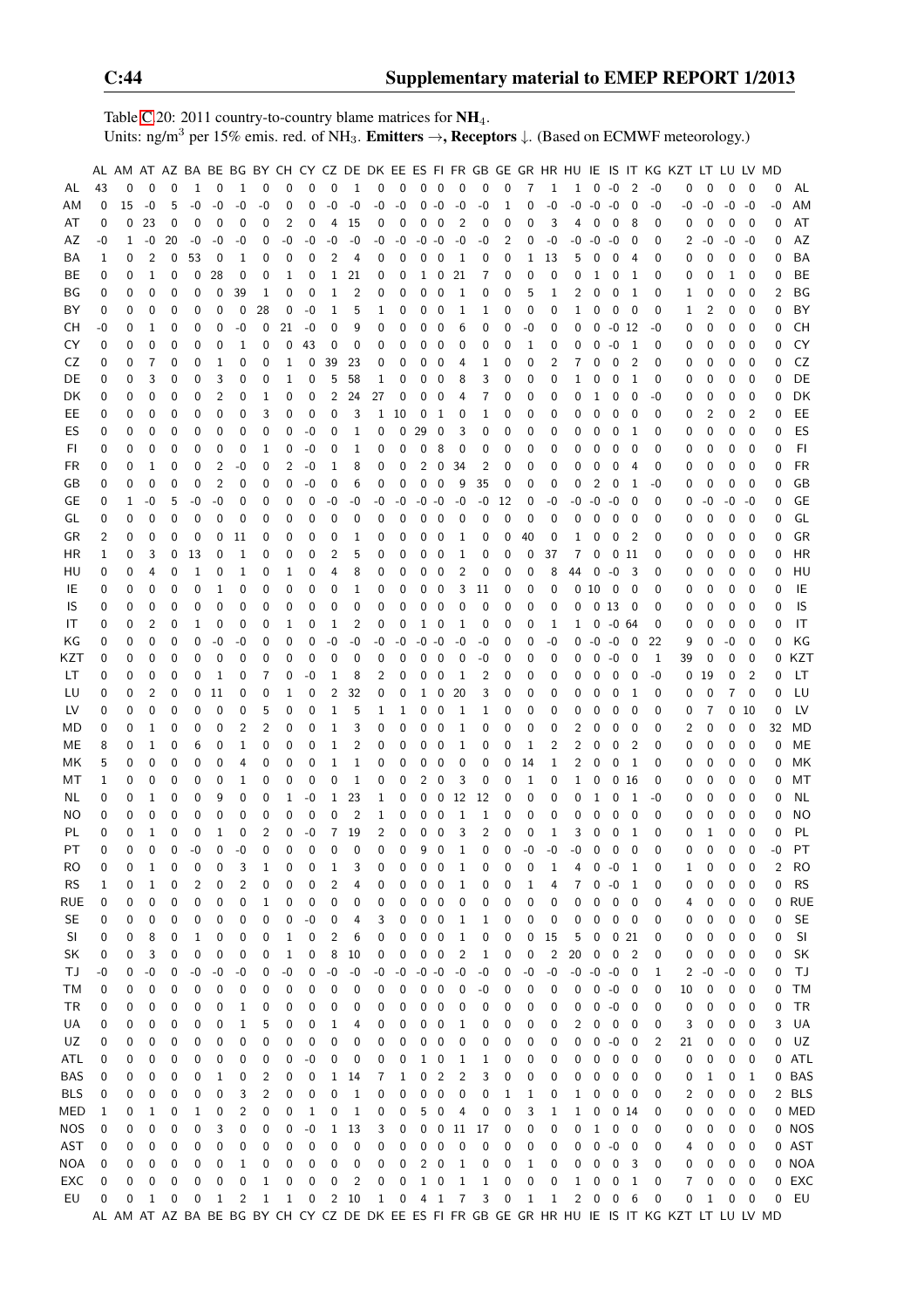Table C.20: 2011 country-to-country blame matrices for $NH_4$.
Units: ng/m$^3$ per 15% emis. red. of $NH_3$. **Emitters →, Receptors ↓.** (Based on ECMWF meteorology.)

| | AL | AM | AT | AZ | BA | BE | BG | BY | CH | CY | CZ | DE | DK | EE | ES | FI | FR | GB | GE | GR | HR | HU | IE | IS | IT | KG | KZT | LT | LU | LV | MD | |
|---|---|---|---|---|---|---|---|---|---|---|---|---|---|---|---|---|---|---|---|---|---|---|---|---|---|---|---|---|---|---|---|---|
| AL | 43 | 0 | 0 | 0 | 1 | 0 | 1 | 0 | 0 | 0 | 0 | 1 | 0 | 0 | 0 | 0 | 0 | 0 | 0 | 7 | 1 | 1 | 0 | -0 | 2 | -0 | 0 | 0 | 0 | 0 | 0 | AL |
| AM | 0 | 15 | -0 | 5 | -0 | -0 | -0 | -0 | 0 | 0 | -0 | -0 | -0 | -0 | 0 | -0 | -0 | -0 | 1 | 0 | -0 | -0 | -0 | -0 | 0 | -0 | -0 | -0 | -0 | -0 | -0 | AM |
| AT | 0 | 0 | 23 | 0 | 0 | 0 | 0 | 0 | 2 | 0 | 4 | 15 | 0 | 0 | 0 | 0 | 2 | 0 | 0 | 0 | 3 | 4 | 0 | 0 | 8 | 0 | 0 | 0 | 0 | 0 | 0 | AT |
| AZ | -0 | 1 | -0 | 20 | -0 | -0 | -0 | 0 | -0 | -0 | -0 | -0 | -0 | -0 | -0 | -0 | -0 | -0 | 2 | 0 | -0 | -0 | -0 | -0 | 0 | 0 | 2 | -0 | -0 | -0 | 0 | AZ |
| BA | 1 | 0 | 2 | 0 | 53 | 0 | 1 | 0 | 0 | 0 | 2 | 4 | 0 | 0 | 0 | 0 | 1 | 0 | 0 | 1 | 13 | 5 | 0 | 0 | 4 | 0 | 0 | 0 | 0 | 0 | 0 | BA |
| BE | 0 | 0 | 1 | 0 | 0 | 28 | 0 | 0 | 1 | 0 | 1 | 21 | 0 | 0 | 1 | 0 | 21 | 7 | 0 | 0 | 0 | 0 | 1 | 0 | 1 | 0 | 0 | 0 | 1 | 0 | 0 | BE |
| BG | 0 | 0 | 0 | 0 | 0 | 0 | 39 | 1 | 0 | 0 | 1 | 2 | 0 | 0 | 0 | 0 | 1 | 0 | 0 | 5 | 1 | 2 | 0 | 0 | 1 | 0 | 1 | 0 | 0 | 0 | 2 | BG |
| BY | 0 | 0 | 0 | 0 | 0 | 0 | 0 | 28 | 0 | -0 | 1 | 5 | 1 | 0 | 0 | 0 | 1 | 1 | 0 | 0 | 0 | 1 | 0 | 0 | 0 | 0 | 1 | 2 | 0 | 0 | 0 | BY |
| CH | -0 | 0 | 1 | 0 | 0 | 0 | -0 | 0 | 21 | -0 | 0 | 9 | 0 | 0 | 0 | 0 | 6 | 0 | 0 | -0 | 0 | 0 | 0 | -0 | 12 | -0 | 0 | 0 | 0 | 0 | 0 | CH |
| CY | 0 | 0 | 0 | 0 | 0 | 0 | 1 | 0 | 0 | 43 | 0 | 0 | 0 | 0 | 0 | 0 | 0 | 0 | 0 | 1 | 0 | 0 | 0 | -0 | 1 | 0 | 0 | 0 | 0 | 0 | 0 | CY |
| CZ | 0 | 0 | 7 | 0 | 0 | 1 | 0 | 0 | 1 | 0 | 39 | 23 | 0 | 0 | 0 | 0 | 4 | 1 | 0 | 0 | 2 | 7 | 0 | 0 | 2 | 0 | 0 | 0 | 0 | 0 | 0 | CZ |
| DE | 0 | 0 | 3 | 0 | 0 | 3 | 0 | 0 | 1 | 0 | 5 | 58 | 1 | 0 | 0 | 0 | 8 | 3 | 0 | 0 | 0 | 1 | 0 | 0 | 1 | 0 | 0 | 0 | 0 | 0 | 0 | DE |
| DK | 0 | 0 | 0 | 0 | 0 | 2 | 0 | 1 | 0 | 0 | 2 | 24 | 27 | 0 | 0 | 0 | 4 | 7 | 0 | 0 | 0 | 0 | 1 | 0 | 0 | -0 | 0 | 0 | 0 | 0 | 0 | DK |
| EE | 0 | 0 | 0 | 0 | 0 | 0 | 0 | 3 | 0 | 0 | 0 | 3 | 1 | 10 | 0 | 1 | 0 | 1 | 0 | 0 | 0 | 0 | 0 | 0 | 0 | 0 | 0 | 2 | 0 | 2 | 0 | EE |
| ES | 0 | 0 | 0 | 0 | 0 | 0 | 0 | 0 | 0 | -0 | 0 | 1 | 0 | 0 | 29 | 0 | 3 | 0 | 0 | 0 | 0 | 0 | 0 | 0 | 1 | 0 | 0 | 0 | 0 | 0 | 0 | ES |
| FI | 0 | 0 | 0 | 0 | 0 | 0 | 0 | 1 | 0 | -0 | 0 | 1 | 0 | 0 | 0 | 8 | 0 | 0 | 0 | 0 | 0 | 0 | 0 | 0 | 0 | 0 | 0 | 0 | 0 | 0 | 0 | FI |
| FR | 0 | 0 | 1 | 0 | 0 | 2 | -0 | 0 | 2 | -0 | 1 | 8 | 0 | 0 | 2 | 0 | 34 | 2 | 0 | 0 | 0 | 0 | 0 | 0 | 4 | 0 | 0 | 0 | 0 | 0 | 0 | FR |
| GB | 0 | 0 | 0 | 0 | 0 | 2 | 0 | 0 | 0 | -0 | 0 | 6 | 0 | 0 | 0 | 0 | 9 | 35 | 0 | 0 | 0 | 0 | 2 | 0 | 1 | -0 | 0 | 0 | 0 | 0 | 0 | GB |
| GE | 0 | 1 | -0 | 5 | -0 | -0 | 0 | 0 | 0 | 0 | -0 | -0 | -0 | -0 | -0 | -0 | -0 | -0 | 12 | 0 | -0 | -0 | -0 | -0 | 0 | 0 | 0 | -0 | -0 | -0 | 0 | GE |
| GL | 0 | 0 | 0 | 0 | 0 | 0 | 0 | 0 | 0 | 0 | 0 | 0 | 0 | 0 | 0 | 0 | 0 | 0 | 0 | 0 | 0 | 0 | 0 | 0 | 0 | 0 | 0 | 0 | 0 | 0 | 0 | GL |
| GR | 2 | 0 | 0 | 0 | 0 | 0 | 11 | 0 | 0 | 0 | 0 | 1 | 0 | 0 | 0 | 0 | 1 | 0 | 0 | 40 | 0 | 1 | 0 | 0 | 2 | 0 | 0 | 0 | 0 | 0 | 0 | GR |
| HR | 1 | 0 | 3 | 0 | 13 | 0 | 1 | 0 | 0 | 0 | 2 | 5 | 0 | 0 | 0 | 0 | 1 | 0 | 0 | 0 | 37 | 7 | 0 | 0 | 11 | 0 | 0 | 0 | 0 | 0 | 0 | HR |
| HU | 0 | 0 | 4 | 0 | 1 | 0 | 1 | 0 | 1 | 0 | 4 | 8 | 0 | 0 | 0 | 0 | 2 | 0 | 0 | 0 | 8 | 44 | 0 | -0 | 3 | 0 | 0 | 0 | 0 | 0 | 0 | HU |
| IE | 0 | 0 | 0 | 0 | 0 | 1 | 0 | 0 | 0 | 0 | 0 | 1 | 0 | 0 | 0 | 0 | 3 | 11 | 0 | 0 | 0 | 0 | 10 | 0 | 0 | 0 | 0 | 0 | 0 | 0 | 0 | IE |
| IS | 0 | 0 | 0 | 0 | 0 | 0 | 0 | 0 | 0 | 0 | 0 | 0 | 0 | 0 | 0 | 0 | 0 | 0 | 0 | 0 | 0 | 0 | 0 | 13 | 0 | 0 | 0 | 0 | 0 | 0 | 0 | IS |
| IT | 0 | 0 | 2 | 0 | 1 | 0 | 0 | 0 | 1 | 0 | 1 | 2 | 0 | 0 | 1 | 0 | 1 | 0 | 0 | 0 | 1 | 1 | 0 | -0 | 64 | 0 | 0 | 0 | 0 | 0 | 0 | IT |
| KG | 0 | 0 | 0 | 0 | 0 | -0 | -0 | 0 | 0 | 0 | -0 | -0 | -0 | -0 | -0 | -0 | -0 | -0 | 0 | 0 | -0 | 0 | -0 | -0 | 0 | 22 | 9 | 0 | -0 | 0 | 0 | KG |
| KZT | 0 | 0 | 0 | 0 | 0 | 0 | 0 | 0 | 0 | 0 | 0 | 0 | 0 | 0 | 0 | 0 | 0 | -0 | 0 | 0 | 0 | 0 | 0 | -0 | 0 | 1 | 39 | 0 | 0 | 0 | 0 | KZT |
| LT | 0 | 0 | 0 | 0 | 0 | 1 | 0 | 7 | 0 | -0 | 1 | 8 | 2 | 0 | 0 | 0 | 1 | 2 | 0 | 0 | 0 | 0 | 0 | 0 | 0 | -0 | 0 | 19 | 0 | 2 | 0 | LT |
| LU | 0 | 0 | 2 | 0 | 0 | 11 | 0 | 0 | 1 | 0 | 2 | 32 | 0 | 0 | 1 | 0 | 20 | 3 | 0 | 0 | 0 | 0 | 0 | 0 | 1 | 0 | 0 | 0 | 7 | 0 | 0 | LU |
| LV | 0 | 0 | 0 | 0 | 0 | 0 | 0 | 5 | 0 | 0 | 1 | 5 | 1 | 1 | 0 | 0 | 1 | 1 | 0 | 0 | 0 | 0 | 0 | 0 | 0 | 0 | 0 | 7 | 0 | 10 | 0 | LV |
| MD | 0 | 0 | 1 | 0 | 0 | 0 | 2 | 2 | 0 | 0 | 1 | 3 | 0 | 0 | 0 | 0 | 1 | 0 | 0 | 0 | 0 | 2 | 0 | 0 | 0 | 0 | 2 | 0 | 0 | 0 | 32 | MD |
| ME | 8 | 0 | 1 | 0 | 6 | 0 | 1 | 0 | 0 | 0 | 1 | 2 | 0 | 0 | 0 | 0 | 1 | 0 | 0 | 1 | 2 | 2 | 0 | 0 | 2 | 0 | 0 | 0 | 0 | 0 | 0 | ME |
| MK | 5 | 0 | 0 | 0 | 0 | 0 | 4 | 0 | 0 | 0 | 1 | 1 | 0 | 0 | 0 | 0 | 0 | 0 | 0 | 14 | 1 | 2 | 0 | 0 | 1 | 0 | 0 | 0 | 0 | 0 | 0 | MK |
| MT | 1 | 0 | 0 | 0 | 0 | 0 | 1 | 0 | 0 | 0 | 0 | 1 | 0 | 0 | 2 | 0 | 3 | 0 | 0 | 1 | 0 | 1 | 0 | 0 | 16 | 0 | 0 | 0 | 0 | 0 | 0 | MT |
| NL | 0 | 0 | 1 | 0 | 0 | 9 | 0 | 0 | 1 | -0 | 1 | 23 | 1 | 0 | 0 | 0 | 12 | 12 | 0 | 0 | 0 | 0 | 1 | 0 | 1 | -0 | 0 | 0 | 0 | 0 | 0 | NL |
| NO | 0 | 0 | 0 | 0 | 0 | 0 | 0 | 0 | 0 | 0 | 0 | 2 | 1 | 0 | 0 | 0 | 1 | 1 | 0 | 0 | 0 | 0 | 0 | 0 | 0 | 0 | 0 | 0 | 0 | 0 | 0 | NO |
| PL | 0 | 0 | 1 | 0 | 0 | 1 | 0 | 2 | 0 | -0 | 7 | 19 | 2 | 0 | 0 | 0 | 3 | 2 | 0 | 0 | 1 | 3 | 0 | 0 | 1 | 0 | 0 | 1 | 0 | 0 | 0 | PL |
| PT | 0 | 0 | 0 | 0 | -0 | 0 | -0 | 0 | 0 | 0 | 0 | 0 | 0 | 0 | 9 | 0 | 1 | 0 | 0 | -0 | -0 | -0 | 0 | 0 | 0 | 0 | 0 | 0 | 0 | 0 | -0 | PT |
| RO | 0 | 0 | 1 | 0 | 0 | 0 | 3 | 1 | 0 | 0 | 1 | 3 | 0 | 0 | 0 | 0 | 1 | 0 | 0 | 0 | 1 | 4 | 0 | -0 | 1 | 0 | 1 | 0 | 0 | 0 | 2 | RO |
| RS | 1 | 0 | 1 | 0 | 2 | 0 | 2 | 0 | 0 | 0 | 2 | 4 | 0 | 0 | 0 | 0 | 1 | 0 | 0 | 1 | 4 | 7 | 0 | -0 | 1 | 0 | 0 | 0 | 0 | 0 | 0 | RS |
| RUE | 0 | 0 | 0 | 0 | 0 | 0 | 0 | 1 | 0 | 0 | 0 | 0 | 0 | 0 | 0 | 0 | 0 | 0 | 0 | 0 | 0 | 0 | 0 | 0 | 0 | 0 | 4 | 0 | 0 | 0 | 0 | RUE |
| SE | 0 | 0 | 0 | 0 | 0 | 0 | 0 | 0 | 0 | -0 | 0 | 4 | 3 | 0 | 0 | 0 | 1 | 1 | 0 | 0 | 0 | 0 | 0 | 0 | 0 | 0 | 0 | 0 | 0 | 0 | 0 | SE |
| SI | 0 | 0 | 8 | 0 | 1 | 0 | 0 | 0 | 1 | 0 | 2 | 6 | 0 | 0 | 0 | 0 | 1 | 0 | 0 | 0 | 15 | 5 | 0 | 0 | 21 | 0 | 0 | 0 | 0 | 0 | 0 | SI |
| SK | 0 | 0 | 3 | 0 | 0 | 0 | 0 | 0 | 1 | 0 | 8 | 10 | 0 | 0 | 0 | 0 | 2 | 1 | 0 | 0 | 2 | 20 | 0 | 0 | 2 | 0 | 0 | 0 | 0 | 0 | 0 | SK |
| TJ | -0 | 0 | -0 | 0 | -0 | -0 | -0 | 0 | -0 | 0 | -0 | -0 | -0 | -0 | -0 | -0 | -0 | -0 | 0 | -0 | -0 | -0 | -0 | -0 | 0 | 1 | 2 | -0 | -0 | 0 | 0 | TJ |
| TM | 0 | 0 | 0 | 0 | 0 | 0 | 0 | 0 | 0 | 0 | 0 | 0 | 0 | 0 | 0 | 0 | 0 | -0 | 0 | 0 | 0 | 0 | 0 | -0 | 0 | 0 | 10 | 0 | 0 | 0 | 0 | TM |
| TR | 0 | 0 | 0 | 0 | 0 | 0 | 1 | 0 | 0 | 0 | 0 | 0 | 0 | 0 | 0 | 0 | 0 | 0 | 0 | 0 | 0 | 0 | 0 | -0 | 0 | 0 | 0 | 0 | 0 | 0 | 0 | TR |
| UA | 0 | 0 | 0 | 0 | 0 | 0 | 1 | 5 | 0 | 0 | 1 | 4 | 0 | 0 | 0 | 0 | 1 | 0 | 0 | 0 | 0 | 2 | 0 | 0 | 0 | 0 | 3 | 0 | 0 | 0 | 3 | UA |
| UZ | 0 | 0 | 0 | 0 | 0 | 0 | 0 | 0 | 0 | 0 | 0 | 0 | 0 | 0 | 0 | 0 | 0 | 0 | 0 | 0 | 0 | 0 | 0 | -0 | 0 | 2 | 21 | 0 | 0 | 0 | 0 | UZ |
| ATL | 0 | 0 | 0 | 0 | 0 | 0 | 0 | 0 | 0 | -0 | 0 | 0 | 0 | 0 | 1 | 0 | 1 | 1 | 0 | 0 | 0 | 0 | 0 | 0 | 0 | 0 | 0 | 0 | 0 | 0 | 0 | ATL |
| BAS | 0 | 0 | 0 | 0 | 0 | 1 | 0 | 2 | 0 | 0 | 1 | 14 | 7 | 1 | 0 | 2 | 2 | 3 | 0 | 0 | 0 | 0 | 0 | 0 | 0 | 0 | 0 | 1 | 0 | 1 | 0 | BAS |
| BLS | 0 | 0 | 0 | 0 | 0 | 0 | 3 | 2 | 0 | 0 | 0 | 1 | 0 | 0 | 0 | 0 | 0 | 0 | 1 | 1 | 0 | 1 | 0 | 0 | 0 | 0 | 2 | 0 | 0 | 0 | 2 | BLS |
| MED | 1 | 0 | 1 | 0 | 1 | 0 | 2 | 0 | 0 | 1 | 0 | 1 | 0 | 0 | 5 | 0 | 4 | 0 | 0 | 3 | 1 | 1 | 0 | 0 | 14 | 0 | 0 | 0 | 0 | 0 | 0 | MED |
| NOS | 0 | 0 | 0 | 0 | 0 | 3 | 0 | 0 | 0 | -0 | 1 | 13 | 3 | 0 | 0 | 0 | 11 | 17 | 0 | 0 | 0 | 0 | 1 | 0 | 0 | 0 | 0 | 0 | 0 | 0 | 0 | NOS |
| AST | 0 | 0 | 0 | 0 | 0 | 0 | 0 | 0 | 0 | 0 | 0 | 0 | 0 | 0 | 0 | 0 | 0 | 0 | 0 | 0 | 0 | 0 | 0 | -0 | 0 | 0 | 4 | 0 | 0 | 0 | 0 | AST |
| NOA | 0 | 0 | 0 | 0 | 0 | 0 | 1 | 0 | 0 | 0 | 0 | 0 | 0 | 0 | 2 | 0 | 1 | 0 | 0 | 1 | 0 | 0 | 0 | 0 | 3 | 0 | 0 | 0 | 0 | 0 | 0 | NOA |
| EXC | 0 | 0 | 0 | 0 | 0 | 0 | 0 | 1 | 0 | 0 | 0 | 2 | 0 | 0 | 1 | 0 | 1 | 1 | 0 | 0 | 0 | 1 | 0 | 0 | 1 | 0 | 7 | 0 | 0 | 0 | 0 | EXC |
| EU | 0 | 0 | 1 | 0 | 0 | 1 | 2 | 1 | 1 | 0 | 2 | 10 | 1 | 0 | 4 | 1 | 7 | 3 | 0 | 1 | 1 | 2 | 0 | 0 | 6 | 0 | 0 | 1 | 0 | 0 | 0 | EU |
| | AL | AM | AT | AZ | BA | BE | BG | BY | CH | CY | CZ | DE | DK | EE | ES | FI | FR | GB | GE | GR | HR | HU | IE | IS | IT | KG | KZT | LT | LU | LV | MD | |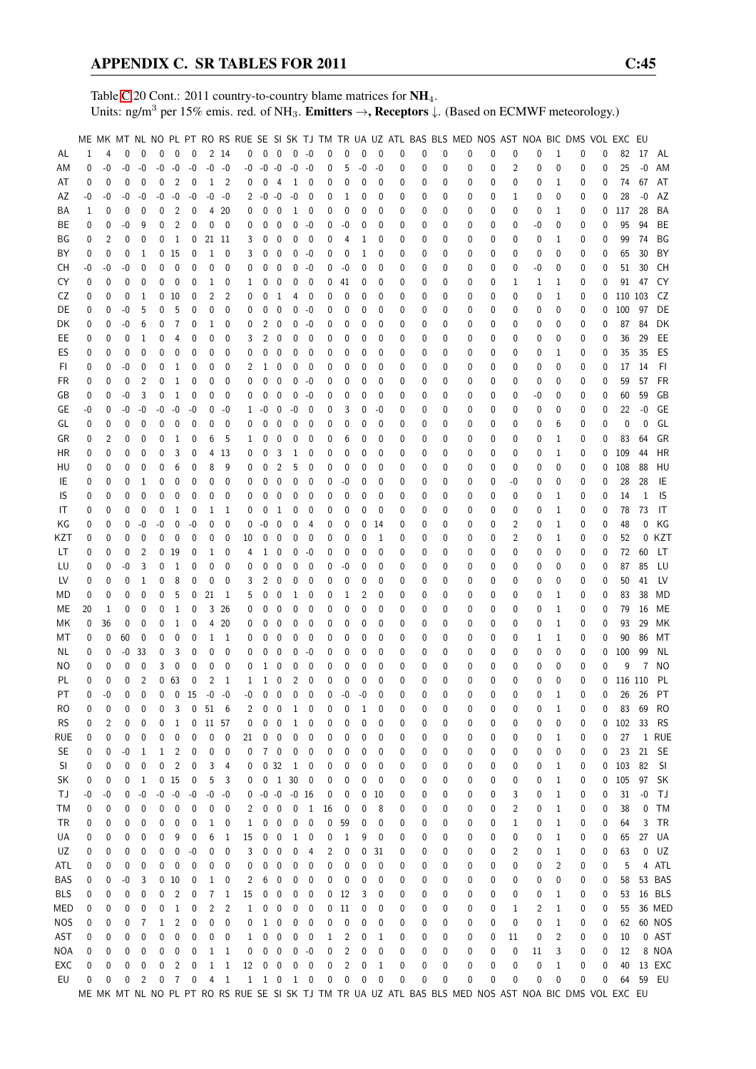Table C.20 Cont.: 2011 country-to-country blame matrices for $NH_4$.
Units: ng/m$^3$ per 15% emis. red. of $NH_3$. **Emitters** →, **Receptors** ↓. (Based on ECMWF meteorology.)

| | ME | MK | MT | NL | NO | PL | PT | RO | RS | RUE | SE | SI | SK | TJ | TM | TR | UA | UZ | ATL | BAS | BLS | MED | NOS | AST | NOA | BIC | DMS | VOL | EXC | EU | |
|---|---|---|---|---|---|---|---|---|---|---|---|---|---|---|---|---|---|---|---|---|---|---|---|---|---|---|---|---|---|---|---|
| AL | 1 | 4 | 0 | 0 | 0 | 0 | 0 | 2 | 14 | 0 | 0 | 0 | 0 | -0 | 0 | 0 | 0 | 0 | 0 | 0 | 0 | 0 | 0 | 0 | 0 | 1 | 0 | 0 | 82 | 17 | AL |
| AM | 0 | -0 | -0 | -0 | -0 | -0 | -0 | -0 | -0 | -0 | -0 | -0 | -0 | -0 | 0 | 5 | -0 | -0 | 0 | 0 | 0 | 0 | 0 | 2 | 0 | 0 | 0 | 0 | 25 | -0 | AM |
| AT | 0 | 0 | 0 | 0 | 0 | 2 | 0 | 1 | 2 | 0 | 0 | 4 | 1 | 0 | 0 | 0 | 0 | 0 | 0 | 0 | 0 | 0 | 0 | 0 | 0 | 1 | 0 | 0 | 74 | 67 | AT |
| AZ | -0 | -0 | -0 | -0 | -0 | -0 | -0 | -0 | -0 | 2 | -0 | -0 | -0 | 0 | 0 | 1 | 0 | 0 | 0 | 0 | 0 | 0 | 0 | 1 | 0 | 0 | 0 | 0 | 28 | -0 | AZ |
| BA | 1 | 0 | 0 | 0 | 0 | 2 | 0 | 4 | 20 | 0 | 0 | 0 | 1 | 0 | 0 | 0 | 0 | 0 | 0 | 0 | 0 | 0 | 0 | 0 | 0 | 1 | 0 | 0 | 117 | 28 | BA |
| BE | 0 | 0 | -0 | 9 | 0 | 2 | 0 | 0 | 0 | 0 | 0 | 0 | 0 | -0 | 0 | -0 | 0 | 0 | 0 | 0 | 0 | 0 | 0 | 0 | -0 | 0 | 0 | 0 | 95 | 94 | BE |
| BG | 0 | 2 | 0 | 0 | 0 | 1 | 0 | 21 | 11 | 3 | 0 | 0 | 0 | 0 | 0 | 4 | 1 | 0 | 0 | 0 | 0 | 0 | 0 | 0 | 0 | 1 | 0 | 0 | 99 | 74 | BG |
| BY | 0 | 0 | 0 | 1 | 0 | 15 | 0 | 1 | 0 | 3 | 0 | 0 | 0 | -0 | 0 | 0 | 1 | 0 | 0 | 0 | 0 | 0 | 0 | 0 | 0 | 0 | 0 | 0 | 65 | 30 | BY |
| CH | -0 | -0 | -0 | 0 | 0 | 0 | 0 | 0 | 0 | 0 | 0 | 0 | 0 | -0 | 0 | -0 | 0 | 0 | 0 | 0 | 0 | 0 | 0 | 0 | -0 | 0 | 0 | 0 | 51 | 30 | CH |
| CY | 0 | 0 | 0 | 0 | 0 | 0 | 0 | 1 | 0 | 1 | 0 | 0 | 0 | 0 | 0 | 41 | 0 | 0 | 0 | 0 | 0 | 0 | 0 | 1 | 1 | 1 | 0 | 0 | 91 | 47 | CY |
| CZ | 0 | 0 | 0 | 1 | 0 | 10 | 0 | 2 | 2 | 0 | 0 | 1 | 4 | 0 | 0 | 0 | 0 | 0 | 0 | 0 | 0 | 0 | 0 | 0 | 0 | 1 | 0 | 0 | 110 | 103 | CZ |
| DE | 0 | 0 | -0 | 5 | 0 | 5 | 0 | 0 | 0 | 0 | 0 | 0 | 0 | -0 | 0 | 0 | 0 | 0 | 0 | 0 | 0 | 0 | 0 | 0 | 0 | 0 | 0 | 0 | 100 | 97 | DE |
| DK | 0 | 0 | -0 | 6 | 0 | 7 | 0 | 1 | 0 | 0 | 2 | 0 | 0 | -0 | 0 | 0 | 0 | 0 | 0 | 0 | 0 | 0 | 0 | 0 | 0 | 0 | 0 | 0 | 87 | 84 | DK |
| EE | 0 | 0 | 0 | 1 | 0 | 4 | 0 | 0 | 0 | 3 | 2 | 0 | 0 | 0 | 0 | 0 | 0 | 0 | 0 | 0 | 0 | 0 | 0 | 0 | 0 | 0 | 0 | 0 | 36 | 29 | EE |
| ES | 0 | 0 | 0 | 0 | 0 | 0 | 0 | 0 | 0 | 0 | 0 | 0 | 0 | 0 | 0 | 0 | 0 | 0 | 0 | 0 | 0 | 0 | 0 | 0 | 0 | 1 | 0 | 0 | 35 | 35 | ES |
| FI | 0 | 0 | -0 | 0 | 0 | 1 | 0 | 0 | 0 | 2 | 1 | 0 | 0 | 0 | 0 | 0 | 0 | 0 | 0 | 0 | 0 | 0 | 0 | 0 | 0 | 0 | 0 | 0 | 17 | 14 | FI |
| FR | 0 | 0 | 0 | 2 | 0 | 1 | 0 | 0 | 0 | 0 | 0 | 0 | 0 | -0 | 0 | 0 | 0 | 0 | 0 | 0 | 0 | 0 | 0 | 0 | 0 | 0 | 0 | 0 | 59 | 57 | FR |
| GB | 0 | 0 | -0 | 3 | 0 | 1 | 0 | 0 | 0 | 0 | 0 | 0 | 0 | -0 | 0 | 0 | 0 | 0 | 0 | 0 | 0 | 0 | 0 | 0 | -0 | 0 | 0 | 0 | 60 | 59 | GB |
| GE | -0 | 0 | -0 | -0 | -0 | -0 | -0 | 0 | -0 | 1 | -0 | 0 | -0 | 0 | 0 | 3 | 0 | -0 | 0 | 0 | 0 | 0 | 0 | 0 | 0 | 0 | 0 | 0 | 22 | -0 | GE |
| GL | 0 | 0 | 0 | 0 | 0 | 0 | 0 | 0 | 0 | 0 | 0 | 0 | 0 | 0 | 0 | 0 | 0 | 0 | 0 | 0 | 0 | 0 | 0 | 0 | 0 | 6 | 0 | 0 | 0 | 0 | GL |
| GR | 0 | 2 | 0 | 0 | 0 | 1 | 0 | 6 | 5 | 1 | 0 | 0 | 0 | 0 | 0 | 6 | 0 | 0 | 0 | 0 | 0 | 0 | 0 | 0 | 0 | 1 | 0 | 0 | 83 | 64 | GR |
| HR | 0 | 0 | 0 | 0 | 0 | 3 | 0 | 4 | 13 | 0 | 0 | 3 | 1 | 0 | 0 | 0 | 0 | 0 | 0 | 0 | 0 | 0 | 0 | 0 | 0 | 1 | 0 | 0 | 109 | 44 | HR |
| HU | 0 | 0 | 0 | 0 | 0 | 6 | 0 | 8 | 9 | 0 | 0 | 2 | 5 | 0 | 0 | 0 | 0 | 0 | 0 | 0 | 0 | 0 | 0 | 0 | 0 | 0 | 0 | 0 | 108 | 88 | HU |
| IE | 0 | 0 | 0 | 1 | 0 | 0 | 0 | 0 | 0 | 0 | 0 | 0 | 0 | 0 | 0 | -0 | 0 | 0 | 0 | 0 | 0 | 0 | 0 | -0 | 0 | 0 | 0 | 0 | 28 | 28 | IE |
| IS | 0 | 0 | 0 | 0 | 0 | 0 | 0 | 0 | 0 | 0 | 0 | 0 | 0 | 0 | 0 | 0 | 0 | 0 | 0 | 0 | 0 | 0 | 0 | 0 | 0 | 1 | 0 | 0 | 14 | 1 | IS |
| IT | 0 | 0 | 0 | 0 | 0 | 1 | 0 | 1 | 1 | 0 | 0 | 1 | 0 | 0 | 0 | 0 | 0 | 0 | 0 | 0 | 0 | 0 | 0 | 0 | 0 | 1 | 0 | 0 | 78 | 73 | IT |
| KG | 0 | 0 | 0 | -0 | -0 | 0 | -0 | 0 | 0 | 0 | -0 | 0 | 0 | 4 | 0 | 0 | 0 | 14 | 0 | 0 | 0 | 0 | 0 | 2 | 0 | 1 | 0 | 0 | 48 | 0 | KG |
| KZT | 0 | 0 | 0 | 0 | 0 | 0 | 0 | 0 | 0 | 10 | 0 | 0 | 0 | 0 | 0 | 0 | 0 | 1 | 0 | 0 | 0 | 0 | 0 | 2 | 0 | 1 | 0 | 0 | 52 | 0 | KZT |
| LT | 0 | 0 | 0 | 2 | 0 | 19 | 0 | 1 | 0 | 4 | 1 | 0 | 0 | -0 | 0 | 0 | 0 | 0 | 0 | 0 | 0 | 0 | 0 | 0 | 0 | 0 | 0 | 0 | 72 | 60 | LT |
| LU | 0 | 0 | -0 | 3 | 0 | 1 | 0 | 0 | 0 | 0 | 0 | 0 | 0 | 0 | 0 | -0 | 0 | 0 | 0 | 0 | 0 | 0 | 0 | 0 | 0 | 0 | 0 | 0 | 87 | 85 | LU |
| LV | 0 | 0 | 0 | 1 | 0 | 8 | 0 | 0 | 0 | 3 | 2 | 0 | 0 | 0 | 0 | 0 | 0 | 0 | 0 | 0 | 0 | 0 | 0 | 0 | 0 | 0 | 0 | 0 | 50 | 41 | LV |
| MD | 0 | 0 | 0 | 0 | 0 | 5 | 0 | 21 | 1 | 5 | 0 | 0 | 1 | 0 | 0 | 1 | 2 | 0 | 0 | 0 | 0 | 0 | 0 | 0 | 0 | 1 | 0 | 0 | 83 | 38 | MD |
| ME | 20 | 1 | 0 | 0 | 0 | 1 | 0 | 3 | 26 | 0 | 0 | 0 | 0 | 0 | 0 | 0 | 0 | 0 | 0 | 0 | 0 | 0 | 0 | 0 | 0 | 1 | 0 | 0 | 79 | 16 | ME |
| MK | 0 | 36 | 0 | 0 | 0 | 1 | 0 | 4 | 20 | 0 | 0 | 0 | 0 | 0 | 0 | 0 | 0 | 0 | 0 | 0 | 0 | 0 | 0 | 0 | 0 | 1 | 0 | 0 | 93 | 29 | MK |
| MT | 0 | 0 | 60 | 0 | 0 | 0 | 0 | 1 | 1 | 0 | 0 | 0 | 0 | 0 | 0 | 0 | 0 | 0 | 0 | 0 | 0 | 0 | 0 | 0 | 1 | 1 | 0 | 0 | 90 | 86 | MT |
| NL | 0 | 0 | -0 | 33 | 0 | 3 | 0 | 0 | 0 | 0 | 0 | 0 | 0 | -0 | 0 | 0 | 0 | 0 | 0 | 0 | 0 | 0 | 0 | 0 | 0 | 0 | 0 | 0 | 100 | 99 | NL |
| NO | 0 | 0 | 0 | 0 | 3 | 0 | 0 | 0 | 0 | 0 | 1 | 0 | 0 | 0 | 0 | 0 | 0 | 0 | 0 | 0 | 0 | 0 | 0 | 0 | 0 | 0 | 0 | 0 | 9 | 7 | NO |
| PL | 0 | 0 | 0 | 2 | 0 | 63 | 0 | 2 | 1 | 1 | 1 | 0 | 2 | 0 | 0 | 0 | 0 | 0 | 0 | 0 | 0 | 0 | 0 | 0 | 0 | 0 | 0 | 0 | 116 | 110 | PL |
| PT | 0 | -0 | 0 | 0 | 0 | 0 | 15 | -0 | -0 | -0 | 0 | 0 | 0 | 0 | 0 | -0 | -0 | 0 | 0 | 0 | 0 | 0 | 0 | 0 | 0 | 1 | 0 | 0 | 26 | 26 | PT |
| RO | 0 | 0 | 0 | 0 | 0 | 3 | 0 | 51 | 6 | 2 | 0 | 0 | 1 | 0 | 0 | 0 | 1 | 0 | 0 | 0 | 0 | 0 | 0 | 0 | 0 | 1 | 0 | 0 | 83 | 69 | RO |
| RS | 0 | 2 | 0 | 0 | 0 | 1 | 0 | 11 | 57 | 0 | 0 | 0 | 1 | 0 | 0 | 0 | 0 | 0 | 0 | 0 | 0 | 0 | 0 | 0 | 0 | 0 | 0 | 0 | 102 | 33 | RS |
| RUE | 0 | 0 | 0 | 0 | 0 | 0 | 0 | 0 | 0 | 21 | 0 | 0 | 0 | 0 | 0 | 0 | 0 | 0 | 0 | 0 | 0 | 0 | 0 | 0 | 0 | 1 | 0 | 0 | 27 | 1 | RUE |
| SE | 0 | 0 | -0 | 1 | 1 | 2 | 0 | 0 | 0 | 0 | 7 | 0 | 0 | 0 | 0 | 0 | 0 | 0 | 0 | 0 | 0 | 0 | 0 | 0 | 0 | 0 | 0 | 0 | 23 | 21 | SE |
| SI | 0 | 0 | 0 | 0 | 0 | 2 | 0 | 3 | 4 | 0 | 0 | 32 | 1 | 0 | 0 | 0 | 0 | 0 | 0 | 0 | 0 | 0 | 0 | 0 | 0 | 1 | 0 | 0 | 103 | 82 | SI |
| SK | 0 | 0 | 0 | 1 | 0 | 15 | 0 | 5 | 3 | 0 | 0 | 1 | 30 | 0 | 0 | 0 | 0 | 0 | 0 | 0 | 0 | 0 | 0 | 0 | 0 | 1 | 0 | 0 | 105 | 97 | SK |
| TJ | -0 | -0 | 0 | -0 | -0 | -0 | -0 | -0 | -0 | 0 | -0 | -0 | -0 | 16 | 0 | 0 | 0 | 10 | 0 | 0 | 0 | 0 | 0 | 3 | 0 | 1 | 0 | 0 | 31 | -0 | TJ |
| TM | 0 | 0 | 0 | 0 | 0 | 0 | 0 | 0 | 0 | 2 | 0 | 0 | 0 | 1 | 16 | 0 | 0 | 8 | 0 | 0 | 0 | 0 | 0 | 2 | 0 | 1 | 0 | 0 | 38 | 0 | TM |
| TR | 0 | 0 | 0 | 0 | 0 | 0 | 0 | 1 | 0 | 1 | 0 | 0 | 0 | 0 | 0 | 59 | 0 | 0 | 0 | 0 | 0 | 0 | 0 | 1 | 0 | 1 | 0 | 0 | 64 | 3 | TR |
| UA | 0 | 0 | 0 | 0 | 0 | 9 | 0 | 6 | 1 | 15 | 0 | 0 | 1 | 0 | 0 | 1 | 9 | 0 | 0 | 0 | 0 | 0 | 0 | 0 | 0 | 1 | 0 | 0 | 65 | 27 | UA |
| UZ | 0 | 0 | 0 | 0 | 0 | 0 | -0 | 0 | 0 | 3 | 0 | 0 | 0 | 4 | 2 | 0 | 0 | 31 | 0 | 0 | 0 | 0 | 0 | 2 | 0 | 1 | 0 | 0 | 63 | 0 | UZ |
| ATL | 0 | 0 | 0 | 0 | 0 | 0 | 0 | 0 | 0 | 0 | 0 | 0 | 0 | 0 | 0 | 0 | 0 | 0 | 0 | 0 | 0 | 0 | 0 | 0 | 0 | 2 | 0 | 0 | 5 | 4 | ATL |
| BAS | 0 | 0 | -0 | 3 | 0 | 10 | 0 | 1 | 0 | 2 | 6 | 0 | 0 | 0 | 0 | 0 | 0 | 0 | 0 | 0 | 0 | 0 | 0 | 0 | 0 | 0 | 0 | 0 | 58 | 53 | BAS |
| BLS | 0 | 0 | 0 | 0 | 0 | 2 | 0 | 7 | 1 | 15 | 0 | 0 | 0 | 0 | 0 | 12 | 3 | 0 | 0 | 0 | 0 | 0 | 0 | 0 | 0 | 1 | 0 | 0 | 53 | 16 | BLS |
| MED | 0 | 0 | 0 | 0 | 0 | 1 | 0 | 2 | 2 | 1 | 0 | 0 | 0 | 0 | 0 | 11 | 0 | 0 | 0 | 0 | 0 | 0 | 0 | 1 | 2 | 1 | 0 | 0 | 55 | 36 | MED |
| NOS | 0 | 0 | 0 | 7 | 1 | 2 | 0 | 0 | 0 | 0 | 1 | 0 | 0 | 0 | 0 | 0 | 0 | 0 | 0 | 0 | 0 | 0 | 0 | 0 | 0 | 1 | 0 | 0 | 62 | 60 | NOS |
| AST | 0 | 0 | 0 | 0 | 0 | 0 | 0 | 0 | 0 | 1 | 0 | 0 | 0 | 0 | 1 | 2 | 0 | 1 | 0 | 0 | 0 | 0 | 0 | 11 | 0 | 2 | 0 | 0 | 10 | 0 | AST |
| NOA | 0 | 0 | 0 | 0 | 0 | 0 | 0 | 1 | 1 | 0 | 0 | 0 | 0 | -0 | 0 | 2 | 0 | 0 | 0 | 0 | 0 | 0 | 0 | 0 | 11 | 3 | 0 | 0 | 12 | 8 | NOA |
| EXC | 0 | 0 | 0 | 0 | 0 | 2 | 0 | 1 | 1 | 12 | 0 | 0 | 0 | 0 | 0 | 2 | 0 | 1 | 0 | 0 | 0 | 0 | 0 | 0 | 0 | 1 | 0 | 0 | 40 | 13 | EXC |
| EU | 0 | 0 | 0 | 2 | 0 | 7 | 0 | 4 | 1 | 1 | 1 | 0 | 1 | 0 | 0 | 0 | 0 | 0 | 0 | 0 | 0 | 0 | 0 | 0 | 0 | 0 | 0 | 0 | 64 | 59 | EU |
| | ME | MK | MT | NL | NO | PL | PT | RO | RS | RUE | SE | SI | SK | TJ | TM | TR | UA | UZ | ATL | BAS | BLS | MED | NOS | AST | NOA | BIC | DMS | VOL | EXC | EU | |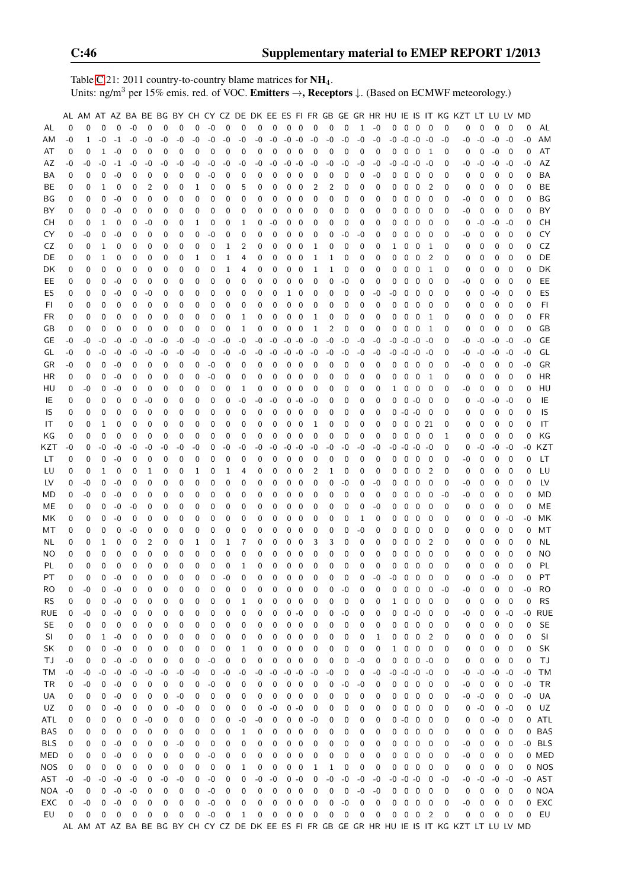Table C:21: 2011 country-to-country blame matrices for $NH_4$.
Units: ng/m$^3$ per 15% emis. red. of VOC. **Emitters** →, **Receptors** ↓. (Based on ECMWF meteorology.)

| | AL | AM | AT | AZ | BA | BE | BG | BY | CH | CY | CZ | DE | DK | EE | ES | FI | FR | GB | GE | GR | HR | HU | IE | IS | IT | KG | KZT | LT | LU | LV | MD | |
|---|---|---|---|---|---|---|---|---|---|---|---|---|---|---|---|---|---|---|---|---|---|---|---|---|---|---|---|---|---|---|---|---|
| AL | 0 | 0 | 0 | 0 | -0 | 0 | 0 | 0 | 0 | -0 | 0 | 0 | 0 | 0 | 0 | 0 | 0 | 0 | 0 | 1 | -0 | 0 | 0 | 0 | 0 | 0 | 0 | 0 | 0 | 0 | 0 | AL |
| AM | -0 | 1 | -0 | -1 | -0 | -0 | -0 | -0 | -0 | -0 | -0 | -0 | -0 | -0 | -0 | -0 | -0 | -0 | -0 | -0 | -0 | -0 | -0 | -0 | -0 | -0 | -0 | -0 | -0 | -0 | -0 | AM |
| AT | 0 | 0 | 1 | -0 | 0 | 0 | 0 | 0 | 0 | 0 | 0 | 0 | 0 | 0 | 0 | 0 | 0 | 0 | 0 | 0 | 0 | 0 | 0 | 0 | 1 | 0 | 0 | 0 | -0 | 0 | 0 | AT |
| AZ | -0 | -0 | -0 | -1 | -0 | -0 | -0 | -0 | -0 | -0 | -0 | -0 | -0 | -0 | -0 | -0 | -0 | -0 | -0 | -0 | -0 | -0 | -0 | -0 | -0 | 0 | -0 | -0 | -0 | -0 | -0 | AZ |
| BA | 0 | 0 | 0 | -0 | 0 | 0 | 0 | 0 | 0 | -0 | 0 | 0 | 0 | 0 | 0 | 0 | 0 | 0 | 0 | 0 | -0 | 0 | 0 | 0 | 0 | 0 | 0 | 0 | 0 | 0 | 0 | BA |
| BE | 0 | 0 | 1 | 0 | 0 | 2 | 0 | 0 | 1 | 0 | 0 | 5 | 0 | 0 | 0 | 0 | 2 | 2 | 0 | 0 | 0 | 0 | 0 | 0 | 2 | 0 | 0 | 0 | 0 | 0 | 0 | BE |
| BG | 0 | 0 | 0 | -0 | 0 | 0 | 0 | 0 | 0 | 0 | 0 | 0 | 0 | 0 | 0 | 0 | 0 | 0 | 0 | 0 | 0 | 0 | 0 | 0 | 0 | 0 | -0 | 0 | 0 | 0 | 0 | BG |
| BY | 0 | 0 | 0 | -0 | 0 | 0 | 0 | 0 | 0 | 0 | 0 | 0 | 0 | 0 | 0 | 0 | 0 | 0 | 0 | 0 | 0 | 0 | 0 | 0 | 0 | 0 | -0 | 0 | 0 | 0 | 0 | BY |
| CH | 0 | 0 | 1 | 0 | 0 | -0 | 0 | 0 | 1 | 0 | 0 | 1 | 0 | -0 | 0 | 0 | 0 | 0 | 0 | 0 | 0 | 0 | 0 | 0 | 0 | 0 | 0 | -0 | -0 | -0 | 0 | CH |
| CY | 0 | -0 | 0 | -0 | 0 | 0 | 0 | 0 | 0 | -0 | 0 | 0 | 0 | 0 | 0 | 0 | 0 | 0 | -0 | -0 | 0 | 0 | 0 | 0 | 0 | 0 | -0 | 0 | 0 | 0 | 0 | CY |
| CZ | 0 | 0 | 1 | 0 | 0 | 0 | 0 | 0 | 0 | 0 | 1 | 2 | 0 | 0 | 0 | 0 | 1 | 0 | 0 | 0 | 0 | 1 | 0 | 0 | 1 | 0 | 0 | 0 | 0 | 0 | 0 | CZ |
| DE | 0 | 0 | 1 | 0 | 0 | 0 | 0 | 0 | 1 | 0 | 1 | 4 | 0 | 0 | 0 | 0 | 1 | 1 | 0 | 0 | 0 | 0 | 0 | 0 | 2 | 0 | 0 | 0 | 0 | 0 | 0 | DE |
| DK | 0 | 0 | 0 | 0 | 0 | 0 | 0 | 0 | 0 | 0 | 1 | 4 | 0 | 0 | 0 | 0 | 1 | 1 | 0 | 0 | 0 | 0 | 0 | 0 | 1 | 0 | 0 | 0 | 0 | 0 | 0 | DK |
| EE | 0 | 0 | 0 | -0 | 0 | 0 | 0 | 0 | 0 | 0 | 0 | 0 | 0 | 0 | 0 | 0 | 0 | 0 | -0 | 0 | 0 | 0 | 0 | 0 | 0 | 0 | -0 | 0 | 0 | 0 | 0 | EE |
| ES | 0 | 0 | 0 | -0 | 0 | -0 | 0 | 0 | 0 | 0 | 0 | 0 | 0 | 0 | 1 | 0 | 0 | 0 | 0 | 0 | -0 | -0 | 0 | 0 | 0 | 0 | 0 | 0 | -0 | 0 | 0 | ES |
| FI | 0 | 0 | 0 | 0 | 0 | 0 | 0 | 0 | 0 | 0 | 0 | 0 | 0 | 0 | 0 | 0 | 0 | 0 | 0 | 0 | 0 | 0 | 0 | 0 | 0 | 0 | 0 | 0 | 0 | 0 | 0 | FI |
| FR | 0 | 0 | 0 | 0 | 0 | 0 | 0 | 0 | 0 | 0 | 0 | 1 | 0 | 0 | 0 | 0 | 1 | 0 | 0 | 0 | 0 | 0 | 0 | 0 | 1 | 0 | 0 | 0 | 0 | 0 | 0 | FR |
| GB | 0 | 0 | 0 | 0 | 0 | 0 | 0 | 0 | 0 | 0 | 0 | 1 | 0 | 0 | 0 | 0 | 1 | 2 | 0 | 0 | 0 | 0 | 0 | 0 | 1 | 0 | 0 | 0 | 0 | 0 | 0 | GB |
| GE | -0 | -0 | -0 | -0 | -0 | -0 | -0 | -0 | -0 | -0 | -0 | -0 | -0 | -0 | -0 | -0 | -0 | -0 | -0 | -0 | -0 | -0 | -0 | -0 | -0 | 0 | -0 | -0 | -0 | -0 | -0 | GE |
| GL | -0 | 0 | -0 | -0 | -0 | -0 | -0 | -0 | -0 | 0 | -0 | -0 | -0 | -0 | -0 | -0 | -0 | -0 | -0 | -0 | -0 | -0 | -0 | -0 | -0 | 0 | -0 | -0 | -0 | -0 | -0 | GL |
| GR | -0 | 0 | 0 | -0 | 0 | 0 | 0 | 0 | 0 | -0 | 0 | 0 | 0 | 0 | 0 | 0 | 0 | 0 | 0 | 0 | 0 | 0 | 0 | 0 | 0 | 0 | -0 | 0 | 0 | 0 | -0 | GR |
| HR | 0 | 0 | 0 | -0 | 0 | 0 | 0 | 0 | 0 | -0 | 0 | 0 | 0 | 0 | 0 | 0 | 0 | 0 | 0 | 0 | 0 | 0 | 0 | 0 | 1 | 0 | 0 | 0 | 0 | 0 | 0 | HR |
| HU | 0 | -0 | 0 | -0 | 0 | 0 | 0 | 0 | 0 | 0 | 0 | 1 | 0 | 0 | 0 | 0 | 0 | 0 | 0 | 0 | 0 | 1 | 0 | 0 | 0 | 0 | -0 | 0 | 0 | 0 | 0 | HU |
| IE | 0 | 0 | 0 | 0 | 0 | -0 | 0 | 0 | 0 | 0 | 0 | -0 | -0 | -0 | 0 | -0 | -0 | 0 | 0 | 0 | 0 | 0 | 0 | -0 | 0 | 0 | 0 | -0 | -0 | -0 | 0 | IE |
| IS | 0 | 0 | 0 | 0 | 0 | 0 | 0 | 0 | 0 | 0 | 0 | 0 | 0 | 0 | 0 | 0 | 0 | 0 | 0 | 0 | 0 | 0 | -0 | -0 | 0 | 0 | 0 | 0 | 0 | 0 | 0 | IS |
| IT | 0 | 0 | 1 | 0 | 0 | 0 | 0 | 0 | 0 | 0 | 0 | 0 | 0 | 0 | 0 | 0 | 1 | 0 | 0 | 0 | 0 | 0 | 0 | 0 | 21 | 0 | 0 | 0 | 0 | 0 | 0 | IT |
| KG | 0 | 0 | 0 | 0 | 0 | 0 | 0 | 0 | 0 | 0 | 0 | 0 | 0 | 0 | 0 | 0 | 0 | 0 | 0 | 0 | 0 | 0 | 0 | 0 | 0 | 1 | 0 | 0 | 0 | 0 | 0 | KG |
| KZT | -0 | 0 | -0 | -0 | -0 | -0 | -0 | -0 | -0 | 0 | -0 | -0 | -0 | -0 | -0 | -0 | -0 | -0 | -0 | -0 | -0 | -0 | -0 | -0 | -0 | 0 | 0 | -0 | -0 | -0 | -0 | KZT |
| LT | 0 | 0 | 0 | -0 | 0 | 0 | 0 | 0 | 0 | 0 | 0 | 0 | 0 | 0 | 0 | 0 | 0 | 0 | 0 | 0 | 0 | 0 | 0 | 0 | 0 | 0 | -0 | 0 | 0 | 0 | 0 | LT |
| LU | 0 | 0 | 1 | 0 | 0 | 1 | 0 | 0 | 1 | 0 | 1 | 4 | 0 | 0 | 0 | 0 | 2 | 1 | 0 | 0 | 0 | 0 | 0 | 0 | 2 | 0 | 0 | 0 | 0 | 0 | 0 | LU |
| LV | 0 | -0 | 0 | -0 | 0 | 0 | 0 | 0 | 0 | 0 | 0 | 0 | 0 | 0 | 0 | 0 | 0 | 0 | -0 | 0 | -0 | 0 | 0 | 0 | 0 | 0 | -0 | 0 | 0 | 0 | 0 | LV |
| MD | 0 | -0 | 0 | -0 | 0 | 0 | 0 | 0 | 0 | 0 | 0 | 0 | 0 | 0 | 0 | 0 | 0 | 0 | 0 | 0 | 0 | 0 | 0 | 0 | 0 | -0 | -0 | 0 | 0 | 0 | 0 | MD |
| ME | 0 | 0 | 0 | -0 | -0 | 0 | 0 | 0 | 0 | 0 | 0 | 0 | 0 | 0 | 0 | 0 | 0 | 0 | 0 | 0 | -0 | 0 | 0 | 0 | 0 | 0 | 0 | 0 | 0 | 0 | 0 | ME |
| MK | 0 | 0 | 0 | -0 | 0 | 0 | 0 | 0 | 0 | 0 | 0 | 0 | 0 | 0 | 0 | 0 | 0 | 0 | 0 | 1 | 0 | 0 | 0 | 0 | 0 | 0 | 0 | 0 | 0 | -0 | -0 | MK |
| MT | 0 | 0 | 0 | 0 | -0 | 0 | 0 | 0 | 0 | 0 | 0 | 0 | 0 | 0 | 0 | 0 | 0 | 0 | 0 | -0 | 0 | 0 | 0 | 0 | 0 | 0 | 0 | 0 | 0 | 0 | 0 | MT |
| NL | 0 | 0 | 1 | 0 | 0 | 2 | 0 | 0 | 1 | 0 | 1 | 7 | 0 | 0 | 0 | 0 | 3 | 3 | 0 | 0 | 0 | 0 | 0 | 0 | 2 | 0 | 0 | 0 | 0 | 0 | 0 | NL |
| NO | 0 | 0 | 0 | 0 | 0 | 0 | 0 | 0 | 0 | 0 | 0 | 0 | 0 | 0 | 0 | 0 | 0 | 0 | 0 | 0 | 0 | 0 | 0 | 0 | 0 | 0 | 0 | 0 | 0 | 0 | 0 | NO |
| PL | 0 | 0 | 0 | 0 | 0 | 0 | 0 | 0 | 0 | 0 | 0 | 1 | 0 | 0 | 0 | 0 | 0 | 0 | 0 | 0 | 0 | 0 | 0 | 0 | 0 | 0 | 0 | 0 | 0 | 0 | 0 | PL |
| PT | 0 | 0 | 0 | -0 | 0 | 0 | 0 | 0 | 0 | 0 | -0 | 0 | 0 | 0 | 0 | 0 | 0 | 0 | 0 | 0 | -0 | -0 | 0 | 0 | 0 | 0 | 0 | 0 | -0 | 0 | 0 | PT |
| RO | 0 | -0 | 0 | -0 | 0 | 0 | 0 | 0 | 0 | 0 | 0 | 0 | 0 | 0 | 0 | 0 | 0 | 0 | -0 | 0 | 0 | 0 | 0 | 0 | 0 | -0 | -0 | 0 | 0 | 0 | -0 | RO |
| RS | 0 | 0 | 0 | -0 | 0 | 0 | 0 | 0 | 0 | 0 | 0 | 1 | 0 | 0 | 0 | 0 | 0 | 0 | 0 | 0 | 0 | 1 | 0 | 0 | 0 | 0 | 0 | 0 | 0 | 0 | 0 | RS |
| RUE | 0 | -0 | 0 | -0 | 0 | 0 | 0 | 0 | 0 | 0 | 0 | 0 | 0 | 0 | 0 | -0 | 0 | 0 | -0 | 0 | 0 | 0 | 0 | -0 | 0 | 0 | -0 | 0 | 0 | -0 | -0 | RUE |
| SE | 0 | 0 | 0 | 0 | 0 | 0 | 0 | 0 | 0 | 0 | 0 | 0 | 0 | 0 | 0 | 0 | 0 | 0 | 0 | 0 | 0 | 0 | 0 | 0 | 0 | 0 | 0 | 0 | 0 | 0 | 0 | SE |
| SI | 0 | 0 | 1 | -0 | 0 | 0 | 0 | 0 | 0 | 0 | 0 | 0 | 0 | 0 | 0 | 0 | 0 | 0 | 0 | 0 | 1 | 0 | 0 | 0 | 2 | 0 | 0 | 0 | 0 | 0 | 0 | SI |
| SK | 0 | 0 | 0 | -0 | 0 | 0 | 0 | 0 | 0 | 0 | 0 | 1 | 0 | 0 | 0 | 0 | 0 | 0 | 0 | 0 | 0 | 1 | 0 | 0 | 0 | 0 | 0 | 0 | 0 | 0 | 0 | SK |
| TJ | -0 | 0 | 0 | -0 | -0 | 0 | 0 | 0 | 0 | -0 | 0 | 0 | 0 | 0 | 0 | 0 | 0 | 0 | 0 | -0 | 0 | 0 | 0 | 0 | -0 | 0 | 0 | 0 | 0 | 0 | 0 | TJ |
| TM | -0 | -0 | -0 | -0 | -0 | -0 | -0 | -0 | -0 | 0 | -0 | -0 | -0 | -0 | -0 | -0 | -0 | -0 | 0 | 0 | -0 | -0 | -0 | -0 | -0 | 0 | -0 | -0 | -0 | -0 | -0 | TM |
| TR | 0 | -0 | 0 | -0 | 0 | 0 | 0 | 0 | 0 | -0 | 0 | 0 | 0 | 0 | 0 | 0 | 0 | 0 | -0 | -0 | 0 | 0 | 0 | 0 | 0 | 0 | -0 | 0 | 0 | 0 | -0 | TR |
| UA | 0 | 0 | 0 | -0 | 0 | 0 | 0 | -0 | 0 | 0 | 0 | 0 | 0 | 0 | 0 | 0 | 0 | 0 | 0 | 0 | 0 | 0 | 0 | 0 | 0 | 0 | -0 | -0 | 0 | 0 | -0 | UA |
| UZ | 0 | 0 | 0 | -0 | 0 | 0 | 0 | -0 | 0 | 0 | 0 | 0 | 0 | -0 | 0 | -0 | 0 | 0 | 0 | 0 | 0 | 0 | 0 | 0 | 0 | 0 | 0 | -0 | 0 | -0 | 0 | UZ |
| ATL | 0 | 0 | 0 | 0 | 0 | -0 | 0 | 0 | 0 | 0 | 0 | -0 | -0 | 0 | 0 | 0 | -0 | 0 | 0 | 0 | 0 | 0 | -0 | 0 | 0 | 0 | 0 | 0 | -0 | 0 | 0 | ATL |
| BAS | 0 | 0 | 0 | 0 | 0 | 0 | 0 | 0 | 0 | 0 | 0 | 1 | 0 | 0 | 0 | 0 | 0 | 0 | 0 | 0 | 0 | 0 | 0 | 0 | 0 | 0 | 0 | 0 | 0 | 0 | 0 | BAS |
| BLS | 0 | 0 | 0 | -0 | 0 | 0 | 0 | -0 | 0 | 0 | 0 | 0 | 0 | 0 | 0 | 0 | 0 | 0 | 0 | 0 | 0 | 0 | 0 | 0 | 0 | 0 | -0 | 0 | 0 | 0 | -0 | BLS |
| MED | 0 | 0 | 0 | -0 | 0 | 0 | 0 | 0 | 0 | -0 | 0 | 0 | 0 | 0 | 0 | 0 | 0 | 0 | 0 | 0 | 0 | 0 | 0 | 0 | 0 | 0 | -0 | 0 | 0 | 0 | 0 | MED |
| NOS | 0 | 0 | 0 | 0 | 0 | 0 | 0 | 0 | 0 | 0 | 0 | 1 | 0 | 0 | 0 | 0 | 1 | 1 | 0 | 0 | 0 | 0 | 0 | 0 | 0 | 0 | 0 | 0 | 0 | 0 | 0 | NOS |
| AST | -0 | -0 | -0 | -0 | -0 | 0 | -0 | -0 | 0 | -0 | 0 | 0 | -0 | -0 | 0 | -0 | 0 | -0 | -0 | -0 | -0 | -0 | -0 | -0 | 0 | -0 | -0 | -0 | -0 | -0 | -0 | AST |
| NOA | -0 | 0 | 0 | -0 | -0 | 0 | 0 | 0 | 0 | -0 | 0 | 0 | 0 | 0 | 0 | 0 | 0 | 0 | 0 | -0 | -0 | 0 | 0 | 0 | 0 | 0 | 0 | 0 | 0 | 0 | 0 | NOA |
| EXC | 0 | -0 | 0 | -0 | 0 | 0 | 0 | 0 | 0 | -0 | 0 | 0 | 0 | 0 | 0 | 0 | 0 | 0 | -0 | 0 | 0 | 0 | 0 | 0 | 0 | 0 | -0 | 0 | 0 | 0 | 0 | EXC |
| EU | 0 | 0 | 0 | 0 | 0 | 0 | 0 | 0 | 0 | -0 | 0 | 1 | 0 | 0 | 0 | 0 | 0 | 0 | 0 | 0 | 0 | 0 | 0 | 0 | 2 | 0 | 0 | 0 | 0 | 0 | 0 | EU |
| | AL | AM | AT | AZ | BA | BE | BG | BY | CH | CY | CZ | DE | DK | EE | ES | FI | FR | GB | GE | GR | HR | HU | IE | IS | IT | KG | KZT | LT | LU | LV | MD | |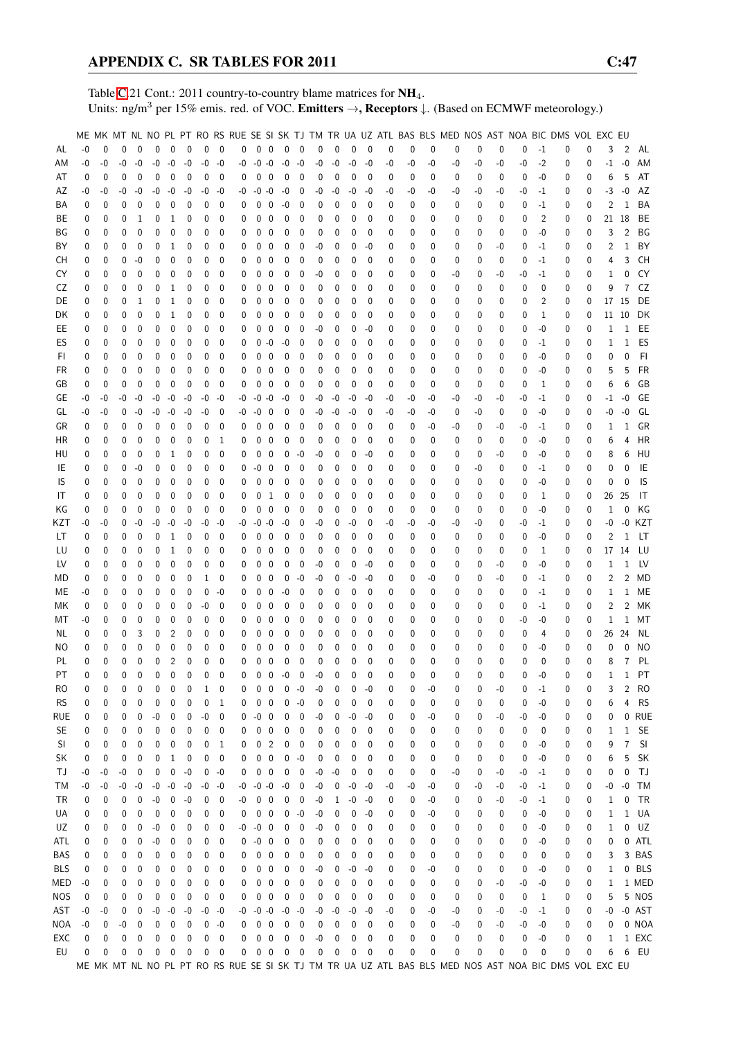Table C.21 Cont.: 2011 country-to-country blame matrices for $NH_4$.
Units: ng/m$^3$ per 15% emis. red. of VOC. **Emitters →, Receptors ↓.** (Based on ECMWF meteorology.)

| | ME | MK | MT | NL | NO | PL | PT | RO | RS | RUE | SE | SI | SK | TJ | TM | TR | UA | UZ | ATL | BAS | BLS | MED | NOS | AST | NOA | BIC | DMS | VOL | EXC | EU | |
|---|---|---|---|---|---|---|---|---|---|---|---|---|---|---|---|---|---|---|---|---|---|---|---|---|---|---|---|---|---|---|---|
| AL | -0 | 0 | 0 | 0 | 0 | 0 | 0 | 0 | 0 | 0 | 0 | 0 | 0 | 0 | 0 | 0 | 0 | 0 | 0 | 0 | 0 | 0 | 0 | 0 | 0 | -1 | 0 | 0 | 3 | 2 | AL |
| AM | -0 | -0 | -0 | -0 | -0 | -0 | -0 | -0 | -0 | -0 | -0 | -0 | -0 | -0 | -0 | -0 | -0 | -0 | -0 | -0 | -0 | -0 | -0 | -0 | -0 | -2 | 0 | 0 | -1 | -0 | AM |
| AT | 0 | 0 | 0 | 0 | 0 | 0 | 0 | 0 | 0 | 0 | 0 | 0 | 0 | 0 | 0 | 0 | 0 | 0 | 0 | 0 | 0 | 0 | 0 | 0 | 0 | -0 | 0 | 0 | 6 | 5 | AT |
| AZ | -0 | -0 | -0 | -0 | -0 | -0 | -0 | -0 | -0 | -0 | -0 | -0 | -0 | 0 | -0 | -0 | -0 | -0 | -0 | -0 | -0 | -0 | -0 | -0 | -0 | -1 | 0 | 0 | -3 | -0 | AZ |
| BA | 0 | 0 | 0 | 0 | 0 | 0 | 0 | 0 | 0 | 0 | 0 | 0 | -0 | 0 | 0 | 0 | 0 | 0 | 0 | 0 | 0 | 0 | 0 | 0 | 0 | -1 | 0 | 0 | 2 | 1 | BA |
| BE | 0 | 0 | 0 | 1 | 0 | 1 | 0 | 0 | 0 | 0 | 0 | 0 | 0 | 0 | 0 | 0 | 0 | 0 | 0 | 0 | 0 | 0 | 0 | 0 | 0 | 2 | 0 | 0 | 21 | 18 | BE |
| BG | 0 | 0 | 0 | 0 | 0 | 0 | 0 | 0 | 0 | 0 | 0 | 0 | 0 | 0 | 0 | 0 | 0 | 0 | 0 | 0 | 0 | 0 | 0 | 0 | 0 | -0 | 0 | 0 | 3 | 2 | BG |
| BY | 0 | 0 | 0 | 0 | 0 | 1 | 0 | 0 | 0 | 0 | 0 | 0 | 0 | 0 | -0 | 0 | 0 | -0 | 0 | 0 | 0 | 0 | 0 | -0 | 0 | -1 | 0 | 0 | 2 | 1 | BY |
| CH | 0 | 0 | 0 | -0 | 0 | 0 | 0 | 0 | 0 | 0 | 0 | 0 | 0 | 0 | 0 | 0 | 0 | 0 | 0 | 0 | 0 | 0 | 0 | 0 | 0 | -1 | 0 | 0 | 4 | 3 | CH |
| CY | 0 | 0 | 0 | 0 | 0 | 0 | 0 | 0 | 0 | 0 | 0 | 0 | 0 | 0 | -0 | 0 | 0 | 0 | 0 | 0 | 0 | -0 | 0 | -0 | -0 | -1 | 0 | 0 | 1 | 0 | CY |
| CZ | 0 | 0 | 0 | 0 | 0 | 1 | 0 | 0 | 0 | 0 | 0 | 0 | 0 | 0 | 0 | 0 | 0 | 0 | 0 | 0 | 0 | 0 | 0 | 0 | 0 | 0 | 0 | 0 | 9 | 7 | CZ |
| DE | 0 | 0 | 0 | 1 | 0 | 1 | 0 | 0 | 0 | 0 | 0 | 0 | 0 | 0 | 0 | 0 | 0 | 0 | 0 | 0 | 0 | 0 | 0 | 0 | 0 | 2 | 0 | 0 | 17 | 15 | DE |
| DK | 0 | 0 | 0 | 0 | 0 | 1 | 0 | 0 | 0 | 0 | 0 | 0 | 0 | 0 | 0 | 0 | 0 | 0 | 0 | 0 | 0 | 0 | 0 | 0 | 0 | 1 | 0 | 0 | 11 | 10 | DK |
| EE | 0 | 0 | 0 | 0 | 0 | 0 | 0 | 0 | 0 | 0 | 0 | 0 | 0 | 0 | -0 | 0 | 0 | -0 | 0 | 0 | 0 | 0 | 0 | 0 | 0 | -0 | 0 | 0 | 1 | 1 | EE |
| ES | 0 | 0 | 0 | 0 | 0 | 0 | 0 | 0 | 0 | 0 | 0 | -0 | -0 | 0 | 0 | 0 | 0 | 0 | 0 | 0 | 0 | 0 | 0 | 0 | 0 | -1 | 0 | 0 | 1 | 1 | ES |
| FI | 0 | 0 | 0 | 0 | 0 | 0 | 0 | 0 | 0 | 0 | 0 | 0 | 0 | 0 | 0 | 0 | 0 | 0 | 0 | 0 | 0 | 0 | 0 | 0 | 0 | -0 | 0 | 0 | 0 | 0 | FI |
| FR | 0 | 0 | 0 | 0 | 0 | 0 | 0 | 0 | 0 | 0 | 0 | 0 | 0 | 0 | 0 | 0 | 0 | 0 | 0 | 0 | 0 | 0 | 0 | 0 | 0 | -0 | 0 | 0 | 5 | 5 | FR |
| GB | 0 | 0 | 0 | 0 | 0 | 0 | 0 | 0 | 0 | 0 | 0 | 0 | 0 | 0 | 0 | 0 | 0 | 0 | 0 | 0 | 0 | 0 | 0 | 0 | 0 | 1 | 0 | 0 | 6 | 6 | GB |
| GE | -0 | -0 | -0 | -0 | -0 | -0 | -0 | -0 | -0 | -0 | -0 | -0 | -0 | 0 | -0 | -0 | -0 | -0 | -0 | -0 | -0 | -0 | -0 | -0 | -0 | -1 | 0 | 0 | -1 | -0 | GE |
| GL | -0 | -0 | 0 | -0 | -0 | -0 | -0 | -0 | 0 | -0 | -0 | 0 | 0 | 0 | -0 | -0 | -0 | 0 | -0 | -0 | -0 | 0 | -0 | 0 | 0 | -0 | 0 | 0 | -0 | -0 | GL |
| GR | 0 | 0 | 0 | 0 | 0 | 0 | 0 | 0 | 0 | 0 | 0 | 0 | 0 | 0 | 0 | 0 | 0 | 0 | 0 | 0 | -0 | -0 | 0 | -0 | -0 | -1 | 0 | 0 | 1 | 1 | GR |
| HR | 0 | 0 | 0 | 0 | 0 | 0 | 0 | 0 | 1 | 0 | 0 | 0 | 0 | 0 | 0 | 0 | 0 | 0 | 0 | 0 | 0 | 0 | 0 | 0 | 0 | -0 | 0 | 0 | 6 | 4 | HR |
| HU | 0 | 0 | 0 | 0 | 0 | 1 | 0 | 0 | 0 | 0 | 0 | 0 | 0 | -0 | -0 | 0 | 0 | -0 | 0 | 0 | 0 | 0 | 0 | -0 | 0 | -0 | 0 | 0 | 8 | 6 | HU |
| IE | 0 | 0 | 0 | -0 | 0 | 0 | 0 | 0 | 0 | 0 | -0 | 0 | 0 | 0 | 0 | 0 | 0 | 0 | 0 | 0 | 0 | 0 | -0 | 0 | 0 | -1 | 0 | 0 | 0 | 0 | IE |
| IS | 0 | 0 | 0 | 0 | 0 | 0 | 0 | 0 | 0 | 0 | 0 | 0 | 0 | 0 | 0 | 0 | 0 | 0 | 0 | 0 | 0 | 0 | 0 | 0 | 0 | -0 | 0 | 0 | 0 | 0 | IS |
| IT | 0 | 0 | 0 | 0 | 0 | 0 | 0 | 0 | 0 | 0 | 0 | 1 | 0 | 0 | 0 | 0 | 0 | 0 | 0 | 0 | 0 | 0 | 0 | 0 | 0 | 1 | 0 | 0 | 26 | 25 | IT |
| KG | 0 | 0 | 0 | 0 | 0 | 0 | 0 | 0 | 0 | 0 | 0 | 0 | 0 | 0 | 0 | 0 | 0 | 0 | 0 | 0 | 0 | 0 | 0 | 0 | 0 | -0 | 0 | 0 | 1 | 0 | KG |
| KZT | -0 | -0 | 0 | -0 | -0 | -0 | -0 | -0 | -0 | -0 | -0 | -0 | -0 | 0 | -0 | 0 | -0 | 0 | -0 | -0 | -0 | -0 | -0 | 0 | -0 | -1 | 0 | 0 | -0 | -0 | KZT |
| LT | 0 | 0 | 0 | 0 | 0 | 1 | 0 | 0 | 0 | 0 | 0 | 0 | 0 | 0 | 0 | 0 | 0 | 0 | 0 | 0 | 0 | 0 | 0 | 0 | 0 | -0 | 0 | 0 | 2 | 1 | LT |
| LU | 0 | 0 | 0 | 0 | 0 | 1 | 0 | 0 | 0 | 0 | 0 | 0 | 0 | 0 | 0 | 0 | 0 | 0 | 0 | 0 | 0 | 0 | 0 | 0 | 0 | 1 | 0 | 0 | 17 | 14 | LU |
| LV | 0 | 0 | 0 | 0 | 0 | 0 | 0 | 0 | 0 | 0 | 0 | 0 | 0 | 0 | -0 | 0 | 0 | -0 | 0 | 0 | 0 | 0 | 0 | -0 | 0 | -0 | 0 | 0 | 1 | 1 | LV |
| MD | 0 | 0 | 0 | 0 | 0 | 0 | 0 | 1 | 0 | 0 | 0 | 0 | 0 | -0 | -0 | 0 | -0 | -0 | 0 | 0 | -0 | 0 | 0 | -0 | 0 | -1 | 0 | 0 | 2 | 2 | MD |
| ME | -0 | 0 | 0 | 0 | 0 | 0 | 0 | 0 | -0 | 0 | 0 | 0 | -0 | 0 | 0 | 0 | 0 | 0 | 0 | 0 | 0 | 0 | 0 | 0 | 0 | -1 | 0 | 0 | 1 | 1 | ME |
| MK | 0 | 0 | 0 | 0 | 0 | 0 | 0 | -0 | 0 | 0 | 0 | 0 | 0 | 0 | 0 | 0 | 0 | 0 | 0 | 0 | 0 | 0 | 0 | 0 | 0 | -1 | 0 | 0 | 2 | 2 | MK |
| MT | -0 | 0 | 0 | 0 | 0 | 0 | 0 | 0 | 0 | 0 | 0 | 0 | 0 | 0 | 0 | 0 | 0 | 0 | 0 | 0 | 0 | 0 | 0 | 0 | -0 | -0 | 0 | 0 | 1 | 1 | MT |
| NL | 0 | 0 | 0 | 3 | 0 | 2 | 0 | 0 | 0 | 0 | 0 | 0 | 0 | 0 | 0 | 0 | 0 | 0 | 0 | 0 | 0 | 0 | 0 | 0 | 0 | 4 | 0 | 0 | 26 | 24 | NL |
| NO | 0 | 0 | 0 | 0 | 0 | 0 | 0 | 0 | 0 | 0 | 0 | 0 | 0 | 0 | 0 | 0 | 0 | 0 | 0 | 0 | 0 | 0 | 0 | 0 | 0 | -0 | 0 | 0 | 0 | 0 | NO |
| PL | 0 | 0 | 0 | 0 | 0 | 2 | 0 | 0 | 0 | 0 | 0 | 0 | 0 | 0 | 0 | 0 | 0 | 0 | 0 | 0 | 0 | 0 | 0 | 0 | 0 | 0 | 0 | 0 | 8 | 7 | PL |
| PT | 0 | 0 | 0 | 0 | 0 | 0 | 0 | 0 | 0 | 0 | 0 | 0 | -0 | 0 | -0 | 0 | 0 | 0 | 0 | 0 | 0 | 0 | 0 | 0 | 0 | -0 | 0 | 0 | 1 | 1 | PT |
| RO | 0 | 0 | 0 | 0 | 0 | 0 | 0 | 1 | 0 | 0 | 0 | 0 | 0 | -0 | -0 | 0 | 0 | -0 | 0 | 0 | -0 | 0 | 0 | -0 | 0 | -1 | 0 | 0 | 3 | 2 | RO |
| RS | 0 | 0 | 0 | 0 | 0 | 0 | 0 | 0 | 1 | 0 | 0 | 0 | 0 | -0 | 0 | 0 | 0 | 0 | 0 | 0 | 0 | 0 | 0 | 0 | 0 | -0 | 0 | 0 | 6 | 4 | RS |
| RUE | 0 | 0 | 0 | 0 | -0 | 0 | 0 | -0 | 0 | 0 | -0 | 0 | 0 | 0 | -0 | 0 | -0 | -0 | 0 | 0 | -0 | 0 | 0 | -0 | -0 | -0 | 0 | 0 | 0 | 0 | RUE |
| SE | 0 | 0 | 0 | 0 | 0 | 0 | 0 | 0 | 0 | 0 | 0 | 0 | 0 | 0 | 0 | 0 | 0 | 0 | 0 | 0 | 0 | 0 | 0 | 0 | 0 | 0 | 0 | 0 | 1 | 1 | SE |
| SI | 0 | 0 | 0 | 0 | 0 | 0 | 0 | 0 | 1 | 0 | 0 | 2 | 0 | 0 | 0 | 0 | 0 | 0 | 0 | 0 | 0 | 0 | 0 | 0 | 0 | -0 | 0 | 0 | 9 | 7 | SI |
| SK | 0 | 0 | 0 | 0 | 0 | 1 | 0 | 0 | 0 | 0 | 0 | 0 | 0 | -0 | 0 | 0 | 0 | 0 | 0 | 0 | 0 | 0 | 0 | 0 | 0 | -0 | 0 | 0 | 6 | 5 | SK |
| TJ | -0 | -0 | -0 | 0 | 0 | 0 | -0 | 0 | -0 | 0 | 0 | 0 | 0 | 0 | -0 | -0 | 0 | 0 | 0 | 0 | 0 | -0 | 0 | -0 | -0 | -1 | 0 | 0 | 0 | 0 | TJ |
| TM | -0 | -0 | -0 | -0 | -0 | -0 | -0 | -0 | -0 | -0 | -0 | -0 | -0 | 0 | -0 | 0 | -0 | -0 | -0 | -0 | -0 | 0 | -0 | -0 | -0 | -1 | 0 | 0 | -0 | -0 | TM |
| TR | 0 | 0 | 0 | 0 | -0 | 0 | -0 | 0 | 0 | -0 | 0 | 0 | 0 | 0 | -0 | 1 | -0 | -0 | 0 | 0 | -0 | 0 | 0 | -0 | -0 | -1 | 0 | 0 | 1 | 0 | TR |
| UA | 0 | 0 | 0 | 0 | 0 | 0 | 0 | 0 | 0 | 0 | 0 | 0 | 0 | -0 | -0 | 0 | 0 | -0 | 0 | 0 | -0 | 0 | 0 | 0 | 0 | -0 | 0 | 0 | 1 | 1 | UA |
| UZ | 0 | 0 | 0 | 0 | -0 | 0 | 0 | 0 | 0 | -0 | -0 | 0 | 0 | 0 | -0 | 0 | 0 | 0 | 0 | 0 | 0 | 0 | 0 | 0 | 0 | -0 | 0 | 0 | 1 | 0 | UZ |
| ATL | 0 | 0 | 0 | 0 | -0 | 0 | 0 | 0 | 0 | 0 | -0 | 0 | 0 | 0 | 0 | 0 | 0 | 0 | 0 | 0 | 0 | 0 | 0 | 0 | 0 | -0 | 0 | 0 | 0 | 0 | ATL |
| BAS | 0 | 0 | 0 | 0 | 0 | 0 | 0 | 0 | 0 | 0 | 0 | 0 | 0 | 0 | 0 | 0 | 0 | 0 | 0 | 0 | 0 | 0 | 0 | 0 | 0 | 0 | 0 | 0 | 3 | 3 | BAS |
| BLS | 0 | 0 | 0 | 0 | 0 | 0 | 0 | 0 | 0 | 0 | 0 | 0 | 0 | 0 | -0 | 0 | -0 | -0 | 0 | 0 | -0 | 0 | 0 | 0 | 0 | -0 | 0 | 0 | 1 | 0 | BLS |
| MED | -0 | 0 | 0 | 0 | 0 | 0 | 0 | 0 | 0 | 0 | 0 | 0 | 0 | 0 | 0 | 0 | 0 | 0 | 0 | 0 | 0 | 0 | 0 | -0 | -0 | -0 | 0 | 0 | 1 | 1 | MED |
| NOS | 0 | 0 | 0 | 0 | 0 | 0 | 0 | 0 | 0 | 0 | 0 | 0 | 0 | 0 | 0 | 0 | 0 | 0 | 0 | 0 | 0 | 0 | 0 | 0 | 0 | 1 | 0 | 0 | 5 | 5 | NOS |
| AST | -0 | -0 | 0 | 0 | -0 | -0 | -0 | -0 | -0 | -0 | -0 | -0 | -0 | -0 | -0 | -0 | -0 | -0 | -0 | 0 | -0 | -0 | 0 | -0 | -0 | -1 | 0 | 0 | -0 | -0 | AST |
| NOA | -0 | 0 | -0 | 0 | 0 | 0 | 0 | 0 | -0 | 0 | 0 | 0 | 0 | 0 | 0 | 0 | 0 | 0 | 0 | 0 | 0 | -0 | 0 | -0 | -0 | -0 | 0 | 0 | 0 | 0 | NOA |
| EXC | 0 | 0 | 0 | 0 | 0 | 0 | 0 | 0 | 0 | 0 | 0 | 0 | 0 | 0 | -0 | 0 | 0 | 0 | 0 | 0 | 0 | 0 | 0 | 0 | 0 | -0 | 0 | 0 | 1 | 1 | EXC |
| EU | 0 | 0 | 0 | 0 | 0 | 0 | 0 | 0 | 0 | 0 | 0 | 0 | 0 | 0 | 0 | 0 | 0 | 0 | 0 | 0 | 0 | 0 | 0 | 0 | 0 | 0 | 0 | 0 | 6 | 6 | EU |
| | ME | MK | MT | NL | NO | PL | PT | RO | RS | RUE | SE | SI | SK | TJ | TM | TR | UA | UZ | ATL | BAS | BLS | MED | NOS | AST | NOA | BIC | DMS | VOL | EXC | EU | |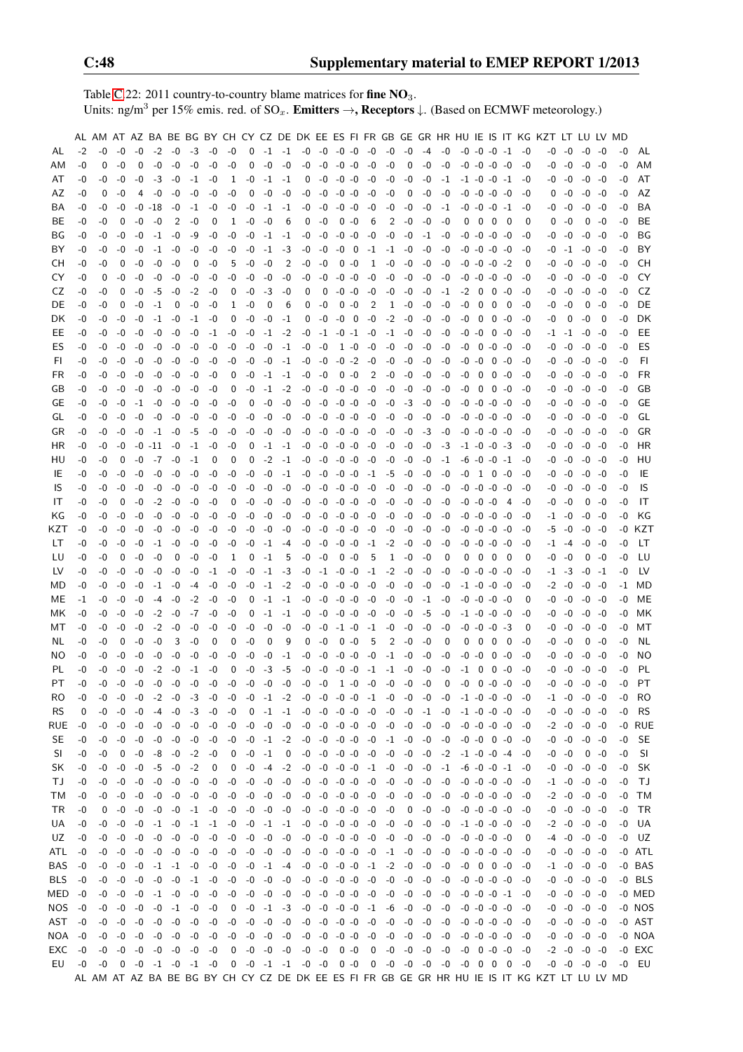Table C.22: 2011 country-to-country blame matrices for **fine $NO_3$**.
Units: ng/m$^3$ per 15% emis. red. of $SO_x$. **Emitters →, Receptors ↓.** (Based on ECMWF meteorology.)

| | AL | AM | AT | AZ | BA | BE | BG | BY | CH | CY | CZ | DE | DK | EE | ES | FI | FR | GB | GE | GR | HR | HU | IE | IS | IT | KG | KZT | LT | LU | LV | MD | |
|---|---|---|---|---|---|---|---|---|---|---|---|---|---|---|---|---|---|---|---|---|---|---|---|---|---|---|---|---|---|---|---|---|
| AL | -2 | -0 | -0 | -0 | -2 | -0 | -3 | -0 | -0 | 0 | -1 | -1 | -0 | -0 | -0 | -0 | -0 | -0 | -0 | -4 | -0 | -0 | -0 | -0 | -1 | -0 | -0 | -0 | -0 | -0 | -0 | AL |
| AM | -0 | 0 | -0 | 0 | -0 | -0 | -0 | -0 | -0 | 0 | -0 | -0 | -0 | -0 | -0 | -0 | -0 | -0 | 0 | -0 | -0 | -0 | -0 | -0 | -0 | -0 | -0 | -0 | -0 | -0 | -0 | AM |
| AT | -0 | -0 | -0 | -0 | -3 | -0 | -1 | -0 | 1 | -0 | -1 | -1 | 0 | -0 | -0 | -0 | -0 | -0 | -0 | -0 | -1 | -1 | -0 | -0 | -1 | -0 | -0 | -0 | -0 | -0 | -0 | AT |
| AZ | -0 | 0 | -0 | 4 | -0 | -0 | -0 | -0 | -0 | 0 | -0 | -0 | -0 | -0 | -0 | -0 | -0 | -0 | 0 | -0 | -0 | -0 | -0 | -0 | -0 | -0 | 0 | -0 | -0 | -0 | -0 | AZ |
| BA | -0 | -0 | -0 | -0 | -18 | -0 | -1 | -0 | -0 | -0 | -1 | -1 | -0 | -0 | -0 | -0 | -0 | -0 | -0 | -0 | -1 | -0 | -0 | -0 | -1 | -0 | -0 | -0 | -0 | -0 | -0 | BA |
| BE | -0 | -0 | 0 | -0 | -0 | 2 | -0 | 0 | 1 | -0 | -0 | 6 | 0 | -0 | 0 | -0 | 6 | 2 | -0 | -0 | -0 | 0 | 0 | 0 | 0 | 0 | 0 | -0 | 0 | -0 | -0 | BE |
| BG | -0 | -0 | -0 | -0 | -1 | -0 | -9 | -0 | -0 | -0 | -1 | -1 | -0 | -0 | -0 | -0 | -0 | -0 | -0 | -1 | -0 | -0 | -0 | -0 | -0 | -0 | -0 | -0 | -0 | -0 | -0 | BG |
| BY | -0 | -0 | -0 | -0 | -1 | -0 | -0 | -0 | -0 | -0 | -1 | -3 | -0 | -0 | -0 | 0 | -1 | -1 | -0 | -0 | -0 | -0 | -0 | -0 | -0 | -0 | -0 | -1 | -0 | -0 | -0 | BY |
| CH | -0 | -0 | 0 | -0 | -0 | -0 | 0 | -0 | 5 | -0 | -0 | 2 | -0 | -0 | 0 | -0 | 1 | -0 | -0 | -0 | -0 | -0 | -0 | -0 | -2 | 0 | -0 | -0 | -0 | -0 | -0 | CH |
| CY | -0 | 0 | -0 | -0 | -0 | -0 | -0 | -0 | -0 | -0 | -0 | -0 | -0 | -0 | -0 | -0 | -0 | -0 | -0 | -0 | -0 | -0 | -0 | -0 | -0 | -0 | -0 | -0 | -0 | -0 | -0 | CY |
| CZ | -0 | -0 | 0 | -0 | -5 | -0 | -2 | -0 | 0 | -0 | -3 | -0 | 0 | 0 | -0 | -0 | -0 | -0 | -0 | -0 | -1 | -2 | 0 | 0 | -0 | -0 | -0 | -0 | -0 | -0 | -0 | CZ |
| DE | -0 | -0 | 0 | -0 | -1 | 0 | -0 | -0 | 1 | -0 | 0 | 6 | 0 | -0 | 0 | -0 | 2 | 1 | -0 | -0 | -0 | -0 | 0 | 0 | 0 | -0 | -0 | -0 | 0 | -0 | -0 | DE |
| DK | -0 | -0 | -0 | -0 | -1 | -0 | -1 | -0 | 0 | -0 | -0 | -1 | 0 | -0 | -0 | -0 | -0 | -2 | -0 | -0 | -0 | -0 | 0 | 0 | -0 | -0 | -0 | 0 | -0 | 0 | -0 | DK |
| EE | -0 | -0 | -0 | -0 | -0 | -0 | -0 | -1 | -0 | -0 | -1 | -2 | -0 | -1 | -0 | -1 | -0 | -1 | -0 | -0 | -0 | -0 | -0 | -0 | -0 | -0 | -1 | -1 | -0 | -0 | -0 | EE |
| ES | -0 | -0 | -0 | -0 | -0 | -0 | -0 | -0 | -0 | -0 | -0 | -1 | -0 | -0 | 1 | -0 | -0 | -0 | -0 | -0 | -0 | -0 | 0 | -0 | -0 | -0 | -0 | -0 | -0 | -0 | -0 | ES |
| FI | -0 | -0 | -0 | -0 | -0 | -0 | -0 | -0 | -0 | -0 | -0 | -1 | -0 | -0 | -0 | -2 | -0 | -0 | -0 | -0 | -0 | -0 | -0 | 0 | -0 | -0 | -0 | -0 | -0 | -0 | -0 | FI |
| FR | -0 | -0 | -0 | -0 | -0 | -0 | -0 | -0 | 0 | -0 | -1 | -1 | -0 | -0 | 0 | -0 | 2 | -0 | -0 | -0 | -0 | -0 | 0 | 0 | -0 | -0 | -0 | -0 | -0 | -0 | -0 | FR |
| GB | -0 | -0 | -0 | -0 | -0 | -0 | -0 | -0 | 0 | -0 | -1 | -2 | -0 | -0 | -0 | -0 | -0 | -0 | -0 | -0 | -0 | -0 | 0 | 0 | -0 | -0 | -0 | -0 | -0 | -0 | -0 | GB |
| GE | -0 | -0 | -0 | -1 | -0 | -0 | -0 | -0 | -0 | 0 | -0 | -0 | -0 | -0 | -0 | -0 | -0 | -0 | -3 | -0 | -0 | -0 | -0 | -0 | -0 | -0 | -0 | -0 | -0 | -0 | -0 | GE |
| GL | -0 | -0 | -0 | -0 | -0 | -0 | -0 | -0 | -0 | -0 | -0 | -0 | -0 | -0 | -0 | -0 | -0 | -0 | -0 | -0 | -0 | -0 | -0 | -0 | -0 | -0 | -0 | -0 | -0 | -0 | -0 | GL |
| GR | -0 | -0 | -0 | -0 | -1 | -0 | -5 | -0 | -0 | -0 | -0 | -0 | -0 | -0 | -0 | -0 | -0 | -0 | -0 | -3 | -0 | -0 | -0 | -0 | -0 | -0 | -0 | -0 | -0 | -0 | -0 | GR |
| HR | -0 | -0 | -0 | -0 | -11 | -0 | -1 | -0 | -0 | 0 | -1 | -1 | -0 | -0 | -0 | -0 | -0 | -0 | -0 | -0 | -3 | -1 | -0 | -0 | -3 | -0 | -0 | -0 | -0 | -0 | -0 | HR |
| HU | -0 | -0 | 0 | -0 | -7 | -0 | -1 | 0 | 0 | 0 | -2 | -1 | -0 | -0 | -0 | -0 | -0 | -0 | -0 | -0 | -1 | -6 | -0 | -0 | -1 | -0 | -0 | -0 | -0 | -0 | -0 | HU |
| IE | -0 | -0 | -0 | -0 | -0 | -0 | -0 | -0 | -0 | -0 | -0 | -1 | -0 | -0 | -0 | -0 | -1 | -5 | -0 | -0 | -0 | -0 | 1 | 0 | -0 | -0 | -0 | -0 | -0 | -0 | -0 | IE |
| IS | -0 | -0 | -0 | -0 | -0 | -0 | -0 | -0 | -0 | -0 | -0 | -0 | -0 | -0 | -0 | -0 | -0 | -0 | -0 | -0 | -0 | -0 | -0 | -0 | -0 | -0 | -0 | -0 | -0 | -0 | -0 | IS |
| IT | -0 | -0 | 0 | -0 | -2 | -0 | -0 | -0 | 0 | -0 | -0 | -0 | -0 | -0 | -0 | -0 | -0 | -0 | -0 | -0 | -0 | -0 | -0 | -0 | 4 | -0 | -0 | -0 | 0 | -0 | -0 | IT |
| KG | -0 | -0 | -0 | -0 | -0 | -0 | -0 | -0 | -0 | -0 | -0 | -0 | -0 | -0 | -0 | -0 | -0 | -0 | -0 | -0 | -0 | -0 | -0 | -0 | -0 | -0 | -1 | -0 | -0 | -0 | -0 | KG |
| KZT | -0 | -0 | -0 | -0 | -0 | -0 | -0 | -0 | -0 | -0 | -0 | -0 | -0 | -0 | -0 | -0 | -0 | -0 | -0 | -0 | -0 | -0 | -0 | -0 | -0 | -0 | -5 | -0 | -0 | -0 | -0 | KZT |
| LT | -0 | -0 | -0 | -0 | -1 | -0 | -0 | -0 | -0 | -0 | -1 | -4 | -0 | -0 | -0 | -0 | -1 | -2 | -0 | -0 | -0 | -0 | -0 | -0 | -0 | -0 | -1 | -4 | -0 | -0 | -0 | LT |
| LU | -0 | -0 | 0 | -0 | -0 | 0 | -0 | -0 | 1 | 0 | -1 | 5 | -0 | -0 | 0 | -0 | 5 | 1 | -0 | -0 | 0 | 0 | 0 | 0 | 0 | 0 | -0 | -0 | 0 | -0 | -0 | LU |
| LV | -0 | -0 | -0 | -0 | -0 | -0 | -0 | -1 | -0 | -0 | -1 | -3 | -0 | -1 | -0 | -0 | -1 | -2 | -0 | -0 | -0 | -0 | -0 | -0 | -0 | -0 | -1 | -3 | -0 | -1 | -0 | LV |
| MD | -0 | -0 | -0 | -0 | -1 | -0 | -4 | -0 | -0 | -0 | -1 | -2 | -0 | -0 | -0 | -0 | -0 | -0 | -0 | -0 | -0 | -1 | -0 | -0 | -0 | -0 | -2 | -0 | -0 | -0 | -1 | MD |
| ME | -1 | -0 | -0 | -0 | -4 | -0 | -2 | -0 | -0 | 0 | -1 | -1 | -0 | -0 | -0 | -0 | -0 | -0 | -0 | -1 | -0 | -0 | -0 | -0 | -0 | 0 | -0 | -0 | -0 | -0 | -0 | ME |
| MK | -0 | -0 | -0 | -0 | -2 | -0 | -7 | -0 | -0 | 0 | -1 | -1 | -0 | -0 | -0 | -0 | -0 | -0 | -0 | -5 | -0 | -1 | -0 | -0 | -0 | -0 | -0 | -0 | -0 | -0 | -0 | MK |
| MT | -0 | -0 | -0 | -0 | -2 | -0 | -0 | -0 | -0 | -0 | -0 | -0 | -0 | -0 | -1 | -0 | -1 | -0 | -0 | -0 | -0 | -0 | -0 | -0 | -3 | 0 | -0 | -0 | -0 | -0 | -0 | MT |
| NL | -0 | -0 | 0 | -0 | -0 | 3 | -0 | 0 | 0 | -0 | 0 | 9 | 0 | -0 | 0 | -0 | 5 | 2 | -0 | -0 | 0 | 0 | 0 | 0 | 0 | -0 | -0 | -0 | 0 | -0 | -0 | NL |
| NO | -0 | -0 | -0 | -0 | -0 | -0 | -0 | -0 | -0 | -0 | -0 | -1 | -0 | -0 | -0 | -0 | -0 | -1 | -0 | -0 | -0 | -0 | -0 | 0 | -0 | -0 | -0 | -0 | -0 | -0 | -0 | NO |
| PL | -0 | -0 | -0 | -0 | -2 | -0 | -1 | -0 | 0 | -0 | -3 | -5 | -0 | -0 | -0 | -0 | -1 | -1 | -0 | -0 | -0 | -1 | 0 | 0 | -0 | -0 | -0 | -0 | -0 | -0 | -0 | PL |
| PT | -0 | -0 | -0 | -0 | -0 | -0 | -0 | -0 | -0 | -0 | -0 | -0 | -0 | -0 | 1 | -0 | -0 | -0 | -0 | -0 | 0 | -0 | 0 | -0 | -0 | -0 | -0 | -0 | -0 | -0 | -0 | PT |
| RO | -0 | -0 | -0 | -0 | -2 | -0 | -3 | -0 | -0 | -0 | -1 | -2 | -0 | -0 | -0 | -0 | -1 | -0 | -0 | -0 | -0 | -1 | -0 | -0 | -0 | -0 | -1 | -0 | -0 | -0 | -0 | RO |
| RS | 0 | -0 | -0 | -0 | -4 | -0 | -3 | -0 | -0 | 0 | -1 | -1 | -0 | -0 | -0 | -0 | -0 | -0 | -0 | -1 | -0 | -1 | -0 | -0 | -0 | -0 | -0 | -0 | -0 | -0 | -0 | RS |
| RUE | -0 | -0 | -0 | -0 | -0 | -0 | -0 | -0 | -0 | -0 | -0 | -0 | -0 | -0 | -0 | -0 | -0 | -0 | -0 | -0 | -0 | -0 | -0 | -0 | -0 | -0 | -2 | -0 | -0 | -0 | -0 | RUE |
| SE | -0 | -0 | -0 | -0 | -0 | -0 | -0 | -0 | -0 | -0 | -1 | -2 | -0 | -0 | -0 | -0 | -0 | -1 | -0 | -0 | -0 | -0 | -0 | 0 | -0 | -0 | -0 | -0 | -0 | -0 | -0 | SE |
| SI | -0 | -0 | 0 | -0 | -8 | -0 | -2 | -0 | 0 | -0 | -1 | 0 | -0 | -0 | -0 | -0 | -0 | -0 | -0 | -0 | -2 | -1 | -0 | -0 | -4 | -0 | -0 | -0 | 0 | -0 | -0 | SI |
| SK | -0 | -0 | -0 | -0 | -5 | -0 | -2 | 0 | 0 | -0 | -4 | -2 | -0 | -0 | -0 | -0 | -1 | -0 | -0 | -0 | -1 | -6 | -0 | -0 | -1 | -0 | -0 | -0 | -0 | -0 | -0 | SK |
| TJ | -0 | -0 | -0 | -0 | -0 | -0 | -0 | -0 | -0 | -0 | -0 | -0 | -0 | -0 | -0 | -0 | -0 | -0 | -0 | -0 | -0 | -0 | -0 | -0 | -0 | -0 | -1 | -0 | -0 | -0 | -0 | TJ |
| TM | -0 | -0 | -0 | -0 | -0 | -0 | -0 | -0 | -0 | -0 | -0 | -0 | -0 | -0 | -0 | -0 | -0 | -0 | -0 | -0 | -0 | -0 | -0 | -0 | -0 | -0 | -2 | -0 | -0 | -0 | -0 | TM |
| TR | -0 | 0 | -0 | -0 | -0 | -0 | -1 | -0 | -0 | -0 | -0 | -0 | -0 | -0 | -0 | -0 | -0 | -0 | 0 | -0 | -0 | -0 | -0 | -0 | -0 | -0 | -0 | -0 | -0 | -0 | -0 | TR |
| UA | -0 | -0 | -0 | -0 | -1 | -0 | -1 | -1 | -0 | -0 | -1 | -1 | -0 | -0 | -0 | -0 | -0 | -0 | -0 | -0 | -0 | -1 | -0 | -0 | -0 | -0 | -2 | -0 | -0 | -0 | -0 | UA |
| UZ | -0 | -0 | -0 | -0 | -0 | -0 | -0 | -0 | -0 | -0 | -0 | -0 | -0 | -0 | -0 | -0 | -0 | -0 | -0 | -0 | -0 | -0 | -0 | -0 | -0 | 0 | -4 | -0 | -0 | -0 | -0 | UZ |
| ATL | -0 | -0 | -0 | -0 | -0 | -0 | -0 | -0 | -0 | -0 | -0 | -0 | -0 | -0 | -0 | -0 | -0 | -1 | -0 | -0 | -0 | -0 | -0 | -0 | -0 | -0 | -0 | -0 | -0 | -0 | -0 | ATL |
| BAS | -0 | -0 | -0 | -0 | -1 | -1 | -0 | -0 | -0 | -0 | -1 | -4 | -0 | -0 | -0 | -0 | -1 | -2 | -0 | -0 | -0 | -0 | 0 | 0 | -0 | -0 | -1 | -0 | -0 | -0 | -0 | BAS |
| BLS | -0 | -0 | -0 | -0 | -0 | -0 | -1 | -0 | -0 | -0 | -0 | -0 | -0 | -0 | -0 | -0 | -0 | -0 | -0 | -0 | -0 | -0 | -0 | -0 | -0 | -0 | -0 | -0 | -0 | -0 | -0 | BLS |
| MED | -0 | -0 | -0 | -0 | -1 | -0 | -0 | -0 | -0 | -0 | -0 | -0 | -0 | -0 | -0 | -0 | -0 | -0 | -0 | -0 | -0 | -0 | -0 | -0 | -1 | -0 | -0 | -0 | -0 | -0 | -0 | MED |
| NOS | -0 | -0 | -0 | -0 | -0 | -1 | -0 | -0 | 0 | -0 | -1 | -3 | -0 | -0 | -0 | -0 | -1 | -6 | -0 | -0 | -0 | -0 | -0 | -0 | -0 | -0 | -0 | -0 | -0 | -0 | -0 | NOS |
| AST | -0 | -0 | -0 | -0 | -0 | -0 | -0 | -0 | -0 | -0 | -0 | -0 | -0 | -0 | -0 | -0 | -0 | -0 | -0 | -0 | -0 | -0 | -0 | -0 | -0 | -0 | -0 | -0 | -0 | -0 | -0 | AST |
| NOA | -0 | -0 | -0 | -0 | -0 | -0 | -0 | -0 | -0 | -0 | -0 | -0 | -0 | -0 | -0 | -0 | -0 | -0 | -0 | -0 | -0 | -0 | -0 | -0 | -0 | -0 | -0 | -0 | -0 | -0 | -0 | NOA |
| EXC | -0 | -0 | -0 | -0 | -0 | -0 | -0 | -0 | 0 | -0 | -0 | -0 | -0 | -0 | 0 | -0 | 0 | -0 | -0 | -0 | -0 | -0 | 0 | -0 | -0 | -0 | -2 | -0 | -0 | -0 | -0 | EXC |
| EU | -0 | -0 | 0 | -0 | -1 | -0 | -1 | -0 | 0 | -0 | -1 | -1 | -0 | -0 | 0 | -0 | 0 | -0 | -0 | -0 | -0 | -0 | 0 | 0 | 0 | -0 | -0 | -0 | -0 | -0 | -0 | EU |
| | AL | AM | AT | AZ | BA | BE | BG | BY | CH | CY | CZ | DE | DK | EE | ES | FI | FR | GB | GE | GR | HR | HU | IE | IS | IT | KG | KZT | LT | LU | LV | MD | |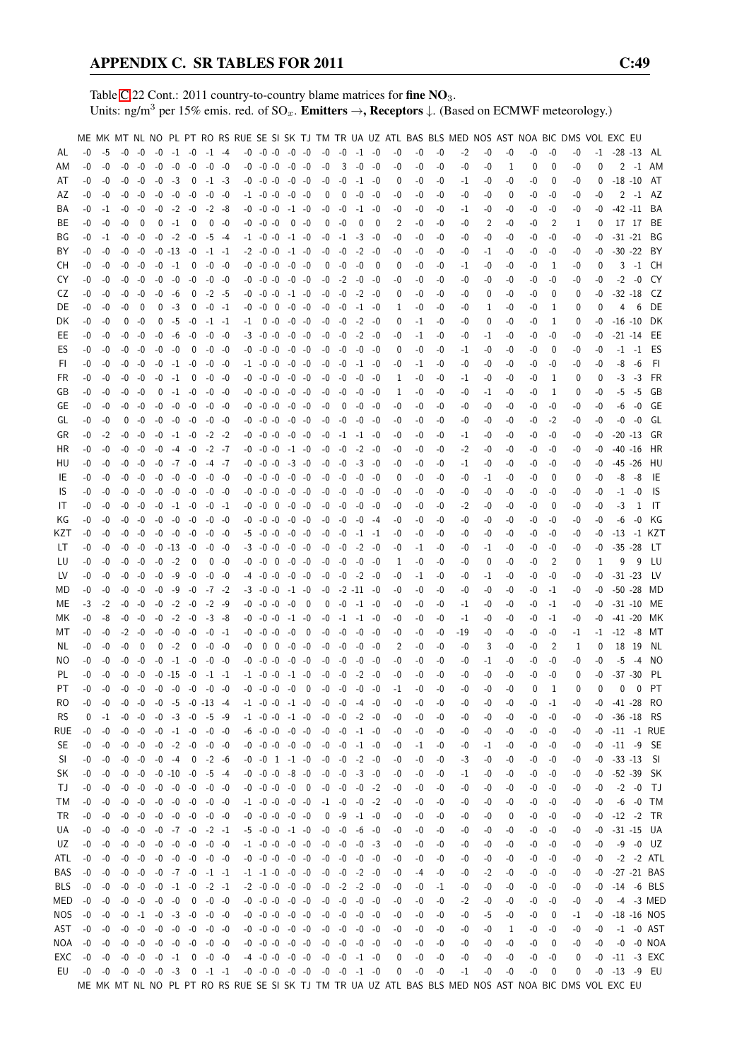Table C.22 Cont.: 2011 country-to-country blame matrices for **fine $NO_3$**.
Units: ng/m$^3$ per 15% emis. red. of $SO_x$. **Emitters →, Receptors ↓.** (Based on ECMWF meteorology.)

| | ME | MK | MT | NL | NO | PL | PT | RO | RS | RUE | SE | SI | SK | TJ | TM | TR | UA | UZ | ATL | BAS | BLS | MED | NOS | AST | NOA | BIC | DMS | VOL | EXC | EU | |
|---|---|---|---|---|---|---|---|---|---|---|---|---|---|---|---|---|---|---|---|---|---|---|---|---|---|---|---|---|---|---|---|
| AL | -0 | -5 | -0 | -0 | -0 | -1 | -0 | -1 | -4 | -0 | -0 | -0 | -0 | -0 | -0 | -0 | -1 | -0 | -0 | -0 | -0 | -2 | -0 | -0 | -0 | -0 | -0 | -1 | -28 | -13 | AL |
| AM | -0 | -0 | -0 | -0 | -0 | -0 | -0 | -0 | -0 | -0 | -0 | -0 | -0 | -0 | -0 | 3 | -0 | -0 | -0 | -0 | -0 | -0 | -0 | 1 | 0 | 0 | -0 | 0 | 2 | -1 | AM |
| AT | -0 | -0 | -0 | -0 | -0 | -3 | 0 | -1 | -3 | -0 | -0 | -0 | -0 | -0 | -0 | -0 | -1 | -0 | 0 | -0 | -0 | -1 | -0 | -0 | -0 | 0 | -0 | 0 | -18 | -10 | AT |
| AZ | -0 | -0 | -0 | -0 | -0 | -0 | -0 | -0 | -0 | -1 | -0 | -0 | -0 | -0 | 0 | 0 | -0 | -0 | -0 | -0 | -0 | -0 | -0 | 0 | -0 | -0 | -0 | -0 | 2 | -1 | AZ |
| BA | -0 | -1 | -0 | -0 | -0 | -2 | -0 | -2 | -8 | -0 | -0 | -0 | -1 | -0 | -0 | -0 | -1 | -0 | -0 | -0 | -0 | -1 | -0 | -0 | -0 | -0 | -0 | -0 | -42 | -11 | BA |
| BE | -0 | -0 | -0 | 0 | 0 | -1 | 0 | 0 | -0 | -0 | -0 | -0 | 0 | -0 | 0 | -0 | 0 | 0 | 2 | -0 | -0 | -0 | 2 | -0 | -0 | 2 | 1 | 0 | 17 | 17 | BE |
| BG | -0 | -1 | -0 | -0 | -0 | -2 | -0 | -5 | -4 | -1 | -0 | -0 | -1 | -0 | -0 | -1 | -3 | -0 | -0 | -0 | -0 | -0 | -0 | -0 | -0 | -0 | -0 | -0 | -31 | -21 | BG |
| BY | -0 | -0 | -0 | -0 | -0 | -13 | -0 | -1 | -1 | -2 | -0 | -0 | -1 | -0 | -0 | -0 | -2 | -0 | -0 | -0 | -0 | -0 | -1 | -0 | -0 | -0 | -0 | -0 | -30 | -22 | BY |
| CH | -0 | -0 | -0 | -0 | -0 | -1 | 0 | -0 | -0 | -0 | -0 | -0 | -0 | -0 | 0 | -0 | -0 | 0 | 0 | -0 | -0 | -1 | -0 | -0 | -0 | 1 | -0 | 0 | 3 | -1 | CH |
| CY | -0 | -0 | -0 | -0 | -0 | -0 | -0 | -0 | -0 | -0 | -0 | -0 | -0 | -0 | -0 | -2 | -0 | -0 | -0 | -0 | -0 | -0 | -0 | -0 | -0 | -0 | -0 | -0 | -2 | -0 | CY |
| CZ | -0 | -0 | -0 | -0 | -0 | -6 | 0 | -2 | -5 | -0 | -0 | -0 | -1 | -0 | -0 | -0 | -2 | -0 | 0 | -0 | -0 | -0 | 0 | -0 | -0 | 0 | 0 | -0 | -32 | -18 | CZ |
| DE | -0 | -0 | -0 | 0 | 0 | -3 | 0 | -0 | -1 | -0 | -0 | 0 | -0 | -0 | -0 | -0 | -1 | -0 | 1 | -0 | -0 | -0 | 1 | -0 | -0 | 1 | 0 | 0 | 4 | 6 | DE |
| DK | -0 | -0 | 0 | -0 | 0 | -5 | -0 | -1 | -1 | -1 | 0 | -0 | -0 | -0 | -0 | -0 | -2 | -0 | 0 | -1 | -0 | -0 | 0 | -0 | -0 | 1 | 0 | -0 | -16 | -10 | DK |
| EE | -0 | -0 | -0 | -0 | -0 | -6 | -0 | -0 | -0 | -3 | -0 | -0 | -0 | -0 | -0 | -0 | -2 | -0 | -0 | -1 | -0 | -0 | -1 | -0 | -0 | -0 | -0 | -0 | -21 | -14 | EE |
| ES | -0 | -0 | -0 | -0 | -0 | -0 | 0 | -0 | -0 | -0 | -0 | -0 | -0 | -0 | -0 | -0 | -0 | -0 | 0 | -0 | -0 | -1 | -0 | -0 | -0 | 0 | -0 | -0 | -1 | -1 | ES |
| FI | -0 | -0 | -0 | -0 | -0 | -1 | -0 | -0 | -0 | -1 | -0 | -0 | -0 | -0 | -0 | -0 | -1 | -0 | -0 | -1 | -0 | -0 | -0 | -0 | -0 | -0 | -0 | -0 | -8 | -6 | FI |
| FR | -0 | -0 | -0 | -0 | -0 | -1 | 0 | -0 | -0 | -0 | -0 | -0 | -0 | -0 | -0 | -0 | -0 | -0 | 1 | -0 | -0 | -1 | -0 | -0 | -0 | 1 | 0 | 0 | -3 | -3 | FR |
| GB | -0 | -0 | -0 | -0 | 0 | -1 | -0 | -0 | -0 | -0 | -0 | -0 | -0 | -0 | -0 | -0 | -0 | -0 | 1 | -0 | -0 | -0 | -1 | -0 | -0 | 1 | 0 | -0 | -5 | -5 | GB |
| GE | -0 | -0 | -0 | -0 | -0 | -0 | -0 | -0 | -0 | -0 | -0 | -0 | -0 | -0 | -0 | 0 | -0 | -0 | -0 | -0 | -0 | -0 | -0 | -0 | -0 | -0 | -0 | -0 | -6 | -0 | GE |
| GL | -0 | -0 | 0 | -0 | -0 | -0 | -0 | -0 | -0 | -0 | -0 | -0 | -0 | -0 | -0 | -0 | -0 | -0 | -0 | -0 | -0 | -0 | -0 | -0 | -0 | -2 | -0 | -0 | -0 | -0 | GL |
| GR | -0 | -2 | -0 | -0 | -0 | -1 | -0 | -2 | -2 | -0 | -0 | -0 | -0 | -0 | -0 | -1 | -1 | -0 | -0 | -0 | -0 | -1 | -0 | -0 | -0 | -0 | -0 | -0 | -20 | -13 | GR |
| HR | -0 | -0 | -0 | -0 | -0 | -4 | -0 | -2 | -7 | -0 | -0 | -0 | -1 | -0 | -0 | -0 | -2 | -0 | -0 | -0 | -0 | -2 | -0 | -0 | -0 | -0 | -0 | -0 | -40 | -16 | HR |
| HU | -0 | -0 | -0 | -0 | -0 | -7 | -0 | -4 | -7 | -0 | -0 | -0 | -3 | -0 | -0 | -0 | -3 | -0 | -0 | -0 | -0 | -1 | -0 | -0 | -0 | -0 | -0 | -0 | -45 | -26 | HU |
| IE | -0 | -0 | -0 | -0 | -0 | -0 | -0 | -0 | -0 | -0 | -0 | -0 | -0 | -0 | -0 | -0 | -0 | -0 | 0 | -0 | -0 | -0 | -1 | -0 | -0 | 0 | 0 | -0 | -8 | -8 | IE |
| IS | -0 | -0 | -0 | -0 | -0 | -0 | -0 | -0 | -0 | -0 | -0 | -0 | -0 | -0 | -0 | -0 | -0 | -0 | -0 | -0 | -0 | -0 | -0 | -0 | -0 | -0 | -0 | -0 | -1 | -0 | IS |
| IT | -0 | -0 | -0 | -0 | -0 | -1 | -0 | -0 | -1 | -0 | -0 | 0 | -0 | -0 | -0 | -0 | -0 | -0 | -0 | -0 | -0 | -2 | -0 | -0 | -0 | 0 | -0 | -0 | -3 | 1 | IT |
| KG | -0 | -0 | -0 | -0 | -0 | -0 | -0 | -0 | -0 | -0 | -0 | -0 | -0 | -0 | -0 | -0 | -0 | -4 | -0 | -0 | -0 | -0 | -0 | -0 | -0 | -0 | -0 | -0 | -6 | -0 | KG |
| KZT | -0 | -0 | -0 | -0 | -0 | -0 | -0 | -0 | -0 | -5 | -0 | -0 | -0 | -0 | -0 | -0 | -1 | -1 | -0 | -0 | -0 | -0 | -0 | -0 | -0 | -0 | -0 | -0 | -13 | -1 | KZT |
| LT | -0 | -0 | -0 | -0 | -0 | -13 | -0 | -0 | -0 | -3 | -0 | -0 | -0 | -0 | -0 | -0 | -2 | -0 | -0 | -1 | -0 | -0 | -1 | -0 | -0 | -0 | -0 | -0 | -35 | -28 | LT |
| LU | -0 | -0 | -0 | -0 | -0 | -2 | 0 | 0 | -0 | -0 | -0 | 0 | -0 | -0 | -0 | -0 | -0 | -0 | 1 | -0 | -0 | -0 | 0 | -0 | -0 | 2 | 0 | 1 | 9 | 9 | LU |
| LV | -0 | -0 | -0 | -0 | -0 | -9 | -0 | -0 | -0 | -4 | -0 | -0 | -0 | -0 | -0 | -0 | -2 | -0 | -0 | -1 | -0 | -0 | -1 | -0 | -0 | -0 | -0 | -0 | -31 | -23 | LV |
| MD | -0 | -0 | -0 | -0 | -0 | -9 | -0 | -7 | -2 | -3 | -0 | -0 | -1 | -0 | -0 | -2 | -11 | -0 | -0 | -0 | -0 | -0 | -0 | -0 | -0 | -1 | -0 | -0 | -50 | -28 | MD |
| ME | -3 | -2 | -0 | -0 | -0 | -2 | -0 | -2 | -9 | -0 | -0 | -0 | -0 | 0 | 0 | -0 | -1 | -0 | -0 | -0 | -0 | -1 | -0 | -0 | -0 | -1 | -0 | -0 | -31 | -10 | ME |
| MK | -0 | -8 | -0 | -0 | -0 | -2 | -0 | -3 | -8 | -0 | -0 | -0 | -1 | -0 | -0 | -1 | -1 | -0 | -0 | -0 | -0 | -1 | -0 | -0 | -0 | -1 | -0 | -0 | -41 | -20 | MK |
| MT | -0 | -0 | -2 | -0 | -0 | -0 | -0 | -0 | -1 | -0 | -0 | -0 | -0 | 0 | -0 | -0 | -0 | -0 | -0 | -0 | -0 | -19 | -0 | -0 | -0 | -0 | -1 | -1 | -12 | -8 | MT |
| NL | -0 | -0 | -0 | 0 | 0 | -2 | 0 | -0 | -0 | -0 | 0 | 0 | -0 | -0 | -0 | -0 | -0 | -0 | 2 | -0 | -0 | -0 | 3 | -0 | -0 | 2 | 1 | 0 | 18 | 19 | NL |
| NO | -0 | -0 | -0 | -0 | -0 | -1 | -0 | -0 | -0 | -0 | -0 | -0 | -0 | -0 | -0 | -0 | -0 | -0 | -0 | -0 | -0 | -0 | -1 | -0 | -0 | -0 | -0 | -0 | -5 | -4 | NO |
| PL | -0 | -0 | -0 | -0 | -0 | -15 | -0 | -1 | -1 | -1 | -0 | -0 | -1 | -0 | -0 | -0 | -2 | -0 | -0 | -0 | -0 | -0 | -0 | -0 | -0 | -0 | 0 | -0 | -37 | -30 | PL |
| PT | -0 | -0 | -0 | -0 | -0 | -0 | -0 | -0 | -0 | -0 | -0 | -0 | -0 | 0 | -0 | -0 | -0 | -0 | -1 | -0 | -0 | -0 | -0 | -0 | 0 | 1 | 0 | 0 | 0 | 0 | PT |
| RO | -0 | -0 | -0 | -0 | -0 | -5 | -0 | -13 | -4 | -1 | -0 | -0 | -1 | -0 | -0 | -0 | -4 | -0 | -0 | -0 | -0 | -0 | -0 | -0 | -0 | -1 | -0 | -0 | -41 | -28 | RO |
| RS | 0 | -1 | -0 | -0 | -0 | -3 | -0 | -5 | -9 | -1 | -0 | -0 | -1 | -0 | -0 | -0 | -2 | -0 | -0 | -0 | -0 | -0 | -0 | -0 | -0 | -0 | -0 | -0 | -36 | -18 | RS |
| RUE | -0 | -0 | -0 | -0 | -0 | -1 | -0 | -0 | -0 | -6 | -0 | -0 | -0 | -0 | -0 | -0 | -1 | -0 | -0 | -0 | -0 | -0 | -0 | -0 | -0 | -0 | -0 | -0 | -11 | -1 | RUE |
| SE | -0 | -0 | -0 | -0 | -0 | -2 | -0 | -0 | -0 | -0 | -0 | -0 | -0 | -0 | -0 | -0 | -1 | -0 | -0 | -1 | -0 | -0 | -1 | -0 | -0 | -0 | -0 | -0 | -11 | -9 | SE |
| SI | -0 | -0 | -0 | -0 | -0 | -4 | 0 | -2 | -6 | -0 | -0 | 1 | -1 | -0 | -0 | -0 | -2 | -0 | -0 | -0 | -0 | -3 | -0 | -0 | -0 | -0 | -0 | -0 | -33 | -13 | SI |
| SK | -0 | -0 | -0 | -0 | -0 | -10 | -0 | -5 | -4 | -0 | -0 | -0 | -8 | -0 | -0 | -0 | -3 | -0 | -0 | -0 | -0 | -1 | -0 | -0 | -0 | -0 | -0 | -0 | -52 | -39 | SK |
| TJ | -0 | -0 | -0 | -0 | -0 | -0 | -0 | -0 | -0 | -0 | -0 | -0 | -0 | 0 | -0 | -0 | -0 | -2 | -0 | -0 | -0 | -0 | -0 | -0 | -0 | -0 | -0 | -0 | -2 | -0 | TJ |
| TM | -0 | -0 | -0 | -0 | -0 | -0 | -0 | -0 | -0 | -1 | -0 | -0 | -0 | -0 | -1 | -0 | -0 | -2 | -0 | -0 | -0 | -0 | -0 | -0 | -0 | -0 | -0 | -0 | -6 | -0 | TM |
| TR | -0 | -0 | -0 | -0 | -0 | -0 | -0 | -0 | -0 | -0 | -0 | -0 | -0 | -0 | 0 | -9 | -1 | -0 | -0 | -0 | -0 | -0 | -0 | 0 | -0 | -0 | -0 | -0 | -12 | -2 | TR |
| UA | -0 | -0 | -0 | -0 | -0 | -7 | -0 | -2 | -1 | -5 | -0 | -0 | -1 | -0 | -0 | -0 | -6 | -0 | -0 | -0 | -0 | -0 | -0 | -0 | -0 | -0 | -0 | -0 | -31 | -15 | UA |
| UZ | -0 | -0 | -0 | -0 | -0 | -0 | -0 | -0 | -0 | -1 | -0 | -0 | -0 | -0 | -0 | -0 | -0 | -3 | -0 | -0 | -0 | -0 | -0 | -0 | -0 | -0 | -0 | -0 | -9 | -0 | UZ |
| ATL | -0 | -0 | -0 | -0 | -0 | -0 | -0 | -0 | -0 | -0 | -0 | -0 | -0 | -0 | -0 | -0 | -0 | -0 | -0 | -0 | -0 | -0 | -0 | -0 | -0 | -0 | -0 | -0 | -2 | -2 | ATL |
| BAS | -0 | -0 | -0 | -0 | -0 | -7 | -0 | -1 | -1 | -1 | -1 | -0 | -0 | -0 | -0 | -0 | -2 | -0 | -0 | -4 | -0 | -0 | -2 | -0 | -0 | -0 | -0 | -0 | -27 | -21 | BAS |
| BLS | -0 | -0 | -0 | -0 | -0 | -1 | -0 | -2 | -1 | -2 | -0 | -0 | -0 | -0 | -0 | -2 | -2 | -0 | -0 | -0 | -1 | -0 | -0 | -0 | -0 | -0 | -0 | -0 | -14 | -6 | BLS |
| MED | -0 | -0 | -0 | -0 | -0 | -0 | 0 | -0 | -0 | -0 | -0 | -0 | -0 | -0 | -0 | -0 | -0 | -0 | -0 | -0 | -0 | -2 | -0 | -0 | -0 | -0 | -0 | -0 | -4 | -3 | MED |
| NOS | -0 | -0 | -0 | -1 | -0 | -3 | -0 | -0 | -0 | -0 | -0 | -0 | -0 | -0 | -0 | -0 | -0 | -0 | -0 | -0 | -0 | -0 | -5 | -0 | -0 | 0 | -1 | -0 | -18 | -16 | NOS |
| AST | -0 | -0 | -0 | -0 | -0 | -0 | -0 | -0 | -0 | -0 | -0 | -0 | -0 | -0 | -0 | -0 | -0 | -0 | -0 | -0 | -0 | -0 | -0 | 1 | -0 | -0 | -0 | -0 | -1 | -0 | AST |
| NOA | -0 | -0 | -0 | -0 | -0 | -0 | -0 | -0 | -0 | -0 | -0 | -0 | -0 | -0 | -0 | -0 | -0 | -0 | -0 | -0 | -0 | -0 | -0 | -0 | -0 | 0 | -0 | -0 | -0 | -0 | NOA |
| EXC | -0 | -0 | -0 | -0 | -0 | -1 | -0 | -0 | -0 | -4 | -0 | -0 | -0 | -0 | -0 | -0 | -1 | -0 | 0 | -0 | -0 | -0 | -0 | -0 | -0 | -0 | 0 | -0 | -11 | -3 | EXC |
| EU | -0 | -0 | -0 | -0 | -0 | -3 | 0 | -1 | -1 | -0 | -0 | -0 | -0 | -0 | -0 | -0 | -1 | -0 | 0 | -0 | -0 | -1 | -0 | -0 | -0 | 0 | 0 | -0 | -13 | -9 | EU |
| | ME | MK | MT | NL | NO | PL | PT | RO | RS | RUE | SE | SI | SK | TJ | TM | TR | UA | UZ | ATL | BAS | BLS | MED | NOS | AST | NOA | BIC | DMS | VOL | EXC | EU | |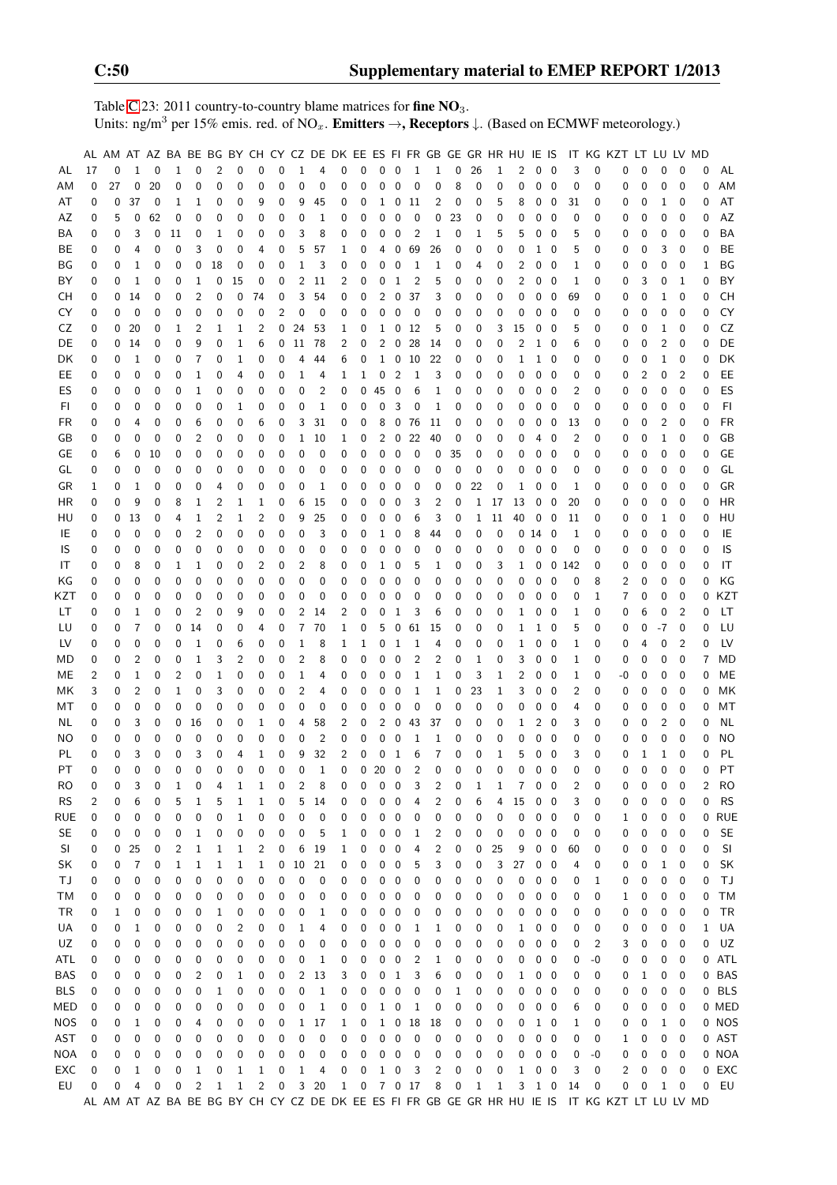Table C.23: 2011 country-to-country blame matrices for **fine $NO_3$**.
Units: ng/m$^3$ per 15% emis. red. of $NO_x$. **Emitters →, Receptors ↓.** (Based on ECMWF meteorology.)

| | AL | AM | AT | AZ | BA | BE | BG | BY | CH | CY | CZ | DE | DK | EE | ES | FI | FR | GB | GE | GR | HR | HU | IE | IS | IT | KG | KZT | LT | LU | LV | MD | |
|---|---|---|---|---|---|---|---|---|---|---|---|---|---|---|---|---|---|---|---|---|---|---|---|---|---|---|---|---|---|---|---|---|
| AL | 17 | 0 | 1 | 0 | 1 | 0 | 2 | 0 | 0 | 0 | 1 | 4 | 0 | 0 | 0 | 0 | 1 | 1 | 0 | 26 | 1 | 2 | 0 | 0 | 3 | 0 | 0 | 0 | 0 | 0 | 0 | AL |
| AM | 0 | 27 | 0 | 20 | 0 | 0 | 0 | 0 | 0 | 0 | 0 | 0 | 0 | 0 | 0 | 0 | 0 | 0 | 8 | 0 | 0 | 0 | 0 | 0 | 0 | 0 | 0 | 0 | 0 | 0 | 0 | AM |
| AT | 0 | 0 | 37 | 0 | 1 | 1 | 0 | 0 | 9 | 0 | 9 | 45 | 0 | 0 | 1 | 0 | 11 | 2 | 0 | 0 | 5 | 8 | 0 | 0 | 31 | 0 | 0 | 0 | 1 | 0 | 0 | AT |
| AZ | 0 | 5 | 0 | 62 | 0 | 0 | 0 | 0 | 0 | 0 | 0 | 1 | 0 | 0 | 0 | 0 | 0 | 0 | 23 | 0 | 0 | 0 | 0 | 0 | 0 | 0 | 0 | 0 | 0 | 0 | 0 | AZ |
| BA | 0 | 0 | 3 | 0 | 11 | 0 | 1 | 0 | 0 | 0 | 3 | 8 | 0 | 0 | 0 | 0 | 2 | 1 | 0 | 1 | 5 | 5 | 0 | 0 | 5 | 0 | 0 | 0 | 0 | 0 | 0 | BA |
| BE | 0 | 0 | 4 | 0 | 0 | 3 | 0 | 0 | 4 | 0 | 5 | 57 | 1 | 0 | 4 | 0 | 69 | 26 | 0 | 0 | 0 | 0 | 1 | 0 | 5 | 0 | 0 | 0 | 3 | 0 | 0 | BE |
| BG | 0 | 0 | 1 | 0 | 0 | 0 | 18 | 0 | 0 | 0 | 1 | 3 | 0 | 0 | 0 | 0 | 1 | 1 | 0 | 4 | 0 | 2 | 0 | 0 | 1 | 0 | 0 | 0 | 0 | 0 | 1 | BG |
| BY | 0 | 0 | 1 | 0 | 0 | 1 | 0 | 15 | 0 | 0 | 2 | 11 | 2 | 0 | 0 | 1 | 2 | 5 | 0 | 0 | 0 | 2 | 0 | 0 | 1 | 0 | 0 | 3 | 0 | 1 | 0 | BY |
| CH | 0 | 0 | 14 | 0 | 0 | 2 | 0 | 0 | 74 | 0 | 3 | 54 | 0 | 0 | 2 | 0 | 37 | 3 | 0 | 0 | 0 | 0 | 0 | 0 | 69 | 0 | 0 | 0 | 1 | 0 | 0 | CH |
| CY | 0 | 0 | 0 | 0 | 0 | 0 | 0 | 0 | 0 | 2 | 0 | 0 | 0 | 0 | 0 | 0 | 0 | 0 | 0 | 0 | 0 | 0 | 0 | 0 | 0 | 0 | 0 | 0 | 0 | 0 | 0 | CY |
| CZ | 0 | 0 | 20 | 0 | 1 | 2 | 1 | 1 | 2 | 0 | 24 | 53 | 1 | 0 | 1 | 0 | 12 | 5 | 0 | 0 | 3 | 15 | 0 | 0 | 5 | 0 | 0 | 0 | 1 | 0 | 0 | CZ |
| DE | 0 | 0 | 14 | 0 | 0 | 9 | 0 | 1 | 6 | 0 | 11 | 78 | 2 | 0 | 2 | 0 | 28 | 14 | 0 | 0 | 0 | 2 | 1 | 0 | 6 | 0 | 0 | 0 | 2 | 0 | 0 | DE |
| DK | 0 | 0 | 1 | 0 | 0 | 7 | 0 | 1 | 0 | 0 | 4 | 44 | 6 | 0 | 1 | 0 | 10 | 22 | 0 | 0 | 0 | 1 | 1 | 0 | 0 | 0 | 0 | 0 | 1 | 0 | 0 | DK |
| EE | 0 | 0 | 0 | 0 | 0 | 1 | 0 | 4 | 0 | 0 | 1 | 4 | 1 | 1 | 0 | 2 | 1 | 3 | 0 | 0 | 0 | 0 | 0 | 0 | 0 | 0 | 0 | 2 | 0 | 2 | 0 | EE |
| ES | 0 | 0 | 0 | 0 | 0 | 1 | 0 | 0 | 0 | 0 | 0 | 2 | 0 | 0 | 45 | 0 | 6 | 1 | 0 | 0 | 0 | 0 | 0 | 0 | 2 | 0 | 0 | 0 | 0 | 0 | 0 | ES |
| FI | 0 | 0 | 0 | 0 | 0 | 0 | 0 | 1 | 0 | 0 | 0 | 1 | 0 | 0 | 0 | 3 | 0 | 1 | 0 | 0 | 0 | 0 | 0 | 0 | 0 | 0 | 0 | 0 | 0 | 0 | 0 | FI |
| FR | 0 | 0 | 4 | 0 | 0 | 6 | 0 | 0 | 6 | 0 | 3 | 31 | 0 | 0 | 8 | 0 | 76 | 11 | 0 | 0 | 0 | 0 | 0 | 0 | 13 | 0 | 0 | 0 | 2 | 0 | 0 | FR |
| GB | 0 | 0 | 0 | 0 | 0 | 2 | 0 | 0 | 0 | 0 | 1 | 10 | 1 | 0 | 2 | 0 | 22 | 40 | 0 | 0 | 0 | 0 | 4 | 0 | 2 | 0 | 0 | 0 | 1 | 0 | 0 | GB |
| GE | 0 | 6 | 0 | 10 | 0 | 0 | 0 | 0 | 0 | 0 | 0 | 0 | 0 | 0 | 0 | 0 | 0 | 0 | 35 | 0 | 0 | 0 | 0 | 0 | 0 | 0 | 0 | 0 | 0 | 0 | 0 | GE |
| GL | 0 | 0 | 0 | 0 | 0 | 0 | 0 | 0 | 0 | 0 | 0 | 0 | 0 | 0 | 0 | 0 | 0 | 0 | 0 | 0 | 0 | 0 | 0 | 0 | 0 | 0 | 0 | 0 | 0 | 0 | 0 | GL |
| GR | 1 | 0 | 1 | 0 | 0 | 0 | 4 | 0 | 0 | 0 | 0 | 1 | 0 | 0 | 0 | 0 | 0 | 0 | 0 | 22 | 0 | 1 | 0 | 0 | 1 | 0 | 0 | 0 | 0 | 0 | 0 | GR |
| HR | 0 | 0 | 9 | 0 | 8 | 1 | 2 | 1 | 1 | 0 | 6 | 15 | 0 | 0 | 0 | 0 | 3 | 2 | 0 | 1 | 17 | 13 | 0 | 0 | 20 | 0 | 0 | 0 | 0 | 0 | 0 | HR |
| HU | 0 | 0 | 13 | 0 | 4 | 1 | 2 | 1 | 2 | 0 | 9 | 25 | 0 | 0 | 0 | 0 | 6 | 3 | 0 | 1 | 11 | 40 | 0 | 0 | 11 | 0 | 0 | 0 | 1 | 0 | 0 | HU |
| IE | 0 | 0 | 0 | 0 | 0 | 2 | 0 | 0 | 0 | 0 | 0 | 3 | 0 | 0 | 1 | 0 | 8 | 44 | 0 | 0 | 0 | 0 | 14 | 0 | 1 | 0 | 0 | 0 | 0 | 0 | 0 | IE |
| IS | 0 | 0 | 0 | 0 | 0 | 0 | 0 | 0 | 0 | 0 | 0 | 0 | 0 | 0 | 0 | 0 | 0 | 0 | 0 | 0 | 0 | 0 | 0 | 0 | 0 | 0 | 0 | 0 | 0 | 0 | 0 | IS |
| IT | 0 | 0 | 8 | 0 | 1 | 1 | 0 | 0 | 2 | 0 | 2 | 8 | 0 | 0 | 1 | 0 | 5 | 1 | 0 | 0 | 3 | 1 | 0 | 0 | 142 | 0 | 0 | 0 | 0 | 0 | 0 | IT |
| KG | 0 | 0 | 0 | 0 | 0 | 0 | 0 | 0 | 0 | 0 | 0 | 0 | 0 | 0 | 0 | 0 | 0 | 0 | 0 | 0 | 0 | 0 | 0 | 0 | 0 | 8 | 2 | 0 | 0 | 0 | 0 | KG |
| KZT | 0 | 0 | 0 | 0 | 0 | 0 | 0 | 0 | 0 | 0 | 0 | 0 | 0 | 0 | 0 | 0 | 0 | 0 | 0 | 0 | 0 | 0 | 0 | 0 | 0 | 1 | 7 | 0 | 0 | 0 | 0 | KZT |
| LT | 0 | 0 | 1 | 0 | 0 | 2 | 0 | 9 | 0 | 0 | 2 | 14 | 2 | 0 | 0 | 1 | 3 | 6 | 0 | 0 | 0 | 1 | 0 | 0 | 1 | 0 | 0 | 6 | 0 | 2 | 0 | LT |
| LU | 0 | 0 | 7 | 0 | 0 | 14 | 0 | 0 | 4 | 0 | 7 | 70 | 1 | 0 | 5 | 0 | 61 | 15 | 0 | 0 | 0 | 1 | 1 | 0 | 5 | 0 | 0 | 0 | -7 | 0 | 0 | LU |
| LV | 0 | 0 | 0 | 0 | 0 | 1 | 0 | 6 | 0 | 0 | 1 | 8 | 1 | 1 | 0 | 1 | 1 | 4 | 0 | 0 | 0 | 1 | 0 | 0 | 1 | 0 | 0 | 4 | 0 | 2 | 0 | LV |
| MD | 0 | 0 | 2 | 0 | 0 | 1 | 3 | 2 | 0 | 0 | 2 | 8 | 0 | 0 | 0 | 0 | 2 | 2 | 0 | 1 | 0 | 3 | 0 | 0 | 1 | 0 | 0 | 0 | 0 | 0 | 7 | MD |
| ME | 2 | 0 | 1 | 0 | 2 | 0 | 1 | 0 | 0 | 0 | 1 | 4 | 0 | 0 | 0 | 0 | 1 | 1 | 0 | 3 | 1 | 2 | 0 | 0 | 1 | 0 | -0 | 0 | 0 | 0 | 0 | ME |
| MK | 3 | 0 | 2 | 0 | 1 | 0 | 3 | 0 | 0 | 0 | 2 | 4 | 0 | 0 | 0 | 0 | 1 | 1 | 0 | 23 | 1 | 3 | 0 | 0 | 2 | 0 | 0 | 0 | 0 | 0 | 0 | MK |
| MT | 0 | 0 | 0 | 0 | 0 | 0 | 0 | 0 | 0 | 0 | 0 | 0 | 0 | 0 | 0 | 0 | 0 | 0 | 0 | 0 | 0 | 0 | 0 | 0 | 4 | 0 | 0 | 0 | 0 | 0 | 0 | MT |
| NL | 0 | 0 | 3 | 0 | 0 | 16 | 0 | 0 | 1 | 0 | 4 | 58 | 2 | 0 | 2 | 0 | 43 | 37 | 0 | 0 | 0 | 1 | 2 | 0 | 3 | 0 | 0 | 0 | 2 | 0 | 0 | NL |
| NO | 0 | 0 | 0 | 0 | 0 | 0 | 0 | 0 | 0 | 0 | 0 | 2 | 0 | 0 | 0 | 0 | 1 | 1 | 0 | 0 | 0 | 0 | 0 | 0 | 0 | 0 | 0 | 0 | 0 | 0 | 0 | NO |
| PL | 0 | 0 | 3 | 0 | 0 | 3 | 0 | 4 | 1 | 0 | 9 | 32 | 2 | 0 | 0 | 1 | 6 | 7 | 0 | 0 | 1 | 5 | 0 | 0 | 3 | 0 | 0 | 1 | 1 | 0 | 0 | PL |
| PT | 0 | 0 | 0 | 0 | 0 | 0 | 0 | 0 | 0 | 0 | 0 | 1 | 0 | 0 | 20 | 0 | 2 | 0 | 0 | 0 | 0 | 0 | 0 | 0 | 0 | 0 | 0 | 0 | 0 | 0 | 0 | PT |
| RO | 0 | 0 | 3 | 0 | 1 | 0 | 4 | 1 | 1 | 0 | 2 | 8 | 0 | 0 | 0 | 0 | 3 | 2 | 0 | 1 | 1 | 7 | 0 | 0 | 2 | 0 | 0 | 0 | 0 | 0 | 2 | RO |
| RS | 2 | 0 | 6 | 0 | 5 | 1 | 5 | 1 | 1 | 0 | 5 | 14 | 0 | 0 | 0 | 0 | 4 | 2 | 0 | 6 | 4 | 15 | 0 | 0 | 3 | 0 | 0 | 0 | 0 | 0 | 0 | RS |
| RUE | 0 | 0 | 0 | 0 | 0 | 0 | 0 | 1 | 0 | 0 | 0 | 0 | 0 | 0 | 0 | 0 | 0 | 0 | 0 | 0 | 0 | 0 | 0 | 0 | 0 | 0 | 1 | 0 | 0 | 0 | 0 | RUE |
| SE | 0 | 0 | 0 | 0 | 0 | 1 | 0 | 0 | 0 | 0 | 0 | 5 | 1 | 0 | 0 | 0 | 1 | 2 | 0 | 0 | 0 | 0 | 0 | 0 | 0 | 0 | 0 | 0 | 0 | 0 | 0 | SE |
| SI | 0 | 0 | 25 | 0 | 2 | 1 | 1 | 1 | 2 | 0 | 6 | 19 | 1 | 0 | 0 | 0 | 4 | 2 | 0 | 0 | 25 | 9 | 0 | 0 | 60 | 0 | 0 | 0 | 0 | 0 | 0 | SI |
| SK | 0 | 0 | 7 | 0 | 1 | 1 | 1 | 1 | 1 | 0 | 10 | 21 | 0 | 0 | 0 | 0 | 5 | 3 | 0 | 0 | 3 | 27 | 0 | 0 | 4 | 0 | 0 | 0 | 1 | 0 | 0 | SK |
| TJ | 0 | 0 | 0 | 0 | 0 | 0 | 0 | 0 | 0 | 0 | 0 | 0 | 0 | 0 | 0 | 0 | 0 | 0 | 0 | 0 | 0 | 0 | 0 | 0 | 0 | 1 | 0 | 0 | 0 | 0 | 0 | TJ |
| TM | 0 | 0 | 0 | 0 | 0 | 0 | 0 | 0 | 0 | 0 | 0 | 0 | 0 | 0 | 0 | 0 | 0 | 0 | 0 | 0 | 0 | 0 | 0 | 0 | 0 | 0 | 1 | 0 | 0 | 0 | 0 | TM |
| TR | 0 | 1 | 0 | 0 | 0 | 0 | 1 | 0 | 0 | 0 | 0 | 1 | 0 | 0 | 0 | 0 | 0 | 0 | 0 | 0 | 0 | 0 | 0 | 0 | 0 | 0 | 0 | 0 | 0 | 0 | 0 | TR |
| UA | 0 | 0 | 1 | 0 | 0 | 0 | 0 | 2 | 0 | 0 | 1 | 4 | 0 | 0 | 0 | 0 | 1 | 1 | 0 | 0 | 0 | 1 | 0 | 0 | 0 | 0 | 0 | 0 | 0 | 0 | 1 | UA |
| UZ | 0 | 0 | 0 | 0 | 0 | 0 | 0 | 0 | 0 | 0 | 0 | 0 | 0 | 0 | 0 | 0 | 0 | 0 | 0 | 0 | 0 | 0 | 0 | 0 | 0 | 2 | 3 | 0 | 0 | 0 | 0 | UZ |
| ATL | 0 | 0 | 0 | 0 | 0 | 0 | 0 | 0 | 0 | 0 | 0 | 1 | 0 | 0 | 0 | 0 | 2 | 1 | 0 | 0 | 0 | 0 | 0 | 0 | 0 | -0 | 0 | 0 | 0 | 0 | 0 | ATL |
| BAS | 0 | 0 | 0 | 0 | 0 | 2 | 0 | 1 | 0 | 0 | 2 | 13 | 3 | 0 | 0 | 1 | 3 | 6 | 0 | 0 | 0 | 1 | 0 | 0 | 0 | 0 | 0 | 1 | 0 | 0 | 0 | BAS |
| BLS | 0 | 0 | 0 | 0 | 0 | 0 | 1 | 0 | 0 | 0 | 0 | 1 | 0 | 0 | 0 | 0 | 0 | 0 | 1 | 0 | 0 | 0 | 0 | 0 | 0 | 0 | 0 | 0 | 0 | 0 | 0 | BLS |
| MED | 0 | 0 | 0 | 0 | 0 | 0 | 0 | 0 | 0 | 0 | 0 | 1 | 0 | 0 | 1 | 0 | 1 | 0 | 0 | 0 | 0 | 0 | 0 | 0 | 6 | 0 | 0 | 0 | 0 | 0 | 0 | MED |
| NOS | 0 | 0 | 1 | 0 | 0 | 4 | 0 | 0 | 0 | 0 | 1 | 17 | 1 | 0 | 1 | 0 | 18 | 18 | 0 | 0 | 0 | 0 | 1 | 0 | 1 | 0 | 0 | 0 | 1 | 0 | 0 | NOS |
| AST | 0 | 0 | 0 | 0 | 0 | 0 | 0 | 0 | 0 | 0 | 0 | 0 | 0 | 0 | 0 | 0 | 0 | 0 | 0 | 0 | 0 | 0 | 0 | 0 | 0 | 0 | 1 | 0 | 0 | 0 | 0 | AST |
| NOA | 0 | 0 | 0 | 0 | 0 | 0 | 0 | 0 | 0 | 0 | 0 | 0 | 0 | 0 | 0 | 0 | 0 | 0 | 0 | 0 | 0 | 0 | 0 | 0 | 0 | -0 | 0 | 0 | 0 | 0 | 0 | NOA |
| EXC | 0 | 0 | 1 | 0 | 0 | 1 | 0 | 1 | 1 | 0 | 1 | 4 | 0 | 0 | 1 | 0 | 3 | 2 | 0 | 0 | 0 | 1 | 0 | 0 | 3 | 0 | 2 | 0 | 0 | 0 | 0 | EXC |
| EU | 0 | 0 | 4 | 0 | 0 | 2 | 1 | 1 | 2 | 0 | 3 | 20 | 1 | 0 | 7 | 0 | 17 | 8 | 0 | 1 | 1 | 3 | 1 | 0 | 14 | 0 | 0 | 0 | 1 | 0 | 0 | EU |
| | AL | AM | AT | AZ | BA | BE | BG | BY | CH | CY | CZ | DE | DK | EE | ES | FI | FR | GB | GE | GR | HR | HU | IE | IS | IT | KG | KZT | LT | LU | LV | MD | |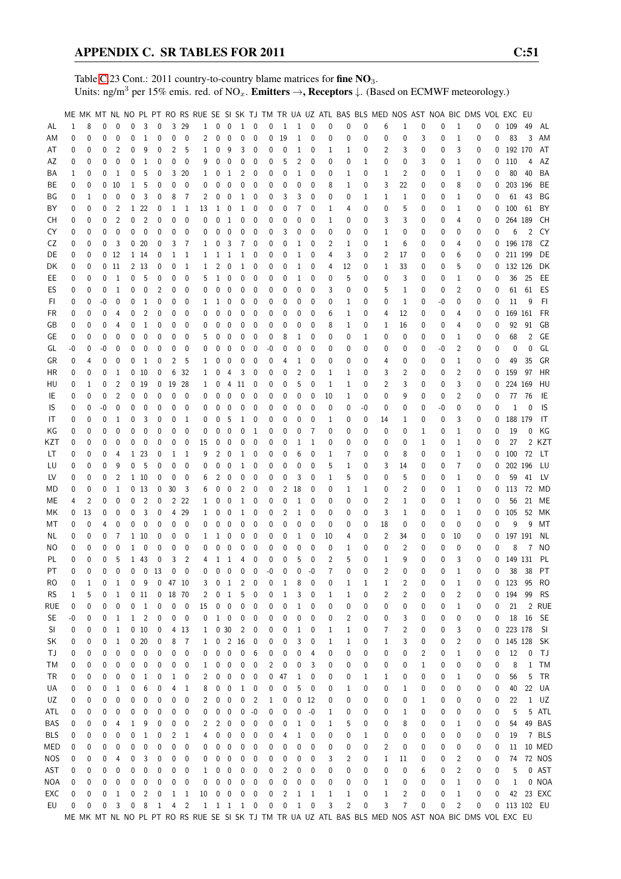Table C.23 Cont.: 2011 country-to-country blame matrices for **fine $NO_3$**.
Units: ng/m$^3$ per 15% emis. red. of $NO_x$. **Emitters →, Receptors ↓.** (Based on ECMWF meteorology.)

| | ME | MK | MT | NL | NO | PL | PT | RO | RS | RUE | SE | SI | SK | TJ | TM | TR | UA | UZ | ATL | BAS | BLS | MED | NOS | AST | NOA | BIC | DMS | VOL | EXC | EU | |
|---|---|---|---|---|---|---|---|---|---|---|---|---|---|---|---|---|---|---|---|---|---|---|---|---|---|---|---|---|---|---|---|
| AL | 1 | 8 | 0 | 0 | 0 | 3 | 0 | 3 | 29 | 1 | 0 | 0 | 1 | 0 | 0 | 1 | 1 | 0 | 0 | 0 | 0 | 6 | 1 | 0 | 0 | 1 | 0 | 0 | 109 | 49 | AL |
| AM | 0 | 0 | 0 | 0 | 0 | 1 | 0 | 0 | 0 | 2 | 0 | 0 | 0 | 0 | 0 | 19 | 1 | 0 | 0 | 0 | 0 | 0 | 0 | 3 | 0 | 1 | 0 | 0 | 83 | 3 | AM |
| AT | 0 | 0 | 0 | 2 | 0 | 9 | 0 | 2 | 5 | 1 | 0 | 9 | 3 | 0 | 0 | 0 | 1 | 0 | 1 | 1 | 0 | 2 | 3 | 0 | 0 | 3 | 0 | 0 | 192 | 170 | AT |
| AZ | 0 | 0 | 0 | 0 | 0 | 1 | 0 | 0 | 0 | 9 | 0 | 0 | 0 | 0 | 0 | 5 | 2 | 0 | 0 | 0 | 1 | 0 | 0 | 3 | 0 | 1 | 0 | 0 | 110 | 4 | AZ |
| BA | 1 | 0 | 0 | 1 | 0 | 5 | 0 | 3 | 20 | 1 | 0 | 1 | 2 | 0 | 0 | 0 | 1 | 0 | 0 | 1 | 0 | 1 | 2 | 0 | 0 | 1 | 0 | 0 | 80 | 40 | BA |
| BE | 0 | 0 | 0 | 10 | 1 | 5 | 0 | 0 | 0 | 0 | 0 | 0 | 0 | 0 | 0 | 0 | 0 | 0 | 8 | 1 | 0 | 3 | 22 | 0 | 0 | 8 | 0 | 0 | 203 | 196 | BE |
| BG | 0 | 1 | 0 | 0 | 0 | 3 | 0 | 8 | 7 | 2 | 0 | 0 | 1 | 0 | 0 | 3 | 3 | 0 | 0 | 0 | 1 | 1 | 1 | 0 | 0 | 1 | 0 | 0 | 61 | 43 | BG |
| BY | 0 | 0 | 0 | 2 | 1 | 22 | 0 | 1 | 1 | 13 | 1 | 0 | 1 | 0 | 0 | 0 | 7 | 0 | 1 | 4 | 0 | 0 | 5 | 0 | 0 | 1 | 0 | 0 | 100 | 61 | BY |
| CH | 0 | 0 | 0 | 2 | 0 | 2 | 0 | 0 | 0 | 0 | 0 | 1 | 0 | 0 | 0 | 0 | 0 | 0 | 1 | 0 | 0 | 3 | 3 | 0 | 0 | 4 | 0 | 0 | 264 | 189 | CH |
| CY | 0 | 0 | 0 | 0 | 0 | 0 | 0 | 0 | 0 | 0 | 0 | 0 | 0 | 0 | 0 | 3 | 0 | 0 | 0 | 0 | 0 | 1 | 0 | 0 | 0 | 0 | 0 | 0 | 6 | 2 | CY |
| CZ | 0 | 0 | 0 | 3 | 0 | 20 | 0 | 3 | 7 | 1 | 0 | 3 | 7 | 0 | 0 | 0 | 1 | 0 | 2 | 1 | 0 | 1 | 6 | 0 | 0 | 4 | 0 | 0 | 196 | 178 | CZ |
| DE | 0 | 0 | 0 | 12 | 1 | 14 | 0 | 1 | 1 | 1 | 1 | 1 | 1 | 0 | 0 | 0 | 1 | 0 | 4 | 3 | 0 | 2 | 17 | 0 | 0 | 6 | 0 | 0 | 211 | 199 | DE |
| DK | 0 | 0 | 0 | 11 | 2 | 13 | 0 | 0 | 1 | 1 | 2 | 0 | 1 | 0 | 0 | 0 | 1 | 0 | 4 | 12 | 0 | 1 | 33 | 0 | 0 | 5 | 0 | 0 | 132 | 126 | DK |
| EE | 0 | 0 | 0 | 1 | 0 | 5 | 0 | 0 | 0 | 5 | 1 | 0 | 0 | 0 | 0 | 0 | 1 | 0 | 0 | 5 | 0 | 0 | 3 | 0 | 0 | 1 | 0 | 0 | 36 | 25 | EE |
| ES | 0 | 0 | 0 | 1 | 0 | 0 | 2 | 0 | 0 | 0 | 0 | 0 | 0 | 0 | 0 | 0 | 0 | 0 | 3 | 0 | 0 | 5 | 1 | 0 | 0 | 2 | 0 | 0 | 61 | 61 | ES |
| FI | 0 | 0 | -0 | 0 | 1 | 0 | 0 | 0 | 0 | 1 | 1 | 0 | 0 | 0 | 0 | 0 | 0 | 0 | 0 | 1 | 0 | 0 | 1 | 0 | -0 | 0 | 0 | 0 | 11 | 9 | FI |
| FR | 0 | 0 | 0 | 4 | 0 | 2 | 0 | 0 | 0 | 0 | 0 | 0 | 0 | 0 | 0 | 0 | 0 | 0 | 6 | 1 | 0 | 4 | 12 | 0 | 0 | 4 | 0 | 0 | 169 | 161 | FR |
| GB | 0 | 0 | 0 | 4 | 0 | 1 | 0 | 0 | 0 | 0 | 0 | 0 | 0 | 0 | 0 | 0 | 0 | 0 | 8 | 1 | 0 | 1 | 16 | 0 | 0 | 4 | 0 | 0 | 92 | 91 | GB |
| GE | 0 | 0 | 0 | 0 | 0 | 0 | 0 | 0 | 0 | 5 | 0 | 0 | 0 | 0 | 0 | 8 | 1 | 0 | 0 | 0 | 1 | 0 | 0 | 0 | 0 | 1 | 0 | 0 | 68 | 2 | GE |
| GL | -0 | 0 | -0 | 0 | 0 | 0 | 0 | 0 | 0 | 0 | 0 | 0 | 0 | 0 | -0 | 0 | 0 | 0 | 0 | 0 | 0 | 0 | 0 | 0 | -0 | 2 | 0 | 0 | 0 | 0 | GL |
| GR | 0 | 4 | 0 | 0 | 0 | 1 | 0 | 2 | 5 | 1 | 0 | 0 | 0 | 0 | 0 | 4 | 1 | 0 | 0 | 0 | 0 | 4 | 0 | 0 | 0 | 1 | 0 | 0 | 49 | 35 | GR |
| HR | 0 | 0 | 0 | 1 | 0 | 10 | 0 | 6 | 32 | 1 | 0 | 4 | 3 | 0 | 0 | 0 | 2 | 0 | 1 | 1 | 0 | 3 | 2 | 0 | 0 | 2 | 0 | 0 | 159 | 97 | HR |
| HU | 0 | 1 | 0 | 2 | 0 | 19 | 0 | 19 | 28 | 1 | 0 | 4 | 11 | 0 | 0 | 0 | 5 | 0 | 1 | 1 | 0 | 2 | 3 | 0 | 0 | 3 | 0 | 0 | 224 | 169 | HU |
| IE | 0 | 0 | 0 | 2 | 0 | 0 | 0 | 0 | 0 | 0 | 0 | 0 | 0 | 0 | 0 | 0 | 0 | 0 | 10 | 1 | 0 | 0 | 9 | 0 | 0 | 2 | 0 | 0 | 77 | 76 | IE |
| IS | 0 | 0 | -0 | 0 | 0 | 0 | 0 | 0 | 0 | 0 | 0 | 0 | 0 | 0 | 0 | 0 | 0 | 0 | 0 | 0 | -0 | 0 | 0 | 0 | -0 | 0 | 0 | 0 | 1 | 0 | IS |
| IT | 0 | 0 | 0 | 1 | 0 | 3 | 0 | 0 | 1 | 0 | 0 | 5 | 1 | 0 | 0 | 0 | 0 | 0 | 1 | 0 | 0 | 14 | 1 | 0 | 0 | 3 | 0 | 0 | 188 | 179 | IT |
| KG | 0 | 0 | 0 | 0 | 0 | 0 | 0 | 0 | 0 | 0 | 0 | 0 | 0 | 1 | 0 | 0 | 0 | 7 | 0 | 0 | 0 | 0 | 0 | 1 | 0 | 1 | 0 | 0 | 19 | 0 | KG |
| KZT | 0 | 0 | 0 | 0 | 0 | 0 | 0 | 0 | 0 | 15 | 0 | 0 | 0 | 0 | 0 | 0 | 1 | 1 | 0 | 0 | 0 | 0 | 0 | 1 | 0 | 1 | 0 | 0 | 27 | 2 | KZT |
| LT | 0 | 0 | 0 | 4 | 1 | 23 | 0 | 1 | 1 | 9 | 2 | 0 | 1 | 0 | 0 | 0 | 6 | 0 | 1 | 7 | 0 | 0 | 8 | 0 | 0 | 1 | 0 | 0 | 100 | 72 | LT |
| LU | 0 | 0 | 0 | 9 | 0 | 5 | 0 | 0 | 0 | 0 | 0 | 0 | 1 | 0 | 0 | 0 | 0 | 0 | 5 | 1 | 0 | 3 | 14 | 0 | 0 | 7 | 0 | 0 | 202 | 196 | LU |
| LV | 0 | 0 | 0 | 2 | 1 | 10 | 0 | 0 | 0 | 6 | 2 | 0 | 0 | 0 | 0 | 0 | 3 | 0 | 1 | 5 | 0 | 0 | 5 | 0 | 0 | 1 | 0 | 0 | 59 | 41 | LV |
| MD | 0 | 0 | 0 | 1 | 0 | 13 | 0 | 30 | 3 | 6 | 0 | 0 | 2 | 0 | 0 | 2 | 18 | 0 | 0 | 1 | 1 | 0 | 2 | 0 | 0 | 1 | 0 | 0 | 113 | 72 | MD |
| ME | 4 | 2 | 0 | 0 | 0 | 2 | 0 | 2 | 22 | 1 | 0 | 0 | 1 | 0 | 0 | 0 | 1 | 0 | 0 | 0 | 0 | 2 | 1 | 0 | 0 | 1 | 0 | 0 | 56 | 21 | ME |
| MK | 0 | 13 | 0 | 0 | 0 | 3 | 0 | 4 | 29 | 1 | 0 | 0 | 1 | 0 | 0 | 2 | 1 | 0 | 0 | 0 | 0 | 3 | 1 | 0 | 0 | 1 | 0 | 0 | 105 | 52 | MK |
| MT | 0 | 0 | 4 | 0 | 0 | 0 | 0 | 0 | 0 | 0 | 0 | 0 | 0 | 0 | 0 | 0 | 0 | 0 | 0 | 0 | 0 | 18 | 0 | 0 | 0 | 0 | 0 | 0 | 9 | 9 | MT |
| NL | 0 | 0 | 0 | 7 | 1 | 10 | 0 | 0 | 0 | 1 | 1 | 0 | 0 | 0 | 0 | 0 | 1 | 0 | 10 | 4 | 0 | 2 | 34 | 0 | 0 | 10 | 0 | 0 | 197 | 191 | NL |
| NO | 0 | 0 | 0 | 0 | 1 | 0 | 0 | 0 | 0 | 0 | 0 | 0 | 0 | 0 | 0 | 0 | 0 | 0 | 0 | 1 | 0 | 0 | 2 | 0 | 0 | 0 | 0 | 0 | 8 | 7 | NO |
| PL | 0 | 0 | 0 | 5 | 1 | 43 | 0 | 3 | 2 | 4 | 1 | 1 | 4 | 0 | 0 | 0 | 5 | 0 | 2 | 5 | 0 | 1 | 9 | 0 | 0 | 3 | 0 | 0 | 149 | 131 | PL |
| PT | 0 | 0 | 0 | 0 | 0 | 0 | 13 | 0 | 0 | 0 | 0 | 0 | 0 | 0 | -0 | 0 | 0 | -0 | 7 | 0 | 0 | 2 | 0 | 0 | 0 | 1 | 0 | 0 | 38 | 38 | PT |
| RO | 0 | 1 | 0 | 1 | 0 | 9 | 0 | 47 | 10 | 3 | 0 | 1 | 2 | 0 | 0 | 1 | 8 | 0 | 0 | 1 | 1 | 1 | 2 | 0 | 0 | 1 | 0 | 0 | 123 | 95 | RO |
| RS | 1 | 5 | 0 | 1 | 0 | 11 | 0 | 18 | 70 | 2 | 0 | 1 | 5 | 0 | 0 | 1 | 3 | 0 | 1 | 1 | 0 | 2 | 2 | 0 | 0 | 2 | 0 | 0 | 194 | 99 | RS |
| RUE | 0 | 0 | 0 | 0 | 0 | 1 | 0 | 0 | 0 | 15 | 0 | 0 | 0 | 0 | 0 | 0 | 1 | 0 | 0 | 0 | 0 | 0 | 0 | 0 | 0 | 1 | 0 | 0 | 21 | 2 | RUE |
| SE | -0 | 0 | 0 | 1 | 1 | 2 | 0 | 0 | 0 | 0 | 1 | 0 | 0 | 0 | 0 | 0 | 0 | 0 | 0 | 2 | 0 | 0 | 3 | 0 | 0 | 0 | 0 | 0 | 18 | 16 | SE |
| SI | 0 | 0 | 0 | 1 | 0 | 10 | 0 | 4 | 13 | 1 | 0 | 30 | 2 | 0 | 0 | 0 | 1 | 0 | 1 | 1 | 0 | 7 | 2 | 0 | 0 | 3 | 0 | 0 | 223 | 178 | SI |
| SK | 0 | 0 | 0 | 1 | 0 | 20 | 0 | 8 | 7 | 1 | 0 | 2 | 16 | 0 | 0 | 0 | 3 | 0 | 1 | 1 | 0 | 1 | 3 | 0 | 0 | 2 | 0 | 0 | 145 | 128 | SK |
| TJ | 0 | 0 | 0 | 0 | 0 | 0 | 0 | 0 | 0 | 0 | 0 | 0 | 0 | 6 | 0 | 0 | 0 | 4 | 0 | 0 | 0 | 0 | 0 | 2 | 0 | 1 | 0 | 0 | 12 | 0 | TJ |
| TM | 0 | 0 | 0 | 0 | 0 | 0 | 0 | 0 | 0 | 1 | 0 | 0 | 0 | 0 | 2 | 0 | 0 | 3 | 0 | 0 | 0 | 0 | 0 | 1 | 0 | 0 | 0 | 0 | 8 | 1 | TM |
| TR | 0 | 0 | 0 | 0 | 0 | 1 | 0 | 1 | 0 | 2 | 0 | 0 | 0 | 0 | 0 | 47 | 1 | 0 | 0 | 0 | 1 | 1 | 0 | 0 | 0 | 1 | 0 | 0 | 56 | 5 | TR |
| UA | 0 | 0 | 0 | 1 | 0 | 6 | 0 | 4 | 1 | 8 | 0 | 0 | 1 | 0 | 0 | 0 | 5 | 0 | 0 | 1 | 0 | 0 | 1 | 0 | 0 | 0 | 0 | 0 | 40 | 22 | UA |
| UZ | 0 | 0 | 0 | 0 | 0 | 0 | 0 | 0 | 0 | 2 | 0 | 0 | 0 | 2 | 1 | 0 | 0 | 12 | 0 | 0 | 0 | 0 | 0 | 1 | 0 | 0 | 0 | 0 | 22 | 1 | UZ |
| ATL | 0 | 0 | 0 | 0 | 0 | 0 | 0 | 0 | 0 | 0 | 0 | 0 | 0 | -0 | 0 | 0 | 0 | -0 | 1 | 0 | 0 | 0 | 1 | 0 | 0 | 0 | 0 | 0 | 5 | 5 | ATL |
| BAS | 0 | 0 | 0 | 4 | 1 | 9 | 0 | 0 | 0 | 2 | 2 | 0 | 0 | 0 | 0 | 0 | 1 | 0 | 1 | 5 | 0 | 0 | 8 | 0 | 0 | 1 | 0 | 0 | 54 | 49 | BAS |
| BLS | 0 | 0 | 0 | 0 | 0 | 1 | 0 | 2 | 1 | 4 | 0 | 0 | 0 | 0 | 0 | 4 | 1 | 0 | 0 | 0 | 1 | 0 | 0 | 0 | 0 | 0 | 0 | 0 | 19 | 7 | BLS |
| MED | 0 | 0 | 0 | 0 | 0 | 0 | 0 | 0 | 0 | 0 | 0 | 0 | 0 | 0 | 0 | 0 | 0 | 0 | 0 | 0 | 0 | 2 | 0 | 0 | 0 | 0 | 0 | 0 | 11 | 10 | MED |
| NOS | 0 | 0 | 0 | 4 | 0 | 3 | 0 | 0 | 0 | 0 | 0 | 0 | 0 | 0 | 0 | 0 | 0 | 0 | 3 | 2 | 0 | 1 | 11 | 0 | 0 | 2 | 0 | 0 | 74 | 72 | NOS |
| AST | 0 | 0 | 0 | 0 | 0 | 0 | 0 | 0 | 0 | 1 | 0 | 0 | 0 | 0 | 0 | 2 | 0 | 0 | 0 | 0 | 0 | 0 | 0 | 6 | 0 | 2 | 0 | 0 | 5 | 0 | AST |
| NOA | 0 | 0 | 0 | 0 | 0 | 0 | 0 | 0 | 0 | 0 | 0 | 0 | 0 | 0 | 0 | 0 | 0 | 0 | 0 | 0 | 0 | 1 | 0 | 0 | 0 | 1 | 0 | 0 | 1 | 0 | NOA |
| EXC | 0 | 0 | 0 | 1 | 0 | 2 | 0 | 1 | 1 | 10 | 0 | 0 | 0 | 0 | 0 | 2 | 1 | 1 | 1 | 1 | 0 | 1 | 2 | 0 | 0 | 1 | 0 | 0 | 42 | 23 | EXC |
| EU | 0 | 0 | 0 | 3 | 0 | 8 | 1 | 4 | 2 | 1 | 1 | 1 | 1 | 0 | 0 | 0 | 1 | 0 | 3 | 2 | 0 | 3 | 7 | 0 | 0 | 2 | 0 | 0 | 113 | 102 | EU |
| | ME | MK | MT | NL | NO | PL | PT | RO | RS | RUE | SE | SI | SK | TJ | TM | TR | UA | UZ | ATL | BAS | BLS | MED | NOS | AST | NOA | BIC | DMS | VOL | EXC | EU | |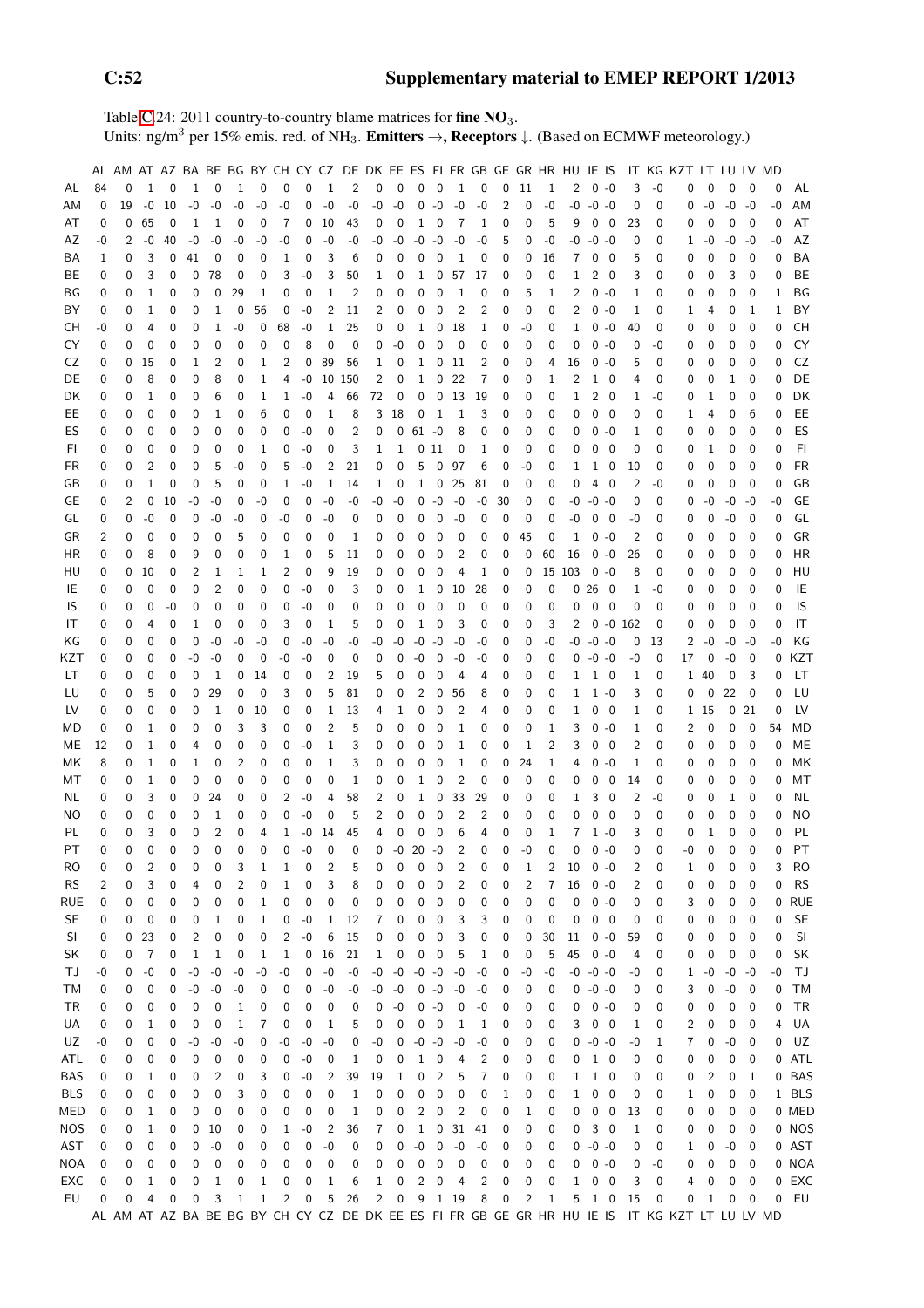Table C.24: 2011 country-to-country blame matrices for **fine $NO_3$**.
Units: ng/m$^3$ per 15% emis. red. of $NH_3$. **Emitters →, Receptors ↓.** (Based on ECMWF meteorology.)

| | AL | AM | AT | AZ | BA | BE | BG | BY | CH | CY | CZ | DE | DK | EE | ES | FI | FR | GB | GE | GR | HR | HU | IE | IS | IT | KG | KZT | LT | LU | LV | MD | |
|---|---|---|---|---|---|---|---|---|---|---|---|---|---|---|---|---|---|---|---|---|---|---|---|---|---|---|---|---|---|---|---|---|
| AL | 84 | 0 | 1 | 0 | 1 | 0 | 1 | 0 | 0 | 0 | 1 | 2 | 0 | 0 | 0 | 0 | 1 | 0 | 0 | 11 | 1 | 2 | 0 | -0 | 3 | -0 | 0 | 0 | 0 | 0 | 0 | AL |
| AM | 0 | 19 | -0 | 10 | -0 | -0 | -0 | -0 | -0 | 0 | -0 | -0 | -0 | -0 | 0 | -0 | -0 | -0 | 2 | 0 | -0 | -0 | -0 | -0 | 0 | 0 | 0 | -0 | -0 | -0 | -0 | AM |
| AT | 0 | 0 | 65 | 0 | 1 | 1 | 0 | 0 | 7 | 0 | 10 | 43 | 0 | 0 | 1 | 0 | 7 | 1 | 0 | 0 | 5 | 9 | 0 | 0 | 23 | 0 | 0 | 0 | 0 | 0 | 0 | AT |
| AZ | -0 | 2 | -0 | 40 | -0 | -0 | -0 | -0 | -0 | 0 | -0 | -0 | -0 | -0 | -0 | -0 | -0 | -0 | 5 | 0 | -0 | -0 | -0 | -0 | 0 | 0 | 1 | -0 | -0 | -0 | -0 | AZ |
| BA | 1 | 0 | 3 | 0 | 41 | 0 | 0 | 0 | 1 | 0 | 3 | 6 | 0 | 0 | 0 | 0 | 1 | 0 | 0 | 0 | 16 | 7 | 0 | 0 | 5 | 0 | 0 | 0 | 0 | 0 | 0 | BA |
| BE | 0 | 0 | 3 | 0 | 0 | 78 | 0 | 0 | 3 | -0 | 3 | 50 | 1 | 0 | 1 | 0 | 57 | 17 | 0 | 0 | 0 | 1 | 2 | 0 | 3 | 0 | 0 | 0 | 3 | 0 | 0 | BE |
| BG | 0 | 0 | 1 | 0 | 0 | 0 | 29 | 1 | 0 | 0 | 1 | 2 | 0 | 0 | 0 | 0 | 1 | 0 | 0 | 5 | 1 | 2 | 0 | -0 | 1 | 0 | 0 | 0 | 0 | 0 | 1 | BG |
| BY | 0 | 0 | 1 | 0 | 0 | 1 | 0 | 56 | 0 | -0 | 2 | 11 | 2 | 0 | 0 | 0 | 2 | 2 | 0 | 0 | 0 | 2 | 0 | -0 | 1 | 0 | 1 | 4 | 0 | 1 | 1 | BY |
| CH | -0 | 0 | 4 | 0 | 0 | 1 | -0 | 0 | 68 | -0 | 1 | 25 | 0 | 0 | 1 | 0 | 18 | 1 | 0 | -0 | 0 | 1 | 0 | -0 | 40 | 0 | 0 | 0 | 0 | 0 | 0 | CH |
| CY | 0 | 0 | 0 | 0 | 0 | 0 | 0 | 0 | 0 | 8 | 0 | 0 | 0 | -0 | 0 | 0 | 0 | 0 | 0 | 0 | 0 | 0 | 0 | -0 | 0 | -0 | 0 | 0 | 0 | 0 | 0 | CY |
| CZ | 0 | 0 | 15 | 0 | 1 | 2 | 0 | 1 | 2 | 0 | 89 | 56 | 1 | 0 | 1 | 0 | 11 | 2 | 0 | 0 | 4 | 16 | 0 | -0 | 5 | 0 | 0 | 0 | 0 | 0 | 0 | CZ |
| DE | 0 | 0 | 8 | 0 | 0 | 8 | 0 | 1 | 4 | -0 | 10 | 150 | 2 | 0 | 1 | 0 | 22 | 7 | 0 | 0 | 1 | 2 | 1 | 0 | 4 | 0 | 0 | 0 | 1 | 0 | 0 | DE |
| DK | 0 | 0 | 1 | 0 | 0 | 6 | 0 | 1 | 1 | -0 | 4 | 66 | 72 | 0 | 0 | 0 | 13 | 19 | 0 | 0 | 0 | 1 | 2 | 0 | 1 | -0 | 0 | 1 | 0 | 0 | 0 | DK |
| EE | 0 | 0 | 0 | 0 | 0 | 1 | 0 | 6 | 0 | 0 | 1 | 8 | 3 | 18 | 0 | 1 | 1 | 3 | 0 | 0 | 0 | 0 | 0 | 0 | 0 | 0 | 1 | 4 | 0 | 6 | 0 | EE |
| ES | 0 | 0 | 0 | 0 | 0 | 0 | 0 | 0 | 0 | -0 | 0 | 2 | 0 | 0 | 61 | -0 | 8 | 0 | 0 | 0 | 0 | 0 | 0 | -0 | 1 | 0 | 0 | 0 | 0 | 0 | 0 | ES |
| FI | 0 | 0 | 0 | 0 | 0 | 0 | 0 | 1 | 0 | -0 | 0 | 3 | 1 | 1 | 0 | 11 | 0 | 1 | 0 | 0 | 0 | 0 | 0 | 0 | 0 | 0 | 0 | 1 | 0 | 0 | 0 | FI |
| FR | 0 | 0 | 2 | 0 | 0 | 5 | -0 | 0 | 5 | -0 | 2 | 21 | 0 | 0 | 5 | 0 | 97 | 6 | 0 | -0 | 0 | 1 | 1 | 0 | 10 | 0 | 0 | 0 | 0 | 0 | 0 | FR |
| GB | 0 | 0 | 1 | 0 | 0 | 5 | 0 | 0 | 1 | -0 | 1 | 14 | 1 | 0 | 1 | 0 | 25 | 81 | 0 | 0 | 0 | 0 | 4 | 0 | 2 | -0 | 0 | 0 | 0 | 0 | 0 | GB |
| GE | 0 | 2 | 0 | 10 | -0 | -0 | 0 | -0 | 0 | 0 | -0 | -0 | -0 | -0 | 0 | -0 | -0 | -0 | 30 | 0 | 0 | -0 | -0 | -0 | 0 | 0 | 0 | -0 | -0 | -0 | -0 | GE |
| GL | 0 | 0 | -0 | 0 | 0 | -0 | -0 | 0 | -0 | 0 | -0 | 0 | 0 | 0 | 0 | 0 | -0 | 0 | 0 | 0 | 0 | -0 | 0 | 0 | -0 | 0 | 0 | 0 | -0 | 0 | 0 | GL |
| GR | 2 | 0 | 0 | 0 | 0 | 0 | 5 | 0 | 0 | 0 | 0 | 1 | 0 | 0 | 0 | 0 | 0 | 0 | 0 | 45 | 0 | 1 | 0 | -0 | 2 | 0 | 0 | 0 | 0 | 0 | 0 | GR |
| HR | 0 | 0 | 8 | 0 | 9 | 0 | 0 | 0 | 1 | 0 | 5 | 11 | 0 | 0 | 0 | 0 | 2 | 0 | 0 | 0 | 60 | 16 | 0 | -0 | 26 | 0 | 0 | 0 | 0 | 0 | 0 | HR |
| HU | 0 | 0 | 10 | 0 | 2 | 1 | 1 | 1 | 2 | 0 | 9 | 19 | 0 | 0 | 0 | 0 | 4 | 1 | 0 | 0 | 15 | 103 | 0 | -0 | 8 | 0 | 0 | 0 | 0 | 0 | 0 | HU |
| IE | 0 | 0 | 0 | 0 | 0 | 2 | 0 | 0 | 0 | -0 | 0 | 3 | 0 | 0 | 1 | 0 | 10 | 28 | 0 | 0 | 0 | 0 | 26 | 0 | 1 | -0 | 0 | 0 | 0 | 0 | 0 | IE |
| IS | 0 | 0 | 0 | -0 | 0 | 0 | 0 | 0 | 0 | -0 | 0 | 0 | 0 | 0 | 0 | 0 | 0 | 0 | 0 | 0 | 0 | 0 | 0 | 0 | 0 | 0 | 0 | 0 | 0 | 0 | 0 | IS |
| IT | 0 | 0 | 4 | 0 | 1 | 0 | 0 | 0 | 3 | 0 | 1 | 5 | 0 | 0 | 1 | 0 | 3 | 0 | 0 | 0 | 3 | 2 | 0 | -0 | 162 | 0 | 0 | 0 | 0 | 0 | 0 | IT |
| KG | 0 | 0 | 0 | 0 | 0 | -0 | -0 | -0 | 0 | -0 | -0 | -0 | -0 | -0 | -0 | -0 | -0 | -0 | 0 | -0 | -0 | -0 | -0 | -0 | 0 | 13 | 2 | -0 | -0 | -0 | -0 | KG |
| KZT | 0 | 0 | 0 | 0 | -0 | -0 | 0 | 0 | -0 | -0 | 0 | 0 | 0 | 0 | -0 | 0 | -0 | -0 | 0 | 0 | 0 | 0 | -0 | -0 | -0 | 0 | 17 | 0 | -0 | 0 | 0 | KZT |
| LT | 0 | 0 | 0 | 0 | 0 | 1 | 0 | 14 | 0 | 0 | 2 | 19 | 5 | 0 | 0 | 0 | 4 | 4 | 0 | 0 | 0 | 1 | 1 | 0 | 1 | 0 | 1 | 40 | 0 | 3 | 0 | LT |
| LU | 0 | 0 | 5 | 0 | 0 | 29 | 0 | 0 | 3 | 0 | 5 | 81 | 0 | 0 | 2 | 0 | 56 | 8 | 0 | 0 | 0 | 1 | 1 | -0 | 3 | 0 | 0 | 0 | 22 | 0 | 0 | LU |
| LV | 0 | 0 | 0 | 0 | 0 | 1 | 0 | 10 | 0 | 0 | 1 | 13 | 4 | 1 | 0 | 0 | 2 | 4 | 0 | 0 | 0 | 1 | 0 | 0 | 1 | 0 | 1 | 15 | 0 | 21 | 0 | LV |
| MD | 0 | 0 | 1 | 0 | 0 | 0 | 3 | 3 | 0 | 0 | 2 | 5 | 0 | 0 | 0 | 0 | 1 | 0 | 0 | 0 | 1 | 3 | 0 | -0 | 1 | 0 | 2 | 0 | 0 | 0 | 54 | MD |
| ME | 12 | 0 | 1 | 0 | 4 | 0 | 0 | 0 | 0 | -0 | 1 | 3 | 0 | 0 | 0 | 0 | 1 | 0 | 0 | 1 | 2 | 3 | 0 | 0 | 2 | 0 | 0 | 0 | 0 | 0 | 0 | ME |
| MK | 8 | 0 | 1 | 0 | 1 | 0 | 2 | 0 | 0 | 0 | 1 | 3 | 0 | 0 | 0 | 0 | 1 | 0 | 0 | 24 | 1 | 4 | 0 | -0 | 1 | 0 | 0 | 0 | 0 | 0 | 0 | MK |
| MT | 0 | 0 | 1 | 0 | 0 | 0 | 0 | 0 | 0 | 0 | 0 | 1 | 0 | 0 | 1 | 0 | 2 | 0 | 0 | 0 | 0 | 0 | 0 | 0 | 14 | 0 | 0 | 0 | 0 | 0 | 0 | MT |
| NL | 0 | 0 | 3 | 0 | 0 | 24 | 0 | 0 | 2 | -0 | 4 | 58 | 2 | 0 | 1 | 0 | 33 | 29 | 0 | 0 | 0 | 1 | 3 | 0 | 2 | -0 | 0 | 0 | 1 | 0 | 0 | NL |
| NO | 0 | 0 | 0 | 0 | 0 | 1 | 0 | 0 | 0 | -0 | 0 | 5 | 2 | 0 | 0 | 0 | 2 | 2 | 0 | 0 | 0 | 0 | 0 | 0 | 0 | 0 | 0 | 0 | 0 | 0 | 0 | NO |
| PL | 0 | 0 | 3 | 0 | 0 | 2 | 0 | 4 | 1 | -0 | 14 | 45 | 4 | 0 | 0 | 0 | 6 | 4 | 0 | 0 | 1 | 7 | 1 | -0 | 3 | 0 | 0 | 1 | 0 | 0 | 0 | PL |
| PT | 0 | 0 | 0 | 0 | 0 | 0 | 0 | 0 | 0 | -0 | 0 | 0 | 0 | -0 | 20 | -0 | 2 | 0 | 0 | -0 | 0 | 0 | 0 | -0 | 0 | 0 | -0 | 0 | 0 | 0 | 0 | PT |
| RO | 0 | 0 | 2 | 0 | 0 | 0 | 3 | 1 | 1 | 0 | 2 | 5 | 0 | 0 | 0 | 0 | 2 | 0 | 0 | 1 | 2 | 10 | 0 | -0 | 2 | 0 | 1 | 0 | 0 | 0 | 3 | RO |
| RS | 2 | 0 | 3 | 0 | 4 | 0 | 2 | 0 | 1 | 0 | 3 | 8 | 0 | 0 | 0 | 0 | 2 | 0 | 0 | 2 | 7 | 16 | 0 | -0 | 2 | 0 | 0 | 0 | 0 | 0 | 0 | RS |
| RUE | 0 | 0 | 0 | 0 | 0 | 0 | 0 | 1 | 0 | 0 | 0 | 0 | 0 | 0 | 0 | 0 | 0 | 0 | 0 | 0 | 0 | 0 | 0 | -0 | 0 | 0 | 3 | 0 | 0 | 0 | 0 | RUE |
| SE | 0 | 0 | 0 | 0 | 0 | 1 | 0 | 1 | 0 | -0 | 1 | 12 | 7 | 0 | 0 | 0 | 3 | 3 | 0 | 0 | 0 | 0 | 0 | 0 | 0 | 0 | 0 | 0 | 0 | 0 | 0 | SE |
| SI | 0 | 0 | 23 | 0 | 2 | 0 | 0 | 0 | 2 | -0 | 6 | 15 | 0 | 0 | 0 | 0 | 3 | 0 | 0 | 0 | 30 | 11 | 0 | -0 | 59 | 0 | 0 | 0 | 0 | 0 | 0 | SI |
| SK | 0 | 0 | 7 | 0 | 1 | 1 | 0 | 1 | 1 | 0 | 16 | 21 | 1 | 0 | 0 | 0 | 5 | 1 | 0 | 0 | 5 | 45 | 0 | -0 | 4 | 0 | 0 | 0 | 0 | 0 | 0 | SK |
| TJ | -0 | 0 | -0 | 0 | -0 | -0 | -0 | -0 | -0 | 0 | -0 | -0 | -0 | -0 | -0 | -0 | -0 | -0 | 0 | -0 | -0 | -0 | -0 | -0 | -0 | 0 | 1 | -0 | -0 | -0 | -0 | TJ |
| TM | 0 | 0 | 0 | 0 | -0 | -0 | -0 | 0 | 0 | 0 | -0 | -0 | -0 | -0 | 0 | -0 | -0 | -0 | 0 | 0 | 0 | 0 | -0 | -0 | 0 | 0 | 3 | 0 | -0 | 0 | 0 | TM |
| TR | 0 | 0 | 0 | 0 | 0 | 0 | 1 | 0 | 0 | 0 | 0 | 0 | 0 | -0 | 0 | -0 | 0 | -0 | 0 | 0 | 0 | 0 | 0 | -0 | 0 | 0 | 0 | 0 | 0 | 0 | 0 | TR |
| UA | 0 | 0 | 1 | 0 | 0 | 0 | 1 | 7 | 0 | 0 | 1 | 5 | 0 | 0 | 0 | 0 | 1 | 1 | 0 | 0 | 0 | 3 | 0 | 0 | 1 | 0 | 2 | 0 | 0 | 0 | 4 | UA |
| UZ | -0 | 0 | 0 | 0 | -0 | -0 | -0 | 0 | -0 | -0 | -0 | 0 | -0 | 0 | -0 | -0 | -0 | -0 | 0 | 0 | 0 | 0 | -0 | -0 | -0 | 1 | 7 | 0 | -0 | 0 | 0 | UZ |
| ATL | 0 | 0 | 0 | 0 | 0 | 0 | 0 | 0 | 0 | -0 | 0 | 1 | 0 | 0 | 1 | 0 | 4 | 2 | 0 | 0 | 0 | 0 | 1 | 0 | 0 | 0 | 0 | 0 | 0 | 0 | 0 | ATL |
| BAS | 0 | 0 | 1 | 0 | 0 | 2 | 0 | 3 | 0 | -0 | 2 | 39 | 19 | 1 | 0 | 2 | 5 | 7 | 0 | 0 | 0 | 1 | 1 | 0 | 0 | 0 | 0 | 2 | 0 | 1 | 0 | BAS |
| BLS | 0 | 0 | 0 | 0 | 0 | 0 | 3 | 0 | 0 | 0 | 0 | 1 | 0 | 0 | 0 | 0 | 0 | 0 | 1 | 0 | 0 | 1 | 0 | 0 | 0 | 0 | 1 | 0 | 0 | 0 | 1 | BLS |
| MED | 0 | 0 | 1 | 0 | 0 | 0 | 0 | 0 | 0 | 0 | 0 | 1 | 0 | 0 | 2 | 0 | 2 | 0 | 0 | 1 | 0 | 0 | 0 | 0 | 13 | 0 | 0 | 0 | 0 | 0 | 0 | MED |
| NOS | 0 | 0 | 1 | 0 | 0 | 10 | 0 | 0 | 1 | -0 | 2 | 36 | 7 | 0 | 1 | 0 | 31 | 41 | 0 | 0 | 0 | 0 | 3 | 0 | 1 | 0 | 0 | 0 | 0 | 0 | 0 | NOS |
| AST | 0 | 0 | 0 | 0 | 0 | -0 | 0 | 0 | 0 | 0 | -0 | 0 | 0 | 0 | -0 | 0 | -0 | -0 | 0 | 0 | 0 | 0 | -0 | -0 | 0 | 0 | 1 | 0 | -0 | 0 | 0 | AST |
| NOA | 0 | 0 | 0 | 0 | 0 | 0 | 0 | 0 | 0 | 0 | 0 | 0 | 0 | 0 | 0 | 0 | 0 | 0 | 0 | 0 | 0 | 0 | 0 | -0 | 0 | -0 | 0 | 0 | 0 | 0 | 0 | NOA |
| EXC | 0 | 0 | 1 | 0 | 0 | 1 | 0 | 1 | 0 | 0 | 1 | 6 | 1 | 0 | 2 | 0 | 4 | 2 | 0 | 0 | 0 | 1 | 0 | 0 | 3 | 0 | 4 | 0 | 0 | 0 | 0 | EXC |
| EU | 0 | 0 | 4 | 0 | 0 | 3 | 1 | 1 | 2 | 0 | 5 | 26 | 2 | 0 | 9 | 1 | 19 | 8 | 0 | 2 | 1 | 5 | 1 | 0 | 15 | 0 | 0 | 1 | 0 | 0 | 0 | EU |
| | AL | AM | AT | AZ | BA | BE | BG | BY | CH | CY | CZ | DE | DK | EE | ES | FI | FR | GB | GE | GR | HR | HU | IE | IS | IT | KG | KZT | LT | LU | LV | MD | |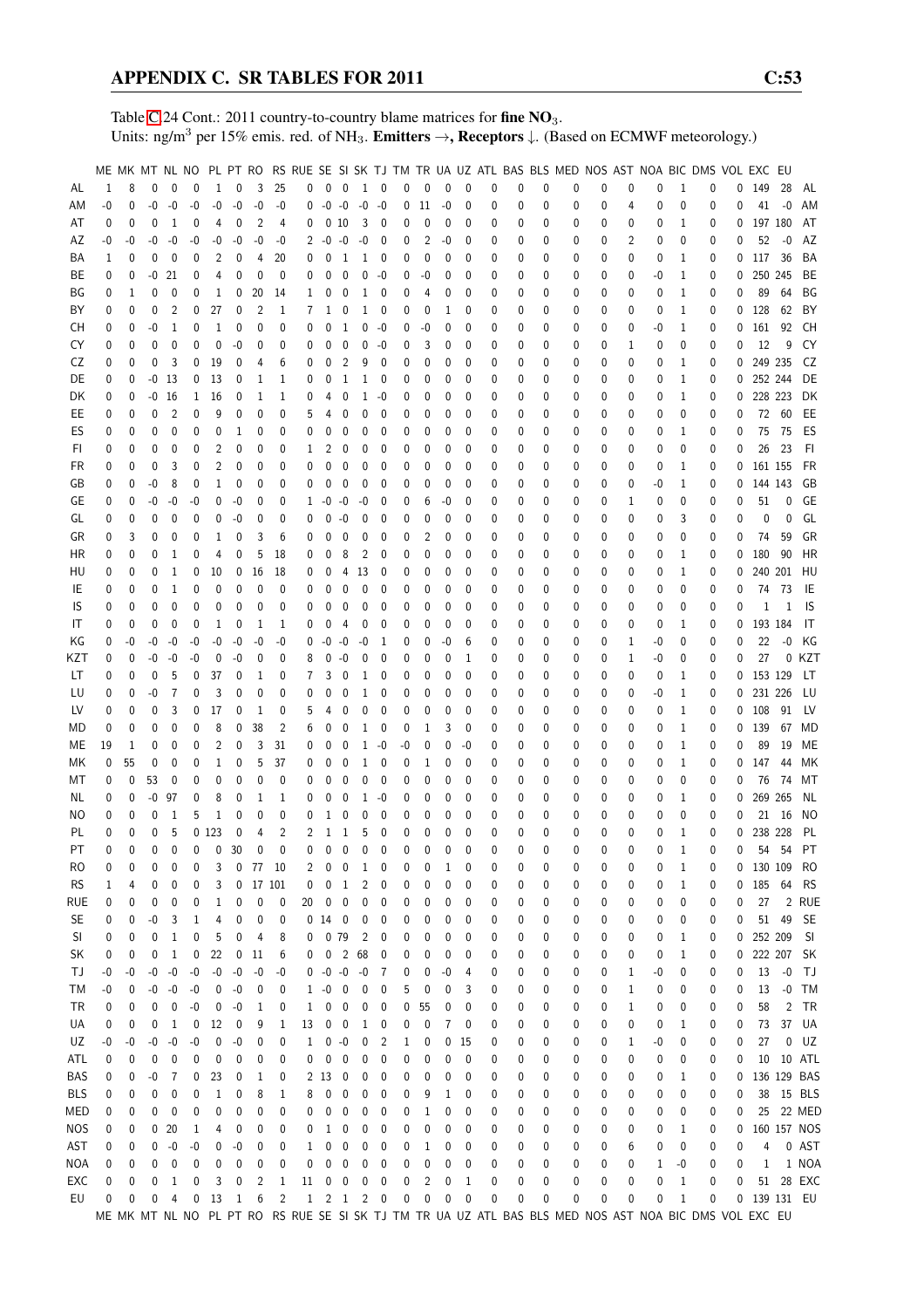Table C.24 Cont.: 2011 country-to-country blame matrices for **fine $NO_3$**.
Units: ng/m$^3$ per 15% emis. red. of $NH_3$. **Emitters →, Receptors ↓.** (Based on ECMWF meteorology.)

| | ME | MK | MT | NL | NO | PL | PT | RO | RS | RUE | SE | SI | SK | TJ | TM | TR | UA | UZ | ATL | BAS | BLS | MED | NOS | AST | NOA | BIC | DMS | VOL | EXC | EU | |
|---|---|---|---|---|---|---|---|---|---|---|---|---|---|---|---|---|---|---|---|---|---|---|---|---|---|---|---|---|---|---|---|
| AL | 1 | 8 | 0 | 0 | 0 | 1 | 0 | 3 | 25 | 0 | 0 | 0 | 1 | 0 | 0 | 0 | 0 | 0 | 0 | 0 | 0 | 0 | 0 | 0 | 0 | 1 | 0 | 0 | 149 | 28 | AL |
| AM | -0 | 0 | -0 | -0 | -0 | -0 | -0 | -0 | -0 | 0 | -0 | -0 | -0 | -0 | 0 | 11 | -0 | 0 | 0 | 0 | 0 | 0 | 0 | 4 | 0 | 0 | 0 | 0 | 41 | -0 | AM |
| AT | 0 | 0 | 0 | 1 | 0 | 4 | 0 | 2 | 4 | 0 | 0 | 10 | 3 | 0 | 0 | 0 | 0 | 0 | 0 | 0 | 0 | 0 | 0 | 0 | 0 | 1 | 0 | 0 | 197 | 180 | AT |
| AZ | -0 | -0 | -0 | -0 | -0 | -0 | -0 | -0 | -0 | 2 | -0 | -0 | -0 | 0 | 0 | 2 | -0 | 0 | 0 | 0 | 0 | 0 | 0 | 2 | 0 | 0 | 0 | 0 | 52 | -0 | AZ |
| BA | 1 | 0 | 0 | 0 | 0 | 2 | 0 | 4 | 20 | 0 | 0 | 1 | 1 | 0 | 0 | 0 | 0 | 0 | 0 | 0 | 0 | 0 | 0 | 0 | 0 | 1 | 0 | 0 | 117 | 36 | BA |
| BE | 0 | 0 | -0 | 21 | 0 | 4 | 0 | 0 | 0 | 0 | 0 | 0 | 0 | -0 | 0 | -0 | 0 | 0 | 0 | 0 | 0 | 0 | 0 | 0 | -0 | 1 | 0 | 0 | 250 | 245 | BE |
| BG | 0 | 1 | 0 | 0 | 0 | 1 | 0 | 20 | 14 | 1 | 0 | 0 | 1 | 0 | 0 | 4 | 0 | 0 | 0 | 0 | 0 | 0 | 0 | 0 | 0 | 1 | 0 | 0 | 89 | 64 | BG |
| BY | 0 | 0 | 0 | 2 | 0 | 27 | 0 | 2 | 1 | 7 | 1 | 0 | 1 | 0 | 0 | 0 | 1 | 0 | 0 | 0 | 0 | 0 | 0 | 0 | 0 | 1 | 0 | 0 | 128 | 62 | BY |
| CH | 0 | 0 | -0 | 1 | 0 | 1 | 0 | 0 | 0 | 0 | 0 | 1 | 0 | -0 | 0 | -0 | 0 | 0 | 0 | 0 | 0 | 0 | 0 | 0 | -0 | 1 | 0 | 0 | 161 | 92 | CH |
| CY | 0 | 0 | 0 | 0 | 0 | 0 | -0 | 0 | 0 | 0 | 0 | 0 | 0 | -0 | 0 | 3 | 0 | 0 | 0 | 0 | 0 | 0 | 0 | 1 | 0 | 0 | 0 | 0 | 12 | 9 | CY |
| CZ | 0 | 0 | 0 | 3 | 0 | 19 | 0 | 4 | 6 | 0 | 0 | 2 | 9 | 0 | 0 | 0 | 0 | 0 | 0 | 0 | 0 | 0 | 0 | 0 | 0 | 1 | 0 | 0 | 249 | 235 | CZ |
| DE | 0 | 0 | -0 | 13 | 0 | 13 | 0 | 1 | 1 | 0 | 0 | 1 | 1 | 0 | 0 | 0 | 0 | 0 | 0 | 0 | 0 | 0 | 0 | 0 | 0 | 1 | 0 | 0 | 252 | 244 | DE |
| DK | 0 | 0 | -0 | 16 | 1 | 16 | 0 | 1 | 1 | 0 | 4 | 0 | 1 | -0 | 0 | 0 | 0 | 0 | 0 | 0 | 0 | 0 | 0 | 0 | 0 | 1 | 0 | 0 | 228 | 223 | DK |
| EE | 0 | 0 | 0 | 2 | 0 | 9 | 0 | 0 | 0 | 5 | 4 | 0 | 0 | 0 | 0 | 0 | 0 | 0 | 0 | 0 | 0 | 0 | 0 | 0 | 0 | 0 | 0 | 0 | 72 | 60 | EE |
| ES | 0 | 0 | 0 | 0 | 0 | 0 | 1 | 0 | 0 | 0 | 0 | 0 | 0 | 0 | 0 | 0 | 0 | 0 | 0 | 0 | 0 | 0 | 0 | 0 | 0 | 1 | 0 | 0 | 75 | 75 | ES |
| FI | 0 | 0 | 0 | 0 | 0 | 2 | 0 | 0 | 0 | 1 | 2 | 0 | 0 | 0 | 0 | 0 | 0 | 0 | 0 | 0 | 0 | 0 | 0 | 0 | 0 | 0 | 0 | 0 | 26 | 23 | FI |
| FR | 0 | 0 | 0 | 3 | 0 | 2 | 0 | 0 | 0 | 0 | 0 | 0 | 0 | 0 | 0 | 0 | 0 | 0 | 0 | 0 | 0 | 0 | 0 | 0 | 0 | 1 | 0 | 0 | 161 | 155 | FR |
| GB | 0 | 0 | -0 | 8 | 0 | 1 | 0 | 0 | 0 | 0 | 0 | 0 | 0 | 0 | 0 | 0 | 0 | 0 | 0 | 0 | 0 | 0 | 0 | 0 | -0 | 1 | 0 | 0 | 144 | 143 | GB |
| GE | 0 | 0 | -0 | -0 | -0 | 0 | -0 | 0 | 0 | 1 | -0 | -0 | -0 | 0 | 0 | 6 | -0 | 0 | 0 | 0 | 0 | 0 | 0 | 1 | 0 | 0 | 0 | 0 | 51 | 0 | GE |
| GL | 0 | 0 | 0 | 0 | 0 | 0 | -0 | 0 | 0 | 0 | 0 | -0 | 0 | 0 | 0 | 0 | 0 | 0 | 0 | 0 | 0 | 0 | 0 | 0 | 0 | 3 | 0 | 0 | 0 | 0 | GL |
| GR | 0 | 3 | 0 | 0 | 0 | 1 | 0 | 3 | 6 | 0 | 0 | 0 | 0 | 0 | 0 | 2 | 0 | 0 | 0 | 0 | 0 | 0 | 0 | 0 | 0 | 0 | 0 | 0 | 74 | 59 | GR |
| HR | 0 | 0 | 0 | 1 | 0 | 4 | 0 | 5 | 18 | 0 | 0 | 8 | 2 | 0 | 0 | 0 | 0 | 0 | 0 | 0 | 0 | 0 | 0 | 0 | 0 | 1 | 0 | 0 | 180 | 90 | HR |
| HU | 0 | 0 | 0 | 1 | 0 | 10 | 0 | 16 | 18 | 0 | 0 | 4 | 13 | 0 | 0 | 0 | 0 | 0 | 0 | 0 | 0 | 0 | 0 | 0 | 0 | 1 | 0 | 0 | 240 | 201 | HU |
| IE | 0 | 0 | 0 | 1 | 0 | 0 | 0 | 0 | 0 | 0 | 0 | 0 | 0 | 0 | 0 | 0 | 0 | 0 | 0 | 0 | 0 | 0 | 0 | 0 | 0 | 0 | 0 | 0 | 74 | 73 | IE |
| IS | 0 | 0 | 0 | 0 | 0 | 0 | 0 | 0 | 0 | 0 | 0 | 0 | 0 | 0 | 0 | 0 | 0 | 0 | 0 | 0 | 0 | 0 | 0 | 0 | 0 | 0 | 0 | 0 | 1 | 1 | IS |
| IT | 0 | 0 | 0 | 0 | 0 | 1 | 0 | 1 | 1 | 0 | 0 | 4 | 0 | 0 | 0 | 0 | 0 | 0 | 0 | 0 | 0 | 0 | 0 | 0 | 0 | 1 | 0 | 0 | 193 | 184 | IT |
| KG | 0 | -0 | -0 | -0 | -0 | -0 | -0 | -0 | -0 | 0 | -0 | -0 | -0 | 1 | 0 | 0 | -0 | 6 | 0 | 0 | 0 | 0 | 0 | 1 | -0 | 0 | 0 | 0 | 22 | -0 | KG |
| KZT | 0 | 0 | -0 | -0 | -0 | 0 | -0 | 0 | 0 | 8 | 0 | -0 | 0 | 0 | 0 | 0 | 0 | 1 | 0 | 0 | 0 | 0 | 0 | 1 | -0 | 0 | 0 | 0 | 27 | 0 | KZT |
| LT | 0 | 0 | 0 | 5 | 0 | 37 | 0 | 1 | 0 | 7 | 3 | 0 | 1 | 0 | 0 | 0 | 0 | 0 | 0 | 0 | 0 | 0 | 0 | 0 | 0 | 1 | 0 | 0 | 153 | 129 | LT |
| LU | 0 | 0 | -0 | 7 | 0 | 3 | 0 | 0 | 0 | 0 | 0 | 0 | 1 | 0 | 0 | 0 | 0 | 0 | 0 | 0 | 0 | 0 | 0 | 0 | -0 | 1 | 0 | 0 | 231 | 226 | LU |
| LV | 0 | 0 | 0 | 3 | 0 | 17 | 0 | 1 | 0 | 5 | 4 | 0 | 0 | 0 | 0 | 0 | 0 | 0 | 0 | 0 | 0 | 0 | 0 | 0 | 0 | 1 | 0 | 0 | 108 | 91 | LV |
| MD | 0 | 0 | 0 | 0 | 0 | 8 | 0 | 38 | 2 | 6 | 0 | 0 | 1 | 0 | 0 | 1 | 3 | 0 | 0 | 0 | 0 | 0 | 0 | 0 | 0 | 1 | 0 | 0 | 139 | 67 | MD |
| ME | 19 | 1 | 0 | 0 | 0 | 2 | 0 | 3 | 31 | 0 | 0 | 0 | 1 | -0 | -0 | 0 | 0 | -0 | 0 | 0 | 0 | 0 | 0 | 0 | 0 | 1 | 0 | 0 | 89 | 19 | ME |
| MK | 0 | 55 | 0 | 0 | 0 | 1 | 0 | 5 | 37 | 0 | 0 | 0 | 1 | 0 | 0 | 1 | 0 | 0 | 0 | 0 | 0 | 0 | 0 | 0 | 0 | 1 | 0 | 0 | 147 | 44 | MK |
| MT | 0 | 0 | 53 | 0 | 0 | 0 | 0 | 0 | 0 | 0 | 0 | 0 | 0 | 0 | 0 | 0 | 0 | 0 | 0 | 0 | 0 | 0 | 0 | 0 | 0 | 0 | 0 | 0 | 76 | 74 | MT |
| NL | 0 | 0 | -0 | 97 | 0 | 8 | 0 | 1 | 1 | 0 | 0 | 0 | 1 | -0 | 0 | 0 | 0 | 0 | 0 | 0 | 0 | 0 | 0 | 0 | 0 | 1 | 0 | 0 | 269 | 265 | NL |
| NO | 0 | 0 | 0 | 1 | 5 | 1 | 0 | 0 | 0 | 0 | 1 | 0 | 0 | 0 | 0 | 0 | 0 | 0 | 0 | 0 | 0 | 0 | 0 | 0 | 0 | 0 | 0 | 0 | 21 | 16 | NO |
| PL | 0 | 0 | 0 | 5 | 0 | 123 | 0 | 4 | 2 | 2 | 1 | 1 | 5 | 0 | 0 | 0 | 0 | 0 | 0 | 0 | 0 | 0 | 0 | 0 | 0 | 1 | 0 | 0 | 238 | 228 | PL |
| PT | 0 | 0 | 0 | 0 | 0 | 0 | 30 | 0 | 0 | 0 | 0 | 0 | 0 | 0 | 0 | 0 | 0 | 0 | 0 | 0 | 0 | 0 | 0 | 0 | 0 | 1 | 0 | 0 | 54 | 54 | PT |
| RO | 0 | 0 | 0 | 0 | 0 | 3 | 0 | 77 | 10 | 2 | 0 | 0 | 1 | 0 | 0 | 0 | 1 | 0 | 0 | 0 | 0 | 0 | 0 | 0 | 0 | 1 | 0 | 0 | 130 | 109 | RO |
| RS | 1 | 4 | 0 | 0 | 0 | 3 | 0 | 17 | 101 | 0 | 0 | 1 | 2 | 0 | 0 | 0 | 0 | 0 | 0 | 0 | 0 | 0 | 0 | 0 | 0 | 1 | 0 | 0 | 185 | 64 | RS |
| RUE | 0 | 0 | 0 | 0 | 0 | 1 | 0 | 0 | 0 | 20 | 0 | 0 | 0 | 0 | 0 | 0 | 0 | 0 | 0 | 0 | 0 | 0 | 0 | 0 | 0 | 0 | 0 | 0 | 27 | 2 | RUE |
| SE | 0 | 0 | -0 | 3 | 1 | 4 | 0 | 0 | 0 | 0 | 14 | 0 | 0 | 0 | 0 | 0 | 0 | 0 | 0 | 0 | 0 | 0 | 0 | 0 | 0 | 0 | 0 | 0 | 51 | 49 | SE |
| SI | 0 | 0 | 0 | 1 | 0 | 5 | 0 | 4 | 8 | 0 | 0 | 79 | 2 | 0 | 0 | 0 | 0 | 0 | 0 | 0 | 0 | 0 | 0 | 0 | 0 | 1 | 0 | 0 | 252 | 209 | SI |
| SK | 0 | 0 | 0 | 1 | 0 | 22 | 0 | 11 | 6 | 0 | 0 | 2 | 68 | 0 | 0 | 0 | 0 | 0 | 0 | 0 | 0 | 0 | 0 | 0 | 0 | 1 | 0 | 0 | 222 | 207 | SK |
| TJ | -0 | -0 | -0 | -0 | -0 | -0 | -0 | -0 | -0 | 0 | -0 | -0 | -0 | 7 | 0 | 0 | -0 | 4 | 0 | 0 | 0 | 0 | 0 | 1 | -0 | 0 | 0 | 0 | 13 | -0 | TJ |
| TM | -0 | 0 | -0 | -0 | -0 | 0 | -0 | 0 | 0 | 1 | -0 | 0 | 0 | 0 | 5 | 0 | 0 | 3 | 0 | 0 | 0 | 0 | 0 | 1 | 0 | 0 | 0 | 0 | 13 | -0 | TM |
| TR | 0 | 0 | 0 | 0 | -0 | 0 | -0 | 1 | 0 | 1 | 0 | 0 | 0 | 0 | 0 | 55 | 0 | 0 | 0 | 0 | 0 | 0 | 0 | 1 | 0 | 0 | 0 | 0 | 58 | 2 | TR |
| UA | 0 | 0 | 0 | 1 | 0 | 12 | 0 | 9 | 1 | 13 | 0 | 0 | 1 | 0 | 0 | 0 | 7 | 0 | 0 | 0 | 0 | 0 | 0 | 0 | 0 | 1 | 0 | 0 | 73 | 37 | UA |
| UZ | -0 | -0 | -0 | -0 | -0 | 0 | -0 | 0 | 0 | 1 | 0 | -0 | 0 | 2 | 1 | 0 | 0 | 15 | 0 | 0 | 0 | 0 | 0 | 1 | -0 | 0 | 0 | 0 | 27 | 0 | UZ |
| ATL | 0 | 0 | 0 | 0 | 0 | 0 | 0 | 0 | 0 | 0 | 0 | 0 | 0 | 0 | 0 | 0 | 0 | 0 | 0 | 0 | 0 | 0 | 0 | 0 | 0 | 0 | 0 | 0 | 10 | 10 | ATL |
| BAS | 0 | 0 | -0 | 7 | 0 | 23 | 0 | 1 | 0 | 2 | 13 | 0 | 0 | 0 | 0 | 0 | 0 | 0 | 0 | 0 | 0 | 0 | 0 | 0 | 0 | 1 | 0 | 0 | 136 | 129 | BAS |
| BLS | 0 | 0 | 0 | 0 | 0 | 1 | 0 | 8 | 1 | 8 | 0 | 0 | 0 | 0 | 0 | 9 | 1 | 0 | 0 | 0 | 0 | 0 | 0 | 0 | 0 | 0 | 0 | 0 | 38 | 15 | BLS |
| MED | 0 | 0 | 0 | 0 | 0 | 0 | 0 | 0 | 0 | 0 | 0 | 0 | 0 | 0 | 0 | 1 | 0 | 0 | 0 | 0 | 0 | 0 | 0 | 0 | 0 | 0 | 0 | 0 | 25 | 22 | MED |
| NOS | 0 | 0 | 0 | 20 | 1 | 4 | 0 | 0 | 0 | 0 | 1 | 0 | 0 | 0 | 0 | 0 | 0 | 0 | 0 | 0 | 0 | 0 | 0 | 0 | 0 | 1 | 0 | 0 | 160 | 157 | NOS |
| AST | 0 | 0 | 0 | -0 | -0 | 0 | -0 | 0 | 0 | 1 | 0 | 0 | 0 | 0 | 0 | 1 | 0 | 0 | 0 | 0 | 0 | 0 | 0 | 6 | 0 | 0 | 0 | 0 | 4 | 0 | AST |
| NOA | 0 | 0 | 0 | 0 | 0 | 0 | 0 | 0 | 0 | 0 | 0 | 0 | 0 | 0 | 0 | 0 | 0 | 0 | 0 | 0 | 0 | 0 | 0 | 0 | 1 | -0 | 0 | 0 | 1 | 1 | NOA |
| EXC | 0 | 0 | 0 | 1 | 0 | 3 | 0 | 2 | 1 | 11 | 0 | 0 | 0 | 0 | 0 | 2 | 0 | 1 | 0 | 0 | 0 | 0 | 0 | 0 | 0 | 1 | 0 | 0 | 51 | 28 | EXC |
| EU | 0 | 0 | 0 | 4 | 0 | 13 | 1 | 6 | 2 | 1 | 2 | 1 | 2 | 0 | 0 | 0 | 0 | 0 | 0 | 0 | 0 | 0 | 0 | 0 | 0 | 1 | 0 | 0 | 139 | 131 | EU |
| | ME | MK | MT | NL | NO | PL | PT | RO | RS | RUE | SE | SI | SK | TJ | TM | TR | UA | UZ | ATL | BAS | BLS | MED | NOS | AST | NOA | BIC | DMS | VOL | EXC | EU | |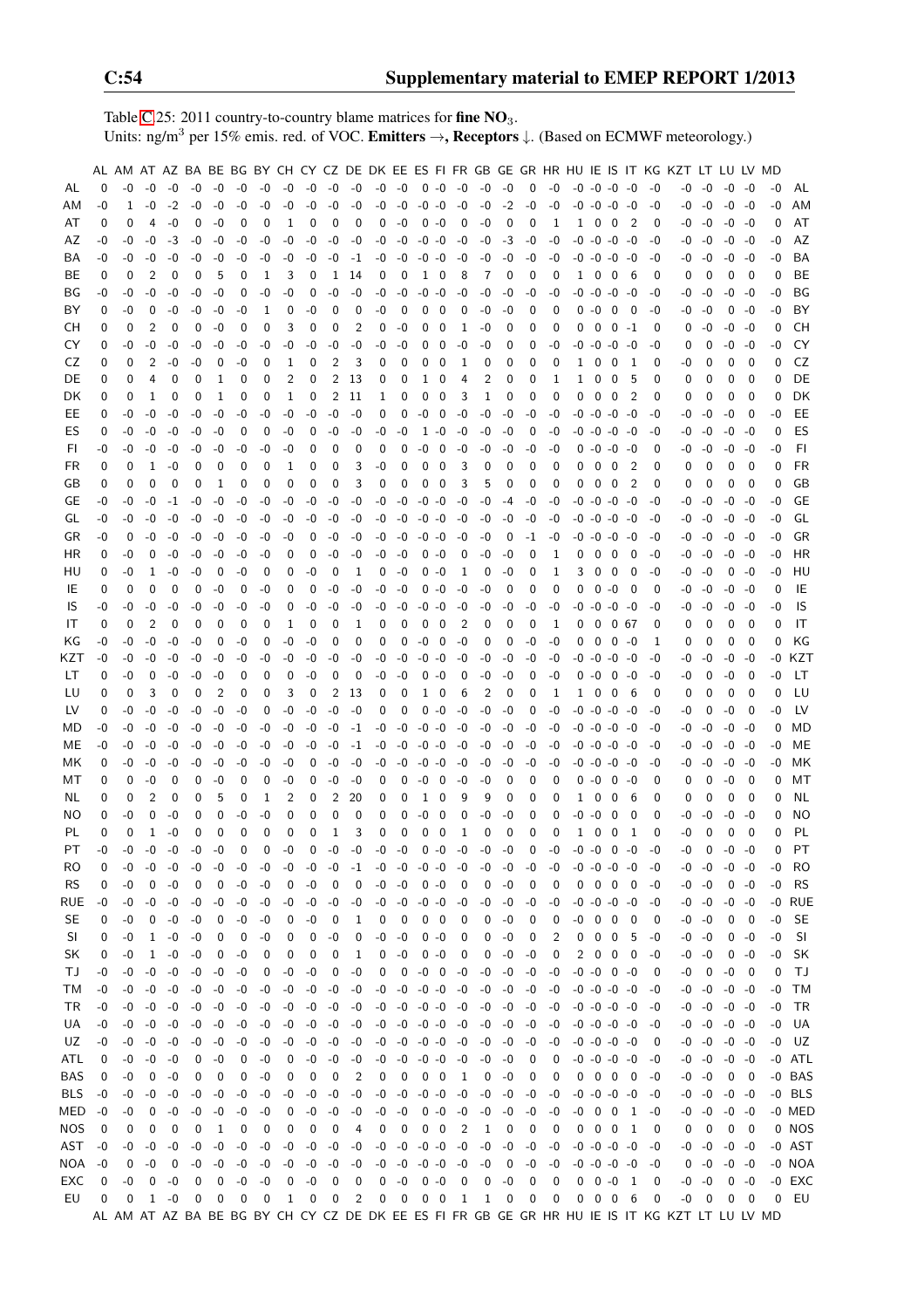Table C.25: 2011 country-to-country blame matrices for **fine $NO_3$**.
Units: ng/m$^3$ per 15% emis. red. of VOC. **Emitters** →, **Receptors** ↓. (Based on ECMWF meteorology.)

| | AL | AM | AT | AZ | BA | BE | BG | BY | CH | CY | CZ | DE | DK | EE | ES | FI | FR | GB | GE | GR | HR | HU | IE | IS | IT | KG | KZT | LT | LU | LV | MD | |
|---|---|---|---|---|---|---|---|---|---|---|---|---|---|---|---|---|---|---|---|---|---|---|---|---|---|---|---|---|---|---|---|---|
| AL | 0 | -0 | -0 | -0 | -0 | -0 | -0 | -0 | -0 | -0 | -0 | -0 | -0 | -0 | 0 | -0 | -0 | -0 | -0 | 0 | -0 | -0 | -0 | -0 | -0 | -0 | -0 | -0 | -0 | -0 | -0 | AL |
| AM | -0 | 1 | -0 | -2 | -0 | -0 | -0 | -0 | -0 | -0 | -0 | -0 | -0 | -0 | -0 | -0 | -0 | -0 | -2 | -0 | -0 | -0 | -0 | -0 | -0 | -0 | -0 | -0 | -0 | -0 | -0 | AM |
| AT | 0 | 0 | 4 | -0 | 0 | -0 | 0 | 0 | 1 | 0 | 0 | 0 | 0 | -0 | 0 | -0 | 0 | -0 | 0 | 0 | 1 | 1 | 0 | 0 | 2 | 0 | -0 | -0 | -0 | -0 | 0 | AT |
| AZ | -0 | -0 | -0 | -3 | -0 | -0 | -0 | -0 | -0 | -0 | -0 | -0 | -0 | -0 | -0 | -0 | -0 | -0 | -3 | -0 | -0 | -0 | -0 | -0 | -0 | -0 | -0 | -0 | -0 | -0 | -0 | AZ |
| BA | -0 | -0 | -0 | -0 | -0 | -0 | -0 | -0 | -0 | -0 | -0 | -1 | -0 | -0 | -0 | -0 | -0 | -0 | -0 | -0 | -0 | -0 | -0 | -0 | -0 | -0 | -0 | -0 | -0 | -0 | -0 | BA |
| BE | 0 | 0 | 2 | 0 | 0 | 5 | 0 | 1 | 3 | 0 | 1 | 14 | 0 | 0 | 1 | 0 | 8 | 7 | 0 | 0 | 0 | 1 | 0 | 0 | 6 | 0 | 0 | 0 | 0 | 0 | 0 | BE |
| BG | -0 | -0 | -0 | -0 | -0 | -0 | 0 | -0 | -0 | 0 | -0 | -0 | -0 | -0 | -0 | -0 | -0 | -0 | -0 | -0 | -0 | -0 | -0 | -0 | -0 | -0 | -0 | -0 | -0 | -0 | -0 | BG |
| BY | 0 | -0 | 0 | -0 | -0 | -0 | -0 | 1 | 0 | -0 | 0 | 0 | -0 | 0 | 0 | 0 | 0 | -0 | -0 | 0 | 0 | 0 | -0 | 0 | 0 | -0 | -0 | -0 | 0 | -0 | -0 | BY |
| CH | 0 | 0 | 2 | 0 | 0 | -0 | 0 | 0 | 3 | 0 | 0 | 2 | 0 | -0 | 0 | 0 | 1 | -0 | 0 | 0 | 0 | 0 | 0 | 0 | -1 | 0 | 0 | -0 | -0 | -0 | 0 | CH |
| CY | 0 | -0 | -0 | -0 | -0 | -0 | -0 | -0 | -0 | -0 | -0 | -0 | -0 | -0 | 0 | -0 | -0 | -0 | 0 | 0 | -0 | -0 | -0 | -0 | -0 | -0 | 0 | 0 | -0 | -0 | -0 | CY |
| CZ | 0 | 0 | 2 | -0 | -0 | 0 | -0 | 0 | 1 | 0 | 2 | 3 | 0 | 0 | 0 | 0 | 1 | 0 | 0 | 0 | 0 | 1 | 0 | 0 | 1 | 0 | -0 | 0 | 0 | 0 | 0 | CZ |
| DE | 0 | 0 | 4 | 0 | 0 | 1 | 0 | 0 | 2 | 0 | 2 | 13 | 0 | 0 | 1 | 0 | 4 | 2 | 0 | 0 | 1 | 1 | 0 | 0 | 5 | 0 | 0 | 0 | 0 | 0 | 0 | DE |
| DK | 0 | 0 | 1 | 0 | 0 | 1 | 0 | 0 | 1 | 0 | 2 | 11 | 1 | 0 | 0 | 0 | 3 | 1 | 0 | 0 | 0 | 0 | 0 | 0 | 2 | 0 | 0 | 0 | 0 | 0 | 0 | DK |
| EE | 0 | -0 | -0 | -0 | -0 | -0 | -0 | -0 | -0 | -0 | -0 | -0 | 0 | 0 | -0 | 0 | -0 | -0 | -0 | -0 | -0 | -0 | -0 | -0 | -0 | -0 | -0 | -0 | -0 | 0 | -0 | EE |
| ES | 0 | -0 | -0 | -0 | -0 | -0 | 0 | 0 | -0 | 0 | -0 | -0 | -0 | -0 | 1 | -0 | -0 | -0 | -0 | 0 | -0 | -0 | -0 | -0 | -0 | -0 | -0 | -0 | -0 | -0 | 0 | ES |
| FI | -0 | -0 | -0 | -0 | -0 | -0 | -0 | -0 | -0 | 0 | 0 | 0 | 0 | 0 | -0 | 0 | -0 | -0 | -0 | -0 | -0 | 0 | -0 | -0 | -0 | 0 | -0 | -0 | -0 | -0 | -0 | FI |
| FR | 0 | 0 | 1 | -0 | 0 | 0 | 0 | 0 | 1 | 0 | 0 | 3 | -0 | 0 | 0 | 0 | 3 | 0 | 0 | 0 | 0 | 0 | 0 | 0 | 2 | 0 | 0 | 0 | 0 | 0 | 0 | FR |
| GB | 0 | 0 | 0 | 0 | 0 | 1 | 0 | 0 | 0 | 0 | 0 | 3 | 0 | 0 | 0 | 0 | 3 | 5 | 0 | 0 | 0 | 0 | 0 | 0 | 2 | 0 | 0 | 0 | 0 | 0 | 0 | GB |
| GE | -0 | -0 | -0 | -1 | -0 | -0 | -0 | -0 | -0 | -0 | -0 | -0 | -0 | -0 | -0 | -0 | -0 | -0 | -4 | -0 | -0 | -0 | -0 | -0 | -0 | -0 | -0 | -0 | -0 | -0 | -0 | GE |
| GL | -0 | -0 | -0 | -0 | -0 | -0 | -0 | -0 | -0 | -0 | -0 | -0 | -0 | -0 | -0 | -0 | -0 | -0 | -0 | -0 | -0 | -0 | -0 | -0 | -0 | -0 | -0 | -0 | -0 | -0 | -0 | GL |
| GR | -0 | 0 | -0 | -0 | -0 | -0 | -0 | -0 | -0 | 0 | -0 | -0 | -0 | -0 | -0 | -0 | -0 | -0 | 0 | -1 | -0 | -0 | -0 | -0 | -0 | -0 | -0 | -0 | -0 | -0 | -0 | GR |
| HR | 0 | -0 | 0 | -0 | -0 | -0 | -0 | -0 | 0 | 0 | -0 | -0 | -0 | -0 | 0 | -0 | 0 | -0 | -0 | 0 | 1 | 0 | 0 | 0 | 0 | -0 | -0 | -0 | -0 | -0 | -0 | HR |
| HU | 0 | -0 | 1 | -0 | -0 | 0 | -0 | 0 | 0 | -0 | 0 | 1 | 0 | -0 | 0 | -0 | 1 | 0 | -0 | 0 | 1 | 3 | 0 | 0 | 0 | -0 | -0 | -0 | 0 | -0 | -0 | HU |
| IE | 0 | 0 | 0 | 0 | 0 | -0 | 0 | -0 | 0 | 0 | -0 | -0 | -0 | -0 | 0 | -0 | -0 | -0 | 0 | 0 | 0 | 0 | 0 | -0 | 0 | 0 | -0 | -0 | -0 | -0 | 0 | IE |
| IS | -0 | -0 | -0 | -0 | -0 | -0 | -0 | -0 | 0 | -0 | -0 | -0 | -0 | -0 | -0 | -0 | -0 | -0 | -0 | -0 | -0 | -0 | -0 | -0 | -0 | -0 | -0 | -0 | -0 | -0 | -0 | IS |
| IT | 0 | 0 | 2 | 0 | 0 | 0 | 0 | 0 | 1 | 0 | 0 | 1 | 0 | 0 | 0 | 0 | 2 | 0 | 0 | 0 | 1 | 0 | 0 | 0 | 67 | 0 | 0 | 0 | 0 | 0 | 0 | IT |
| KG | -0 | -0 | -0 | -0 | -0 | 0 | -0 | 0 | -0 | -0 | 0 | 0 | 0 | 0 | -0 | 0 | -0 | 0 | 0 | -0 | -0 | 0 | 0 | 0 | -0 | 1 | 0 | 0 | 0 | 0 | 0 | KG |
| KZT | -0 | -0 | -0 | -0 | -0 | -0 | -0 | -0 | -0 | -0 | -0 | -0 | -0 | -0 | -0 | -0 | -0 | -0 | -0 | -0 | -0 | -0 | -0 | -0 | -0 | -0 | -0 | -0 | -0 | -0 | -0 | KZT |
| LT | 0 | -0 | 0 | -0 | -0 | -0 | 0 | 0 | 0 | -0 | 0 | 0 | -0 | -0 | 0 | -0 | 0 | -0 | -0 | 0 | -0 | 0 | -0 | 0 | -0 | -0 | -0 | 0 | -0 | 0 | -0 | LT |
| LU | 0 | 0 | 3 | 0 | 0 | 2 | 0 | 0 | 3 | 0 | 2 | 13 | 0 | 0 | 1 | 0 | 6 | 2 | 0 | 0 | 1 | 1 | 0 | 0 | 6 | 0 | 0 | 0 | 0 | 0 | 0 | LU |
| LV | 0 | -0 | -0 | -0 | -0 | -0 | -0 | 0 | -0 | -0 | -0 | -0 | 0 | 0 | 0 | -0 | -0 | -0 | -0 | 0 | -0 | -0 | -0 | -0 | -0 | -0 | -0 | 0 | -0 | 0 | -0 | LV |
| MD | -0 | -0 | -0 | -0 | -0 | -0 | -0 | -0 | -0 | -0 | -0 | -1 | -0 | -0 | -0 | -0 | -0 | -0 | -0 | -0 | -0 | -0 | -0 | -0 | -0 | -0 | -0 | -0 | -0 | -0 | 0 | MD |
| ME | -0 | -0 | -0 | -0 | -0 | -0 | -0 | -0 | -0 | -0 | -0 | -1 | -0 | -0 | -0 | -0 | -0 | -0 | -0 | -0 | -0 | -0 | -0 | -0 | -0 | -0 | -0 | -0 | -0 | -0 | -0 | ME |
| MK | 0 | -0 | -0 | -0 | -0 | -0 | -0 | -0 | 0 | -0 | -0 | -0 | -0 | -0 | -0 | -0 | -0 | -0 | -0 | -0 | -0 | -0 | -0 | -0 | -0 | -0 | -0 | -0 | -0 | -0 | -0 | MK |
| MT | 0 | 0 | -0 | 0 | 0 | -0 | 0 | 0 | -0 | 0 | -0 | -0 | 0 | 0 | -0 | 0 | -0 | -0 | 0 | 0 | 0 | 0 | -0 | 0 | -0 | 0 | 0 | 0 | -0 | 0 | 0 | MT |
| NL | 0 | 0 | 2 | 0 | 0 | 5 | 0 | 1 | 2 | 0 | 2 | 20 | 0 | 0 | 1 | 0 | 9 | 9 | 0 | 0 | 0 | 1 | 0 | 0 | 6 | 0 | 0 | 0 | 0 | 0 | 0 | NL |
| NO | 0 | -0 | 0 | -0 | 0 | 0 | -0 | -0 | 0 | 0 | 0 | 0 | 0 | 0 | -0 | 0 | 0 | -0 | -0 | 0 | 0 | -0 | -0 | 0 | 0 | 0 | -0 | -0 | -0 | -0 | 0 | NO |
| PL | 0 | 0 | 1 | -0 | 0 | 0 | 0 | 0 | 0 | 0 | 1 | 3 | 0 | 0 | 0 | 0 | 1 | 0 | 0 | 0 | 0 | 1 | 0 | 0 | 1 | 0 | -0 | 0 | 0 | 0 | 0 | PL |
| PT | -0 | -0 | -0 | -0 | -0 | 0 | 0 | 0 | -0 | 0 | -0 | -0 | -0 | -0 | 0 | -0 | -0 | -0 | -0 | 0 | -0 | -0 | -0 | 0 | -0 | -0 | -0 | 0 | -0 | -0 | 0 | PT |
| RO | 0 | -0 | -0 | -0 | -0 | -0 | -0 | -0 | -0 | -0 | -0 | -1 | -0 | -0 | -0 | -0 | -0 | -0 | -0 | -0 | -0 | -0 | -0 | -0 | -0 | -0 | -0 | -0 | -0 | -0 | -0 | RO |
| RS | 0 | -0 | 0 | -0 | 0 | 0 | -0 | -0 | 0 | -0 | 0 | 0 | -0 | -0 | 0 | -0 | 0 | 0 | -0 | 0 | 0 | 0 | 0 | 0 | 0 | -0 | -0 | -0 | 0 | -0 | -0 | RS |
| RUE | -0 | -0 | -0 | -0 | -0 | -0 | -0 | -0 | -0 | -0 | -0 | -0 | -0 | -0 | -0 | -0 | -0 | -0 | -0 | -0 | -0 | -0 | -0 | -0 | -0 | -0 | -0 | -0 | -0 | -0 | -0 | RUE |
| SE | 0 | -0 | 0 | -0 | -0 | 0 | -0 | -0 | 0 | -0 | 0 | 1 | 0 | 0 | 0 | 0 | 0 | 0 | -0 | 0 | 0 | -0 | 0 | 0 | 0 | 0 | -0 | -0 | 0 | 0 | -0 | SE |
| SI | 0 | -0 | 1 | -0 | -0 | 0 | 0 | -0 | 0 | 0 | -0 | 0 | -0 | -0 | 0 | -0 | 0 | 0 | -0 | 0 | 2 | 0 | 0 | 0 | 5 | -0 | -0 | -0 | 0 | -0 | -0 | SI |
| SK | 0 | -0 | 1 | -0 | -0 | 0 | -0 | 0 | 0 | 0 | 0 | 1 | 0 | -0 | 0 | -0 | 0 | 0 | -0 | -0 | 0 | 2 | 0 | 0 | 0 | -0 | -0 | -0 | 0 | -0 | -0 | SK |
| TJ | -0 | -0 | -0 | -0 | -0 | -0 | -0 | 0 | -0 | -0 | 0 | -0 | 0 | 0 | -0 | 0 | -0 | -0 | -0 | -0 | -0 | -0 | -0 | 0 | -0 | 0 | -0 | 0 | -0 | 0 | 0 | TJ |
| TM | -0 | -0 | -0 | -0 | -0 | -0 | -0 | -0 | -0 | -0 | -0 | -0 | -0 | -0 | -0 | -0 | -0 | -0 | -0 | -0 | -0 | -0 | -0 | -0 | -0 | -0 | -0 | -0 | -0 | -0 | -0 | TM |
| TR | -0 | -0 | -0 | -0 | -0 | -0 | -0 | -0 | -0 | -0 | -0 | -0 | -0 | -0 | -0 | -0 | -0 | -0 | -0 | -0 | -0 | -0 | -0 | -0 | -0 | -0 | -0 | -0 | -0 | -0 | -0 | TR |
| UA | -0 | -0 | -0 | -0 | -0 | -0 | -0 | -0 | -0 | -0 | -0 | -0 | -0 | -0 | -0 | -0 | -0 | -0 | -0 | -0 | -0 | -0 | -0 | -0 | -0 | -0 | -0 | -0 | -0 | -0 | -0 | UA |
| UZ | -0 | -0 | -0 | -0 | -0 | -0 | -0 | -0 | -0 | -0 | -0 | -0 | -0 | -0 | -0 | -0 | -0 | -0 | -0 | -0 | -0 | -0 | -0 | -0 | -0 | 0 | -0 | -0 | -0 | -0 | -0 | UZ |
| ATL | 0 | -0 | -0 | -0 | 0 | -0 | 0 | -0 | 0 | -0 | -0 | -0 | -0 | -0 | -0 | -0 | -0 | -0 | -0 | 0 | 0 | -0 | -0 | -0 | -0 | -0 | -0 | -0 | -0 | -0 | -0 | ATL |
| BAS | 0 | -0 | 0 | -0 | 0 | 0 | 0 | -0 | 0 | 0 | 0 | 2 | 0 | 0 | 0 | 0 | 1 | 0 | -0 | 0 | 0 | 0 | 0 | 0 | 0 | -0 | -0 | -0 | 0 | 0 | -0 | BAS |
| BLS | -0 | -0 | -0 | -0 | -0 | -0 | -0 | -0 | -0 | -0 | -0 | -0 | -0 | -0 | -0 | -0 | -0 | -0 | -0 | -0 | -0 | -0 | -0 | -0 | -0 | -0 | -0 | -0 | -0 | -0 | -0 | BLS |
| MED | -0 | -0 | 0 | -0 | -0 | -0 | -0 | -0 | 0 | -0 | -0 | -0 | -0 | -0 | 0 | -0 | -0 | -0 | -0 | -0 | -0 | -0 | 0 | 0 | 1 | -0 | -0 | -0 | -0 | -0 | -0 | MED |
| NOS | 0 | 0 | 0 | 0 | 0 | 1 | 0 | 0 | 0 | 0 | 0 | 4 | 0 | 0 | 0 | 0 | 2 | 1 | 0 | 0 | 0 | 0 | 0 | 0 | 1 | 0 | 0 | 0 | 0 | 0 | 0 | NOS |
| AST | -0 | -0 | -0 | -0 | -0 | -0 | -0 | -0 | -0 | -0 | -0 | -0 | -0 | -0 | -0 | -0 | -0 | -0 | -0 | -0 | -0 | -0 | -0 | -0 | -0 | -0 | -0 | -0 | -0 | -0 | -0 | AST |
| NOA | -0 | 0 | -0 | 0 | -0 | -0 | -0 | -0 | -0 | -0 | -0 | -0 | -0 | -0 | -0 | -0 | -0 | -0 | 0 | -0 | -0 | -0 | -0 | -0 | -0 | -0 | 0 | -0 | -0 | -0 | -0 | NOA |
| EXC | 0 | -0 | 0 | -0 | 0 | 0 | -0 | -0 | 0 | -0 | 0 | 0 | 0 | -0 | 0 | -0 | 0 | -0 | 0 | 0 | 0 | 0 | 0 | -0 | 1 | 0 | -0 | -0 | 0 | -0 | -0 | EXC |
| EU | 0 | 0 | 1 | -0 | 0 | 0 | 0 | 0 | 1 | 0 | 0 | 2 | 0 | 0 | 0 | 0 | 1 | 1 | 0 | 0 | 0 | 0 | 0 | 0 | 6 | 0 | -0 | 0 | 0 | 0 | 0 | EU |
| | AL | AM | AT | AZ | BA | BE | BG | BY | CH | CY | CZ | DE | DK | EE | ES | FI | FR | GB | GE | GR | HR | HU | IE | IS | IT | KG | KZT | LT | LU | LV | MD | |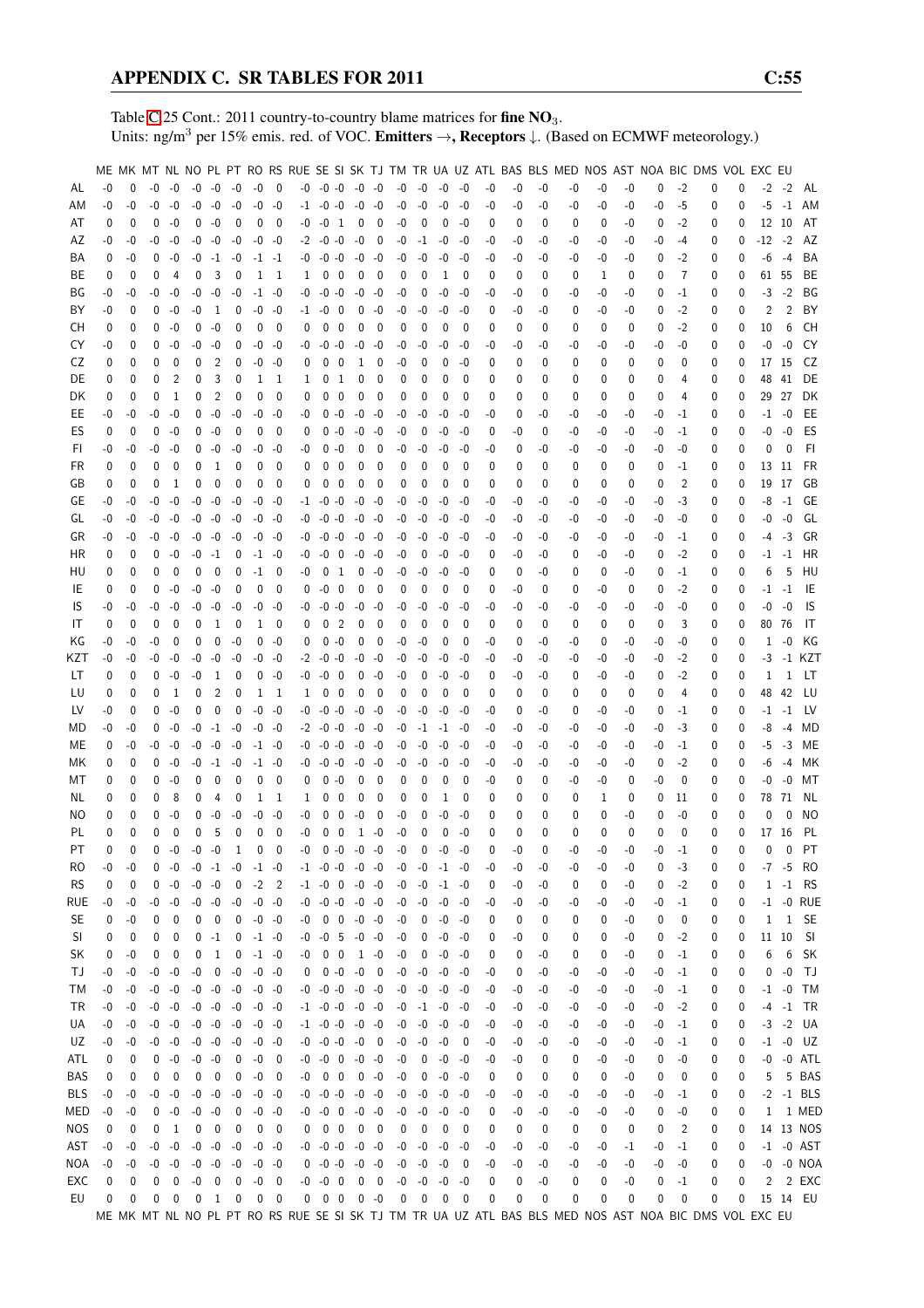Table C.25 Cont.: 2011 country-to-country blame matrices for **fine $NO_3$**.
Units: ng/m$^3$ per 15% emis. red. of VOC. **Emitters →, Receptors ↓**. (Based on ECMWF meteorology.)

| | ME | MK | MT | NL | NO | PL | PT | RO | RS | RUE | SE | SI | SK | TJ | TM | TR | UA | UZ | ATL | BAS | BLS | MED | NOS | AST | NOA | BIC | DMS | VOL | EXC | EU | |
|---|---|---|---|---|---|---|---|---|---|---|---|---|---|---|---|---|---|---|---|---|---|---|---|---|---|---|---|---|---|---|---|
| AL | -0 | 0 | -0 | -0 | -0 | -0 | -0 | -0 | 0 | -0 | -0 | -0 | -0 | -0 | -0 | -0 | -0 | -0 | -0 | -0 | -0 | -0 | -0 | -0 | 0 | -2 | 0 | 0 | -2 | -2 | AL |
| AM | -0 | -0 | -0 | -0 | -0 | -0 | -0 | -0 | -0 | -1 | -0 | -0 | -0 | -0 | -0 | -0 | -0 | -0 | -0 | -0 | -0 | -0 | -0 | -0 | -0 | -5 | 0 | 0 | -5 | -1 | AM |
| AT | 0 | 0 | 0 | -0 | 0 | -0 | 0 | 0 | 0 | -0 | -0 | 1 | 0 | 0 | -0 | 0 | 0 | -0 | 0 | 0 | 0 | 0 | 0 | -0 | 0 | -2 | 0 | 0 | 12 | 10 | AT |
| AZ | -0 | -0 | -0 | -0 | -0 | -0 | -0 | -0 | -0 | -2 | -0 | -0 | -0 | 0 | -0 | -1 | -0 | -0 | -0 | -0 | -0 | -0 | -0 | -0 | -0 | -4 | 0 | 0 | -12 | -2 | AZ |
| BA | 0 | -0 | 0 | -0 | -0 | -1 | -0 | -1 | -1 | -0 | -0 | -0 | -0 | -0 | -0 | -0 | -0 | -0 | -0 | -0 | -0 | -0 | -0 | -0 | 0 | -2 | 0 | 0 | -6 | -4 | BA |
| BE | 0 | 0 | 0 | 4 | 0 | 3 | 0 | 1 | 1 | 1 | 0 | 0 | 0 | 0 | 0 | 0 | 1 | 0 | 0 | 0 | 0 | 0 | 1 | 0 | 0 | 7 | 0 | 0 | 61 | 55 | BE |
| BG | -0 | -0 | -0 | -0 | -0 | -0 | -0 | -1 | -0 | -0 | -0 | -0 | -0 | -0 | -0 | 0 | -0 | -0 | -0 | -0 | 0 | -0 | -0 | -0 | 0 | -1 | 0 | 0 | -3 | -2 | BG |
| BY | -0 | 0 | 0 | -0 | -0 | 1 | 0 | -0 | -0 | -1 | -0 | 0 | 0 | -0 | -0 | -0 | -0 | -0 | 0 | -0 | -0 | 0 | -0 | -0 | 0 | -2 | 0 | 0 | 2 | 2 | BY |
| CH | 0 | 0 | 0 | -0 | 0 | -0 | 0 | 0 | 0 | 0 | 0 | 0 | 0 | 0 | 0 | 0 | 0 | 0 | 0 | 0 | 0 | 0 | 0 | 0 | 0 | -2 | 0 | 0 | 10 | 6 | CH |
| CY | -0 | 0 | 0 | -0 | -0 | -0 | 0 | -0 | -0 | -0 | -0 | -0 | -0 | -0 | -0 | -0 | -0 | -0 | -0 | -0 | -0 | -0 | -0 | -0 | -0 | -0 | 0 | 0 | -0 | -0 | CY |
| CZ | 0 | 0 | 0 | 0 | 0 | 2 | 0 | -0 | -0 | 0 | 0 | 0 | 1 | 0 | -0 | 0 | 0 | -0 | 0 | 0 | 0 | 0 | 0 | 0 | 0 | 0 | 0 | 0 | 17 | 15 | CZ |
| DE | 0 | 0 | 0 | 2 | 0 | 3 | 0 | 1 | 1 | 1 | 0 | 1 | 0 | 0 | 0 | 0 | 0 | 0 | 0 | 0 | 0 | 0 | 0 | 0 | 0 | 4 | 0 | 0 | 48 | 41 | DE |
| DK | 0 | 0 | 0 | 1 | 0 | 2 | 0 | 0 | 0 | 0 | 0 | 0 | 0 | 0 | 0 | 0 | 0 | 0 | 0 | 0 | 0 | 0 | 0 | 0 | 0 | 4 | 0 | 0 | 29 | 27 | DK |
| EE | -0 | -0 | -0 | -0 | 0 | -0 | -0 | -0 | -0 | -0 | 0 | -0 | -0 | -0 | -0 | -0 | -0 | -0 | -0 | 0 | -0 | -0 | -0 | -0 | -0 | -1 | 0 | 0 | -1 | -0 | EE |
| ES | 0 | 0 | 0 | -0 | 0 | -0 | 0 | 0 | 0 | 0 | 0 | -0 | -0 | -0 | -0 | 0 | -0 | -0 | 0 | -0 | 0 | -0 | -0 | -0 | -0 | -1 | 0 | 0 | -0 | -0 | ES |
| FI | -0 | -0 | -0 | -0 | 0 | -0 | -0 | -0 | -0 | -0 | 0 | -0 | 0 | 0 | -0 | -0 | -0 | -0 | -0 | 0 | -0 | -0 | -0 | -0 | -0 | -0 | 0 | 0 | 0 | 0 | FI |
| FR | 0 | 0 | 0 | 0 | 0 | 1 | 0 | 0 | 0 | 0 | 0 | 0 | 0 | 0 | 0 | 0 | 0 | 0 | 0 | 0 | 0 | 0 | 0 | 0 | 0 | -1 | 0 | 0 | 13 | 11 | FR |
| GB | 0 | 0 | 0 | 1 | 0 | 0 | 0 | 0 | 0 | 0 | 0 | 0 | 0 | 0 | 0 | 0 | 0 | 0 | 0 | 0 | 0 | 0 | 0 | 0 | 0 | 2 | 0 | 0 | 19 | 17 | GB |
| GE | -0 | -0 | -0 | -0 | -0 | -0 | -0 | -0 | -0 | -1 | -0 | -0 | -0 | -0 | -0 | -0 | -0 | -0 | -0 | -0 | -0 | -0 | -0 | -0 | -0 | -3 | 0 | 0 | -8 | -1 | GE |
| GL | -0 | -0 | -0 | -0 | -0 | -0 | -0 | -0 | -0 | -0 | -0 | -0 | -0 | -0 | -0 | -0 | -0 | -0 | -0 | -0 | -0 | -0 | -0 | -0 | -0 | -0 | 0 | 0 | -0 | -0 | GL |
| GR | -0 | -0 | -0 | -0 | -0 | -0 | -0 | -0 | -0 | -0 | -0 | -0 | -0 | -0 | -0 | -0 | -0 | -0 | -0 | -0 | -0 | -0 | -0 | -0 | -0 | -1 | 0 | 0 | -4 | -3 | GR |
| HR | 0 | 0 | 0 | -0 | -0 | -1 | 0 | -1 | -0 | -0 | -0 | 0 | -0 | -0 | -0 | 0 | -0 | -0 | 0 | -0 | -0 | 0 | -0 | -0 | 0 | -2 | 0 | 0 | -1 | -1 | HR |
| HU | 0 | 0 | 0 | 0 | 0 | 0 | 0 | -1 | 0 | -0 | 0 | 1 | 0 | -0 | -0 | -0 | -0 | -0 | 0 | 0 | -0 | 0 | 0 | -0 | 0 | -1 | 0 | 0 | 6 | 5 | HU |
| IE | 0 | 0 | 0 | -0 | -0 | -0 | 0 | 0 | 0 | 0 | -0 | 0 | 0 | 0 | 0 | 0 | 0 | 0 | 0 | -0 | 0 | 0 | -0 | 0 | 0 | -2 | 0 | 0 | -1 | -1 | IE |
| IS | -0 | -0 | -0 | -0 | -0 | -0 | -0 | -0 | -0 | -0 | -0 | -0 | -0 | -0 | -0 | -0 | -0 | -0 | -0 | -0 | -0 | -0 | -0 | -0 | -0 | -0 | 0 | 0 | -0 | -0 | IS |
| IT | 0 | 0 | 0 | 0 | 0 | 1 | 0 | 1 | 0 | 0 | 0 | 2 | 0 | 0 | 0 | 0 | 0 | 0 | 0 | 0 | 0 | 0 | 0 | 0 | 0 | 3 | 0 | 0 | 80 | 76 | IT |
| KG | -0 | -0 | -0 | 0 | 0 | 0 | -0 | 0 | -0 | 0 | 0 | -0 | 0 | 0 | -0 | -0 | 0 | 0 | -0 | 0 | -0 | -0 | 0 | -0 | -0 | -0 | 0 | 0 | 1 | -0 | KG |
| KZT | -0 | -0 | -0 | -0 | -0 | -0 | -0 | -0 | -0 | -2 | -0 | -0 | -0 | -0 | -0 | -0 | -0 | -0 | -0 | -0 | -0 | -0 | -0 | -0 | -0 | -2 | 0 | 0 | -3 | -1 | KZT |
| LT | 0 | 0 | 0 | -0 | -0 | 1 | 0 | 0 | -0 | -0 | -0 | 0 | 0 | -0 | -0 | 0 | -0 | -0 | 0 | -0 | -0 | 0 | -0 | -0 | 0 | -2 | 0 | 0 | 1 | 1 | LT |
| LU | 0 | 0 | 0 | 1 | 0 | 2 | 0 | 1 | 1 | 1 | 0 | 0 | 0 | 0 | 0 | 0 | 0 | 0 | 0 | 0 | 0 | 0 | 0 | 0 | 0 | 4 | 0 | 0 | 48 | 42 | LU |
| LV | -0 | 0 | 0 | -0 | 0 | 0 | 0 | -0 | -0 | -0 | -0 | -0 | -0 | -0 | -0 | -0 | -0 | -0 | -0 | 0 | -0 | 0 | -0 | -0 | 0 | -1 | 0 | 0 | -1 | -1 | LV |
| MD | -0 | -0 | 0 | -0 | -0 | -1 | -0 | -0 | -0 | -2 | -0 | -0 | -0 | -0 | -0 | -1 | -1 | -0 | -0 | -0 | -0 | -0 | -0 | -0 | -0 | -3 | 0 | 0 | -8 | -4 | MD |
| ME | 0 | -0 | -0 | -0 | -0 | -0 | -0 | -1 | -0 | -0 | -0 | -0 | -0 | -0 | -0 | -0 | -0 | -0 | -0 | -0 | -0 | -0 | -0 | -0 | -0 | -1 | 0 | 0 | -5 | -3 | ME |
| MK | 0 | 0 | 0 | -0 | -0 | -1 | -0 | -1 | -0 | -0 | -0 | -0 | -0 | -0 | -0 | -0 | -0 | -0 | -0 | -0 | -0 | -0 | -0 | -0 | 0 | -2 | 0 | 0 | -6 | -4 | MK |
| MT | 0 | 0 | 0 | -0 | 0 | 0 | 0 | 0 | 0 | 0 | 0 | -0 | 0 | 0 | 0 | 0 | 0 | 0 | -0 | 0 | 0 | -0 | -0 | 0 | -0 | 0 | 0 | 0 | -0 | -0 | MT |
| NL | 0 | 0 | 0 | 8 | 0 | 4 | 0 | 1 | 1 | 1 | 0 | 0 | 0 | 0 | 0 | 0 | 1 | 0 | 0 | 0 | 0 | 0 | 1 | 0 | 0 | 11 | 0 | 0 | 78 | 71 | NL |
| NO | 0 | 0 | 0 | -0 | 0 | -0 | -0 | -0 | -0 | -0 | 0 | 0 | -0 | 0 | -0 | 0 | -0 | -0 | 0 | 0 | 0 | 0 | 0 | -0 | 0 | -0 | 0 | 0 | 0 | 0 | NO |
| PL | 0 | 0 | 0 | 0 | 0 | 5 | 0 | 0 | 0 | -0 | 0 | 0 | 1 | -0 | -0 | 0 | 0 | -0 | 0 | 0 | 0 | 0 | 0 | 0 | 0 | 0 | 0 | 0 | 17 | 16 | PL |
| PT | 0 | 0 | 0 | -0 | -0 | -0 | 1 | 0 | 0 | -0 | 0 | -0 | -0 | -0 | -0 | 0 | -0 | -0 | 0 | -0 | 0 | -0 | -0 | -0 | -0 | -1 | 0 | 0 | 0 | 0 | PT |
| RO | -0 | -0 | 0 | -0 | -0 | -1 | -0 | -1 | -0 | -1 | -0 | -0 | -0 | -0 | -0 | -0 | -1 | -0 | -0 | -0 | -0 | -0 | -0 | -0 | 0 | -3 | 0 | 0 | -7 | -5 | RO |
| RS | 0 | 0 | 0 | -0 | -0 | -0 | 0 | -2 | 2 | -1 | -0 | 0 | -0 | -0 | -0 | -0 | -1 | -0 | 0 | -0 | -0 | 0 | 0 | -0 | 0 | -2 | 0 | 0 | 1 | -1 | RS |
| RUE | -0 | -0 | -0 | -0 | -0 | -0 | -0 | -0 | -0 | -0 | -0 | -0 | -0 | -0 | -0 | -0 | -0 | -0 | -0 | -0 | -0 | -0 | -0 | -0 | -0 | -1 | 0 | 0 | -1 | -0 | RUE |
| SE | 0 | -0 | 0 | 0 | 0 | 0 | 0 | -0 | -0 | -0 | 0 | 0 | -0 | -0 | -0 | 0 | -0 | -0 | 0 | 0 | 0 | 0 | 0 | -0 | 0 | 0 | 0 | 0 | 1 | 1 | SE |
| SI | 0 | 0 | 0 | 0 | 0 | -1 | 0 | -1 | -0 | -0 | -0 | 5 | -0 | -0 | -0 | 0 | -0 | -0 | 0 | -0 | 0 | 0 | 0 | -0 | 0 | -2 | 0 | 0 | 11 | 10 | SI |
| SK | 0 | -0 | 0 | 0 | 0 | 1 | 0 | -1 | -0 | -0 | 0 | 0 | 1 | -0 | -0 | 0 | -0 | -0 | 0 | 0 | -0 | 0 | 0 | -0 | 0 | -1 | 0 | 0 | 6 | 6 | SK |
| TJ | -0 | -0 | -0 | -0 | -0 | 0 | -0 | -0 | -0 | 0 | 0 | -0 | -0 | 0 | -0 | -0 | -0 | -0 | -0 | 0 | -0 | -0 | -0 | -0 | -0 | -1 | 0 | 0 | 0 | -0 | TJ |
| TM | -0 | -0 | -0 | -0 | -0 | -0 | -0 | -0 | -0 | -0 | -0 | -0 | -0 | -0 | -0 | -0 | -0 | -0 | -0 | -0 | -0 | -0 | -0 | -0 | -0 | -1 | 0 | 0 | -1 | -0 | TM |
| TR | -0 | -0 | -0 | -0 | -0 | -0 | -0 | -0 | -0 | -1 | -0 | -0 | -0 | -0 | -0 | -1 | -0 | -0 | -0 | -0 | -0 | -0 | -0 | -0 | -0 | -2 | 0 | 0 | -4 | -1 | TR |
| UA | -0 | -0 | -0 | -0 | -0 | -0 | -0 | -0 | -0 | -1 | -0 | -0 | -0 | -0 | -0 | -0 | -0 | -0 | -0 | -0 | -0 | -0 | -0 | -0 | -0 | -1 | 0 | 0 | -3 | -2 | UA |
| UZ | -0 | -0 | -0 | -0 | -0 | -0 | -0 | -0 | -0 | -0 | -0 | -0 | -0 | 0 | -0 | -0 | -0 | 0 | -0 | -0 | -0 | -0 | -0 | -0 | -0 | -1 | 0 | 0 | -1 | -0 | UZ |
| ATL | 0 | 0 | 0 | -0 | -0 | -0 | 0 | -0 | 0 | -0 | -0 | 0 | -0 | -0 | -0 | 0 | -0 | -0 | -0 | -0 | 0 | 0 | -0 | -0 | 0 | -0 | 0 | 0 | -0 | -0 | ATL |
| BAS | 0 | 0 | 0 | 0 | 0 | 0 | 0 | -0 | 0 | -0 | 0 | 0 | 0 | -0 | -0 | 0 | -0 | -0 | 0 | 0 | 0 | 0 | 0 | -0 | 0 | 0 | 0 | 0 | 5 | 5 | BAS |
| BLS | -0 | -0 | -0 | -0 | -0 | -0 | -0 | -0 | -0 | -0 | -0 | -0 | -0 | -0 | -0 | -0 | -0 | -0 | -0 | -0 | -0 | -0 | -0 | -0 | -0 | -1 | 0 | 0 | -2 | -1 | BLS |
| MED | -0 | -0 | 0 | -0 | -0 | -0 | 0 | -0 | -0 | -0 | -0 | 0 | -0 | -0 | -0 | -0 | -0 | -0 | 0 | -0 | -0 | -0 | -0 | -0 | 0 | -0 | 0 | 0 | 1 | 1 | MED |
| NOS | 0 | 0 | 0 | 1 | 0 | 0 | 0 | 0 | 0 | 0 | 0 | 0 | 0 | 0 | 0 | 0 | 0 | 0 | 0 | 0 | 0 | 0 | 0 | 0 | 0 | 2 | 0 | 0 | 14 | 13 | NOS |
| AST | -0 | -0 | -0 | -0 | -0 | -0 | -0 | -0 | -0 | -0 | -0 | -0 | -0 | -0 | -0 | -0 | -0 | -0 | -0 | -0 | -0 | -0 | -0 | -1 | -0 | -1 | 0 | 0 | -1 | -0 | AST |
| NOA | -0 | -0 | -0 | -0 | -0 | -0 | -0 | -0 | -0 | 0 | -0 | -0 | -0 | -0 | -0 | -0 | -0 | 0 | -0 | -0 | -0 | -0 | -0 | -0 | -0 | -0 | 0 | 0 | -0 | -0 | NOA |
| EXC | 0 | 0 | 0 | 0 | -0 | 0 | 0 | -0 | 0 | -0 | -0 | 0 | 0 | 0 | -0 | -0 | -0 | -0 | 0 | 0 | -0 | 0 | 0 | -0 | 0 | -1 | 0 | 0 | 2 | 2 | EXC |
| EU | 0 | 0 | 0 | 0 | 0 | 1 | 0 | 0 | 0 | 0 | 0 | 0 | 0 | -0 | 0 | 0 | 0 | 0 | 0 | 0 | 0 | 0 | 0 | 0 | 0 | 0 | 0 | 0 | 15 | 14 | EU |
| | ME | MK | MT | NL | NO | PL | PT | RO | RS | RUE | SE | SI | SK | TJ | TM | TR | UA | UZ | ATL | BAS | BLS | MED | NOS | AST | NOA | BIC | DMS | VOL | EXC | EU | |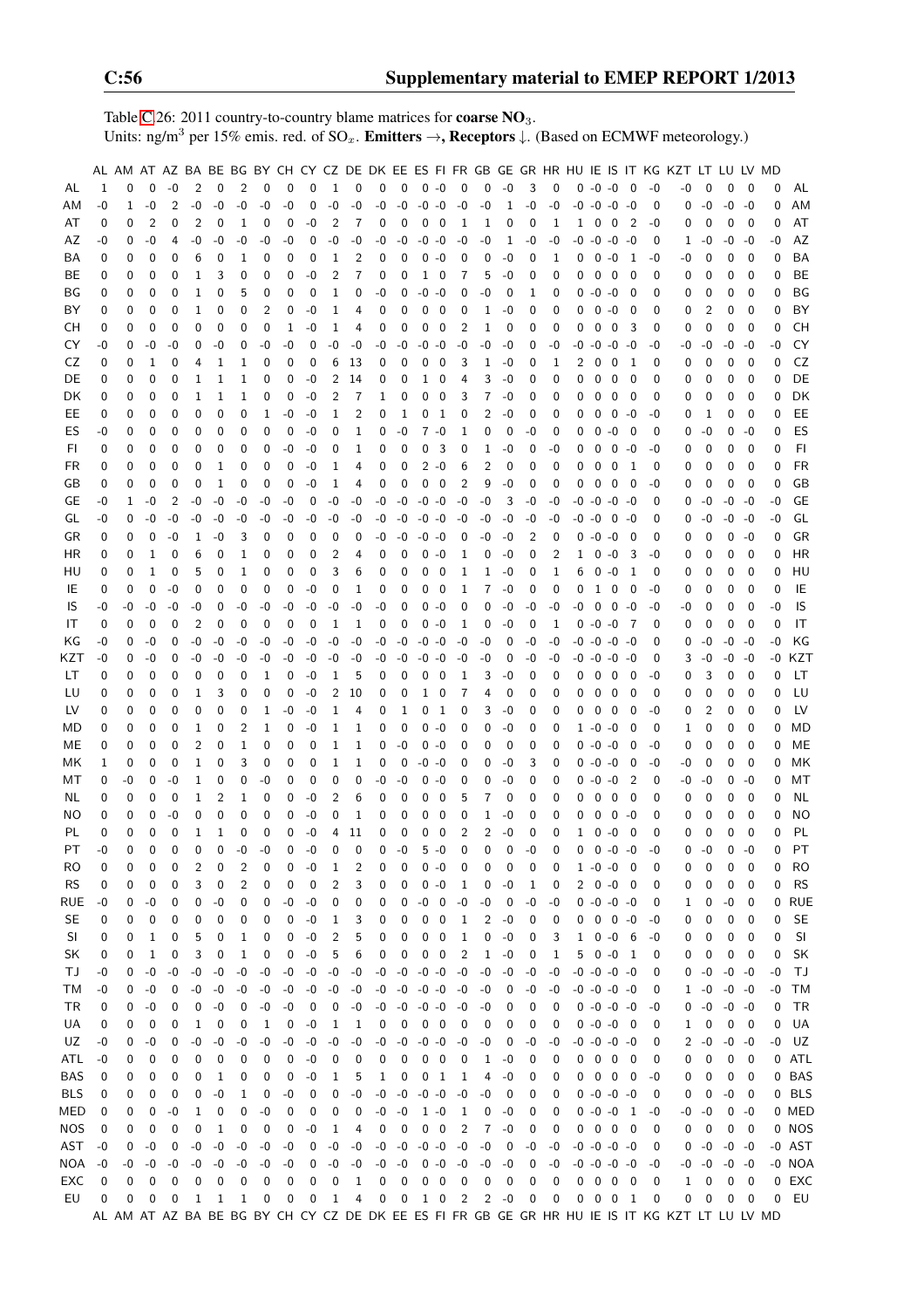Table C:26: 2011 country-to-country blame matrices for **coarse $NO_3$**.
Units: ng/m$^3$ per 15% emis. red. of $SO_x$. **Emitters →, Receptors ↓.** (Based on ECMWF meteorology.)

| | AL | AM | AT | AZ | BA | BE | BG | BY | CH | CY | CZ | DE | DK | EE | ES | FI | FR | GB | GE | GR | HR | HU | IE | IS | IT | KG | KZT | LT | LU | LV | MD | |
|---|---|---|---|---|---|---|---|---|---|---|---|---|---|---|---|---|---|---|---|---|---|---|---|---|---|---|---|---|---|---|---|---|
| AL | 1 | 0 | 0 | -0 | 2 | 0 | 2 | 0 | 0 | 0 | 1 | 0 | 0 | 0 | 0 | -0 | 0 | 0 | -0 | 3 | 0 | 0 | -0 | -0 | 0 | -0 | -0 | 0 | 0 | 0 | 0 | AL |
| AM | -0 | 1 | -0 | 2 | -0 | -0 | -0 | -0 | -0 | 0 | -0 | -0 | -0 | -0 | -0 | -0 | -0 | -0 | 1 | -0 | -0 | -0 | -0 | -0 | -0 | 0 | 0 | -0 | -0 | -0 | 0 | AM |
| AT | 0 | 0 | 2 | 0 | 2 | 0 | 1 | 0 | 0 | -0 | 2 | 7 | 0 | 0 | 0 | 0 | 1 | 1 | 0 | 0 | 1 | 1 | 0 | 0 | 2 | -0 | 0 | 0 | 0 | 0 | 0 | AT |
| AZ | -0 | 0 | -0 | 4 | -0 | -0 | -0 | -0 | -0 | 0 | -0 | -0 | -0 | -0 | -0 | -0 | -0 | -0 | 1 | -0 | -0 | -0 | -0 | -0 | -0 | 0 | 1 | -0 | -0 | -0 | -0 | AZ |
| BA | 0 | 0 | 0 | 0 | 6 | 0 | 1 | 0 | 0 | 0 | 1 | 2 | 0 | 0 | 0 | -0 | 0 | 0 | -0 | 0 | 1 | 0 | 0 | -0 | 1 | -0 | -0 | 0 | 0 | 0 | 0 | BA |
| BE | 0 | 0 | 0 | 0 | 1 | 3 | 0 | 0 | 0 | -0 | 2 | 7 | 0 | 0 | 1 | 0 | 7 | 5 | -0 | 0 | 0 | 0 | 0 | 0 | 0 | 0 | 0 | 0 | 0 | 0 | 0 | BE |
| BG | 0 | 0 | 0 | 0 | 1 | 0 | 5 | 0 | 0 | 0 | 1 | 0 | -0 | 0 | -0 | -0 | 0 | -0 | 0 | 1 | 0 | 0 | -0 | -0 | 0 | 0 | 0 | 0 | 0 | 0 | 0 | BG |
| BY | 0 | 0 | 0 | 0 | 1 | 0 | 0 | 2 | 0 | -0 | 1 | 4 | 0 | 0 | 0 | 0 | 0 | 1 | -0 | 0 | 0 | 0 | 0 | -0 | 0 | 0 | 0 | 2 | 0 | 0 | 0 | BY |
| CH | 0 | 0 | 0 | 0 | 0 | 0 | 0 | 0 | 1 | -0 | 1 | 4 | 0 | 0 | 0 | 0 | 2 | 1 | 0 | 0 | 0 | 0 | 0 | 0 | 3 | 0 | 0 | 0 | 0 | 0 | 0 | CH |
| CY | -0 | 0 | -0 | -0 | 0 | -0 | 0 | -0 | -0 | 0 | -0 | -0 | -0 | -0 | -0 | -0 | -0 | -0 | -0 | 0 | -0 | -0 | -0 | -0 | -0 | -0 | -0 | -0 | -0 | -0 | -0 | CY |
| CZ | 0 | 0 | 1 | 0 | 4 | 1 | 1 | 0 | 0 | 0 | 6 | 13 | 0 | 0 | 0 | 0 | 3 | 1 | -0 | 0 | 1 | 2 | 0 | 0 | 1 | 0 | 0 | 0 | 0 | 0 | 0 | CZ |
| DE | 0 | 0 | 0 | 0 | 1 | 1 | 1 | 0 | 0 | -0 | 2 | 14 | 0 | 0 | 1 | 0 | 4 | 3 | -0 | 0 | 0 | 0 | 0 | 0 | 0 | 0 | 0 | 0 | 0 | 0 | 0 | DE |
| DK | 0 | 0 | 0 | 0 | 1 | 1 | 1 | 0 | 0 | -0 | 2 | 7 | 1 | 0 | 0 | 0 | 3 | 7 | -0 | 0 | 0 | 0 | 0 | 0 | 0 | 0 | 0 | 0 | 0 | 0 | 0 | DK |
| EE | 0 | 0 | 0 | 0 | 0 | 0 | 0 | 1 | -0 | -0 | 1 | 2 | 0 | 1 | 0 | 1 | 0 | 2 | -0 | 0 | 0 | 0 | 0 | 0 | -0 | -0 | 0 | 1 | 0 | 0 | 0 | EE |
| ES | -0 | 0 | 0 | 0 | 0 | 0 | 0 | 0 | 0 | -0 | 0 | 1 | 0 | -0 | 7 | -0 | 1 | 0 | 0 | -0 | 0 | 0 | 0 | -0 | 0 | 0 | 0 | -0 | 0 | -0 | 0 | ES |
| FI | 0 | 0 | 0 | 0 | 0 | 0 | 0 | 0 | -0 | -0 | 0 | 1 | 0 | 0 | 0 | 3 | 0 | 1 | -0 | 0 | -0 | 0 | 0 | 0 | -0 | -0 | 0 | 0 | 0 | 0 | 0 | FI |
| FR | 0 | 0 | 0 | 0 | 0 | 1 | 0 | 0 | 0 | -0 | 1 | 4 | 0 | 0 | 2 | -0 | 6 | 2 | 0 | 0 | 0 | 0 | 0 | 0 | 1 | 0 | 0 | 0 | 0 | 0 | 0 | FR |
| GB | 0 | 0 | 0 | 0 | 0 | 1 | 0 | 0 | 0 | -0 | 1 | 4 | 0 | 0 | 0 | 0 | 2 | 9 | -0 | 0 | 0 | 0 | 0 | 0 | 0 | -0 | 0 | 0 | 0 | 0 | 0 | GB |
| GE | -0 | 1 | -0 | 2 | -0 | -0 | -0 | -0 | -0 | 0 | -0 | -0 | -0 | -0 | -0 | -0 | -0 | -0 | 3 | -0 | -0 | -0 | -0 | -0 | -0 | 0 | 0 | -0 | -0 | -0 | -0 | GE |
| GL | -0 | 0 | -0 | -0 | -0 | -0 | -0 | -0 | -0 | -0 | -0 | -0 | -0 | -0 | -0 | -0 | -0 | -0 | -0 | -0 | -0 | -0 | -0 | 0 | -0 | 0 | 0 | -0 | -0 | -0 | -0 | GL |
| GR | 0 | 0 | 0 | -0 | 1 | -0 | 3 | 0 | 0 | 0 | 0 | 0 | -0 | -0 | -0 | -0 | 0 | -0 | -0 | 2 | 0 | 0 | -0 | -0 | 0 | 0 | 0 | 0 | 0 | -0 | 0 | GR |
| HR | 0 | 0 | 1 | 0 | 6 | 0 | 1 | 0 | 0 | 0 | 2 | 4 | 0 | 0 | 0 | -0 | 1 | 0 | -0 | 0 | 2 | 1 | 0 | -0 | 3 | -0 | 0 | 0 | 0 | 0 | 0 | HR |
| HU | 0 | 0 | 1 | 0 | 5 | 0 | 1 | 0 | 0 | 0 | 3 | 6 | 0 | 0 | 0 | 0 | 1 | 1 | -0 | 0 | 1 | 6 | 0 | -0 | 1 | 0 | 0 | 0 | 0 | 0 | 0 | HU |
| IE | 0 | 0 | 0 | -0 | 0 | 0 | 0 | 0 | 0 | -0 | 0 | 1 | 0 | 0 | 0 | 0 | 1 | 7 | -0 | 0 | 0 | 0 | 1 | 0 | 0 | -0 | 0 | 0 | 0 | 0 | 0 | IE |
| IS | -0 | -0 | -0 | -0 | -0 | 0 | -0 | -0 | -0 | -0 | -0 | -0 | -0 | 0 | 0 | -0 | 0 | 0 | -0 | -0 | -0 | -0 | 0 | 0 | -0 | -0 | -0 | 0 | 0 | 0 | -0 | IS |
| IT | 0 | 0 | 0 | 0 | 2 | 0 | 0 | 0 | 0 | 0 | 1 | 1 | 0 | 0 | 0 | -0 | 1 | 0 | -0 | 0 | 1 | 0 | -0 | -0 | 7 | 0 | 0 | 0 | 0 | 0 | 0 | IT |
| KG | -0 | 0 | -0 | 0 | -0 | -0 | -0 | -0 | -0 | -0 | -0 | -0 | -0 | -0 | -0 | -0 | -0 | -0 | 0 | -0 | -0 | -0 | -0 | -0 | -0 | 0 | 0 | -0 | -0 | -0 | -0 | KG |
| KZT | -0 | 0 | -0 | 0 | -0 | -0 | -0 | -0 | -0 | -0 | -0 | -0 | -0 | -0 | -0 | -0 | -0 | -0 | 0 | -0 | -0 | -0 | -0 | -0 | -0 | 0 | 3 | -0 | -0 | -0 | -0 | KZT |
| LT | 0 | 0 | 0 | 0 | 0 | 0 | 0 | 1 | 0 | -0 | 1 | 5 | 0 | 0 | 0 | 0 | 1 | 3 | -0 | 0 | 0 | 0 | 0 | 0 | 0 | -0 | 0 | 3 | 0 | 0 | 0 | LT |
| LU | 0 | 0 | 0 | 0 | 1 | 3 | 0 | 0 | 0 | -0 | 2 | 10 | 0 | 0 | 1 | 0 | 7 | 4 | 0 | 0 | 0 | 0 | 0 | 0 | 0 | 0 | 0 | 0 | 0 | 0 | 0 | LU |
| LV | 0 | 0 | 0 | 0 | 0 | 0 | 0 | 1 | -0 | -0 | 1 | 4 | 0 | 1 | 0 | 1 | 0 | 3 | -0 | 0 | 0 | 0 | 0 | 0 | 0 | -0 | 0 | 2 | 0 | 0 | 0 | LV |
| MD | 0 | 0 | 0 | 0 | 1 | 0 | 2 | 1 | 0 | -0 | 1 | 1 | 0 | 0 | 0 | -0 | 0 | 0 | -0 | 0 | 0 | 1 | -0 | -0 | 0 | 0 | 1 | 0 | 0 | 0 | 0 | MD |
| ME | 0 | 0 | 0 | 0 | 2 | 0 | 1 | 0 | 0 | 0 | 1 | 1 | 0 | -0 | 0 | -0 | 0 | 0 | 0 | 0 | 0 | 0 | -0 | -0 | 0 | -0 | 0 | 0 | 0 | 0 | 0 | ME |
| MK | 1 | 0 | 0 | 0 | 1 | 0 | 3 | 0 | 0 | 0 | 1 | 1 | 0 | 0 | -0 | -0 | 0 | 0 | -0 | 3 | 0 | 0 | -0 | -0 | 0 | -0 | -0 | 0 | 0 | 0 | 0 | MK |
| MT | 0 | -0 | 0 | -0 | 1 | 0 | 0 | -0 | 0 | 0 | 0 | 0 | -0 | -0 | 0 | -0 | 0 | 0 | -0 | 0 | 0 | 0 | -0 | -0 | 2 | 0 | -0 | -0 | 0 | -0 | 0 | MT |
| NL | 0 | 0 | 0 | 0 | 1 | 2 | 1 | 0 | 0 | -0 | 2 | 6 | 0 | 0 | 0 | 0 | 5 | 7 | 0 | 0 | 0 | 0 | 0 | 0 | 0 | 0 | 0 | 0 | 0 | 0 | 0 | NL |
| NO | 0 | 0 | 0 | -0 | 0 | 0 | 0 | 0 | 0 | -0 | 0 | 1 | 0 | 0 | 0 | 0 | 0 | 1 | -0 | 0 | 0 | 0 | 0 | 0 | -0 | 0 | 0 | 0 | 0 | 0 | 0 | NO |
| PL | 0 | 0 | 0 | 0 | 1 | 1 | 0 | 0 | 0 | -0 | 4 | 11 | 0 | 0 | 0 | 0 | 2 | 2 | -0 | 0 | 0 | 1 | 0 | -0 | 0 | 0 | 0 | 0 | 0 | 0 | 0 | PL |
| PT | -0 | 0 | 0 | 0 | 0 | 0 | -0 | -0 | 0 | -0 | 0 | 0 | 0 | -0 | 5 | -0 | 0 | 0 | 0 | -0 | 0 | 0 | 0 | -0 | -0 | -0 | 0 | -0 | 0 | -0 | 0 | PT |
| RO | 0 | 0 | 0 | 0 | 2 | 0 | 2 | 0 | 0 | -0 | 1 | 2 | 0 | 0 | 0 | -0 | 0 | 0 | 0 | 0 | 0 | 1 | -0 | -0 | 0 | 0 | 0 | 0 | 0 | 0 | 0 | RO |
| RS | 0 | 0 | 0 | 0 | 3 | 0 | 2 | 0 | 0 | 0 | 2 | 3 | 0 | 0 | 0 | -0 | 1 | 0 | -0 | 1 | 0 | 2 | 0 | -0 | 0 | 0 | 0 | 0 | 0 | 0 | 0 | RS |
| RUE | -0 | 0 | -0 | 0 | 0 | -0 | 0 | 0 | -0 | -0 | 0 | 0 | 0 | 0 | -0 | 0 | -0 | -0 | 0 | -0 | -0 | 0 | -0 | -0 | -0 | 0 | 1 | 0 | -0 | 0 | 0 | RUE |
| SE | 0 | 0 | 0 | 0 | 0 | 0 | 0 | 0 | 0 | -0 | 1 | 3 | 0 | 0 | 0 | 0 | 1 | 2 | -0 | 0 | 0 | 0 | 0 | 0 | -0 | -0 | 0 | 0 | 0 | 0 | 0 | SE |
| SI | 0 | 0 | 1 | 0 | 5 | 0 | 1 | 0 | 0 | -0 | 2 | 5 | 0 | 0 | 0 | 0 | 1 | 0 | -0 | 0 | 3 | 1 | 0 | -0 | 6 | -0 | 0 | 0 | 0 | 0 | 0 | SI |
| SK | 0 | 0 | 1 | 0 | 3 | 0 | 1 | 0 | 0 | -0 | 5 | 6 | 0 | 0 | 0 | 0 | 2 | 1 | -0 | 0 | 1 | 5 | 0 | -0 | 1 | 0 | 0 | 0 | 0 | 0 | 0 | SK |
| TJ | -0 | 0 | -0 | 0 | -0 | -0 | -0 | -0 | -0 | -0 | -0 | -0 | -0 | -0 | -0 | -0 | -0 | -0 | -0 | -0 | -0 | -0 | -0 | -0 | -0 | 0 | 0 | -0 | -0 | -0 | -0 | TJ |
| TM | -0 | 0 | -0 | 0 | -0 | -0 | -0 | -0 | -0 | -0 | -0 | -0 | -0 | -0 | -0 | -0 | -0 | -0 | 0 | -0 | -0 | -0 | -0 | -0 | -0 | 0 | 1 | -0 | -0 | -0 | -0 | TM |
| TR | 0 | 0 | -0 | 0 | 0 | -0 | 0 | -0 | -0 | 0 | 0 | -0 | -0 | -0 | -0 | -0 | -0 | -0 | 0 | 0 | 0 | 0 | -0 | -0 | -0 | -0 | 0 | -0 | -0 | -0 | 0 | TR |
| UA | 0 | 0 | 0 | 0 | 1 | 0 | 0 | 1 | 0 | -0 | 1 | 1 | 0 | 0 | 0 | 0 | 0 | 0 | 0 | 0 | 0 | 0 | -0 | -0 | 0 | 0 | 1 | 0 | 0 | 0 | 0 | UA |
| UZ | -0 | 0 | -0 | 0 | -0 | -0 | -0 | -0 | -0 | -0 | -0 | -0 | -0 | -0 | -0 | -0 | -0 | -0 | 0 | -0 | -0 | -0 | -0 | -0 | -0 | 0 | 2 | -0 | -0 | -0 | -0 | UZ |
| ATL | -0 | 0 | 0 | 0 | 0 | 0 | 0 | 0 | 0 | -0 | 0 | 0 | 0 | 0 | 0 | 0 | 0 | 1 | -0 | 0 | 0 | 0 | 0 | 0 | 0 | 0 | 0 | 0 | 0 | 0 | 0 | ATL |
| BAS | 0 | 0 | 0 | 0 | 0 | 1 | 0 | 0 | 0 | -0 | 1 | 5 | 1 | 0 | 0 | 1 | 1 | 4 | -0 | 0 | 0 | 0 | 0 | 0 | 0 | -0 | 0 | 0 | 0 | 0 | 0 | BAS |
| BLS | 0 | 0 | 0 | 0 | 0 | -0 | 1 | 0 | -0 | 0 | 0 | -0 | -0 | -0 | -0 | -0 | -0 | -0 | 0 | 0 | 0 | 0 | -0 | -0 | -0 | 0 | 0 | 0 | -0 | 0 | 0 | BLS |
| MED | 0 | 0 | 0 | -0 | 1 | 0 | 0 | -0 | 0 | 0 | 0 | 0 | -0 | -0 | 1 | -0 | 1 | 0 | -0 | 0 | 0 | 0 | -0 | -0 | 1 | -0 | -0 | -0 | 0 | -0 | 0 | MED |
| NOS | 0 | 0 | 0 | 0 | 0 | 1 | 0 | 0 | 0 | -0 | 1 | 4 | 0 | 0 | 0 | 0 | 2 | 7 | -0 | 0 | 0 | 0 | 0 | 0 | 0 | 0 | 0 | 0 | 0 | 0 | 0 | NOS |
| AST | -0 | 0 | -0 | 0 | -0 | -0 | -0 | -0 | -0 | 0 | -0 | -0 | -0 | -0 | -0 | -0 | -0 | -0 | 0 | -0 | -0 | -0 | -0 | -0 | -0 | 0 | 0 | -0 | -0 | -0 | 0 | AST |
| NOA | -0 | -0 | -0 | -0 | -0 | -0 | -0 | -0 | -0 | 0 | -0 | -0 | -0 | -0 | 0 | -0 | -0 | -0 | -0 | 0 | -0 | -0 | -0 | -0 | -0 | -0 | -0 | -0 | -0 | -0 | -0 | NOA |
| EXC | 0 | 0 | 0 | 0 | 0 | 0 | 0 | 0 | 0 | 0 | 0 | 1 | 0 | 0 | 0 | 0 | 0 | 0 | 0 | 0 | 0 | 0 | 0 | 0 | 0 | 0 | 1 | 0 | 0 | 0 | 0 | EXC |
| EU | 0 | 0 | 0 | 0 | 1 | 1 | 1 | 0 | 0 | 0 | 1 | 4 | 0 | 0 | 1 | 0 | 2 | 2 | -0 | 0 | 0 | 0 | 0 | 0 | 1 | 0 | 0 | 0 | 0 | 0 | 0 | EU |
| | AL | AM | AT | AZ | BA | BE | BG | BY | CH | CY | CZ | DE | DK | EE | ES | FI | FR | GB | GE | GR | HR | HU | IE | IS | IT | KG | KZT | LT | LU | LV | MD | |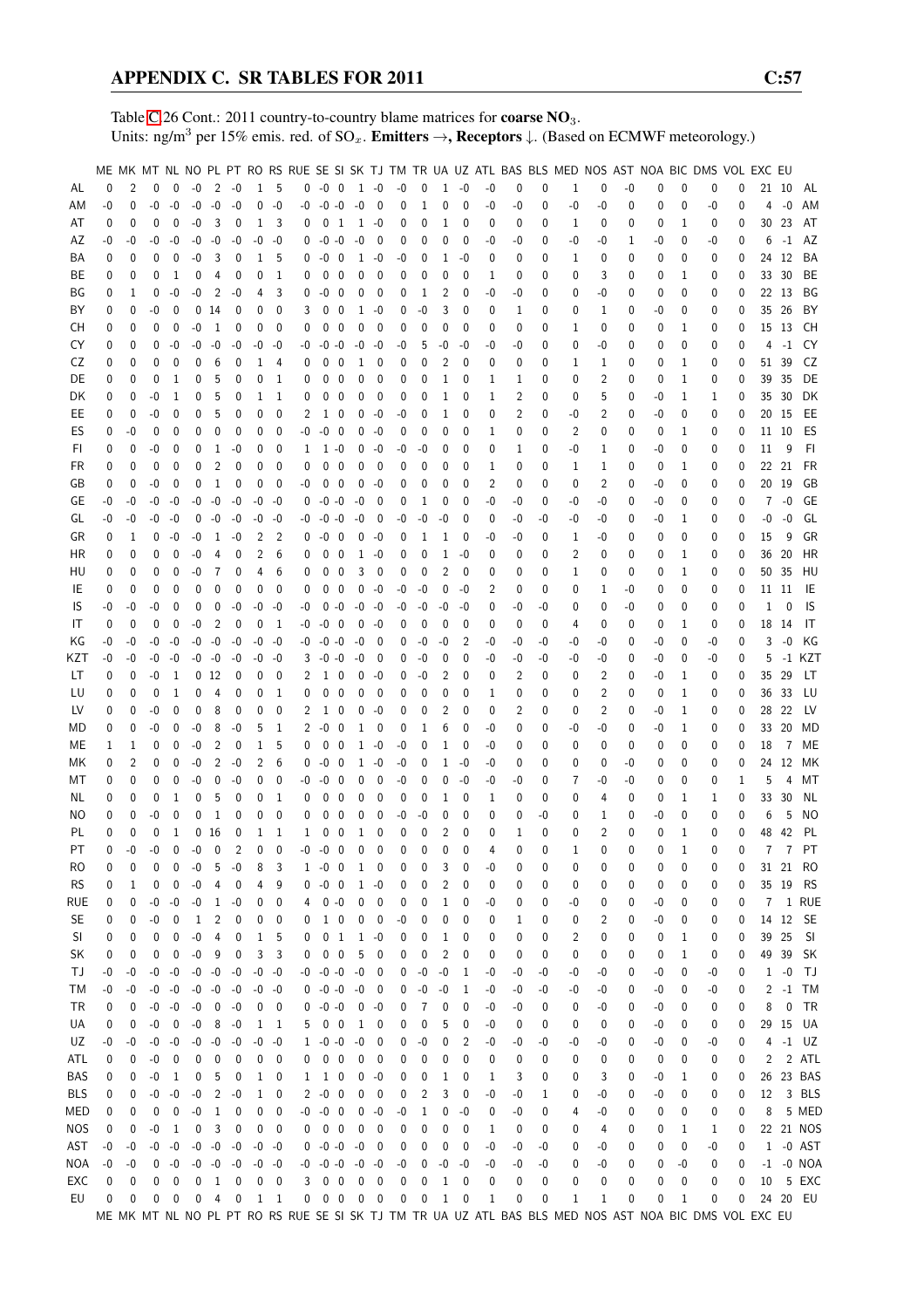Table C.26 Cont.: 2011 country-to-country blame matrices for **coarse $NO_3$**.
Units: ng/m$^3$ per 15% emis. red. of $SO_x$. **Emitters →, Receptors ↓.** (Based on ECMWF meteorology.)

| | ME | MK | MT | NL | NO | PL | PT | RO | RS | RUE | SE | SI | SK | TJ | TM | TR | UA | UZ | ATL | BAS | BLS | MED | NOS | AST | NOA | BIC | DMS | VOL | EXC | EU | |
|---|---|---|---|---|---|---|---|---|---|---|---|---|---|---|---|---|---|---|---|---|---|---|---|---|---|---|---|---|---|---|---|
| AL | 0 | 2 | 0 | 0 | -0 | 2 | -0 | 1 | 5 | 0 | -0 | 0 | 1 | -0 | -0 | 0 | 1 | -0 | -0 | 0 | 0 | 1 | 0 | -0 | 0 | 0 | 0 | 0 | 21 | 10 | AL |
| AM | -0 | 0 | -0 | -0 | -0 | -0 | -0 | 0 | -0 | -0 | -0 | -0 | -0 | 0 | 0 | 1 | 0 | 0 | -0 | -0 | 0 | -0 | -0 | 0 | 0 | 0 | -0 | 0 | 4 | -0 | AM |
| AT | 0 | 0 | 0 | 0 | -0 | 3 | 0 | 1 | 3 | 0 | 0 | 1 | 1 | -0 | 0 | 0 | 1 | 0 | 0 | 0 | 0 | 1 | 0 | 0 | 0 | 1 | 0 | 0 | 30 | 23 | AT |
| AZ | -0 | -0 | -0 | -0 | -0 | -0 | -0 | -0 | -0 | 0 | -0 | -0 | -0 | 0 | 0 | 0 | 0 | 0 | -0 | -0 | 0 | -0 | -0 | 1 | -0 | 0 | -0 | 0 | 6 | -1 | AZ |
| BA | 0 | 0 | 0 | 0 | -0 | 3 | 0 | 1 | 5 | 0 | -0 | 0 | 1 | -0 | -0 | 0 | 1 | -0 | 0 | 0 | 0 | 1 | 0 | 0 | 0 | 0 | 0 | 0 | 24 | 12 | BA |
| BE | 0 | 0 | 0 | 1 | 0 | 4 | 0 | 0 | 1 | 0 | 0 | 0 | 0 | 0 | 0 | 0 | 0 | 0 | 1 | 0 | 0 | 0 | 3 | 0 | 0 | 1 | 0 | 0 | 33 | 30 | BE |
| BG | 0 | 1 | 0 | -0 | -0 | 2 | -0 | 4 | 3 | 0 | -0 | 0 | 0 | 0 | 0 | 1 | 2 | 0 | -0 | -0 | 0 | 0 | -0 | 0 | 0 | 0 | 0 | 0 | 22 | 13 | BG |
| BY | 0 | 0 | -0 | 0 | 0 | 14 | 0 | 0 | 0 | 3 | 0 | 0 | 1 | -0 | 0 | -0 | 3 | 0 | 0 | 1 | 0 | 0 | 1 | 0 | -0 | 0 | 0 | 0 | 35 | 26 | BY |
| CH | 0 | 0 | 0 | 0 | -0 | 1 | 0 | 0 | 0 | 0 | 0 | 0 | 0 | 0 | 0 | 0 | 0 | 0 | 0 | 0 | 0 | 1 | 0 | 0 | 0 | 1 | 0 | 0 | 15 | 13 | CH |
| CY | 0 | 0 | 0 | -0 | -0 | -0 | -0 | -0 | -0 | -0 | -0 | -0 | -0 | -0 | -0 | 5 | -0 | -0 | -0 | -0 | 0 | 0 | -0 | 0 | 0 | 0 | -0 | 0 | 4 | -1 | CY |
| CZ | 0 | 0 | 0 | 0 | 0 | 6 | 0 | 1 | 4 | 0 | 0 | 0 | 1 | 0 | 0 | 0 | 2 | 0 | 0 | 0 | 0 | 1 | 1 | 0 | 0 | 1 | 0 | 0 | 51 | 39 | CZ |
| DE | 0 | 0 | 0 | 1 | 0 | 5 | 0 | 0 | 1 | 0 | 0 | 0 | 0 | 0 | 0 | 0 | 1 | 0 | 1 | 1 | 0 | 0 | 2 | 0 | 0 | 1 | 0 | 0 | 39 | 35 | DE |
| DK | 0 | 0 | -0 | 1 | 0 | 5 | 0 | 1 | 1 | 0 | 0 | 0 | 0 | 0 | 0 | 0 | 1 | 0 | 1 | 2 | 0 | 0 | 5 | 0 | -0 | 1 | 1 | 0 | 35 | 30 | DK |
| EE | 0 | 0 | -0 | 0 | 0 | 5 | 0 | 0 | 0 | 2 | 1 | 0 | 0 | -0 | -0 | 0 | 1 | 0 | 0 | 2 | 0 | -0 | 2 | 0 | -0 | 0 | 0 | 0 | 20 | 15 | EE |
| ES | 0 | -0 | 0 | 0 | 0 | 0 | 0 | 0 | 0 | -0 | -0 | 0 | 0 | -0 | 0 | 0 | 0 | 0 | 1 | 0 | 0 | 2 | 0 | 0 | 0 | 1 | 0 | 0 | 11 | 10 | ES |
| FI | 0 | 0 | -0 | 0 | 0 | 1 | -0 | 0 | 0 | 1 | 1 | -0 | 0 | -0 | -0 | -0 | 0 | 0 | 0 | 1 | 0 | -0 | 1 | 0 | -0 | 0 | 0 | 0 | 11 | 9 | FI |
| FR | 0 | 0 | 0 | 0 | 0 | 2 | 0 | 0 | 0 | 0 | 0 | 0 | 0 | 0 | 0 | 0 | 0 | 0 | 1 | 0 | 0 | 1 | 1 | 0 | 0 | 1 | 0 | 0 | 22 | 21 | FR |
| GB | 0 | 0 | -0 | 0 | 0 | 1 | 0 | 0 | 0 | -0 | 0 | 0 | 0 | -0 | 0 | 0 | 0 | 0 | 2 | 0 | 0 | 0 | 2 | 0 | -0 | 0 | 0 | 0 | 20 | 19 | GB |
| GE | -0 | -0 | -0 | -0 | -0 | -0 | -0 | -0 | -0 | 0 | -0 | -0 | -0 | 0 | 0 | 1 | 0 | 0 | -0 | -0 | 0 | -0 | -0 | 0 | -0 | 0 | 0 | 0 | 7 | -0 | GE |
| GL | -0 | -0 | -0 | -0 | 0 | -0 | -0 | -0 | -0 | -0 | -0 | -0 | -0 | 0 | -0 | -0 | -0 | 0 | 0 | -0 | -0 | -0 | -0 | 0 | -0 | 1 | 0 | 0 | -0 | -0 | GL |
| GR | 0 | 1 | 0 | -0 | -0 | 1 | -0 | 2 | 2 | 0 | -0 | 0 | 0 | -0 | 0 | 1 | 1 | 0 | -0 | -0 | 0 | 1 | -0 | 0 | 0 | 0 | 0 | 0 | 15 | 9 | GR |
| HR | 0 | 0 | 0 | 0 | -0 | 4 | 0 | 2 | 6 | 0 | 0 | 0 | 1 | -0 | 0 | 0 | 1 | -0 | 0 | 0 | 0 | 2 | 0 | 0 | 0 | 1 | 0 | 0 | 36 | 20 | HR |
| HU | 0 | 0 | 0 | 0 | -0 | 7 | 0 | 4 | 6 | 0 | 0 | 0 | 3 | 0 | 0 | 0 | 2 | 0 | 0 | 0 | 0 | 1 | 0 | 0 | 0 | 1 | 0 | 0 | 50 | 35 | HU |
| IE | 0 | 0 | 0 | 0 | 0 | 0 | 0 | 0 | 0 | 0 | 0 | 0 | 0 | -0 | -0 | -0 | 0 | -0 | 2 | 0 | 0 | 0 | 1 | -0 | 0 | 0 | 0 | 0 | 11 | 11 | IE |
| IS | -0 | -0 | -0 | 0 | 0 | 0 | -0 | -0 | -0 | -0 | 0 | -0 | -0 | -0 | -0 | -0 | -0 | -0 | 0 | -0 | -0 | 0 | 0 | -0 | 0 | 0 | 0 | 0 | 1 | 0 | IS |
| IT | 0 | 0 | 0 | 0 | -0 | 2 | 0 | 0 | 1 | -0 | -0 | 0 | 0 | -0 | 0 | 0 | 0 | 0 | 0 | 0 | 0 | 4 | 0 | 0 | 0 | 1 | 0 | 0 | 18 | 14 | IT |
| KG | -0 | -0 | -0 | -0 | -0 | -0 | -0 | -0 | -0 | -0 | -0 | -0 | -0 | 0 | 0 | -0 | -0 | 2 | -0 | -0 | -0 | -0 | -0 | 0 | -0 | 0 | -0 | 0 | 3 | -0 | KG |
| KZT | -0 | -0 | -0 | -0 | -0 | -0 | -0 | -0 | -0 | 3 | -0 | -0 | -0 | 0 | 0 | -0 | 0 | 0 | -0 | -0 | -0 | -0 | -0 | 0 | -0 | 0 | -0 | 0 | 5 | -1 | KZT |
| LT | 0 | 0 | -0 | 1 | 0 | 12 | 0 | 0 | 0 | 2 | 1 | 0 | 0 | -0 | 0 | -0 | 2 | 0 | 0 | 2 | 0 | 0 | 2 | 0 | -0 | 1 | 0 | 0 | 35 | 29 | LT |
| LU | 0 | 0 | 0 | 1 | 0 | 4 | 0 | 0 | 1 | 0 | 0 | 0 | 0 | 0 | 0 | 0 | 0 | 0 | 1 | 0 | 0 | 0 | 2 | 0 | 0 | 1 | 0 | 0 | 36 | 33 | LU |
| LV | 0 | 0 | -0 | 0 | 0 | 8 | 0 | 0 | 0 | 2 | 1 | 0 | 0 | -0 | 0 | 0 | 2 | 0 | 0 | 2 | 0 | 0 | 2 | 0 | -0 | 1 | 0 | 0 | 28 | 22 | LV |
| MD | 0 | 0 | -0 | 0 | -0 | 8 | -0 | 5 | 1 | 2 | -0 | 0 | 1 | 0 | 0 | 1 | 6 | 0 | -0 | 0 | 0 | -0 | -0 | 0 | -0 | 1 | 0 | 0 | 33 | 20 | MD |
| ME | 1 | 1 | 0 | 0 | -0 | 2 | 0 | 1 | 5 | 0 | 0 | 0 | 1 | -0 | -0 | 0 | 1 | 0 | -0 | 0 | 0 | 0 | 0 | 0 | 0 | 0 | 0 | 0 | 18 | 7 | ME |
| MK | 0 | 2 | 0 | 0 | -0 | 2 | -0 | 2 | 6 | 0 | -0 | 0 | 1 | -0 | 0 | 0 | 1 | -0 | 0 | 0 | 0 | 0 | 0 | -0 | 0 | 0 | 0 | 0 | 24 | 12 | MK |
| MT | 0 | 0 | 0 | 0 | -0 | 0 | -0 | 0 | 0 | -0 | -0 | 0 | 0 | 0 | -0 | 0 | 0 | -0 | -0 | -0 | 0 | 7 | -0 | -0 | 0 | 0 | 0 | 1 | 5 | 4 | MT |
| NL | 0 | 0 | 0 | 1 | 0 | 5 | 0 | 0 | 1 | 0 | 0 | 0 | 0 | 0 | 0 | 0 | 1 | 0 | 1 | 0 | 0 | 0 | 4 | 0 | 0 | 1 | 1 | 0 | 33 | 30 | NL |
| NO | 0 | 0 | -0 | 0 | 0 | 1 | 0 | 0 | 0 | 0 | 0 | 0 | 0 | 0 | -0 | -0 | 0 | 0 | 0 | 0 | -0 | 0 | 1 | 0 | -0 | 0 | 0 | 0 | 6 | 5 | NO |
| PL | 0 | 0 | 0 | 1 | 0 | 16 | 0 | 1 | 1 | 1 | 0 | 0 | 1 | 0 | 0 | 0 | 2 | 0 | 0 | 1 | 0 | 0 | 2 | 0 | 0 | 1 | 0 | 0 | 48 | 42 | PL |
| PT | 0 | -0 | -0 | 0 | -0 | 0 | 2 | 0 | 0 | -0 | -0 | 0 | 0 | 0 | 0 | 0 | 0 | 0 | 4 | 0 | 0 | 1 | 0 | 0 | 0 | 1 | 0 | 0 | 7 | 7 | PT |
| RO | 0 | 0 | 0 | 0 | -0 | 5 | -0 | 8 | 3 | 1 | -0 | 0 | 1 | 0 | 0 | 0 | 3 | 0 | -0 | 0 | 0 | 0 | 0 | 0 | 0 | 0 | 0 | 0 | 31 | 21 | RO |
| RS | 0 | 1 | 0 | 0 | -0 | 4 | 0 | 4 | 9 | 0 | -0 | 0 | 1 | -0 | 0 | 0 | 2 | 0 | 0 | 0 | 0 | 0 | 0 | 0 | 0 | 0 | 0 | 0 | 35 | 19 | RS |
| RUE | 0 | 0 | -0 | -0 | -0 | 1 | -0 | 0 | 0 | 4 | 0 | -0 | 0 | 0 | 0 | 0 | 1 | 0 | -0 | 0 | 0 | -0 | 0 | 0 | -0 | 0 | 0 | 0 | 7 | 1 | RUE |
| SE | 0 | 0 | -0 | 0 | 1 | 2 | 0 | 0 | 0 | 0 | 1 | 0 | 0 | 0 | -0 | 0 | 0 | 0 | 0 | 1 | 0 | 0 | 2 | 0 | -0 | 0 | 0 | 0 | 14 | 12 | SE |
| SI | 0 | 0 | 0 | 0 | -0 | 4 | 0 | 1 | 5 | 0 | 0 | 1 | 1 | -0 | 0 | 0 | 1 | 0 | 0 | 0 | 0 | 2 | 0 | 0 | 0 | 1 | 0 | 0 | 39 | 25 | SI |
| SK | 0 | 0 | 0 | 0 | -0 | 9 | 0 | 3 | 3 | 0 | 0 | 0 | 5 | 0 | 0 | 0 | 2 | 0 | 0 | 0 | 0 | 0 | 0 | 0 | 0 | 1 | 0 | 0 | 49 | 39 | SK |
| TJ | -0 | -0 | -0 | -0 | -0 | -0 | -0 | -0 | -0 | -0 | -0 | -0 | -0 | 0 | 0 | -0 | -0 | 1 | -0 | -0 | -0 | -0 | -0 | 0 | -0 | 0 | -0 | 0 | 1 | -0 | TJ |
| TM | -0 | -0 | -0 | -0 | -0 | -0 | -0 | -0 | -0 | 0 | -0 | -0 | -0 | 0 | 0 | -0 | -0 | 1 | -0 | -0 | -0 | -0 | -0 | 0 | -0 | 0 | -0 | 0 | 2 | -1 | TM |
| TR | 0 | 0 | -0 | -0 | -0 | -0 | -0 | 0 | 0 | 0 | -0 | -0 | 0 | -0 | 0 | 7 | 0 | 0 | -0 | -0 | 0 | 0 | -0 | 0 | -0 | 0 | 0 | 0 | 8 | 0 | TR |
| UA | 0 | 0 | -0 | 0 | -0 | 8 | -0 | 1 | 1 | 5 | 0 | 0 | 1 | 0 | 0 | 0 | 5 | 0 | -0 | 0 | 0 | 0 | 0 | 0 | -0 | 0 | 0 | 0 | 29 | 15 | UA |
| UZ | -0 | -0 | -0 | -0 | -0 | -0 | -0 | -0 | -0 | 1 | -0 | -0 | -0 | 0 | 0 | -0 | 0 | 2 | -0 | -0 | -0 | -0 | -0 | 0 | -0 | 0 | -0 | 0 | 4 | -1 | UZ |
| ATL | 0 | 0 | -0 | 0 | 0 | 0 | 0 | 0 | 0 | 0 | 0 | 0 | 0 | 0 | 0 | 0 | 0 | 0 | 0 | 0 | 0 | 0 | 0 | 0 | 0 | 0 | 0 | 0 | 2 | 2 | ATL |
| BAS | 0 | 0 | -0 | 1 | 0 | 5 | 0 | 1 | 0 | 1 | 1 | 0 | 0 | -0 | 0 | 0 | 1 | 0 | 1 | 3 | 0 | 0 | 3 | 0 | -0 | 1 | 0 | 0 | 26 | 23 | BAS |
| BLS | 0 | 0 | -0 | -0 | -0 | 2 | -0 | 1 | 0 | 2 | -0 | 0 | 0 | 0 | 0 | 2 | 3 | 0 | -0 | -0 | 1 | 0 | -0 | 0 | -0 | 0 | 0 | 0 | 12 | 3 | BLS |
| MED | 0 | 0 | 0 | 0 | -0 | 1 | 0 | 0 | 0 | -0 | -0 | 0 | 0 | -0 | -0 | 1 | 0 | -0 | 0 | -0 | 0 | 4 | -0 | 0 | 0 | 0 | 0 | 0 | 8 | 5 | MED |
| NOS | 0 | 0 | -0 | 1 | 0 | 3 | 0 | 0 | 0 | 0 | 0 | 0 | 0 | 0 | 0 | 0 | 0 | 0 | 1 | 0 | 0 | 0 | 4 | 0 | 0 | 1 | 1 | 0 | 22 | 21 | NOS |
| AST | -0 | -0 | -0 | -0 | -0 | -0 | -0 | -0 | -0 | 0 | -0 | -0 | -0 | 0 | 0 | 0 | 0 | 0 | -0 | -0 | -0 | 0 | -0 | 0 | 0 | 0 | -0 | 0 | 1 | -0 | AST |
| NOA | -0 | -0 | 0 | -0 | -0 | -0 | -0 | -0 | -0 | -0 | -0 | -0 | -0 | -0 | -0 | 0 | -0 | -0 | -0 | -0 | -0 | 0 | -0 | 0 | 0 | -0 | 0 | 0 | -1 | -0 | NOA |
| EXC | 0 | 0 | 0 | 0 | 0 | 1 | 0 | 0 | 0 | 3 | 0 | 0 | 0 | 0 | 0 | 0 | 1 | 0 | 0 | 0 | 0 | 0 | 0 | 0 | 0 | 0 | 0 | 0 | 10 | 5 | EXC |
| EU | 0 | 0 | 0 | 0 | 0 | 4 | 0 | 1 | 1 | 0 | 0 | 0 | 0 | 0 | 0 | 0 | 1 | 0 | 1 | 0 | 0 | 1 | 1 | 0 | 0 | 1 | 0 | 0 | 24 | 20 | EU |
| | ME | MK | MT | NL | NO | PL | PT | RO | RS | RUE | SE | SI | SK | TJ | TM | TR | UA | UZ | ATL | BAS | BLS | MED | NOS | AST | NOA | BIC | DMS | VOL | EXC | EU | |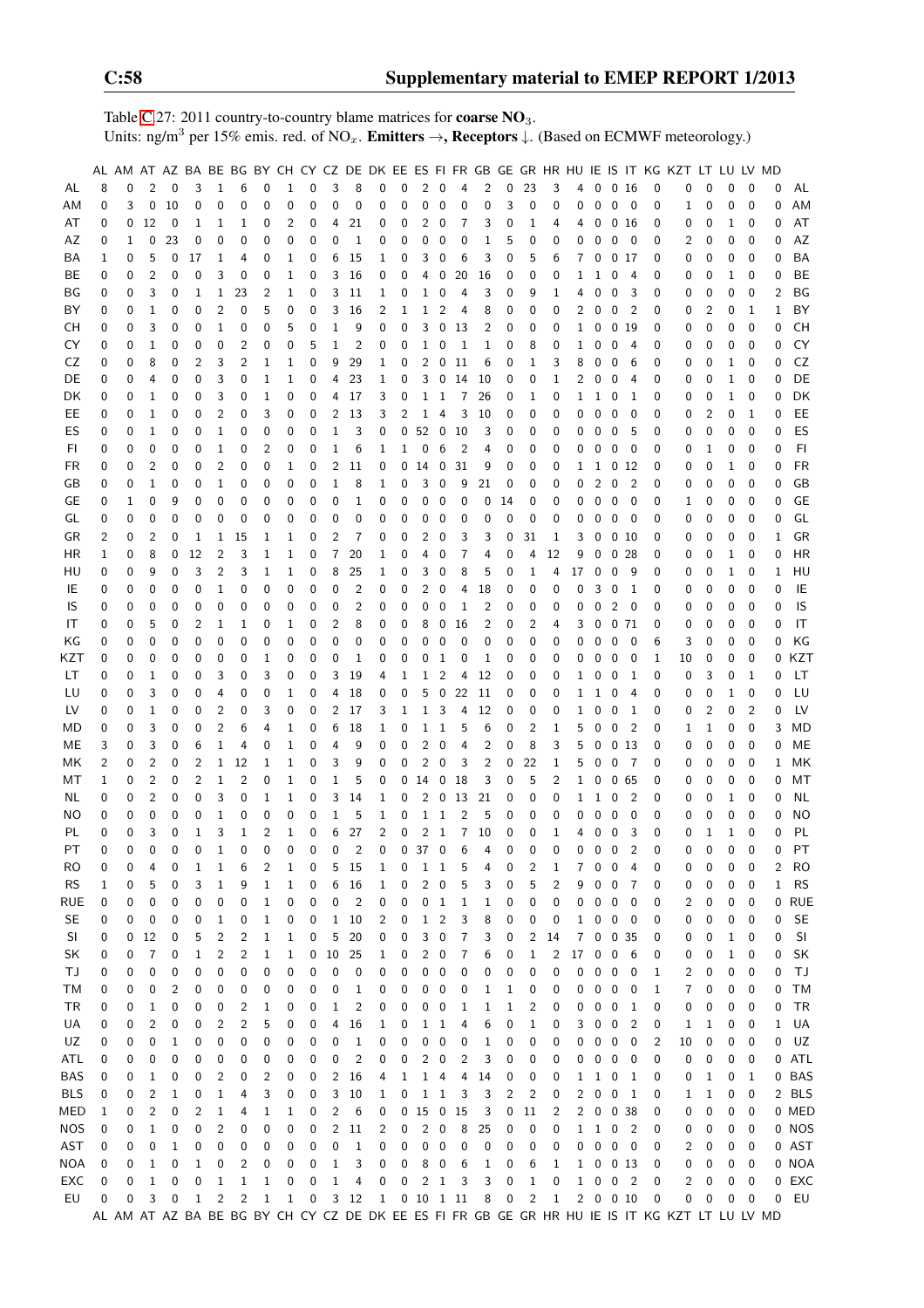Table C.27: 2011 country-to-country blame matrices for **coarse $NO_3$**.
Units: $ng/m^3$ per 15% emis. red. of $NO_x$. **Emitters →, Receptors ↓.** (Based on ECMWF meteorology.)

| | AL | AM | AT | AZ | BA | BE | BG | BY | CH | CY | CZ | DE | DK | EE | ES | FI | FR | GB | GE | GR | HR | HU | IE | IS | IT | KG | KZT | LT | LU | LV | MD | |
|---|---|---|---|---|---|---|---|---|---|---|---|---|---|---|---|---|---|---|---|---|---|---|---|---|---|---|---|---|---|---|---|---|
| AL | 8 | 0 | 2 | 0 | 3 | 1 | 6 | 0 | 1 | 0 | 3 | 8 | 0 | 0 | 2 | 0 | 4 | 2 | 0 | 23 | 3 | 4 | 0 | 0 | 16 | 0 | 0 | 0 | 0 | 0 | 0 | AL |
| AM | 0 | 3 | 0 | 10 | 0 | 0 | 0 | 0 | 0 | 0 | 0 | 0 | 0 | 0 | 0 | 0 | 0 | 0 | 3 | 0 | 0 | 0 | 0 | 0 | 0 | 0 | 1 | 0 | 0 | 0 | 0 | AM |
| AT | 0 | 0 | 12 | 0 | 1 | 1 | 1 | 0 | 2 | 0 | 4 | 21 | 0 | 0 | 2 | 0 | 7 | 3 | 0 | 1 | 4 | 4 | 0 | 0 | 16 | 0 | 0 | 0 | 1 | 0 | 0 | AT |
| AZ | 0 | 1 | 0 | 23 | 0 | 0 | 0 | 0 | 0 | 0 | 0 | 1 | 0 | 0 | 0 | 0 | 0 | 1 | 5 | 0 | 0 | 0 | 0 | 0 | 0 | 0 | 2 | 0 | 0 | 0 | 0 | AZ |
| BA | 1 | 0 | 5 | 0 | 17 | 1 | 4 | 0 | 1 | 0 | 6 | 15 | 1 | 0 | 3 | 0 | 6 | 3 | 0 | 5 | 6 | 7 | 0 | 0 | 17 | 0 | 0 | 0 | 0 | 0 | 0 | BA |
| BE | 0 | 0 | 2 | 0 | 0 | 3 | 0 | 0 | 1 | 0 | 3 | 16 | 0 | 0 | 4 | 0 | 20 | 16 | 0 | 0 | 0 | 1 | 1 | 0 | 4 | 0 | 0 | 0 | 1 | 0 | 0 | BE |
| BG | 0 | 0 | 3 | 0 | 1 | 1 | 23 | 2 | 1 | 0 | 3 | 11 | 1 | 0 | 1 | 0 | 4 | 3 | 0 | 9 | 1 | 4 | 0 | 0 | 3 | 0 | 0 | 0 | 0 | 0 | 2 | BG |
| BY | 0 | 0 | 1 | 0 | 0 | 2 | 0 | 5 | 0 | 0 | 3 | 16 | 2 | 1 | 1 | 2 | 4 | 8 | 0 | 0 | 0 | 2 | 0 | 0 | 2 | 0 | 0 | 2 | 0 | 1 | 1 | BY |
| CH | 0 | 0 | 3 | 0 | 0 | 1 | 0 | 0 | 5 | 0 | 1 | 9 | 0 | 0 | 3 | 0 | 13 | 2 | 0 | 0 | 0 | 1 | 0 | 0 | 19 | 0 | 0 | 0 | 0 | 0 | 0 | CH |
| CY | 0 | 0 | 1 | 0 | 0 | 0 | 2 | 0 | 0 | 5 | 1 | 2 | 0 | 0 | 1 | 0 | 1 | 1 | 0 | 8 | 0 | 1 | 0 | 0 | 4 | 0 | 0 | 0 | 0 | 0 | 0 | CY |
| CZ | 0 | 0 | 8 | 0 | 2 | 3 | 2 | 1 | 1 | 0 | 9 | 29 | 1 | 0 | 2 | 0 | 11 | 6 | 0 | 1 | 3 | 8 | 0 | 0 | 6 | 0 | 0 | 0 | 1 | 0 | 0 | CZ |
| DE | 0 | 0 | 4 | 0 | 0 | 3 | 0 | 1 | 1 | 0 | 4 | 23 | 1 | 0 | 3 | 0 | 14 | 10 | 0 | 0 | 1 | 2 | 0 | 0 | 4 | 0 | 0 | 0 | 1 | 0 | 0 | DE |
| DK | 0 | 0 | 1 | 0 | 0 | 3 | 0 | 1 | 0 | 0 | 4 | 17 | 3 | 0 | 1 | 1 | 7 | 26 | 0 | 1 | 0 | 1 | 1 | 0 | 1 | 0 | 0 | 0 | 1 | 0 | 0 | DK |
| EE | 0 | 0 | 1 | 0 | 0 | 2 | 0 | 3 | 0 | 0 | 2 | 13 | 3 | 2 | 1 | 4 | 3 | 10 | 0 | 0 | 0 | 0 | 0 | 0 | 0 | 0 | 0 | 2 | 0 | 1 | 0 | EE |
| ES | 0 | 0 | 1 | 0 | 0 | 1 | 0 | 0 | 0 | 0 | 1 | 3 | 0 | 0 | 52 | 0 | 10 | 3 | 0 | 0 | 0 | 0 | 0 | 0 | 5 | 0 | 0 | 0 | 0 | 0 | 0 | ES |
| FI | 0 | 0 | 0 | 0 | 0 | 1 | 0 | 2 | 0 | 0 | 1 | 6 | 1 | 1 | 0 | 6 | 2 | 4 | 0 | 0 | 0 | 0 | 0 | 0 | 0 | 0 | 0 | 1 | 0 | 0 | 0 | FI |
| FR | 0 | 0 | 2 | 0 | 0 | 2 | 0 | 0 | 1 | 0 | 2 | 11 | 0 | 0 | 14 | 0 | 31 | 9 | 0 | 0 | 0 | 1 | 1 | 0 | 12 | 0 | 0 | 0 | 1 | 0 | 0 | FR |
| GB | 0 | 0 | 1 | 0 | 0 | 1 | 0 | 0 | 0 | 0 | 1 | 8 | 1 | 0 | 3 | 0 | 9 | 21 | 0 | 0 | 0 | 0 | 2 | 0 | 2 | 0 | 0 | 0 | 0 | 0 | 0 | GB |
| GE | 0 | 1 | 0 | 9 | 0 | 0 | 0 | 0 | 0 | 0 | 0 | 1 | 0 | 0 | 0 | 0 | 0 | 0 | 14 | 0 | 0 | 0 | 0 | 0 | 0 | 0 | 1 | 0 | 0 | 0 | 0 | GE |
| GL | 0 | 0 | 0 | 0 | 0 | 0 | 0 | 0 | 0 | 0 | 0 | 0 | 0 | 0 | 0 | 0 | 0 | 0 | 0 | 0 | 0 | 0 | 0 | 0 | 0 | 0 | 0 | 0 | 0 | 0 | 0 | GL |
| GR | 2 | 0 | 2 | 0 | 1 | 1 | 15 | 1 | 1 | 0 | 2 | 7 | 0 | 0 | 2 | 0 | 3 | 3 | 0 | 31 | 1 | 3 | 0 | 0 | 10 | 0 | 0 | 0 | 0 | 0 | 1 | GR |
| HR | 1 | 0 | 8 | 0 | 12 | 2 | 3 | 1 | 1 | 0 | 7 | 20 | 1 | 0 | 4 | 0 | 7 | 4 | 0 | 4 | 12 | 9 | 0 | 0 | 28 | 0 | 0 | 0 | 1 | 0 | 0 | HR |
| HU | 0 | 0 | 9 | 0 | 3 | 2 | 3 | 1 | 1 | 0 | 8 | 25 | 1 | 0 | 3 | 0 | 8 | 5 | 0 | 1 | 4 | 17 | 0 | 0 | 9 | 0 | 0 | 0 | 1 | 0 | 1 | HU |
| IE | 0 | 0 | 0 | 0 | 0 | 1 | 0 | 0 | 0 | 0 | 0 | 2 | 0 | 0 | 2 | 0 | 4 | 18 | 0 | 0 | 0 | 0 | 3 | 0 | 1 | 0 | 0 | 0 | 0 | 0 | 0 | IE |
| IS | 0 | 0 | 0 | 0 | 0 | 0 | 0 | 0 | 0 | 0 | 0 | 2 | 0 | 0 | 0 | 0 | 1 | 2 | 0 | 0 | 0 | 0 | 0 | 2 | 0 | 0 | 0 | 0 | 0 | 0 | 0 | IS |
| IT | 0 | 0 | 5 | 0 | 2 | 1 | 1 | 0 | 1 | 0 | 2 | 8 | 0 | 0 | 8 | 0 | 16 | 2 | 0 | 2 | 4 | 3 | 0 | 0 | 71 | 0 | 0 | 0 | 0 | 0 | 0 | IT |
| KG | 0 | 0 | 0 | 0 | 0 | 0 | 0 | 0 | 0 | 0 | 0 | 0 | 0 | 0 | 0 | 0 | 0 | 0 | 0 | 0 | 0 | 0 | 0 | 0 | 0 | 6 | 3 | 0 | 0 | 0 | 0 | KG |
| KZT | 0 | 0 | 0 | 0 | 0 | 0 | 0 | 1 | 0 | 0 | 0 | 1 | 0 | 0 | 0 | 1 | 0 | 1 | 0 | 0 | 0 | 0 | 0 | 0 | 0 | 1 | 10 | 0 | 0 | 0 | 0 | KZT |
| LT | 0 | 0 | 1 | 0 | 0 | 3 | 0 | 3 | 0 | 0 | 3 | 19 | 4 | 1 | 1 | 2 | 4 | 12 | 0 | 0 | 0 | 1 | 0 | 0 | 1 | 0 | 0 | 3 | 0 | 1 | 0 | LT |
| LU | 0 | 0 | 3 | 0 | 0 | 4 | 0 | 0 | 1 | 0 | 4 | 18 | 0 | 0 | 5 | 0 | 22 | 11 | 0 | 0 | 0 | 1 | 1 | 0 | 4 | 0 | 0 | 0 | 1 | 0 | 0 | LU |
| LV | 0 | 0 | 1 | 0 | 0 | 2 | 0 | 3 | 0 | 0 | 2 | 17 | 3 | 1 | 1 | 3 | 4 | 12 | 0 | 0 | 0 | 1 | 0 | 0 | 1 | 0 | 0 | 2 | 0 | 2 | 0 | LV |
| MD | 0 | 0 | 3 | 0 | 0 | 2 | 6 | 4 | 1 | 0 | 6 | 18 | 1 | 0 | 1 | 1 | 5 | 6 | 0 | 2 | 1 | 5 | 0 | 0 | 2 | 0 | 1 | 1 | 0 | 0 | 3 | MD |
| ME | 3 | 0 | 3 | 0 | 6 | 1 | 4 | 0 | 1 | 0 | 4 | 9 | 0 | 0 | 2 | 0 | 4 | 2 | 0 | 8 | 3 | 5 | 0 | 0 | 13 | 0 | 0 | 0 | 0 | 0 | 0 | ME |
| MK | 2 | 0 | 2 | 0 | 2 | 1 | 12 | 1 | 1 | 0 | 3 | 9 | 0 | 0 | 2 | 0 | 3 | 2 | 0 | 22 | 1 | 5 | 0 | 0 | 7 | 0 | 0 | 0 | 0 | 0 | 1 | MK |
| MT | 1 | 0 | 2 | 0 | 2 | 1 | 2 | 0 | 1 | 0 | 1 | 5 | 0 | 0 | 14 | 0 | 18 | 3 | 0 | 5 | 2 | 1 | 0 | 0 | 65 | 0 | 0 | 0 | 0 | 0 | 0 | MT |
| NL | 0 | 0 | 2 | 0 | 0 | 3 | 0 | 1 | 1 | 0 | 3 | 14 | 1 | 0 | 2 | 0 | 13 | 21 | 0 | 0 | 0 | 1 | 1 | 0 | 2 | 0 | 0 | 0 | 1 | 0 | 0 | NL |
| NO | 0 | 0 | 0 | 0 | 0 | 1 | 0 | 0 | 0 | 0 | 1 | 5 | 1 | 0 | 1 | 1 | 2 | 5 | 0 | 0 | 0 | 0 | 0 | 0 | 0 | 0 | 0 | 0 | 0 | 0 | 0 | NO |
| PL | 0 | 0 | 3 | 0 | 1 | 3 | 1 | 2 | 1 | 0 | 6 | 27 | 2 | 0 | 2 | 1 | 7 | 10 | 0 | 0 | 1 | 4 | 0 | 0 | 3 | 0 | 0 | 1 | 1 | 0 | 0 | PL |
| PT | 0 | 0 | 0 | 0 | 0 | 1 | 0 | 0 | 0 | 0 | 0 | 2 | 0 | 0 | 37 | 0 | 6 | 4 | 0 | 0 | 0 | 0 | 0 | 0 | 2 | 0 | 0 | 0 | 0 | 0 | 0 | PT |
| RO | 0 | 0 | 4 | 0 | 1 | 1 | 6 | 2 | 1 | 0 | 5 | 15 | 1 | 0 | 1 | 1 | 5 | 4 | 0 | 2 | 1 | 7 | 0 | 0 | 4 | 0 | 0 | 0 | 0 | 0 | 2 | RO |
| RS | 1 | 0 | 5 | 0 | 3 | 1 | 9 | 1 | 1 | 0 | 6 | 16 | 1 | 0 | 2 | 0 | 5 | 3 | 0 | 5 | 2 | 9 | 0 | 0 | 7 | 0 | 0 | 0 | 0 | 0 | 1 | RS |
| RUE | 0 | 0 | 0 | 0 | 0 | 0 | 0 | 1 | 0 | 0 | 0 | 2 | 0 | 0 | 0 | 1 | 1 | 1 | 0 | 0 | 0 | 0 | 0 | 0 | 0 | 0 | 2 | 0 | 0 | 0 | 0 | RUE |
| SE | 0 | 0 | 0 | 0 | 0 | 1 | 0 | 1 | 0 | 0 | 1 | 10 | 2 | 0 | 1 | 2 | 3 | 8 | 0 | 0 | 0 | 1 | 0 | 0 | 0 | 0 | 0 | 0 | 0 | 0 | 0 | SE |
| SI | 0 | 0 | 12 | 0 | 5 | 2 | 2 | 1 | 1 | 0 | 5 | 20 | 0 | 0 | 3 | 0 | 7 | 3 | 0 | 2 | 14 | 7 | 0 | 0 | 35 | 0 | 0 | 0 | 1 | 0 | 0 | SI |
| SK | 0 | 0 | 7 | 0 | 1 | 2 | 2 | 1 | 1 | 0 | 10 | 25 | 1 | 0 | 2 | 0 | 7 | 6 | 0 | 1 | 2 | 17 | 0 | 0 | 6 | 0 | 0 | 0 | 1 | 0 | 0 | SK |
| TJ | 0 | 0 | 0 | 0 | 0 | 0 | 0 | 0 | 0 | 0 | 0 | 0 | 0 | 0 | 0 | 0 | 0 | 0 | 0 | 0 | 0 | 0 | 0 | 0 | 0 | 1 | 2 | 0 | 0 | 0 | 0 | TJ |
| TM | 0 | 0 | 0 | 2 | 0 | 0 | 0 | 0 | 0 | 0 | 0 | 1 | 0 | 0 | 0 | 0 | 0 | 1 | 1 | 0 | 0 | 0 | 0 | 0 | 0 | 1 | 7 | 0 | 0 | 0 | 0 | TM |
| TR | 0 | 0 | 1 | 0 | 0 | 0 | 2 | 1 | 0 | 0 | 1 | 2 | 0 | 0 | 0 | 0 | 1 | 1 | 1 | 2 | 0 | 0 | 0 | 0 | 1 | 0 | 0 | 0 | 0 | 0 | 0 | TR |
| UA | 0 | 0 | 2 | 0 | 0 | 2 | 2 | 5 | 0 | 0 | 4 | 16 | 1 | 0 | 1 | 1 | 4 | 6 | 0 | 1 | 0 | 3 | 0 | 0 | 2 | 0 | 1 | 1 | 0 | 0 | 1 | UA |
| UZ | 0 | 0 | 0 | 1 | 0 | 0 | 0 | 0 | 0 | 0 | 0 | 1 | 0 | 0 | 0 | 0 | 0 | 1 | 0 | 0 | 0 | 0 | 0 | 0 | 0 | 2 | 10 | 0 | 0 | 0 | 0 | UZ |
| ATL | 0 | 0 | 0 | 0 | 0 | 0 | 0 | 0 | 0 | 0 | 0 | 2 | 0 | 0 | 2 | 0 | 2 | 3 | 0 | 0 | 0 | 0 | 0 | 0 | 0 | 0 | 0 | 0 | 0 | 0 | 0 | ATL |
| BAS | 0 | 0 | 1 | 0 | 0 | 2 | 0 | 2 | 0 | 0 | 2 | 16 | 4 | 1 | 1 | 4 | 4 | 14 | 0 | 0 | 0 | 1 | 1 | 0 | 1 | 0 | 0 | 1 | 0 | 1 | 0 | BAS |
| BLS | 0 | 0 | 2 | 1 | 0 | 1 | 4 | 3 | 0 | 0 | 3 | 10 | 1 | 0 | 1 | 1 | 3 | 3 | 2 | 2 | 0 | 2 | 0 | 0 | 1 | 0 | 1 | 1 | 0 | 0 | 2 | BLS |
| MED | 1 | 0 | 2 | 0 | 2 | 1 | 4 | 1 | 1 | 0 | 2 | 6 | 0 | 0 | 15 | 0 | 15 | 3 | 0 | 11 | 2 | 2 | 0 | 0 | 38 | 0 | 0 | 0 | 0 | 0 | 0 | MED |
| NOS | 0 | 0 | 1 | 0 | 0 | 2 | 0 | 0 | 0 | 0 | 2 | 11 | 2 | 0 | 2 | 0 | 8 | 25 | 0 | 0 | 0 | 1 | 1 | 0 | 2 | 0 | 0 | 0 | 0 | 0 | 0 | NOS |
| AST | 0 | 0 | 0 | 1 | 0 | 0 | 0 | 0 | 0 | 0 | 0 | 1 | 0 | 0 | 0 | 0 | 0 | 0 | 0 | 0 | 0 | 0 | 0 | 0 | 0 | 0 | 2 | 0 | 0 | 0 | 0 | AST |
| NOA | 0 | 0 | 1 | 0 | 1 | 0 | 2 | 0 | 0 | 0 | 1 | 3 | 0 | 0 | 8 | 0 | 6 | 1 | 0 | 6 | 1 | 1 | 0 | 0 | 13 | 0 | 0 | 0 | 0 | 0 | 0 | NOA |
| EXC | 0 | 0 | 1 | 0 | 0 | 1 | 1 | 1 | 0 | 0 | 1 | 4 | 0 | 0 | 2 | 1 | 3 | 3 | 0 | 1 | 0 | 1 | 0 | 0 | 2 | 0 | 2 | 0 | 0 | 0 | 0 | EXC |
| EU | 0 | 0 | 3 | 0 | 1 | 2 | 2 | 1 | 1 | 0 | 3 | 12 | 1 | 0 | 10 | 1 | 11 | 8 | 0 | 2 | 1 | 2 | 0 | 0 | 10 | 0 | 0 | 0 | 0 | 0 | 0 | EU |
| | AL | AM | AT | AZ | BA | BE | BG | BY | CH | CY | CZ | DE | DK | EE | ES | FI | FR | GB | GE | GR | HR | HU | IE | IS | IT | KG | KZT | LT | LU | LV | MD | |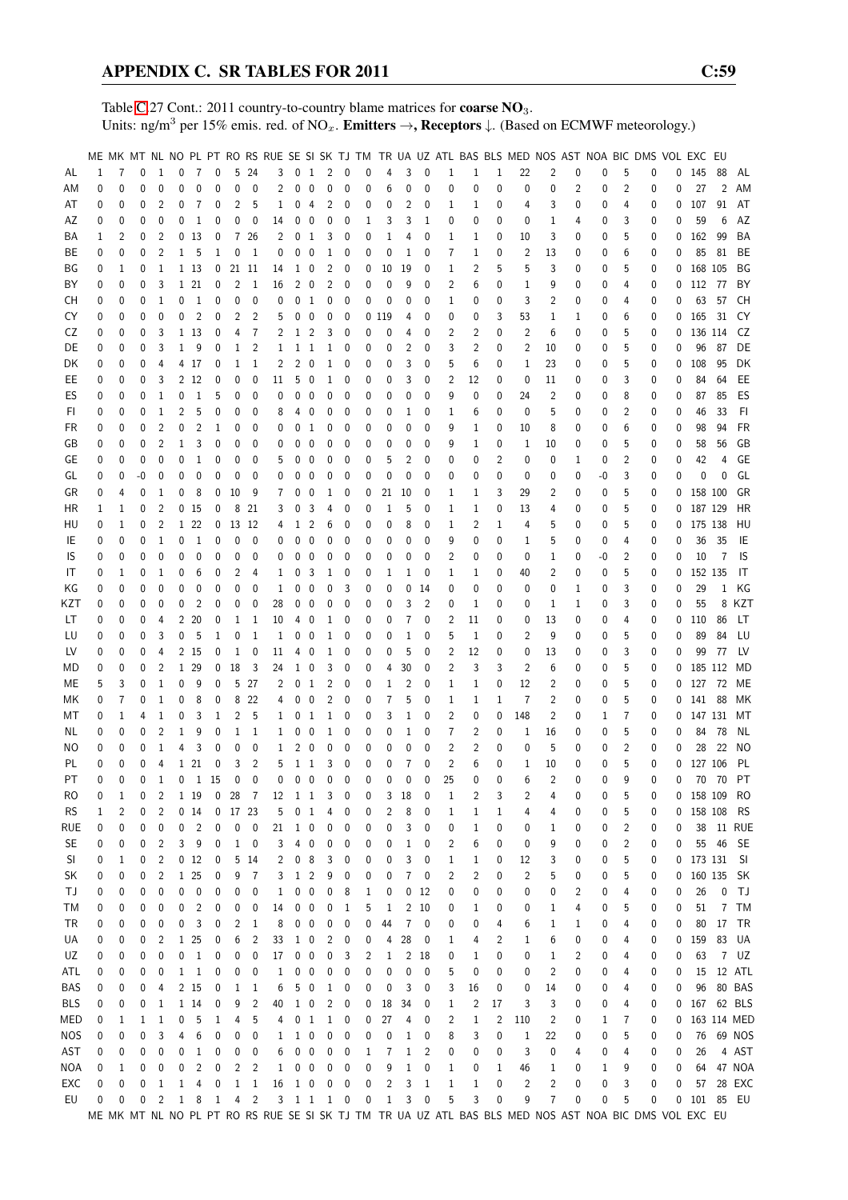Table C.27 Cont.: 2011 country-to-country blame matrices for **coarse NO$_3$**.
Units: ng/m$^3$ per 15% emis. red. of NO$_x$. **Emitters →, Receptors ↓**. (Based on ECMWF meteorology.)

| | ME | MK | MT | NL | NO | PL | PT | RO | RS | RUE | SE | SI | SK | TJ | TM | TR | UA | UZ | ATL | BAS | BLS | MED | NOS | AST | NOA | BIC | DMS | VOL | EXC | EU | |
|---|---|---|---|---|---|---|---|---|---|---|---|---|---|---|---|---|---|---|---|---|---|---|---|---|---|---|---|---|---|---|---|
| AL | 1 | 7 | 0 | 1 | 0 | 7 | 0 | 5 | 24 | 3 | 0 | 1 | 2 | 0 | 0 | 4 | 3 | 0 | 1 | 1 | 1 | 22 | 2 | 0 | 0 | 5 | 0 | 0 | 145 | 88 | AL |
| AM | 0 | 0 | 0 | 0 | 0 | 0 | 0 | 0 | 0 | 2 | 0 | 0 | 0 | 0 | 0 | 6 | 0 | 0 | 0 | 0 | 0 | 0 | 0 | 2 | 0 | 2 | 0 | 0 | 27 | 2 | AM |
| AT | 0 | 0 | 0 | 2 | 0 | 7 | 0 | 2 | 5 | 1 | 0 | 4 | 2 | 0 | 0 | 0 | 2 | 0 | 1 | 1 | 0 | 4 | 3 | 0 | 0 | 4 | 0 | 0 | 107 | 91 | AT |
| AZ | 0 | 0 | 0 | 0 | 0 | 1 | 0 | 0 | 0 | 14 | 0 | 0 | 0 | 0 | 1 | 3 | 3 | 1 | 0 | 0 | 0 | 0 | 1 | 4 | 0 | 3 | 0 | 0 | 59 | 6 | AZ |
| BA | 1 | 2 | 0 | 2 | 0 | 13 | 0 | 7 | 26 | 2 | 0 | 1 | 3 | 0 | 0 | 1 | 4 | 0 | 1 | 1 | 0 | 10 | 3 | 0 | 0 | 5 | 0 | 0 | 162 | 99 | BA |
| BE | 0 | 0 | 0 | 2 | 1 | 5 | 1 | 0 | 1 | 0 | 0 | 0 | 1 | 0 | 0 | 0 | 1 | 0 | 7 | 1 | 0 | 2 | 13 | 0 | 0 | 6 | 0 | 0 | 85 | 81 | BE |
| BG | 0 | 1 | 0 | 1 | 1 | 13 | 0 | 21 | 11 | 14 | 1 | 0 | 2 | 0 | 0 | 10 | 19 | 0 | 1 | 2 | 5 | 5 | 3 | 0 | 0 | 5 | 0 | 0 | 168 | 105 | BG |
| BY | 0 | 0 | 0 | 3 | 1 | 21 | 0 | 2 | 1 | 16 | 2 | 0 | 2 | 0 | 0 | 0 | 9 | 0 | 2 | 6 | 0 | 1 | 9 | 0 | 0 | 4 | 0 | 0 | 112 | 77 | BY |
| CH | 0 | 0 | 0 | 1 | 0 | 1 | 0 | 0 | 0 | 0 | 0 | 1 | 0 | 0 | 0 | 0 | 0 | 0 | 1 | 0 | 0 | 3 | 2 | 0 | 0 | 4 | 0 | 0 | 63 | 57 | CH |
| CY | 0 | 0 | 0 | 0 | 0 | 2 | 0 | 2 | 2 | 5 | 0 | 0 | 0 | 0 | 0 | 119 | 4 | 0 | 0 | 0 | 3 | 53 | 1 | 1 | 0 | 6 | 0 | 0 | 165 | 31 | CY |
| CZ | 0 | 0 | 0 | 3 | 1 | 13 | 0 | 4 | 7 | 2 | 1 | 2 | 3 | 0 | 0 | 0 | 4 | 0 | 2 | 2 | 0 | 2 | 6 | 0 | 0 | 5 | 0 | 0 | 136 | 114 | CZ |
| DE | 0 | 0 | 0 | 3 | 1 | 9 | 0 | 1 | 2 | 1 | 1 | 1 | 1 | 0 | 0 | 0 | 2 | 0 | 3 | 2 | 0 | 2 | 10 | 0 | 0 | 5 | 0 | 0 | 96 | 87 | DE |
| DK | 0 | 0 | 0 | 4 | 4 | 17 | 0 | 1 | 1 | 2 | 2 | 0 | 1 | 0 | 0 | 0 | 3 | 0 | 5 | 6 | 0 | 1 | 23 | 0 | 0 | 5 | 0 | 0 | 108 | 95 | DK |
| EE | 0 | 0 | 0 | 3 | 2 | 12 | 0 | 0 | 0 | 11 | 5 | 0 | 1 | 0 | 0 | 0 | 3 | 0 | 2 | 12 | 0 | 0 | 11 | 0 | 0 | 3 | 0 | 0 | 84 | 64 | EE |
| ES | 0 | 0 | 0 | 1 | 0 | 1 | 5 | 0 | 0 | 0 | 0 | 0 | 0 | 0 | 0 | 0 | 0 | 0 | 9 | 0 | 0 | 24 | 2 | 0 | 0 | 8 | 0 | 0 | 87 | 85 | ES |
| FI | 0 | 0 | 0 | 1 | 2 | 5 | 0 | 0 | 0 | 8 | 4 | 0 | 0 | 0 | 0 | 0 | 1 | 0 | 1 | 6 | 0 | 0 | 5 | 0 | 0 | 2 | 0 | 0 | 46 | 33 | FI |
| FR | 0 | 0 | 0 | 2 | 0 | 2 | 1 | 0 | 0 | 0 | 0 | 1 | 0 | 0 | 0 | 0 | 0 | 0 | 9 | 1 | 0 | 10 | 8 | 0 | 0 | 6 | 0 | 0 | 98 | 94 | FR |
| GB | 0 | 0 | 0 | 2 | 1 | 3 | 0 | 0 | 0 | 0 | 0 | 0 | 0 | 0 | 0 | 0 | 0 | 0 | 9 | 1 | 0 | 1 | 10 | 0 | 0 | 5 | 0 | 0 | 58 | 56 | GB |
| GE | 0 | 0 | 0 | 0 | 0 | 1 | 0 | 0 | 0 | 5 | 0 | 0 | 0 | 0 | 0 | 5 | 2 | 0 | 0 | 0 | 2 | 0 | 0 | 1 | 0 | 2 | 0 | 0 | 42 | 4 | GE |
| GL | 0 | 0 | -0 | 0 | 0 | 0 | 0 | 0 | 0 | 0 | 0 | 0 | 0 | 0 | 0 | 0 | 0 | 0 | 0 | 0 | 0 | 0 | 0 | 0 | -0 | 3 | 0 | 0 | 0 | 0 | GL |
| GR | 0 | 4 | 0 | 1 | 0 | 8 | 0 | 10 | 9 | 7 | 0 | 0 | 1 | 0 | 0 | 21 | 10 | 0 | 1 | 1 | 3 | 29 | 2 | 0 | 0 | 5 | 0 | 0 | 158 | 100 | GR |
| HR | 1 | 1 | 0 | 2 | 0 | 15 | 0 | 8 | 21 | 3 | 0 | 3 | 4 | 0 | 0 | 1 | 5 | 0 | 1 | 1 | 0 | 13 | 4 | 0 | 0 | 5 | 0 | 0 | 187 | 129 | HR |
| HU | 0 | 1 | 0 | 2 | 1 | 22 | 0 | 13 | 12 | 4 | 1 | 2 | 6 | 0 | 0 | 0 | 8 | 0 | 1 | 2 | 1 | 4 | 5 | 0 | 0 | 5 | 0 | 0 | 175 | 138 | HU |
| IE | 0 | 0 | 0 | 1 | 0 | 1 | 0 | 0 | 0 | 0 | 0 | 0 | 0 | 0 | 0 | 0 | 0 | 0 | 9 | 0 | 0 | 1 | 5 | 0 | 0 | 4 | 0 | 0 | 36 | 35 | IE |
| IS | 0 | 0 | 0 | 0 | 0 | 0 | 0 | 0 | 0 | 0 | 0 | 0 | 0 | 0 | 0 | 0 | 0 | 0 | 2 | 0 | 0 | 0 | 1 | 0 | -0 | 2 | 0 | 0 | 10 | 7 | IS |
| IT | 0 | 1 | 0 | 1 | 0 | 6 | 0 | 2 | 4 | 1 | 0 | 3 | 1 | 0 | 0 | 1 | 1 | 0 | 1 | 1 | 0 | 40 | 2 | 0 | 0 | 5 | 0 | 0 | 152 | 135 | IT |
| KG | 0 | 0 | 0 | 0 | 0 | 0 | 0 | 0 | 0 | 1 | 0 | 0 | 0 | 3 | 0 | 0 | 0 | 14 | 0 | 0 | 0 | 0 | 0 | 1 | 0 | 3 | 0 | 0 | 29 | 1 | KG |
| KZT | 0 | 0 | 0 | 0 | 0 | 2 | 0 | 0 | 0 | 28 | 0 | 0 | 0 | 0 | 0 | 0 | 3 | 2 | 0 | 1 | 0 | 0 | 1 | 1 | 0 | 3 | 0 | 0 | 55 | 8 | KZT |
| LT | 0 | 0 | 0 | 4 | 2 | 20 | 0 | 1 | 1 | 10 | 4 | 0 | 1 | 0 | 0 | 0 | 7 | 0 | 2 | 11 | 0 | 0 | 13 | 0 | 0 | 4 | 0 | 0 | 110 | 86 | LT |
| LU | 0 | 0 | 0 | 3 | 0 | 5 | 1 | 0 | 1 | 1 | 0 | 0 | 1 | 0 | 0 | 0 | 1 | 0 | 5 | 1 | 0 | 2 | 9 | 0 | 0 | 5 | 0 | 0 | 89 | 84 | LU |
| LV | 0 | 0 | 0 | 4 | 2 | 15 | 0 | 1 | 0 | 11 | 4 | 0 | 1 | 0 | 0 | 0 | 5 | 0 | 2 | 12 | 0 | 0 | 13 | 0 | 0 | 3 | 0 | 0 | 99 | 77 | LV |
| MD | 0 | 0 | 0 | 2 | 1 | 29 | 0 | 18 | 3 | 24 | 1 | 0 | 3 | 0 | 0 | 4 | 30 | 0 | 2 | 3 | 3 | 2 | 6 | 0 | 0 | 5 | 0 | 0 | 185 | 112 | MD |
| ME | 5 | 3 | 0 | 1 | 0 | 9 | 0 | 5 | 27 | 2 | 0 | 1 | 2 | 0 | 0 | 1 | 2 | 0 | 1 | 1 | 0 | 12 | 2 | 0 | 0 | 5 | 0 | 0 | 127 | 72 | ME |
| MK | 0 | 7 | 0 | 1 | 0 | 8 | 0 | 8 | 22 | 4 | 0 | 0 | 2 | 0 | 0 | 7 | 5 | 0 | 1 | 1 | 1 | 7 | 2 | 0 | 0 | 5 | 0 | 0 | 141 | 88 | MK |
| MT | 0 | 1 | 4 | 1 | 0 | 3 | 1 | 2 | 5 | 1 | 0 | 1 | 1 | 0 | 0 | 3 | 1 | 0 | 2 | 0 | 0 | 148 | 2 | 0 | 1 | 7 | 0 | 0 | 147 | 131 | MT |
| NL | 0 | 0 | 0 | 2 | 1 | 9 | 0 | 1 | 1 | 1 | 0 | 0 | 1 | 0 | 0 | 0 | 1 | 0 | 7 | 2 | 0 | 1 | 16 | 0 | 0 | 5 | 0 | 0 | 84 | 78 | NL |
| NO | 0 | 0 | 0 | 1 | 4 | 3 | 0 | 0 | 0 | 1 | 2 | 0 | 0 | 0 | 0 | 0 | 0 | 0 | 2 | 2 | 0 | 0 | 5 | 0 | 0 | 2 | 0 | 0 | 28 | 22 | NO |
| PL | 0 | 0 | 0 | 4 | 1 | 21 | 0 | 3 | 2 | 5 | 1 | 1 | 3 | 0 | 0 | 0 | 7 | 0 | 2 | 6 | 0 | 1 | 10 | 0 | 0 | 5 | 0 | 0 | 127 | 106 | PL |
| PT | 0 | 0 | 0 | 1 | 0 | 1 | 15 | 0 | 0 | 0 | 0 | 0 | 0 | 0 | 0 | 0 | 0 | 0 | 25 | 0 | 0 | 6 | 2 | 0 | 0 | 9 | 0 | 0 | 70 | 70 | PT |
| RO | 0 | 1 | 0 | 2 | 1 | 19 | 0 | 28 | 7 | 12 | 1 | 1 | 3 | 0 | 0 | 3 | 18 | 0 | 1 | 2 | 3 | 2 | 4 | 0 | 0 | 5 | 0 | 0 | 158 | 109 | RO |
| RS | 1 | 2 | 0 | 2 | 0 | 14 | 0 | 17 | 23 | 5 | 0 | 1 | 4 | 0 | 0 | 2 | 8 | 0 | 1 | 1 | 1 | 4 | 4 | 0 | 0 | 5 | 0 | 0 | 158 | 108 | RS |
| RUE | 0 | 0 | 0 | 0 | 0 | 2 | 0 | 0 | 0 | 21 | 1 | 0 | 0 | 0 | 0 | 0 | 3 | 0 | 0 | 1 | 0 | 0 | 1 | 0 | 0 | 2 | 0 | 0 | 38 | 11 | RUE |
| SE | 0 | 0 | 0 | 2 | 3 | 9 | 0 | 1 | 0 | 3 | 4 | 0 | 0 | 0 | 0 | 0 | 1 | 0 | 2 | 6 | 0 | 0 | 9 | 0 | 0 | 2 | 0 | 0 | 55 | 46 | SE |
| SI | 0 | 1 | 0 | 2 | 0 | 12 | 0 | 5 | 14 | 2 | 0 | 8 | 3 | 0 | 0 | 0 | 3 | 0 | 1 | 1 | 0 | 12 | 3 | 0 | 0 | 5 | 0 | 0 | 173 | 131 | SI |
| SK | 0 | 0 | 0 | 2 | 1 | 25 | 0 | 9 | 7 | 3 | 1 | 2 | 9 | 0 | 0 | 0 | 7 | 0 | 2 | 2 | 0 | 2 | 5 | 0 | 0 | 5 | 0 | 0 | 160 | 135 | SK |
| TJ | 0 | 0 | 0 | 0 | 0 | 0 | 0 | 0 | 0 | 1 | 0 | 0 | 0 | 8 | 1 | 0 | 0 | 12 | 0 | 0 | 0 | 0 | 0 | 2 | 0 | 4 | 0 | 0 | 26 | 0 | TJ |
| TM | 0 | 0 | 0 | 0 | 0 | 2 | 0 | 0 | 0 | 14 | 0 | 0 | 0 | 1 | 5 | 1 | 2 | 10 | 0 | 1 | 0 | 0 | 1 | 4 | 0 | 5 | 0 | 0 | 51 | 7 | TM |
| TR | 0 | 0 | 0 | 0 | 0 | 3 | 0 | 2 | 1 | 8 | 0 | 0 | 0 | 0 | 0 | 44 | 7 | 0 | 0 | 0 | 4 | 6 | 1 | 1 | 0 | 4 | 0 | 0 | 80 | 17 | TR |
| UA | 0 | 0 | 0 | 2 | 1 | 25 | 0 | 6 | 2 | 33 | 1 | 0 | 2 | 0 | 0 | 4 | 28 | 0 | 1 | 4 | 2 | 1 | 6 | 0 | 0 | 4 | 0 | 0 | 159 | 83 | UA |
| UZ | 0 | 0 | 0 | 0 | 0 | 1 | 0 | 0 | 0 | 17 | 0 | 0 | 0 | 3 | 2 | 1 | 2 | 18 | 0 | 1 | 0 | 0 | 1 | 2 | 0 | 4 | 0 | 0 | 63 | 7 | UZ |
| ATL | 0 | 0 | 0 | 0 | 1 | 1 | 0 | 0 | 0 | 1 | 0 | 0 | 0 | 0 | 0 | 0 | 0 | 0 | 5 | 0 | 0 | 0 | 2 | 0 | 0 | 4 | 0 | 0 | 15 | 12 | ATL |
| BAS | 0 | 0 | 0 | 4 | 2 | 15 | 0 | 1 | 1 | 6 | 5 | 0 | 1 | 0 | 0 | 0 | 3 | 0 | 3 | 16 | 0 | 0 | 14 | 0 | 0 | 4 | 0 | 0 | 96 | 80 | BAS |
| BLS | 0 | 0 | 0 | 1 | 1 | 14 | 0 | 9 | 2 | 40 | 1 | 0 | 2 | 0 | 0 | 18 | 34 | 0 | 1 | 2 | 17 | 3 | 3 | 0 | 0 | 4 | 0 | 0 | 167 | 62 | BLS |
| MED | 0 | 1 | 1 | 1 | 0 | 5 | 1 | 4 | 5 | 4 | 0 | 1 | 1 | 0 | 0 | 27 | 4 | 0 | 2 | 1 | 2 | 110 | 2 | 0 | 1 | 7 | 0 | 0 | 163 | 114 | MED |
| NOS | 0 | 0 | 0 | 3 | 4 | 6 | 0 | 0 | 0 | 1 | 1 | 0 | 0 | 0 | 0 | 0 | 1 | 0 | 8 | 3 | 0 | 1 | 22 | 0 | 0 | 5 | 0 | 0 | 76 | 69 | NOS |
| AST | 0 | 0 | 0 | 0 | 0 | 1 | 0 | 0 | 0 | 6 | 0 | 0 | 0 | 0 | 1 | 7 | 1 | 2 | 0 | 0 | 0 | 3 | 0 | 4 | 0 | 4 | 0 | 0 | 26 | 4 | AST |
| NOA | 0 | 1 | 0 | 0 | 0 | 2 | 0 | 2 | 2 | 1 | 0 | 0 | 0 | 0 | 0 | 9 | 1 | 0 | 1 | 0 | 1 | 46 | 1 | 0 | 1 | 9 | 0 | 0 | 64 | 47 | NOA |
| EXC | 0 | 0 | 0 | 1 | 1 | 4 | 0 | 1 | 1 | 16 | 1 | 0 | 0 | 0 | 0 | 2 | 3 | 1 | 1 | 1 | 0 | 2 | 2 | 0 | 0 | 3 | 0 | 0 | 57 | 28 | EXC |
| EU | 0 | 0 | 0 | 2 | 1 | 8 | 1 | 4 | 2 | 3 | 1 | 1 | 1 | 0 | 0 | 1 | 3 | 0 | 5 | 3 | 0 | 9 | 7 | 0 | 0 | 5 | 0 | 0 | 101 | 85 | EU |
| | ME | MK | MT | NL | NO | PL | PT | RO | RS | RUE | SE | SI | SK | TJ | TM | TR | UA | UZ | ATL | BAS | BLS | MED | NOS | AST | NOA | BIC | DMS | VOL | EXC | EU | |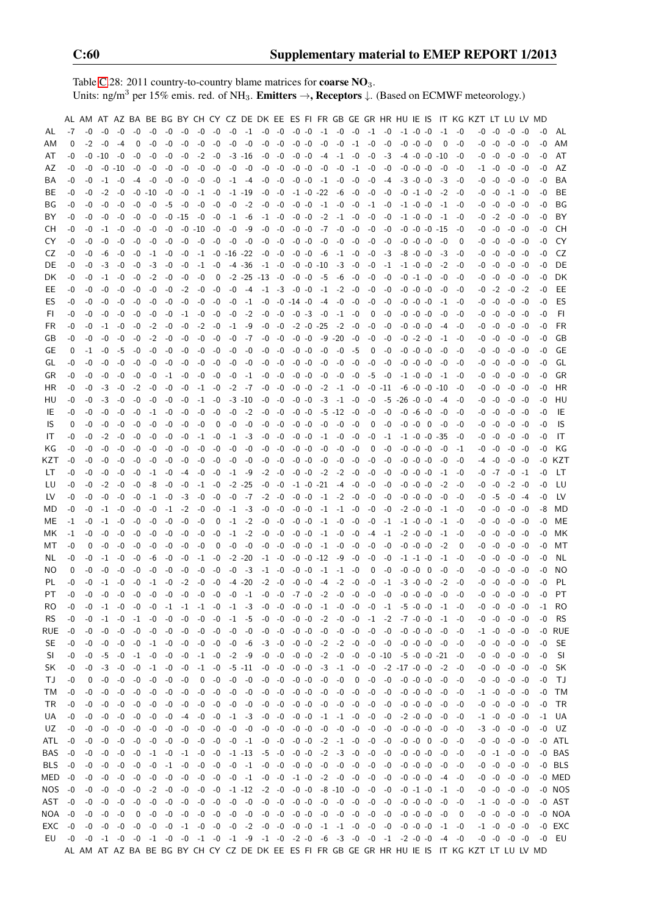Table C.28: 2011 country-to-country blame matrices for **coarse $NO_3$**.
Units: $ng/m^3$ per 15% emis. red. of $NH_3$. **Emitters →, Receptors ↓.** (Based on ECMWF meteorology.)

| | AL | AM | AT | AZ | BA | BE | BG | BY | CH | CY | CZ | DE | DK | EE | ES | FI | FR | GB | GE | GR | HR | HU | IE | IS | IT | KG | KZT | LT | LU | LV | MD | |
|---|---|---|---|---|---|---|---|---|---|---|---|---|---|---|---|---|---|---|---|---|---|---|---|---|---|---|---|---|---|---|---|---|
| AL | -7 | -0 | -0 | -0 | -0 | -0 | -0 | -0 | -0 | -0 | -0 | -1 | -0 | -0 | -0 | -0 | -1 | -0 | -0 | -1 | -0 | -1 | -0 | -0 | -1 | -0 | -0 | -0 | -0 | -0 | -0 | AL |
| AM | 0 | -2 | -0 | -4 | 0 | -0 | -0 | -0 | -0 | -0 | -0 | -0 | -0 | -0 | -0 | -0 | -0 | -0 | -1 | -0 | -0 | -0 | -0 | -0 | 0 | -0 | -0 | -0 | -0 | -0 | -0 | AM |
| AT | -0 | -0 | -10 | -0 | -0 | -0 | -0 | -0 | -2 | -0 | -3 | -16 | -0 | -0 | -0 | -0 | -4 | -1 | -0 | -0 | -3 | -4 | -0 | -0 | -10 | -0 | -0 | -0 | -0 | -0 | -0 | AT |
| AZ | -0 | -0 | -0 | -10 | -0 | -0 | -0 | -0 | -0 | -0 | -0 | -0 | -0 | -0 | -0 | -0 | -0 | -0 | -1 | -0 | -0 | -0 | -0 | -0 | -0 | -0 | -1 | -0 | -0 | -0 | -0 | AZ |
| BA | -0 | -0 | -1 | -0 | -4 | -0 | -0 | -0 | -0 | -0 | -1 | -4 | -0 | -0 | -0 | -0 | -1 | -0 | -0 | -0 | -4 | -3 | -0 | -0 | -3 | -0 | -0 | -0 | -0 | -0 | -0 | BA |
| BE | -0 | -0 | -2 | -0 | -0 | -10 | -0 | -0 | -1 | -0 | -1 | -19 | -0 | -0 | -1 | -0 | -22 | -6 | -0 | -0 | -0 | -0 | -1 | -0 | -2 | -0 | -0 | -0 | -1 | -0 | -0 | BE |
| BG | -0 | -0 | -0 | -0 | -0 | -0 | -5 | -0 | -0 | -0 | -0 | -2 | -0 | -0 | -0 | -0 | -1 | -0 | -0 | -1 | -0 | -1 | -0 | -0 | -1 | -0 | -0 | -0 | -0 | -0 | -0 | BG |
| BY | -0 | -0 | -0 | -0 | -0 | -0 | -0 | -15 | -0 | -0 | -1 | -6 | -1 | -0 | -0 | -0 | -2 | -1 | -0 | -0 | -0 | -1 | -0 | -0 | -1 | -0 | -0 | -2 | -0 | -0 | -0 | BY |
| CH | -0 | -0 | -1 | -0 | -0 | -0 | -0 | -0 | -10 | -0 | -0 | -9 | -0 | -0 | -0 | -0 | -7 | -0 | -0 | -0 | -0 | -0 | -0 | -0 | -15 | -0 | -0 | -0 | -0 | -0 | -0 | CH |
| CY | -0 | -0 | -0 | -0 | -0 | -0 | -0 | -0 | -0 | -0 | -0 | -0 | -0 | -0 | -0 | -0 | -0 | -0 | -0 | -0 | -0 | -0 | -0 | -0 | -0 | 0 | -0 | -0 | -0 | -0 | -0 | CY |
| CZ | -0 | -0 | -6 | -0 | -0 | -1 | -0 | -0 | -1 | -0 | -16 | -22 | -0 | -0 | -0 | -0 | -6 | -1 | -0 | -0 | -3 | -8 | -0 | -0 | -3 | -0 | -0 | -0 | -0 | -0 | -0 | CZ |
| DE | -0 | -0 | -3 | -0 | -0 | -3 | -0 | -0 | -1 | -0 | -4 | -36 | -1 | -0 | -0 | -0 | -10 | -3 | -0 | -0 | -1 | -1 | -0 | -0 | -2 | -0 | -0 | -0 | -0 | -0 | -0 | DE |
| DK | -0 | -0 | -1 | -0 | -0 | -2 | -0 | -0 | -0 | 0 | -2 | -25 | -13 | -0 | -0 | -0 | -5 | -6 | -0 | -0 | -0 | -0 | -1 | -0 | -0 | -0 | -0 | -0 | -0 | -0 | -0 | DK |
| EE | -0 | -0 | -0 | -0 | -0 | -0 | -0 | -2 | -0 | -0 | -0 | -4 | -1 | -3 | -0 | -0 | -1 | -2 | -0 | -0 | -0 | -0 | -0 | -0 | -0 | -0 | -0 | -2 | -0 | -2 | -0 | EE |
| ES | -0 | -0 | -0 | -0 | -0 | -0 | -0 | -0 | -0 | -0 | -0 | -1 | -0 | -0 | -14 | -0 | -4 | -0 | -0 | -0 | -0 | -0 | -0 | -0 | -1 | -0 | -0 | -0 | -0 | -0 | -0 | ES |
| FI | -0 | -0 | -0 | -0 | -0 | -0 | -0 | -1 | -0 | -0 | -0 | -2 | -0 | -0 | -0 | -3 | -0 | -1 | -0 | 0 | -0 | -0 | -0 | -0 | -0 | -0 | -0 | -0 | -0 | -0 | -0 | FI |
| FR | -0 | -0 | -1 | -0 | -0 | -2 | -0 | -0 | -2 | -0 | -1 | -9 | -0 | -0 | -2 | -0 | -25 | -2 | -0 | -0 | -0 | -0 | -0 | -0 | -4 | -0 | -0 | -0 | -0 | -0 | -0 | FR |
| GB | -0 | -0 | -0 | -0 | -0 | -2 | -0 | -0 | -0 | -0 | -0 | -7 | -0 | -0 | -0 | -0 | -9 | -20 | -0 | -0 | -0 | -0 | -2 | -0 | -1 | -0 | -0 | -0 | -0 | -0 | -0 | GB |
| GE | 0 | -1 | -0 | -5 | -0 | -0 | -0 | -0 | -0 | -0 | -0 | -0 | -0 | -0 | -0 | -0 | -0 | -0 | -5 | 0 | -0 | -0 | -0 | -0 | -0 | -0 | -0 | -0 | -0 | -0 | -0 | GE |
| GL | -0 | -0 | -0 | -0 | -0 | -0 | -0 | -0 | -0 | -0 | -0 | -0 | -0 | -0 | -0 | -0 | -0 | -0 | -0 | -0 | -0 | -0 | -0 | -0 | -0 | -0 | -0 | -0 | -0 | -0 | -0 | GL |
| GR | -0 | -0 | -0 | -0 | -0 | -0 | -1 | -0 | -0 | -0 | -0 | -1 | -0 | -0 | -0 | -0 | -0 | -0 | -0 | -5 | -0 | -1 | -0 | -0 | -1 | -0 | -0 | -0 | -0 | -0 | -0 | GR |
| HR | -0 | -0 | -3 | -0 | -2 | -0 | -0 | -0 | -1 | -0 | -2 | -7 | -0 | -0 | -0 | -0 | -2 | -1 | -0 | -0 | -11 | -6 | -0 | -0 | -10 | -0 | -0 | -0 | -0 | -0 | -0 | HR |
| HU | -0 | -0 | -3 | -0 | -0 | -0 | -0 | -0 | -1 | -0 | -3 | -10 | -0 | -0 | -0 | -0 | -3 | -1 | -0 | -0 | -5 | -26 | -0 | -0 | -4 | -0 | -0 | -0 | -0 | -0 | -0 | HU |
| IE | -0 | -0 | -0 | -0 | -0 | -1 | -0 | -0 | -0 | -0 | -0 | -2 | -0 | -0 | -0 | -0 | -5 | -12 | -0 | -0 | -0 | -0 | -6 | -0 | -0 | -0 | -0 | -0 | -0 | -0 | -0 | IE |
| IS | 0 | -0 | -0 | -0 | -0 | -0 | -0 | -0 | -0 | 0 | -0 | -0 | -0 | -0 | -0 | -0 | -0 | -0 | -0 | 0 | -0 | -0 | -0 | 0 | -0 | -0 | -0 | -0 | -0 | -0 | -0 | IS |
| IT | -0 | -0 | -2 | -0 | -0 | -0 | -0 | -0 | -1 | -0 | -1 | -3 | -0 | -0 | -0 | -0 | -1 | -0 | -0 | -0 | -1 | -1 | -0 | -0 | -35 | -0 | -0 | -0 | -0 | -0 | -0 | IT |
| KG | -0 | -0 | -0 | -0 | -0 | -0 | -0 | -0 | -0 | -0 | -0 | -0 | -0 | -0 | -0 | -0 | -0 | -0 | -0 | 0 | -0 | -0 | -0 | -0 | -0 | -1 | -0 | -0 | -0 | -0 | -0 | KG |
| KZT | -0 | -0 | -0 | -0 | -0 | -0 | -0 | -0 | -0 | -0 | -0 | -0 | -0 | -0 | -0 | -0 | -0 | -0 | -0 | -0 | -0 | -0 | -0 | -0 | -0 | -0 | -4 | -0 | -0 | -0 | -0 | KZT |
| LT | -0 | -0 | -0 | -0 | -0 | -1 | -0 | -4 | -0 | -0 | -1 | -9 | -2 | -0 | -0 | -0 | -2 | -2 | -0 | -0 | -0 | -0 | -0 | -0 | -1 | -0 | -0 | -7 | -0 | -1 | -0 | LT |
| LU | -0 | -0 | -2 | -0 | -0 | -8 | -0 | -0 | -1 | -0 | -2 | -25 | -0 | -0 | -1 | -0 | -21 | -4 | -0 | -0 | -0 | -0 | -0 | -0 | -2 | -0 | -0 | -0 | -2 | -0 | -0 | LU |
| LV | -0 | -0 | -0 | -0 | -0 | -1 | -0 | -3 | -0 | -0 | -0 | -7 | -2 | -0 | -0 | -0 | -1 | -2 | -0 | -0 | -0 | -0 | -0 | -0 | -0 | -0 | -0 | -5 | -0 | -4 | -0 | LV |
| MD | -0 | -0 | -1 | -0 | -0 | -0 | -1 | -2 | -0 | -0 | -1 | -3 | -0 | -0 | -0 | -0 | -1 | -1 | -0 | -0 | -0 | -2 | -0 | -0 | -1 | -0 | -0 | -0 | -0 | -0 | -8 | MD |
| ME | -1 | -0 | -1 | -0 | -0 | -0 | -0 | -0 | -0 | 0 | -1 | -2 | -0 | -0 | -0 | -0 | -1 | -0 | -0 | -0 | -1 | -1 | -0 | -0 | -1 | -0 | -0 | -0 | -0 | -0 | -0 | ME |
| MK | -1 | -0 | -0 | -0 | -0 | -0 | -0 | -0 | -0 | -0 | -1 | -2 | -0 | -0 | -0 | -0 | -1 | -0 | -0 | -4 | -1 | -2 | -0 | -0 | -1 | -0 | -0 | -0 | -0 | -0 | -0 | MK |
| MT | -0 | 0 | -0 | -0 | -0 | -0 | -0 | -0 | -0 | 0 | -0 | -0 | -0 | -0 | -0 | -0 | -1 | -0 | -0 | -0 | -0 | -0 | -0 | -0 | -2 | 0 | -0 | -0 | -0 | -0 | -0 | MT |
| NL | -0 | -0 | -1 | -0 | -0 | -6 | -0 | -0 | -1 | -0 | -2 | -20 | -1 | -0 | -0 | -0 | -12 | -9 | -0 | -0 | -0 | -1 | -1 | -0 | -1 | -0 | -0 | -0 | -0 | -0 | -0 | NL |
| NO | 0 | -0 | -0 | -0 | -0 | -0 | -0 | -0 | -0 | -0 | -0 | -3 | -1 | -0 | -0 | -0 | -1 | -1 | -0 | 0 | -0 | -0 | -0 | 0 | -0 | -0 | -0 | -0 | -0 | -0 | -0 | NO |
| PL | -0 | -0 | -1 | -0 | -0 | -1 | -0 | -2 | -0 | -0 | -4 | -20 | -2 | -0 | -0 | -0 | -4 | -2 | -0 | -0 | -1 | -3 | -0 | -0 | -2 | -0 | -0 | -0 | -0 | -0 | -0 | PL |
| PT | -0 | -0 | -0 | -0 | -0 | -0 | -0 | -0 | -0 | -0 | -0 | -1 | -0 | -0 | -7 | -0 | -2 | -0 | -0 | -0 | -0 | -0 | -0 | -0 | -0 | -0 | -0 | -0 | -0 | -0 | -0 | PT |
| RO | -0 | -0 | -1 | -0 | -0 | -0 | -1 | -1 | -1 | -0 | -1 | -3 | -0 | -0 | -0 | -0 | -1 | -0 | -0 | -0 | -1 | -5 | -0 | -0 | -1 | -0 | -0 | -0 | -0 | -0 | -1 | RO |
| RS | -0 | -0 | -1 | -0 | -1 | -0 | -0 | -0 | -0 | -0 | -1 | -5 | -0 | -0 | -0 | -0 | -2 | -0 | -0 | -1 | -2 | -7 | -0 | -0 | -1 | -0 | -0 | -0 | -0 | -0 | -0 | RS |
| RUE | -0 | -0 | -0 | -0 | -0 | -0 | -0 | -0 | -0 | -0 | -0 | -0 | -0 | -0 | -0 | -0 | -0 | -0 | -0 | -0 | -0 | -0 | -0 | -0 | -0 | -0 | -1 | -0 | -0 | -0 | -0 | RUE |
| SE | -0 | -0 | -0 | -0 | -0 | -1 | -0 | -0 | -0 | -0 | -0 | -6 | -3 | -0 | -0 | -0 | -2 | -2 | -0 | -0 | -0 | -0 | -0 | -0 | -0 | -0 | -0 | -0 | -0 | -0 | -0 | SE |
| SI | -0 | -0 | -5 | -0 | -1 | -0 | -0 | -0 | -1 | -0 | -2 | -9 | -0 | -0 | -0 | -0 | -2 | -0 | -0 | -0 | -10 | -5 | -0 | -0 | -21 | -0 | -0 | -0 | -0 | -0 | -0 | SI |
| SK | -0 | -0 | -3 | -0 | -0 | -1 | -0 | -0 | -1 | -0 | -5 | -11 | -0 | -0 | -0 | -0 | -3 | -1 | -0 | -0 | -2 | -17 | -0 | -0 | -2 | -0 | -0 | -0 | -0 | -0 | -0 | SK |
| TJ | -0 | 0 | -0 | -0 | -0 | -0 | -0 | -0 | 0 | -0 | -0 | -0 | -0 | -0 | -0 | -0 | -0 | -0 | 0 | -0 | -0 | -0 | -0 | -0 | -0 | -0 | -0 | -0 | -0 | -0 | -0 | TJ |
| TM | -0 | -0 | -0 | -0 | -0 | -0 | -0 | -0 | -0 | -0 | -0 | -0 | -0 | -0 | -0 | -0 | -0 | -0 | -0 | -0 | -0 | -0 | -0 | -0 | -0 | -0 | -1 | -0 | -0 | -0 | -0 | TM |
| TR | -0 | -0 | -0 | -0 | -0 | -0 | -0 | -0 | -0 | -0 | -0 | -0 | -0 | -0 | -0 | -0 | -0 | -0 | -0 | -0 | -0 | -0 | -0 | -0 | -0 | -0 | -0 | -0 | -0 | -0 | -0 | TR |
| UA | -0 | -0 | -0 | -0 | -0 | -0 | -0 | -4 | -0 | -0 | -1 | -3 | -0 | -0 | -0 | -0 | -1 | -1 | -0 | -0 | -0 | -2 | -0 | -0 | -0 | -0 | -1 | -0 | -0 | -0 | -1 | UA |
| UZ | -0 | -0 | -0 | -0 | -0 | -0 | -0 | -0 | -0 | -0 | -0 | -0 | -0 | -0 | -0 | -0 | -0 | -0 | -0 | -0 | -0 | -0 | -0 | -0 | -0 | -0 | -3 | -0 | -0 | -0 | -0 | UZ |
| ATL | -0 | -0 | -0 | -0 | -0 | -0 | -0 | -0 | -0 | -0 | -0 | -1 | -0 | -0 | -0 | -0 | -2 | -1 | -0 | -0 | -0 | -0 | -0 | 0 | -0 | -0 | -0 | -0 | -0 | -0 | -0 | ATL |
| BAS | -0 | -0 | -0 | -0 | -0 | -1 | -0 | -1 | -0 | -0 | -1 | -13 | -5 | -0 | -0 | -0 | -2 | -3 | -0 | -0 | -0 | -0 | -0 | -0 | -0 | -0 | -0 | -1 | -0 | -0 | -0 | BAS |
| BLS | -0 | -0 | -0 | -0 | -0 | -0 | -1 | -0 | -0 | -0 | -0 | -1 | -0 | -0 | -0 | -0 | -0 | -0 | -0 | -0 | -0 | -0 | -0 | -0 | -0 | -0 | -0 | -0 | -0 | -0 | -0 | BLS |
| MED | -0 | -0 | -0 | -0 | -0 | -0 | -0 | -0 | -0 | -0 | -0 | -1 | -0 | -0 | -1 | -0 | -2 | -0 | -0 | -0 | -0 | -0 | -0 | -0 | -4 | -0 | -0 | -0 | -0 | -0 | -0 | MED |
| NOS | -0 | -0 | -0 | -0 | -0 | -2 | -0 | -0 | -0 | -0 | -1 | -12 | -2 | -0 | -0 | -0 | -8 | -10 | -0 | -0 | -0 | -0 | -1 | -0 | -1 | -0 | -0 | -0 | -0 | -0 | -0 | NOS |
| AST | -0 | -0 | -0 | -0 | -0 | -0 | -0 | -0 | -0 | -0 | -0 | -0 | -0 | -0 | -0 | -0 | -0 | -0 | -0 | -0 | -0 | -0 | -0 | -0 | -0 | -0 | -1 | -0 | -0 | -0 | -0 | AST |
| NOA | -0 | -0 | -0 | -0 | 0 | -0 | -0 | -0 | -0 | -0 | -0 | -0 | -0 | -0 | -0 | -0 | -0 | -0 | -0 | -0 | -0 | -0 | -0 | -0 | -0 | 0 | -0 | -0 | -0 | -0 | -0 | NOA |
| EXC | -0 | -0 | -0 | -0 | -0 | -0 | -0 | -1 | -0 | -0 | -0 | -2 | -0 | -0 | -0 | -0 | -1 | -1 | -0 | -0 | -0 | -0 | -0 | -0 | -1 | -0 | -1 | -0 | -0 | -0 | -0 | EXC |
| EU | -0 | -0 | -1 | -0 | -0 | -1 | -0 | -0 | -1 | -0 | -1 | -9 | -1 | -0 | -2 | -0 | -6 | -3 | -0 | -0 | -1 | -2 | -0 | -0 | -4 | -0 | -0 | -0 | -0 | -0 | -0 | EU |
| | AL | AM | AT | AZ | BA | BE | BG | BY | CH | CY | CZ | DE | DK | EE | ES | FI | FR | GB | GE | GR | HR | HU | IE | IS | IT | KG | KZT | LT | LU | LV | MD | |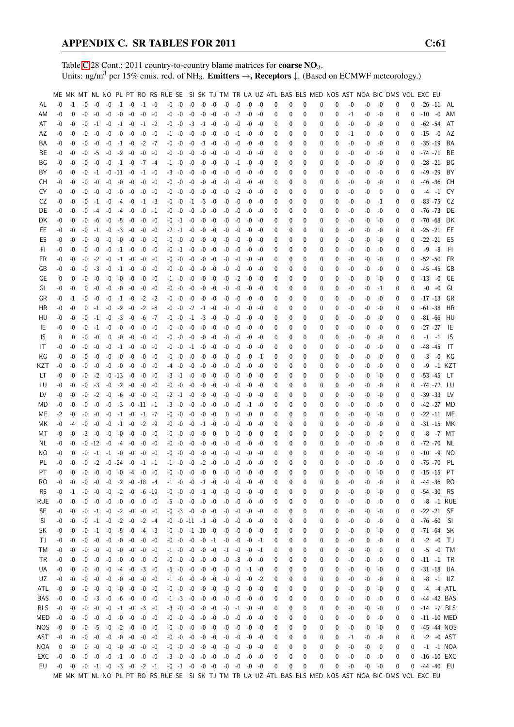Table C.28 Cont.: 2011 country-to-country blame matrices for **coarse $NO_3$**.
Units: ng/m$^3$ per 15% emis. red. of $NH_3$. **Emitters** →, **Receptors** ↓. (Based on ECMWF meteorology.)

| | ME | MK | MT | NL | NO | PL | PT | RO | RS | RUE | SE | SI | SK | TJ | TM | TR | UA | UZ | ATL | BAS | BLS | MED | NOS | AST | NOA | BIC | DMS | VOL | EXC | EU | |
|---|---|---|---|---|---|---|---|---|---|---|---|---|---|---|---|---|---|---|---|---|---|---|---|---|---|---|---|---|---|---|---|
| AL | -0 | -1 | -0 | -0 | -0 | -1 | -0 | -1 | -6 | -0 | -0 | -0 | -0 | -0 | -0 | -0 | -0 | -0 | 0 | 0 | 0 | 0 | 0 | -0 | -0 | -0 | 0 | 0 | -26 | -11 | AL |
| AM | -0 | 0 | -0 | -0 | -0 | -0 | -0 | -0 | -0 | -0 | -0 | -0 | -0 | -0 | -0 | -2 | -0 | -0 | 0 | 0 | 0 | 0 | 0 | -1 | -0 | -0 | 0 | 0 | -10 | -0 | AM |
| AT | -0 | -0 | -0 | -1 | -0 | -1 | -0 | -1 | -2 | -0 | -0 | -3 | -1 | -0 | -0 | -0 | -0 | -0 | 0 | 0 | 0 | 0 | 0 | -0 | -0 | -0 | 0 | 0 | -62 | -54 | AT |
| AZ | -0 | -0 | -0 | -0 | -0 | -0 | -0 | -0 | -0 | -1 | -0 | -0 | -0 | -0 | -0 | -1 | -0 | -0 | 0 | 0 | 0 | 0 | 0 | -1 | -0 | -0 | 0 | 0 | -15 | -0 | AZ |
| BA | -0 | -0 | -0 | -0 | -0 | -1 | -0 | -2 | -7 | -0 | -0 | -0 | -1 | -0 | -0 | -0 | -0 | -0 | 0 | 0 | 0 | 0 | 0 | -0 | -0 | -0 | 0 | 0 | -35 | -19 | BA |
| BE | -0 | -0 | -0 | -5 | -0 | -2 | -0 | -0 | -0 | -0 | -0 | -0 | -0 | -0 | -0 | -0 | -0 | -0 | 0 | 0 | 0 | 0 | 0 | -0 | -0 | -0 | 0 | 0 | -74 | -71 | BE |
| BG | -0 | -0 | -0 | -0 | -0 | -1 | -0 | -7 | -4 | -1 | -0 | -0 | -0 | -0 | -0 | -1 | -0 | -0 | 0 | 0 | 0 | 0 | 0 | -0 | -0 | -0 | 0 | 0 | -28 | -21 | BG |
| BY | -0 | -0 | -0 | -1 | -0 | -11 | -0 | -1 | -0 | -3 | -0 | -0 | -0 | -0 | -0 | -0 | -0 | -0 | 0 | 0 | 0 | 0 | 0 | -0 | -0 | -0 | 0 | 0 | -49 | -29 | BY |
| CH | -0 | -0 | -0 | -0 | -0 | -0 | -0 | -0 | -0 | -0 | -0 | -0 | -0 | -0 | -0 | -0 | -0 | -0 | 0 | 0 | 0 | 0 | 0 | -0 | -0 | -0 | 0 | 0 | -46 | -36 | CH |
| CY | -0 | -0 | -0 | -0 | -0 | -0 | -0 | -0 | -0 | -0 | -0 | -0 | -0 | -0 | -0 | -2 | -0 | -0 | 0 | 0 | 0 | 0 | 0 | -0 | -0 | 0 | 0 | 0 | -4 | -1 | CY |
| CZ | -0 | -0 | -0 | -1 | -0 | -4 | -0 | -1 | -3 | -0 | -0 | -1 | -3 | -0 | -0 | -0 | -0 | -0 | 0 | 0 | 0 | 0 | 0 | -0 | -0 | -1 | 0 | 0 | -83 | -75 | CZ |
| DE | -0 | -0 | -0 | -4 | -0 | -4 | -0 | -0 | -1 | -0 | -0 | -0 | -0 | -0 | -0 | -0 | -0 | -0 | 0 | 0 | 0 | 0 | 0 | -0 | -0 | -0 | 0 | 0 | -76 | -73 | DE |
| DK | -0 | -0 | -0 | -6 | -0 | -5 | -0 | -0 | -0 | -0 | -1 | -0 | -0 | -0 | -0 | -0 | -0 | -0 | 0 | 0 | 0 | 0 | 0 | -0 | -0 | -0 | 0 | 0 | -70 | -68 | DK |
| EE | -0 | -0 | -0 | -1 | -0 | -3 | -0 | -0 | -0 | -2 | -1 | -0 | -0 | -0 | -0 | -0 | -0 | -0 | 0 | 0 | 0 | 0 | 0 | -0 | -0 | -0 | 0 | 0 | -25 | -21 | EE |
| ES | -0 | -0 | -0 | -0 | -0 | -0 | -0 | -0 | -0 | -0 | -0 | -0 | -0 | -0 | -0 | -0 | -0 | -0 | 0 | 0 | 0 | 0 | 0 | -0 | -0 | -0 | 0 | 0 | -22 | -21 | ES |
| FI | -0 | -0 | -0 | -0 | -0 | -1 | -0 | -0 | -0 | -0 | -1 | -0 | -0 | -0 | -0 | -0 | -0 | -0 | 0 | 0 | 0 | 0 | 0 | -0 | -0 | -0 | 0 | 0 | -9 | -8 | FI |
| FR | -0 | -0 | -0 | -2 | -0 | -1 | -0 | -0 | -0 | -0 | -0 | -0 | -0 | -0 | -0 | -0 | -0 | -0 | 0 | 0 | 0 | 0 | 0 | -0 | -0 | -0 | 0 | 0 | -52 | -50 | FR |
| GB | -0 | -0 | -0 | -3 | -0 | -1 | -0 | -0 | -0 | -0 | -0 | -0 | -0 | -0 | -0 | -0 | -0 | -0 | 0 | 0 | 0 | 0 | 0 | -0 | -0 | -0 | 0 | 0 | -45 | -45 | GB |
| GE | 0 | 0 | -0 | -0 | -0 | -0 | -0 | -0 | -0 | -1 | -0 | -0 | -0 | -0 | -0 | -2 | -0 | -0 | 0 | 0 | 0 | 0 | 0 | -0 | -0 | -0 | 0 | 0 | -13 | -0 | GE |
| GL | -0 | -0 | 0 | -0 | -0 | -0 | -0 | -0 | -0 | -0 | -0 | -0 | -0 | -0 | -0 | -0 | -0 | -0 | 0 | 0 | 0 | 0 | 0 | -0 | -0 | -1 | 0 | 0 | -0 | -0 | GL |
| GR | -0 | -1 | -0 | -0 | -0 | -1 | -0 | -2 | -2 | -0 | -0 | -0 | -0 | -0 | -0 | -0 | -0 | -0 | 0 | 0 | 0 | 0 | 0 | -0 | -0 | -0 | 0 | 0 | -17 | -13 | GR |
| HR | -0 | -0 | 0 | -1 | -0 | -2 | -0 | -2 | -8 | -0 | -0 | -2 | -1 | -0 | -0 | -0 | -0 | -0 | 0 | 0 | 0 | 0 | 0 | -0 | -0 | -0 | 0 | 0 | -61 | -38 | HR |
| HU | -0 | -0 | -0 | -1 | -0 | -3 | -0 | -6 | -7 | -0 | -0 | -1 | -3 | -0 | -0 | -0 | -0 | -0 | 0 | 0 | 0 | 0 | 0 | -0 | -0 | -0 | 0 | 0 | -81 | -66 | HU |
| IE | -0 | -0 | -0 | -1 | -0 | -0 | -0 | -0 | -0 | -0 | -0 | -0 | -0 | -0 | -0 | -0 | -0 | -0 | 0 | 0 | 0 | 0 | 0 | -0 | -0 | -0 | 0 | 0 | -27 | -27 | IE |
| IS | 0 | 0 | -0 | -0 | 0 | -0 | -0 | -0 | -0 | -0 | -0 | -0 | -0 | -0 | -0 | -0 | -0 | -0 | 0 | 0 | 0 | 0 | 0 | -0 | -0 | -0 | 0 | 0 | -1 | -1 | IS |
| IT | -0 | -0 | -0 | -0 | -0 | -1 | -0 | -0 | -0 | -0 | -0 | -1 | -0 | -0 | -0 | -0 | -0 | -0 | 0 | 0 | 0 | 0 | 0 | -0 | -0 | -0 | 0 | 0 | -48 | -45 | IT |
| KG | -0 | -0 | -0 | -0 | -0 | -0 | -0 | -0 | -0 | -0 | -0 | -0 | -0 | -0 | -0 | -0 | -0 | -1 | 0 | 0 | 0 | 0 | 0 | -0 | -0 | -0 | 0 | 0 | -3 | -0 | KG |
| KZT | -0 | -0 | -0 | -0 | -0 | -0 | -0 | -0 | -0 | -4 | -0 | -0 | -0 | -0 | -0 | -0 | -0 | -0 | 0 | 0 | 0 | 0 | 0 | -0 | -0 | -0 | 0 | 0 | -9 | -1 | KZT |
| LT | -0 | -0 | -0 | -2 | -0 | -13 | -0 | -0 | -0 | -3 | -1 | -0 | -0 | -0 | -0 | -0 | -0 | -0 | 0 | 0 | 0 | 0 | 0 | -0 | -0 | -0 | 0 | 0 | -53 | -45 | LT |
| LU | -0 | -0 | -0 | -3 | -0 | -2 | -0 | -0 | -0 | -0 | -0 | -0 | -0 | -0 | -0 | -0 | -0 | -0 | 0 | 0 | 0 | 0 | 0 | -0 | -0 | -0 | 0 | 0 | -74 | -72 | LU |
| LV | -0 | -0 | -0 | -2 | -0 | -6 | -0 | -0 | -0 | -2 | -1 | -0 | -0 | -0 | -0 | -0 | -0 | -0 | 0 | 0 | 0 | 0 | 0 | -0 | -0 | -0 | 0 | 0 | -39 | -33 | LV |
| MD | -0 | -0 | -0 | -0 | -0 | -3 | -0 | -11 | -1 | -3 | -0 | -0 | -0 | -0 | -0 | -0 | -1 | -0 | 0 | 0 | 0 | 0 | 0 | -0 | -0 | -0 | 0 | 0 | -42 | -27 | MD |
| ME | -2 | -0 | -0 | -0 | -0 | -1 | -0 | -1 | -7 | -0 | -0 | -0 | -0 | -0 | 0 | -0 | -0 | 0 | 0 | 0 | 0 | 0 | 0 | -0 | -0 | -0 | 0 | 0 | -22 | -11 | ME |
| MK | -0 | -4 | -0 | -0 | -0 | -1 | -0 | -2 | -9 | -0 | -0 | -0 | -1 | -0 | -0 | -0 | -0 | -0 | 0 | 0 | 0 | 0 | 0 | -0 | -0 | -0 | 0 | 0 | -31 | -15 | MK |
| MT | -0 | -0 | -3 | -0 | -0 | -0 | -0 | -0 | -0 | -0 | -0 | -0 | -0 | 0 | 0 | -0 | -0 | 0 | 0 | 0 | 0 | 0 | 0 | -0 | -0 | 0 | 0 | 0 | -8 | -7 | MT |
| NL | -0 | -0 | -0 | -12 | -0 | -4 | -0 | -0 | -0 | -0 | -0 | -0 | -0 | -0 | -0 | -0 | -0 | -0 | 0 | 0 | 0 | 0 | 0 | -0 | -0 | -0 | 0 | 0 | -72 | -70 | NL |
| NO | -0 | 0 | -0 | -1 | -1 | -0 | -0 | -0 | -0 | -0 | -0 | -0 | -0 | -0 | -0 | -0 | -0 | -0 | 0 | 0 | 0 | 0 | 0 | -0 | -0 | -0 | 0 | 0 | -10 | -9 | NO |
| PL | -0 | -0 | -0 | -2 | -0 | -24 | -0 | -1 | -1 | -1 | -0 | -0 | -2 | -0 | -0 | -0 | -0 | -0 | 0 | 0 | 0 | 0 | 0 | -0 | -0 | -0 | 0 | 0 | -75 | -70 | PL |
| PT | -0 | -0 | -0 | -0 | -0 | -0 | -4 | -0 | -0 | -0 | -0 | -0 | -0 | 0 | -0 | -0 | -0 | -0 | 0 | 0 | 0 | 0 | 0 | -0 | -0 | -0 | 0 | 0 | -15 | -15 | PT |
| RO | -0 | -0 | -0 | -0 | -0 | -2 | -0 | -18 | -4 | -1 | -0 | -0 | -1 | -0 | -0 | -0 | -0 | -0 | 0 | 0 | 0 | 0 | 0 | -0 | -0 | -0 | 0 | 0 | -44 | -36 | RO |
| RS | -0 | -1 | -0 | -0 | -0 | -2 | -0 | -6 | -19 | -0 | -0 | -0 | -1 | -0 | -0 | -0 | -0 | -0 | 0 | 0 | 0 | 0 | 0 | -0 | -0 | -0 | 0 | 0 | -54 | -30 | RS |
| RUE | -0 | -0 | -0 | -0 | -0 | -0 | -0 | -0 | -0 | -5 | -0 | -0 | -0 | -0 | -0 | -0 | -0 | -0 | 0 | 0 | 0 | 0 | 0 | -0 | -0 | -0 | 0 | 0 | -8 | -1 | RUE |
| SE | -0 | -0 | -0 | -1 | -0 | -2 | -0 | -0 | -0 | -0 | -3 | -0 | -0 | -0 | -0 | -0 | -0 | -0 | 0 | 0 | 0 | 0 | 0 | -0 | -0 | -0 | 0 | 0 | -22 | -21 | SE |
| SI | -0 | -0 | -0 | -1 | -0 | -2 | -0 | -2 | -4 | -0 | -0 | -11 | -1 | -0 | -0 | -0 | -0 | -0 | 0 | 0 | 0 | 0 | 0 | -0 | -0 | -0 | 0 | 0 | -76 | -60 | SI |
| SK | -0 | -0 | -0 | -1 | -0 | -5 | -0 | -4 | -3 | -0 | -0 | -1 | -10 | -0 | -0 | -0 | -0 | -0 | 0 | 0 | 0 | 0 | 0 | -0 | -0 | -0 | 0 | 0 | -71 | -64 | SK |
| TJ | -0 | -0 | -0 | -0 | -0 | -0 | -0 | -0 | -0 | -0 | -0 | -0 | -0 | -1 | -0 | -0 | -0 | -1 | 0 | 0 | 0 | 0 | 0 | -0 | 0 | -0 | 0 | 0 | -2 | -0 | TJ |
| TM | -0 | -0 | -0 | -0 | -0 | -0 | -0 | -0 | -0 | -1 | -0 | -0 | -0 | -0 | -1 | -0 | -0 | -1 | 0 | 0 | 0 | 0 | 0 | -0 | -0 | 0 | 0 | 0 | -5 | -0 | TM |
| TR | -0 | -0 | -0 | -0 | -0 | -0 | -0 | -0 | -0 | -0 | -0 | -0 | -0 | -0 | -0 | -8 | -0 | -0 | 0 | 0 | 0 | 0 | 0 | -0 | -0 | -0 | 0 | 0 | -11 | -1 | TR |
| UA | -0 | -0 | -0 | -0 | -0 | -4 | -0 | -3 | -0 | -5 | -0 | -0 | -0 | -0 | -0 | -0 | -1 | -0 | 0 | 0 | 0 | 0 | 0 | -0 | -0 | -0 | 0 | 0 | -31 | -18 | UA |
| UZ | -0 | -0 | -0 | -0 | -0 | -0 | -0 | -0 | -0 | -1 | -0 | -0 | -0 | -0 | -0 | -0 | -0 | -2 | 0 | 0 | 0 | 0 | 0 | -0 | -0 | -0 | 0 | 0 | -8 | -1 | UZ |
| ATL | -0 | -0 | -0 | -0 | -0 | -0 | -0 | -0 | -0 | -0 | -0 | -0 | -0 | -0 | -0 | -0 | -0 | -0 | 0 | 0 | 0 | 0 | 0 | -0 | -0 | -0 | 0 | 0 | -4 | -4 | ATL |
| BAS | -0 | -0 | -0 | -3 | -0 | -6 | -0 | -0 | -0 | -1 | -3 | -0 | -0 | -0 | -0 | -0 | -0 | -0 | 0 | 0 | 0 | 0 | 0 | -0 | -0 | -0 | 0 | 0 | -44 | -42 | BAS |
| BLS | -0 | -0 | -0 | -0 | -0 | -1 | -0 | -3 | -0 | -3 | -0 | -0 | -0 | -0 | -0 | -1 | -0 | -0 | 0 | 0 | 0 | 0 | 0 | -0 | -0 | -0 | 0 | 0 | -14 | -7 | BLS |
| MED | -0 | -0 | -0 | -0 | -0 | -0 | -0 | -0 | -0 | -0 | -0 | -0 | -0 | -0 | -0 | -0 | -0 | -0 | 0 | 0 | 0 | 0 | 0 | -0 | 0 | -0 | 0 | 0 | -11 | -10 | MED |
| NOS | -0 | -0 | -0 | -5 | -0 | -2 | -0 | -0 | -0 | -0 | -0 | -0 | -0 | -0 | -0 | -0 | -0 | -0 | 0 | 0 | 0 | 0 | 0 | -0 | -0 | -0 | 0 | 0 | -45 | -44 | NOS |
| AST | -0 | -0 | -0 | -0 | -0 | -0 | -0 | -0 | -0 | -0 | -0 | -0 | -0 | -0 | -0 | -0 | -0 | -0 | 0 | 0 | 0 | 0 | 0 | -1 | -0 | -0 | 0 | 0 | -2 | -0 | AST |
| NOA | 0 | -0 | 0 | -0 | -0 | -0 | -0 | -0 | -0 | -0 | -0 | -0 | -0 | -0 | -0 | -0 | -0 | -0 | 0 | 0 | 0 | 0 | 0 | -0 | -0 | 0 | 0 | 0 | -1 | -1 | NOA |
| EXC | -0 | -0 | -0 | -0 | -0 | -1 | -0 | -0 | -0 | -3 | -0 | -0 | -0 | -0 | -0 | -0 | -0 | -0 | 0 | 0 | 0 | 0 | 0 | -0 | -0 | -0 | 0 | 0 | -16 | -10 | EXC |
| EU | -0 | -0 | -0 | -1 | -0 | -3 | -0 | -2 | -1 | -0 | -1 | -0 | -0 | -0 | -0 | -0 | -0 | -0 | 0 | 0 | 0 | 0 | 0 | -0 | -0 | -0 | 0 | 0 | -44 | -40 | EU |
| | ME | MK | MT | NL | NO | PL | PT | RO | RS | RUE | SE | SI | SK | TJ | TM | TR | UA | UZ | ATL | BAS | BLS | MED | NOS | AST | NOA | BIC | DMS | VOL | EXC | EU | |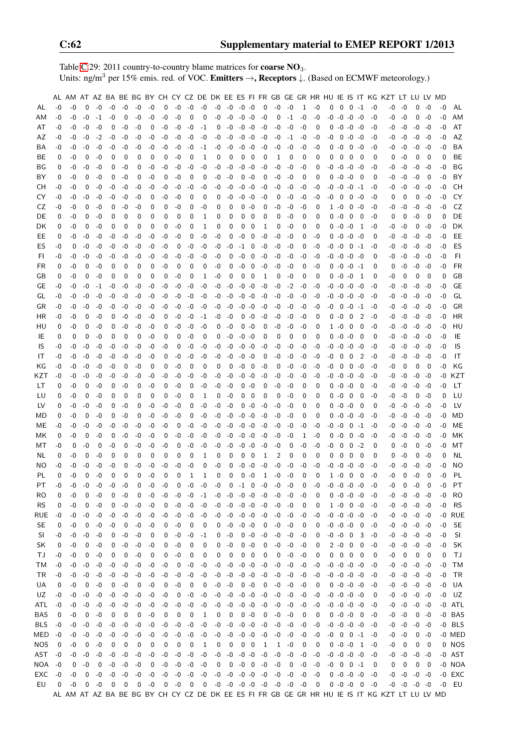Table C.29: 2011 country-to-country blame matrices for **coarse $NO_3$**.
Units: ng/m$^3$ per 15% emis. red. of VOC. **Emitters** →, **Receptors** ↓. (Based on ECMWF meteorology.)

| | AL | AM | AT | AZ | BA | BE | BG | BY | CH | CY | CZ | DE | DK | EE | ES | FI | FR | GB | GE | GR | HR | HU | IE | IS | IT | KG | KZT | LT | LU | LV | MD | |
|---|---|---|---|---|---|---|---|---|---|---|---|---|---|---|---|---|---|---|---|---|---|---|---|---|---|---|---|---|---|---|---|---|
| AL | -0 | -0 | 0 | -0 | -0 | -0 | -0 | -0 | 0 | -0 | -0 | -0 | -0 | -0 | -0 | -0 | 0 | -0 | -0 | 1 | -0 | 0 | 0 | 0 | -1 | -0 | -0 | -0 | 0 | -0 | -0 | AL |
| AM | -0 | -0 | -0 | -1 | -0 | 0 | -0 | -0 | -0 | -0 | 0 | 0 | -0 | -0 | -0 | -0 | -0 | 0 | -1 | -0 | -0 | -0 | -0 | -0 | -0 | -0 | -0 | -0 | 0 | -0 | -0 | AM |
| AT | -0 | -0 | -0 | -0 | 0 | -0 | -0 | 0 | -0 | -0 | -0 | -1 | 0 | -0 | -0 | -0 | -0 | -0 | -0 | -0 | 0 | 0 | -0 | -0 | -0 | -0 | -0 | -0 | -0 | -0 | -0 | AT |
| AZ | -0 | -0 | -0 | -2 | -0 | -0 | -0 | -0 | -0 | -0 | -0 | -0 | -0 | -0 | -0 | -0 | -0 | -0 | -1 | -0 | -0 | -0 | 0 | -0 | -0 | -0 | -0 | -0 | -0 | -0 | -0 | AZ |
| BA | -0 | -0 | -0 | -0 | -0 | -0 | -0 | -0 | -0 | -0 | -0 | -1 | -0 | -0 | -0 | -0 | -0 | -0 | -0 | -0 | -0 | 0 | -0 | 0 | -0 | -0 | -0 | -0 | -0 | -0 | -0 | BA |
| BE | 0 | -0 | 0 | -0 | 0 | 0 | 0 | 0 | 0 | -0 | 0 | 1 | 0 | 0 | 0 | 0 | 0 | 1 | 0 | 0 | 0 | 0 | 0 | 0 | 0 | 0 | 0 | -0 | 0 | 0 | 0 | BE |
| BG | 0 | -0 | -0 | -0 | 0 | -0 | 0 | -0 | -0 | -0 | -0 | -0 | -0 | -0 | -0 | -0 | -0 | -0 | -0 | -0 | 0 | -0 | -0 | -0 | -0 | -0 | -0 | -0 | -0 | -0 | -0 | BG |
| BY | 0 | -0 | 0 | -0 | 0 | -0 | 0 | -0 | 0 | -0 | 0 | 0 | -0 | -0 | 0 | -0 | 0 | -0 | -0 | 0 | 0 | 0 | -0 | -0 | 0 | 0 | -0 | -0 | -0 | 0 | -0 | BY |
| CH | -0 | -0 | 0 | -0 | -0 | -0 | -0 | -0 | -0 | -0 | -0 | -0 | -0 | -0 | -0 | -0 | -0 | -0 | -0 | -0 | -0 | -0 | -0 | -0 | -1 | -0 | -0 | -0 | -0 | -0 | -0 | CH |
| CY | -0 | -0 | -0 | -0 | -0 | -0 | -0 | 0 | -0 | -0 | 0 | 0 | 0 | -0 | -0 | -0 | -0 | 0 | -0 | -0 | -0 | -0 | 0 | 0 | -0 | -0 | 0 | 0 | 0 | -0 | -0 | CY |
| CZ | -0 | -0 | 0 | -0 | 0 | -0 | -0 | 0 | 0 | -0 | 0 | -0 | 0 | 0 | 0 | -0 | 0 | -0 | -0 | -0 | 0 | 1 | -0 | 0 | -0 | -0 | -0 | -0 | -0 | -0 | -0 | CZ |
| DE | 0 | -0 | 0 | -0 | 0 | 0 | 0 | 0 | 0 | 0 | 0 | 1 | 0 | 0 | 0 | 0 | 0 | 0 | -0 | 0 | 0 | 0 | -0 | 0 | 0 | -0 | 0 | 0 | -0 | 0 | 0 | DE |
| DK | 0 | -0 | 0 | -0 | 0 | 0 | 0 | 0 | 0 | -0 | 0 | 1 | 0 | 0 | 0 | 0 | 1 | 0 | -0 | 0 | 0 | 0 | -0 | -0 | 1 | -0 | -0 | -0 | 0 | -0 | -0 | DK |
| EE | 0 | -0 | -0 | -0 | -0 | -0 | -0 | -0 | -0 | -0 | 0 | -0 | -0 | 0 | -0 | 0 | -0 | -0 | -0 | 0 | -0 | 0 | -0 | -0 | -0 | 0 | -0 | -0 | -0 | -0 | -0 | EE |
| ES | -0 | 0 | -0 | -0 | -0 | -0 | -0 | -0 | -0 | 0 | -0 | -0 | -0 | -0 | -1 | 0 | -0 | -0 | -0 | 0 | -0 | -0 | -0 | 0 | -1 | -0 | -0 | -0 | -0 | -0 | -0 | ES |
| FI | -0 | -0 | -0 | -0 | -0 | -0 | -0 | -0 | -0 | -0 | -0 | -0 | -0 | 0 | -0 | 0 | -0 | -0 | -0 | -0 | -0 | -0 | -0 | -0 | -0 | -0 | -0 | -0 | -0 | -0 | -0 | FI |
| FR | 0 | -0 | 0 | -0 | 0 | 0 | 0 | 0 | -0 | 0 | 0 | 0 | -0 | 0 | -0 | 0 | -0 | -0 | -0 | 0 | -0 | 0 | -0 | -0 | -1 | 0 | 0 | -0 | -0 | -0 | -0 | FR |
| GB | 0 | -0 | 0 | -0 | 0 | 0 | 0 | 0 | 0 | -0 | 0 | 1 | -0 | 0 | 0 | 0 | 1 | 0 | -0 | 0 | 0 | 0 | -0 | -0 | 1 | 0 | -0 | 0 | 0 | 0 | 0 | GB |
| GE | -0 | -0 | -0 | -1 | -0 | -0 | -0 | -0 | -0 | -0 | -0 | -0 | -0 | -0 | -0 | -0 | -0 | -0 | -2 | -0 | -0 | -0 | -0 | -0 | -0 | -0 | -0 | -0 | -0 | -0 | -0 | GE |
| GL | -0 | -0 | -0 | -0 | -0 | -0 | -0 | -0 | -0 | -0 | -0 | -0 | -0 | -0 | -0 | -0 | -0 | -0 | -0 | -0 | -0 | -0 | -0 | -0 | -0 | -0 | -0 | -0 | -0 | -0 | -0 | GL |
| GR | -0 | -0 | -0 | -0 | -0 | -0 | -0 | -0 | -0 | -0 | -0 | -0 | -0 | -0 | -0 | -0 | -0 | -0 | -0 | -0 | -0 | -0 | 0 | -0 | -1 | -0 | -0 | -0 | -0 | -0 | -0 | GR |
| HR | -0 | -0 | 0 | -0 | 0 | -0 | -0 | -0 | 0 | -0 | -0 | -1 | -0 | -0 | 0 | -0 | -0 | -0 | -0 | -0 | 0 | 0 | -0 | 0 | 2 | -0 | -0 | -0 | -0 | -0 | -0 | HR |
| HU | 0 | -0 | 0 | -0 | 0 | -0 | -0 | -0 | 0 | -0 | -0 | -0 | 0 | -0 | 0 | -0 | 0 | -0 | -0 | -0 | 0 | 1 | -0 | 0 | 0 | -0 | -0 | -0 | -0 | -0 | -0 | HU |
| IE | 0 | 0 | 0 | -0 | 0 | 0 | 0 | -0 | 0 | 0 | -0 | 0 | 0 | -0 | -0 | -0 | 0 | 0 | 0 | 0 | 0 | 0 | -0 | -0 | 0 | 0 | -0 | -0 | -0 | -0 | -0 | IE |
| IS | -0 | -0 | -0 | -0 | -0 | -0 | -0 | -0 | -0 | 0 | -0 | -0 | -0 | -0 | -0 | -0 | -0 | -0 | -0 | -0 | -0 | -0 | -0 | -0 | -0 | -0 | -0 | -0 | -0 | -0 | -0 | IS |
| IT | -0 | -0 | -0 | -0 | -0 | -0 | -0 | -0 | 0 | -0 | -0 | -0 | -0 | -0 | -0 | -0 | 0 | -0 | -0 | -0 | -0 | -0 | 0 | 0 | 2 | -0 | -0 | -0 | -0 | -0 | -0 | IT |
| KG | -0 | -0 | -0 | -0 | -0 | 0 | -0 | 0 | 0 | -0 | 0 | 0 | 0 | 0 | -0 | 0 | -0 | 0 | -0 | -0 | -0 | -0 | 0 | 0 | -0 | -0 | -0 | 0 | 0 | 0 | -0 | KG |
| KZT | -0 | -0 | -0 | -0 | -0 | -0 | -0 | -0 | -0 | -0 | -0 | -0 | -0 | -0 | -0 | -0 | -0 | -0 | -0 | -0 | -0 | -0 | -0 | -0 | -0 | -0 | -0 | -0 | -0 | -0 | -0 | KZT |
| LT | 0 | -0 | 0 | -0 | 0 | -0 | 0 | -0 | 0 | -0 | 0 | -0 | -0 | -0 | 0 | -0 | 0 | -0 | -0 | 0 | 0 | 0 | -0 | -0 | 0 | -0 | -0 | -0 | -0 | -0 | -0 | LT |
| LU | 0 | -0 | 0 | -0 | 0 | 0 | 0 | 0 | 0 | -0 | 0 | 1 | 0 | -0 | 0 | 0 | 0 | 0 | -0 | 0 | 0 | 0 | -0 | 0 | 0 | -0 | -0 | -0 | 0 | -0 | 0 | LU |
| LV | 0 | -0 | -0 | -0 | 0 | -0 | 0 | -0 | -0 | -0 | 0 | -0 | -0 | -0 | 0 | -0 | -0 | -0 | -0 | 0 | 0 | 0 | -0 | -0 | 0 | 0 | -0 | -0 | -0 | -0 | -0 | LV |
| MD | 0 | -0 | 0 | -0 | 0 | -0 | 0 | -0 | -0 | -0 | 0 | -0 | -0 | -0 | -0 | -0 | -0 | -0 | -0 | 0 | 0 | 0 | -0 | -0 | -0 | -0 | -0 | -0 | -0 | -0 | -0 | MD |
| ME | -0 | -0 | -0 | -0 | -0 | -0 | -0 | -0 | -0 | 0 | -0 | -0 | -0 | -0 | -0 | -0 | -0 | -0 | -0 | -0 | -0 | -0 | -0 | 0 | -1 | -0 | -0 | -0 | -0 | -0 | -0 | ME |
| MK | 0 | -0 | 0 | -0 | 0 | -0 | -0 | -0 | 0 | -0 | -0 | -0 | -0 | -0 | -0 | -0 | -0 | -0 | -0 | 1 | -0 | 0 | 0 | -0 | -0 | -0 | -0 | -0 | -0 | -0 | -0 | MK |
| MT | -0 | 0 | -0 | 0 | -0 | 0 | -0 | -0 | -0 | 0 | -0 | -0 | -0 | -0 | -0 | -0 | -0 | -0 | 0 | -0 | -0 | -0 | 0 | 0 | -2 | 0 | 0 | -0 | 0 | -0 | -0 | MT |
| NL | 0 | -0 | 0 | -0 | 0 | 0 | 0 | 0 | 0 | 0 | 0 | 1 | 0 | 0 | 0 | 0 | 1 | 2 | 0 | 0 | 0 | 0 | 0 | 0 | 0 | 0 | 0 | -0 | 0 | -0 | 0 | NL |
| NO | -0 | -0 | -0 | -0 | -0 | 0 | -0 | -0 | -0 | -0 | -0 | 0 | -0 | 0 | -0 | -0 | -0 | -0 | -0 | -0 | -0 | -0 | -0 | -0 | -0 | -0 | -0 | -0 | -0 | -0 | -0 | NO |
| PL | 0 | -0 | 0 | -0 | 0 | 0 | 0 | -0 | 0 | -0 | 1 | 1 | 0 | 0 | 0 | -0 | 1 | -0 | -0 | 0 | 0 | 1 | -0 | 0 | 0 | -0 | -0 | 0 | -0 | 0 | -0 | PL |
| PT | -0 | -0 | -0 | -0 | -0 | -0 | 0 | -0 | -0 | 0 | -0 | -0 | -0 | 0 | -1 | 0 | -0 | -0 | -0 | 0 | -0 | -0 | -0 | -0 | -0 | -0 | -0 | 0 | -0 | 0 | -0 | PT |
| RO | 0 | -0 | 0 | -0 | 0 | -0 | 0 | -0 | -0 | -0 | -0 | -1 | -0 | -0 | -0 | -0 | -0 | -0 | -0 | -0 | 0 | 0 | -0 | -0 | -0 | -0 | -0 | -0 | -0 | -0 | -0 | RO |
| RS | 0 | -0 | 0 | -0 | 0 | -0 | -0 | -0 | 0 | -0 | -0 | -0 | -0 | -0 | -0 | -0 | -0 | -0 | -0 | 0 | 0 | 1 | -0 | 0 | -0 | -0 | -0 | -0 | -0 | -0 | -0 | RS |
| RUE | -0 | -0 | -0 | -0 | -0 | -0 | -0 | -0 | -0 | -0 | -0 | -0 | -0 | -0 | -0 | -0 | -0 | -0 | -0 | -0 | -0 | -0 | -0 | -0 | -0 | -0 | -0 | -0 | -0 | -0 | -0 | RUE |
| SE | 0 | -0 | 0 | -0 | -0 | 0 | -0 | -0 | 0 | -0 | 0 | 0 | 0 | -0 | -0 | -0 | 0 | -0 | -0 | 0 | 0 | -0 | -0 | -0 | 0 | -0 | -0 | -0 | -0 | -0 | -0 | SE |
| SI | -0 | -0 | -0 | -0 | 0 | -0 | -0 | 0 | 0 | -0 | -0 | -1 | 0 | -0 | 0 | -0 | -0 | -0 | -0 | -0 | 0 | -0 | -0 | 0 | 3 | -0 | -0 | -0 | -0 | -0 | -0 | SI |
| SK | 0 | -0 | 0 | -0 | 0 | -0 | -0 | -0 | 0 | -0 | 0 | 0 | 0 | -0 | 0 | -0 | 0 | -0 | -0 | -0 | 0 | 2 | -0 | 0 | 0 | -0 | -0 | -0 | -0 | -0 | -0 | SK |
| TJ | -0 | -0 | 0 | -0 | 0 | 0 | -0 | 0 | 0 | -0 | 0 | 0 | 0 | 0 | 0 | 0 | 0 | 0 | -0 | -0 | 0 | 0 | 0 | 0 | 0 | 0 | -0 | 0 | 0 | 0 | 0 | TJ |
| TM | -0 | -0 | -0 | -0 | -0 | -0 | -0 | -0 | -0 | 0 | -0 | -0 | -0 | -0 | -0 | -0 | -0 | -0 | -0 | -0 | -0 | -0 | -0 | -0 | -0 | -0 | -0 | -0 | -0 | -0 | -0 | TM |
| TR | -0 | -0 | -0 | -0 | -0 | -0 | -0 | -0 | -0 | -0 | -0 | -0 | -0 | -0 | -0 | -0 | -0 | -0 | -0 | -0 | -0 | -0 | -0 | -0 | -0 | -0 | -0 | -0 | -0 | -0 | -0 | TR |
| UA | 0 | -0 | 0 | -0 | 0 | -0 | 0 | -0 | 0 | -0 | 0 | 0 | -0 | -0 | 0 | -0 | 0 | -0 | -0 | -0 | 0 | 0 | -0 | -0 | -0 | -0 | -0 | -0 | -0 | -0 | -0 | UA |
| UZ | -0 | -0 | -0 | -0 | -0 | -0 | -0 | -0 | -0 | 0 | -0 | -0 | -0 | -0 | -0 | -0 | -0 | -0 | -0 | -0 | -0 | -0 | -0 | -0 | -0 | 0 | -0 | -0 | -0 | -0 | -0 | UZ |
| ATL | -0 | -0 | -0 | -0 | -0 | -0 | -0 | -0 | -0 | -0 | -0 | -0 | -0 | -0 | -0 | -0 | -0 | -0 | -0 | -0 | -0 | -0 | -0 | -0 | -0 | -0 | -0 | -0 | -0 | -0 | -0 | ATL |
| BAS | 0 | -0 | 0 | -0 | 0 | 0 | 0 | -0 | 0 | 0 | 0 | 1 | 0 | 0 | 0 | -0 | 0 | -0 | -0 | 0 | 0 | 0 | -0 | -0 | 0 | -0 | -0 | -0 | 0 | -0 | -0 | BAS |
| BLS | -0 | -0 | -0 | -0 | -0 | -0 | -0 | -0 | -0 | -0 | -0 | -0 | -0 | -0 | -0 | -0 | -0 | -0 | -0 | -0 | -0 | -0 | -0 | -0 | -0 | -0 | -0 | -0 | -0 | -0 | -0 | BLS |
| MED | -0 | -0 | -0 | -0 | -0 | -0 | -0 | -0 | -0 | -0 | -0 | -0 | -0 | -0 | -0 | -0 | -0 | -0 | -0 | -0 | -0 | -0 | 0 | 0 | -1 | -0 | -0 | -0 | 0 | -0 | -0 | MED |
| NOS | 0 | -0 | 0 | -0 | 0 | 0 | 0 | 0 | 0 | 0 | 0 | 1 | 0 | 0 | 0 | 0 | 1 | 1 | -0 | 0 | 0 | 0 | -0 | -0 | 1 | -0 | -0 | 0 | 0 | 0 | 0 | NOS |
| AST | -0 | -0 | -0 | -0 | -0 | -0 | -0 | -0 | -0 | -0 | -0 | -0 | -0 | -0 | -0 | -0 | -0 | -0 | -0 | -0 | -0 | -0 | -0 | -0 | -0 | -0 | -0 | -0 | -0 | -0 | -0 | AST |
| NOA | -0 | 0 | -0 | 0 | -0 | -0 | -0 | 0 | -0 | -0 | -0 | -0 | 0 | 0 | -0 | 0 | -0 | -0 | 0 | -0 | -0 | -0 | 0 | 0 | -1 | 0 | 0 | 0 | 0 | 0 | -0 | NOA |
| EXC | -0 | -0 | 0 | -0 | -0 | -0 | -0 | -0 | -0 | -0 | -0 | -0 | -0 | -0 | -0 | -0 | -0 | -0 | -0 | -0 | -0 | 0 | -0 | -0 | -0 | -0 | -0 | -0 | -0 | -0 | -0 | EXC |
| EU | 0 | -0 | 0 | -0 | 0 | 0 | 0 | -0 | 0 | -0 | 0 | 0 | -0 | -0 | -0 | -0 | -0 | -0 | -0 | -0 | 0 | 0 | -0 | -0 | 0 | -0 | -0 | -0 | -0 | -0 | -0 | EU |
| | AL | AM | AT | AZ | BA | BE | BG | BY | CH | CY | CZ | DE | DK | EE | ES | FI | FR | GB | GE | GR | HR | HU | IE | IS | IT | KG | KZT | LT | LU | LV | MD | |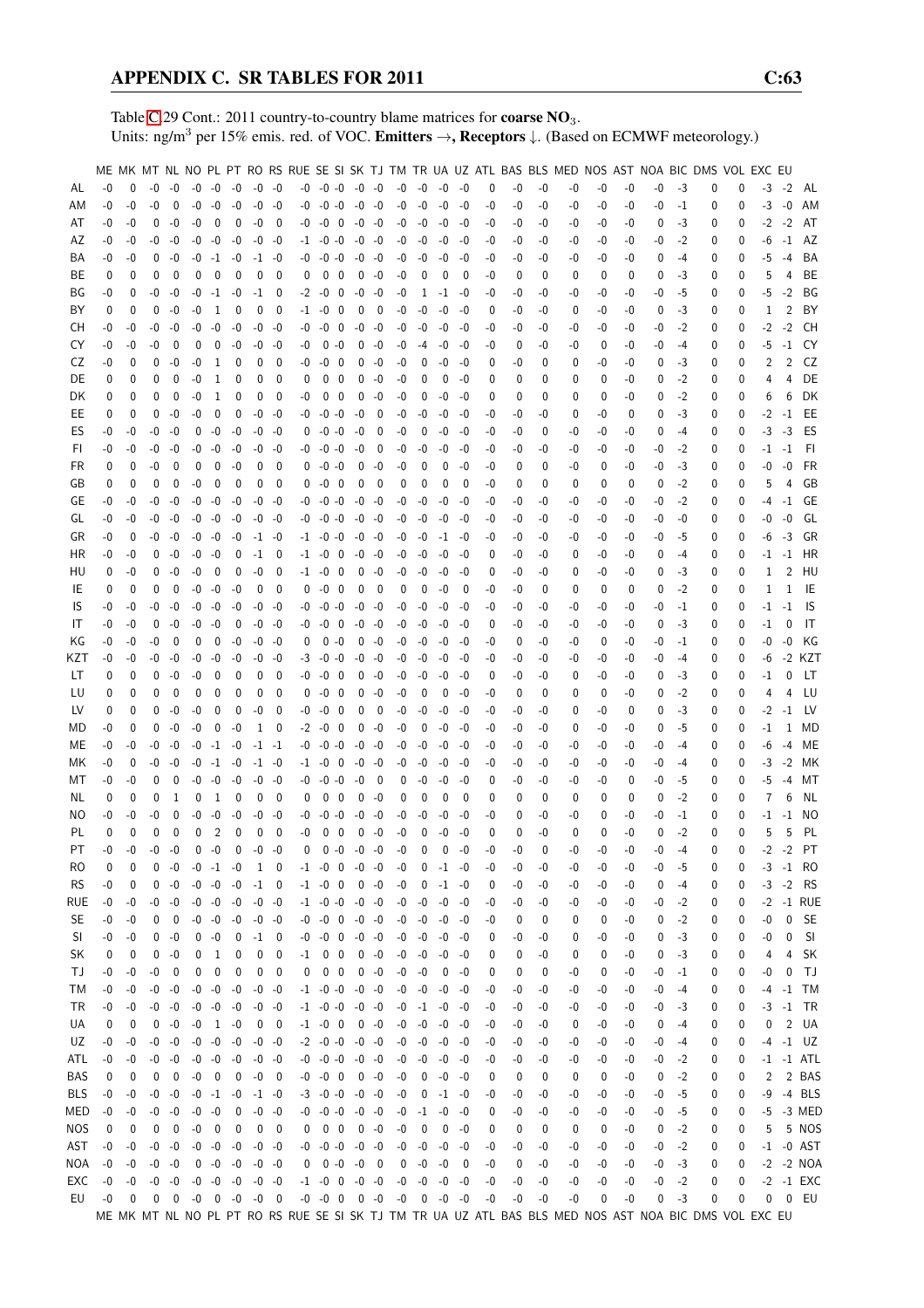Table C.29 Cont.: 2011 country-to-country blame matrices for **coarse $NO_3$**.
Units: ng/m$^3$ per 15% emis. red. of VOC. **Emitters →, Receptors ↓**. (Based on ECMWF meteorology.)

| | ME | MK | MT | NL | NO | PL | PT | RO | RS | RUE | SE | SI | SK | TJ | TM | TR | UA | UZ | ATL | BAS | BLS | MED | NOS | AST | NOA | BIC | DMS | VOL | EXC | EU | |
|---|---|---|---|---|---|---|---|---|---|---|---|---|---|---|---|---|---|---|---|---|---|---|---|---|---|---|---|---|---|---|---|
| AL | -0 | 0 | -0 | -0 | -0 | -0 | -0 | -0 | -0 | -0 | -0 | -0 | -0 | -0 | -0 | -0 | -0 | -0 | 0 | -0 | -0 | -0 | -0 | -0 | -0 | -3 | 0 | 0 | -3 | -2 | AL |
| AM | -0 | -0 | -0 | 0 | -0 | -0 | -0 | -0 | -0 | -0 | -0 | -0 | -0 | -0 | -0 | -0 | -0 | -0 | -0 | -0 | -0 | -0 | -0 | -0 | -0 | -1 | 0 | 0 | -3 | -0 | AM |
| AT | -0 | -0 | 0 | -0 | -0 | 0 | 0 | -0 | 0 | -0 | -0 | 0 | -0 | -0 | -0 | -0 | -0 | -0 | -0 | -0 | -0 | -0 | -0 | -0 | 0 | -3 | 0 | 0 | -2 | -2 | AT |
| AZ | -0 | -0 | -0 | -0 | -0 | -0 | -0 | -0 | -0 | -1 | -0 | -0 | -0 | -0 | -0 | -0 | -0 | -0 | -0 | -0 | -0 | -0 | -0 | -0 | -0 | -2 | 0 | 0 | -6 | -1 | AZ |
| BA | -0 | -0 | 0 | -0 | -0 | -1 | -0 | -1 | -0 | -0 | -0 | -0 | -0 | -0 | -0 | -0 | -0 | -0 | -0 | -0 | -0 | -0 | -0 | -0 | 0 | -4 | 0 | 0 | -5 | -4 | BA |
| BE | 0 | 0 | 0 | 0 | 0 | 0 | 0 | 0 | 0 | 0 | 0 | 0 | 0 | -0 | -0 | 0 | 0 | 0 | -0 | 0 | 0 | 0 | 0 | 0 | 0 | -3 | 0 | 0 | 5 | 4 | BE |
| BG | -0 | 0 | -0 | -0 | -0 | -1 | -0 | -1 | 0 | -2 | -0 | 0 | -0 | -0 | -0 | 1 | -1 | -0 | -0 | -0 | -0 | -0 | -0 | -0 | -0 | -5 | 0 | 0 | -5 | -2 | BG |
| BY | 0 | 0 | 0 | -0 | -0 | 1 | 0 | 0 | 0 | -1 | -0 | 0 | 0 | 0 | -0 | -0 | -0 | -0 | 0 | -0 | -0 | 0 | -0 | -0 | 0 | -3 | 0 | 0 | 1 | 2 | BY |
| CH | -0 | -0 | -0 | -0 | -0 | -0 | -0 | -0 | -0 | -0 | -0 | 0 | -0 | -0 | -0 | -0 | -0 | -0 | -0 | -0 | -0 | -0 | -0 | -0 | -0 | -2 | 0 | 0 | -2 | -2 | CH |
| CY | -0 | -0 | -0 | 0 | 0 | 0 | -0 | -0 | -0 | -0 | 0 | -0 | 0 | -0 | -0 | -4 | -0 | -0 | -0 | 0 | -0 | -0 | 0 | -0 | -0 | -4 | 0 | 0 | -5 | -1 | CY |
| CZ | -0 | 0 | 0 | -0 | -0 | 1 | 0 | 0 | 0 | -0 | -0 | 0 | 0 | -0 | -0 | 0 | -0 | -0 | 0 | -0 | 0 | 0 | -0 | -0 | 0 | -3 | 0 | 0 | 2 | 2 | CZ |
| DE | 0 | 0 | 0 | 0 | -0 | 1 | 0 | 0 | 0 | 0 | 0 | 0 | 0 | -0 | -0 | 0 | 0 | -0 | 0 | 0 | 0 | 0 | 0 | -0 | 0 | -2 | 0 | 0 | 4 | 4 | DE |
| DK | 0 | 0 | 0 | 0 | -0 | 1 | 0 | 0 | 0 | -0 | 0 | 0 | 0 | -0 | -0 | 0 | -0 | -0 | 0 | 0 | 0 | 0 | 0 | -0 | 0 | -2 | 0 | 0 | 6 | 6 | DK |
| EE | 0 | 0 | 0 | -0 | -0 | 0 | 0 | -0 | -0 | -0 | -0 | -0 | -0 | 0 | -0 | -0 | -0 | -0 | -0 | -0 | -0 | 0 | -0 | 0 | 0 | -3 | 0 | 0 | -2 | -1 | EE |
| ES | -0 | -0 | -0 | -0 | 0 | -0 | -0 | -0 | -0 | 0 | -0 | -0 | -0 | 0 | -0 | 0 | -0 | -0 | -0 | -0 | 0 | -0 | -0 | -0 | 0 | -4 | 0 | 0 | -3 | -3 | ES |
| FI | -0 | -0 | -0 | -0 | -0 | -0 | -0 | -0 | -0 | -0 | -0 | -0 | -0 | 0 | -0 | -0 | -0 | -0 | -0 | -0 | -0 | -0 | -0 | -0 | -0 | -2 | 0 | 0 | -1 | -1 | FI |
| FR | 0 | 0 | -0 | 0 | 0 | 0 | -0 | 0 | 0 | 0 | -0 | -0 | 0 | -0 | -0 | 0 | 0 | -0 | -0 | 0 | 0 | -0 | 0 | -0 | -0 | -3 | 0 | 0 | -0 | -0 | FR |
| GB | 0 | 0 | 0 | 0 | -0 | 0 | 0 | 0 | 0 | 0 | -0 | 0 | 0 | 0 | 0 | 0 | 0 | 0 | -0 | 0 | 0 | 0 | 0 | 0 | 0 | -2 | 0 | 0 | 5 | 4 | GB |
| GE | -0 | -0 | -0 | -0 | -0 | -0 | -0 | -0 | -0 | -0 | -0 | -0 | -0 | -0 | -0 | -0 | -0 | -0 | -0 | -0 | -0 | -0 | -0 | -0 | -0 | -2 | 0 | 0 | -4 | -1 | GE |
| GL | -0 | -0 | -0 | -0 | -0 | -0 | -0 | -0 | -0 | -0 | -0 | -0 | -0 | -0 | -0 | -0 | -0 | -0 | -0 | -0 | -0 | -0 | -0 | -0 | -0 | -0 | 0 | 0 | -0 | -0 | GL |
| GR | -0 | 0 | -0 | -0 | -0 | -0 | -0 | -1 | -0 | -1 | -0 | -0 | -0 | -0 | -0 | -0 | -1 | -0 | -0 | -0 | -0 | -0 | -0 | -0 | -0 | -5 | 0 | 0 | -6 | -3 | GR |
| HR | -0 | -0 | 0 | -0 | -0 | -0 | 0 | -1 | 0 | -1 | -0 | 0 | -0 | -0 | -0 | -0 | -0 | -0 | 0 | -0 | -0 | 0 | -0 | -0 | 0 | -4 | 0 | 0 | -1 | -1 | HR |
| HU | 0 | -0 | 0 | -0 | -0 | 0 | 0 | -0 | 0 | -1 | -0 | 0 | 0 | -0 | -0 | -0 | -0 | -0 | 0 | -0 | -0 | 0 | -0 | -0 | 0 | -3 | 0 | 0 | 1 | 2 | HU |
| IE | 0 | 0 | 0 | 0 | -0 | -0 | -0 | 0 | 0 | 0 | -0 | 0 | 0 | 0 | 0 | 0 | -0 | 0 | -0 | -0 | 0 | 0 | 0 | 0 | 0 | -2 | 0 | 0 | 1 | 1 | IE |
| IS | -0 | -0 | -0 | -0 | -0 | -0 | -0 | -0 | -0 | -0 | -0 | -0 | -0 | -0 | -0 | -0 | -0 | -0 | -0 | -0 | -0 | -0 | -0 | -0 | -0 | -1 | 0 | 0 | -1 | -1 | IS |
| IT | -0 | -0 | 0 | -0 | -0 | -0 | 0 | -0 | -0 | -0 | -0 | 0 | -0 | -0 | -0 | -0 | -0 | -0 | 0 | -0 | -0 | -0 | -0 | -0 | 0 | -3 | 0 | 0 | -1 | 0 | IT |
| KG | -0 | -0 | -0 | 0 | 0 | 0 | -0 | -0 | -0 | 0 | 0 | -0 | 0 | -0 | -0 | -0 | -0 | -0 | -0 | 0 | -0 | -0 | 0 | -0 | -0 | -1 | 0 | 0 | -0 | -0 | KG |
| KZT | -0 | -0 | -0 | -0 | -0 | -0 | -0 | -0 | -0 | -3 | -0 | -0 | -0 | -0 | -0 | -0 | -0 | -0 | -0 | -0 | -0 | -0 | -0 | -0 | -0 | -4 | 0 | 0 | -6 | -2 | KZT |
| LT | 0 | 0 | 0 | -0 | -0 | 0 | 0 | 0 | 0 | -0 | -0 | 0 | 0 | -0 | -0 | -0 | -0 | -0 | 0 | -0 | -0 | 0 | -0 | -0 | 0 | -3 | 0 | 0 | -1 | 0 | LT |
| LU | 0 | 0 | 0 | 0 | 0 | 0 | 0 | 0 | 0 | 0 | -0 | 0 | 0 | -0 | -0 | 0 | 0 | -0 | -0 | 0 | 0 | 0 | 0 | -0 | 0 | -2 | 0 | 0 | 4 | 4 | LU |
| LV | 0 | 0 | 0 | -0 | -0 | 0 | 0 | -0 | 0 | -0 | -0 | 0 | 0 | 0 | -0 | -0 | -0 | -0 | -0 | -0 | -0 | 0 | -0 | 0 | 0 | -3 | 0 | 0 | -2 | -1 | LV |
| MD | -0 | 0 | 0 | -0 | -0 | 0 | -0 | 1 | 0 | -2 | -0 | 0 | 0 | -0 | -0 | 0 | -0 | -0 | -0 | -0 | -0 | 0 | -0 | -0 | 0 | -5 | 0 | 0 | -1 | 1 | MD |
| ME | -0 | -0 | -0 | -0 | -0 | -1 | -0 | -1 | -1 | -0 | -0 | -0 | -0 | -0 | -0 | -0 | -0 | -0 | -0 | -0 | -0 | -0 | -0 | -0 | -0 | -4 | 0 | 0 | -6 | -4 | ME |
| MK | -0 | 0 | -0 | -0 | -0 | -1 | -0 | -1 | -0 | -1 | -0 | 0 | -0 | -0 | -0 | -0 | -0 | -0 | -0 | -0 | -0 | -0 | -0 | -0 | -0 | -4 | 0 | 0 | -3 | -2 | MK |
| MT | -0 | -0 | 0 | 0 | -0 | -0 | -0 | -0 | -0 | -0 | -0 | -0 | -0 | 0 | 0 | -0 | -0 | -0 | 0 | -0 | -0 | -0 | -0 | 0 | -0 | -5 | 0 | 0 | -5 | -4 | MT |
| NL | 0 | 0 | 0 | 1 | 0 | 1 | 0 | 0 | 0 | 0 | 0 | 0 | 0 | -0 | 0 | 0 | 0 | 0 | 0 | 0 | 0 | 0 | 0 | 0 | 0 | -2 | 0 | 0 | 7 | 6 | NL |
| NO | -0 | -0 | -0 | 0 | -0 | -0 | -0 | -0 | -0 | -0 | -0 | -0 | -0 | -0 | -0 | -0 | -0 | -0 | -0 | 0 | -0 | -0 | 0 | -0 | -0 | -1 | 0 | 0 | -1 | -1 | NO |
| PL | 0 | 0 | 0 | 0 | 0 | 2 | 0 | 0 | 0 | -0 | 0 | 0 | 0 | -0 | -0 | 0 | -0 | -0 | 0 | 0 | -0 | 0 | 0 | -0 | 0 | -2 | 0 | 0 | 5 | 5 | PL |
| PT | -0 | -0 | -0 | -0 | 0 | -0 | 0 | -0 | -0 | 0 | 0 | -0 | -0 | -0 | -0 | 0 | 0 | -0 | -0 | -0 | 0 | -0 | -0 | -0 | -0 | -4 | 0 | 0 | -2 | -2 | PT |
| RO | 0 | 0 | 0 | -0 | -0 | -1 | -0 | 1 | 0 | -1 | -0 | 0 | -0 | -0 | -0 | 0 | -1 | -0 | -0 | -0 | -0 | -0 | -0 | -0 | -0 | -5 | 0 | 0 | -3 | -1 | RO |
| RS | -0 | 0 | 0 | -0 | -0 | -0 | -0 | -1 | 0 | -1 | -0 | 0 | 0 | -0 | -0 | 0 | -1 | -0 | 0 | -0 | -0 | -0 | -0 | -0 | 0 | -4 | 0 | 0 | -3 | -2 | RS |
| RUE | -0 | -0 | -0 | -0 | -0 | -0 | -0 | -0 | -0 | -1 | -0 | -0 | -0 | -0 | -0 | -0 | -0 | -0 | -0 | -0 | -0 | -0 | -0 | -0 | -0 | -2 | 0 | 0 | -2 | -1 | RUE |
| SE | -0 | -0 | 0 | 0 | -0 | -0 | -0 | -0 | -0 | -0 | -0 | 0 | -0 | -0 | -0 | -0 | -0 | -0 | -0 | 0 | 0 | 0 | 0 | -0 | 0 | -2 | 0 | 0 | -0 | 0 | SE |
| SI | -0 | -0 | 0 | -0 | 0 | -0 | 0 | -1 | 0 | -0 | -0 | 0 | -0 | -0 | -0 | -0 | -0 | -0 | 0 | -0 | -0 | 0 | -0 | -0 | 0 | -3 | 0 | 0 | -0 | 0 | SI |
| SK | 0 | 0 | 0 | -0 | 0 | 1 | 0 | 0 | 0 | -1 | 0 | 0 | 0 | -0 | -0 | -0 | -0 | -0 | 0 | 0 | -0 | 0 | 0 | -0 | 0 | -3 | 0 | 0 | 4 | 4 | SK |
| TJ | -0 | -0 | -0 | 0 | 0 | 0 | 0 | 0 | 0 | 0 | 0 | 0 | 0 | -0 | -0 | -0 | 0 | -0 | 0 | 0 | 0 | -0 | 0 | -0 | -0 | -1 | 0 | 0 | -0 | 0 | TJ |
| TM | -0 | -0 | -0 | -0 | -0 | -0 | -0 | -0 | -0 | -1 | -0 | -0 | -0 | -0 | -0 | -0 | -0 | -0 | -0 | -0 | -0 | -0 | -0 | -0 | -0 | -4 | 0 | 0 | -4 | -1 | TM |
| TR | -0 | -0 | -0 | -0 | -0 | -0 | -0 | -0 | -0 | -1 | -0 | -0 | -0 | -0 | -0 | -1 | -0 | -0 | -0 | -0 | -0 | -0 | -0 | -0 | -0 | -3 | 0 | 0 | -3 | -1 | TR |
| UA | 0 | 0 | 0 | -0 | -0 | 1 | -0 | 0 | 0 | -1 | -0 | 0 | 0 | -0 | -0 | -0 | -0 | -0 | -0 | -0 | -0 | 0 | -0 | -0 | 0 | -4 | 0 | 0 | 0 | 2 | UA |
| UZ | -0 | -0 | -0 | -0 | -0 | -0 | -0 | -0 | -0 | -2 | -0 | -0 | -0 | -0 | -0 | -0 | -0 | -0 | -0 | -0 | -0 | -0 | -0 | -0 | -0 | -4 | 0 | 0 | -4 | -1 | UZ |
| ATL | -0 | -0 | -0 | -0 | -0 | -0 | -0 | -0 | -0 | -0 | -0 | -0 | -0 | -0 | -0 | -0 | -0 | -0 | -0 | -0 | -0 | -0 | -0 | -0 | -0 | -2 | 0 | 0 | -1 | -1 | ATL |
| BAS | 0 | 0 | 0 | 0 | -0 | 0 | 0 | -0 | 0 | -0 | -0 | 0 | 0 | -0 | -0 | 0 | -0 | -0 | 0 | 0 | 0 | 0 | 0 | -0 | 0 | -2 | 0 | 0 | 2 | 2 | BAS |
| BLS | -0 | -0 | -0 | -0 | -0 | -1 | -0 | -1 | -0 | -3 | -0 | -0 | -0 | -0 | -0 | 0 | -1 | -0 | -0 | -0 | -0 | -0 | -0 | -0 | -0 | -5 | 0 | 0 | -9 | -4 | BLS |
| MED | -0 | -0 | -0 | -0 | -0 | -0 | 0 | -0 | -0 | -0 | -0 | -0 | -0 | -0 | -0 | -1 | -0 | -0 | 0 | -0 | -0 | -0 | -0 | -0 | -0 | -5 | 0 | 0 | -5 | -3 | MED |
| NOS | 0 | 0 | 0 | 0 | -0 | 0 | 0 | 0 | 0 | 0 | 0 | 0 | 0 | -0 | -0 | 0 | 0 | -0 | 0 | 0 | 0 | 0 | 0 | -0 | 0 | -2 | 0 | 0 | 5 | 5 | NOS |
| AST | -0 | -0 | -0 | -0 | -0 | -0 | -0 | -0 | -0 | -0 | -0 | -0 | -0 | -0 | -0 | -0 | -0 | -0 | -0 | -0 | -0 | -0 | -0 | -0 | -0 | -2 | 0 | 0 | -1 | -0 | AST |
| NOA | -0 | -0 | -0 | -0 | 0 | -0 | -0 | -0 | -0 | 0 | 0 | -0 | -0 | 0 | 0 | -0 | -0 | 0 | -0 | 0 | -0 | -0 | -0 | -0 | -0 | -3 | 0 | 0 | -2 | -2 | NOA |
| EXC | -0 | -0 | -0 | -0 | -0 | -0 | -0 | -0 | -0 | -1 | -0 | 0 | -0 | -0 | -0 | -0 | -0 | -0 | -0 | -0 | -0 | -0 | -0 | -0 | -0 | -2 | 0 | 0 | -2 | -1 | EXC |
| EU | -0 | 0 | 0 | 0 | -0 | 0 | -0 | -0 | 0 | -0 | -0 | 0 | 0 | -0 | -0 | 0 | -0 | -0 | -0 | -0 | -0 | -0 | 0 | -0 | 0 | -3 | 0 | 0 | 0 | 0 | EU |
| | ME | MK | MT | NL | NO | PL | PT | RO | RS | RUE | SE | SI | SK | TJ | TM | TR | UA | UZ | ATL | BAS | BLS | MED | NOS | AST | NOA | BIC | DMS | VOL | EXC | EU | |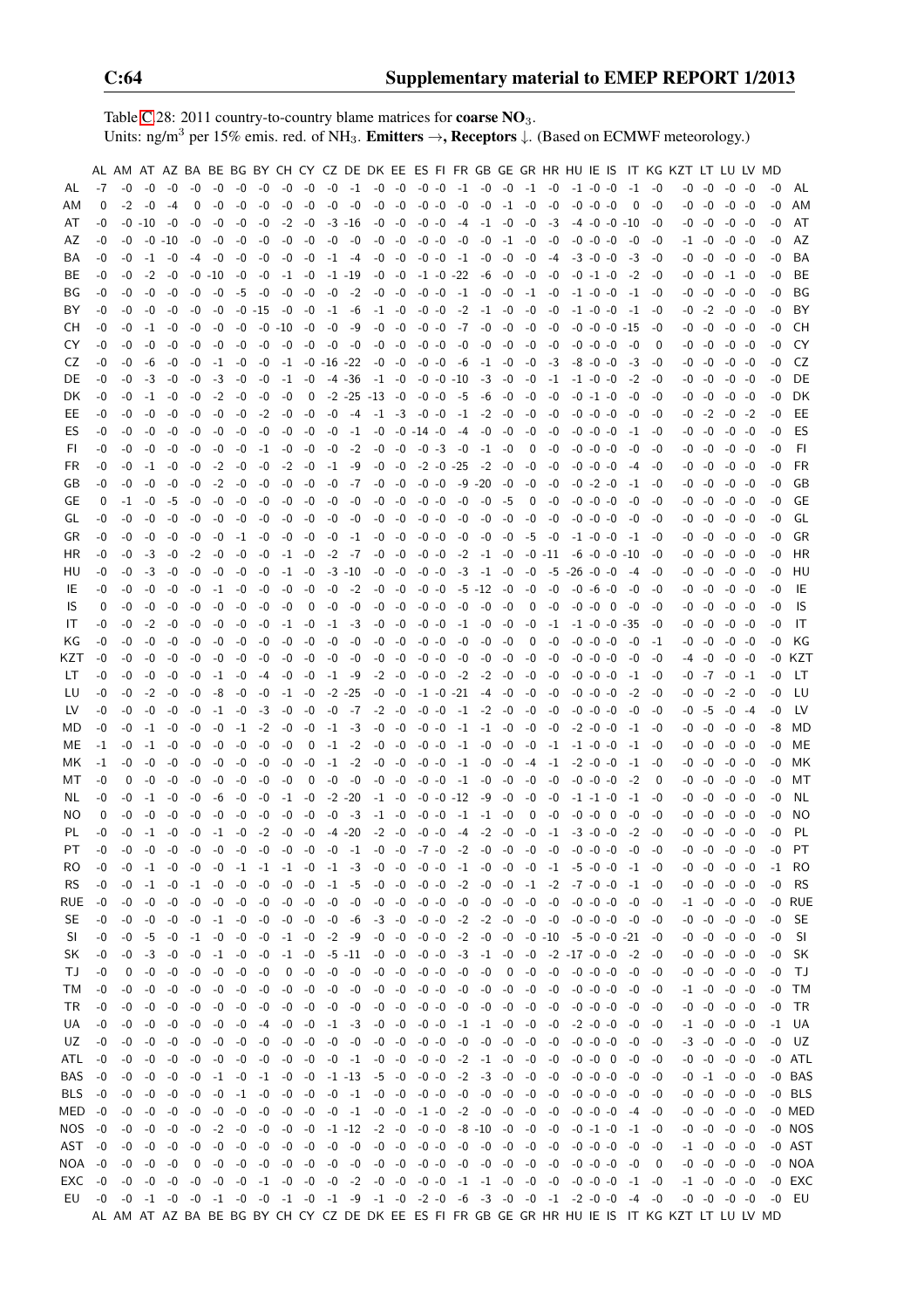Table C.28: 2011 country-to-country blame matrices for **coarse $NO_3$**.
Units: ng/m$^3$ per 15% emis. red. of $NH_3$. **Emitters →, Receptors ↓.** (Based on ECMWF meteorology.)

| | AL | AM | AT | AZ | BA | BE | BG | BY | CH | CY | CZ | DE | DK | EE | ES | FI | FR | GB | GE | GR | HR | HU | IE | IS | IT | KG | KZT | LT | LU | LV | MD | |
|---|---|---|---|---|---|---|---|---|---|---|---|---|---|---|---|---|---|---|---|---|---|---|---|---|---|---|---|---|---|---|---|---|
| AL | -7 | -0 | -0 | -0 | -0 | -0 | -0 | -0 | -0 | -0 | -0 | -1 | -0 | -0 | -0 | -0 | -1 | -0 | -0 | -1 | -0 | -1 | -0 | -0 | -1 | -0 | -0 | -0 | -0 | -0 | -0 | AL |
| AM | 0 | -2 | -0 | -4 | 0 | -0 | -0 | -0 | -0 | -0 | -0 | -0 | -0 | -0 | -0 | -0 | -0 | -0 | -1 | -0 | -0 | -0 | -0 | -0 | 0 | -0 | -0 | -0 | -0 | -0 | -0 | AM |
| AT | -0 | -0 | -10 | -0 | -0 | -0 | -0 | -0 | -2 | -0 | -3 | -16 | -0 | -0 | -0 | -0 | -4 | -1 | -0 | -0 | -3 | -4 | -0 | -0 | -10 | -0 | -0 | -0 | -0 | -0 | -0 | AT |
| AZ | -0 | -0 | -0 | -10 | -0 | -0 | -0 | -0 | -0 | -0 | -0 | -0 | -0 | -0 | -0 | -0 | -0 | -0 | -1 | -0 | -0 | -0 | -0 | -0 | -0 | -0 | -1 | -0 | -0 | -0 | -0 | AZ |
| BA | -0 | -0 | -1 | -0 | -4 | -0 | -0 | -0 | -0 | -0 | -1 | -4 | -0 | -0 | -0 | -0 | -1 | -0 | -0 | -0 | -4 | -3 | -0 | -0 | -3 | -0 | -0 | -0 | -0 | -0 | -0 | BA |
| BE | -0 | -0 | -2 | -0 | -0 | -10 | -0 | -0 | -1 | -0 | -1 | -19 | -0 | -0 | -1 | -0 | -22 | -6 | -0 | -0 | -0 | -0 | -1 | -0 | -2 | -0 | -0 | -0 | -1 | -0 | -0 | BE |
| BG | -0 | -0 | -0 | -0 | -0 | -0 | -5 | -0 | -0 | -0 | -0 | -2 | -0 | -0 | -0 | -0 | -1 | -0 | -0 | -1 | -0 | -1 | -0 | -0 | -1 | -0 | -0 | -0 | -0 | -0 | -0 | BG |
| BY | -0 | -0 | -0 | -0 | -0 | -0 | -0 | -15 | -0 | -0 | -1 | -6 | -1 | -0 | -0 | -0 | -2 | -1 | -0 | -0 | -0 | -1 | -0 | -0 | -1 | -0 | -0 | -2 | -0 | -0 | -0 | BY |
| CH | -0 | -0 | -1 | -0 | -0 | -0 | -0 | -0 | -10 | -0 | -0 | -9 | -0 | -0 | -0 | -0 | -7 | -0 | -0 | -0 | -0 | -0 | -0 | -0 | -15 | -0 | -0 | -0 | -0 | -0 | -0 | CH |
| CY | -0 | -0 | -0 | -0 | -0 | -0 | -0 | -0 | -0 | -0 | -0 | -0 | -0 | -0 | -0 | -0 | -0 | -0 | -0 | -0 | -0 | -0 | -0 | -0 | -0 | 0 | -0 | -0 | -0 | -0 | -0 | CY |
| CZ | -0 | -0 | -6 | -0 | -0 | -1 | -0 | -0 | -1 | -0 | -16 | -22 | -0 | -0 | -0 | -0 | -6 | -1 | -0 | -0 | -3 | -8 | -0 | -0 | -3 | -0 | -0 | -0 | -0 | -0 | -0 | CZ |
| DE | -0 | -0 | -3 | -0 | -0 | -3 | -0 | -0 | -1 | -0 | -4 | -36 | -1 | -0 | -0 | -0 | -10 | -3 | -0 | -0 | -1 | -1 | -0 | -0 | -2 | -0 | -0 | -0 | -0 | -0 | -0 | DE |
| DK | -0 | -0 | -1 | -0 | -0 | -2 | -0 | -0 | -0 | 0 | -2 | -25 | -13 | -0 | -0 | -0 | -5 | -6 | -0 | -0 | -0 | -0 | -1 | -0 | -0 | -0 | -0 | -0 | -0 | -0 | -0 | DK |
| EE | -0 | -0 | -0 | -0 | -0 | -0 | -0 | -2 | -0 | -0 | -0 | -4 | -1 | -3 | -0 | -0 | -1 | -2 | -0 | -0 | -0 | -0 | -0 | -0 | -0 | -0 | -0 | -2 | -0 | -2 | -0 | EE |
| ES | -0 | -0 | -0 | -0 | -0 | -0 | -0 | -0 | -0 | -0 | -0 | -1 | -0 | -0 | -14 | -0 | -4 | -0 | -0 | -0 | -0 | -0 | -0 | -0 | -1 | -0 | -0 | -0 | -0 | -0 | -0 | ES |
| FI | -0 | -0 | -0 | -0 | -0 | -0 | -0 | -1 | -0 | -0 | -0 | -2 | -0 | -0 | -0 | -3 | -0 | -1 | -0 | 0 | -0 | -0 | -0 | -0 | -0 | -0 | -0 | -0 | -0 | -0 | -0 | FI |
| FR | -0 | -0 | -1 | -0 | -0 | -2 | -0 | -0 | -2 | -0 | -1 | -9 | -0 | -0 | -2 | -0 | -25 | -2 | -0 | -0 | -0 | -0 | -0 | -0 | -4 | -0 | -0 | -0 | -0 | -0 | -0 | FR |
| GB | -0 | -0 | -0 | -0 | -0 | -2 | -0 | -0 | -0 | -0 | -0 | -7 | -0 | -0 | -0 | -0 | -9 | -20 | -0 | -0 | -0 | -0 | -2 | -0 | -1 | -0 | -0 | -0 | -0 | -0 | -0 | GB |
| GE | 0 | -1 | -0 | -5 | -0 | -0 | -0 | -0 | -0 | -0 | -0 | -0 | -0 | -0 | -0 | -0 | -0 | -0 | -5 | 0 | -0 | -0 | -0 | -0 | -0 | -0 | -0 | -0 | -0 | -0 | -0 | GE |
| GL | -0 | -0 | -0 | -0 | -0 | -0 | -0 | -0 | -0 | -0 | -0 | -0 | -0 | -0 | -0 | -0 | -0 | -0 | -0 | -0 | -0 | -0 | -0 | -0 | -0 | -0 | -0 | -0 | -0 | -0 | -0 | GL |
| GR | -0 | -0 | -0 | -0 | -0 | -0 | -1 | -0 | -0 | -0 | -0 | -1 | -0 | -0 | -0 | -0 | -0 | -0 | -0 | -5 | -0 | -1 | -0 | -0 | -1 | -0 | -0 | -0 | -0 | -0 | -0 | GR |
| HR | -0 | -0 | -3 | -0 | -2 | -0 | -0 | -0 | -1 | -0 | -2 | -7 | -0 | -0 | -0 | -0 | -2 | -1 | -0 | -0 | -11 | -6 | -0 | -0 | -10 | -0 | -0 | -0 | -0 | -0 | -0 | HR |
| HU | -0 | -0 | -3 | -0 | -0 | -0 | -0 | -0 | -1 | -0 | -3 | -10 | -0 | -0 | -0 | -0 | -3 | -1 | -0 | -0 | -5 | -26 | -0 | -0 | -4 | -0 | -0 | -0 | -0 | -0 | -0 | HU |
| IE | -0 | -0 | -0 | -0 | -0 | -1 | -0 | -0 | -0 | -0 | -0 | -2 | -0 | -0 | -0 | -0 | -5 | -12 | -0 | -0 | -0 | -0 | -6 | -0 | -0 | -0 | -0 | -0 | -0 | -0 | -0 | IE |
| IS | 0 | -0 | -0 | -0 | -0 | -0 | -0 | -0 | -0 | 0 | -0 | -0 | -0 | -0 | -0 | -0 | -0 | -0 | -0 | 0 | -0 | -0 | -0 | 0 | -0 | -0 | -0 | -0 | -0 | -0 | -0 | IS |
| IT | -0 | -0 | -2 | -0 | -0 | -0 | -0 | -0 | -1 | -0 | -1 | -3 | -0 | -0 | -0 | -0 | -1 | -0 | -0 | -0 | -1 | -1 | -0 | -0 | -35 | -0 | -0 | -0 | -0 | -0 | -0 | IT |
| KG | -0 | -0 | -0 | -0 | -0 | -0 | -0 | -0 | -0 | -0 | -0 | -0 | -0 | -0 | -0 | -0 | -0 | -0 | -0 | 0 | -0 | -0 | -0 | -0 | -0 | -1 | -0 | -0 | -0 | -0 | -0 | KG |
| KZT | -0 | -0 | -0 | -0 | -0 | -0 | -0 | -0 | -0 | -0 | -0 | -0 | -0 | -0 | -0 | -0 | -0 | -0 | -0 | -0 | -0 | -0 | -0 | -0 | -0 | -0 | -4 | -0 | -0 | -0 | -0 | KZT |
| LT | -0 | -0 | -0 | -0 | -0 | -1 | -0 | -4 | -0 | -0 | -1 | -9 | -2 | -0 | -0 | -0 | -2 | -2 | -0 | -0 | -0 | -0 | -0 | -0 | -1 | -0 | -0 | -7 | -0 | -1 | -0 | LT |
| LU | -0 | -0 | -2 | -0 | -0 | -8 | -0 | -0 | -1 | -0 | -2 | -25 | -0 | -0 | -1 | -0 | -21 | -4 | -0 | -0 | -0 | -0 | -0 | -0 | -2 | -0 | -0 | -0 | -2 | -0 | -0 | LU |
| LV | -0 | -0 | -0 | -0 | -0 | -1 | -0 | -3 | -0 | -0 | -0 | -7 | -2 | -0 | -0 | -0 | -1 | -2 | -0 | -0 | -0 | -0 | -0 | -0 | -0 | -0 | -0 | -5 | -0 | -4 | -0 | LV |
| MD | -0 | -0 | -1 | -0 | -0 | -0 | -1 | -2 | -0 | -0 | -1 | -3 | -0 | -0 | -0 | -0 | -1 | -1 | -0 | -0 | -0 | -2 | -0 | -0 | -1 | -0 | -0 | -0 | -0 | -0 | -8 | MD |
| ME | -1 | -0 | -1 | -0 | -0 | -0 | -0 | -0 | -0 | 0 | -1 | -2 | -0 | -0 | -0 | -0 | -1 | -0 | -0 | -0 | -1 | -1 | -0 | -0 | -1 | -0 | -0 | -0 | -0 | -0 | -0 | ME |
| MK | -1 | -0 | -0 | -0 | -0 | -0 | -0 | -0 | -0 | -0 | -1 | -2 | -0 | -0 | -0 | -0 | -1 | -0 | -0 | -4 | -1 | -2 | -0 | -0 | -1 | -0 | -0 | -0 | -0 | -0 | -0 | MK |
| MT | -0 | 0 | -0 | -0 | -0 | -0 | -0 | -0 | -0 | 0 | -0 | -0 | -0 | -0 | -0 | -0 | -1 | -0 | -0 | -0 | -0 | -0 | -0 | -0 | -2 | 0 | -0 | -0 | -0 | -0 | -0 | MT |
| NL | -0 | -0 | -1 | -0 | -0 | -6 | -0 | -0 | -1 | -0 | -2 | -20 | -1 | -0 | -0 | -0 | -12 | -9 | -0 | -0 | -0 | -1 | -1 | -0 | -1 | -0 | -0 | -0 | -0 | -0 | -0 | NL |
| NO | 0 | -0 | -0 | -0 | -0 | -0 | -0 | -0 | -0 | -0 | -0 | -3 | -1 | -0 | -0 | -0 | -1 | -1 | -0 | 0 | -0 | -0 | -0 | 0 | -0 | -0 | -0 | -0 | -0 | -0 | -0 | NO |
| PL | -0 | -0 | -1 | -0 | -0 | -1 | -0 | -2 | -0 | -0 | -4 | -20 | -2 | -0 | -0 | -0 | -4 | -2 | -0 | -0 | -1 | -3 | -0 | -0 | -2 | -0 | -0 | -0 | -0 | -0 | -0 | PL |
| PT | -0 | -0 | -0 | -0 | -0 | -0 | -0 | -0 | -0 | -0 | -0 | -1 | -0 | -0 | -7 | -0 | -2 | -0 | -0 | -0 | -0 | -0 | -0 | -0 | -0 | -0 | -0 | -0 | -0 | -0 | -0 | PT |
| RO | -0 | -0 | -1 | -0 | -0 | -0 | -1 | -1 | -1 | -0 | -1 | -3 | -0 | -0 | -0 | -0 | -1 | -0 | -0 | -0 | -1 | -5 | -0 | -0 | -1 | -0 | -0 | -0 | -0 | -0 | -1 | RO |
| RS | -0 | -0 | -1 | -0 | -1 | -0 | -0 | -0 | -0 | -0 | -1 | -5 | -0 | -0 | -0 | -0 | -2 | -0 | -0 | -1 | -2 | -7 | -0 | -0 | -1 | -0 | -0 | -0 | -0 | -0 | -0 | RS |
| RUE | -0 | -0 | -0 | -0 | -0 | -0 | -0 | -0 | -0 | -0 | -0 | -0 | -0 | -0 | -0 | -0 | -0 | -0 | -0 | -0 | -0 | -0 | -0 | -0 | -0 | -0 | -1 | -0 | -0 | -0 | -0 | RUE |
| SE | -0 | -0 | -0 | -0 | -0 | -1 | -0 | -0 | -0 | -0 | -0 | -6 | -3 | -0 | -0 | -0 | -2 | -2 | -0 | -0 | -0 | -0 | -0 | -0 | -0 | -0 | -0 | -0 | -0 | -0 | -0 | SE |
| SI | -0 | -0 | -5 | -0 | -1 | -0 | -0 | -0 | -1 | -0 | -2 | -9 | -0 | -0 | -0 | -0 | -2 | -0 | -0 | -0 | -10 | -5 | -0 | -0 | -21 | -0 | -0 | -0 | -0 | -0 | -0 | SI |
| SK | -0 | -0 | -3 | -0 | -0 | -1 | -0 | -0 | -1 | -0 | -5 | -11 | -0 | -0 | -0 | -0 | -3 | -1 | -0 | -0 | -2 | -17 | -0 | -0 | -2 | -0 | -0 | -0 | -0 | -0 | -0 | SK |
| TJ | -0 | 0 | -0 | -0 | -0 | -0 | -0 | -0 | 0 | -0 | -0 | -0 | -0 | -0 | -0 | -0 | -0 | -0 | 0 | -0 | -0 | -0 | -0 | -0 | -0 | -0 | -0 | -0 | -0 | -0 | -0 | TJ |
| TM | -0 | -0 | -0 | -0 | -0 | -0 | -0 | -0 | -0 | -0 | -0 | -0 | -0 | -0 | -0 | -0 | -0 | -0 | -0 | -0 | -0 | -0 | -0 | -0 | -0 | -0 | -1 | -0 | -0 | -0 | -0 | TM |
| TR | -0 | -0 | -0 | -0 | -0 | -0 | -0 | -0 | -0 | -0 | -0 | -0 | -0 | -0 | -0 | -0 | -0 | -0 | -0 | -0 | -0 | -0 | -0 | -0 | -0 | -0 | -0 | -0 | -0 | -0 | -0 | TR |
| UA | -0 | -0 | -0 | -0 | -0 | -0 | -0 | -4 | -0 | -0 | -1 | -3 | -0 | -0 | -0 | -0 | -1 | -1 | -0 | -0 | -0 | -2 | -0 | -0 | -0 | -0 | -1 | -0 | -0 | -0 | -1 | UA |
| UZ | -0 | -0 | -0 | -0 | -0 | -0 | -0 | -0 | -0 | -0 | -0 | -0 | -0 | -0 | -0 | -0 | -0 | -0 | -0 | -0 | -0 | -0 | -0 | -0 | -0 | -0 | -3 | -0 | -0 | -0 | -0 | UZ |
| ATL | -0 | -0 | -0 | -0 | -0 | -0 | -0 | -0 | -0 | -0 | -0 | -1 | -0 | -0 | -0 | -0 | -2 | -1 | -0 | -0 | -0 | -0 | -0 | 0 | -0 | -0 | -0 | -0 | -0 | -0 | -0 | ATL |
| BAS | -0 | -0 | -0 | -0 | -0 | -1 | -0 | -1 | -0 | -0 | -1 | -13 | -5 | -0 | -0 | -0 | -2 | -3 | -0 | -0 | -0 | -0 | -0 | -0 | -0 | -0 | -0 | -1 | -0 | -0 | -0 | BAS |
| BLS | -0 | -0 | -0 | -0 | -0 | -0 | -1 | -0 | -0 | -0 | -0 | -1 | -0 | -0 | -0 | -0 | -0 | -0 | -0 | -0 | -0 | -0 | -0 | -0 | -0 | -0 | -0 | -0 | -0 | -0 | -0 | BLS |
| MED | -0 | -0 | -0 | -0 | -0 | -0 | -0 | -0 | -0 | -0 | -0 | -1 | -0 | -0 | -1 | -0 | -2 | -0 | -0 | -0 | -0 | -0 | -0 | -0 | -4 | -0 | -0 | -0 | -0 | -0 | -0 | MED |
| NOS | -0 | -0 | -0 | -0 | -0 | -2 | -0 | -0 | -0 | -0 | -1 | -12 | -2 | -0 | -0 | -0 | -8 | -10 | -0 | -0 | -0 | -0 | -1 | -0 | -1 | -0 | -0 | -0 | -0 | -0 | -0 | NOS |
| AST | -0 | -0 | -0 | -0 | -0 | -0 | -0 | -0 | -0 | -0 | -0 | -0 | -0 | -0 | -0 | -0 | -0 | -0 | -0 | -0 | -0 | -0 | -0 | -0 | -0 | -0 | -1 | -0 | -0 | -0 | -0 | AST |
| NOA | -0 | -0 | -0 | -0 | 0 | -0 | -0 | -0 | -0 | -0 | -0 | -0 | -0 | -0 | -0 | -0 | -0 | -0 | -0 | -0 | -0 | -0 | -0 | -0 | -0 | 0 | -0 | -0 | -0 | -0 | -0 | NOA |
| EXC | -0 | -0 | -0 | -0 | -0 | -0 | -0 | -1 | -0 | -0 | -0 | -2 | -0 | -0 | -0 | -0 | -1 | -1 | -0 | -0 | -0 | -0 | -0 | -0 | -1 | -0 | -1 | -0 | -0 | -0 | -0 | EXC |
| EU | -0 | -0 | -1 | -0 | -0 | -1 | -0 | -0 | -1 | -0 | -1 | -9 | -1 | -0 | -2 | -0 | -6 | -3 | -0 | -0 | -1 | -2 | -0 | -0 | -4 | -0 | -0 | -0 | -0 | -0 | -0 | EU |
| | AL | AM | AT | AZ | BA | BE | BG | BY | CH | CY | CZ | DE | DK | EE | ES | FI | FR | GB | GE | GR | HR | HU | IE | IS | IT | KG | KZT | LT | LU | LV | MD | |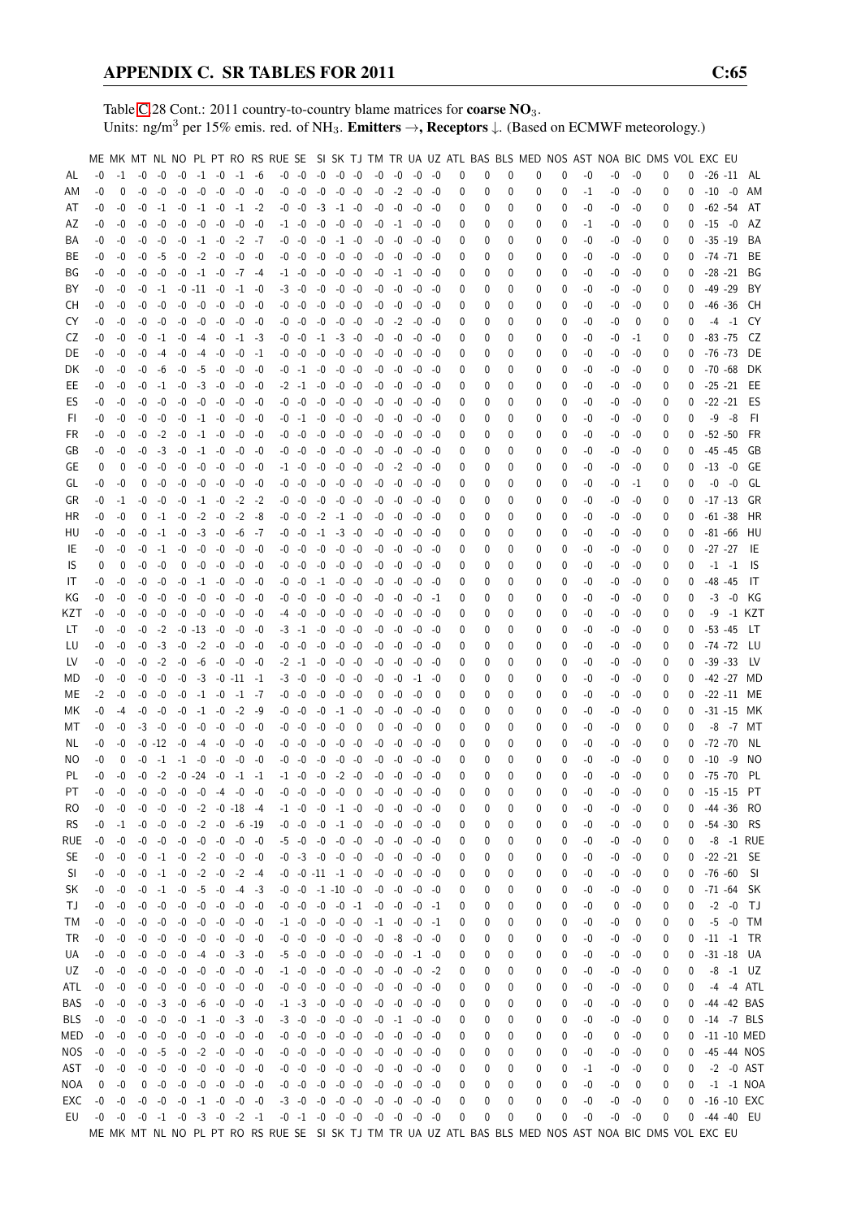Table C.28 Cont.: 2011 country-to-country blame matrices for **coarse $NO_3$**.
Units: ng/m$^3$ per 15% emis. red. of $NH_3$. **Emitters →, Receptors ↓.** (Based on ECMWF meteorology.)

| | ME | MK | MT | NL | NO | PL | PT | RO | RS | RUE | SE | SI | SK | TJ | TM | TR | UA | UZ | ATL | BAS | BLS | MED | NOS | AST | NOA | BIC | DMS | VOL | EXC | EU | |
|---|---|---|---|---|---|---|---|---|---|---|---|---|---|---|---|---|---|---|---|---|---|---|---|---|---|---|---|---|---|---|---|
| AL | -0 | -1 | -0 | -0 | -0 | -1 | -0 | -1 | -6 | -0 | -0 | -0 | -0 | -0 | -0 | -0 | -0 | -0 | 0 | 0 | 0 | 0 | 0 | -0 | -0 | -0 | 0 | 0 | -26 | -11 | AL |
| AM | -0 | 0 | -0 | -0 | -0 | -0 | -0 | -0 | -0 | -0 | -0 | -0 | -0 | -0 | -0 | -2 | -0 | -0 | 0 | 0 | 0 | 0 | 0 | -1 | -0 | -0 | 0 | 0 | -10 | -0 | AM |
| AT | -0 | -0 | -0 | -1 | -0 | -1 | -0 | -1 | -2 | -0 | -0 | -3 | -1 | -0 | -0 | -0 | -0 | -0 | 0 | 0 | 0 | 0 | 0 | -0 | -0 | -0 | 0 | 0 | -62 | -54 | AT |
| AZ | -0 | -0 | -0 | -0 | -0 | -0 | -0 | -0 | -0 | -1 | -0 | -0 | -0 | -0 | -0 | -1 | -0 | -0 | 0 | 0 | 0 | 0 | 0 | -1 | -0 | -0 | 0 | 0 | -15 | -0 | AZ |
| BA | -0 | -0 | -0 | -0 | -0 | -1 | -0 | -2 | -7 | -0 | -0 | -0 | -1 | -0 | -0 | -0 | -0 | -0 | 0 | 0 | 0 | 0 | 0 | -0 | -0 | -0 | 0 | 0 | -35 | -19 | BA |
| BE | -0 | -0 | -0 | -5 | -0 | -2 | -0 | -0 | -0 | -0 | -0 | -0 | -0 | -0 | -0 | -0 | -0 | -0 | 0 | 0 | 0 | 0 | 0 | -0 | -0 | -0 | 0 | 0 | -74 | -71 | BE |
| BG | -0 | -0 | -0 | -0 | -0 | -1 | -0 | -7 | -4 | -1 | -0 | -0 | -0 | -0 | -0 | -1 | -0 | -0 | 0 | 0 | 0 | 0 | 0 | -0 | -0 | -0 | 0 | 0 | -28 | -21 | BG |
| BY | -0 | -0 | -0 | -1 | -0 | -11 | -0 | -1 | -0 | -3 | -0 | -0 | -0 | -0 | -0 | -0 | -0 | -0 | 0 | 0 | 0 | 0 | 0 | -0 | -0 | -0 | 0 | 0 | -49 | -29 | BY |
| CH | -0 | -0 | -0 | -0 | -0 | -0 | -0 | -0 | -0 | -0 | -0 | -0 | -0 | -0 | -0 | -0 | -0 | -0 | 0 | 0 | 0 | 0 | 0 | -0 | -0 | -0 | 0 | 0 | -46 | -36 | CH |
| CY | -0 | -0 | -0 | -0 | -0 | -0 | -0 | -0 | -0 | -0 | -0 | -0 | -0 | -0 | -0 | -2 | -0 | -0 | 0 | 0 | 0 | 0 | 0 | -0 | -0 | 0 | 0 | 0 | -4 | -1 | CY |
| CZ | -0 | -0 | -0 | -1 | -0 | -4 | -0 | -1 | -3 | -0 | -0 | -1 | -3 | -0 | -0 | -0 | -0 | -0 | 0 | 0 | 0 | 0 | 0 | -0 | -0 | -1 | 0 | 0 | -83 | -75 | CZ |
| DE | -0 | -0 | -0 | -4 | -0 | -4 | -0 | -0 | -1 | -0 | -0 | -0 | -0 | -0 | -0 | -0 | -0 | -0 | 0 | 0 | 0 | 0 | 0 | -0 | -0 | -0 | 0 | 0 | -76 | -73 | DE |
| DK | -0 | -0 | -0 | -6 | -0 | -5 | -0 | -0 | -0 | -0 | -1 | -0 | -0 | -0 | -0 | -0 | -0 | -0 | 0 | 0 | 0 | 0 | 0 | -0 | -0 | -0 | 0 | 0 | -70 | -68 | DK |
| EE | -0 | -0 | -0 | -1 | -0 | -3 | -0 | -0 | -0 | -2 | -1 | -0 | -0 | -0 | -0 | -0 | -0 | -0 | 0 | 0 | 0 | 0 | 0 | -0 | -0 | -0 | 0 | 0 | -25 | -21 | EE |
| ES | -0 | -0 | -0 | -0 | -0 | -0 | -0 | -0 | -0 | -0 | -0 | -0 | -0 | -0 | -0 | -0 | -0 | -0 | 0 | 0 | 0 | 0 | 0 | -0 | -0 | -0 | 0 | 0 | -22 | -21 | ES |
| FI | -0 | -0 | -0 | -0 | -0 | -1 | -0 | -0 | -0 | -0 | -1 | -0 | -0 | -0 | -0 | -0 | -0 | -0 | 0 | 0 | 0 | 0 | 0 | -0 | -0 | -0 | 0 | 0 | -9 | -8 | FI |
| FR | -0 | -0 | -0 | -2 | -0 | -1 | -0 | -0 | -0 | -0 | -0 | -0 | -0 | -0 | -0 | -0 | -0 | -0 | 0 | 0 | 0 | 0 | 0 | -0 | -0 | -0 | 0 | 0 | -52 | -50 | FR |
| GB | -0 | -0 | -0 | -3 | -0 | -1 | -0 | -0 | -0 | -0 | -0 | -0 | -0 | -0 | -0 | -0 | -0 | -0 | 0 | 0 | 0 | 0 | 0 | -0 | -0 | -0 | 0 | 0 | -45 | -45 | GB |
| GE | 0 | 0 | -0 | -0 | -0 | -0 | -0 | -0 | -0 | -1 | -0 | -0 | -0 | -0 | -0 | -2 | -0 | -0 | 0 | 0 | 0 | 0 | 0 | -0 | -0 | -0 | 0 | 0 | -13 | -0 | GE |
| GL | -0 | -0 | 0 | -0 | -0 | -0 | -0 | -0 | -0 | -0 | -0 | -0 | -0 | -0 | -0 | -0 | -0 | -0 | 0 | 0 | 0 | 0 | 0 | -0 | -0 | -1 | 0 | 0 | -0 | -0 | GL |
| GR | -0 | -1 | -0 | -0 | -0 | -1 | -0 | -2 | -2 | -0 | -0 | -0 | -0 | -0 | -0 | -0 | -0 | -0 | 0 | 0 | 0 | 0 | 0 | -0 | -0 | -0 | 0 | 0 | -17 | -13 | GR |
| HR | -0 | -0 | 0 | -1 | -0 | -2 | -0 | -2 | -8 | -0 | -0 | -2 | -1 | -0 | -0 | -0 | -0 | -0 | 0 | 0 | 0 | 0 | 0 | -0 | -0 | -0 | 0 | 0 | -61 | -38 | HR |
| HU | -0 | -0 | -0 | -1 | -0 | -3 | -0 | -6 | -7 | -0 | -0 | -1 | -3 | -0 | -0 | -0 | -0 | -0 | 0 | 0 | 0 | 0 | 0 | -0 | -0 | -0 | 0 | 0 | -81 | -66 | HU |
| IE | -0 | -0 | -0 | -1 | -0 | -0 | -0 | -0 | -0 | -0 | -0 | -0 | -0 | -0 | -0 | -0 | -0 | -0 | 0 | 0 | 0 | 0 | 0 | -0 | -0 | -0 | 0 | 0 | -27 | -27 | IE |
| IS | 0 | 0 | -0 | -0 | 0 | -0 | -0 | -0 | -0 | -0 | -0 | -0 | -0 | -0 | -0 | -0 | -0 | -0 | 0 | 0 | 0 | 0 | 0 | -0 | -0 | -0 | 0 | 0 | -1 | -1 | IS |
| IT | -0 | -0 | -0 | -0 | -0 | -1 | -0 | -0 | -0 | -0 | -0 | -1 | -0 | -0 | -0 | -0 | -0 | -0 | 0 | 0 | 0 | 0 | 0 | -0 | -0 | -0 | 0 | 0 | -48 | -45 | IT |
| KG | -0 | -0 | -0 | -0 | -0 | -0 | -0 | -0 | -0 | -0 | -0 | -0 | -0 | -0 | -0 | -0 | -0 | -1 | 0 | 0 | 0 | 0 | 0 | -0 | -0 | -0 | 0 | 0 | -3 | -0 | KG |
| KZT | -0 | -0 | -0 | -0 | -0 | -0 | -0 | -0 | -0 | -4 | -0 | -0 | -0 | -0 | -0 | -0 | -0 | -0 | 0 | 0 | 0 | 0 | 0 | -0 | -0 | -0 | 0 | 0 | -9 | -1 | KZT |
| LT | -0 | -0 | -0 | -2 | -0 | -13 | -0 | -0 | -0 | -3 | -1 | -0 | -0 | -0 | -0 | -0 | -0 | -0 | 0 | 0 | 0 | 0 | 0 | -0 | -0 | -0 | 0 | 0 | -53 | -45 | LT |
| LU | -0 | -0 | -0 | -3 | -0 | -2 | -0 | -0 | -0 | -0 | -0 | -0 | -0 | -0 | -0 | -0 | -0 | -0 | 0 | 0 | 0 | 0 | 0 | -0 | -0 | -0 | 0 | 0 | -74 | -72 | LU |
| LV | -0 | -0 | -0 | -2 | -0 | -6 | -0 | -0 | -0 | -2 | -1 | -0 | -0 | -0 | -0 | -0 | -0 | -0 | 0 | 0 | 0 | 0 | 0 | -0 | -0 | -0 | 0 | 0 | -39 | -33 | LV |
| MD | -0 | -0 | -0 | -0 | -0 | -3 | -0 | -11 | -1 | -3 | -0 | -0 | -0 | -0 | -0 | -0 | -1 | -0 | 0 | 0 | 0 | 0 | 0 | -0 | -0 | -0 | 0 | 0 | -42 | -27 | MD |
| ME | -2 | -0 | -0 | -0 | -0 | -1 | -0 | -1 | -7 | -0 | -0 | -0 | -0 | -0 | 0 | -0 | -0 | 0 | 0 | 0 | 0 | 0 | 0 | -0 | -0 | -0 | 0 | 0 | -22 | -11 | ME |
| MK | -0 | -4 | -0 | -0 | -0 | -1 | -0 | -2 | -9 | -0 | -0 | -0 | -1 | -0 | -0 | -0 | -0 | -0 | 0 | 0 | 0 | 0 | 0 | -0 | -0 | -0 | 0 | 0 | -31 | -15 | MK |
| MT | -0 | -0 | -3 | -0 | -0 | -0 | -0 | -0 | -0 | -0 | -0 | -0 | -0 | 0 | 0 | -0 | -0 | 0 | 0 | 0 | 0 | 0 | 0 | -0 | -0 | 0 | 0 | 0 | -8 | -7 | MT |
| NL | -0 | -0 | -0 | -12 | -0 | -4 | -0 | -0 | -0 | -0 | -0 | -0 | -0 | -0 | -0 | -0 | -0 | -0 | 0 | 0 | 0 | 0 | 0 | -0 | -0 | -0 | 0 | 0 | -72 | -70 | NL |
| NO | -0 | 0 | -0 | -1 | -1 | -0 | -0 | -0 | -0 | -0 | -0 | -0 | -0 | -0 | -0 | -0 | -0 | -0 | 0 | 0 | 0 | 0 | 0 | -0 | -0 | -0 | 0 | 0 | -10 | -9 | NO |
| PL | -0 | -0 | -0 | -2 | -0 | -24 | -0 | -1 | -1 | -1 | -0 | -0 | -2 | -0 | -0 | -0 | -0 | -0 | 0 | 0 | 0 | 0 | 0 | -0 | -0 | -0 | 0 | 0 | -75 | -70 | PL |
| PT | -0 | -0 | -0 | -0 | -0 | -0 | -4 | -0 | -0 | -0 | -0 | -0 | -0 | 0 | -0 | -0 | -0 | -0 | 0 | 0 | 0 | 0 | 0 | -0 | -0 | -0 | 0 | 0 | -15 | -15 | PT |
| RO | -0 | -0 | -0 | -0 | -0 | -2 | -0 | -18 | -4 | -1 | -0 | -0 | -1 | -0 | -0 | -0 | -0 | -0 | 0 | 0 | 0 | 0 | 0 | -0 | -0 | -0 | 0 | 0 | -44 | -36 | RO |
| RS | -0 | -1 | -0 | -0 | -0 | -2 | -0 | -6 | -19 | -0 | -0 | -0 | -1 | -0 | -0 | -0 | -0 | -0 | 0 | 0 | 0 | 0 | 0 | -0 | -0 | -0 | 0 | 0 | -54 | -30 | RS |
| RUE | -0 | -0 | -0 | -0 | -0 | -0 | -0 | -0 | -0 | -5 | -0 | -0 | -0 | -0 | -0 | -0 | -0 | -0 | 0 | 0 | 0 | 0 | 0 | -0 | -0 | -0 | 0 | 0 | -8 | -1 | RUE |
| SE | -0 | -0 | -0 | -1 | -0 | -2 | -0 | -0 | -0 | -0 | -3 | -0 | -0 | -0 | -0 | -0 | -0 | -0 | 0 | 0 | 0 | 0 | 0 | -0 | -0 | -0 | 0 | 0 | -22 | -21 | SE |
| SI | -0 | -0 | -0 | -1 | -0 | -2 | -0 | -2 | -4 | -0 | -0 | -11 | -1 | -0 | -0 | -0 | -0 | -0 | 0 | 0 | 0 | 0 | 0 | -0 | -0 | -0 | 0 | 0 | -76 | -60 | SI |
| SK | -0 | -0 | -0 | -1 | -0 | -5 | -0 | -4 | -3 | -0 | -0 | -1 | -10 | -0 | -0 | -0 | -0 | -0 | 0 | 0 | 0 | 0 | 0 | -0 | -0 | -0 | 0 | 0 | -71 | -64 | SK |
| TJ | -0 | -0 | -0 | -0 | -0 | -0 | -0 | -0 | -0 | -0 | -0 | -0 | -0 | -1 | -0 | -0 | -0 | -1 | 0 | 0 | 0 | 0 | 0 | -0 | 0 | -0 | 0 | 0 | -2 | -0 | TJ |
| TM | -0 | -0 | -0 | -0 | -0 | -0 | -0 | -0 | -0 | -1 | -0 | -0 | -0 | -0 | -1 | -0 | -0 | -1 | 0 | 0 | 0 | 0 | 0 | -0 | -0 | 0 | 0 | 0 | -5 | -0 | TM |
| TR | -0 | -0 | -0 | -0 | -0 | -0 | -0 | -0 | -0 | -0 | -0 | -0 | -0 | -0 | -0 | -8 | -0 | -0 | 0 | 0 | 0 | 0 | 0 | -0 | -0 | -0 | 0 | 0 | -11 | -1 | TR |
| UA | -0 | -0 | -0 | -0 | -0 | -4 | -0 | -3 | -0 | -5 | -0 | -0 | -0 | -0 | -0 | -0 | -1 | -0 | 0 | 0 | 0 | 0 | 0 | -0 | -0 | -0 | 0 | 0 | -31 | -18 | UA |
| UZ | -0 | -0 | -0 | -0 | -0 | -0 | -0 | -0 | -0 | -1 | -0 | -0 | -0 | -0 | -0 | -0 | -0 | -2 | 0 | 0 | 0 | 0 | 0 | -0 | -0 | -0 | 0 | 0 | -8 | -1 | UZ |
| ATL | -0 | -0 | -0 | -0 | -0 | -0 | -0 | -0 | -0 | -0 | -0 | -0 | -0 | -0 | -0 | -0 | -0 | -0 | 0 | 0 | 0 | 0 | 0 | -0 | -0 | -0 | 0 | 0 | -4 | -4 | ATL |
| BAS | -0 | -0 | -0 | -3 | -0 | -6 | -0 | -0 | -0 | -1 | -3 | -0 | -0 | -0 | -0 | -0 | -0 | -0 | 0 | 0 | 0 | 0 | 0 | -0 | -0 | -0 | 0 | 0 | -44 | -42 | BAS |
| BLS | -0 | -0 | -0 | -0 | -0 | -1 | -0 | -3 | -0 | -3 | -0 | -0 | -0 | -0 | -0 | -1 | -0 | -0 | 0 | 0 | 0 | 0 | 0 | -0 | -0 | -0 | 0 | 0 | -14 | -7 | BLS |
| MED | -0 | -0 | -0 | -0 | -0 | -0 | -0 | -0 | -0 | -0 | -0 | -0 | -0 | -0 | -0 | -0 | -0 | -0 | 0 | 0 | 0 | 0 | 0 | -0 | 0 | -0 | 0 | 0 | -11 | -10 | MED |
| NOS | -0 | -0 | -0 | -5 | -0 | -2 | -0 | -0 | -0 | -0 | -0 | -0 | -0 | -0 | -0 | -0 | -0 | -0 | 0 | 0 | 0 | 0 | 0 | -0 | -0 | -0 | 0 | 0 | -45 | -44 | NOS |
| AST | -0 | -0 | -0 | -0 | -0 | -0 | -0 | -0 | -0 | -0 | -0 | -0 | -0 | -0 | -0 | -0 | -0 | -0 | 0 | 0 | 0 | 0 | 0 | -1 | -0 | -0 | 0 | 0 | -2 | -0 | AST |
| NOA | 0 | -0 | 0 | -0 | -0 | -0 | -0 | -0 | -0 | -0 | -0 | -0 | -0 | -0 | -0 | -0 | -0 | -0 | 0 | 0 | 0 | 0 | 0 | -0 | -0 | 0 | 0 | 0 | -1 | -1 | NOA |
| EXC | -0 | -0 | -0 | -0 | -0 | -1 | -0 | -0 | -0 | -3 | -0 | -0 | -0 | -0 | -0 | -0 | -0 | -0 | 0 | 0 | 0 | 0 | 0 | -0 | -0 | -0 | 0 | 0 | -16 | -10 | EXC |
| EU | -0 | -0 | -0 | -1 | -0 | -3 | -0 | -2 | -1 | -0 | -1 | -0 | -0 | -0 | -0 | -0 | -0 | -0 | 0 | 0 | 0 | 0 | 0 | -0 | -0 | -0 | 0 | 0 | -44 | -40 | EU |
| | ME | MK | MT | NL | NO | PL | PT | RO | RS | RUE | SE | SI | SK | TJ | TM | TR | UA | UZ | ATL | BAS | BLS | MED | NOS | AST | NOA | BIC | DMS | VOL | EXC | EU | |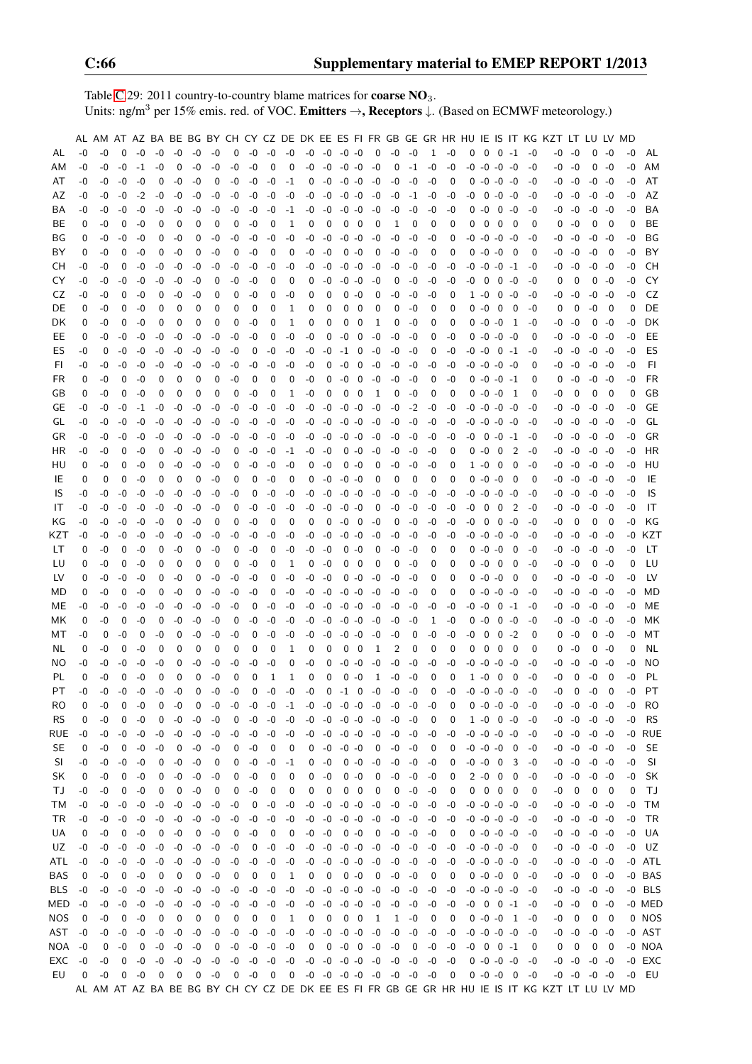Table C.29: 2011 country-to-country blame matrices for **coarse $NO_3$**.
Units: $ng/m^3$ per 15% emis. red. of VOC. **Emitters** →, **Receptors** ↓. (Based on ECMWF meteorology.)

| | AL | AM | AT | AZ | BA | BE | BG | BY | CH | CY | CZ | DE | DK | EE | ES | FI | FR | GB | GE | GR | HR | HU | IE | IS | IT | KG | KZT | LT | LU | LV | MD | |
|---|---|---|---|---|---|---|---|---|---|---|---|---|---|---|---|---|---|---|---|---|---|---|---|---|---|---|---|---|---|---|---|---|
| AL | -0 | -0 | 0 | -0 | -0 | -0 | -0 | -0 | 0 | -0 | -0 | -0 | -0 | -0 | -0 | -0 | 0 | -0 | -0 | 1 | -0 | 0 | 0 | 0 | -1 | -0 | -0 | -0 | 0 | -0 | -0 | AL |
| AM | -0 | -0 | -0 | -1 | -0 | 0 | -0 | -0 | -0 | -0 | 0 | 0 | -0 | -0 | -0 | -0 | -0 | 0 | -1 | -0 | -0 | -0 | -0 | -0 | -0 | -0 | -0 | -0 | 0 | -0 | -0 | AM |
| AT | -0 | -0 | -0 | -0 | 0 | -0 | -0 | 0 | -0 | -0 | -0 | -1 | 0 | -0 | -0 | -0 | -0 | -0 | -0 | -0 | 0 | 0 | -0 | -0 | -0 | -0 | -0 | -0 | -0 | -0 | -0 | AT |
| AZ | -0 | -0 | -0 | -2 | -0 | -0 | -0 | -0 | -0 | -0 | -0 | -0 | -0 | -0 | -0 | -0 | -0 | -0 | -1 | -0 | -0 | -0 | 0 | -0 | -0 | -0 | -0 | -0 | -0 | -0 | -0 | AZ |
| BA | -0 | -0 | -0 | -0 | -0 | -0 | -0 | -0 | -0 | -0 | -0 | -1 | -0 | -0 | -0 | -0 | -0 | -0 | -0 | -0 | -0 | 0 | -0 | 0 | -0 | -0 | -0 | -0 | -0 | -0 | -0 | BA |
| BE | 0 | -0 | 0 | -0 | 0 | 0 | 0 | 0 | 0 | -0 | 0 | 1 | 0 | 0 | 0 | 0 | 0 | 1 | 0 | 0 | 0 | 0 | 0 | 0 | 0 | 0 | 0 | -0 | 0 | 0 | 0 | BE |
| BG | 0 | -0 | -0 | -0 | 0 | -0 | 0 | -0 | -0 | -0 | -0 | -0 | -0 | -0 | -0 | -0 | -0 | -0 | -0 | -0 | 0 | -0 | -0 | -0 | -0 | -0 | -0 | -0 | -0 | -0 | -0 | BG |
| BY | 0 | -0 | 0 | -0 | 0 | -0 | 0 | -0 | 0 | -0 | 0 | 0 | -0 | -0 | 0 | -0 | 0 | -0 | -0 | 0 | 0 | 0 | -0 | -0 | 0 | 0 | -0 | -0 | -0 | 0 | -0 | BY |
| CH | -0 | -0 | 0 | -0 | -0 | -0 | -0 | -0 | -0 | -0 | -0 | -0 | -0 | -0 | -0 | -0 | -0 | -0 | -0 | -0 | -0 | -0 | -0 | -0 | -1 | -0 | -0 | -0 | -0 | -0 | -0 | CH |
| CY | -0 | -0 | -0 | -0 | -0 | -0 | -0 | 0 | -0 | -0 | 0 | 0 | 0 | -0 | -0 | -0 | -0 | 0 | -0 | -0 | -0 | -0 | 0 | 0 | -0 | -0 | 0 | 0 | 0 | -0 | -0 | CY |
| CZ | -0 | -0 | 0 | -0 | 0 | -0 | -0 | 0 | 0 | -0 | 0 | -0 | 0 | 0 | 0 | -0 | 0 | -0 | -0 | -0 | 0 | 1 | -0 | 0 | -0 | -0 | -0 | -0 | -0 | -0 | -0 | CZ |
| DE | 0 | -0 | 0 | -0 | 0 | 0 | 0 | 0 | 0 | 0 | 0 | 1 | 0 | 0 | 0 | 0 | 0 | 0 | -0 | 0 | 0 | 0 | -0 | 0 | 0 | -0 | 0 | 0 | -0 | 0 | 0 | DE |
| DK | 0 | -0 | 0 | -0 | 0 | 0 | 0 | 0 | 0 | -0 | 0 | 1 | 0 | 0 | 0 | 0 | 1 | 0 | -0 | 0 | 0 | 0 | -0 | -0 | 1 | -0 | -0 | -0 | 0 | -0 | -0 | DK |
| EE | 0 | -0 | -0 | -0 | -0 | -0 | -0 | -0 | -0 | -0 | 0 | -0 | -0 | 0 | -0 | 0 | -0 | -0 | -0 | 0 | -0 | 0 | -0 | -0 | -0 | 0 | -0 | -0 | -0 | -0 | -0 | EE |
| ES | -0 | 0 | -0 | -0 | -0 | -0 | -0 | -0 | -0 | 0 | -0 | -0 | -0 | -0 | -1 | 0 | -0 | -0 | -0 | 0 | -0 | -0 | -0 | 0 | -1 | -0 | -0 | -0 | -0 | -0 | -0 | ES |
| FI | -0 | -0 | -0 | -0 | -0 | -0 | -0 | -0 | -0 | -0 | -0 | -0 | -0 | 0 | -0 | 0 | -0 | -0 | -0 | -0 | -0 | -0 | -0 | -0 | -0 | 0 | -0 | -0 | -0 | -0 | -0 | FI |
| FR | 0 | -0 | 0 | -0 | 0 | 0 | 0 | 0 | 0 | -0 | 0 | 0 | -0 | 0 | -0 | 0 | -0 | -0 | -0 | 0 | -0 | 0 | 0 | -0 | -1 | 0 | 0 | -0 | -0 | -0 | -0 | FR |
| GB | 0 | -0 | 0 | -0 | 0 | 0 | 0 | 0 | 0 | 0 | -0 | 1 | -0 | 0 | 0 | 0 | 1 | 0 | -0 | 0 | 0 | 0 | -0 | -0 | 1 | 0 | -0 | 0 | 0 | 0 | 0 | GB |
| GE | -0 | -0 | -0 | -1 | -0 | -0 | -0 | -0 | -0 | -0 | -0 | -0 | -0 | -0 | -0 | -0 | -0 | -0 | -2 | -0 | -0 | -0 | -0 | -0 | -0 | -0 | -0 | -0 | -0 | -0 | -0 | GE |
| GL | -0 | -0 | -0 | -0 | -0 | -0 | -0 | -0 | -0 | -0 | -0 | -0 | -0 | -0 | -0 | -0 | -0 | -0 | -0 | -0 | -0 | -0 | -0 | -0 | -0 | -0 | -0 | -0 | -0 | -0 | -0 | GL |
| GR | -0 | -0 | -0 | -0 | -0 | -0 | -0 | -0 | -0 | -0 | -0 | -0 | -0 | -0 | -0 | -0 | -0 | -0 | -0 | -0 | -0 | -0 | 0 | -0 | -1 | -0 | -0 | -0 | -0 | -0 | -0 | GR |
| HR | -0 | -0 | 0 | -0 | 0 | -0 | -0 | -0 | 0 | -0 | -0 | -1 | -0 | -0 | 0 | -0 | -0 | -0 | -0 | -0 | 0 | 0 | -0 | 0 | 2 | -0 | -0 | -0 | -0 | -0 | -0 | HR |
| HU | 0 | -0 | 0 | -0 | 0 | -0 | -0 | -0 | 0 | -0 | -0 | -0 | 0 | -0 | 0 | -0 | 0 | -0 | -0 | -0 | 0 | 1 | -0 | 0 | 0 | -0 | -0 | -0 | -0 | -0 | -0 | HU |
| IE | 0 | 0 | 0 | -0 | 0 | 0 | 0 | 0 | -0 | 0 | 0 | -0 | 0 | 0 | -0 | -0 | 0 | 0 | 0 | 0 | 0 | 0 | -0 | -0 | 0 | 0 | -0 | -0 | -0 | -0 | -0 | IE |
| IS | -0 | -0 | -0 | -0 | -0 | -0 | -0 | -0 | -0 | 0 | -0 | -0 | -0 | -0 | -0 | -0 | -0 | -0 | -0 | -0 | -0 | -0 | -0 | -0 | -0 | -0 | -0 | -0 | -0 | -0 | -0 | IS |
| IT | -0 | -0 | -0 | -0 | -0 | -0 | -0 | -0 | 0 | -0 | -0 | -0 | -0 | -0 | -0 | -0 | 0 | -0 | -0 | -0 | -0 | -0 | 0 | 0 | 2 | -0 | -0 | -0 | -0 | -0 | -0 | IT |
| KG | -0 | -0 | -0 | -0 | -0 | 0 | -0 | 0 | 0 | -0 | 0 | 0 | 0 | 0 | -0 | 0 | -0 | 0 | -0 | -0 | -0 | -0 | 0 | 0 | -0 | -0 | -0 | 0 | 0 | 0 | -0 | KG |
| KZT | -0 | -0 | -0 | -0 | -0 | -0 | -0 | -0 | -0 | -0 | -0 | -0 | -0 | -0 | -0 | -0 | -0 | -0 | -0 | -0 | -0 | -0 | -0 | -0 | -0 | -0 | -0 | -0 | -0 | -0 | -0 | KZT |
| LT | 0 | -0 | 0 | -0 | 0 | -0 | 0 | -0 | 0 | -0 | 0 | -0 | -0 | -0 | 0 | -0 | 0 | -0 | -0 | 0 | 0 | 0 | -0 | -0 | 0 | -0 | -0 | -0 | -0 | -0 | -0 | LT |
| LU | 0 | -0 | 0 | -0 | 0 | 0 | 0 | 0 | 0 | -0 | 0 | 1 | 0 | -0 | 0 | 0 | 0 | 0 | -0 | 0 | 0 | 0 | -0 | 0 | 0 | -0 | -0 | -0 | 0 | -0 | 0 | LU |
| LV | 0 | -0 | -0 | -0 | 0 | -0 | 0 | -0 | -0 | -0 | 0 | -0 | -0 | -0 | 0 | -0 | -0 | -0 | -0 | 0 | 0 | 0 | -0 | -0 | 0 | 0 | -0 | -0 | -0 | -0 | -0 | LV |
| MD | 0 | -0 | 0 | -0 | 0 | -0 | 0 | -0 | -0 | -0 | 0 | -0 | -0 | -0 | -0 | -0 | -0 | -0 | -0 | 0 | 0 | 0 | -0 | -0 | -0 | -0 | -0 | -0 | -0 | -0 | -0 | MD |
| ME | -0 | -0 | -0 | -0 | -0 | -0 | -0 | -0 | -0 | 0 | -0 | -0 | -0 | -0 | -0 | -0 | -0 | -0 | -0 | -0 | -0 | -0 | -0 | 0 | -1 | -0 | -0 | -0 | -0 | -0 | -0 | ME |
| MK | 0 | -0 | 0 | -0 | 0 | -0 | -0 | -0 | 0 | -0 | -0 | -0 | -0 | -0 | -0 | -0 | -0 | -0 | -0 | 1 | -0 | 0 | 0 | -0 | -0 | -0 | -0 | -0 | -0 | -0 | -0 | MK |
| MT | -0 | 0 | -0 | 0 | -0 | 0 | -0 | -0 | -0 | 0 | -0 | -0 | -0 | -0 | -0 | -0 | -0 | -0 | 0 | -0 | -0 | -0 | 0 | 0 | -2 | 0 | 0 | -0 | 0 | -0 | -0 | MT |
| NL | 0 | -0 | 0 | -0 | 0 | 0 | 0 | 0 | 0 | 0 | 0 | 1 | 0 | 0 | 0 | 0 | 1 | 2 | 0 | 0 | 0 | 0 | 0 | 0 | 0 | 0 | 0 | -0 | 0 | -0 | 0 | NL |
| NO | -0 | -0 | -0 | -0 | -0 | 0 | -0 | -0 | -0 | -0 | -0 | 0 | -0 | 0 | -0 | -0 | -0 | -0 | -0 | -0 | -0 | -0 | -0 | -0 | -0 | -0 | -0 | -0 | -0 | -0 | -0 | NO |
| PL | 0 | -0 | 0 | -0 | 0 | 0 | 0 | -0 | 0 | -0 | 0 | 1 | 1 | 0 | 0 | -0 | 1 | -0 | -0 | 0 | 0 | 1 | -0 | 0 | 0 | -0 | -0 | 0 | -0 | 0 | -0 | PL |
| PT | -0 | -0 | -0 | -0 | -0 | -0 | 0 | -0 | -0 | 0 | -0 | -0 | -0 | 0 | -1 | 0 | -0 | -0 | -0 | 0 | -0 | -0 | -0 | -0 | -0 | -0 | -0 | 0 | -0 | 0 | -0 | PT |
| RO | 0 | -0 | 0 | -0 | 0 | -0 | 0 | -0 | -0 | -0 | -0 | -1 | -0 | -0 | -0 | -0 | -0 | -0 | -0 | -0 | 0 | 0 | -0 | -0 | -0 | -0 | -0 | -0 | -0 | -0 | -0 | RO |
| RS | 0 | -0 | 0 | -0 | 0 | -0 | -0 | -0 | 0 | -0 | -0 | -0 | -0 | -0 | -0 | -0 | -0 | -0 | -0 | 0 | 0 | 1 | -0 | 0 | -0 | -0 | -0 | -0 | -0 | -0 | -0 | RS |
| RUE | -0 | -0 | -0 | -0 | -0 | -0 | -0 | -0 | -0 | -0 | -0 | -0 | -0 | -0 | -0 | -0 | -0 | -0 | -0 | -0 | -0 | -0 | -0 | -0 | -0 | -0 | -0 | -0 | -0 | -0 | -0 | RUE |
| SE | 0 | -0 | 0 | -0 | -0 | 0 | -0 | -0 | 0 | -0 | 0 | 0 | 0 | -0 | -0 | -0 | 0 | -0 | -0 | 0 | 0 | -0 | -0 | -0 | 0 | -0 | -0 | -0 | -0 | -0 | -0 | SE |
| SI | -0 | -0 | -0 | -0 | 0 | -0 | -0 | 0 | 0 | -0 | -0 | -1 | 0 | -0 | 0 | -0 | -0 | -0 | -0 | -0 | 0 | -0 | -0 | 0 | 3 | -0 | -0 | -0 | -0 | -0 | -0 | SI |
| SK | 0 | -0 | 0 | -0 | 0 | -0 | -0 | -0 | 0 | -0 | 0 | 0 | 0 | -0 | 0 | -0 | 0 | -0 | -0 | -0 | 0 | 2 | -0 | 0 | 0 | -0 | -0 | -0 | -0 | -0 | -0 | SK |
| TJ | -0 | -0 | 0 | -0 | 0 | -0 | 0 | -0 | 0 | -0 | 0 | 0 | 0 | 0 | 0 | 0 | 0 | 0 | -0 | -0 | 0 | 0 | 0 | 0 | 0 | 0 | -0 | 0 | 0 | 0 | 0 | TJ |
| TM | -0 | -0 | -0 | -0 | -0 | -0 | -0 | -0 | -0 | 0 | -0 | -0 | -0 | -0 | -0 | -0 | -0 | -0 | -0 | -0 | -0 | -0 | -0 | -0 | -0 | -0 | -0 | -0 | -0 | -0 | -0 | TM |
| TR | -0 | -0 | -0 | -0 | -0 | -0 | -0 | -0 | -0 | -0 | -0 | -0 | -0 | -0 | -0 | -0 | -0 | -0 | -0 | -0 | -0 | -0 | -0 | -0 | -0 | -0 | -0 | -0 | -0 | -0 | -0 | TR |
| UA | 0 | -0 | 0 | -0 | 0 | -0 | 0 | -0 | 0 | -0 | 0 | 0 | -0 | -0 | 0 | -0 | 0 | -0 | -0 | -0 | 0 | 0 | -0 | -0 | -0 | -0 | -0 | -0 | -0 | -0 | -0 | UA |
| UZ | -0 | -0 | -0 | -0 | -0 | -0 | -0 | -0 | -0 | 0 | -0 | -0 | -0 | -0 | -0 | -0 | -0 | -0 | -0 | -0 | -0 | -0 | -0 | -0 | -0 | 0 | -0 | -0 | -0 | -0 | -0 | UZ |
| ATL | -0 | -0 | -0 | -0 | -0 | -0 | -0 | -0 | -0 | -0 | -0 | -0 | -0 | -0 | -0 | -0 | -0 | -0 | -0 | -0 | -0 | -0 | -0 | -0 | -0 | -0 | -0 | -0 | -0 | -0 | -0 | ATL |
| BAS | 0 | -0 | 0 | -0 | 0 | 0 | 0 | -0 | 0 | 0 | 0 | 1 | 0 | 0 | 0 | -0 | 0 | -0 | -0 | 0 | 0 | 0 | -0 | -0 | 0 | -0 | -0 | -0 | 0 | -0 | -0 | BAS |
| BLS | -0 | -0 | -0 | -0 | -0 | -0 | -0 | -0 | -0 | -0 | -0 | -0 | -0 | -0 | -0 | -0 | -0 | -0 | -0 | -0 | -0 | -0 | -0 | -0 | -0 | -0 | -0 | -0 | -0 | -0 | -0 | BLS |
| MED | -0 | -0 | -0 | -0 | -0 | -0 | -0 | -0 | -0 | -0 | -0 | -0 | -0 | -0 | -0 | -0 | -0 | -0 | -0 | -0 | -0 | -0 | 0 | 0 | -1 | -0 | -0 | -0 | 0 | -0 | -0 | MED |
| NOS | 0 | -0 | 0 | -0 | 0 | 0 | 0 | 0 | 0 | 0 | 0 | 1 | 0 | 0 | 0 | 0 | 1 | 1 | -0 | 0 | 0 | 0 | -0 | -0 | 1 | -0 | -0 | 0 | 0 | 0 | 0 | NOS |
| AST | -0 | -0 | -0 | -0 | -0 | -0 | -0 | -0 | -0 | -0 | -0 | -0 | -0 | -0 | -0 | -0 | -0 | -0 | -0 | -0 | -0 | -0 | -0 | -0 | -0 | -0 | -0 | -0 | -0 | -0 | -0 | AST |
| NOA | -0 | 0 | -0 | 0 | -0 | -0 | -0 | 0 | -0 | -0 | -0 | -0 | 0 | 0 | -0 | 0 | -0 | -0 | 0 | -0 | -0 | -0 | 0 | 0 | -1 | 0 | 0 | 0 | 0 | 0 | -0 | NOA |
| EXC | -0 | -0 | 0 | -0 | -0 | -0 | -0 | -0 | -0 | -0 | -0 | -0 | -0 | -0 | -0 | -0 | -0 | -0 | -0 | -0 | -0 | 0 | -0 | -0 | -0 | -0 | -0 | -0 | -0 | -0 | -0 | EXC |
| EU | 0 | -0 | 0 | -0 | 0 | 0 | 0 | -0 | 0 | -0 | 0 | 0 | -0 | -0 | -0 | -0 | -0 | -0 | -0 | -0 | 0 | 0 | -0 | -0 | 0 | -0 | -0 | -0 | -0 | -0 | -0 | EU |
| | AL | AM | AT | AZ | BA | BE | BG | BY | CH | CY | CZ | DE | DK | EE | ES | FI | FR | GB | GE | GR | HR | HU | IE | IS | IT | KG | KZT | LT | LU | LV | MD | |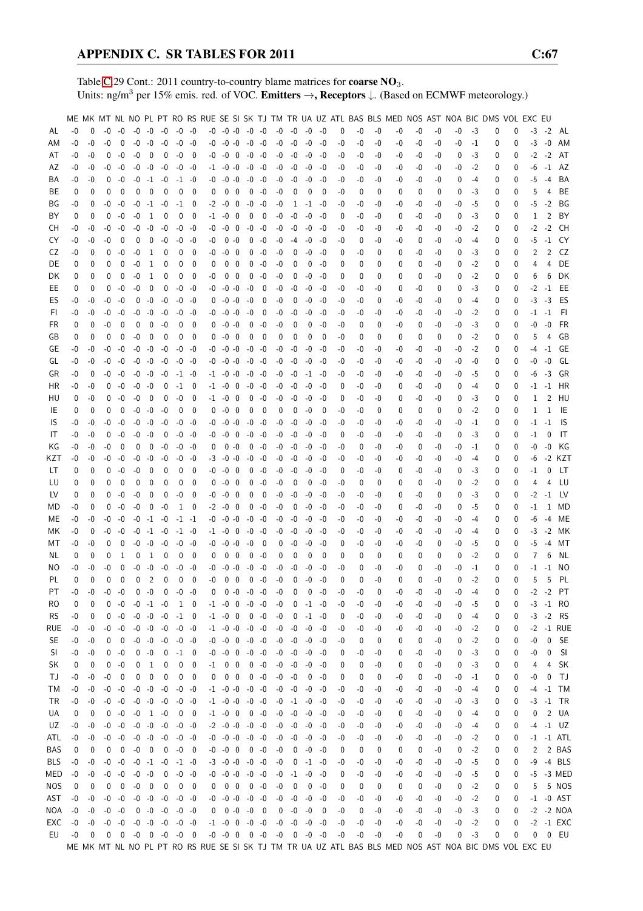Table C.29 Cont.: 2011 country-to-country blame matrices for **coarse NO$_3$**.
Units: ng/m$^3$ per 15% emis. red. of VOC. **Emitters →, Receptors ↓**. (Based on ECMWF meteorology.)

| | ME | MK | MT | NL | NO | PL | PT | RO | RS | RUE | SE | SI | SK | TJ | TM | TR | UA | UZ | ATL | BAS | BLS | MED | NOS | AST | NOA | BIC | DMS | VOL | EXC | EU | |
|---|---|---|---|---|---|---|---|---|---|---|---|---|---|---|---|---|---|---|---|---|---|---|---|---|---|---|---|---|---|---|---|
| AL | -0 | 0 | -0 | -0 | -0 | -0 | -0 | -0 | -0 | -0 | -0 | -0 | -0 | -0 | -0 | -0 | -0 | -0 | 0 | -0 | -0 | -0 | -0 | -0 | -0 | -3 | 0 | 0 | -3 | -2 | AL |
| AM | -0 | -0 | -0 | 0 | -0 | -0 | -0 | -0 | -0 | -0 | -0 | -0 | -0 | -0 | -0 | -0 | -0 | -0 | -0 | -0 | -0 | -0 | -0 | -0 | -0 | -1 | 0 | 0 | -3 | -0 | AM |
| AT | -0 | -0 | 0 | -0 | -0 | 0 | 0 | -0 | 0 | -0 | -0 | 0 | -0 | -0 | -0 | -0 | -0 | -0 | -0 | -0 | -0 | -0 | -0 | -0 | 0 | -3 | 0 | 0 | -2 | -2 | AT |
| AZ | -0 | -0 | -0 | -0 | -0 | -0 | -0 | -0 | -0 | -1 | -0 | -0 | -0 | -0 | -0 | -0 | -0 | -0 | -0 | -0 | -0 | -0 | -0 | -0 | -0 | -2 | 0 | 0 | -6 | -1 | AZ |
| BA | -0 | -0 | 0 | -0 | -0 | -1 | -0 | -1 | -0 | -0 | -0 | -0 | -0 | -0 | -0 | -0 | -0 | -0 | -0 | -0 | -0 | -0 | -0 | -0 | 0 | -4 | 0 | 0 | -5 | -4 | BA |
| BE | 0 | 0 | 0 | 0 | 0 | 0 | 0 | 0 | 0 | 0 | 0 | 0 | 0 | -0 | -0 | 0 | 0 | 0 | -0 | 0 | 0 | 0 | 0 | 0 | 0 | -3 | 0 | 0 | 5 | 4 | BE |
| BG | -0 | 0 | -0 | -0 | -0 | -1 | -0 | -1 | 0 | -2 | -0 | 0 | -0 | -0 | -0 | 1 | -1 | -0 | -0 | -0 | -0 | -0 | -0 | -0 | -0 | -5 | 0 | 0 | -5 | -2 | BG |
| BY | 0 | 0 | 0 | -0 | -0 | 1 | 0 | 0 | 0 | -1 | -0 | 0 | 0 | 0 | -0 | -0 | -0 | -0 | 0 | -0 | -0 | 0 | -0 | -0 | 0 | -3 | 0 | 0 | 1 | 2 | BY |
| CH | -0 | -0 | -0 | -0 | -0 | -0 | -0 | -0 | -0 | -0 | -0 | 0 | -0 | -0 | -0 | -0 | -0 | -0 | -0 | -0 | -0 | -0 | -0 | -0 | -0 | -2 | 0 | 0 | -2 | -2 | CH |
| CY | -0 | -0 | -0 | 0 | 0 | 0 | -0 | -0 | -0 | -0 | 0 | -0 | 0 | -0 | -0 | -4 | -0 | -0 | -0 | 0 | -0 | -0 | 0 | -0 | -0 | -4 | 0 | 0 | -5 | -1 | CY |
| CZ | -0 | 0 | 0 | -0 | -0 | 1 | 0 | 0 | 0 | -0 | -0 | 0 | 0 | -0 | -0 | 0 | -0 | -0 | 0 | -0 | 0 | 0 | -0 | -0 | 0 | -3 | 0 | 0 | 2 | 2 | CZ |
| DE | 0 | 0 | 0 | 0 | -0 | 1 | 0 | 0 | 0 | 0 | 0 | 0 | 0 | -0 | -0 | 0 | 0 | -0 | 0 | 0 | 0 | 0 | 0 | -0 | 0 | -2 | 0 | 0 | 4 | 4 | DE |
| DK | 0 | 0 | 0 | 0 | -0 | 1 | 0 | 0 | 0 | -0 | 0 | 0 | 0 | -0 | -0 | 0 | -0 | -0 | 0 | 0 | 0 | 0 | 0 | -0 | 0 | -2 | 0 | 0 | 6 | 6 | DK |
| EE | 0 | 0 | 0 | -0 | -0 | 0 | 0 | -0 | -0 | -0 | -0 | -0 | -0 | 0 | -0 | -0 | -0 | -0 | -0 | -0 | -0 | 0 | -0 | 0 | 0 | -3 | 0 | 0 | -2 | -1 | EE |
| ES | -0 | -0 | -0 | -0 | 0 | -0 | -0 | -0 | -0 | 0 | -0 | -0 | -0 | 0 | -0 | 0 | -0 | -0 | -0 | -0 | 0 | -0 | -0 | -0 | 0 | -4 | 0 | 0 | -3 | -3 | ES |
| FI | -0 | -0 | -0 | -0 | -0 | -0 | -0 | -0 | -0 | -0 | -0 | -0 | -0 | 0 | -0 | -0 | -0 | -0 | -0 | -0 | -0 | -0 | -0 | -0 | -0 | -2 | 0 | 0 | -1 | -1 | FI |
| FR | 0 | 0 | -0 | 0 | 0 | 0 | -0 | 0 | 0 | 0 | -0 | -0 | 0 | -0 | -0 | 0 | 0 | -0 | -0 | 0 | 0 | -0 | 0 | -0 | -0 | -3 | 0 | 0 | -0 | -0 | FR |
| GB | 0 | 0 | 0 | 0 | -0 | 0 | 0 | 0 | 0 | 0 | -0 | 0 | 0 | 0 | 0 | 0 | 0 | 0 | -0 | 0 | 0 | 0 | 0 | 0 | 0 | -2 | 0 | 0 | 5 | 4 | GB |
| GE | -0 | -0 | -0 | -0 | -0 | -0 | -0 | -0 | -0 | -0 | -0 | -0 | -0 | -0 | -0 | -0 | -0 | -0 | -0 | -0 | -0 | -0 | -0 | -0 | -0 | -2 | 0 | 0 | -4 | -1 | GE |
| GL | -0 | -0 | -0 | -0 | -0 | -0 | -0 | -0 | -0 | -0 | -0 | -0 | -0 | -0 | -0 | -0 | -0 | -0 | -0 | -0 | -0 | -0 | -0 | -0 | -0 | -0 | 0 | 0 | -0 | -0 | GL |
| GR | -0 | 0 | -0 | -0 | -0 | -0 | -0 | -1 | -0 | -1 | -0 | -0 | -0 | -0 | -0 | -0 | -1 | -0 | -0 | -0 | -0 | -0 | -0 | -0 | -0 | -5 | 0 | 0 | -6 | -3 | GR |
| HR | -0 | -0 | 0 | -0 | -0 | -0 | 0 | -1 | 0 | -1 | -0 | 0 | -0 | -0 | -0 | -0 | -0 | -0 | 0 | -0 | -0 | 0 | -0 | -0 | 0 | -4 | 0 | 0 | -1 | -1 | HR |
| HU | 0 | -0 | 0 | -0 | -0 | 0 | 0 | -0 | 0 | -1 | -0 | 0 | 0 | -0 | -0 | -0 | -0 | -0 | 0 | -0 | -0 | 0 | -0 | -0 | 0 | -3 | 0 | 0 | 1 | 2 | HU |
| IE | 0 | 0 | 0 | 0 | -0 | -0 | -0 | 0 | 0 | 0 | -0 | 0 | 0 | 0 | 0 | 0 | -0 | 0 | -0 | -0 | 0 | 0 | 0 | 0 | 0 | -2 | 0 | 0 | 1 | 1 | IE |
| IS | -0 | -0 | -0 | -0 | -0 | -0 | -0 | -0 | -0 | -0 | -0 | -0 | -0 | -0 | -0 | -0 | -0 | -0 | -0 | -0 | -0 | -0 | -0 | -0 | -0 | -1 | 0 | 0 | -1 | -1 | IS |
| IT | -0 | -0 | 0 | -0 | -0 | -0 | 0 | -0 | -0 | -0 | -0 | 0 | -0 | -0 | -0 | -0 | -0 | -0 | 0 | -0 | -0 | -0 | -0 | -0 | 0 | -3 | 0 | 0 | -1 | 0 | IT |
| KG | -0 | -0 | -0 | 0 | 0 | 0 | -0 | -0 | -0 | 0 | 0 | -0 | 0 | -0 | -0 | -0 | -0 | -0 | -0 | 0 | -0 | -0 | 0 | -0 | -0 | -1 | 0 | 0 | -0 | -0 | KG |
| KZT | -0 | -0 | -0 | -0 | -0 | -0 | -0 | -0 | -0 | -3 | -0 | -0 | -0 | -0 | -0 | -0 | -0 | -0 | -0 | -0 | -0 | -0 | -0 | -0 | -0 | -4 | 0 | 0 | -6 | -2 | KZT |
| LT | 0 | 0 | 0 | -0 | -0 | 0 | 0 | 0 | 0 | -0 | -0 | 0 | 0 | -0 | -0 | -0 | -0 | -0 | 0 | -0 | -0 | 0 | -0 | -0 | 0 | -3 | 0 | 0 | -1 | 0 | LT |
| LU | 0 | 0 | 0 | 0 | 0 | 0 | 0 | 0 | 0 | 0 | -0 | 0 | 0 | -0 | -0 | 0 | 0 | -0 | -0 | 0 | 0 | 0 | 0 | -0 | 0 | -2 | 0 | 0 | 4 | 4 | LU |
| LV | 0 | 0 | 0 | -0 | -0 | 0 | 0 | -0 | 0 | -0 | -0 | 0 | 0 | 0 | -0 | -0 | -0 | -0 | -0 | -0 | -0 | 0 | -0 | 0 | 0 | -3 | 0 | 0 | -2 | -1 | LV |
| MD | -0 | 0 | 0 | -0 | -0 | 0 | -0 | 1 | 0 | -2 | -0 | 0 | 0 | -0 | -0 | 0 | -0 | -0 | -0 | -0 | -0 | 0 | -0 | -0 | 0 | -5 | 0 | 0 | -1 | 1 | MD |
| ME | -0 | -0 | -0 | -0 | -0 | -1 | -0 | -1 | -1 | -0 | -0 | -0 | -0 | -0 | -0 | -0 | -0 | -0 | -0 | -0 | -0 | -0 | -0 | -0 | -0 | -4 | 0 | 0 | -6 | -4 | ME |
| MK | -0 | 0 | -0 | -0 | -0 | -1 | -0 | -1 | -0 | -1 | -0 | 0 | -0 | -0 | -0 | -0 | -0 | -0 | -0 | -0 | -0 | -0 | -0 | -0 | -0 | -4 | 0 | 0 | -3 | -2 | MK |
| MT | -0 | -0 | 0 | 0 | -0 | -0 | -0 | -0 | -0 | -0 | -0 | -0 | -0 | 0 | 0 | -0 | -0 | -0 | 0 | -0 | -0 | -0 | -0 | 0 | -0 | -5 | 0 | 0 | -5 | -4 | MT |
| NL | 0 | 0 | 0 | 1 | 0 | 1 | 0 | 0 | 0 | 0 | 0 | 0 | 0 | -0 | 0 | 0 | 0 | 0 | 0 | 0 | 0 | 0 | 0 | 0 | 0 | -2 | 0 | 0 | 7 | 6 | NL |
| NO | -0 | -0 | -0 | 0 | -0 | -0 | -0 | -0 | -0 | -0 | -0 | -0 | -0 | -0 | -0 | -0 | -0 | -0 | -0 | 0 | -0 | -0 | 0 | -0 | -0 | -1 | 0 | 0 | -1 | -1 | NO |
| PL | 0 | 0 | 0 | 0 | 0 | 2 | 0 | 0 | 0 | -0 | 0 | 0 | 0 | -0 | -0 | 0 | -0 | -0 | 0 | 0 | -0 | 0 | 0 | -0 | 0 | -2 | 0 | 0 | 5 | 5 | PL |
| PT | -0 | -0 | -0 | -0 | 0 | -0 | 0 | -0 | -0 | 0 | 0 | -0 | -0 | -0 | -0 | 0 | 0 | -0 | -0 | -0 | 0 | -0 | -0 | -0 | -0 | -4 | 0 | 0 | -2 | -2 | PT |
| RO | 0 | 0 | 0 | -0 | -0 | -1 | -0 | 1 | 0 | -1 | -0 | 0 | -0 | -0 | -0 | 0 | -1 | -0 | -0 | -0 | -0 | -0 | -0 | -0 | -0 | -5 | 0 | 0 | -3 | -1 | RO |
| RS | -0 | 0 | 0 | -0 | -0 | -0 | -0 | -1 | 0 | -1 | -0 | 0 | 0 | -0 | -0 | 0 | -1 | -0 | 0 | -0 | -0 | -0 | -0 | -0 | 0 | -4 | 0 | 0 | -3 | -2 | RS |
| RUE | -0 | -0 | -0 | -0 | -0 | -0 | -0 | -0 | -0 | -1 | -0 | -0 | -0 | -0 | -0 | -0 | -0 | -0 | -0 | -0 | -0 | -0 | -0 | -0 | -0 | -2 | 0 | 0 | -2 | -1 | RUE |
| SE | -0 | -0 | 0 | 0 | -0 | -0 | -0 | -0 | -0 | -0 | -0 | 0 | -0 | -0 | -0 | -0 | -0 | -0 | -0 | 0 | 0 | 0 | 0 | -0 | 0 | -2 | 0 | 0 | -0 | 0 | SE |
| SI | -0 | -0 | 0 | -0 | 0 | -0 | 0 | -1 | 0 | -0 | -0 | 0 | -0 | -0 | -0 | -0 | -0 | -0 | 0 | -0 | -0 | 0 | -0 | -0 | 0 | -3 | 0 | 0 | -0 | 0 | SI |
| SK | 0 | 0 | 0 | -0 | 0 | 1 | 0 | 0 | 0 | -1 | 0 | 0 | 0 | -0 | -0 | -0 | -0 | -0 | 0 | 0 | -0 | 0 | 0 | -0 | 0 | -3 | 0 | 0 | 4 | 4 | SK |
| TJ | -0 | -0 | -0 | 0 | 0 | 0 | 0 | 0 | 0 | 0 | 0 | 0 | 0 | -0 | -0 | -0 | 0 | -0 | 0 | 0 | 0 | -0 | 0 | -0 | -0 | -1 | 0 | 0 | -0 | 0 | TJ |
| TM | -0 | -0 | -0 | -0 | -0 | -0 | -0 | -0 | -0 | -1 | -0 | -0 | -0 | -0 | -0 | -0 | -0 | -0 | -0 | -0 | -0 | -0 | -0 | -0 | -0 | -4 | 0 | 0 | -4 | -1 | TM |
| TR | -0 | -0 | -0 | -0 | -0 | -0 | -0 | -0 | -0 | -1 | -0 | -0 | -0 | -0 | -0 | -1 | -0 | -0 | -0 | -0 | -0 | -0 | -0 | -0 | -0 | -3 | 0 | 0 | -3 | -1 | TR |
| UA | 0 | 0 | 0 | -0 | -0 | 1 | -0 | 0 | 0 | -1 | -0 | 0 | 0 | -0 | -0 | -0 | -0 | -0 | -0 | -0 | -0 | 0 | -0 | -0 | 0 | -4 | 0 | 0 | 0 | 2 | UA |
| UZ | -0 | -0 | -0 | -0 | -0 | -0 | -0 | -0 | -0 | -2 | -0 | -0 | -0 | -0 | -0 | -0 | -0 | -0 | -0 | -0 | -0 | -0 | -0 | -0 | -0 | -4 | 0 | 0 | -4 | -1 | UZ |
| ATL | -0 | -0 | -0 | -0 | -0 | -0 | -0 | -0 | -0 | -0 | -0 | -0 | -0 | -0 | -0 | -0 | -0 | -0 | -0 | -0 | -0 | -0 | -0 | -0 | -0 | -2 | 0 | 0 | -1 | -1 | ATL |
| BAS | 0 | 0 | 0 | 0 | -0 | 0 | 0 | -0 | 0 | -0 | -0 | 0 | 0 | -0 | -0 | 0 | -0 | -0 | 0 | 0 | 0 | 0 | 0 | -0 | 0 | -2 | 0 | 0 | 2 | 2 | BAS |
| BLS | -0 | -0 | -0 | -0 | -0 | -1 | -0 | -1 | -0 | -3 | -0 | -0 | -0 | -0 | -0 | 0 | -1 | -0 | -0 | -0 | -0 | -0 | -0 | -0 | -0 | -5 | 0 | 0 | -9 | -4 | BLS |
| MED | -0 | -0 | -0 | -0 | -0 | -0 | 0 | -0 | -0 | -0 | -0 | -0 | -0 | -0 | -0 | -1 | -0 | -0 | 0 | -0 | -0 | -0 | -0 | -0 | -0 | -5 | 0 | 0 | -5 | -3 | MED |
| NOS | 0 | 0 | 0 | 0 | -0 | 0 | 0 | 0 | 0 | 0 | 0 | 0 | 0 | -0 | -0 | 0 | 0 | -0 | 0 | 0 | 0 | 0 | 0 | -0 | 0 | -2 | 0 | 0 | 5 | 5 | NOS |
| AST | -0 | -0 | -0 | -0 | -0 | -0 | -0 | -0 | -0 | -0 | -0 | -0 | -0 | -0 | -0 | -0 | -0 | -0 | -0 | -0 | -0 | -0 | -0 | -0 | -0 | -2 | 0 | 0 | -1 | -0 | AST |
| NOA | -0 | -0 | -0 | -0 | 0 | -0 | -0 | -0 | -0 | 0 | 0 | -0 | -0 | 0 | 0 | -0 | -0 | 0 | -0 | 0 | -0 | -0 | -0 | -0 | -0 | -3 | 0 | 0 | -2 | -2 | NOA |
| EXC | -0 | -0 | -0 | -0 | -0 | -0 | -0 | -0 | -0 | -1 | -0 | 0 | -0 | -0 | -0 | -0 | -0 | -0 | -0 | -0 | -0 | -0 | -0 | -0 | -0 | -2 | 0 | 0 | -2 | -1 | EXC |
| EU | -0 | 0 | 0 | 0 | -0 | 0 | -0 | -0 | 0 | -0 | -0 | 0 | 0 | -0 | -0 | 0 | -0 | -0 | -0 | -0 | -0 | -0 | 0 | -0 | 0 | -3 | 0 | 0 | 0 | 0 | EU |
| | ME | MK | MT | NL | NO | PL | PT | RO | RS | RUE | SE | SI | SK | TJ | TM | TR | UA | UZ | ATL | BAS | BLS | MED | NOS | AST | NOA | BIC | DMS | VOL | EXC | EU | |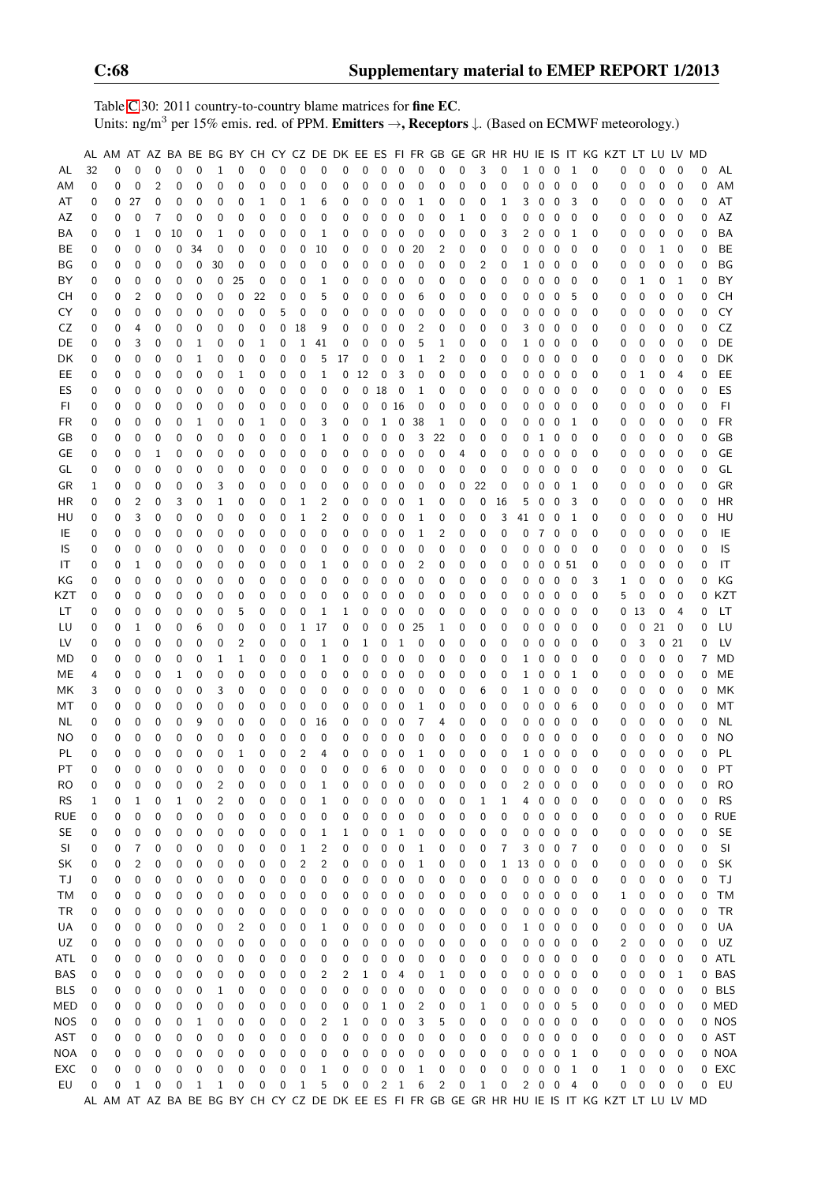Table C.30: 2011 country-to-country blame matrices for **fine EC**.
Units: ng/m$^3$ per 15% emis. red. of PPM. **Emitters** →, **Receptors** ↓. (Based on ECMWF meteorology.)

| | AL | AM | AT | AZ | BA | BE | BG | BY | CH | CY | CZ | DE | DK | EE | ES | FI | FR | GB | GE | GR | HR | HU | IE | IS | IT | KG | KZT | LT | LU | LV | MD | |
|---|---|---|---|---|---|---|---|---|---|---|---|---|---|---|---|---|---|---|---|---|---|---|---|---|---|---|---|---|---|---|---|---|
| AL | 32 | 0 | 0 | 0 | 0 | 0 | 1 | 0 | 0 | 0 | 0 | 0 | 0 | 0 | 0 | 0 | 0 | 0 | 0 | 3 | 0 | 1 | 0 | 0 | 1 | 0 | 0 | 0 | 0 | 0 | 0 | AL |
| AM | 0 | 0 | 0 | 2 | 0 | 0 | 0 | 0 | 0 | 0 | 0 | 0 | 0 | 0 | 0 | 0 | 0 | 0 | 0 | 0 | 0 | 0 | 0 | 0 | 0 | 0 | 0 | 0 | 0 | 0 | 0 | AM |
| AT | 0 | 0 | 27 | 0 | 0 | 0 | 0 | 0 | 1 | 0 | 1 | 6 | 0 | 0 | 0 | 0 | 1 | 0 | 0 | 0 | 1 | 3 | 0 | 0 | 3 | 0 | 0 | 0 | 0 | 0 | 0 | AT |
| AZ | 0 | 0 | 0 | 7 | 0 | 0 | 0 | 0 | 0 | 0 | 0 | 0 | 0 | 0 | 0 | 0 | 0 | 0 | 1 | 0 | 0 | 0 | 0 | 0 | 0 | 0 | 0 | 0 | 0 | 0 | 0 | AZ |
| BA | 0 | 0 | 1 | 0 | 10 | 0 | 1 | 0 | 0 | 0 | 0 | 1 | 0 | 0 | 0 | 0 | 0 | 0 | 0 | 0 | 3 | 2 | 0 | 0 | 1 | 0 | 0 | 0 | 0 | 0 | 0 | BA |
| BE | 0 | 0 | 0 | 0 | 0 | 34 | 0 | 0 | 0 | 0 | 0 | 10 | 0 | 0 | 0 | 0 | 20 | 2 | 0 | 0 | 0 | 0 | 0 | 0 | 0 | 0 | 0 | 0 | 1 | 0 | 0 | BE |
| BG | 0 | 0 | 0 | 0 | 0 | 0 | 30 | 0 | 0 | 0 | 0 | 0 | 0 | 0 | 0 | 0 | 0 | 0 | 0 | 2 | 0 | 1 | 0 | 0 | 0 | 0 | 0 | 0 | 0 | 0 | 0 | BG |
| BY | 0 | 0 | 0 | 0 | 0 | 0 | 0 | 25 | 0 | 0 | 0 | 1 | 0 | 0 | 0 | 0 | 0 | 0 | 0 | 0 | 0 | 0 | 0 | 0 | 0 | 0 | 0 | 1 | 0 | 1 | 0 | BY |
| CH | 0 | 0 | 2 | 0 | 0 | 0 | 0 | 0 | 22 | 0 | 0 | 5 | 0 | 0 | 0 | 0 | 6 | 0 | 0 | 0 | 0 | 0 | 0 | 0 | 5 | 0 | 0 | 0 | 0 | 0 | 0 | CH |
| CY | 0 | 0 | 0 | 0 | 0 | 0 | 0 | 0 | 0 | 5 | 0 | 0 | 0 | 0 | 0 | 0 | 0 | 0 | 0 | 0 | 0 | 0 | 0 | 0 | 0 | 0 | 0 | 0 | 0 | 0 | 0 | CY |
| CZ | 0 | 0 | 4 | 0 | 0 | 0 | 0 | 0 | 0 | 0 | 18 | 9 | 0 | 0 | 0 | 0 | 2 | 0 | 0 | 0 | 0 | 3 | 0 | 0 | 0 | 0 | 0 | 0 | 0 | 0 | 0 | CZ |
| DE | 0 | 0 | 3 | 0 | 0 | 1 | 0 | 0 | 1 | 0 | 1 | 41 | 0 | 0 | 0 | 0 | 5 | 1 | 0 | 0 | 0 | 1 | 0 | 0 | 0 | 0 | 0 | 0 | 0 | 0 | 0 | DE |
| DK | 0 | 0 | 0 | 0 | 0 | 1 | 0 | 0 | 0 | 0 | 0 | 5 | 17 | 0 | 0 | 0 | 1 | 2 | 0 | 0 | 0 | 0 | 0 | 0 | 0 | 0 | 0 | 0 | 0 | 0 | 0 | DK |
| EE | 0 | 0 | 0 | 0 | 0 | 0 | 0 | 1 | 0 | 0 | 0 | 1 | 0 | 12 | 0 | 3 | 0 | 0 | 0 | 0 | 0 | 0 | 0 | 0 | 0 | 0 | 0 | 1 | 0 | 4 | 0 | EE |
| ES | 0 | 0 | 0 | 0 | 0 | 0 | 0 | 0 | 0 | 0 | 0 | 0 | 0 | 0 | 18 | 0 | 1 | 0 | 0 | 0 | 0 | 0 | 0 | 0 | 0 | 0 | 0 | 0 | 0 | 0 | 0 | ES |
| FI | 0 | 0 | 0 | 0 | 0 | 0 | 0 | 0 | 0 | 0 | 0 | 0 | 0 | 0 | 0 | 16 | 0 | 0 | 0 | 0 | 0 | 0 | 0 | 0 | 0 | 0 | 0 | 0 | 0 | 0 | 0 | FI |
| FR | 0 | 0 | 0 | 0 | 0 | 1 | 0 | 0 | 1 | 0 | 0 | 3 | 0 | 0 | 1 | 0 | 38 | 1 | 0 | 0 | 0 | 0 | 0 | 0 | 1 | 0 | 0 | 0 | 0 | 0 | 0 | FR |
| GB | 0 | 0 | 0 | 0 | 0 | 0 | 0 | 0 | 0 | 0 | 0 | 1 | 0 | 0 | 0 | 0 | 3 | 22 | 0 | 0 | 0 | 0 | 1 | 0 | 0 | 0 | 0 | 0 | 0 | 0 | 0 | GB |
| GE | 0 | 0 | 0 | 1 | 0 | 0 | 0 | 0 | 0 | 0 | 0 | 0 | 0 | 0 | 0 | 0 | 0 | 0 | 4 | 0 | 0 | 0 | 0 | 0 | 0 | 0 | 0 | 0 | 0 | 0 | 0 | GE |
| GL | 0 | 0 | 0 | 0 | 0 | 0 | 0 | 0 | 0 | 0 | 0 | 0 | 0 | 0 | 0 | 0 | 0 | 0 | 0 | 0 | 0 | 0 | 0 | 0 | 0 | 0 | 0 | 0 | 0 | 0 | 0 | GL |
| GR | 1 | 0 | 0 | 0 | 0 | 0 | 3 | 0 | 0 | 0 | 0 | 0 | 0 | 0 | 0 | 0 | 0 | 0 | 0 | 22 | 0 | 0 | 0 | 0 | 1 | 0 | 0 | 0 | 0 | 0 | 0 | GR |
| HR | 0 | 0 | 2 | 0 | 3 | 0 | 1 | 0 | 0 | 0 | 1 | 2 | 0 | 0 | 0 | 0 | 1 | 0 | 0 | 0 | 16 | 5 | 0 | 0 | 3 | 0 | 0 | 0 | 0 | 0 | 0 | HR |
| HU | 0 | 0 | 3 | 0 | 0 | 0 | 0 | 0 | 0 | 0 | 1 | 2 | 0 | 0 | 0 | 0 | 1 | 0 | 0 | 0 | 3 | 41 | 0 | 0 | 1 | 0 | 0 | 0 | 0 | 0 | 0 | HU |
| IE | 0 | 0 | 0 | 0 | 0 | 0 | 0 | 0 | 0 | 0 | 0 | 0 | 0 | 0 | 0 | 0 | 1 | 2 | 0 | 0 | 0 | 0 | 7 | 0 | 0 | 0 | 0 | 0 | 0 | 0 | 0 | IE |
| IS | 0 | 0 | 0 | 0 | 0 | 0 | 0 | 0 | 0 | 0 | 0 | 0 | 0 | 0 | 0 | 0 | 0 | 0 | 0 | 0 | 0 | 0 | 0 | 0 | 0 | 0 | 0 | 0 | 0 | 0 | 0 | IS |
| IT | 0 | 0 | 1 | 0 | 0 | 0 | 0 | 0 | 0 | 0 | 0 | 1 | 0 | 0 | 0 | 0 | 2 | 0 | 0 | 0 | 0 | 0 | 0 | 0 | 51 | 0 | 0 | 0 | 0 | 0 | 0 | IT |
| KG | 0 | 0 | 0 | 0 | 0 | 0 | 0 | 0 | 0 | 0 | 0 | 0 | 0 | 0 | 0 | 0 | 0 | 0 | 0 | 0 | 0 | 0 | 0 | 0 | 0 | 3 | 1 | 0 | 0 | 0 | 0 | KG |
| KZT | 0 | 0 | 0 | 0 | 0 | 0 | 0 | 0 | 0 | 0 | 0 | 0 | 0 | 0 | 0 | 0 | 0 | 0 | 0 | 0 | 0 | 0 | 0 | 0 | 0 | 0 | 5 | 0 | 0 | 0 | 0 | KZT |
| LT | 0 | 0 | 0 | 0 | 0 | 0 | 0 | 5 | 0 | 0 | 0 | 1 | 1 | 0 | 0 | 0 | 0 | 0 | 0 | 0 | 0 | 0 | 0 | 0 | 0 | 0 | 0 | 13 | 0 | 4 | 0 | LT |
| LU | 0 | 0 | 1 | 0 | 0 | 6 | 0 | 0 | 0 | 0 | 1 | 17 | 0 | 0 | 0 | 0 | 25 | 1 | 0 | 0 | 0 | 0 | 0 | 0 | 0 | 0 | 0 | 0 | 21 | 0 | 0 | LU |
| LV | 0 | 0 | 0 | 0 | 0 | 0 | 0 | 2 | 0 | 0 | 0 | 1 | 0 | 1 | 0 | 1 | 0 | 0 | 0 | 0 | 0 | 0 | 0 | 0 | 0 | 0 | 0 | 3 | 0 | 21 | 0 | LV |
| MD | 0 | 0 | 0 | 0 | 0 | 0 | 1 | 1 | 0 | 0 | 0 | 1 | 0 | 0 | 0 | 0 | 0 | 0 | 0 | 0 | 0 | 1 | 0 | 0 | 0 | 0 | 0 | 0 | 0 | 0 | 7 | MD |
| ME | 4 | 0 | 0 | 0 | 1 | 0 | 0 | 0 | 0 | 0 | 0 | 0 | 0 | 0 | 0 | 0 | 0 | 0 | 0 | 0 | 0 | 1 | 0 | 0 | 1 | 0 | 0 | 0 | 0 | 0 | 0 | ME |
| MK | 3 | 0 | 0 | 0 | 0 | 0 | 3 | 0 | 0 | 0 | 0 | 0 | 0 | 0 | 0 | 0 | 0 | 0 | 0 | 6 | 0 | 1 | 0 | 0 | 0 | 0 | 0 | 0 | 0 | 0 | 0 | MK |
| MT | 0 | 0 | 0 | 0 | 0 | 0 | 0 | 0 | 0 | 0 | 0 | 0 | 0 | 0 | 0 | 0 | 1 | 0 | 0 | 0 | 0 | 0 | 0 | 0 | 6 | 0 | 0 | 0 | 0 | 0 | 0 | MT |
| NL | 0 | 0 | 0 | 0 | 0 | 9 | 0 | 0 | 0 | 0 | 0 | 16 | 0 | 0 | 0 | 0 | 7 | 4 | 0 | 0 | 0 | 0 | 0 | 0 | 0 | 0 | 0 | 0 | 0 | 0 | 0 | NL |
| NO | 0 | 0 | 0 | 0 | 0 | 0 | 0 | 0 | 0 | 0 | 0 | 0 | 0 | 0 | 0 | 0 | 0 | 0 | 0 | 0 | 0 | 0 | 0 | 0 | 0 | 0 | 0 | 0 | 0 | 0 | 0 | NO |
| PL | 0 | 0 | 0 | 0 | 0 | 0 | 0 | 1 | 0 | 0 | 2 | 4 | 0 | 0 | 0 | 0 | 1 | 0 | 0 | 0 | 0 | 1 | 0 | 0 | 0 | 0 | 0 | 0 | 0 | 0 | 0 | PL |
| PT | 0 | 0 | 0 | 0 | 0 | 0 | 0 | 0 | 0 | 0 | 0 | 0 | 0 | 0 | 6 | 0 | 0 | 0 | 0 | 0 | 0 | 0 | 0 | 0 | 0 | 0 | 0 | 0 | 0 | 0 | 0 | PT |
| RO | 0 | 0 | 0 | 0 | 0 | 0 | 2 | 0 | 0 | 0 | 0 | 1 | 0 | 0 | 0 | 0 | 0 | 0 | 0 | 0 | 0 | 2 | 0 | 0 | 0 | 0 | 0 | 0 | 0 | 0 | 0 | RO |
| RS | 1 | 0 | 1 | 0 | 1 | 0 | 2 | 0 | 0 | 0 | 0 | 1 | 0 | 0 | 0 | 0 | 0 | 0 | 0 | 1 | 1 | 4 | 0 | 0 | 0 | 0 | 0 | 0 | 0 | 0 | 0 | RS |
| RUE | 0 | 0 | 0 | 0 | 0 | 0 | 0 | 0 | 0 | 0 | 0 | 0 | 0 | 0 | 0 | 0 | 0 | 0 | 0 | 0 | 0 | 0 | 0 | 0 | 0 | 0 | 0 | 0 | 0 | 0 | 0 | RUE |
| SE | 0 | 0 | 0 | 0 | 0 | 0 | 0 | 0 | 0 | 0 | 0 | 1 | 1 | 0 | 0 | 1 | 0 | 0 | 0 | 0 | 0 | 0 | 0 | 0 | 0 | 0 | 0 | 0 | 0 | 0 | 0 | SE |
| SI | 0 | 0 | 7 | 0 | 0 | 0 | 0 | 0 | 0 | 0 | 1 | 2 | 0 | 0 | 0 | 0 | 1 | 0 | 0 | 0 | 7 | 3 | 0 | 0 | 7 | 0 | 0 | 0 | 0 | 0 | 0 | SI |
| SK | 0 | 0 | 2 | 0 | 0 | 0 | 0 | 0 | 0 | 0 | 2 | 2 | 0 | 0 | 0 | 0 | 1 | 0 | 0 | 0 | 1 | 13 | 0 | 0 | 0 | 0 | 0 | 0 | 0 | 0 | 0 | SK |
| TJ | 0 | 0 | 0 | 0 | 0 | 0 | 0 | 0 | 0 | 0 | 0 | 0 | 0 | 0 | 0 | 0 | 0 | 0 | 0 | 0 | 0 | 0 | 0 | 0 | 0 | 0 | 0 | 0 | 0 | 0 | 0 | TJ |
| TM | 0 | 0 | 0 | 0 | 0 | 0 | 0 | 0 | 0 | 0 | 0 | 0 | 0 | 0 | 0 | 0 | 0 | 0 | 0 | 0 | 0 | 0 | 0 | 0 | 0 | 0 | 1 | 0 | 0 | 0 | 0 | TM |
| TR | 0 | 0 | 0 | 0 | 0 | 0 | 0 | 0 | 0 | 0 | 0 | 0 | 0 | 0 | 0 | 0 | 0 | 0 | 0 | 0 | 0 | 0 | 0 | 0 | 0 | 0 | 0 | 0 | 0 | 0 | 0 | TR |
| UA | 0 | 0 | 0 | 0 | 0 | 0 | 0 | 2 | 0 | 0 | 0 | 1 | 0 | 0 | 0 | 0 | 0 | 0 | 0 | 0 | 0 | 1 | 0 | 0 | 0 | 0 | 0 | 0 | 0 | 0 | 0 | UA |
| UZ | 0 | 0 | 0 | 0 | 0 | 0 | 0 | 0 | 0 | 0 | 0 | 0 | 0 | 0 | 0 | 0 | 0 | 0 | 0 | 0 | 0 | 0 | 0 | 0 | 0 | 0 | 2 | 0 | 0 | 0 | 0 | UZ |
| ATL | 0 | 0 | 0 | 0 | 0 | 0 | 0 | 0 | 0 | 0 | 0 | 0 | 0 | 0 | 0 | 0 | 0 | 0 | 0 | 0 | 0 | 0 | 0 | 0 | 0 | 0 | 0 | 0 | 0 | 0 | 0 | ATL |
| BAS | 0 | 0 | 0 | 0 | 0 | 0 | 0 | 0 | 0 | 0 | 0 | 2 | 2 | 1 | 0 | 4 | 0 | 1 | 0 | 0 | 0 | 0 | 0 | 0 | 0 | 0 | 0 | 0 | 0 | 1 | 0 | BAS |
| BLS | 0 | 0 | 0 | 0 | 0 | 0 | 1 | 0 | 0 | 0 | 0 | 0 | 0 | 0 | 0 | 0 | 0 | 0 | 0 | 0 | 0 | 0 | 0 | 0 | 0 | 0 | 0 | 0 | 0 | 0 | 0 | BLS |
| MED | 0 | 0 | 0 | 0 | 0 | 0 | 0 | 0 | 0 | 0 | 0 | 0 | 0 | 0 | 1 | 0 | 2 | 0 | 0 | 1 | 0 | 0 | 0 | 0 | 5 | 0 | 0 | 0 | 0 | 0 | 0 | MED |
| NOS | 0 | 0 | 0 | 0 | 0 | 1 | 0 | 0 | 0 | 0 | 0 | 2 | 1 | 0 | 0 | 0 | 3 | 5 | 0 | 0 | 0 | 0 | 0 | 0 | 0 | 0 | 0 | 0 | 0 | 0 | 0 | NOS |
| AST | 0 | 0 | 0 | 0 | 0 | 0 | 0 | 0 | 0 | 0 | 0 | 0 | 0 | 0 | 0 | 0 | 0 | 0 | 0 | 0 | 0 | 0 | 0 | 0 | 0 | 0 | 0 | 0 | 0 | 0 | 0 | AST |
| NOA | 0 | 0 | 0 | 0 | 0 | 0 | 0 | 0 | 0 | 0 | 0 | 0 | 0 | 0 | 0 | 0 | 0 | 0 | 0 | 0 | 0 | 0 | 0 | 0 | 1 | 0 | 0 | 0 | 0 | 0 | 0 | NOA |
| EXC | 0 | 0 | 0 | 0 | 0 | 0 | 0 | 0 | 0 | 0 | 0 | 1 | 0 | 0 | 0 | 0 | 1 | 0 | 0 | 0 | 0 | 0 | 0 | 0 | 1 | 0 | 1 | 0 | 0 | 0 | 0 | EXC |
| EU | 0 | 0 | 1 | 0 | 0 | 1 | 1 | 0 | 0 | 0 | 1 | 5 | 0 | 0 | 2 | 1 | 6 | 2 | 0 | 1 | 0 | 2 | 0 | 0 | 4 | 0 | 0 | 0 | 0 | 0 | 0 | EU |
| | AL | AM | AT | AZ | BA | BE | BG | BY | CH | CY | CZ | DE | DK | EE | ES | FI | FR | GB | GE | GR | HR | HU | IE | IS | IT | KG | KZT | LT | LU | LV | MD | |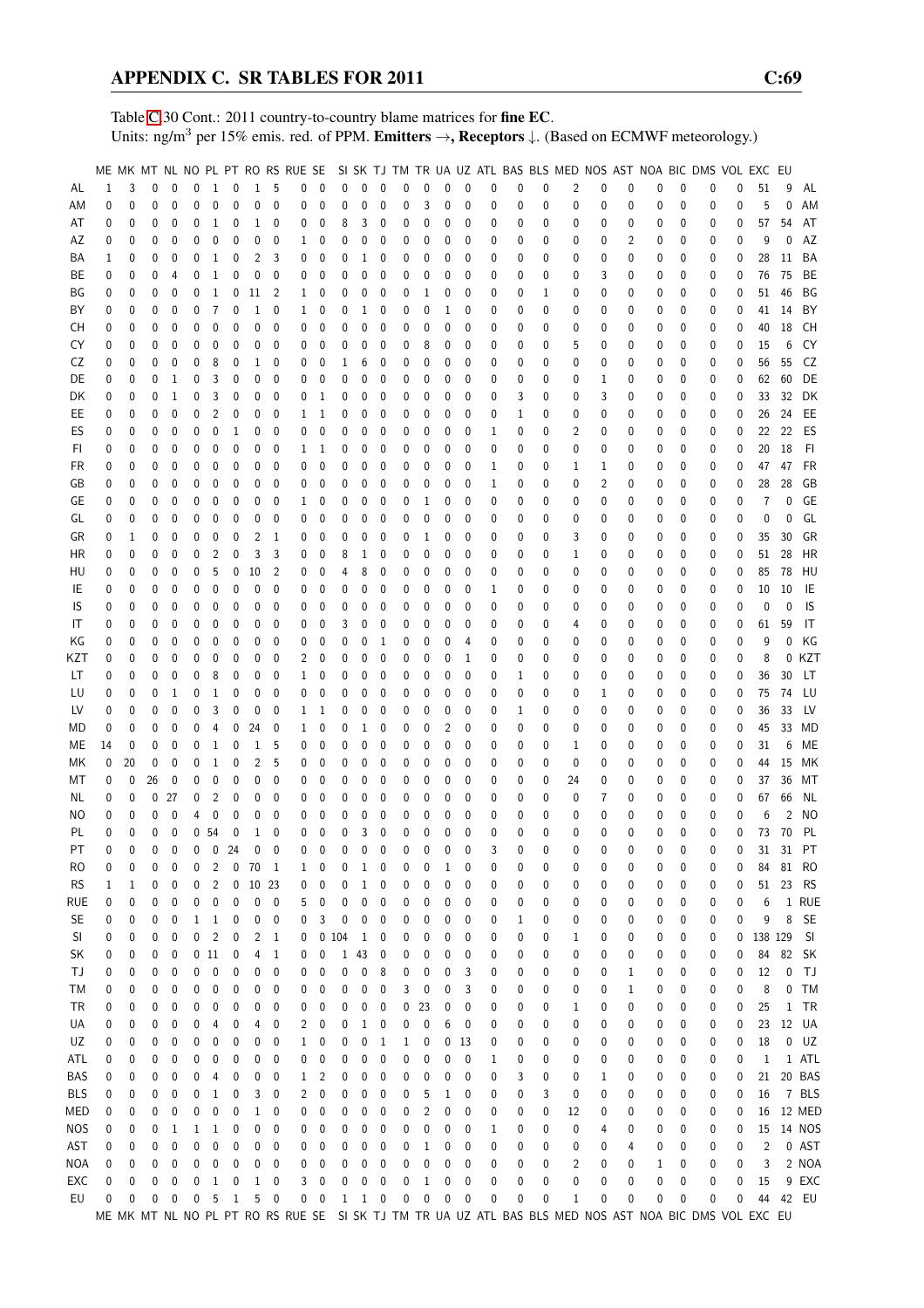Table C.30 Cont.: 2011 country-to-country blame matrices for **fine EC**.
Units: ng/m$^3$ per 15% emis. red. of PPM. **Emitters →, Receptors ↓.** (Based on ECMWF meteorology.)

| | ME | MK | MT | NL | NO | PL | PT | RO | RS | RUE | SE | SI | SK | TJ | TM | TR | UA | UZ | ATL | BAS | BLS | MED | NOS | AST | NOA | BIC | DMS | VOL | EXC | EU | |
|---|---|---|---|---|---|---|---|---|---|---|---|---|---|---|---|---|---|---|---|---|---|---|---|---|---|---|---|---|---|---|---|
| AL | 1 | 3 | 0 | 0 | 0 | 1 | 0 | 1 | 5 | 0 | 0 | 0 | 0 | 0 | 0 | 0 | 0 | 0 | 0 | 0 | 0 | 2 | 0 | 0 | 0 | 0 | 0 | 0 | 51 | 9 | AL |
| AM | 0 | 0 | 0 | 0 | 0 | 0 | 0 | 0 | 0 | 0 | 0 | 0 | 0 | 0 | 0 | 3 | 0 | 0 | 0 | 0 | 0 | 0 | 0 | 0 | 0 | 0 | 0 | 0 | 5 | 0 | AM |
| AT | 0 | 0 | 0 | 0 | 0 | 1 | 0 | 1 | 0 | 0 | 0 | 8 | 3 | 0 | 0 | 0 | 0 | 0 | 0 | 0 | 0 | 0 | 0 | 0 | 0 | 0 | 0 | 0 | 57 | 54 | AT |
| AZ | 0 | 0 | 0 | 0 | 0 | 0 | 0 | 0 | 0 | 1 | 0 | 0 | 0 | 0 | 0 | 0 | 0 | 0 | 0 | 0 | 0 | 0 | 0 | 2 | 0 | 0 | 0 | 0 | 9 | 0 | AZ |
| BA | 1 | 0 | 0 | 0 | 0 | 1 | 0 | 2 | 3 | 0 | 0 | 0 | 1 | 0 | 0 | 0 | 0 | 0 | 0 | 0 | 0 | 0 | 0 | 0 | 0 | 0 | 0 | 0 | 28 | 11 | BA |
| BE | 0 | 0 | 0 | 4 | 0 | 1 | 0 | 0 | 0 | 0 | 0 | 0 | 0 | 0 | 0 | 0 | 0 | 0 | 0 | 0 | 0 | 0 | 3 | 0 | 0 | 0 | 0 | 0 | 76 | 75 | BE |
| BG | 0 | 0 | 0 | 0 | 0 | 1 | 0 | 11 | 2 | 1 | 0 | 0 | 0 | 0 | 0 | 1 | 0 | 0 | 0 | 0 | 1 | 0 | 0 | 0 | 0 | 0 | 0 | 0 | 51 | 46 | BG |
| BY | 0 | 0 | 0 | 0 | 0 | 7 | 0 | 1 | 0 | 1 | 0 | 0 | 1 | 0 | 0 | 0 | 1 | 0 | 0 | 0 | 0 | 0 | 0 | 0 | 0 | 0 | 0 | 0 | 41 | 14 | BY |
| CH | 0 | 0 | 0 | 0 | 0 | 0 | 0 | 0 | 0 | 0 | 0 | 0 | 0 | 0 | 0 | 0 | 0 | 0 | 0 | 0 | 0 | 0 | 0 | 0 | 0 | 0 | 0 | 0 | 40 | 18 | CH |
| CY | 0 | 0 | 0 | 0 | 0 | 0 | 0 | 0 | 0 | 0 | 0 | 0 | 0 | 0 | 0 | 8 | 0 | 0 | 0 | 0 | 0 | 5 | 0 | 0 | 0 | 0 | 0 | 0 | 15 | 6 | CY |
| CZ | 0 | 0 | 0 | 0 | 0 | 8 | 0 | 1 | 0 | 0 | 0 | 1 | 6 | 0 | 0 | 0 | 0 | 0 | 0 | 0 | 0 | 0 | 0 | 0 | 0 | 0 | 0 | 0 | 56 | 55 | CZ |
| DE | 0 | 0 | 0 | 1 | 0 | 3 | 0 | 0 | 0 | 0 | 0 | 0 | 0 | 0 | 0 | 0 | 0 | 0 | 0 | 0 | 0 | 0 | 1 | 0 | 0 | 0 | 0 | 0 | 62 | 60 | DE |
| DK | 0 | 0 | 0 | 1 | 0 | 3 | 0 | 0 | 0 | 0 | 1 | 0 | 0 | 0 | 0 | 0 | 0 | 0 | 0 | 3 | 0 | 0 | 3 | 0 | 0 | 0 | 0 | 0 | 33 | 32 | DK |
| EE | 0 | 0 | 0 | 0 | 0 | 2 | 0 | 0 | 0 | 1 | 1 | 0 | 0 | 0 | 0 | 0 | 0 | 0 | 0 | 1 | 0 | 0 | 0 | 0 | 0 | 0 | 0 | 0 | 26 | 24 | EE |
| ES | 0 | 0 | 0 | 0 | 0 | 0 | 1 | 0 | 0 | 0 | 0 | 0 | 0 | 0 | 0 | 0 | 0 | 0 | 1 | 0 | 0 | 2 | 0 | 0 | 0 | 0 | 0 | 0 | 22 | 22 | ES |
| FI | 0 | 0 | 0 | 0 | 0 | 0 | 0 | 0 | 0 | 1 | 1 | 0 | 0 | 0 | 0 | 0 | 0 | 0 | 0 | 0 | 0 | 0 | 0 | 0 | 0 | 0 | 0 | 0 | 20 | 18 | FI |
| FR | 0 | 0 | 0 | 0 | 0 | 0 | 0 | 0 | 0 | 0 | 0 | 0 | 0 | 0 | 0 | 0 | 0 | 0 | 1 | 0 | 0 | 1 | 1 | 0 | 0 | 0 | 0 | 0 | 47 | 47 | FR |
| GB | 0 | 0 | 0 | 0 | 0 | 0 | 0 | 0 | 0 | 0 | 0 | 0 | 0 | 0 | 0 | 0 | 0 | 0 | 1 | 0 | 0 | 0 | 2 | 0 | 0 | 0 | 0 | 0 | 28 | 28 | GB |
| GE | 0 | 0 | 0 | 0 | 0 | 0 | 0 | 0 | 0 | 1 | 0 | 0 | 0 | 0 | 0 | 1 | 0 | 0 | 0 | 0 | 0 | 0 | 0 | 0 | 0 | 0 | 0 | 0 | 7 | 0 | GE |
| GL | 0 | 0 | 0 | 0 | 0 | 0 | 0 | 0 | 0 | 0 | 0 | 0 | 0 | 0 | 0 | 0 | 0 | 0 | 0 | 0 | 0 | 0 | 0 | 0 | 0 | 0 | 0 | 0 | 0 | 0 | GL |
| GR | 0 | 1 | 0 | 0 | 0 | 0 | 0 | 2 | 1 | 0 | 0 | 0 | 0 | 0 | 0 | 1 | 0 | 0 | 0 | 0 | 0 | 3 | 0 | 0 | 0 | 0 | 0 | 0 | 35 | 30 | GR |
| HR | 0 | 0 | 0 | 0 | 0 | 2 | 0 | 3 | 3 | 0 | 0 | 8 | 1 | 0 | 0 | 0 | 0 | 0 | 0 | 0 | 0 | 1 | 0 | 0 | 0 | 0 | 0 | 0 | 51 | 28 | HR |
| HU | 0 | 0 | 0 | 0 | 0 | 5 | 0 | 10 | 2 | 0 | 0 | 4 | 8 | 0 | 0 | 0 | 0 | 0 | 0 | 0 | 0 | 0 | 0 | 0 | 0 | 0 | 0 | 0 | 85 | 78 | HU |
| IE | 0 | 0 | 0 | 0 | 0 | 0 | 0 | 0 | 0 | 0 | 0 | 0 | 0 | 0 | 0 | 0 | 0 | 0 | 1 | 0 | 0 | 0 | 0 | 0 | 0 | 0 | 0 | 0 | 10 | 10 | IE |
| IS | 0 | 0 | 0 | 0 | 0 | 0 | 0 | 0 | 0 | 0 | 0 | 0 | 0 | 0 | 0 | 0 | 0 | 0 | 0 | 0 | 0 | 0 | 0 | 0 | 0 | 0 | 0 | 0 | 0 | 0 | IS |
| IT | 0 | 0 | 0 | 0 | 0 | 0 | 0 | 0 | 0 | 0 | 0 | 3 | 0 | 0 | 0 | 0 | 0 | 0 | 0 | 0 | 0 | 4 | 0 | 0 | 0 | 0 | 0 | 0 | 61 | 59 | IT |
| KG | 0 | 0 | 0 | 0 | 0 | 0 | 0 | 0 | 0 | 0 | 0 | 0 | 0 | 1 | 0 | 0 | 0 | 4 | 0 | 0 | 0 | 0 | 0 | 0 | 0 | 0 | 0 | 0 | 9 | 0 | KG |
| KZT | 0 | 0 | 0 | 0 | 0 | 0 | 0 | 0 | 0 | 2 | 0 | 0 | 0 | 0 | 0 | 0 | 0 | 1 | 0 | 0 | 0 | 0 | 0 | 0 | 0 | 0 | 0 | 0 | 8 | 0 | KZT |
| LT | 0 | 0 | 0 | 0 | 0 | 8 | 0 | 0 | 0 | 1 | 0 | 0 | 0 | 0 | 0 | 0 | 0 | 0 | 0 | 1 | 0 | 0 | 0 | 0 | 0 | 0 | 0 | 0 | 36 | 30 | LT |
| LU | 0 | 0 | 0 | 1 | 0 | 1 | 0 | 0 | 0 | 0 | 0 | 0 | 0 | 0 | 0 | 0 | 0 | 0 | 0 | 0 | 0 | 0 | 1 | 0 | 0 | 0 | 0 | 0 | 75 | 74 | LU |
| LV | 0 | 0 | 0 | 0 | 0 | 3 | 0 | 0 | 0 | 1 | 1 | 0 | 0 | 0 | 0 | 0 | 0 | 0 | 0 | 1 | 0 | 0 | 0 | 0 | 0 | 0 | 0 | 0 | 36 | 33 | LV |
| MD | 0 | 0 | 0 | 0 | 0 | 4 | 0 | 24 | 0 | 1 | 0 | 0 | 1 | 0 | 0 | 0 | 2 | 0 | 0 | 0 | 0 | 0 | 0 | 0 | 0 | 0 | 0 | 0 | 45 | 33 | MD |
| ME | 14 | 0 | 0 | 0 | 0 | 1 | 0 | 1 | 5 | 0 | 0 | 0 | 0 | 0 | 0 | 0 | 0 | 0 | 0 | 0 | 0 | 1 | 0 | 0 | 0 | 0 | 0 | 0 | 31 | 6 | ME |
| MK | 0 | 20 | 0 | 0 | 0 | 1 | 0 | 2 | 5 | 0 | 0 | 0 | 0 | 0 | 0 | 0 | 0 | 0 | 0 | 0 | 0 | 0 | 0 | 0 | 0 | 0 | 0 | 0 | 44 | 15 | MK |
| MT | 0 | 0 | 26 | 0 | 0 | 0 | 0 | 0 | 0 | 0 | 0 | 0 | 0 | 0 | 0 | 0 | 0 | 0 | 0 | 0 | 0 | 24 | 0 | 0 | 0 | 0 | 0 | 0 | 37 | 36 | MT |
| NL | 0 | 0 | 0 | 27 | 0 | 2 | 0 | 0 | 0 | 0 | 0 | 0 | 0 | 0 | 0 | 0 | 0 | 0 | 0 | 0 | 0 | 0 | 7 | 0 | 0 | 0 | 0 | 0 | 67 | 66 | NL |
| NO | 0 | 0 | 0 | 0 | 4 | 0 | 0 | 0 | 0 | 0 | 0 | 0 | 0 | 0 | 0 | 0 | 0 | 0 | 0 | 0 | 0 | 0 | 0 | 0 | 0 | 0 | 0 | 0 | 6 | 2 | NO |
| PL | 0 | 0 | 0 | 0 | 0 | 54 | 0 | 1 | 0 | 0 | 0 | 0 | 3 | 0 | 0 | 0 | 0 | 0 | 0 | 0 | 0 | 0 | 0 | 0 | 0 | 0 | 0 | 0 | 73 | 70 | PL |
| PT | 0 | 0 | 0 | 0 | 0 | 0 | 24 | 0 | 0 | 0 | 0 | 0 | 0 | 0 | 0 | 0 | 0 | 0 | 3 | 0 | 0 | 0 | 0 | 0 | 0 | 0 | 0 | 0 | 31 | 31 | PT |
| RO | 0 | 0 | 0 | 0 | 0 | 2 | 0 | 70 | 1 | 1 | 0 | 0 | 1 | 0 | 0 | 0 | 1 | 0 | 0 | 0 | 0 | 0 | 0 | 0 | 0 | 0 | 0 | 0 | 84 | 81 | RO |
| RS | 1 | 1 | 0 | 0 | 0 | 2 | 0 | 10 | 23 | 0 | 0 | 0 | 1 | 0 | 0 | 0 | 0 | 0 | 0 | 0 | 0 | 0 | 0 | 0 | 0 | 0 | 0 | 0 | 51 | 23 | RS |
| RUE | 0 | 0 | 0 | 0 | 0 | 0 | 0 | 0 | 0 | 5 | 0 | 0 | 0 | 0 | 0 | 0 | 0 | 0 | 0 | 0 | 0 | 0 | 0 | 0 | 0 | 0 | 0 | 0 | 6 | 1 | RUE |
| SE | 0 | 0 | 0 | 0 | 1 | 1 | 0 | 0 | 0 | 0 | 3 | 0 | 0 | 0 | 0 | 0 | 0 | 0 | 0 | 1 | 0 | 0 | 0 | 0 | 0 | 0 | 0 | 0 | 9 | 8 | SE |
| SI | 0 | 0 | 0 | 0 | 0 | 2 | 0 | 2 | 1 | 0 | 0 | 104 | 1 | 0 | 0 | 0 | 0 | 0 | 0 | 0 | 0 | 1 | 0 | 0 | 0 | 0 | 0 | 0 | 138 | 129 | SI |
| SK | 0 | 0 | 0 | 0 | 0 | 11 | 0 | 4 | 1 | 0 | 0 | 1 | 43 | 0 | 0 | 0 | 0 | 0 | 0 | 0 | 0 | 0 | 0 | 0 | 0 | 0 | 0 | 0 | 84 | 82 | SK |
| TJ | 0 | 0 | 0 | 0 | 0 | 0 | 0 | 0 | 0 | 0 | 0 | 0 | 0 | 8 | 0 | 0 | 0 | 3 | 0 | 0 | 0 | 0 | 0 | 1 | 0 | 0 | 0 | 0 | 12 | 0 | TJ |
| TM | 0 | 0 | 0 | 0 | 0 | 0 | 0 | 0 | 0 | 0 | 0 | 0 | 0 | 0 | 3 | 0 | 0 | 3 | 0 | 0 | 0 | 0 | 0 | 1 | 0 | 0 | 0 | 0 | 8 | 0 | TM |
| TR | 0 | 0 | 0 | 0 | 0 | 0 | 0 | 0 | 0 | 0 | 0 | 0 | 0 | 0 | 0 | 23 | 0 | 0 | 0 | 0 | 0 | 1 | 0 | 0 | 0 | 0 | 0 | 0 | 25 | 1 | TR |
| UA | 0 | 0 | 0 | 0 | 0 | 4 | 0 | 4 | 0 | 2 | 0 | 0 | 1 | 0 | 0 | 0 | 6 | 0 | 0 | 0 | 0 | 0 | 0 | 0 | 0 | 0 | 0 | 0 | 23 | 12 | UA |
| UZ | 0 | 0 | 0 | 0 | 0 | 0 | 0 | 0 | 0 | 1 | 0 | 0 | 0 | 1 | 1 | 0 | 0 | 13 | 0 | 0 | 0 | 0 | 0 | 0 | 0 | 0 | 0 | 0 | 18 | 0 | UZ |
| ATL | 0 | 0 | 0 | 0 | 0 | 0 | 0 | 0 | 0 | 0 | 0 | 0 | 0 | 0 | 0 | 0 | 0 | 0 | 1 | 0 | 0 | 0 | 0 | 0 | 0 | 0 | 0 | 0 | 1 | 1 | ATL |
| BAS | 0 | 0 | 0 | 0 | 0 | 4 | 0 | 0 | 0 | 1 | 2 | 0 | 0 | 0 | 0 | 0 | 0 | 0 | 0 | 3 | 0 | 0 | 1 | 0 | 0 | 0 | 0 | 0 | 21 | 20 | BAS |
| BLS | 0 | 0 | 0 | 0 | 0 | 1 | 0 | 3 | 0 | 2 | 0 | 0 | 0 | 0 | 0 | 5 | 1 | 0 | 0 | 0 | 3 | 0 | 0 | 0 | 0 | 0 | 0 | 0 | 16 | 7 | BLS |
| MED | 0 | 0 | 0 | 0 | 0 | 0 | 0 | 1 | 0 | 0 | 0 | 0 | 0 | 0 | 0 | 2 | 0 | 0 | 0 | 0 | 0 | 12 | 0 | 0 | 0 | 0 | 0 | 0 | 16 | 12 | MED |
| NOS | 0 | 0 | 0 | 1 | 1 | 1 | 0 | 0 | 0 | 0 | 0 | 0 | 0 | 0 | 0 | 0 | 0 | 0 | 1 | 0 | 0 | 0 | 4 | 0 | 0 | 0 | 0 | 0 | 15 | 14 | NOS |
| AST | 0 | 0 | 0 | 0 | 0 | 0 | 0 | 0 | 0 | 0 | 0 | 0 | 0 | 0 | 0 | 1 | 0 | 0 | 0 | 0 | 0 | 0 | 0 | 4 | 0 | 0 | 0 | 0 | 2 | 0 | AST |
| NOA | 0 | 0 | 0 | 0 | 0 | 0 | 0 | 0 | 0 | 0 | 0 | 0 | 0 | 0 | 0 | 0 | 0 | 0 | 0 | 0 | 0 | 2 | 0 | 0 | 1 | 0 | 0 | 0 | 3 | 2 | NOA |
| EXC | 0 | 0 | 0 | 0 | 0 | 1 | 0 | 1 | 0 | 3 | 0 | 0 | 0 | 0 | 0 | 1 | 0 | 0 | 0 | 0 | 0 | 0 | 0 | 0 | 0 | 0 | 0 | 0 | 15 | 9 | EXC |
| EU | 0 | 0 | 0 | 0 | 0 | 5 | 1 | 5 | 0 | 0 | 0 | 1 | 1 | 0 | 0 | 0 | 0 | 0 | 0 | 0 | 0 | 1 | 0 | 0 | 0 | 0 | 0 | 0 | 44 | 42 | EU |
| | ME | MK | MT | NL | NO | PL | PT | RO | RS | RUE | SE | SI | SK | TJ | TM | TR | UA | UZ | ATL | BAS | BLS | MED | NOS | AST | NOA | BIC | DMS | VOL | EXC | EU | |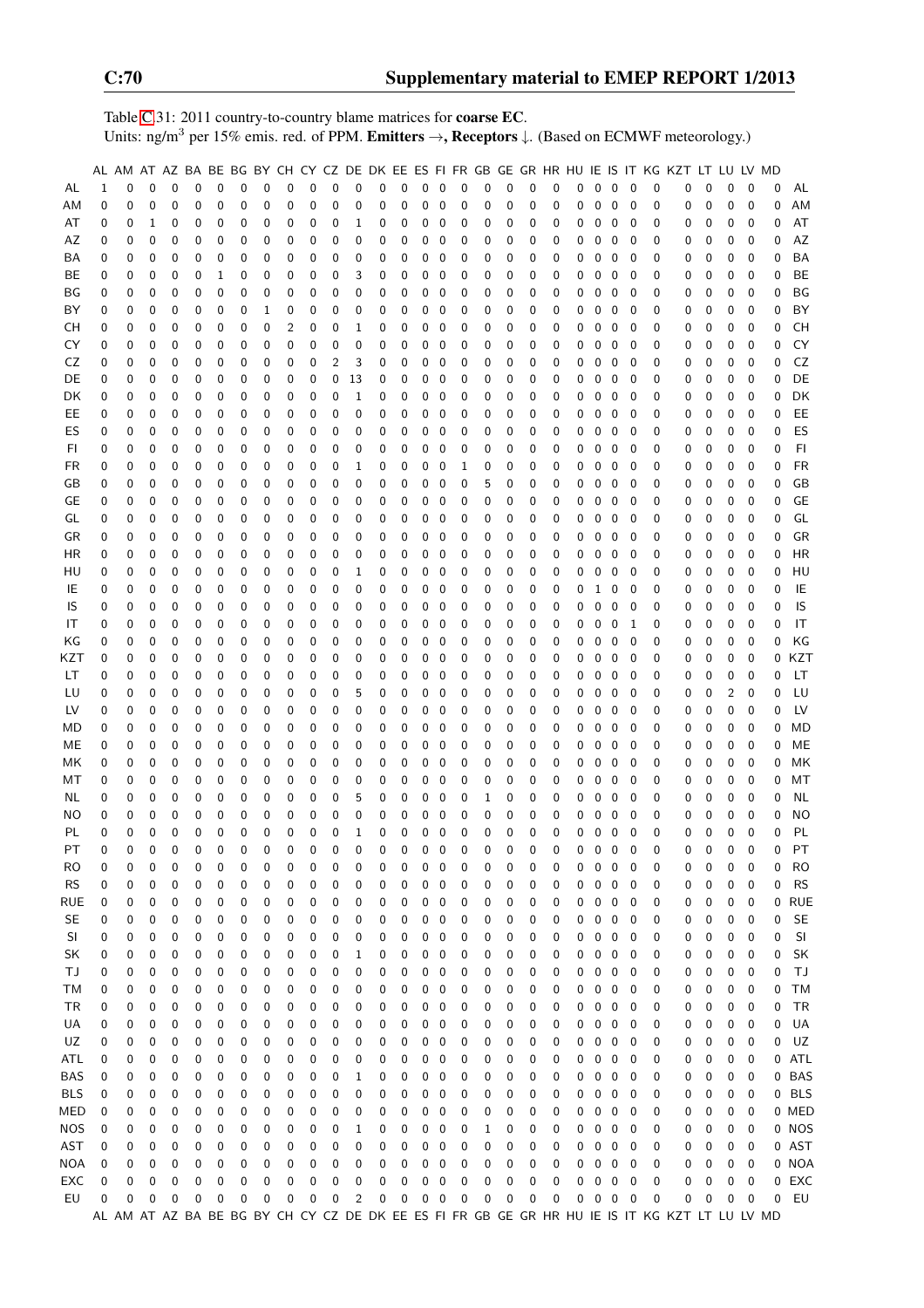Table C.31: 2011 country-to-country blame matrices for **coarse EC**.
Units: ng/m$^3$ per 15% emis. red. of PPM. **Emitters** →, **Receptors** ↓. (Based on ECMWF meteorology.)

| | AL | AM | AT | AZ | BA | BE | BG | BY | CH | CY | CZ | DE | DK | EE | ES | FI | FR | GB | GE | GR | HR | HU | IE | IS | IT | KG | KZT | LT | LU | LV | MD | |
|---|---|---|---|---|---|---|---|---|---|---|---|---|---|---|---|---|---|---|---|---|---|---|---|---|---|---|---|---|---|---|---|---|
| AL | 1 | 0 | 0 | 0 | 0 | 0 | 0 | 0 | 0 | 0 | 0 | 0 | 0 | 0 | 0 | 0 | 0 | 0 | 0 | 0 | 0 | 0 | 0 | 0 | 0 | 0 | 0 | 0 | 0 | 0 | 0 | AL |
| AM | 0 | 0 | 0 | 0 | 0 | 0 | 0 | 0 | 0 | 0 | 0 | 0 | 0 | 0 | 0 | 0 | 0 | 0 | 0 | 0 | 0 | 0 | 0 | 0 | 0 | 0 | 0 | 0 | 0 | 0 | 0 | AM |
| AT | 0 | 0 | 1 | 0 | 0 | 0 | 0 | 0 | 0 | 0 | 0 | 1 | 0 | 0 | 0 | 0 | 0 | 0 | 0 | 0 | 0 | 0 | 0 | 0 | 0 | 0 | 0 | 0 | 0 | 0 | 0 | AT |
| AZ | 0 | 0 | 0 | 0 | 0 | 0 | 0 | 0 | 0 | 0 | 0 | 0 | 0 | 0 | 0 | 0 | 0 | 0 | 0 | 0 | 0 | 0 | 0 | 0 | 0 | 0 | 0 | 0 | 0 | 0 | 0 | AZ |
| BA | 0 | 0 | 0 | 0 | 0 | 0 | 0 | 0 | 0 | 0 | 0 | 0 | 0 | 0 | 0 | 0 | 0 | 0 | 0 | 0 | 0 | 0 | 0 | 0 | 0 | 0 | 0 | 0 | 0 | 0 | 0 | BA |
| BE | 0 | 0 | 0 | 0 | 0 | 1 | 0 | 0 | 0 | 0 | 0 | 3 | 0 | 0 | 0 | 0 | 0 | 0 | 0 | 0 | 0 | 0 | 0 | 0 | 0 | 0 | 0 | 0 | 0 | 0 | 0 | BE |
| BG | 0 | 0 | 0 | 0 | 0 | 0 | 0 | 0 | 0 | 0 | 0 | 0 | 0 | 0 | 0 | 0 | 0 | 0 | 0 | 0 | 0 | 0 | 0 | 0 | 0 | 0 | 0 | 0 | 0 | 0 | 0 | BG |
| BY | 0 | 0 | 0 | 0 | 0 | 0 | 0 | 1 | 0 | 0 | 0 | 0 | 0 | 0 | 0 | 0 | 0 | 0 | 0 | 0 | 0 | 0 | 0 | 0 | 0 | 0 | 0 | 0 | 0 | 0 | 0 | BY |
| CH | 0 | 0 | 0 | 0 | 0 | 0 | 0 | 0 | 2 | 0 | 0 | 1 | 0 | 0 | 0 | 0 | 0 | 0 | 0 | 0 | 0 | 0 | 0 | 0 | 0 | 0 | 0 | 0 | 0 | 0 | 0 | CH |
| CY | 0 | 0 | 0 | 0 | 0 | 0 | 0 | 0 | 0 | 0 | 0 | 0 | 0 | 0 | 0 | 0 | 0 | 0 | 0 | 0 | 0 | 0 | 0 | 0 | 0 | 0 | 0 | 0 | 0 | 0 | 0 | CY |
| CZ | 0 | 0 | 0 | 0 | 0 | 0 | 0 | 0 | 0 | 0 | 2 | 3 | 0 | 0 | 0 | 0 | 0 | 0 | 0 | 0 | 0 | 0 | 0 | 0 | 0 | 0 | 0 | 0 | 0 | 0 | 0 | CZ |
| DE | 0 | 0 | 0 | 0 | 0 | 0 | 0 | 0 | 0 | 0 | 0 | 13 | 0 | 0 | 0 | 0 | 0 | 0 | 0 | 0 | 0 | 0 | 0 | 0 | 0 | 0 | 0 | 0 | 0 | 0 | 0 | DE |
| DK | 0 | 0 | 0 | 0 | 0 | 0 | 0 | 0 | 0 | 0 | 0 | 1 | 0 | 0 | 0 | 0 | 0 | 0 | 0 | 0 | 0 | 0 | 0 | 0 | 0 | 0 | 0 | 0 | 0 | 0 | 0 | DK |
| EE | 0 | 0 | 0 | 0 | 0 | 0 | 0 | 0 | 0 | 0 | 0 | 0 | 0 | 0 | 0 | 0 | 0 | 0 | 0 | 0 | 0 | 0 | 0 | 0 | 0 | 0 | 0 | 0 | 0 | 0 | 0 | EE |
| ES | 0 | 0 | 0 | 0 | 0 | 0 | 0 | 0 | 0 | 0 | 0 | 0 | 0 | 0 | 0 | 0 | 0 | 0 | 0 | 0 | 0 | 0 | 0 | 0 | 0 | 0 | 0 | 0 | 0 | 0 | 0 | ES |
| FI | 0 | 0 | 0 | 0 | 0 | 0 | 0 | 0 | 0 | 0 | 0 | 0 | 0 | 0 | 0 | 0 | 0 | 0 | 0 | 0 | 0 | 0 | 0 | 0 | 0 | 0 | 0 | 0 | 0 | 0 | 0 | FI |
| FR | 0 | 0 | 0 | 0 | 0 | 0 | 0 | 0 | 0 | 0 | 0 | 1 | 0 | 0 | 0 | 0 | 1 | 0 | 0 | 0 | 0 | 0 | 0 | 0 | 0 | 0 | 0 | 0 | 0 | 0 | 0 | FR |
| GB | 0 | 0 | 0 | 0 | 0 | 0 | 0 | 0 | 0 | 0 | 0 | 0 | 0 | 0 | 0 | 0 | 0 | 5 | 0 | 0 | 0 | 0 | 0 | 0 | 0 | 0 | 0 | 0 | 0 | 0 | 0 | GB |
| GE | 0 | 0 | 0 | 0 | 0 | 0 | 0 | 0 | 0 | 0 | 0 | 0 | 0 | 0 | 0 | 0 | 0 | 0 | 0 | 0 | 0 | 0 | 0 | 0 | 0 | 0 | 0 | 0 | 0 | 0 | 0 | GE |
| GL | 0 | 0 | 0 | 0 | 0 | 0 | 0 | 0 | 0 | 0 | 0 | 0 | 0 | 0 | 0 | 0 | 0 | 0 | 0 | 0 | 0 | 0 | 0 | 0 | 0 | 0 | 0 | 0 | 0 | 0 | 0 | GL |
| GR | 0 | 0 | 0 | 0 | 0 | 0 | 0 | 0 | 0 | 0 | 0 | 0 | 0 | 0 | 0 | 0 | 0 | 0 | 0 | 0 | 0 | 0 | 0 | 0 | 0 | 0 | 0 | 0 | 0 | 0 | 0 | GR |
| HR | 0 | 0 | 0 | 0 | 0 | 0 | 0 | 0 | 0 | 0 | 0 | 0 | 0 | 0 | 0 | 0 | 0 | 0 | 0 | 0 | 0 | 0 | 0 | 0 | 0 | 0 | 0 | 0 | 0 | 0 | 0 | HR |
| HU | 0 | 0 | 0 | 0 | 0 | 0 | 0 | 0 | 0 | 0 | 0 | 1 | 0 | 0 | 0 | 0 | 0 | 0 | 0 | 0 | 0 | 0 | 0 | 0 | 0 | 0 | 0 | 0 | 0 | 0 | 0 | HU |
| IE | 0 | 0 | 0 | 0 | 0 | 0 | 0 | 0 | 0 | 0 | 0 | 0 | 0 | 0 | 0 | 0 | 0 | 0 | 0 | 0 | 0 | 0 | 1 | 0 | 0 | 0 | 0 | 0 | 0 | 0 | 0 | IE |
| IS | 0 | 0 | 0 | 0 | 0 | 0 | 0 | 0 | 0 | 0 | 0 | 0 | 0 | 0 | 0 | 0 | 0 | 0 | 0 | 0 | 0 | 0 | 0 | 0 | 0 | 0 | 0 | 0 | 0 | 0 | 0 | IS |
| IT | 0 | 0 | 0 | 0 | 0 | 0 | 0 | 0 | 0 | 0 | 0 | 0 | 0 | 0 | 0 | 0 | 0 | 0 | 0 | 0 | 0 | 0 | 0 | 0 | 1 | 0 | 0 | 0 | 0 | 0 | 0 | IT |
| KG | 0 | 0 | 0 | 0 | 0 | 0 | 0 | 0 | 0 | 0 | 0 | 0 | 0 | 0 | 0 | 0 | 0 | 0 | 0 | 0 | 0 | 0 | 0 | 0 | 0 | 0 | 0 | 0 | 0 | 0 | 0 | KG |
| KZT | 0 | 0 | 0 | 0 | 0 | 0 | 0 | 0 | 0 | 0 | 0 | 0 | 0 | 0 | 0 | 0 | 0 | 0 | 0 | 0 | 0 | 0 | 0 | 0 | 0 | 0 | 0 | 0 | 0 | 0 | 0 | KZT |
| LT | 0 | 0 | 0 | 0 | 0 | 0 | 0 | 0 | 0 | 0 | 0 | 0 | 0 | 0 | 0 | 0 | 0 | 0 | 0 | 0 | 0 | 0 | 0 | 0 | 0 | 0 | 0 | 0 | 0 | 0 | 0 | LT |
| LU | 0 | 0 | 0 | 0 | 0 | 0 | 0 | 0 | 0 | 0 | 0 | 5 | 0 | 0 | 0 | 0 | 0 | 0 | 0 | 0 | 0 | 0 | 0 | 0 | 0 | 0 | 0 | 0 | 2 | 0 | 0 | LU |
| LV | 0 | 0 | 0 | 0 | 0 | 0 | 0 | 0 | 0 | 0 | 0 | 0 | 0 | 0 | 0 | 0 | 0 | 0 | 0 | 0 | 0 | 0 | 0 | 0 | 0 | 0 | 0 | 0 | 0 | 0 | 0 | LV |
| MD | 0 | 0 | 0 | 0 | 0 | 0 | 0 | 0 | 0 | 0 | 0 | 0 | 0 | 0 | 0 | 0 | 0 | 0 | 0 | 0 | 0 | 0 | 0 | 0 | 0 | 0 | 0 | 0 | 0 | 0 | 0 | MD |
| ME | 0 | 0 | 0 | 0 | 0 | 0 | 0 | 0 | 0 | 0 | 0 | 0 | 0 | 0 | 0 | 0 | 0 | 0 | 0 | 0 | 0 | 0 | 0 | 0 | 0 | 0 | 0 | 0 | 0 | 0 | 0 | ME |
| MK | 0 | 0 | 0 | 0 | 0 | 0 | 0 | 0 | 0 | 0 | 0 | 0 | 0 | 0 | 0 | 0 | 0 | 0 | 0 | 0 | 0 | 0 | 0 | 0 | 0 | 0 | 0 | 0 | 0 | 0 | 0 | MK |
| MT | 0 | 0 | 0 | 0 | 0 | 0 | 0 | 0 | 0 | 0 | 0 | 0 | 0 | 0 | 0 | 0 | 0 | 0 | 0 | 0 | 0 | 0 | 0 | 0 | 0 | 0 | 0 | 0 | 0 | 0 | 0 | MT |
| NL | 0 | 0 | 0 | 0 | 0 | 0 | 0 | 0 | 0 | 0 | 0 | 5 | 0 | 0 | 0 | 0 | 0 | 1 | 0 | 0 | 0 | 0 | 0 | 0 | 0 | 0 | 0 | 0 | 0 | 0 | 0 | NL |
| NO | 0 | 0 | 0 | 0 | 0 | 0 | 0 | 0 | 0 | 0 | 0 | 0 | 0 | 0 | 0 | 0 | 0 | 0 | 0 | 0 | 0 | 0 | 0 | 0 | 0 | 0 | 0 | 0 | 0 | 0 | 0 | NO |
| PL | 0 | 0 | 0 | 0 | 0 | 0 | 0 | 0 | 0 | 0 | 0 | 1 | 0 | 0 | 0 | 0 | 0 | 0 | 0 | 0 | 0 | 0 | 0 | 0 | 0 | 0 | 0 | 0 | 0 | 0 | 0 | PL |
| PT | 0 | 0 | 0 | 0 | 0 | 0 | 0 | 0 | 0 | 0 | 0 | 0 | 0 | 0 | 0 | 0 | 0 | 0 | 0 | 0 | 0 | 0 | 0 | 0 | 0 | 0 | 0 | 0 | 0 | 0 | 0 | PT |
| RO | 0 | 0 | 0 | 0 | 0 | 0 | 0 | 0 | 0 | 0 | 0 | 0 | 0 | 0 | 0 | 0 | 0 | 0 | 0 | 0 | 0 | 0 | 0 | 0 | 0 | 0 | 0 | 0 | 0 | 0 | 0 | RO |
| RS | 0 | 0 | 0 | 0 | 0 | 0 | 0 | 0 | 0 | 0 | 0 | 0 | 0 | 0 | 0 | 0 | 0 | 0 | 0 | 0 | 0 | 0 | 0 | 0 | 0 | 0 | 0 | 0 | 0 | 0 | 0 | RS |
| RUE | 0 | 0 | 0 | 0 | 0 | 0 | 0 | 0 | 0 | 0 | 0 | 0 | 0 | 0 | 0 | 0 | 0 | 0 | 0 | 0 | 0 | 0 | 0 | 0 | 0 | 0 | 0 | 0 | 0 | 0 | 0 | RUE |
| SE | 0 | 0 | 0 | 0 | 0 | 0 | 0 | 0 | 0 | 0 | 0 | 0 | 0 | 0 | 0 | 0 | 0 | 0 | 0 | 0 | 0 | 0 | 0 | 0 | 0 | 0 | 0 | 0 | 0 | 0 | 0 | SE |
| SI | 0 | 0 | 0 | 0 | 0 | 0 | 0 | 0 | 0 | 0 | 0 | 0 | 0 | 0 | 0 | 0 | 0 | 0 | 0 | 0 | 0 | 0 | 0 | 0 | 0 | 0 | 0 | 0 | 0 | 0 | 0 | SI |
| SK | 0 | 0 | 0 | 0 | 0 | 0 | 0 | 0 | 0 | 0 | 0 | 1 | 0 | 0 | 0 | 0 | 0 | 0 | 0 | 0 | 0 | 0 | 0 | 0 | 0 | 0 | 0 | 0 | 0 | 0 | 0 | SK |
| TJ | 0 | 0 | 0 | 0 | 0 | 0 | 0 | 0 | 0 | 0 | 0 | 0 | 0 | 0 | 0 | 0 | 0 | 0 | 0 | 0 | 0 | 0 | 0 | 0 | 0 | 0 | 0 | 0 | 0 | 0 | 0 | TJ |
| TM | 0 | 0 | 0 | 0 | 0 | 0 | 0 | 0 | 0 | 0 | 0 | 0 | 0 | 0 | 0 | 0 | 0 | 0 | 0 | 0 | 0 | 0 | 0 | 0 | 0 | 0 | 0 | 0 | 0 | 0 | 0 | TM |
| TR | 0 | 0 | 0 | 0 | 0 | 0 | 0 | 0 | 0 | 0 | 0 | 0 | 0 | 0 | 0 | 0 | 0 | 0 | 0 | 0 | 0 | 0 | 0 | 0 | 0 | 0 | 0 | 0 | 0 | 0 | 0 | TR |
| UA | 0 | 0 | 0 | 0 | 0 | 0 | 0 | 0 | 0 | 0 | 0 | 0 | 0 | 0 | 0 | 0 | 0 | 0 | 0 | 0 | 0 | 0 | 0 | 0 | 0 | 0 | 0 | 0 | 0 | 0 | 0 | UA |
| UZ | 0 | 0 | 0 | 0 | 0 | 0 | 0 | 0 | 0 | 0 | 0 | 0 | 0 | 0 | 0 | 0 | 0 | 0 | 0 | 0 | 0 | 0 | 0 | 0 | 0 | 0 | 0 | 0 | 0 | 0 | 0 | UZ |
| ATL | 0 | 0 | 0 | 0 | 0 | 0 | 0 | 0 | 0 | 0 | 0 | 0 | 0 | 0 | 0 | 0 | 0 | 0 | 0 | 0 | 0 | 0 | 0 | 0 | 0 | 0 | 0 | 0 | 0 | 0 | 0 | ATL |
| BAS | 0 | 0 | 0 | 0 | 0 | 0 | 0 | 0 | 0 | 0 | 0 | 1 | 0 | 0 | 0 | 0 | 0 | 0 | 0 | 0 | 0 | 0 | 0 | 0 | 0 | 0 | 0 | 0 | 0 | 0 | 0 | BAS |
| BLS | 0 | 0 | 0 | 0 | 0 | 0 | 0 | 0 | 0 | 0 | 0 | 0 | 0 | 0 | 0 | 0 | 0 | 0 | 0 | 0 | 0 | 0 | 0 | 0 | 0 | 0 | 0 | 0 | 0 | 0 | 0 | BLS |
| MED | 0 | 0 | 0 | 0 | 0 | 0 | 0 | 0 | 0 | 0 | 0 | 0 | 0 | 0 | 0 | 0 | 0 | 0 | 0 | 0 | 0 | 0 | 0 | 0 | 0 | 0 | 0 | 0 | 0 | 0 | 0 | MED |
| NOS | 0 | 0 | 0 | 0 | 0 | 0 | 0 | 0 | 0 | 0 | 0 | 1 | 0 | 0 | 0 | 0 | 0 | 1 | 0 | 0 | 0 | 0 | 0 | 0 | 0 | 0 | 0 | 0 | 0 | 0 | 0 | NOS |
| AST | 0 | 0 | 0 | 0 | 0 | 0 | 0 | 0 | 0 | 0 | 0 | 0 | 0 | 0 | 0 | 0 | 0 | 0 | 0 | 0 | 0 | 0 | 0 | 0 | 0 | 0 | 0 | 0 | 0 | 0 | 0 | AST |
| NOA | 0 | 0 | 0 | 0 | 0 | 0 | 0 | 0 | 0 | 0 | 0 | 0 | 0 | 0 | 0 | 0 | 0 | 0 | 0 | 0 | 0 | 0 | 0 | 0 | 0 | 0 | 0 | 0 | 0 | 0 | 0 | NOA |
| EXC | 0 | 0 | 0 | 0 | 0 | 0 | 0 | 0 | 0 | 0 | 0 | 0 | 0 | 0 | 0 | 0 | 0 | 0 | 0 | 0 | 0 | 0 | 0 | 0 | 0 | 0 | 0 | 0 | 0 | 0 | 0 | EXC |
| EU | 0 | 0 | 0 | 0 | 0 | 0 | 0 | 0 | 0 | 0 | 0 | 2 | 0 | 0 | 0 | 0 | 0 | 0 | 0 | 0 | 0 | 0 | 0 | 0 | 0 | 0 | 0 | 0 | 0 | 0 | 0 | EU |
| | AL | AM | AT | AZ | BA | BE | BG | BY | CH | CY | CZ | DE | DK | EE | ES | FI | FR | GB | GE | GR | HR | HU | IE | IS | IT | KG | KZT | LT | LU | LV | MD | |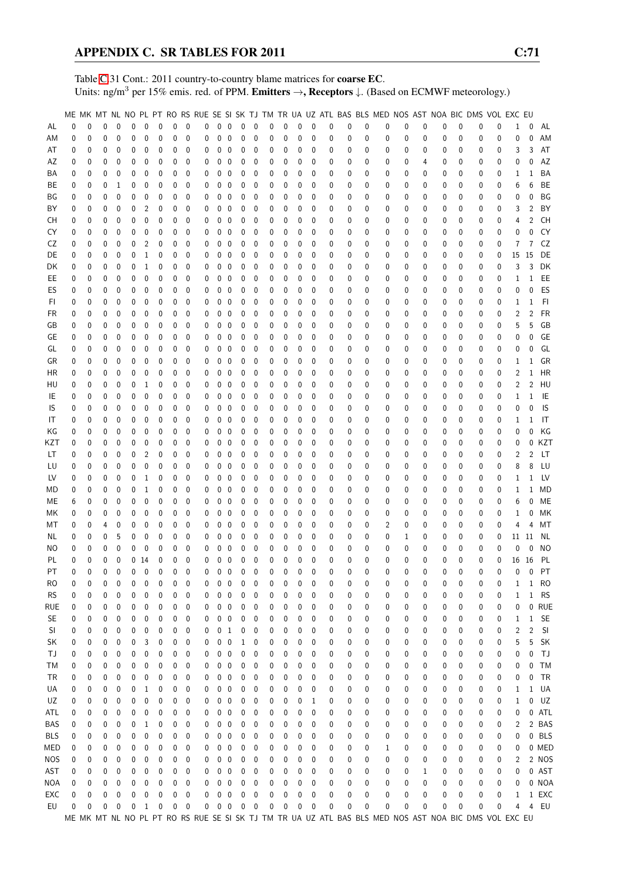Table C.31 Cont.: 2011 country-to-country blame matrices for **coarse EC**.
Units: ng/m$^3$ per 15% emis. red. of PPM. **Emitters →, Receptors ↓**. (Based on ECMWF meteorology.)

| | ME | MK | MT | NL | NO | PL | PT | RO | RS | RUE | SE | SI | SK | TJ | TM | TR | UA | UZ | ATL | BAS | BLS | MED | NOS | AST | NOA | BIC | DMS | VOL | EXC | EU | |
|---|---|---|---|---|---|---|---|---|---|---|---|---|---|---|---|---|---|---|---|---|---|---|---|---|---|---|---|---|---|---|---|
| AL | 0 | 0 | 0 | 0 | 0 | 0 | 0 | 0 | 0 | 0 | 0 | 0 | 0 | 0 | 0 | 0 | 0 | 0 | 0 | 0 | 0 | 0 | 0 | 0 | 0 | 0 | 0 | 0 | 1 | 0 | AL |
| AM | 0 | 0 | 0 | 0 | 0 | 0 | 0 | 0 | 0 | 0 | 0 | 0 | 0 | 0 | 0 | 0 | 0 | 0 | 0 | 0 | 0 | 0 | 0 | 0 | 0 | 0 | 0 | 0 | 0 | 0 | AM |
| AT | 0 | 0 | 0 | 0 | 0 | 0 | 0 | 0 | 0 | 0 | 0 | 0 | 0 | 0 | 0 | 0 | 0 | 0 | 0 | 0 | 0 | 0 | 0 | 0 | 0 | 0 | 0 | 0 | 3 | 3 | AT |
| AZ | 0 | 0 | 0 | 0 | 0 | 0 | 0 | 0 | 0 | 0 | 0 | 0 | 0 | 0 | 0 | 0 | 0 | 0 | 0 | 0 | 0 | 0 | 0 | 4 | 0 | 0 | 0 | 0 | 0 | 0 | AZ |
| BA | 0 | 0 | 0 | 0 | 0 | 0 | 0 | 0 | 0 | 0 | 0 | 0 | 0 | 0 | 0 | 0 | 0 | 0 | 0 | 0 | 0 | 0 | 0 | 0 | 0 | 0 | 0 | 0 | 1 | 1 | BA |
| BE | 0 | 0 | 0 | 1 | 0 | 0 | 0 | 0 | 0 | 0 | 0 | 0 | 0 | 0 | 0 | 0 | 0 | 0 | 0 | 0 | 0 | 0 | 0 | 0 | 0 | 0 | 0 | 0 | 6 | 6 | BE |
| BG | 0 | 0 | 0 | 0 | 0 | 0 | 0 | 0 | 0 | 0 | 0 | 0 | 0 | 0 | 0 | 0 | 0 | 0 | 0 | 0 | 0 | 0 | 0 | 0 | 0 | 0 | 0 | 0 | 0 | 0 | BG |
| BY | 0 | 0 | 0 | 0 | 0 | 2 | 0 | 0 | 0 | 0 | 0 | 0 | 0 | 0 | 0 | 0 | 0 | 0 | 0 | 0 | 0 | 0 | 0 | 0 | 0 | 0 | 0 | 0 | 3 | 2 | BY |
| CH | 0 | 0 | 0 | 0 | 0 | 0 | 0 | 0 | 0 | 0 | 0 | 0 | 0 | 0 | 0 | 0 | 0 | 0 | 0 | 0 | 0 | 0 | 0 | 0 | 0 | 0 | 0 | 0 | 4 | 2 | CH |
| CY | 0 | 0 | 0 | 0 | 0 | 0 | 0 | 0 | 0 | 0 | 0 | 0 | 0 | 0 | 0 | 0 | 0 | 0 | 0 | 0 | 0 | 0 | 0 | 0 | 0 | 0 | 0 | 0 | 0 | 0 | CY |
| CZ | 0 | 0 | 0 | 0 | 0 | 2 | 0 | 0 | 0 | 0 | 0 | 0 | 0 | 0 | 0 | 0 | 0 | 0 | 0 | 0 | 0 | 0 | 0 | 0 | 0 | 0 | 0 | 0 | 7 | 7 | CZ |
| DE | 0 | 0 | 0 | 0 | 0 | 1 | 0 | 0 | 0 | 0 | 0 | 0 | 0 | 0 | 0 | 0 | 0 | 0 | 0 | 0 | 0 | 0 | 0 | 0 | 0 | 0 | 0 | 0 | 15 | 15 | DE |
| DK | 0 | 0 | 0 | 0 | 0 | 1 | 0 | 0 | 0 | 0 | 0 | 0 | 0 | 0 | 0 | 0 | 0 | 0 | 0 | 0 | 0 | 0 | 0 | 0 | 0 | 0 | 0 | 0 | 3 | 3 | DK |
| EE | 0 | 0 | 0 | 0 | 0 | 0 | 0 | 0 | 0 | 0 | 0 | 0 | 0 | 0 | 0 | 0 | 0 | 0 | 0 | 0 | 0 | 0 | 0 | 0 | 0 | 0 | 0 | 0 | 1 | 1 | EE |
| ES | 0 | 0 | 0 | 0 | 0 | 0 | 0 | 0 | 0 | 0 | 0 | 0 | 0 | 0 | 0 | 0 | 0 | 0 | 0 | 0 | 0 | 0 | 0 | 0 | 0 | 0 | 0 | 0 | 0 | 0 | ES |
| FI | 0 | 0 | 0 | 0 | 0 | 0 | 0 | 0 | 0 | 0 | 0 | 0 | 0 | 0 | 0 | 0 | 0 | 0 | 0 | 0 | 0 | 0 | 0 | 0 | 0 | 0 | 0 | 0 | 1 | 1 | FI |
| FR | 0 | 0 | 0 | 0 | 0 | 0 | 0 | 0 | 0 | 0 | 0 | 0 | 0 | 0 | 0 | 0 | 0 | 0 | 0 | 0 | 0 | 0 | 0 | 0 | 0 | 0 | 0 | 0 | 2 | 2 | FR |
| GB | 0 | 0 | 0 | 0 | 0 | 0 | 0 | 0 | 0 | 0 | 0 | 0 | 0 | 0 | 0 | 0 | 0 | 0 | 0 | 0 | 0 | 0 | 0 | 0 | 0 | 0 | 0 | 0 | 5 | 5 | GB |
| GE | 0 | 0 | 0 | 0 | 0 | 0 | 0 | 0 | 0 | 0 | 0 | 0 | 0 | 0 | 0 | 0 | 0 | 0 | 0 | 0 | 0 | 0 | 0 | 0 | 0 | 0 | 0 | 0 | 0 | 0 | GE |
| GL | 0 | 0 | 0 | 0 | 0 | 0 | 0 | 0 | 0 | 0 | 0 | 0 | 0 | 0 | 0 | 0 | 0 | 0 | 0 | 0 | 0 | 0 | 0 | 0 | 0 | 0 | 0 | 0 | 0 | 0 | GL |
| GR | 0 | 0 | 0 | 0 | 0 | 0 | 0 | 0 | 0 | 0 | 0 | 0 | 0 | 0 | 0 | 0 | 0 | 0 | 0 | 0 | 0 | 0 | 0 | 0 | 0 | 0 | 0 | 0 | 1 | 1 | GR |
| HR | 0 | 0 | 0 | 0 | 0 | 0 | 0 | 0 | 0 | 0 | 0 | 0 | 0 | 0 | 0 | 0 | 0 | 0 | 0 | 0 | 0 | 0 | 0 | 0 | 0 | 0 | 0 | 0 | 2 | 1 | HR |
| HU | 0 | 0 | 0 | 0 | 0 | 1 | 0 | 0 | 0 | 0 | 0 | 0 | 0 | 0 | 0 | 0 | 0 | 0 | 0 | 0 | 0 | 0 | 0 | 0 | 0 | 0 | 0 | 0 | 2 | 2 | HU |
| IE | 0 | 0 | 0 | 0 | 0 | 0 | 0 | 0 | 0 | 0 | 0 | 0 | 0 | 0 | 0 | 0 | 0 | 0 | 0 | 0 | 0 | 0 | 0 | 0 | 0 | 0 | 0 | 0 | 1 | 1 | IE |
| IS | 0 | 0 | 0 | 0 | 0 | 0 | 0 | 0 | 0 | 0 | 0 | 0 | 0 | 0 | 0 | 0 | 0 | 0 | 0 | 0 | 0 | 0 | 0 | 0 | 0 | 0 | 0 | 0 | 0 | 0 | IS |
| IT | 0 | 0 | 0 | 0 | 0 | 0 | 0 | 0 | 0 | 0 | 0 | 0 | 0 | 0 | 0 | 0 | 0 | 0 | 0 | 0 | 0 | 0 | 0 | 0 | 0 | 0 | 0 | 0 | 1 | 1 | IT |
| KG | 0 | 0 | 0 | 0 | 0 | 0 | 0 | 0 | 0 | 0 | 0 | 0 | 0 | 0 | 0 | 0 | 0 | 0 | 0 | 0 | 0 | 0 | 0 | 0 | 0 | 0 | 0 | 0 | 0 | 0 | KG |
| KZT | 0 | 0 | 0 | 0 | 0 | 0 | 0 | 0 | 0 | 0 | 0 | 0 | 0 | 0 | 0 | 0 | 0 | 0 | 0 | 0 | 0 | 0 | 0 | 0 | 0 | 0 | 0 | 0 | 0 | 0 | KZT |
| LT | 0 | 0 | 0 | 0 | 0 | 2 | 0 | 0 | 0 | 0 | 0 | 0 | 0 | 0 | 0 | 0 | 0 | 0 | 0 | 0 | 0 | 0 | 0 | 0 | 0 | 0 | 0 | 0 | 2 | 2 | LT |
| LU | 0 | 0 | 0 | 0 | 0 | 0 | 0 | 0 | 0 | 0 | 0 | 0 | 0 | 0 | 0 | 0 | 0 | 0 | 0 | 0 | 0 | 0 | 0 | 0 | 0 | 0 | 0 | 0 | 8 | 8 | LU |
| LV | 0 | 0 | 0 | 0 | 0 | 1 | 0 | 0 | 0 | 0 | 0 | 0 | 0 | 0 | 0 | 0 | 0 | 0 | 0 | 0 | 0 | 0 | 0 | 0 | 0 | 0 | 0 | 0 | 1 | 1 | LV |
| MD | 0 | 0 | 0 | 0 | 0 | 1 | 0 | 0 | 0 | 0 | 0 | 0 | 0 | 0 | 0 | 0 | 0 | 0 | 0 | 0 | 0 | 0 | 0 | 0 | 0 | 0 | 0 | 0 | 1 | 1 | MD |
| ME | 6 | 0 | 0 | 0 | 0 | 0 | 0 | 0 | 0 | 0 | 0 | 0 | 0 | 0 | 0 | 0 | 0 | 0 | 0 | 0 | 0 | 0 | 0 | 0 | 0 | 0 | 0 | 0 | 6 | 0 | ME |
| MK | 0 | 0 | 0 | 0 | 0 | 0 | 0 | 0 | 0 | 0 | 0 | 0 | 0 | 0 | 0 | 0 | 0 | 0 | 0 | 0 | 0 | 0 | 0 | 0 | 0 | 0 | 0 | 0 | 1 | 0 | MK |
| MT | 0 | 0 | 4 | 0 | 0 | 0 | 0 | 0 | 0 | 0 | 0 | 0 | 0 | 0 | 0 | 0 | 0 | 0 | 0 | 0 | 0 | 2 | 0 | 0 | 0 | 0 | 0 | 0 | 4 | 4 | MT |
| NL | 0 | 0 | 0 | 5 | 0 | 0 | 0 | 0 | 0 | 0 | 0 | 0 | 0 | 0 | 0 | 0 | 0 | 0 | 0 | 0 | 0 | 0 | 1 | 0 | 0 | 0 | 0 | 0 | 11 | 11 | NL |
| NO | 0 | 0 | 0 | 0 | 0 | 0 | 0 | 0 | 0 | 0 | 0 | 0 | 0 | 0 | 0 | 0 | 0 | 0 | 0 | 0 | 0 | 0 | 0 | 0 | 0 | 0 | 0 | 0 | 0 | 0 | NO |
| PL | 0 | 0 | 0 | 0 | 0 | 14 | 0 | 0 | 0 | 0 | 0 | 0 | 0 | 0 | 0 | 0 | 0 | 0 | 0 | 0 | 0 | 0 | 0 | 0 | 0 | 0 | 0 | 0 | 16 | 16 | PL |
| PT | 0 | 0 | 0 | 0 | 0 | 0 | 0 | 0 | 0 | 0 | 0 | 0 | 0 | 0 | 0 | 0 | 0 | 0 | 0 | 0 | 0 | 0 | 0 | 0 | 0 | 0 | 0 | 0 | 0 | 0 | PT |
| RO | 0 | 0 | 0 | 0 | 0 | 0 | 0 | 0 | 0 | 0 | 0 | 0 | 0 | 0 | 0 | 0 | 0 | 0 | 0 | 0 | 0 | 0 | 0 | 0 | 0 | 0 | 0 | 0 | 1 | 1 | RO |
| RS | 0 | 0 | 0 | 0 | 0 | 0 | 0 | 0 | 0 | 0 | 0 | 0 | 0 | 0 | 0 | 0 | 0 | 0 | 0 | 0 | 0 | 0 | 0 | 0 | 0 | 0 | 0 | 0 | 1 | 1 | RS |
| RUE | 0 | 0 | 0 | 0 | 0 | 0 | 0 | 0 | 0 | 0 | 0 | 0 | 0 | 0 | 0 | 0 | 0 | 0 | 0 | 0 | 0 | 0 | 0 | 0 | 0 | 0 | 0 | 0 | 0 | 0 | RUE |
| SE | 0 | 0 | 0 | 0 | 0 | 0 | 0 | 0 | 0 | 0 | 0 | 0 | 0 | 0 | 0 | 0 | 0 | 0 | 0 | 0 | 0 | 0 | 0 | 0 | 0 | 0 | 0 | 0 | 1 | 1 | SE |
| SI | 0 | 0 | 0 | 0 | 0 | 0 | 0 | 0 | 0 | 0 | 0 | 1 | 0 | 0 | 0 | 0 | 0 | 0 | 0 | 0 | 0 | 0 | 0 | 0 | 0 | 0 | 0 | 0 | 2 | 2 | SI |
| SK | 0 | 0 | 0 | 0 | 0 | 3 | 0 | 0 | 0 | 0 | 0 | 0 | 1 | 0 | 0 | 0 | 0 | 0 | 0 | 0 | 0 | 0 | 0 | 0 | 0 | 0 | 0 | 0 | 5 | 5 | SK |
| TJ | 0 | 0 | 0 | 0 | 0 | 0 | 0 | 0 | 0 | 0 | 0 | 0 | 0 | 0 | 0 | 0 | 0 | 0 | 0 | 0 | 0 | 0 | 0 | 0 | 0 | 0 | 0 | 0 | 0 | 0 | TJ |
| TM | 0 | 0 | 0 | 0 | 0 | 0 | 0 | 0 | 0 | 0 | 0 | 0 | 0 | 0 | 0 | 0 | 0 | 0 | 0 | 0 | 0 | 0 | 0 | 0 | 0 | 0 | 0 | 0 | 0 | 0 | TM |
| TR | 0 | 0 | 0 | 0 | 0 | 0 | 0 | 0 | 0 | 0 | 0 | 0 | 0 | 0 | 0 | 0 | 0 | 0 | 0 | 0 | 0 | 0 | 0 | 0 | 0 | 0 | 0 | 0 | 0 | 0 | TR |
| UA | 0 | 0 | 0 | 0 | 0 | 1 | 0 | 0 | 0 | 0 | 0 | 0 | 0 | 0 | 0 | 0 | 0 | 0 | 0 | 0 | 0 | 0 | 0 | 0 | 0 | 0 | 0 | 0 | 1 | 1 | UA |
| UZ | 0 | 0 | 0 | 0 | 0 | 0 | 0 | 0 | 0 | 0 | 0 | 0 | 0 | 0 | 0 | 0 | 0 | 1 | 0 | 0 | 0 | 0 | 0 | 0 | 0 | 0 | 0 | 0 | 1 | 0 | UZ |
| ATL | 0 | 0 | 0 | 0 | 0 | 0 | 0 | 0 | 0 | 0 | 0 | 0 | 0 | 0 | 0 | 0 | 0 | 0 | 0 | 0 | 0 | 0 | 0 | 0 | 0 | 0 | 0 | 0 | 0 | 0 | ATL |
| BAS | 0 | 0 | 0 | 0 | 0 | 1 | 0 | 0 | 0 | 0 | 0 | 0 | 0 | 0 | 0 | 0 | 0 | 0 | 0 | 0 | 0 | 0 | 0 | 0 | 0 | 0 | 0 | 0 | 2 | 2 | BAS |
| BLS | 0 | 0 | 0 | 0 | 0 | 0 | 0 | 0 | 0 | 0 | 0 | 0 | 0 | 0 | 0 | 0 | 0 | 0 | 0 | 0 | 0 | 0 | 0 | 0 | 0 | 0 | 0 | 0 | 0 | 0 | BLS |
| MED | 0 | 0 | 0 | 0 | 0 | 0 | 0 | 0 | 0 | 0 | 0 | 0 | 0 | 0 | 0 | 0 | 0 | 0 | 0 | 0 | 0 | 1 | 0 | 0 | 0 | 0 | 0 | 0 | 0 | 0 | MED |
| NOS | 0 | 0 | 0 | 0 | 0 | 0 | 0 | 0 | 0 | 0 | 0 | 0 | 0 | 0 | 0 | 0 | 0 | 0 | 0 | 0 | 0 | 0 | 0 | 0 | 0 | 0 | 0 | 0 | 2 | 2 | NOS |
| AST | 0 | 0 | 0 | 0 | 0 | 0 | 0 | 0 | 0 | 0 | 0 | 0 | 0 | 0 | 0 | 0 | 0 | 0 | 0 | 0 | 0 | 0 | 0 | 1 | 0 | 0 | 0 | 0 | 0 | 0 | AST |
| NOA | 0 | 0 | 0 | 0 | 0 | 0 | 0 | 0 | 0 | 0 | 0 | 0 | 0 | 0 | 0 | 0 | 0 | 0 | 0 | 0 | 0 | 0 | 0 | 0 | 0 | 0 | 0 | 0 | 0 | 0 | NOA |
| EXC | 0 | 0 | 0 | 0 | 0 | 0 | 0 | 0 | 0 | 0 | 0 | 0 | 0 | 0 | 0 | 0 | 0 | 0 | 0 | 0 | 0 | 0 | 0 | 0 | 0 | 0 | 0 | 0 | 1 | 1 | EXC |
| EU | 0 | 0 | 0 | 0 | 0 | 1 | 0 | 0 | 0 | 0 | 0 | 0 | 0 | 0 | 0 | 0 | 0 | 0 | 0 | 0 | 0 | 0 | 0 | 0 | 0 | 0 | 0 | 0 | 4 | 4 | EU |
| | ME | MK | MT | NL | NO | PL | PT | RO | RS | RUE | SE | SI | SK | TJ | TM | TR | UA | UZ | ATL | BAS | BLS | MED | NOS | AST | NOA | BIC | DMS | VOL | EXC | EU | |